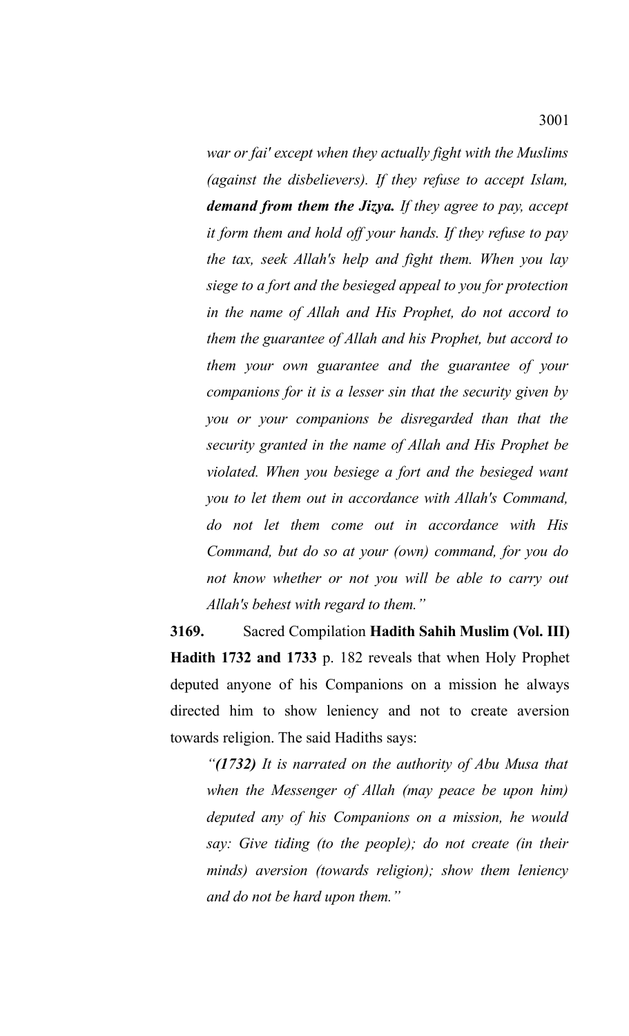*war or fai' except when they actually fight with the Muslims (against the disbelievers). If they refuse to accept Islam,* ***demand from them the Jizya.*** *If they agree to pay, accept it form them and hold off your hands. If they refuse to pay the tax, seek Allah's help and fight them. When you lay siege to a fort and the besieged appeal to you for protection in the name of Allah and His Prophet, do not accord to them the guarantee of Allah and his Prophet, but accord to them your own guarantee and the guarantee of your companions for it is a lesser sin that the security given by you or your companions be disregarded than that the security granted in the name of Allah and His Prophet be violated. When you besiege a fort and the besieged want you to let them out in accordance with Allah's Command, do not let them come out in accordance with His Command, but do so at your (own) command, for you do not know whether or not you will be able to carry out Allah's behest with regard to them."*

**3169.** Sacred Compilation **Hadith Sahih Muslim (Vol. III) Hadith 1732 and 1733** p. 182 reveals that when Holy Prophet deputed anyone of his Companions on a mission he always directed him to show leniency and not to create aversion towards religion. The said Hadiths says:

*"**(1732)** It is narrated on the authority of Abu Musa that when the Messenger of Allah (may peace be upon him) deputed any of his Companions on a mission, he would say: Give tiding (to the people); do not create (in their minds) aversion (towards religion); show them leniency and do not be hard upon them."*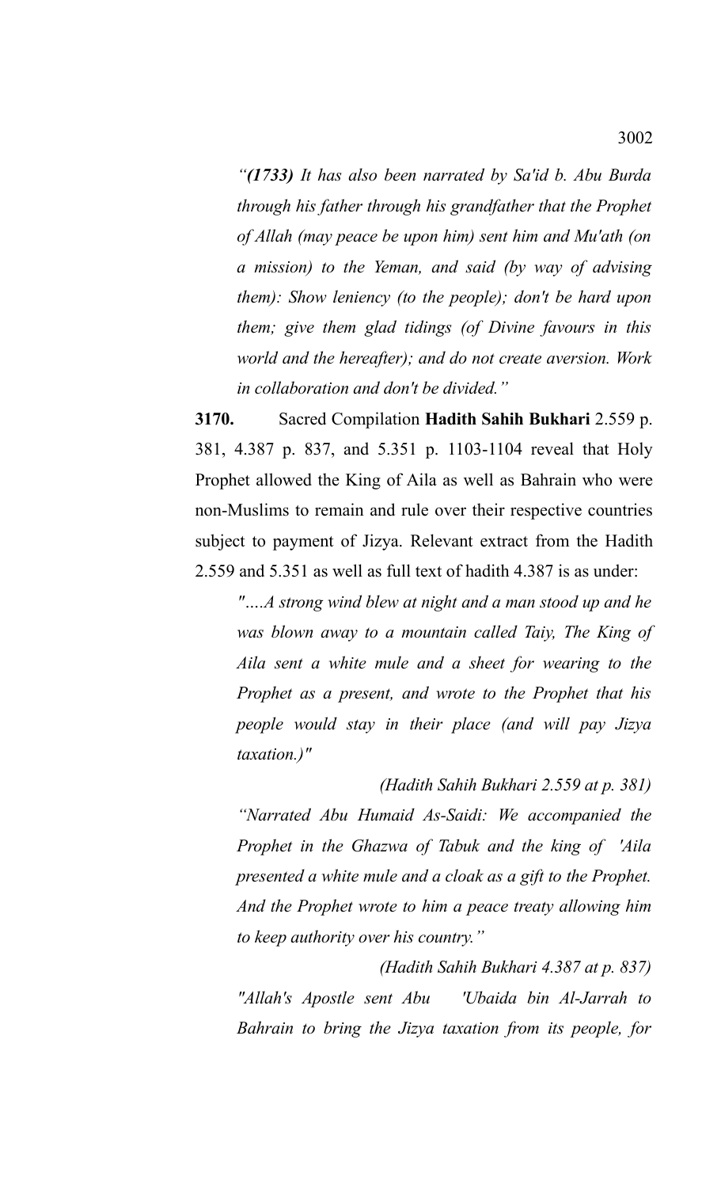*“**(1733)** It has also been narrated by Sa'id b. Abu Burda through his father through his grandfather that the Prophet of Allah (may peace be upon him) sent him and Mu'ath (on a mission) to the Yeman, and said (by way of advising them): Show leniency (to the people); don't be hard upon them; give them glad tidings (of Divine favours in this world and the hereafter); and do not create aversion. Work in collaboration and don't be divided.”*

**3170.** Sacred Compilation **Hadith Sahih Bukhari** 2.559 p. 381, 4.387 p. 837, and 5.351 p. 1103-1104 reveal that Holy Prophet allowed the King of Aila as well as Bahrain who were non-Muslims to remain and rule over their respective countries subject to payment of Jizya. Relevant extract from the Hadith 2.559 and 5.351 as well as full text of hadith 4.387 is as under:

*"….A strong wind blew at night and a man stood up and he was blown away to a mountain called Taiy, The King of Aila sent a white mule and a sheet for wearing to the Prophet as a present, and wrote to the Prophet that his people would stay in their place (and will pay Jizya taxation.)"*

*(Hadith Sahih Bukhari 2.559 at p. 381)*

*“Narrated Abu Humaid As-Saidi: We accompanied the Prophet in the Ghazwa of Tabuk and the king of 'Aila presented a white mule and a cloak as a gift to the Prophet. And the Prophet wrote to him a peace treaty allowing him to keep authority over his country.”*

*(Hadith Sahih Bukhari 4.387 at p. 837)*

*"Allah's Apostle sent Abu 'Ubaida bin Al-Jarrah to Bahrain to bring the Jizya taxation from its people, for*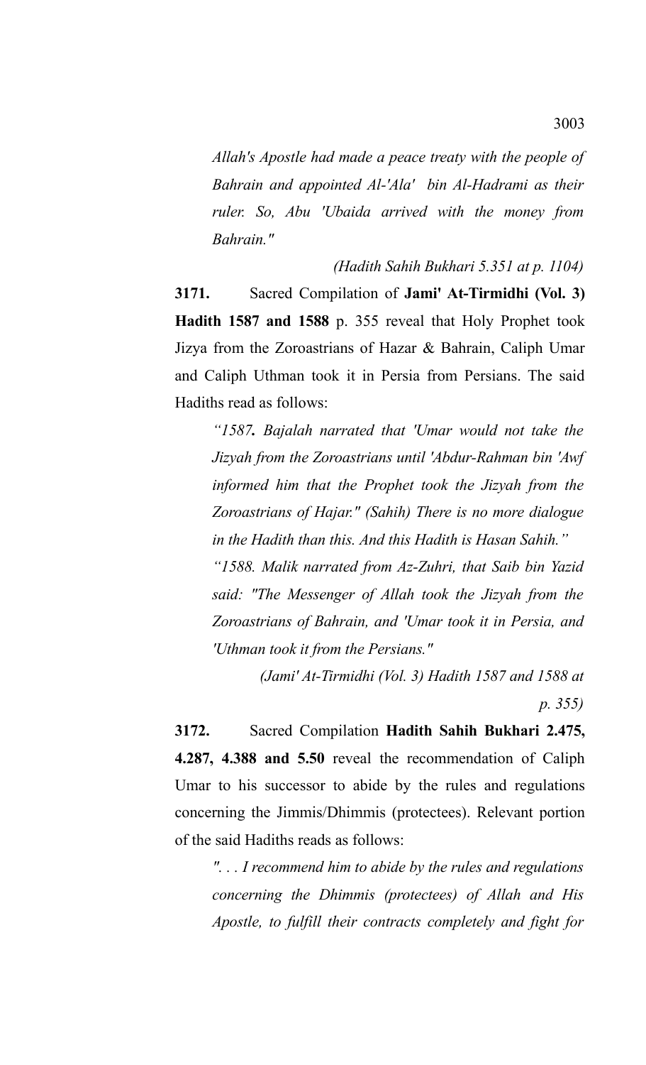*Allah's Apostle had made a peace treaty with the people of Bahrain and appointed Al-'Ala' bin Al-Hadrami as their ruler. So, Abu 'Ubaida arrived with the money from Bahrain."*

*(Hadith Sahih Bukhari 5.351 at p. 1104)*

**3171.** Sacred Compilation of **Jami' At-Tirmidhi (Vol. 3) Hadith 1587 and 1588** p. 355 reveal that Holy Prophet took Jizya from the Zoroastrians of Hazar & Bahrain, Caliph Umar and Caliph Uthman took it in Persia from Persians. The said Hadiths read as follows:

*"1587**.** Bajalah narrated that 'Umar would not take the Jizyah from the Zoroastrians until 'Abdur-Rahman bin 'Awf informed him that the Prophet took the Jizyah from the Zoroastrians of Hajar." (Sahih) There is no more dialogue in the Hadith than this. And this Hadith is Hasan Sahih."*

*"1588. Malik narrated from Az-Zuhri, that Saib bin Yazid said: "The Messenger of Allah took the Jizyah from the Zoroastrians of Bahrain, and 'Umar took it in Persia, and 'Uthman took it from the Persians."*

*(Jami' At-Tirmidhi (Vol. 3) Hadith 1587 and 1588 at p. 355)*

**3172.** Sacred Compilation **Hadith Sahih Bukhari 2.475, 4.287, 4.388 and 5.50** reveal the recommendation of Caliph Umar to his successor to abide by the rules and regulations concerning the Jimmis/Dhimmis (protectees). Relevant portion of the said Hadiths reads as follows:

*". . . I recommend him to abide by the rules and regulations concerning the Dhimmis (protectees) of Allah and His Apostle, to fulfill their contracts completely and fight for*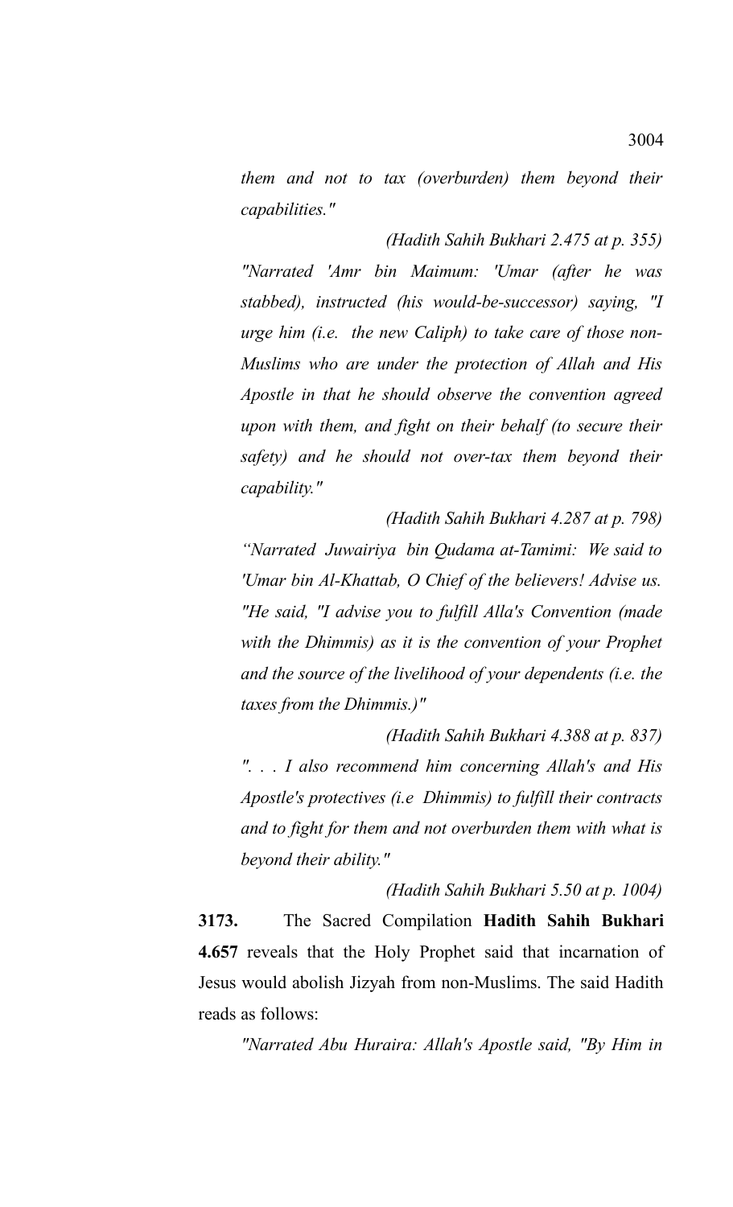*them and not to tax (overburden) them beyond their capabilities."*

*(Hadith Sahih Bukhari 2.475 at p. 355)*

*"Narrated 'Amr bin Maimum: 'Umar (after he was stabbed), instructed (his would-be-successor) saying, "I urge him (i.e. the new Caliph) to take care of those non-Muslims who are under the protection of Allah and His Apostle in that he should observe the convention agreed upon with them, and fight on their behalf (to secure their safety) and he should not over-tax them beyond their capability."*

*(Hadith Sahih Bukhari 4.287 at p. 798)*

*"Narrated Juwairiya bin Qudama at-Tamimi: We said to 'Umar bin Al-Khattab, O Chief of the believers! Advise us. "He said, "I advise you to fulfill Alla's Convention (made with the Dhimmis) as it is the convention of your Prophet and the source of the livelihood of your dependents (i.e. the taxes from the Dhimmis.)"*

*(Hadith Sahih Bukhari 4.388 at p. 837)*

*". . . I also recommend him concerning Allah's and His Apostle's protectives (i.e Dhimmis) to fulfill their contracts and to fight for them and not overburden them with what is beyond their ability."*

*(Hadith Sahih Bukhari 5.50 at p. 1004)*

**3173.** The Sacred Compilation **Hadith Sahih Bukhari 4.657** reveals that the Holy Prophet said that incarnation of Jesus would abolish Jizyah from non-Muslims. The said Hadith reads as follows:

*"Narrated Abu Huraira: Allah's Apostle said, "By Him in*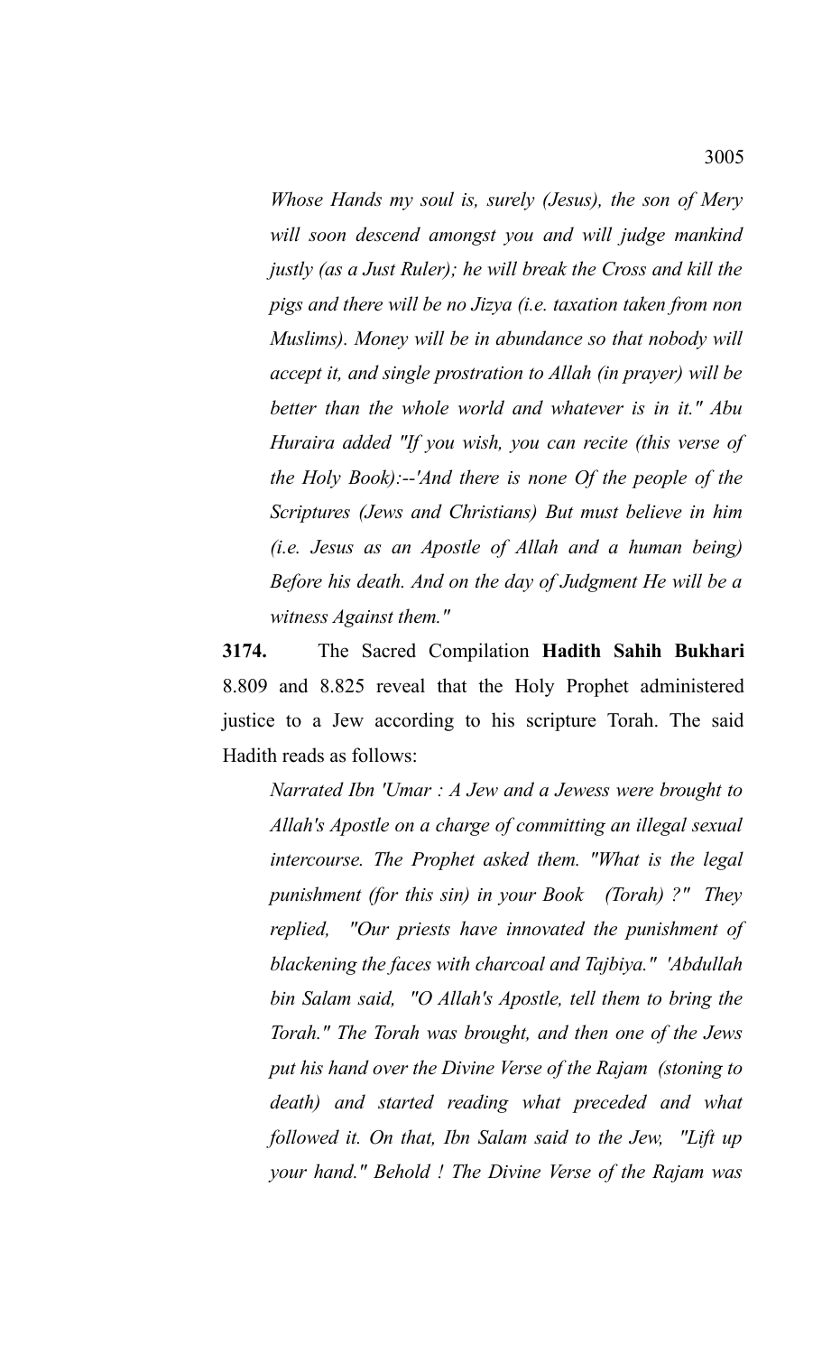*Whose Hands my soul is, surely (Jesus), the son of Mery will soon descend amongst you and will judge mankind justly (as a Just Ruler); he will break the Cross and kill the pigs and there will be no Jizya (i.e. taxation taken from non Muslims). Money will be in abundance so that nobody will accept it, and single prostration to Allah (in prayer) will be better than the whole world and whatever is in it." Abu Huraira added "If you wish, you can recite (this verse of the Holy Book):--'And there is none Of the people of the Scriptures (Jews and Christians) But must believe in him (i.e. Jesus as an Apostle of Allah and a human being) Before his death. And on the day of Judgment He will be a witness Against them."*

**3174.** The Sacred Compilation **Hadith Sahih Bukhari** 8.809 and 8.825 reveal that the Holy Prophet administered justice to a Jew according to his scripture Torah. The said Hadith reads as follows:

*Narrated Ibn 'Umar : A Jew and a Jewess were brought to Allah's Apostle on a charge of committing an illegal sexual intercourse. The Prophet asked them. "What is the legal punishment (for this sin) in your Book (Torah) ?" They replied, "Our priests have innovated the punishment of blackening the faces with charcoal and Tajbiya." 'Abdullah bin Salam said, "O Allah's Apostle, tell them to bring the Torah." The Torah was brought, and then one of the Jews put his hand over the Divine Verse of the Rajam (stoning to death) and started reading what preceded and what followed it. On that, Ibn Salam said to the Jew, "Lift up your hand." Behold ! The Divine Verse of the Rajam was*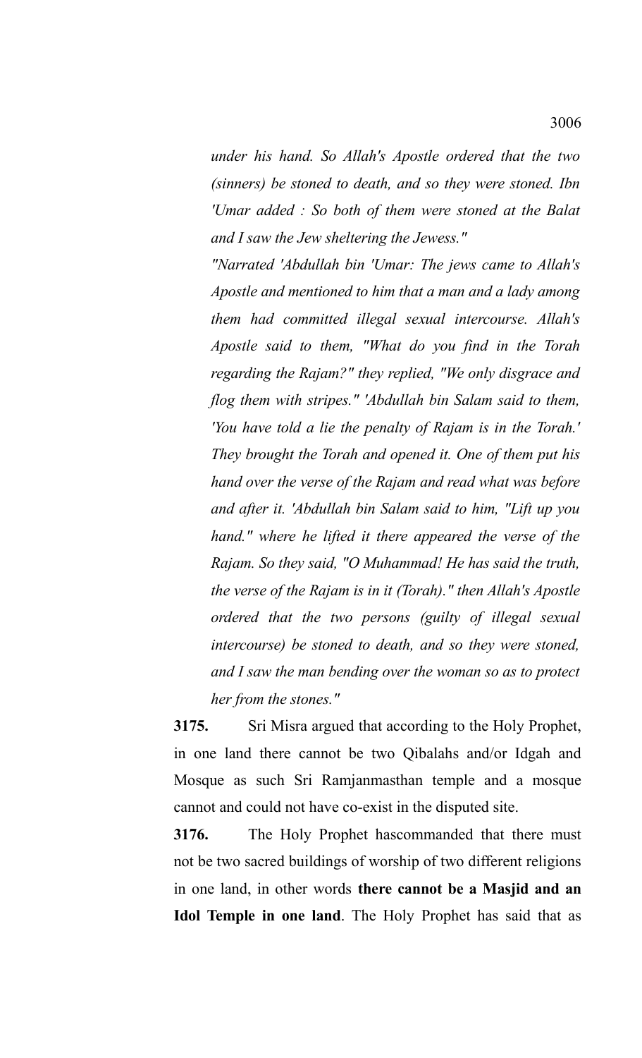*under his hand. So Allah's Apostle ordered that the two (sinners) be stoned to death, and so they were stoned. Ibn 'Umar added : So both of them were stoned at the Balat and I saw the Jew sheltering the Jewess."*

*"Narrated 'Abdullah bin 'Umar: The jews came to Allah's Apostle and mentioned to him that a man and a lady among them had committed illegal sexual intercourse. Allah's Apostle said to them, "What do you find in the Torah regarding the Rajam?" they replied, "We only disgrace and flog them with stripes." 'Abdullah bin Salam said to them, 'You have told a lie the penalty of Rajam is in the Torah.' They brought the Torah and opened it. One of them put his hand over the verse of the Rajam and read what was before and after it. 'Abdullah bin Salam said to him, "Lift up you hand." where he lifted it there appeared the verse of the Rajam. So they said, "O Muhammad! He has said the truth, the verse of the Rajam is in it (Torah)." then Allah's Apostle ordered that the two persons (guilty of illegal sexual intercourse) be stoned to death, and so they were stoned, and I saw the man bending over the woman so as to protect her from the stones."*

**3175.** Sri Misra argued that according to the Holy Prophet, in one land there cannot be two Qibalahs and/or Idgah and Mosque as such Sri Ramjanmasthan temple and a mosque cannot and could not have co-exist in the disputed site.

**3176.** The Holy Prophet hascommanded that there must not be two sacred buildings of worship of two different religions in one land, in other words **there cannot be a Masjid and an Idol Temple in one land**. The Holy Prophet has said that as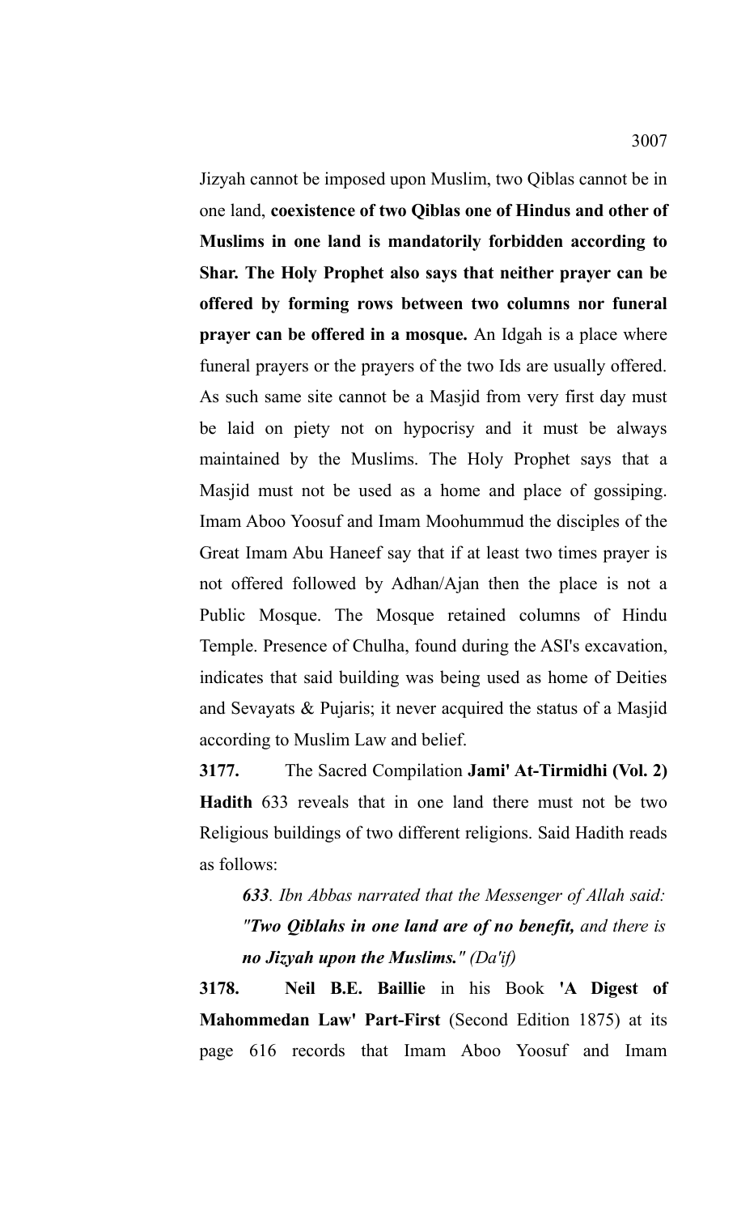Jizyah cannot be imposed upon Muslim, two Qiblas cannot be in one land, **coexistence of two Qiblas one of Hindus and other of Muslims in one land is mandatorily forbidden according to Shar. The Holy Prophet also says that neither prayer can be offered by forming rows between two columns nor funeral prayer can be offered in a mosque.** An Idgah is a place where funeral prayers or the prayers of the two Ids are usually offered. As such same site cannot be a Masjid from very first day must be laid on piety not on hypocrisy and it must be always maintained by the Muslims. The Holy Prophet says that a Masjid must not be used as a home and place of gossiping. Imam Aboo Yoosuf and Imam Moohummud the disciples of the Great Imam Abu Haneef say that if at least two times prayer is not offered followed by Adhan/Ajan then the place is not a Public Mosque. The Mosque retained columns of Hindu Temple. Presence of Chulha, found during the ASI's excavation, indicates that said building was being used as home of Deities and Sevayats & Pujaris; it never acquired the status of a Masjid according to Muslim Law and belief.

**3177.** The Sacred Compilation **Jami' At-Tirmidhi (Vol. 2) Hadith** 633 reveals that in one land there must not be two Religious buildings of two different religions. Said Hadith reads as follows:

> ***633***. *Ibn Abbas narrated that the Messenger of Allah said:* ***"Two Qiblahs in one land are of no benefit,*** *and there is* ***no Jizyah upon the Muslims."*** *(Da'if)*

**3178. Neil B.E. Baillie** in his Book **'A Digest of Mahommedan Law' Part-First** (Second Edition 1875) at its page 616 records that Imam Aboo Yoosuf and Imam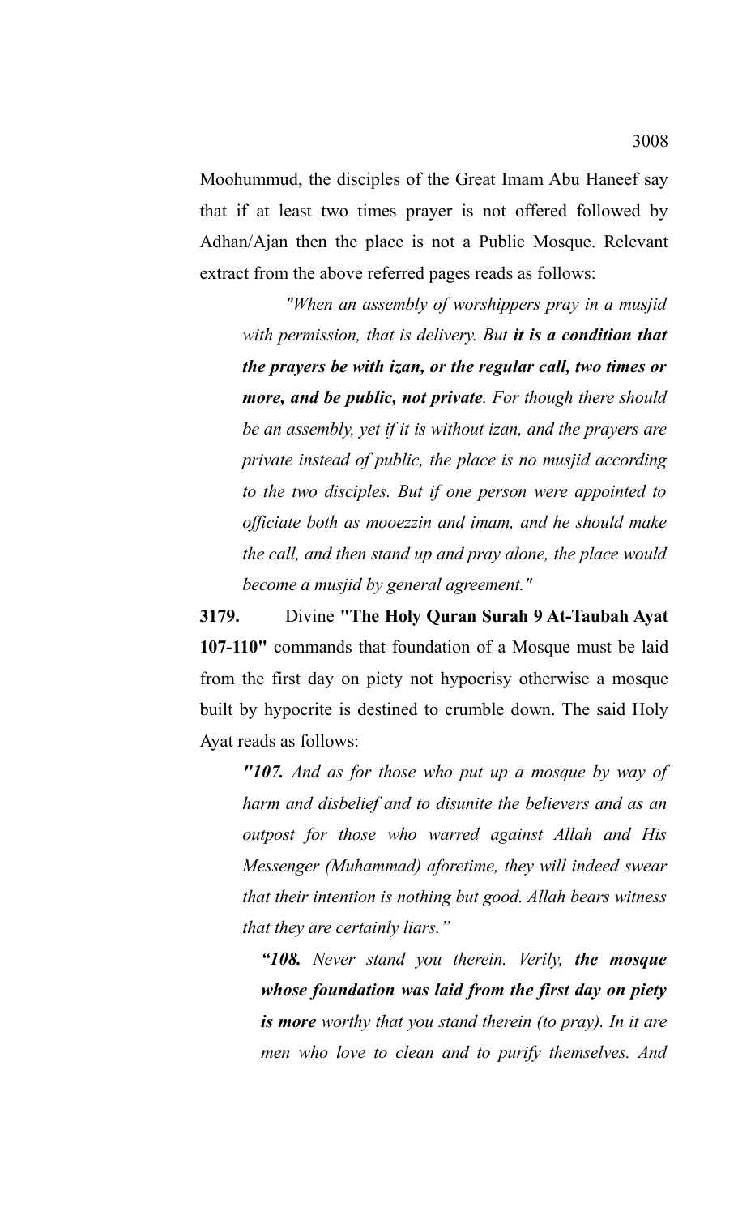Moohummud, the disciples of the Great Imam Abu Haneef say that if at least two times prayer is not offered followed by Adhan/Ajan then the place is not a Public Mosque. Relevant extract from the above referred pages reads as follows:

> *"When an assembly of worshippers pray in a musjid with permission, that is delivery. But **it is a condition that the prayers be with izan, or the regular call, two times or more, and be public, not private**. For though there should be an assembly, yet if it is without izan, and the prayers are private instead of public, the place is no musjid according to the two disciples. But if one person were appointed to officiate both as mooezzin and imam, and he should make the call, and then stand up and pray alone, the place would become a musjid by general agreement."*

**3179.** Divine **"The Holy Quran Surah 9 At-Taubah Ayat 107-110"** commands that foundation of a Mosque must be laid from the first day on piety not hypocrisy otherwise a mosque built by hypocrite is destined to crumble down. The said Holy Ayat reads as follows:

> ***"107.** And as for those who put up a mosque by way of harm and disbelief and to disunite the believers and as an outpost for those who warred against Allah and His Messenger (Muhammad) aforetime, they will indeed swear that their intention is nothing but good. Allah bears witness that they are certainly liars."*
>
> ***"108.** Never stand you therein. Verily, **the mosque whose foundation was laid from the first day on piety is more** worthy that you stand therein (to pray). In it are men who love to clean and to purify themselves. And*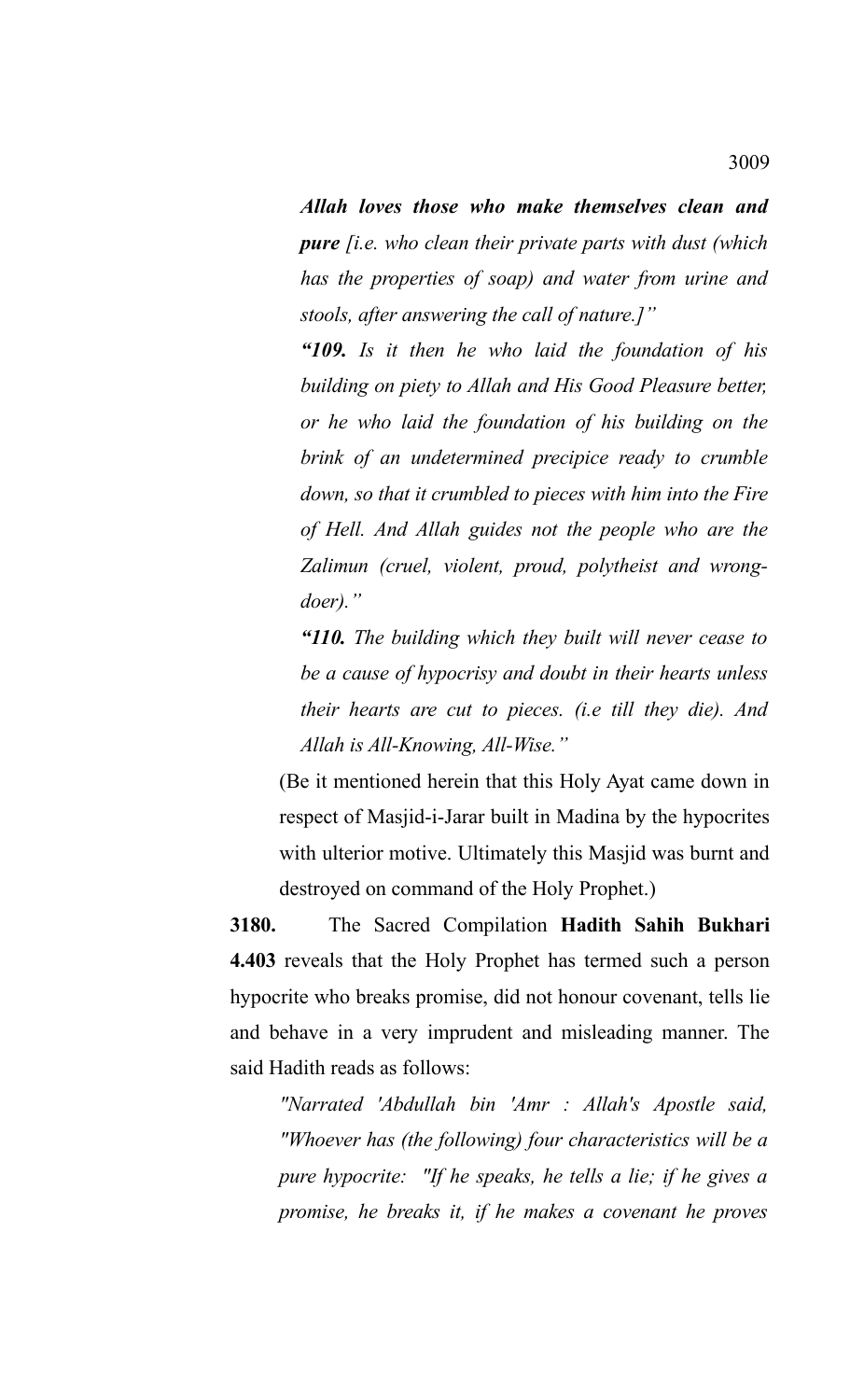*Allah loves those who make themselves clean and **pure** [i.e. who clean their private parts with dust (which has the properties of soap) and water from urine and stools, after answering the call of nature.]"*

*"**109.** Is it then he who laid the foundation of his building on piety to Allah and His Good Pleasure better, or he who laid the foundation of his building on the brink of an undetermined precipice ready to crumble down, so that it crumbled to pieces with him into the Fire of Hell. And Allah guides not the people who are the Zalimun (cruel, violent, proud, polytheist and wrong-doer)."*

*"**110.** The building which they built will never cease to be a cause of hypocrisy and doubt in their hearts unless their hearts are cut to pieces. (i.e till they die). And Allah is All-Knowing, All-Wise."*

(Be it mentioned herein that this Holy Ayat came down in respect of Masjid-i-Jarar built in Madina by the hypocrites with ulterior motive. Ultimately this Masjid was burnt and destroyed on command of the Holy Prophet.)

**3180.** The Sacred Compilation **Hadith Sahih Bukhari 4.403** reveals that the Holy Prophet has termed such a person hypocrite who breaks promise, did not honour covenant, tells lie and behave in a very imprudent and misleading manner. The said Hadith reads as follows:

*"Narrated 'Abdullah bin 'Amr : Allah's Apostle said, "Whoever has (the following) four characteristics will be a pure hypocrite: "If he speaks, he tells a lie; if he gives a promise, he breaks it, if he makes a covenant he proves*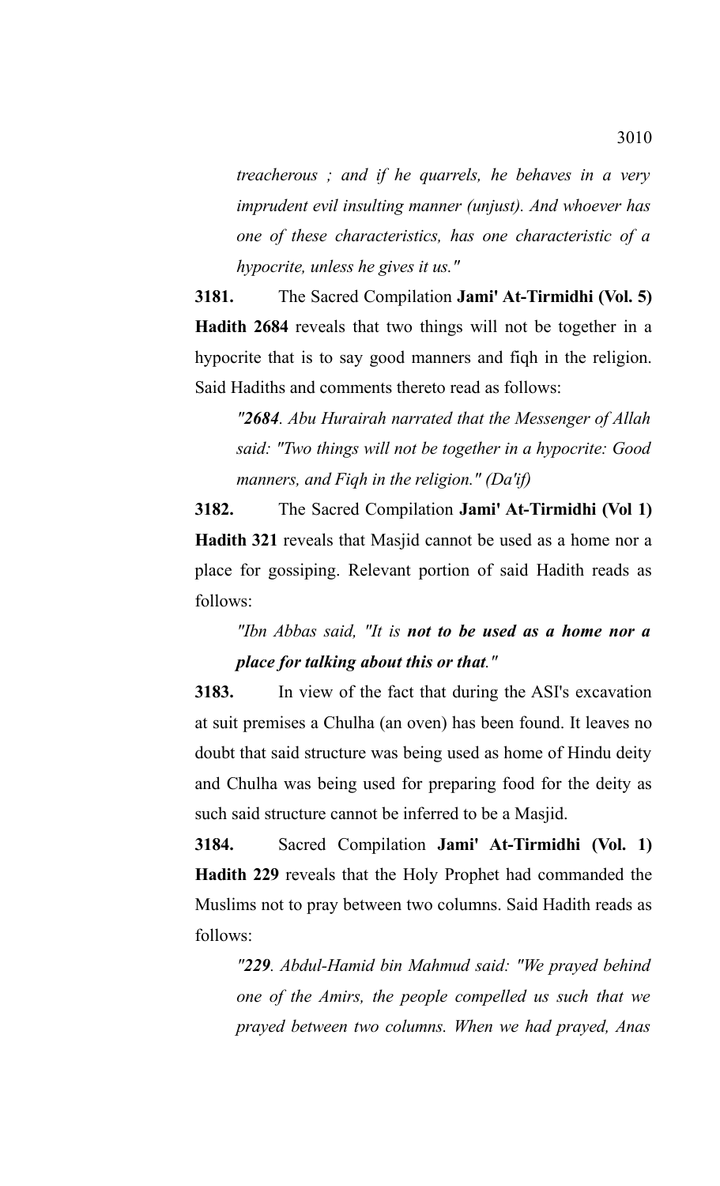*treacherous ; and if he quarrels, he behaves in a very imprudent evil insulting manner (unjust). And whoever has one of these characteristics, has one characteristic of a hypocrite, unless he gives it us."*

**3181.** The Sacred Compilation **Jami' At-Tirmidhi (Vol. 5) Hadith 2684** reveals that two things will not be together in a hypocrite that is to say good manners and fiqh in the religion. Said Hadiths and comments thereto read as follows:

> *"**2684**. Abu Hurairah narrated that the Messenger of Allah said: "Two things will not be together in a hypocrite: Good manners, and Fiqh in the religion." (Da'if)*

**3182.** The Sacred Compilation **Jami' At-Tirmidhi (Vol 1) Hadith 321** reveals that Masjid cannot be used as a home nor a place for gossiping. Relevant portion of said Hadith reads as follows:

> *"Ibn Abbas said, "It is **not to be used as a home nor a place for talking about this or that**."*

**3183.** In view of the fact that during the ASI's excavation at suit premises a Chulha (an oven) has been found. It leaves no doubt that said structure was being used as home of Hindu deity and Chulha was being used for preparing food for the deity as such said structure cannot be inferred to be a Masjid.

**3184.** Sacred Compilation **Jami' At-Tirmidhi (Vol. 1) Hadith 229** reveals that the Holy Prophet had commanded the Muslims not to pray between two columns. Said Hadith reads as follows:

> *"**229**. Abdul-Hamid bin Mahmud said: "We prayed behind one of the Amirs, the people compelled us such that we prayed between two columns. When we had prayed, Anas*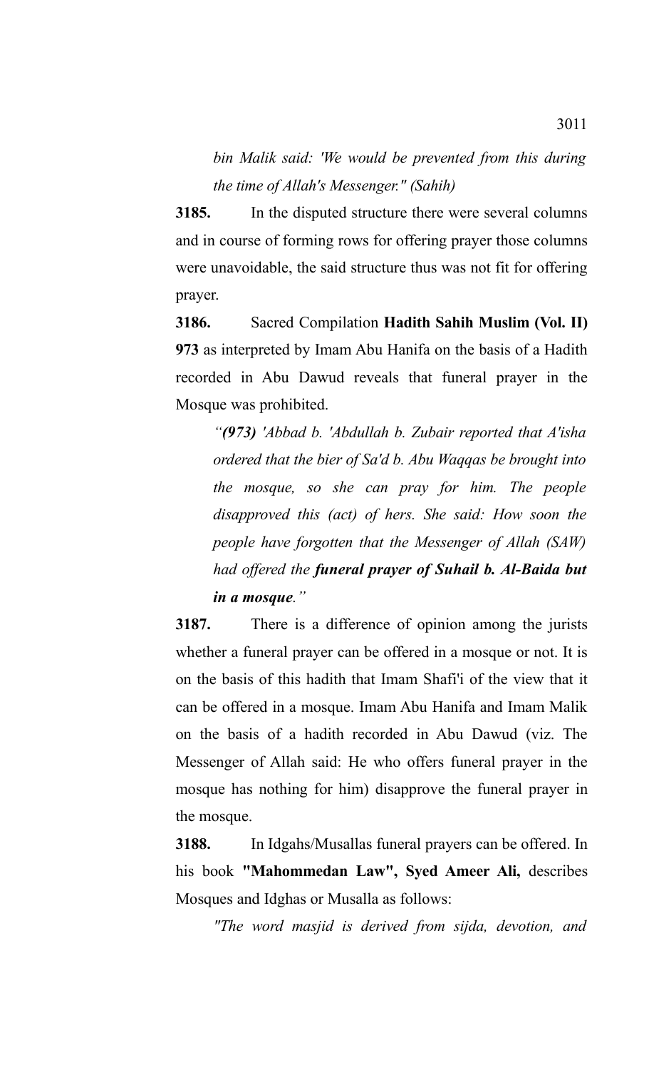*bin Malik said: 'We would be prevented from this during the time of Allah's Messenger." (Sahih)*

**3185.** In the disputed structure there were several columns and in course of forming rows for offering prayer those columns were unavoidable, the said structure thus was not fit for offering prayer.

**3186.** Sacred Compilation **Hadith Sahih Muslim (Vol. II) 973** as interpreted by Imam Abu Hanifa on the basis of a Hadith recorded in Abu Dawud reveals that funeral prayer in the Mosque was prohibited.

> *"**(973)** 'Abbad b. 'Abdullah b. Zubair reported that A'isha ordered that the bier of Sa'd b. Abu Waqqas be brought into the mosque, so she can pray for him. The people disapproved this (act) of hers. She said: How soon the people have forgotten that the Messenger of Allah (SAW) had offered the **funeral prayer of Suhail b. Al-Baida but in a mosque**."*

**3187.** There is a difference of opinion among the jurists whether a funeral prayer can be offered in a mosque or not. It is on the basis of this hadith that Imam Shafi'i of the view that it can be offered in a mosque. Imam Abu Hanifa and Imam Malik on the basis of a hadith recorded in Abu Dawud (viz. The Messenger of Allah said: He who offers funeral prayer in the mosque has nothing for him) disapprove the funeral prayer in the mosque.

**3188.** In Idgahs/Musallas funeral prayers can be offered. In his book **"Mahommedan Law", Syed Ameer Ali,** describes Mosques and Idghas or Musalla as follows:

> *"The word masjid is derived from sijda, devotion, and*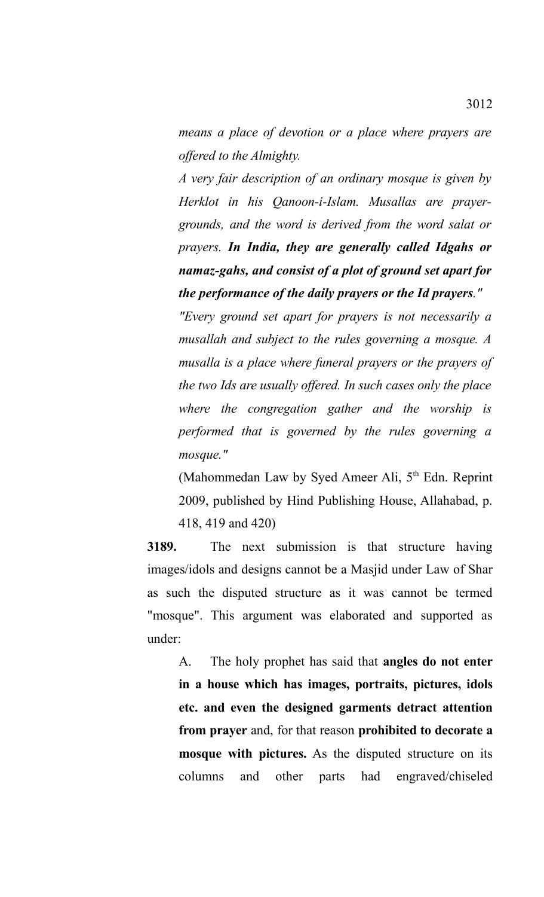*means a place of devotion or a place where prayers are offered to the Almighty.*

*A very fair description of an ordinary mosque is given by Herklot in his Qanoon-i-Islam. Musallas are prayer-grounds, and the word is derived from the word salat or prayers.* ***In India, they are generally called Idgahs or namaz-gahs, and consist of a plot of ground set apart for the performance of the daily prayers or the Id prayers****."*

*"Every ground set apart for prayers is not necessarily a musallah and subject to the rules governing a mosque. A musalla is a place where funeral prayers or the prayers of the two Ids are usually offered. In such cases only the place where the congregation gather and the worship is performed that is governed by the rules governing a mosque."*

(Mahommedan Law by Syed Ameer Ali, 5th Edn. Reprint 2009, published by Hind Publishing House, Allahabad, p. 418, 419 and 420)

**3189.** The next submission is that structure having images/idols and designs cannot be a Masjid under Law of Shar as such the disputed structure as it was cannot be termed "mosque". This argument was elaborated and supported as under:

A. The holy prophet has said that **angles do not enter in a house which has images, portraits, pictures, idols etc. and even the designed garments detract attention from prayer** and, for that reason **prohibited to decorate a mosque with pictures.** As the disputed structure on its columns and other parts had engraved/chiseled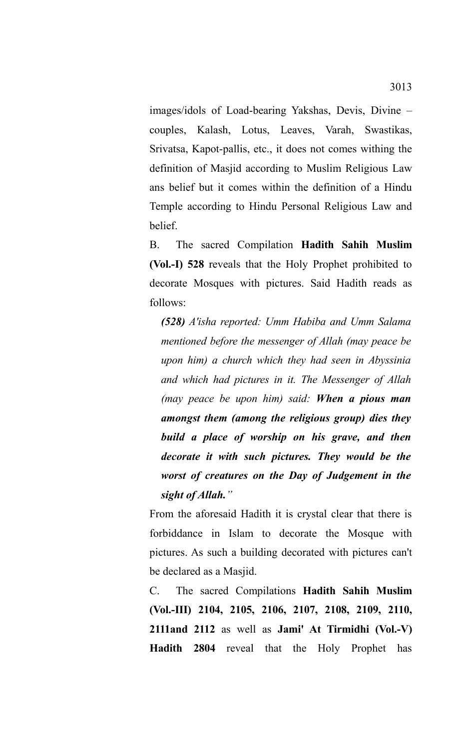images/idols of Load-bearing Yakshas, Devis, Divine – couples, Kalash, Lotus, Leaves, Varah, Swastikas, Srivatsa, Kapot-pallis, etc., it does not comes withing the definition of Masjid according to Muslim Religious Law ans belief but it comes within the definition of a Hindu Temple according to Hindu Personal Religious Law and belief.

B. The sacred Compilation **Hadith Sahih Muslim (Vol.-I) 528** reveals that the Holy Prophet prohibited to decorate Mosques with pictures. Said Hadith reads as follows:

> ***(528)*** *A'isha reported: Umm Habiba and Umm Salama mentioned before the messenger of Allah (may peace be upon him) a church which they had seen in Abyssinia and which had pictures in it. The Messenger of Allah (may peace be upon him) said:* ***When a pious man amongst them (among the religious group) dies they build a place of worship on his grave, and then decorate it with such pictures. They would be the worst of creatures on the Day of Judgement in the sight of Allah."***

From the aforesaid Hadith it is crystal clear that there is forbiddance in Islam to decorate the Mosque with pictures. As such a building decorated with pictures can't be declared as a Masjid.

C. The sacred Compilations **Hadith Sahih Muslim (Vol.-III) 2104, 2105, 2106, 2107, 2108, 2109, 2110, 2111and 2112** as well as **Jami' At Tirmidhi (Vol.-V) Hadith 2804** reveal that the Holy Prophet has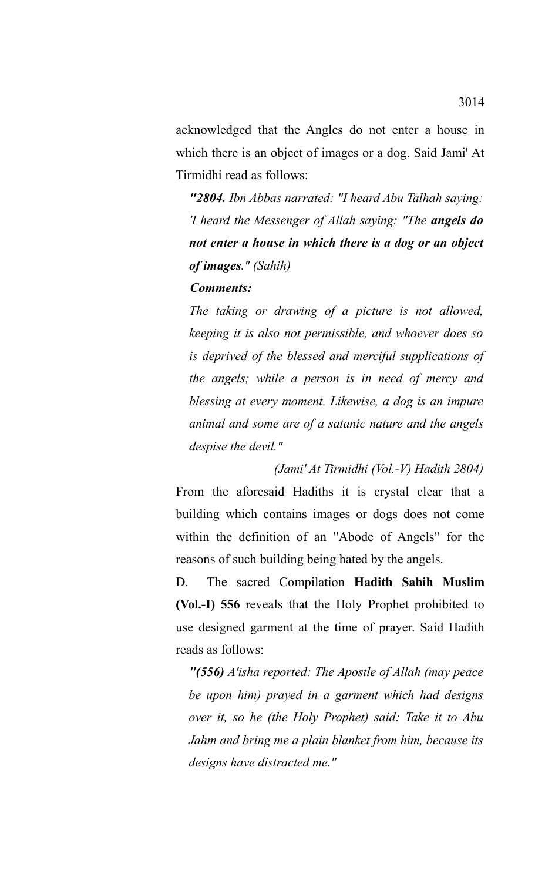acknowledged that the Angles do not enter a house in which there is an object of images or a dog. Said Jami' At Tirmidhi read as follows:

> ***"2804.*** *Ibn Abbas narrated: "I heard Abu Talhah saying: 'I heard the Messenger of Allah saying: "The* ***angels do not enter a house in which there is a dog or an object of images****." (Sahih)*
>
> ***Comments:***
>
> *The taking or drawing of a picture is not allowed, keeping it is also not permissible, and whoever does so is deprived of the blessed and merciful supplications of the angels; while a person is in need of mercy and blessing at every moment. Likewise, a dog is an impure animal and some are of a satanic nature and the angels despise the devil."*
>
> *(Jami' At Tirmidhi (Vol.-V) Hadith 2804)*

From the aforesaid Hadiths it is crystal clear that a building which contains images or dogs does not come within the definition of an "Abode of Angels" for the reasons of such building being hated by the angels.

D. The sacred Compilation **Hadith Sahih Muslim (Vol.-I) 556** reveals that the Holy Prophet prohibited to use designed garment at the time of prayer. Said Hadith reads as follows:

> ***"(556)*** *A'isha reported: The Apostle of Allah (may peace be upon him) prayed in a garment which had designs over it, so he (the Holy Prophet) said: Take it to Abu Jahm and bring me a plain blanket from him, because its designs have distracted me."*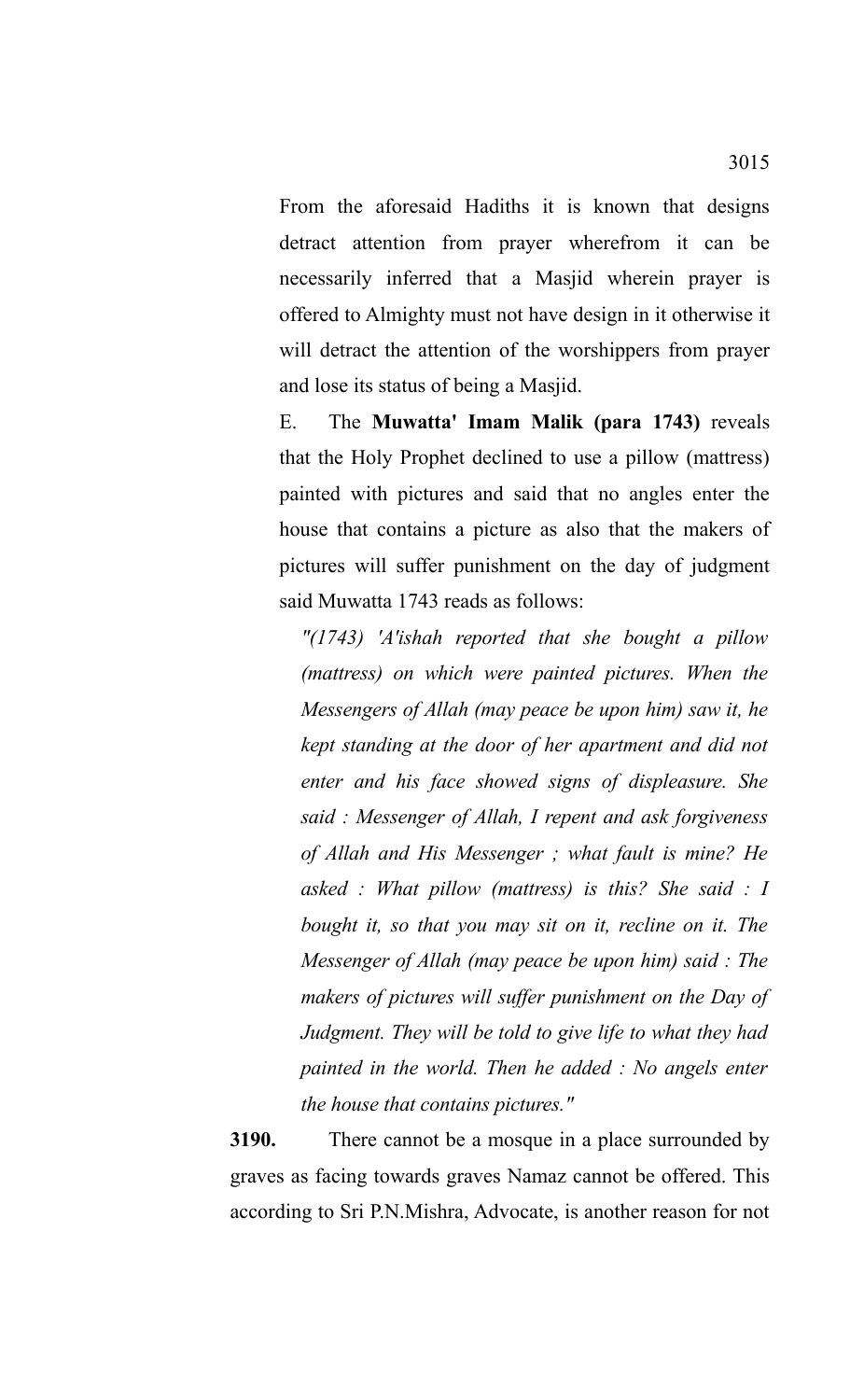From the aforesaid Hadiths it is known that designs detract attention from prayer wherefrom it can be necessarily inferred that a Masjid wherein prayer is offered to Almighty must not have design in it otherwise it will detract the attention of the worshippers from prayer and lose its status of being a Masjid.

E. The **Muwatta' Imam Malik (para 1743)** reveals that the Holy Prophet declined to use a pillow (mattress) painted with pictures and said that no angles enter the house that contains a picture as also that the makers of pictures will suffer punishment on the day of judgment said Muwatta 1743 reads as follows:

*"(1743) 'A'ishah reported that she bought a pillow (mattress) on which were painted pictures. When the Messengers of Allah (may peace be upon him) saw it, he kept standing at the door of her apartment and did not enter and his face showed signs of displeasure. She said : Messenger of Allah, I repent and ask forgiveness of Allah and His Messenger ; what fault is mine? He asked : What pillow (mattress) is this? She said : I bought it, so that you may sit on it, recline on it. The Messenger of Allah (may peace be upon him) said : The makers of pictures will suffer punishment on the Day of Judgment. They will be told to give life to what they had painted in the world. Then he added : No angels enter the house that contains pictures."*

**3190.** There cannot be a mosque in a place surrounded by graves as facing towards graves Namaz cannot be offered. This according to Sri P.N.Mishra, Advocate, is another reason for not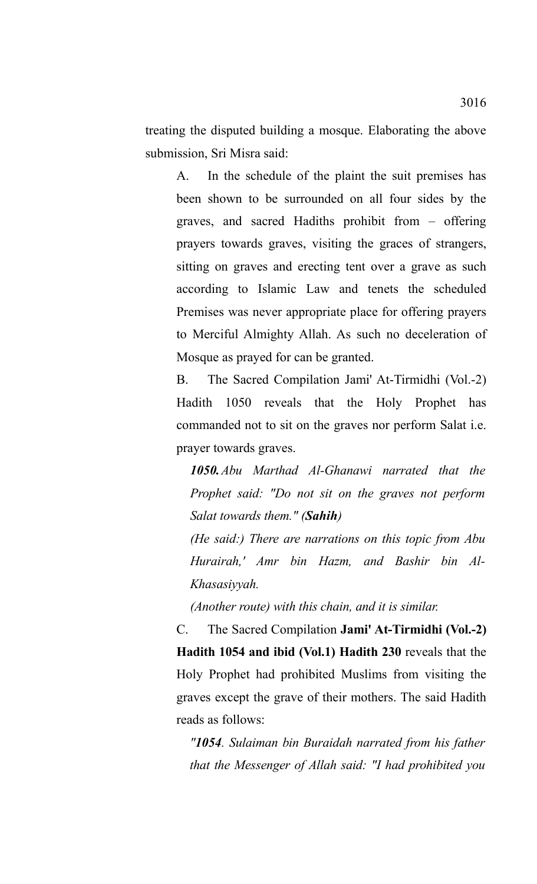treating the disputed building a mosque. Elaborating the above submission, Sri Misra said:

A. In the schedule of the plaint the suit premises has been shown to be surrounded on all four sides by the graves, and sacred Hadiths prohibit from – offering prayers towards graves, visiting the graces of strangers, sitting on graves and erecting tent over a grave as such according to Islamic Law and tenets the scheduled Premises was never appropriate place for offering prayers to Merciful Almighty Allah. As such no deceleration of Mosque as prayed for can be granted.

B. The Sacred Compilation Jami' At-Tirmidhi (Vol.-2) Hadith 1050 reveals that the Holy Prophet has commanded not to sit on the graves nor perform Salat i.e. prayer towards graves.

> ***1050.*** *Abu Marthad Al-Ghanawi narrated that the Prophet said: "Do not sit on the graves not perform Salat towards them." (**Sahih**)*
>
> *(He said:) There are narrations on this topic from Abu Hurairah,' Amr bin Hazm, and Bashir bin Al-Khasasiyyah.*
>
> *(Another route) with this chain, and it is similar.*

C. The Sacred Compilation **Jami' At-Tirmidhi (Vol.-2) Hadith 1054 and ibid (Vol.1) Hadith 230** reveals that the Holy Prophet had prohibited Muslims from visiting the graves except the grave of their mothers. The said Hadith reads as follows:

> *"**1054**. Sulaiman bin Buraidah narrated from his father that the Messenger of Allah said: "I had prohibited you*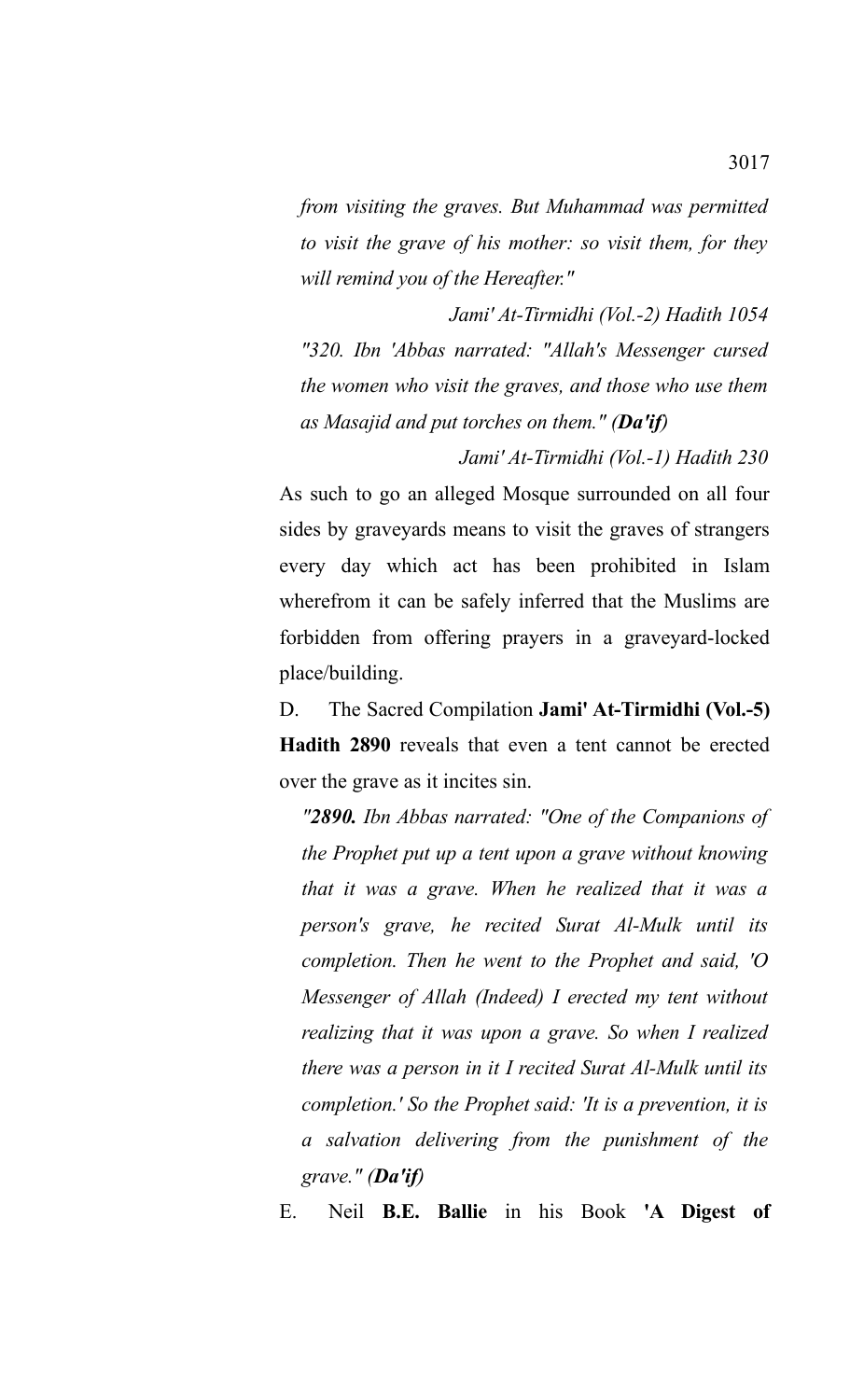*from visiting the graves. But Muhammad was permitted to visit the grave of his mother: so visit them, for they will remind you of the Hereafter."*

*Jami' At-Tirmidhi (Vol.-2) Hadith 1054*

*"320. Ibn 'Abbas narrated: "Allah's Messenger cursed the women who visit the graves, and those who use them as Masajid and put torches on them." (**Da'if**)*

*Jami' At-Tirmidhi (Vol.-1) Hadith 230*

As such to go an alleged Mosque surrounded on all four sides by graveyards means to visit the graves of strangers every day which act has been prohibited in Islam wherefrom it can be safely inferred that the Muslims are forbidden from offering prayers in a graveyard-locked place/building.

D. The Sacred Compilation **Jami' At-Tirmidhi (Vol.-5) Hadith 2890** reveals that even a tent cannot be erected over the grave as it incites sin.

*"**2890.** Ibn Abbas narrated: "One of the Companions of the Prophet put up a tent upon a grave without knowing that it was a grave. When he realized that it was a person's grave, he recited Surat Al-Mulk until its completion. Then he went to the Prophet and said, 'O Messenger of Allah (Indeed) I erected my tent without realizing that it was upon a grave. So when I realized there was a person in it I recited Surat Al-Mulk until its completion.' So the Prophet said: 'It is a prevention, it is a salvation delivering from the punishment of the grave." (**Da'if**)*

E. Neil **B.E. Ballie** in his Book **'A Digest of**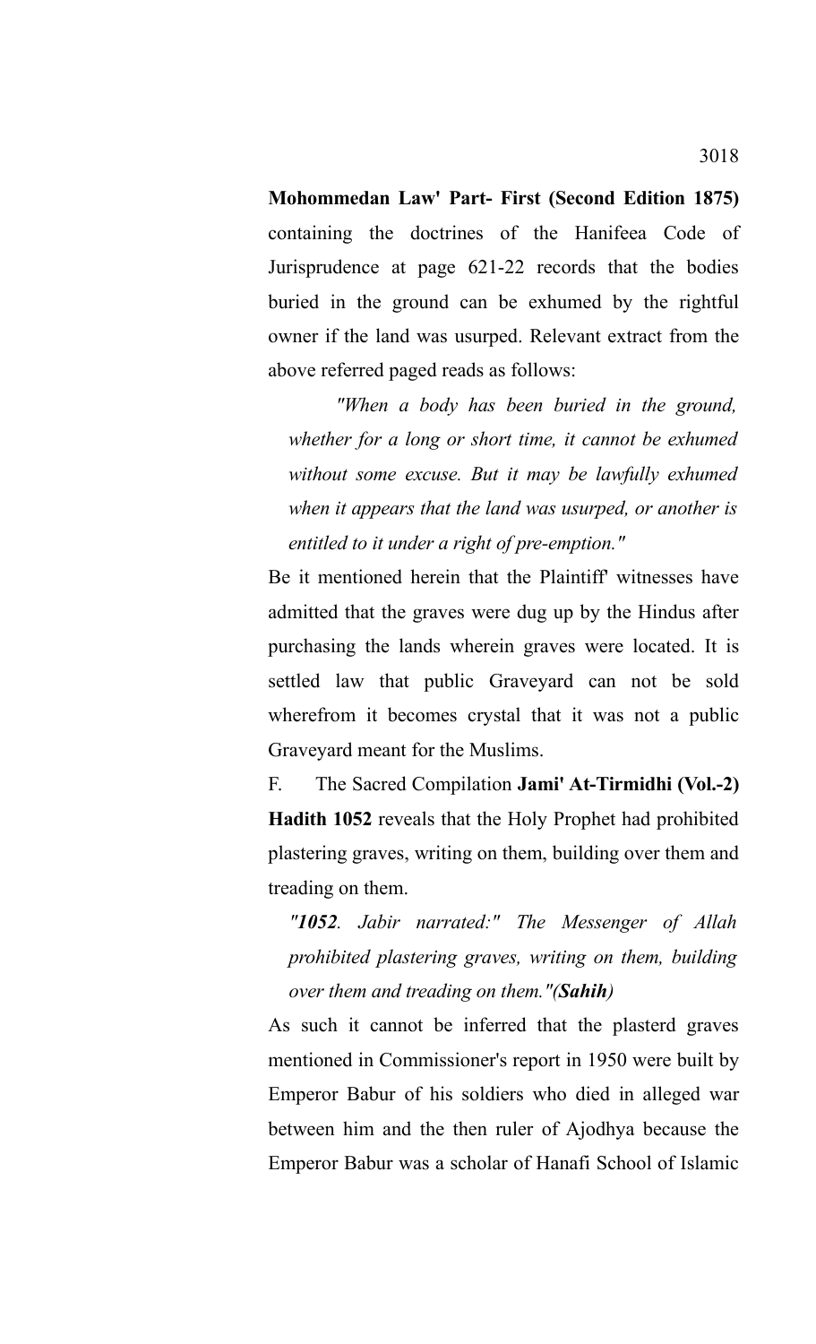**Mohommedan Law' Part- First (Second Edition 1875)** containing the doctrines of the Hanifeea Code of Jurisprudence at page 621-22 records that the bodies buried in the ground can be exhumed by the rightful owner if the land was usurped. Relevant extract from the above referred paged reads as follows:

> *"When a body has been buried in the ground, whether for a long or short time, it cannot be exhumed without some excuse. But it may be lawfully exhumed when it appears that the land was usurped, or another is entitled to it under a right of pre-emption."*

Be it mentioned herein that the Plaintiff' witnesses have admitted that the graves were dug up by the Hindus after purchasing the lands wherein graves were located. It is settled law that public Graveyard can not be sold wherefrom it becomes crystal that it was not a public Graveyard meant for the Muslims.

F. The Sacred Compilation **Jami' At-Tirmidhi (Vol.-2) Hadith 1052** reveals that the Holy Prophet had prohibited plastering graves, writing on them, building over them and treading on them.

> *"**1052**. Jabir narrated:" The Messenger of Allah prohibited plastering graves, writing on them, building over them and treading on them."(**Sahih**)*

As such it cannot be inferred that the plasterd graves mentioned in Commissioner's report in 1950 were built by Emperor Babur of his soldiers who died in alleged war between him and the then ruler of Ajodhya because the Emperor Babur was a scholar of Hanafi School of Islamic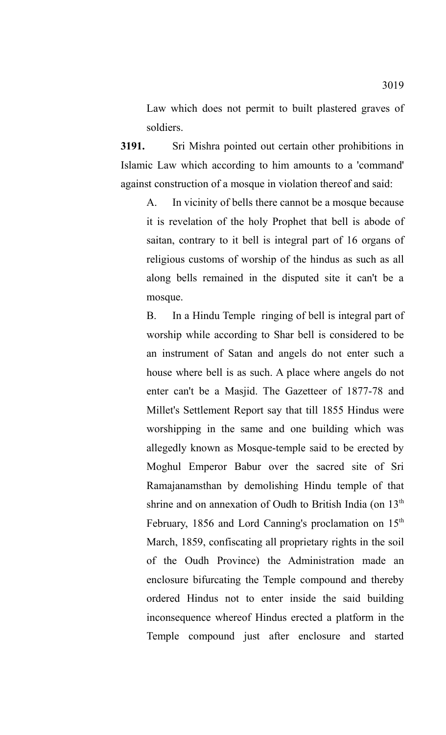Law which does not permit to built plastered graves of soldiers.

**3191.** Sri Mishra pointed out certain other prohibitions in Islamic Law which according to him amounts to a 'command' against construction of a mosque in violation thereof and said:

A. In vicinity of bells there cannot be a mosque because it is revelation of the holy Prophet that bell is abode of saitan, contrary to it bell is integral part of 16 organs of religious customs of worship of the hindus as such as all along bells remained in the disputed site it can't be a mosque.

B. In a Hindu Temple ringing of bell is integral part of worship while according to Shar bell is considered to be an instrument of Satan and angels do not enter such a house where bell is as such. A place where angels do not enter can't be a Masjid. The Gazetteer of 1877-78 and Millet's Settlement Report say that till 1855 Hindus were worshipping in the same and one building which was allegedly known as Mosque-temple said to be erected by Moghul Emperor Babur over the sacred site of Sri Ramajanamsthan by demolishing Hindu temple of that shrine and on annexation of Oudh to British India (on 13th February, 1856 and Lord Canning's proclamation on 15th March, 1859, confiscating all proprietary rights in the soil of the Oudh Province) the Administration made an enclosure bifurcating the Temple compound and thereby ordered Hindus not to enter inside the said building inconsequence whereof Hindus erected a platform in the Temple compound just after enclosure and started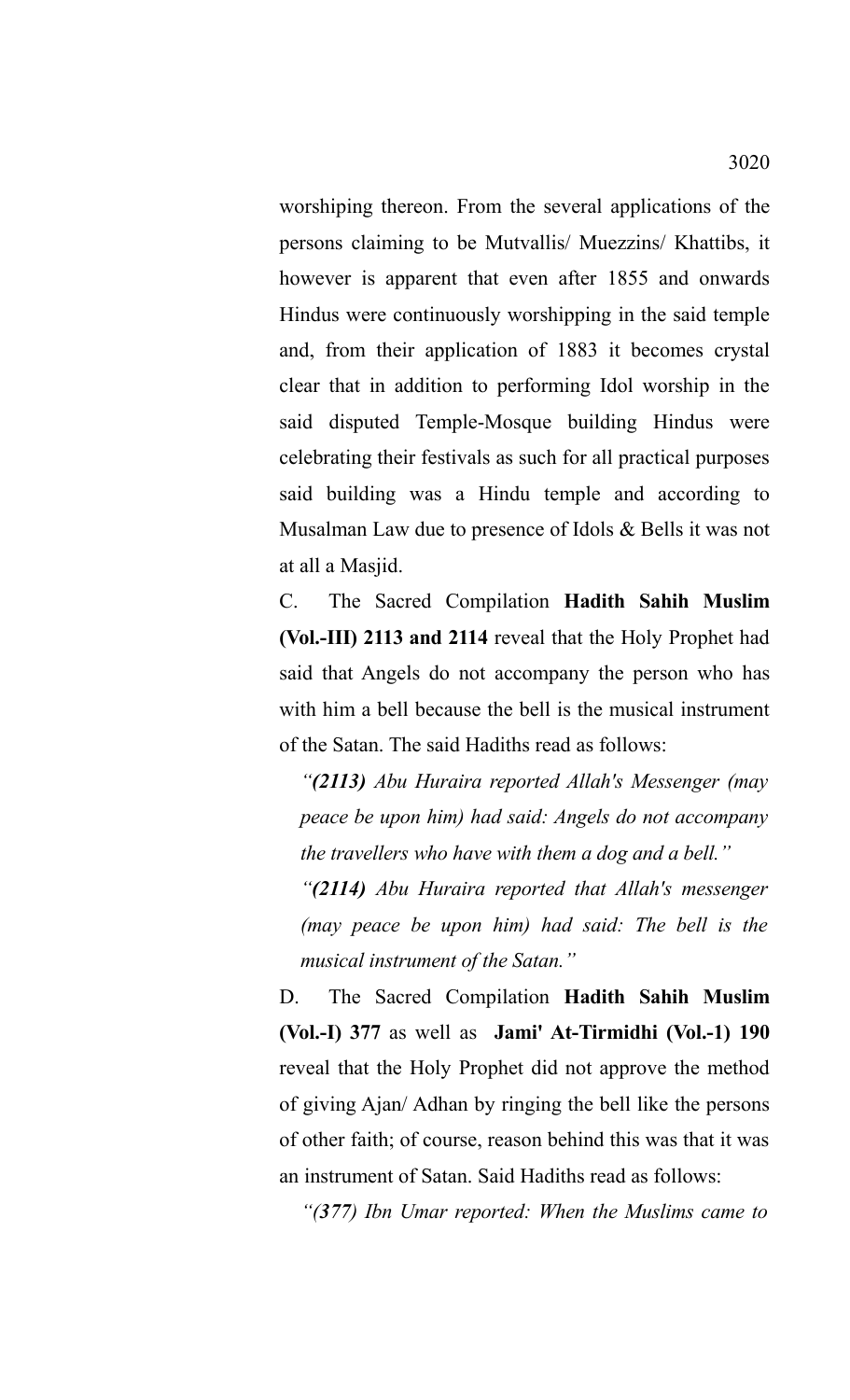worshiping thereon. From the several applications of the persons claiming to be Mutvallis/ Muezzins/ Khattibs, it however is apparent that even after 1855 and onwards Hindus were continuously worshipping in the said temple and, from their application of 1883 it becomes crystal clear that in addition to performing Idol worship in the said disputed Temple-Mosque building Hindus were celebrating their festivals as such for all practical purposes said building was a Hindu temple and according to Musalman Law due to presence of Idols & Bells it was not at all a Masjid.

C. The Sacred Compilation **Hadith Sahih Muslim (Vol.-III) 2113 and 2114** reveal that the Holy Prophet had said that Angels do not accompany the person who has with him a bell because the bell is the musical instrument of the Satan. The said Hadiths read as follows:

> *"**(2113)** Abu Huraira reported Allah's Messenger (may peace be upon him) had said: Angels do not accompany the travellers who have with them a dog and a bell."*
>
> *"**(2114)** Abu Huraira reported that Allah's messenger (may peace be upon him) had said: The bell is the musical instrument of the Satan."*

D. The Sacred Compilation **Hadith Sahih Muslim (Vol.-I) 377** as well as **Jami' At-Tirmidhi (Vol.-1) 190** reveal that the Holy Prophet did not approve the method of giving Ajan/ Adhan by ringing the bell like the persons of other faith; of course, reason behind this was that it was an instrument of Satan. Said Hadiths read as follows:

> *"(377) Ibn Umar reported: When the Muslims came to*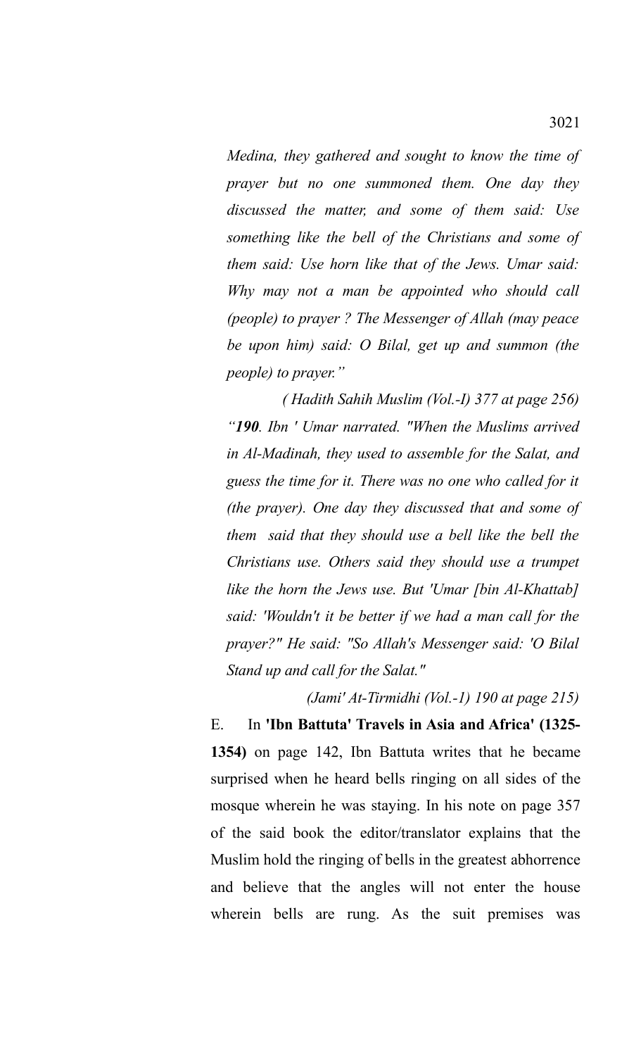*Medina, they gathered and sought to know the time of prayer but no one summoned them. One day they discussed the matter, and some of them said: Use something like the bell of the Christians and some of them said: Use horn like that of the Jews. Umar said: Why may not a man be appointed who should call (people) to prayer ? The Messenger of Allah (may peace be upon him) said: O Bilal, get up and summon (the people) to prayer."*

*( Hadith Sahih Muslim (Vol.-I) 377 at page 256)*

*"**190**. Ibn ' Umar narrated. "When the Muslims arrived in Al-Madinah, they used to assemble for the Salat, and guess the time for it. There was no one who called for it (the prayer). One day they discussed that and some of them said that they should use a bell like the bell the Christians use. Others said they should use a trumpet like the horn the Jews use. But 'Umar [bin Al-Khattab] said: 'Wouldn't it be better if we had a man call for the prayer?" He said: "So Allah's Messenger said: 'O Bilal Stand up and call for the Salat."*

*(Jami' At-Tirmidhi (Vol.-1) 190 at page 215)*

E. In **'Ibn Battuta' Travels in Asia and Africa' (1325-1354)** on page 142, Ibn Battuta writes that he became surprised when he heard bells ringing on all sides of the mosque wherein he was staying. In his note on page 357 of the said book the editor/translator explains that the Muslim hold the ringing of bells in the greatest abhorrence and believe that the angles will not enter the house wherein bells are rung. As the suit premises was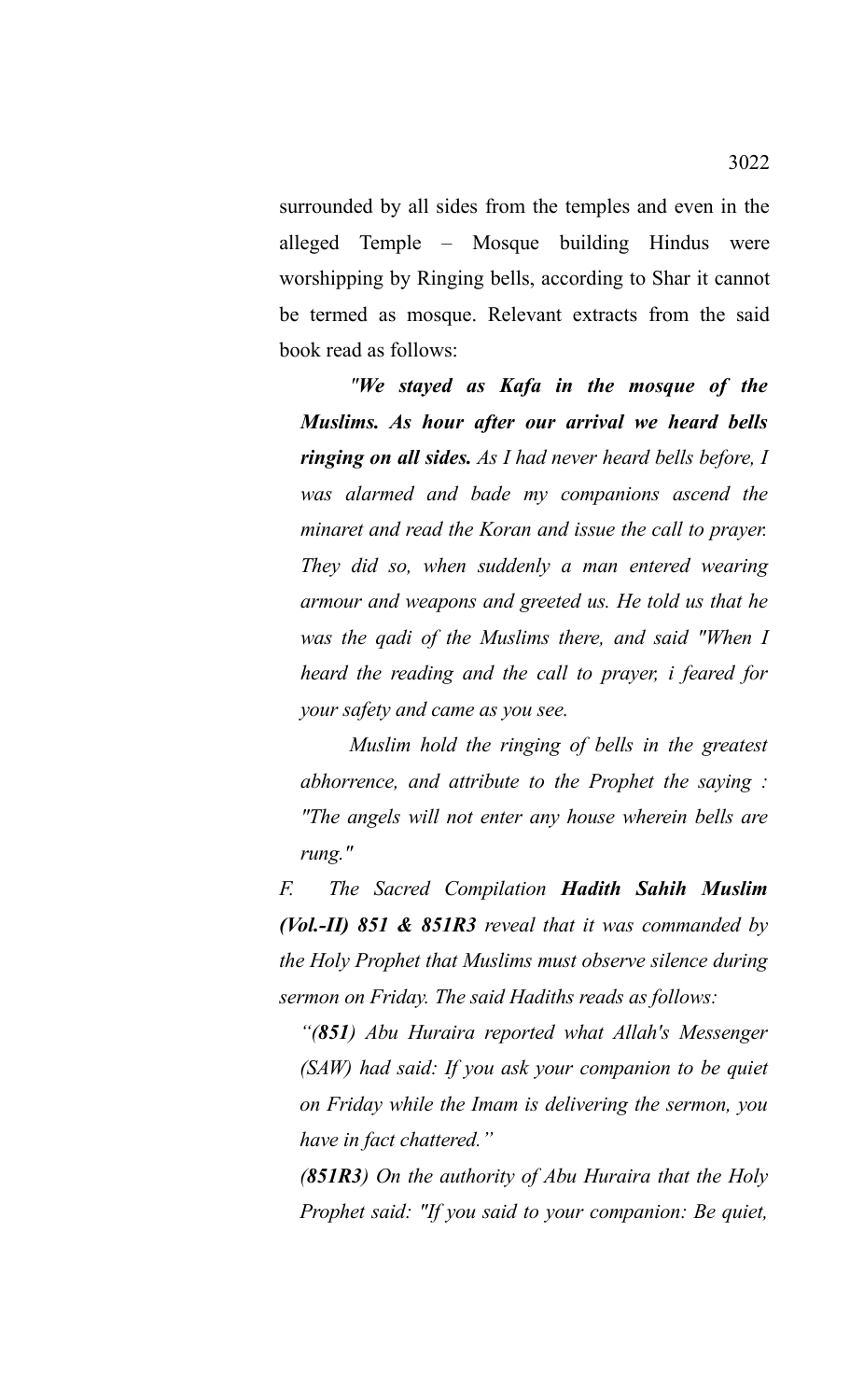surrounded by all sides from the temples and even in the alleged Temple – Mosque building Hindus were worshipping by Ringing bells, according to Shar it cannot be termed as mosque. Relevant extracts from the said book read as follows:

> *"We stayed as Kafa in the mosque of the Muslims. As hour after our arrival we heard bells ringing on all sides.* *As I had never heard bells before, I was alarmed and bade my companions ascend the minaret and read the Koran and issue the call to prayer. They did so, when suddenly a man entered wearing armour and weapons and greeted us. He told us that he was the qadi of the Muslims there, and said "When I heard the reading and the call to prayer, i feared for your safety and came as you see.*
>
> *Muslim hold the ringing of bells in the greatest abhorrence, and attribute to the Prophet the saying : "The angels will not enter any house wherein bells are rung."*

*F. The Sacred Compilation **Hadith Sahih Muslim (Vol.-II) 851 & 851R3** reveal that it was commanded by the Holy Prophet that Muslims must observe silence during sermon on Friday. The said Hadiths reads as follows:*

> *"(**851**) Abu Huraira reported what Allah's Messenger (SAW) had said: If you ask your companion to be quiet on Friday while the Imam is delivering the sermon, you have in fact chattered."*
>
> *(**851R3**) On the authority of Abu Huraira that the Holy Prophet said: "If you said to your companion: Be quiet,*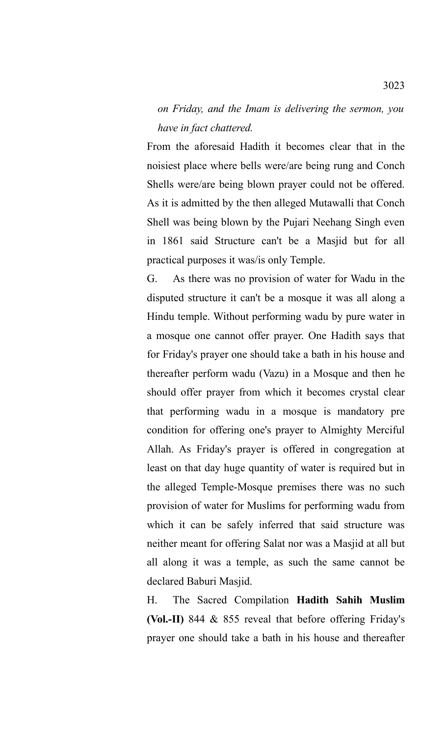*on Friday, and the Imam is delivering the sermon, you have in fact chattered.*

From the aforesaid Hadith it becomes clear that in the noisiest place where bells were/are being rung and Conch Shells were/are being blown prayer could not be offered. As it is admitted by the then alleged Mutawalli that Conch Shell was being blown by the Pujari Neehang Singh even in 1861 said Structure can't be a Masjid but for all practical purposes it was/is only Temple.

G. As there was no provision of water for Wadu in the disputed structure it can't be a mosque it was all along a Hindu temple. Without performing wadu by pure water in a mosque one cannot offer prayer. One Hadith says that for Friday's prayer one should take a bath in his house and thereafter perform wadu (Vazu) in a Mosque and then he should offer prayer from which it becomes crystal clear that performing wadu in a mosque is mandatory pre condition for offering one's prayer to Almighty Merciful Allah. As Friday's prayer is offered in congregation at least on that day huge quantity of water is required but in the alleged Temple-Mosque premises there was no such provision of water for Muslims for performing wadu from which it can be safely inferred that said structure was neither meant for offering Salat nor was a Masjid at all but all along it was a temple, as such the same cannot be declared Baburi Masjid.

H. The Sacred Compilation **Hadith Sahih Muslim (Vol.-II)** 844 & 855 reveal that before offering Friday's prayer one should take a bath in his house and thereafter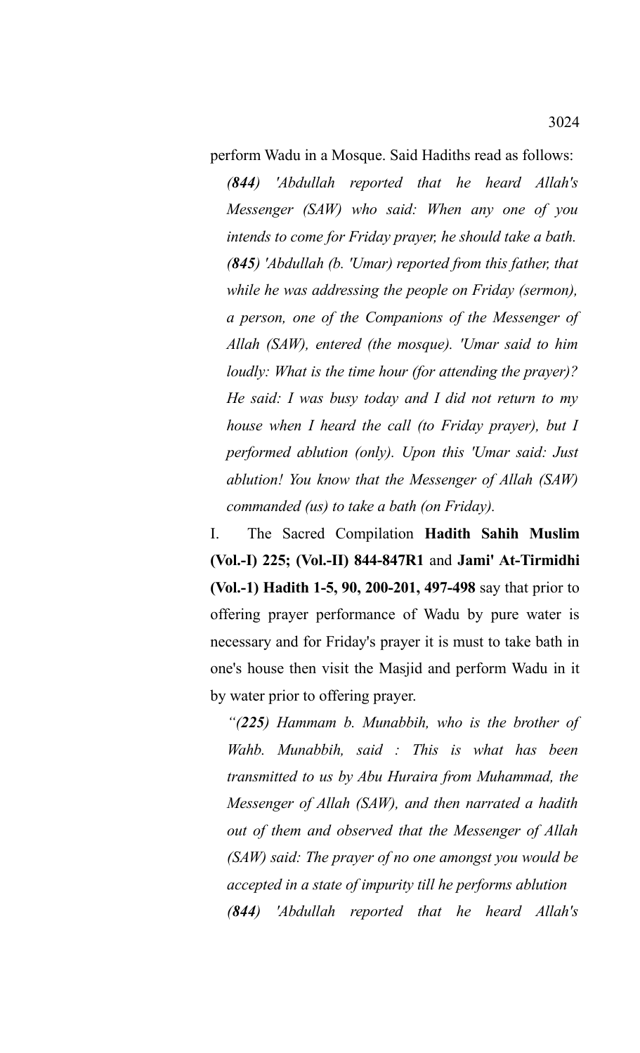perform Wadu in a Mosque. Said Hadiths read as follows:

> ***(844)*** *'Abdullah reported that he heard Allah's Messenger (SAW) who said: When any one of you intends to come for Friday prayer, he should take a bath.*
>
> ***(845)*** *'Abdullah (b. 'Umar) reported from this father, that while he was addressing the people on Friday (sermon), a person, one of the Companions of the Messenger of Allah (SAW), entered (the mosque). 'Umar said to him loudly: What is the time hour (for attending the prayer)? He said: I was busy today and I did not return to my house when I heard the call (to Friday prayer), but I performed ablution (only). Upon this 'Umar said: Just ablution! You know that the Messenger of Allah (SAW) commanded (us) to take a bath (on Friday).*

I. The Sacred Compilation **Hadith Sahih Muslim (Vol.-I) 225; (Vol.-II) 844-847R1** and **Jami' At-Tirmidhi (Vol.-1) Hadith 1-5, 90, 200-201, 497-498** say that prior to offering prayer performance of Wadu by pure water is necessary and for Friday's prayer it is must to take bath in one's house then visit the Masjid and perform Wadu in it by water prior to offering prayer.

> *"**(225)** Hammam b. Munabbih, who is the brother of Wahb. Munabbih, said : This is what has been transmitted to us by Abu Huraira from Muhammad, the Messenger of Allah (SAW), and then narrated a hadith out of them and observed that the Messenger of Allah (SAW) said: The prayer of no one amongst you would be accepted in a state of impurity till he performs ablution*
>
> ***(844)*** *'Abdullah reported that he heard Allah's*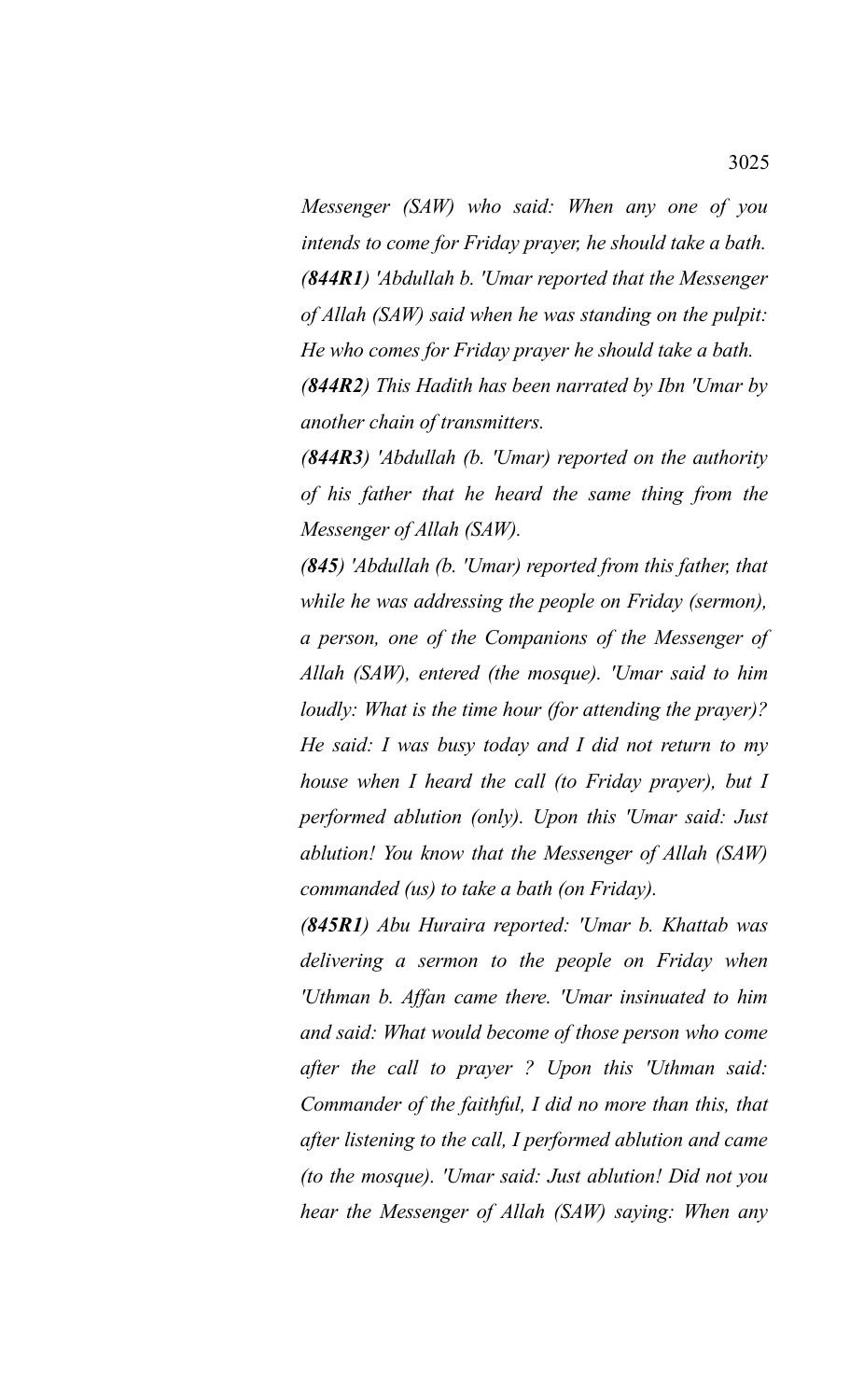*Messenger (SAW) who said: When any one of you intends to come for Friday prayer, he should take a bath.*

***(844R1)** 'Abdullah b. 'Umar reported that the Messenger of Allah (SAW) said when he was standing on the pulpit: He who comes for Friday prayer he should take a bath.*

***(844R2)** This Hadith has been narrated by Ibn 'Umar by another chain of transmitters.*

***(844R3)** 'Abdullah (b. 'Umar) reported on the authority of his father that he heard the same thing from the Messenger of Allah (SAW).*

***(845)** 'Abdullah (b. 'Umar) reported from this father, that while he was addressing the people on Friday (sermon), a person, one of the Companions of the Messenger of Allah (SAW), entered (the mosque). 'Umar said to him loudly: What is the time hour (for attending the prayer)? He said: I was busy today and I did not return to my house when I heard the call (to Friday prayer), but I performed ablution (only). Upon this 'Umar said: Just ablution! You know that the Messenger of Allah (SAW) commanded (us) to take a bath (on Friday).*

***(845R1)** Abu Huraira reported: 'Umar b. Khattab was delivering a sermon to the people on Friday when 'Uthman b. Affan came there. 'Umar insinuated to him and said: What would become of those person who come after the call to prayer ? Upon this 'Uthman said: Commander of the faithful, I did no more than this, that after listening to the call, I performed ablution and came (to the mosque). 'Umar said: Just ablution! Did not you hear the Messenger of Allah (SAW) saying: When any*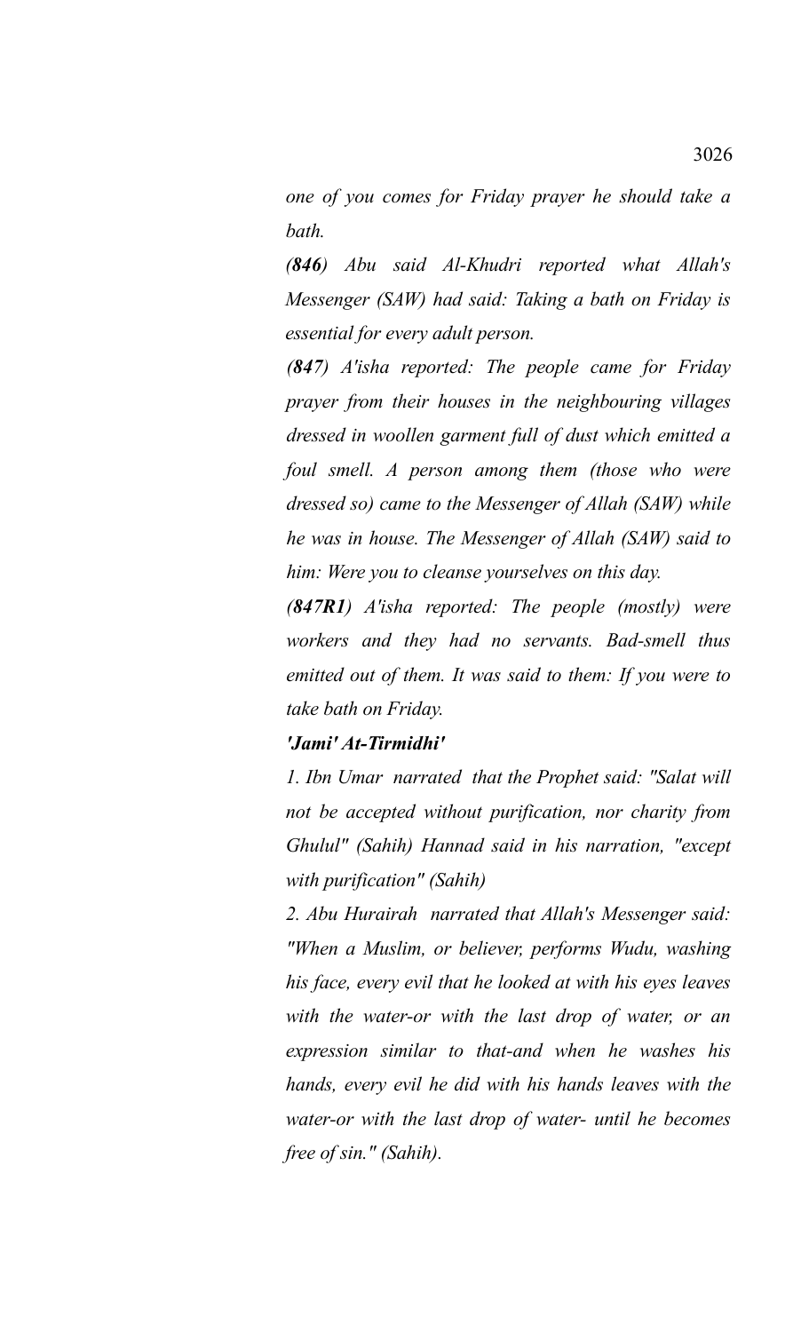*one of you comes for Friday prayer he should take a bath.*

***(846)*** *Abu said Al-Khudri reported what Allah's Messenger (SAW) had said: Taking a bath on Friday is essential for every adult person.*

***(847)*** *A'isha reported: The people came for Friday prayer from their houses in the neighbouring villages dressed in woollen garment full of dust which emitted a foul smell. A person among them (those who were dressed so) came to the Messenger of Allah (SAW) while he was in house. The Messenger of Allah (SAW) said to him: Were you to cleanse yourselves on this day.*

***(847R1)*** *A'isha reported: The people (mostly) were workers and they had no servants. Bad-smell thus emitted out of them. It was said to them: If you were to take bath on Friday.*

***'Jami' At-Tirmidhi'***

*1. Ibn Umar narrated that the Prophet said: "Salat will not be accepted without purification, nor charity from Ghulul" (Sahih) Hannad said in his narration, "except with purification" (Sahih)*

*2. Abu Hurairah narrated that Allah's Messenger said: "When a Muslim, or believer, performs Wudu, washing his face, every evil that he looked at with his eyes leaves with the water-or with the last drop of water, or an expression similar to that-and when he washes his hands, every evil he did with his hands leaves with the water-or with the last drop of water- until he becomes free of sin." (Sahih).*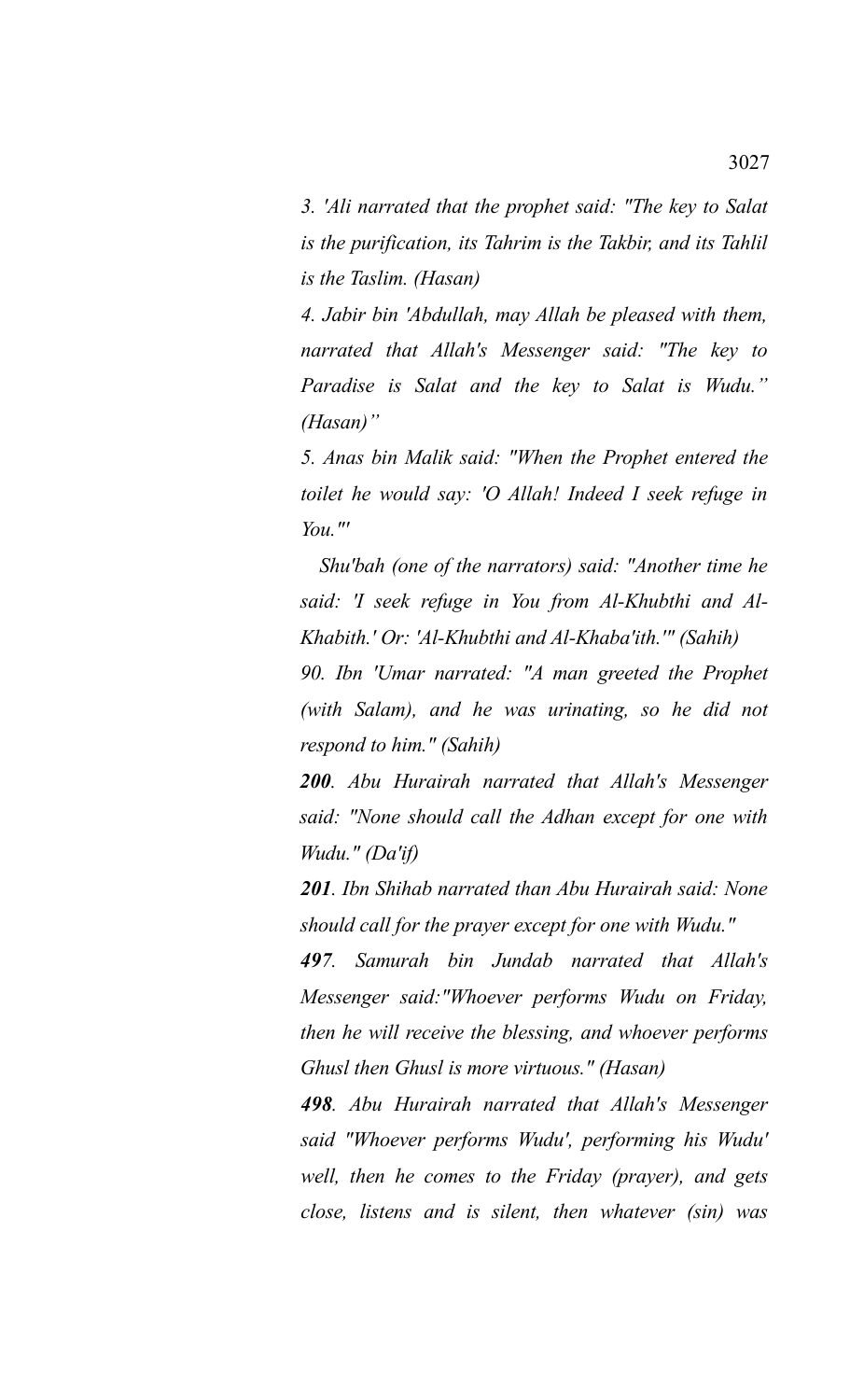*3. 'Ali narrated that the prophet said: "The key to Salat is the purification, its Tahrim is the Takbir, and its Tahlil is the Taslim. (Hasan)*

*4. Jabir bin 'Abdullah, may Allah be pleased with them, narrated that Allah's Messenger said: "The key to Paradise is Salat and the key to Salat is Wudu." (Hasan)"*

*5. Anas bin Malik said: "When the Prophet entered the toilet he would say: 'O Allah! Indeed I seek refuge in You."'*

*Shu'bah (one of the narrators) said: "Another time he said: 'I seek refuge in You from Al-Khubthi and Al-Khabith.' Or: 'Al-Khubthi and Al-Khaba'ith.'" (Sahih)*

*90. Ibn 'Umar narrated: "A man greeted the Prophet (with Salam), and he was urinating, so he did not respond to him." (Sahih)*

***200**. Abu Hurairah narrated that Allah's Messenger said: "None should call the Adhan except for one with Wudu." (Da'if)*

***201**. Ibn Shihab narrated than Abu Hurairah said: None should call for the prayer except for one with Wudu."*

***497**. Samurah bin Jundab narrated that Allah's Messenger said:"Whoever performs Wudu on Friday, then he will receive the blessing, and whoever performs Ghusl then Ghusl is more virtuous." (Hasan)*

***498**. Abu Hurairah narrated that Allah's Messenger said "Whoever performs Wudu', performing his Wudu' well, then he comes to the Friday (prayer), and gets close, listens and is silent, then whatever (sin) was*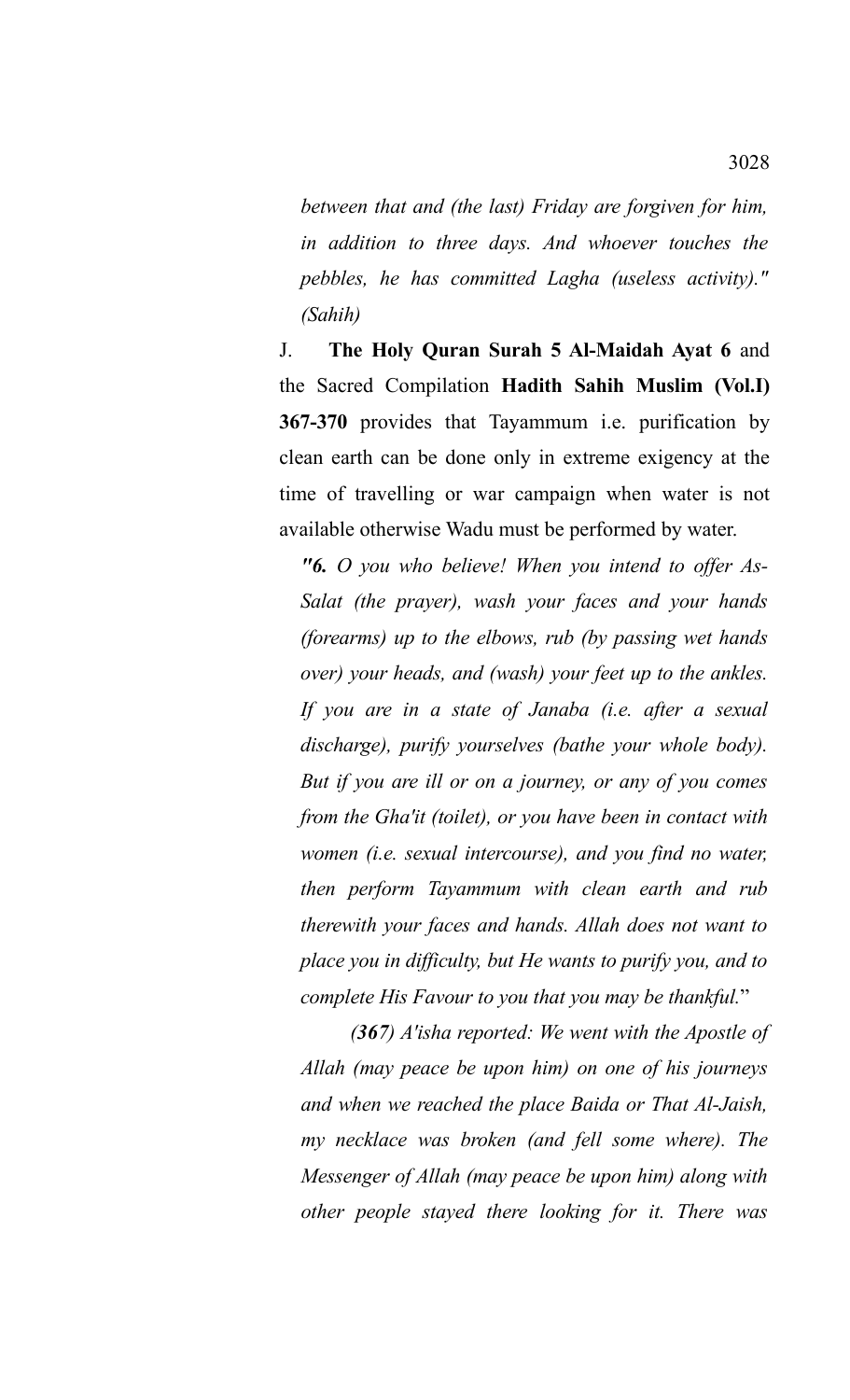*between that and (the last) Friday are forgiven for him, in addition to three days. And whoever touches the pebbles, he has committed Lagha (useless activity)." (Sahih)*

J. **The Holy Quran Surah 5 Al-Maidah Ayat 6** and the Sacred Compilation **Hadith Sahih Muslim (Vol.I) 367-370** provides that Tayammum i.e. purification by clean earth can be done only in extreme exigency at the time of travelling or war campaign when water is not available otherwise Wadu must be performed by water.

*"**6.** O you who believe! When you intend to offer As-Salat (the prayer), wash your faces and your hands (forearms) up to the elbows, rub (by passing wet hands over) your heads, and (wash) your feet up to the ankles. If you are in a state of Janaba (i.e. after a sexual discharge), purify yourselves (bathe your whole body). But if you are ill or on a journey, or any of you comes from the Gha'it (toilet), or you have been in contact with women (i.e. sexual intercourse), and you find no water, then perform Tayammum with clean earth and rub therewith your faces and hands. Allah does not want to place you in difficulty, but He wants to purify you, and to complete His Favour to you that you may be thankful.*"

*(**367**) A'isha reported: We went with the Apostle of Allah (may peace be upon him) on one of his journeys and when we reached the place Baida or That Al-Jaish, my necklace was broken (and fell some where). The Messenger of Allah (may peace be upon him) along with other people stayed there looking for it. There was*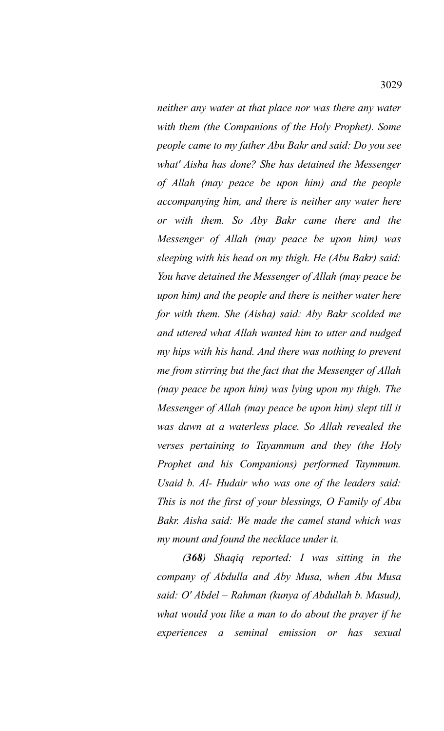*neither any water at that place nor was there any water with them (the Companions of the Holy Prophet). Some people came to my father Abu Bakr and said: Do you see what' Aisha has done? She has detained the Messenger of Allah (may peace be upon him) and the people accompanying him, and there is neither any water here or with them. So Aby Bakr came there and the Messenger of Allah (may peace be upon him) was sleeping with his head on my thigh. He (Abu Bakr) said: You have detained the Messenger of Allah (may peace be upon him) and the people and there is neither water here for with them. She (Aisha) said: Aby Bakr scolded me and uttered what Allah wanted him to utter and nudged my hips with his hand. And there was nothing to prevent me from stirring but the fact that the Messenger of Allah (may peace be upon him) was lying upon my thigh. The Messenger of Allah (may peace be upon him) slept till it was dawn at a waterless place. So Allah revealed the verses pertaining to Tayammum and they (the Holy Prophet and his Companions) performed Taymmum. Usaid b. Al- Hudair who was one of the leaders said: This is not the first of your blessings, O Family of Abu Bakr. Aisha said: We made the camel stand which was my mount and found the necklace under it.*

***(368)*** *Shaqiq reported: I was sitting in the company of Abdulla and Aby Musa, when Abu Musa said: O' Abdel – Rahman (kunya of Abdullah b. Masud), what would you like a man to do about the prayer if he experiences a seminal emission or has sexual*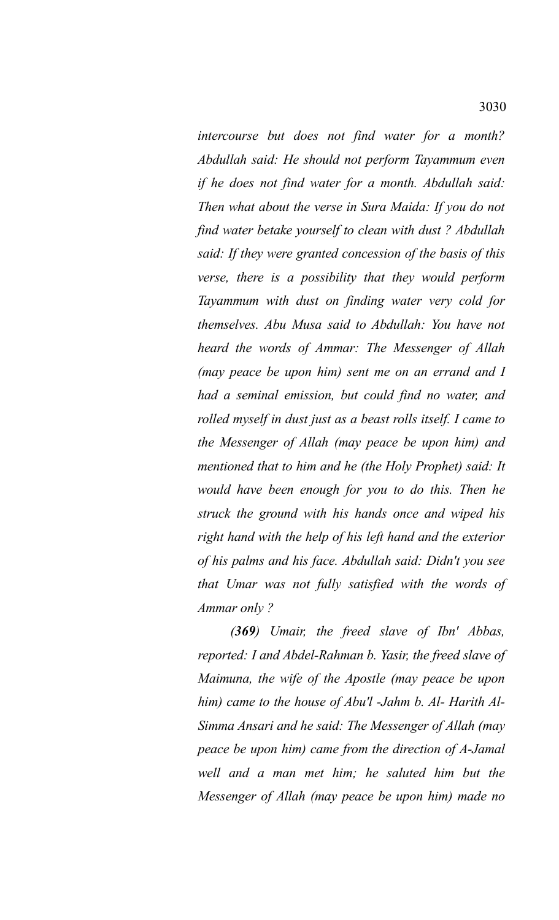*intercourse but does not find water for a month? Abdullah said: He should not perform Tayammum even if he does not find water for a month. Abdullah said: Then what about the verse in Sura Maida: If you do not find water betake yourself to clean with dust ? Abdullah said: If they were granted concession of the basis of this verse, there is a possibility that they would perform Tayammum with dust on finding water very cold for themselves. Abu Musa said to Abdullah: You have not heard the words of Ammar: The Messenger of Allah (may peace be upon him) sent me on an errand and I had a seminal emission, but could find no water, and rolled myself in dust just as a beast rolls itself. I came to the Messenger of Allah (may peace be upon him) and mentioned that to him and he (the Holy Prophet) said: It would have been enough for you to do this. Then he struck the ground with his hands once and wiped his right hand with the help of his left hand and the exterior of his palms and his face. Abdullah said: Didn't you see that Umar was not fully satisfied with the words of Ammar only ?*

***(369)*** *Umair, the freed slave of Ibn' Abbas, reported: I and Abdel-Rahman b. Yasir, the freed slave of Maimuna, the wife of the Apostle (may peace be upon him) came to the house of Abu'l -Jahm b. Al- Harith Al-Simma Ansari and he said: The Messenger of Allah (may peace be upon him) came from the direction of A-Jamal well and a man met him; he saluted him but the Messenger of Allah (may peace be upon him) made no*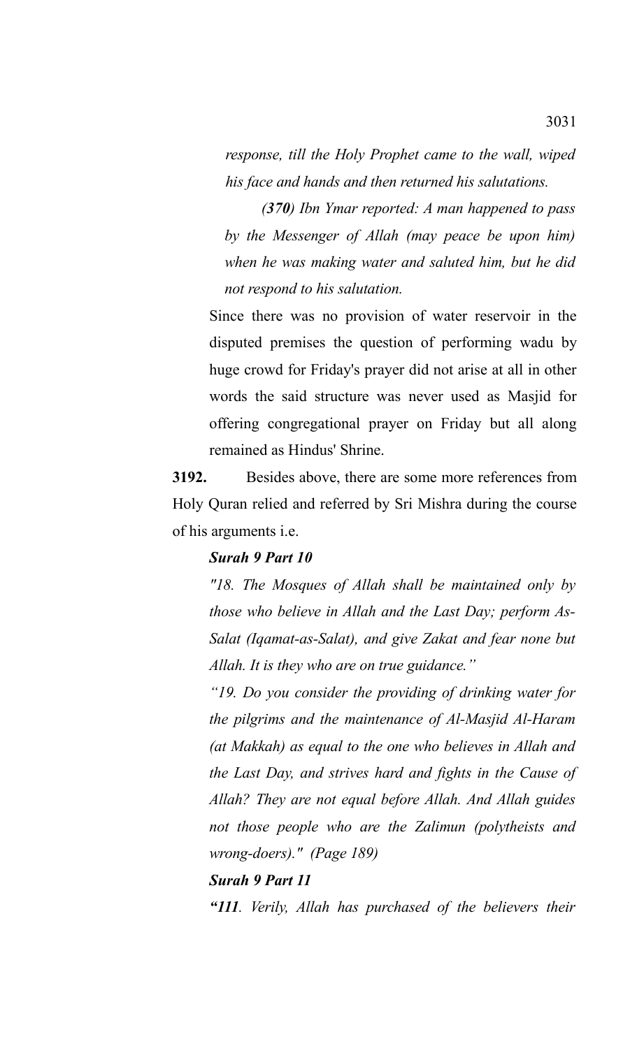*response, till the Holy Prophet came to the wall, wiped his face and hands and then returned his salutations.*

***(370)** Ibn Ymar reported: A man happened to pass by the Messenger of Allah (may peace be upon him) when he was making water and saluted him, but he did not respond to his salutation.*

Since there was no provision of water reservoir in the disputed premises the question of performing wadu by huge crowd for Friday's prayer did not arise at all in other words the said structure was never used as Masjid for offering congregational prayer on Friday but all along remained as Hindus' Shrine.

**3192.** Besides above, there are some more references from Holy Quran relied and referred by Sri Mishra during the course of his arguments i.e.

***Surah 9 Part 10***

*"18. The Mosques of Allah shall be maintained only by those who believe in Allah and the Last Day; perform As-Salat (Iqamat-as-Salat), and give Zakat and fear none but Allah. It is they who are on true guidance."*

*"19. Do you consider the providing of drinking water for the pilgrims and the maintenance of Al-Masjid Al-Haram (at Makkah) as equal to the one who believes in Allah and the Last Day, and strives hard and fights in the Cause of Allah? They are not equal before Allah. And Allah guides not those people who are the Zalimun (polytheists and wrong-doers)." (Page 189)*

***Surah 9 Part 11***

***"111**. Verily, Allah has purchased of the believers their*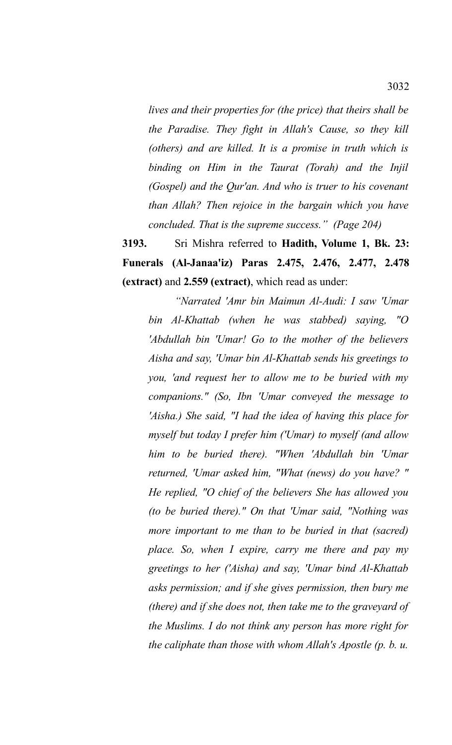*lives and their properties for (the price) that theirs shall be the Paradise. They fight in Allah's Cause, so they kill (others) and are killed. It is a promise in truth which is binding on Him in the Taurat (Torah) and the Injil (Gospel) and the Qur'an. And who is truer to his covenant than Allah? Then rejoice in the bargain which you have concluded. That is the supreme success." (Page 204)*

**3193.** Sri Mishra referred to **Hadith, Volume 1, Bk. 23: Funerals (Al-Janaa'iz) Paras 2.475, 2.476, 2.477, 2.478 (extract)** and **2.559 (extract)**, which read as under:

*"Narrated 'Amr bin Maimun Al-Audi: I saw 'Umar bin Al-Khattab (when he was stabbed) saying, "O 'Abdullah bin 'Umar! Go to the mother of the believers Aisha and say, 'Umar bin Al-Khattab sends his greetings to you, 'and request her to allow me to be buried with my companions." (So, Ibn 'Umar conveyed the message to 'Aisha.) She said, "I had the idea of having this place for myself but today I prefer him ('Umar) to myself (and allow him to be buried there). "When 'Abdullah bin 'Umar returned, 'Umar asked him, "What (news) do you have? " He replied, "O chief of the believers She has allowed you (to be buried there)." On that 'Umar said, "Nothing was more important to me than to be buried in that (sacred) place. So, when I expire, carry me there and pay my greetings to her ('Aisha) and say, 'Umar bind Al-Khattab asks permission; and if she gives permission, then bury me (there) and if she does not, then take me to the graveyard of the Muslims. I do not think any person has more right for the caliphate than those with whom Allah's Apostle (p. b. u.*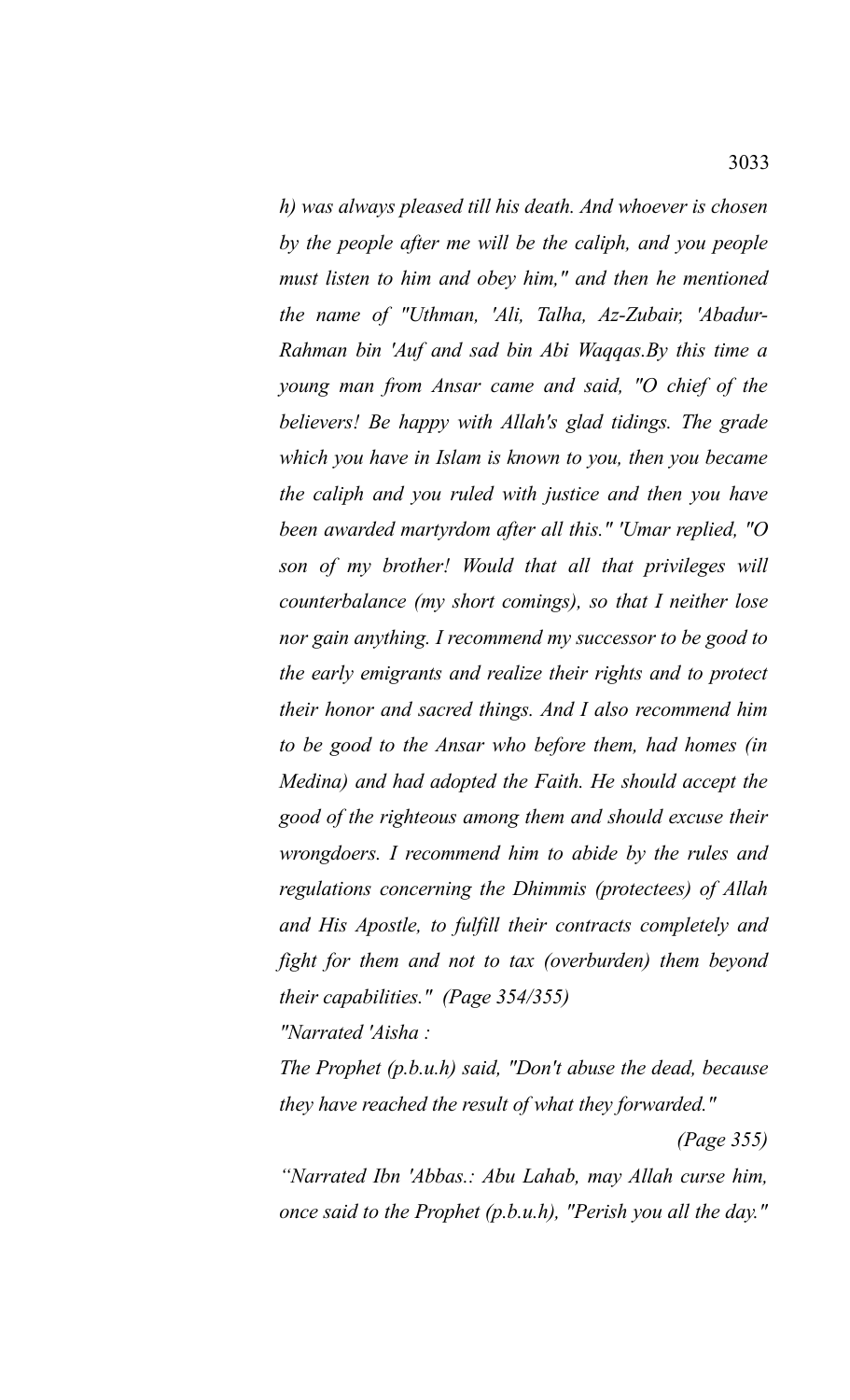*h) was always pleased till his death. And whoever is chosen by the people after me will be the caliph, and you people must listen to him and obey him," and then he mentioned the name of "Uthman, 'Ali, Talha, Az-Zubair, 'Abadur-Rahman bin 'Auf and sad bin Abi Waqqas.By this time a young man from Ansar came and said, "O chief of the believers! Be happy with Allah's glad tidings. The grade which you have in Islam is known to you, then you became the caliph and you ruled with justice and then you have been awarded martyrdom after all this." 'Umar replied, "O son of my brother! Would that all that privileges will counterbalance (my short comings), so that I neither lose nor gain anything. I recommend my successor to be good to the early emigrants and realize their rights and to protect their honor and sacred things. And I also recommend him to be good to the Ansar who before them, had homes (in Medina) and had adopted the Faith. He should accept the good of the righteous among them and should excuse their wrongdoers. I recommend him to abide by the rules and regulations concerning the Dhimmis (protectees) of Allah and His Apostle, to fulfill their contracts completely and fight for them and not to tax (overburden) them beyond their capabilities." (Page 354/355)*

*"Narrated 'Aisha :*

*The Prophet (p.b.u.h) said, "Don't abuse the dead, because they have reached the result of what they forwarded."*

*(Page 355)*

*"Narrated Ibn 'Abbas.: Abu Lahab, may Allah curse him, once said to the Prophet (p.b.u.h), "Perish you all the day."*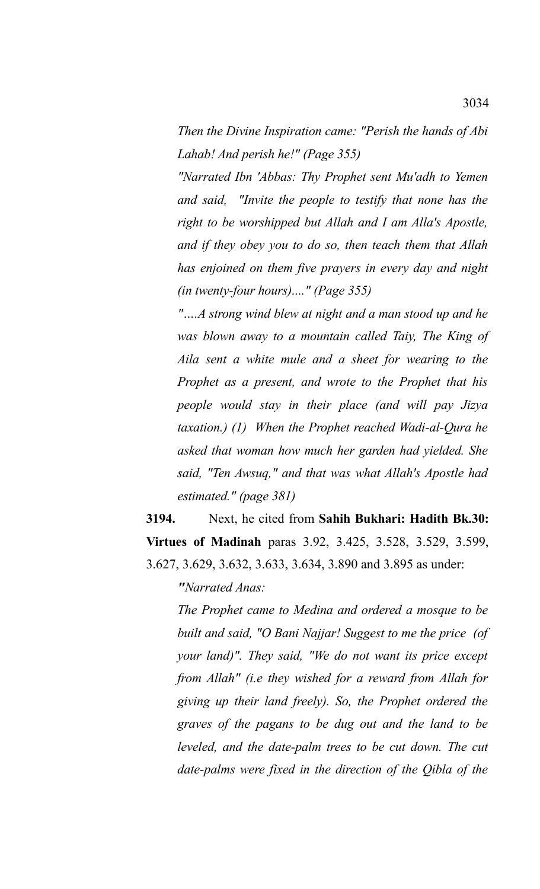*Then the Divine Inspiration came: "Perish the hands of Abi Lahab! And perish he!" (Page 355)*

*"Narrated Ibn 'Abbas: Thy Prophet sent Mu'adh to Yemen and said, "Invite the people to testify that none has the right to be worshipped but Allah and I am Alla's Apostle, and if they obey you to do so, then teach them that Allah has enjoined on them five prayers in every day and night (in twenty-four hours)...." (Page 355)*

*"....A strong wind blew at night and a man stood up and he was blown away to a mountain called Taiy, The King of Aila sent a white mule and a sheet for wearing to the Prophet as a present, and wrote to the Prophet that his people would stay in their place (and will pay Jizya taxation.) (1) When the Prophet reached Wadi-al-Qura he asked that woman how much her garden had yielded. She said, "Ten Awsuq," and that was what Allah's Apostle had estimated." (page 381)*

**3194.** Next, he cited from **Sahih Bukhari: Hadith Bk.30: Virtues of Madinah** paras 3.92, 3.425, 3.528, 3.529, 3.599, 3.627, 3.629, 3.632, 3.633, 3.634, 3.890 and 3.895 as under:

*"Narrated Anas:*

*The Prophet came to Medina and ordered a mosque to be built and said, "O Bani Najjar! Suggest to me the price (of your land)". They said, "We do not want its price except from Allah" (i.e they wished for a reward from Allah for giving up their land freely). So, the Prophet ordered the graves of the pagans to be dug out and the land to be leveled, and the date-palm trees to be cut down. The cut date-palms were fixed in the direction of the Qibla of the*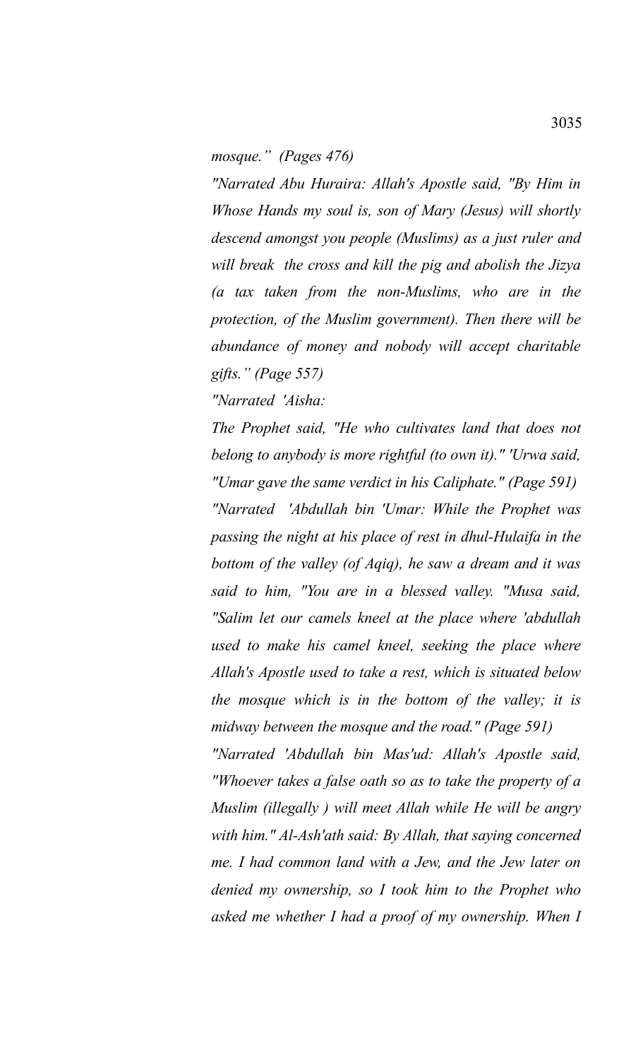*mosque." (Pages 476)*

*"Narrated Abu Huraira: Allah's Apostle said, "By Him in Whose Hands my soul is, son of Mary (Jesus) will shortly descend amongst you people (Muslims) as a just ruler and will break the cross and kill the pig and abolish the Jizya (a tax taken from the non-Muslims, who are in the protection, of the Muslim government). Then there will be abundance of money and nobody will accept charitable gifts." (Page 557)*

*"Narrated 'Aisha:*

*The Prophet said, "He who cultivates land that does not belong to anybody is more rightful (to own it)." 'Urwa said, "Umar gave the same verdict in his Caliphate." (Page 591)*

*"Narrated 'Abdullah bin 'Umar: While the Prophet was passing the night at his place of rest in dhul-Hulaifa in the bottom of the valley (of Aqiq), he saw a dream and it was said to him, "You are in a blessed valley. "Musa said, "Salim let our camels kneel at the place where 'abdullah used to make his camel kneel, seeking the place where Allah's Apostle used to take a rest, which is situated below the mosque which is in the bottom of the valley; it is midway between the mosque and the road." (Page 591)*

*"Narrated 'Abdullah bin Mas'ud: Allah's Apostle said, "Whoever takes a false oath so as to take the property of a Muslim (illegally ) will meet Allah while He will be angry with him." Al-Ash'ath said: By Allah, that saying concerned me. I had common land with a Jew, and the Jew later on denied my ownership, so I took him to the Prophet who asked me whether I had a proof of my ownership. When I*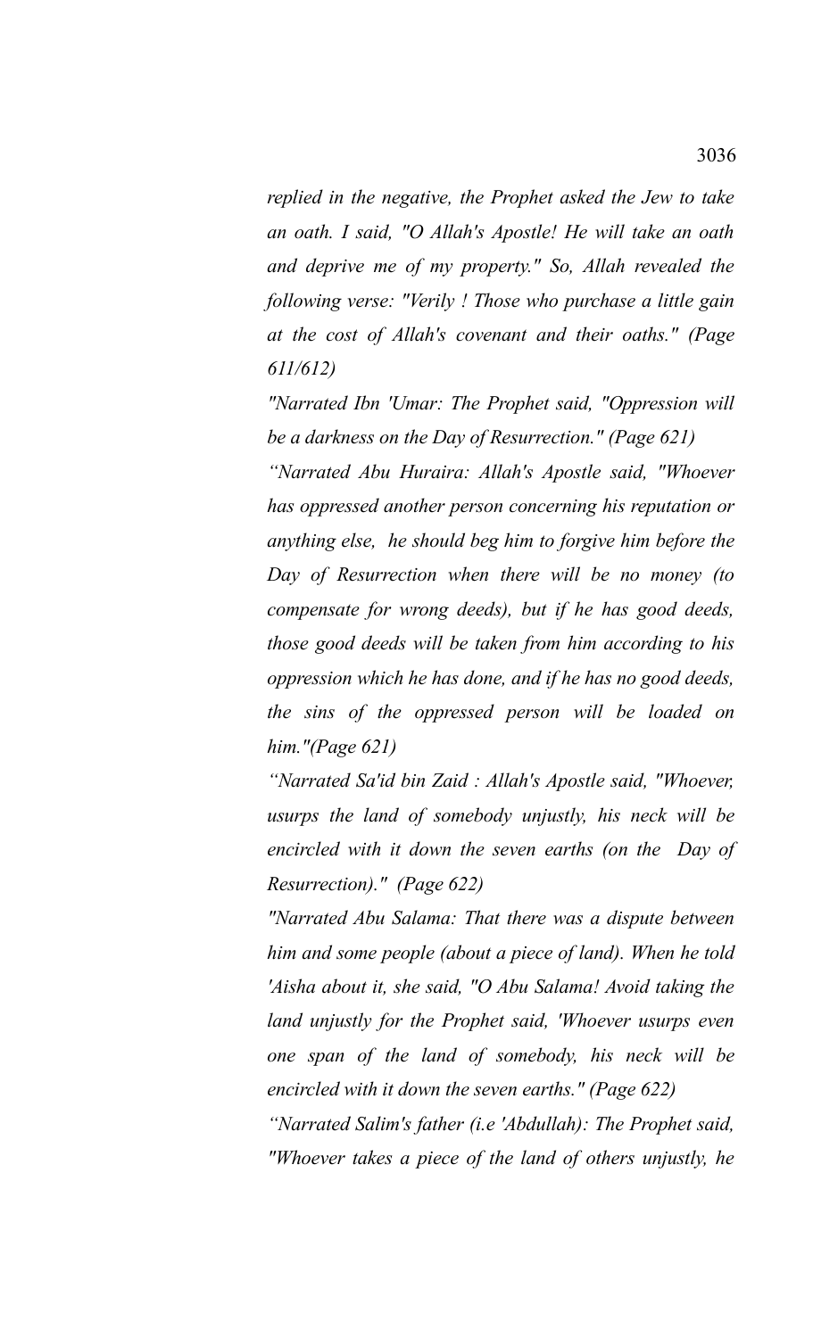*replied in the negative, the Prophet asked the Jew to take an oath. I said, "O Allah's Apostle! He will take an oath and deprive me of my property." So, Allah revealed the following verse: "Verily ! Those who purchase a little gain at the cost of Allah's covenant and their oaths." (Page 611/612)*

*"Narrated Ibn 'Umar: The Prophet said, "Oppression will be a darkness on the Day of Resurrection." (Page 621)*

*"Narrated Abu Huraira: Allah's Apostle said, "Whoever has oppressed another person concerning his reputation or anything else, he should beg him to forgive him before the Day of Resurrection when there will be no money (to compensate for wrong deeds), but if he has good deeds, those good deeds will be taken from him according to his oppression which he has done, and if he has no good deeds, the sins of the oppressed person will be loaded on him."(Page 621)*

*"Narrated Sa'id bin Zaid : Allah's Apostle said, "Whoever, usurps the land of somebody unjustly, his neck will be encircled with it down the seven earths (on the Day of Resurrection)." (Page 622)*

*"Narrated Abu Salama: That there was a dispute between him and some people (about a piece of land). When he told 'Aisha about it, she said, "O Abu Salama! Avoid taking the land unjustly for the Prophet said, 'Whoever usurps even one span of the land of somebody, his neck will be encircled with it down the seven earths." (Page 622)*

*"Narrated Salim's father (i.e 'Abdullah): The Prophet said, "Whoever takes a piece of the land of others unjustly, he*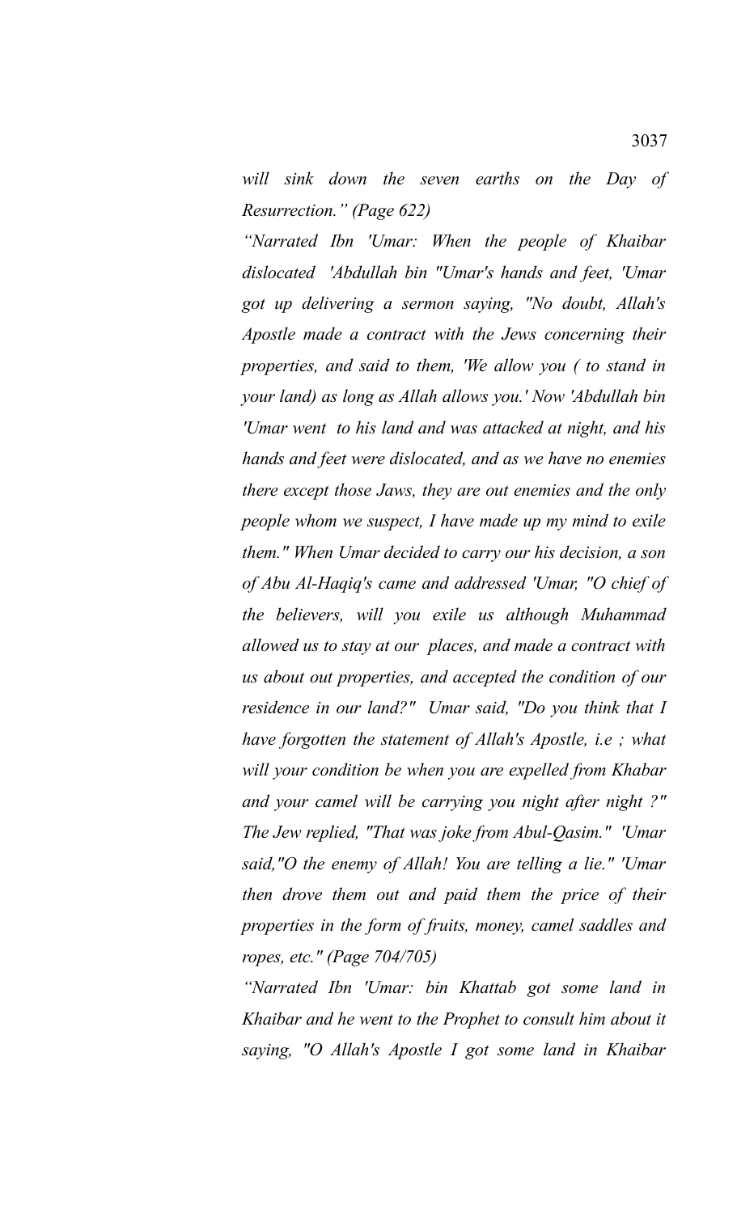*will sink down the seven earths on the Day of Resurrection." (Page 622)*

*"Narrated Ibn 'Umar: When the people of Khaibar dislocated 'Abdullah bin "Umar's hands and feet, 'Umar got up delivering a sermon saying, "No doubt, Allah's Apostle made a contract with the Jews concerning their properties, and said to them, 'We allow you ( to stand in your land) as long as Allah allows you.' Now 'Abdullah bin 'Umar went to his land and was attacked at night, and his hands and feet were dislocated, and as we have no enemies there except those Jaws, they are out enemies and the only people whom we suspect, I have made up my mind to exile them." When Umar decided to carry our his decision, a son of Abu Al-Haqiq's came and addressed 'Umar, "O chief of the believers, will you exile us although Muhammad allowed us to stay at our places, and made a contract with us about out properties, and accepted the condition of our residence in our land?" Umar said, "Do you think that I have forgotten the statement of Allah's Apostle, i.e ; what will your condition be when you are expelled from Khabar and your camel will be carrying you night after night ?" The Jew replied, "That was joke from Abul-Qasim." 'Umar said,"O the enemy of Allah! You are telling a lie." 'Umar then drove them out and paid them the price of their properties in the form of fruits, money, camel saddles and ropes, etc." (Page 704/705)*

*"Narrated Ibn 'Umar: bin Khattab got some land in Khaibar and he went to the Prophet to consult him about it saying, "O Allah's Apostle I got some land in Khaibar*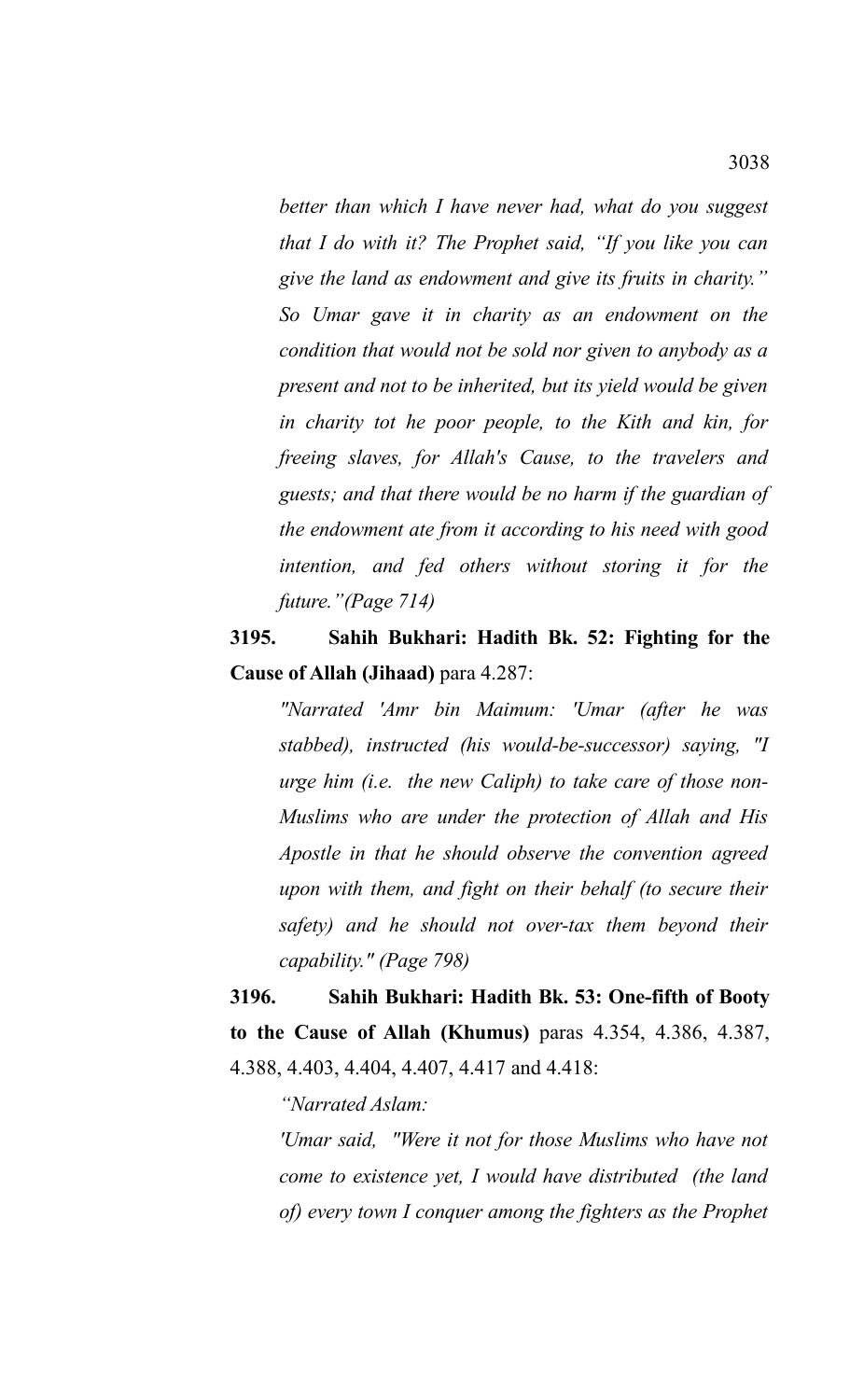*better than which I have never had, what do you suggest that I do with it? The Prophet said, "If you like you can give the land as endowment and give its fruits in charity." So Umar gave it in charity as an endowment on the condition that would not be sold nor given to anybody as a present and not to be inherited, but its yield would be given in charity tot he poor people, to the Kith and kin, for freeing slaves, for Allah's Cause, to the travelers and guests; and that there would be no harm if the guardian of the endowment ate from it according to his need with good intention, and fed others without storing it for the future."(Page 714)*

**3195. Sahih Bukhari: Hadith Bk. 52: Fighting for the Cause of Allah (Jihaad)** para 4.287:

*"Narrated 'Amr bin Maimum: 'Umar (after he was stabbed), instructed (his would-be-successor) saying, "I urge him (i.e. the new Caliph) to take care of those non-Muslims who are under the protection of Allah and His Apostle in that he should observe the convention agreed upon with them, and fight on their behalf (to secure their safety) and he should not over-tax them beyond their capability." (Page 798)*

**3196. Sahih Bukhari: Hadith Bk. 53: One-fifth of Booty to the Cause of Allah (Khumus)** paras 4.354, 4.386, 4.387, 4.388, 4.403, 4.404, 4.407, 4.417 and 4.418:

*"Narrated Aslam:*

*'Umar said, "Were it not for those Muslims who have not come to existence yet, I would have distributed (the land of) every town I conquer among the fighters as the Prophet*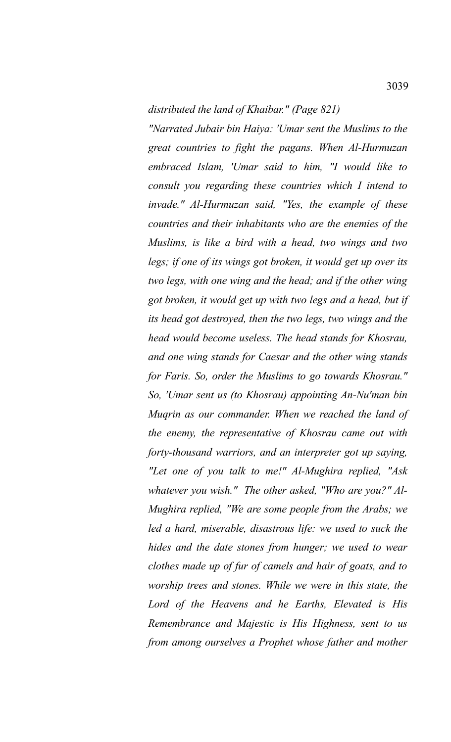*distributed the land of Khaibar." (Page 821)*

*"Narrated Jubair bin Haiya: 'Umar sent the Muslims to the great countries to fight the pagans. When Al-Hurmuzan embraced Islam, 'Umar said to him, "I would like to consult you regarding these countries which I intend to invade." Al-Hurmuzan said, "Yes, the example of these countries and their inhabitants who are the enemies of the Muslims, is like a bird with a head, two wings and two legs; if one of its wings got broken, it would get up over its two legs, with one wing and the head; and if the other wing got broken, it would get up with two legs and a head, but if its head got destroyed, then the two legs, two wings and the head would become useless. The head stands for Khosrau, and one wing stands for Caesar and the other wing stands for Faris. So, order the Muslims to go towards Khosrau." So, 'Umar sent us (to Khosrau) appointing An-Nu'man bin Muqrin as our commander. When we reached the land of the enemy, the representative of Khosrau came out with forty-thousand warriors, and an interpreter got up saying, "Let one of you talk to me!" Al-Mughira replied, "Ask whatever you wish." The other asked, "Who are you?" Al-Mughira replied, "We are some people from the Arabs; we led a hard, miserable, disastrous life: we used to suck the hides and the date stones from hunger; we used to wear clothes made up of fur of camels and hair of goats, and to worship trees and stones. While we were in this state, the Lord of the Heavens and he Earths, Elevated is His Remembrance and Majestic is His Highness, sent to us from among ourselves a Prophet whose father and mother*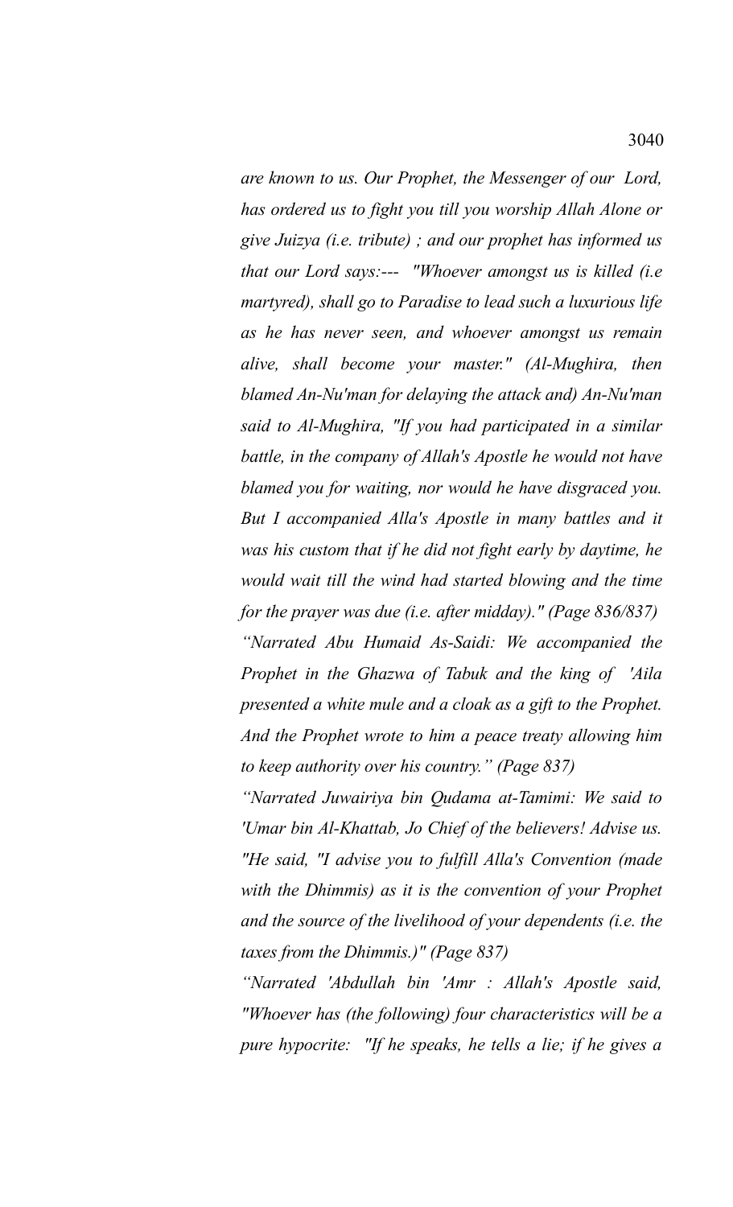*are known to us. Our Prophet, the Messenger of our Lord, has ordered us to fight you till you worship Allah Alone or give Juizya (i.e. tribute) ; and our prophet has informed us that our Lord says:--- "Whoever amongst us is killed (i.e martyred), shall go to Paradise to lead such a luxurious life as he has never seen, and whoever amongst us remain alive, shall become your master." (Al-Mughira, then blamed An-Nu'man for delaying the attack and) An-Nu'man said to Al-Mughira, "If you had participated in a similar battle, in the company of Allah's Apostle he would not have blamed you for waiting, nor would he have disgraced you. But I accompanied Alla's Apostle in many battles and it was his custom that if he did not fight early by daytime, he would wait till the wind had started blowing and the time for the prayer was due (i.e. after midday)." (Page 836/837)*

*"Narrated Abu Humaid As-Saidi: We accompanied the Prophet in the Ghazwa of Tabuk and the king of 'Aila presented a white mule and a cloak as a gift to the Prophet. And the Prophet wrote to him a peace treaty allowing him to keep authority over his country." (Page 837)*

*"Narrated Juwairiya bin Qudama at-Tamimi: We said to 'Umar bin Al-Khattab, Jo Chief of the believers! Advise us. "He said, "I advise you to fulfill Alla's Convention (made with the Dhimmis) as it is the convention of your Prophet and the source of the livelihood of your dependents (i.e. the taxes from the Dhimmis.)" (Page 837)*

*"Narrated 'Abdullah bin 'Amr : Allah's Apostle said, "Whoever has (the following) four characteristics will be a pure hypocrite: "If he speaks, he tells a lie; if he gives a*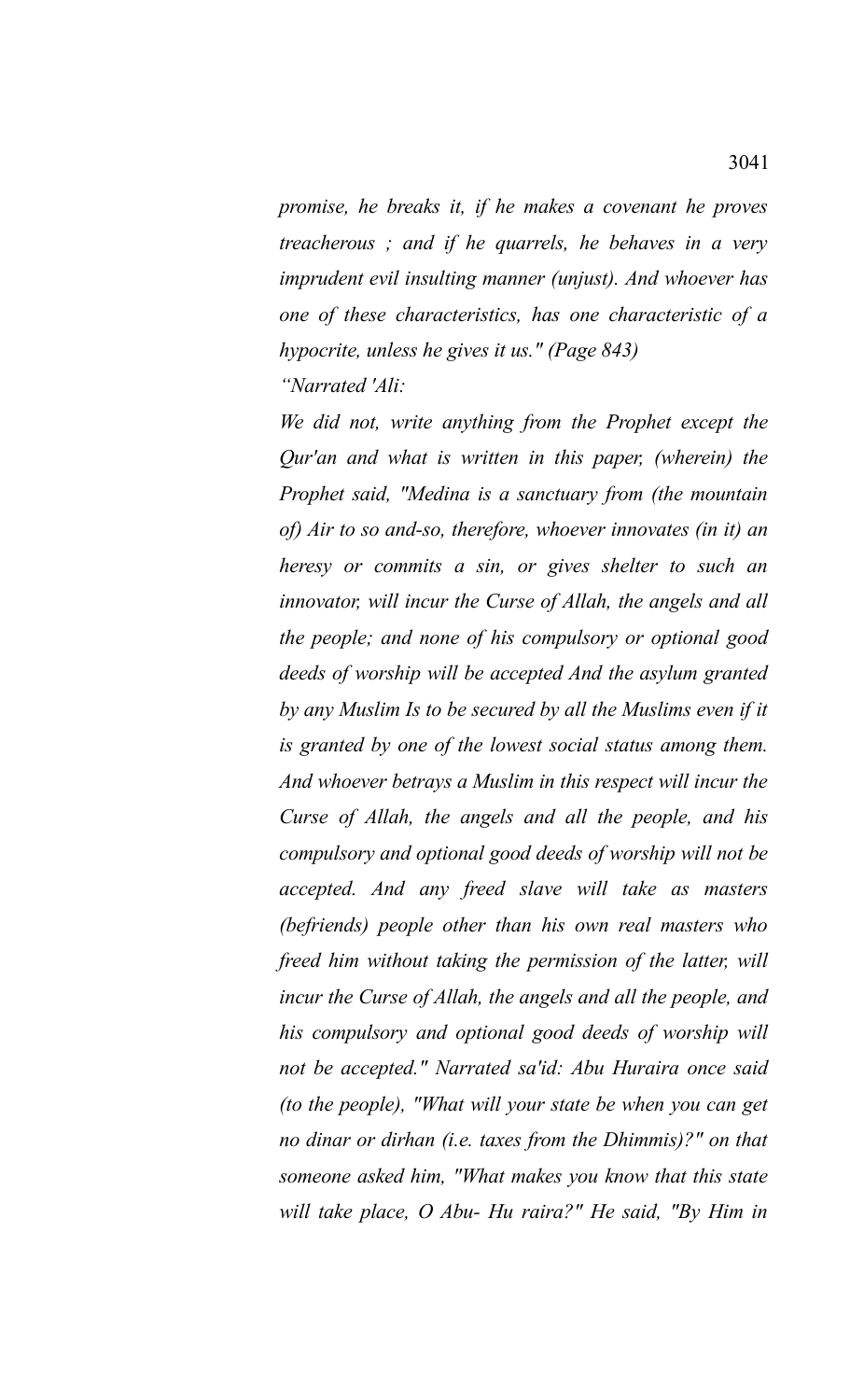*promise, he breaks it, if he makes a covenant he proves treacherous ; and if he quarrels, he behaves in a very imprudent evil insulting manner (unjust). And whoever has one of these characteristics, has one characteristic of a hypocrite, unless he gives it us." (Page 843)*

*"Narrated 'Ali:*

*We did not, write anything from the Prophet except the Qur'an and what is written in this paper, (wherein) the Prophet said, "Medina is a sanctuary from (the mountain of) Air to so and-so, therefore, whoever innovates (in it) an heresy or commits a sin, or gives shelter to such an innovator, will incur the Curse of Allah, the angels and all the people; and none of his compulsory or optional good deeds of worship will be accepted And the asylum granted by any Muslim Is to be secured by all the Muslims even if it is granted by one of the lowest social status among them. And whoever betrays a Muslim in this respect will incur the Curse of Allah, the angels and all the people, and his compulsory and optional good deeds of worship will not be accepted. And any freed slave will take as masters (befriends) people other than his own real masters who freed him without taking the permission of the latter, will incur the Curse of Allah, the angels and all the people, and his compulsory and optional good deeds of worship will not be accepted." Narrated sa'id: Abu Huraira once said (to the people), "What will your state be when you can get no dinar or dirhan (i.e. taxes from the Dhimmis)?" on that someone asked him, "What makes you know that this state will take place, O Abu- Hu raira?" He said, "By Him in*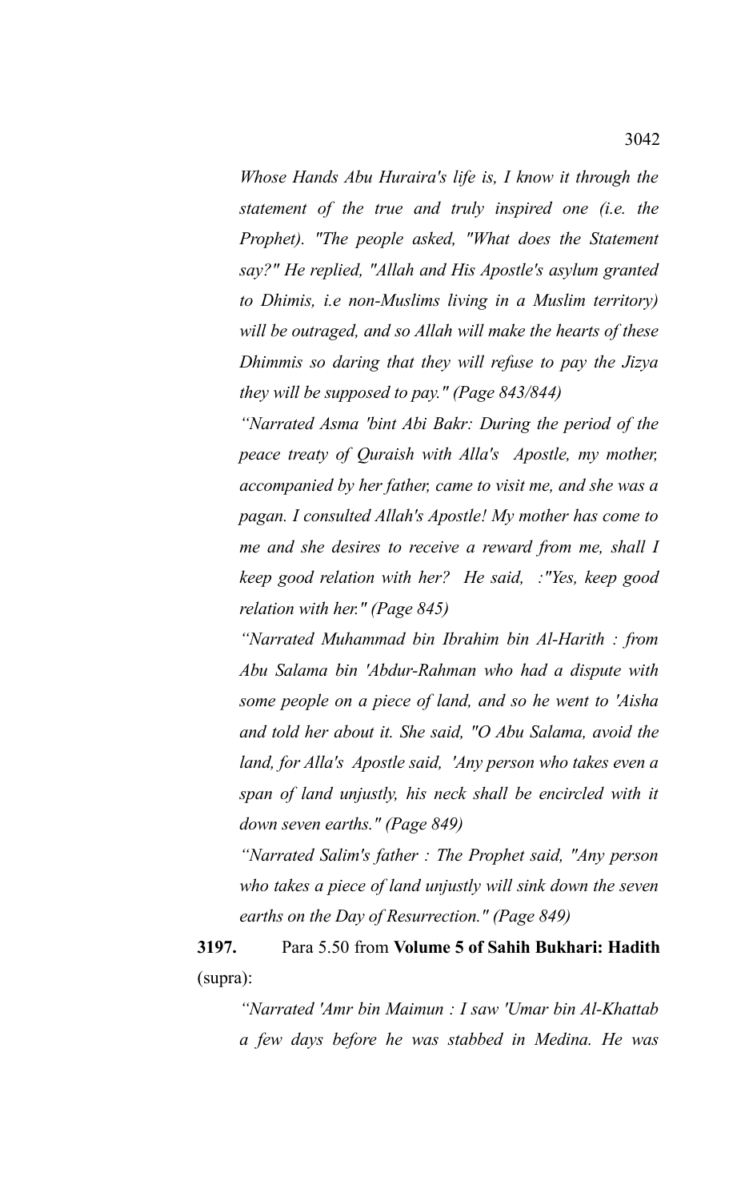*Whose Hands Abu Huraira's life is, I know it through the statement of the true and truly inspired one (i.e. the Prophet). "The people asked, "What does the Statement say?" He replied, "Allah and His Apostle's asylum granted to Dhimis, i.e non-Muslims living in a Muslim territory) will be outraged, and so Allah will make the hearts of these Dhimmis so daring that they will refuse to pay the Jizya they will be supposed to pay." (Page 843/844)*

*"Narrated Asma 'bint Abi Bakr: During the period of the peace treaty of Quraish with Alla's Apostle, my mother, accompanied by her father, came to visit me, and she was a pagan. I consulted Allah's Apostle! My mother has come to me and she desires to receive a reward from me, shall I keep good relation with her? He said, :"Yes, keep good relation with her." (Page 845)*

*"Narrated Muhammad bin Ibrahim bin Al-Harith : from Abu Salama bin 'Abdur-Rahman who had a dispute with some people on a piece of land, and so he went to 'Aisha and told her about it. She said, "O Abu Salama, avoid the land, for Alla's Apostle said, 'Any person who takes even a span of land unjustly, his neck shall be encircled with it down seven earths." (Page 849)*

*"Narrated Salim's father : The Prophet said, "Any person who takes a piece of land unjustly will sink down the seven earths on the Day of Resurrection." (Page 849)*

**3197.** Para 5.50 from **Volume 5 of Sahih Bukhari: Hadith** (supra):

*"Narrated 'Amr bin Maimun : I saw 'Umar bin Al-Khattab a few days before he was stabbed in Medina. He was*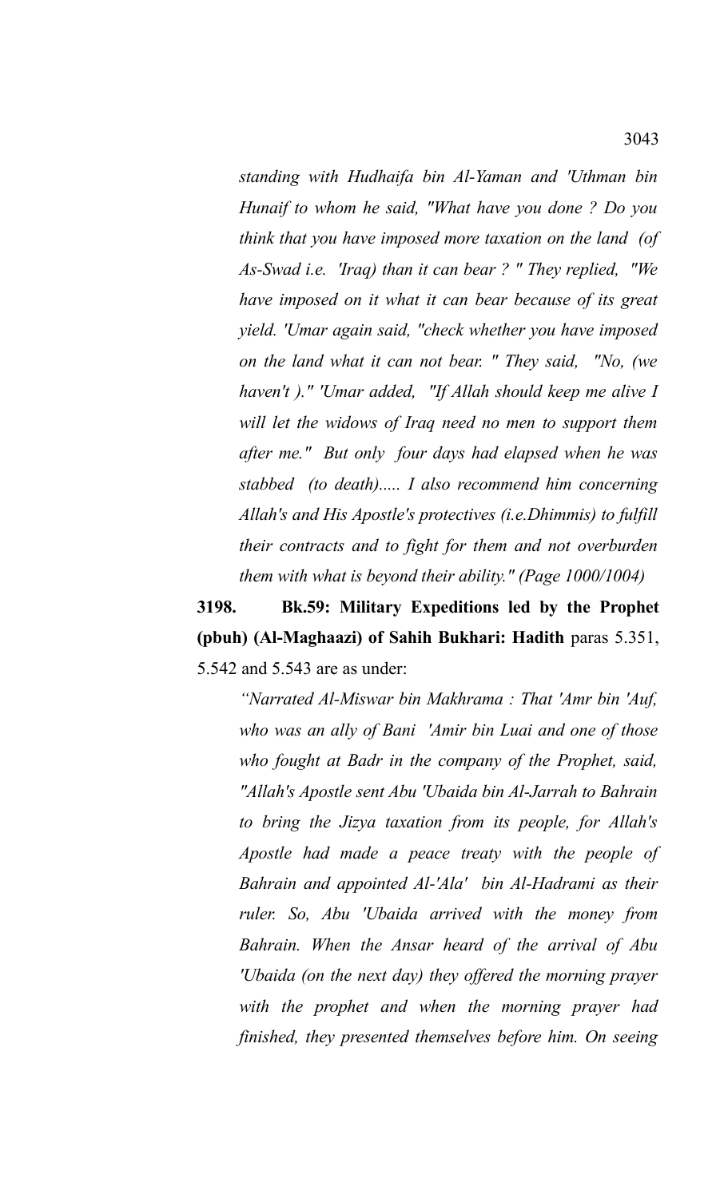*standing with Hudhaifa bin Al-Yaman and 'Uthman bin Hunaif to whom he said, "What have you done ? Do you think that you have imposed more taxation on the land (of As-Swad i.e. 'Iraq) than it can bear ? " They replied, "We have imposed on it what it can bear because of its great yield. 'Umar again said, "check whether you have imposed on the land what it can not bear. " They said, "No, (we haven't )." 'Umar added, "If Allah should keep me alive I will let the widows of Iraq need no men to support them after me." But only four days had elapsed when he was stabbed (to death)..... I also recommend him concerning Allah's and His Apostle's protectives (i.e.Dhimmis) to fulfill their contracts and to fight for them and not overburden them with what is beyond their ability." (Page 1000/1004)*

**3198. Bk.59: Military Expeditions led by the Prophet (pbuh) (Al-Maghaazi) of Sahih Bukhari: Hadith** paras 5.351, 5.542 and 5.543 are as under:

*"Narrated Al-Miswar bin Makhrama : That 'Amr bin 'Auf, who was an ally of Bani 'Amir bin Luai and one of those who fought at Badr in the company of the Prophet, said, "Allah's Apostle sent Abu 'Ubaida bin Al-Jarrah to Bahrain to bring the Jizya taxation from its people, for Allah's Apostle had made a peace treaty with the people of Bahrain and appointed Al-'Ala' bin Al-Hadrami as their ruler. So, Abu 'Ubaida arrived with the money from Bahrain. When the Ansar heard of the arrival of Abu 'Ubaida (on the next day) they offered the morning prayer with the prophet and when the morning prayer had finished, they presented themselves before him. On seeing*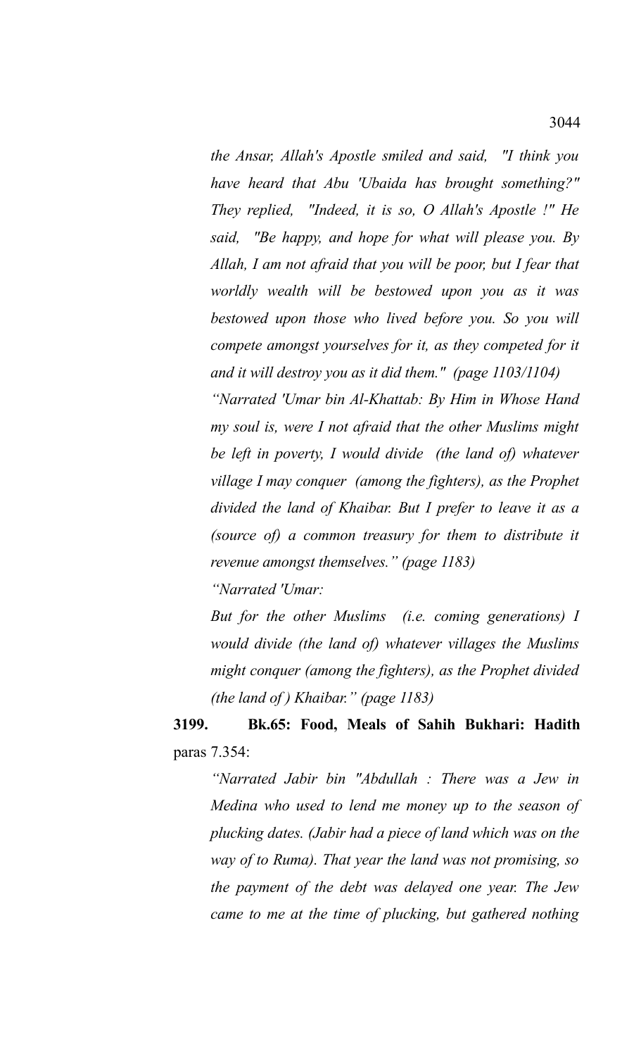*the Ansar, Allah's Apostle smiled and said, "I think you have heard that Abu 'Ubaida has brought something?" They replied, "Indeed, it is so, O Allah's Apostle !" He said, "Be happy, and hope for what will please you. By Allah, I am not afraid that you will be poor, but I fear that worldly wealth will be bestowed upon you as it was bestowed upon those who lived before you. So you will compete amongst yourselves for it, as they competed for it and it will destroy you as it did them." (page 1103/1104)*

*"Narrated 'Umar bin Al-Khattab: By Him in Whose Hand my soul is, were I not afraid that the other Muslims might be left in poverty, I would divide (the land of) whatever village I may conquer (among the fighters), as the Prophet divided the land of Khaibar. But I prefer to leave it as a (source of) a common treasury for them to distribute it revenue amongst themselves." (page 1183)*

*"Narrated 'Umar:*

*But for the other Muslims (i.e. coming generations) I would divide (the land of) whatever villages the Muslims might conquer (among the fighters), as the Prophet divided (the land of ) Khaibar." (page 1183)*

**3199. Bk.65: Food, Meals of Sahih Bukhari: Hadith** paras 7.354:

*"Narrated Jabir bin "Abdullah : There was a Jew in Medina who used to lend me money up to the season of plucking dates. (Jabir had a piece of land which was on the way of to Ruma). That year the land was not promising, so the payment of the debt was delayed one year. The Jew came to me at the time of plucking, but gathered nothing*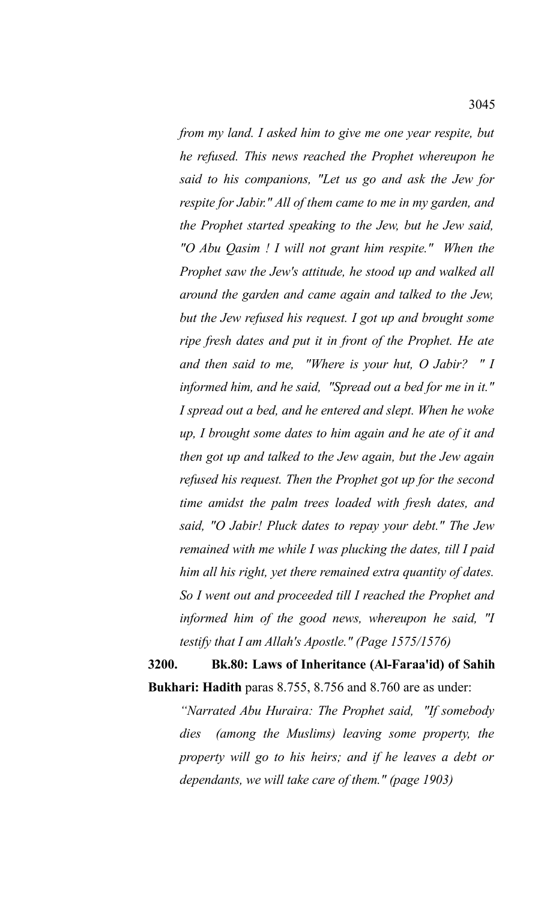*from my land. I asked him to give me one year respite, but he refused. This news reached the Prophet whereupon he said to his companions, "Let us go and ask the Jew for respite for Jabir." All of them came to me in my garden, and the Prophet started speaking to the Jew, but he Jew said, "O Abu Qasim ! I will not grant him respite." When the Prophet saw the Jew's attitude, he stood up and walked all around the garden and came again and talked to the Jew, but the Jew refused his request. I got up and brought some ripe fresh dates and put it in front of the Prophet. He ate and then said to me, "Where is your hut, O Jabir? " I informed him, and he said, "Spread out a bed for me in it." I spread out a bed, and he entered and slept. When he woke up, I brought some dates to him again and he ate of it and then got up and talked to the Jew again, but the Jew again refused his request. Then the Prophet got up for the second time amidst the palm trees loaded with fresh dates, and said, "O Jabir! Pluck dates to repay your debt." The Jew remained with me while I was plucking the dates, till I paid him all his right, yet there remained extra quantity of dates. So I went out and proceeded till I reached the Prophet and informed him of the good news, whereupon he said, "I testify that I am Allah's Apostle." (Page 1575/1576)*

**3200. Bk.80: Laws of Inheritance (Al-Faraa'id) of Sahih Bukhari: Hadith** paras 8.755, 8.756 and 8.760 are as under:

*"Narrated Abu Huraira: The Prophet said, "If somebody dies (among the Muslims) leaving some property, the property will go to his heirs; and if he leaves a debt or dependants, we will take care of them." (page 1903)*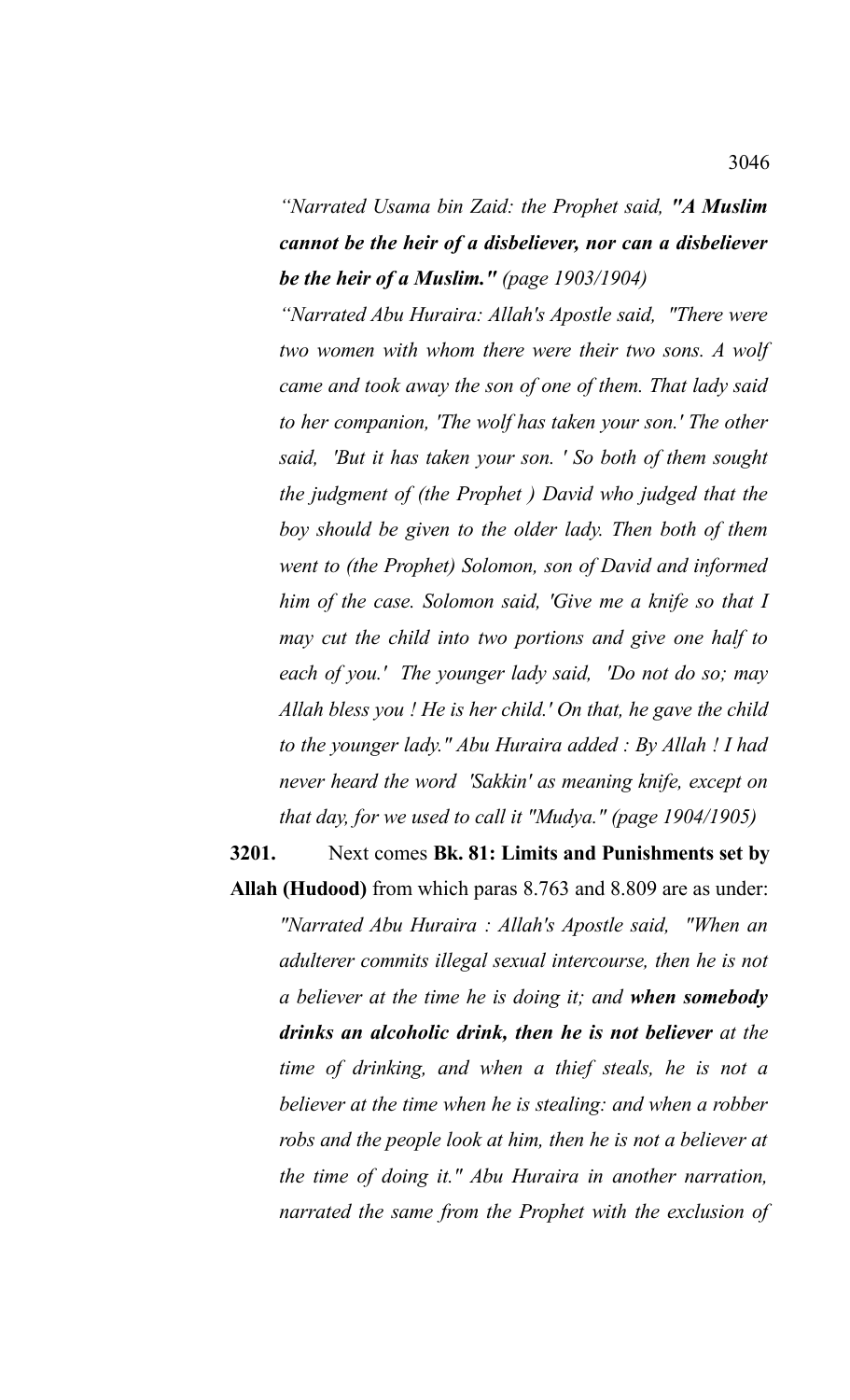*“Narrated Usama bin Zaid: the Prophet said, **"A Muslim cannot be the heir of a disbeliever, nor can a disbeliever be the heir of a Muslim."** (page 1903/1904)*

*“Narrated Abu Huraira: Allah's Apostle said, "There were two women with whom there were their two sons. A wolf came and took away the son of one of them. That lady said to her companion, 'The wolf has taken your son.' The other said, 'But it has taken your son. ' So both of them sought the judgment of (the Prophet ) David who judged that the boy should be given to the older lady. Then both of them went to (the Prophet) Solomon, son of David and informed him of the case. Solomon said, 'Give me a knife so that I may cut the child into two portions and give one half to each of you.' The younger lady said, 'Do not do so; may Allah bless you ! He is her child.' On that, he gave the child to the younger lady." Abu Huraira added : By Allah ! I had never heard the word 'Sakkin' as meaning knife, except on that day, for we used to call it "Mudya." (page 1904/1905)*

**3201.** Next comes **Bk. 81: Limits and Punishments set by Allah (Hudood)** from which paras 8.763 and 8.809 are as under:

*"Narrated Abu Huraira : Allah's Apostle said, "When an adulterer commits illegal sexual intercourse, then he is not a believer at the time he is doing it; and **when somebody drinks an alcoholic drink, then he is not believer** at the time of drinking, and when a thief steals, he is not a believer at the time when he is stealing: and when a robber robs and the people look at him, then he is not a believer at the time of doing it." Abu Huraira in another narration, narrated the same from the Prophet with the exclusion of*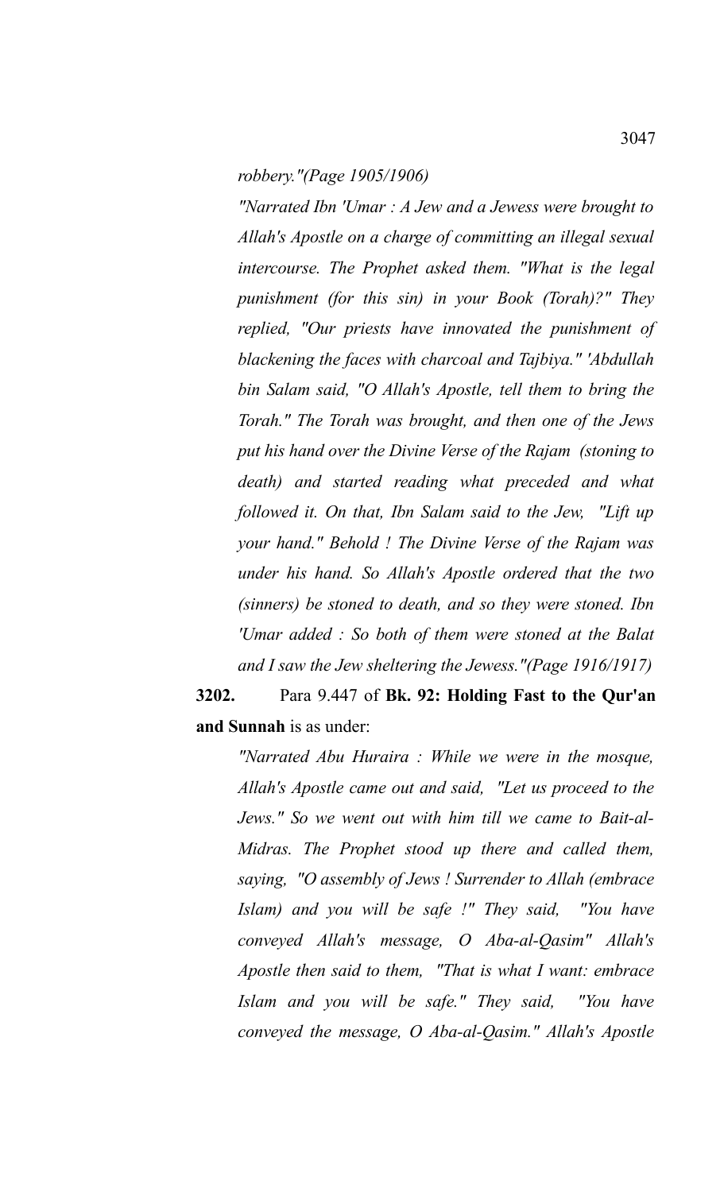*robbery."(Page 1905/1906)*

*"Narrated Ibn 'Umar : A Jew and a Jewess were brought to Allah's Apostle on a charge of committing an illegal sexual intercourse. The Prophet asked them. "What is the legal punishment (for this sin) in your Book (Torah)?" They replied, "Our priests have innovated the punishment of blackening the faces with charcoal and Tajbiya." 'Abdullah bin Salam said, "O Allah's Apostle, tell them to bring the Torah." The Torah was brought, and then one of the Jews put his hand over the Divine Verse of the Rajam (stoning to death) and started reading what preceded and what followed it. On that, Ibn Salam said to the Jew, "Lift up your hand." Behold ! The Divine Verse of the Rajam was under his hand. So Allah's Apostle ordered that the two (sinners) be stoned to death, and so they were stoned. Ibn 'Umar added : So both of them were stoned at the Balat and I saw the Jew sheltering the Jewess."(Page 1916/1917)*

**3202.** Para 9.447 of **Bk. 92: Holding Fast to the Qur'an and Sunnah** is as under:

*"Narrated Abu Huraira : While we were in the mosque, Allah's Apostle came out and said, "Let us proceed to the Jews." So we went out with him till we came to Bait-al-Midras. The Prophet stood up there and called them, saying, "O assembly of Jews ! Surrender to Allah (embrace Islam) and you will be safe !" They said, "You have conveyed Allah's message, O Aba-al-Qasim" Allah's Apostle then said to them, "That is what I want: embrace Islam and you will be safe." They said, "You have conveyed the message, O Aba-al-Qasim." Allah's Apostle*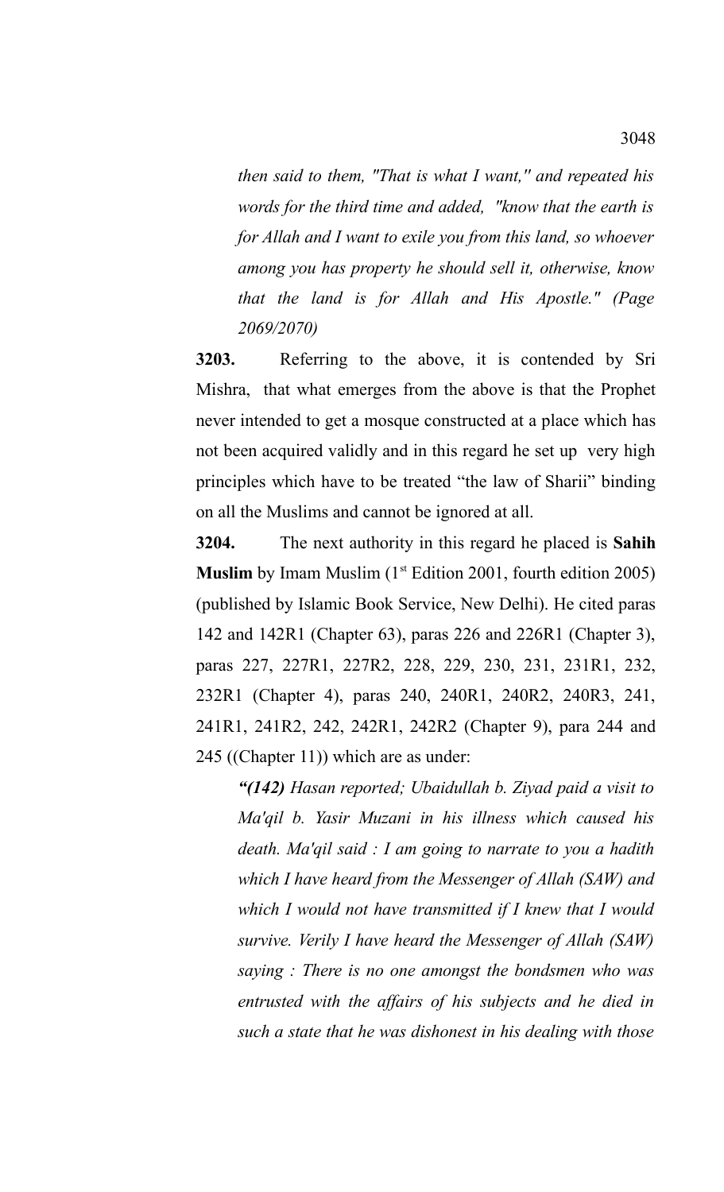*then said to them, "That is what I want," and repeated his words for the third time and added, "know that the earth is for Allah and I want to exile you from this land, so whoever among you has property he should sell it, otherwise, know that the land is for Allah and His Apostle." (Page 2069/2070)*

**3203.** Referring to the above, it is contended by Sri Mishra, that what emerges from the above is that the Prophet never intended to get a mosque constructed at a place which has not been acquired validly and in this regard he set up very high principles which have to be treated "the law of Sharii" binding on all the Muslims and cannot be ignored at all.

**3204.** The next authority in this regard he placed is **Sahih Muslim** by Imam Muslim (1st Edition 2001, fourth edition 2005) (published by Islamic Book Service, New Delhi). He cited paras 142 and 142R1 (Chapter 63), paras 226 and 226R1 (Chapter 3), paras 227, 227R1, 227R2, 228, 229, 230, 231, 231R1, 232, 232R1 (Chapter 4), paras 240, 240R1, 240R2, 240R3, 241, 241R1, 241R2, 242, 242R1, 242R2 (Chapter 9), para 244 and 245 ((Chapter 11)) which are as under:

***"(142)** Hasan reported; Ubaidullah b. Ziyad paid a visit to Ma'qil b. Yasir Muzani in his illness which caused his death. Ma'qil said : I am going to narrate to you a hadith which I have heard from the Messenger of Allah (SAW) and which I would not have transmitted if I knew that I would survive. Verily I have heard the Messenger of Allah (SAW) saying : There is no one amongst the bondsmen who was entrusted with the affairs of his subjects and he died in such a state that he was dishonest in his dealing with those*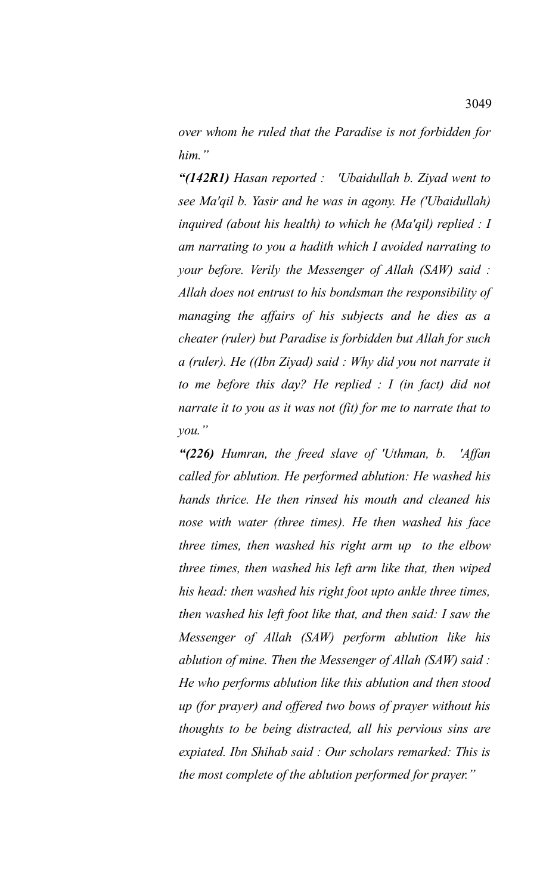*over whom he ruled that the Paradise is not forbidden for him."*

***"(142R1)*** *Hasan reported : 'Ubaidullah b. Ziyad went to see Ma'qil b. Yasir and he was in agony. He ('Ubaidullah) inquired (about his health) to which he (Ma'qil) replied : I am narrating to you a hadith which I avoided narrating to your before. Verily the Messenger of Allah (SAW) said : Allah does not entrust to his bondsman the responsibility of managing the affairs of his subjects and he dies as a cheater (ruler) but Paradise is forbidden but Allah for such a (ruler). He ((Ibn Ziyad) said : Why did you not narrate it to me before this day? He replied : I (in fact) did not narrate it to you as it was not (fit) for me to narrate that to you."*

***"(226)*** *Humran, the freed slave of 'Uthman, b. 'Affan called for ablution. He performed ablution: He washed his hands thrice. He then rinsed his mouth and cleaned his nose with water (three times). He then washed his face three times, then washed his right arm up to the elbow three times, then washed his left arm like that, then wiped his head: then washed his right foot upto ankle three times, then washed his left foot like that, and then said: I saw the Messenger of Allah (SAW) perform ablution like his ablution of mine. Then the Messenger of Allah (SAW) said : He who performs ablution like this ablution and then stood up (for prayer) and offered two bows of prayer without his thoughts to be being distracted, all his pervious sins are expiated. Ibn Shihab said : Our scholars remarked: This is the most complete of the ablution performed for prayer."*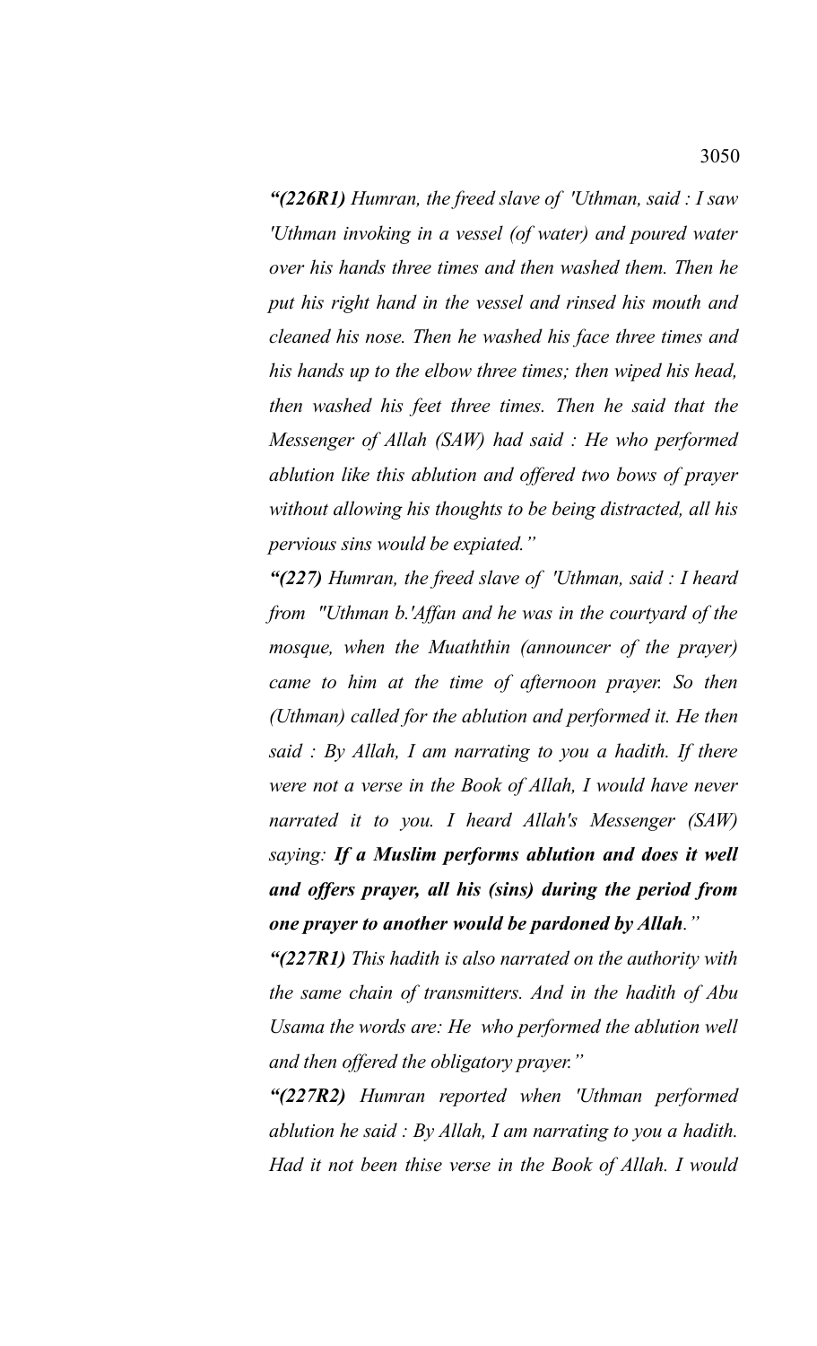***"(226R1)** Humran, the freed slave of 'Uthman, said : I saw 'Uthman invoking in a vessel (of water) and poured water over his hands three times and then washed them. Then he put his right hand in the vessel and rinsed his mouth and cleaned his nose. Then he washed his face three times and his hands up to the elbow three times; then wiped his head, then washed his feet three times. Then he said that the Messenger of Allah (SAW) had said : He who performed ablution like this ablution and offered two bows of prayer without allowing his thoughts to be being distracted, all his pervious sins would be expiated."*

***"(227)** Humran, the freed slave of 'Uthman, said : I heard from "Uthman b.'Affan and he was in the courtyard of the mosque, when the Muaththin (announcer of the prayer) came to him at the time of afternoon prayer. So then (Uthman) called for the ablution and performed it. He then said : By Allah, I am narrating to you a hadith. If there were not a verse in the Book of Allah, I would have never narrated it to you. I heard Allah's Messenger (SAW) saying: **If a Muslim performs ablution and does it well and offers prayer, all his (sins) during the period from one prayer to another would be pardoned by Allah**."*

***"(227R1)** This hadith is also narrated on the authority with the same chain of transmitters. And in the hadith of Abu Usama the words are: He who performed the ablution well and then offered the obligatory prayer."*

***"(227R2)** Humran reported when 'Uthman performed ablution he said : By Allah, I am narrating to you a hadith. Had it not been thise verse in the Book of Allah. I would*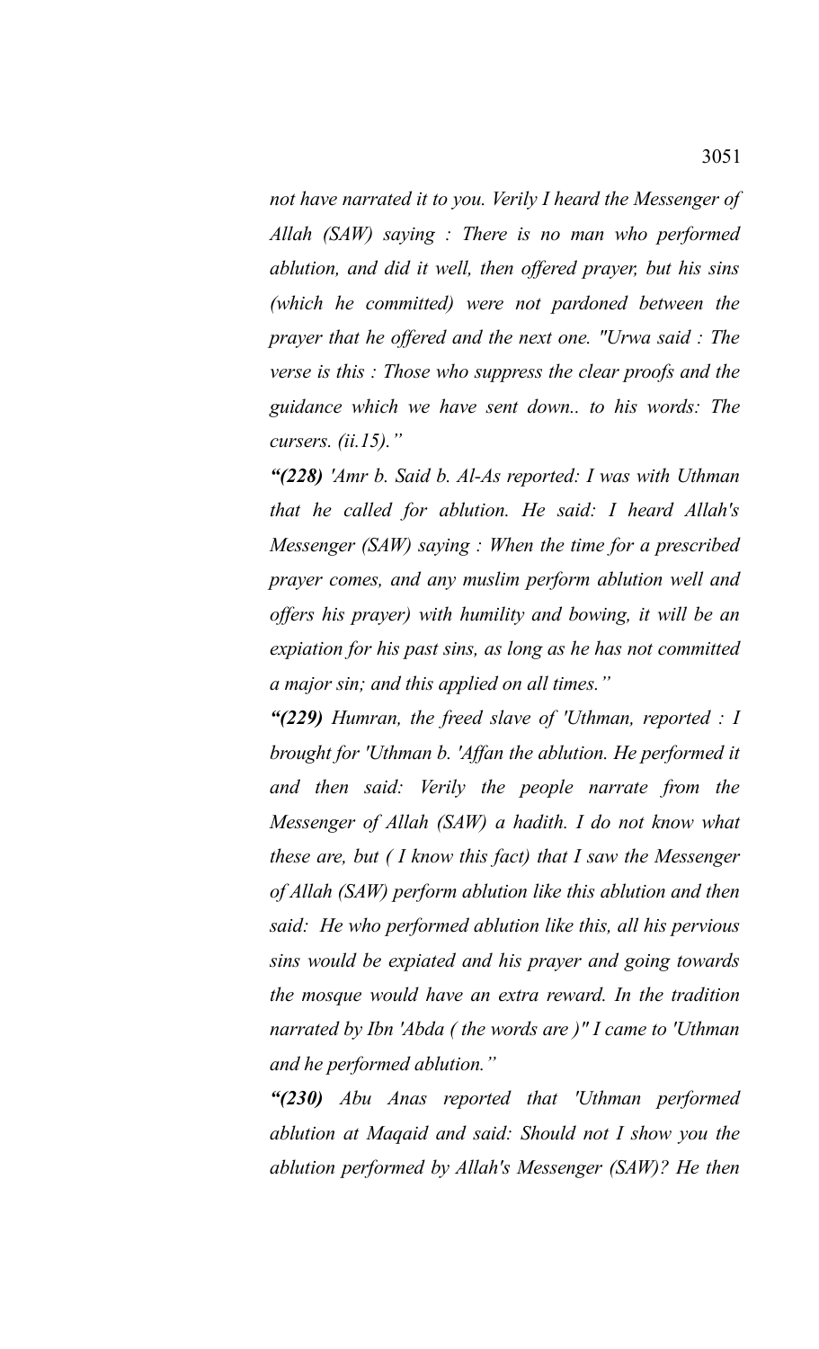*not have narrated it to you. Verily I heard the Messenger of Allah (SAW) saying : There is no man who performed ablution, and did it well, then offered prayer, but his sins (which he committed) were not pardoned between the prayer that he offered and the next one. "Urwa said : The verse is this : Those who suppress the clear proofs and the guidance which we have sent down.. to his words: The cursers. (ii.15)."*

*"**(228)** 'Amr b. Said b. Al-As reported: I was with Uthman that he called for ablution. He said: I heard Allah's Messenger (SAW) saying : When the time for a prescribed prayer comes, and any muslim perform ablution well and offers his prayer) with humility and bowing, it will be an expiation for his past sins, as long as he has not committed a major sin; and this applied on all times."*

*"**(229)** Humran, the freed slave of 'Uthman, reported : I brought for 'Uthman b. 'Affan the ablution. He performed it and then said: Verily the people narrate from the Messenger of Allah (SAW) a hadith. I do not know what these are, but ( I know this fact) that I saw the Messenger of Allah (SAW) perform ablution like this ablution and then said: He who performed ablution like this, all his pervious sins would be expiated and his prayer and going towards the mosque would have an extra reward. In the tradition narrated by Ibn 'Abda ( the words are )" I came to 'Uthman and he performed ablution."*

*"**(230)** Abu Anas reported that 'Uthman performed ablution at Maqaid and said: Should not I show you the ablution performed by Allah's Messenger (SAW)? He then*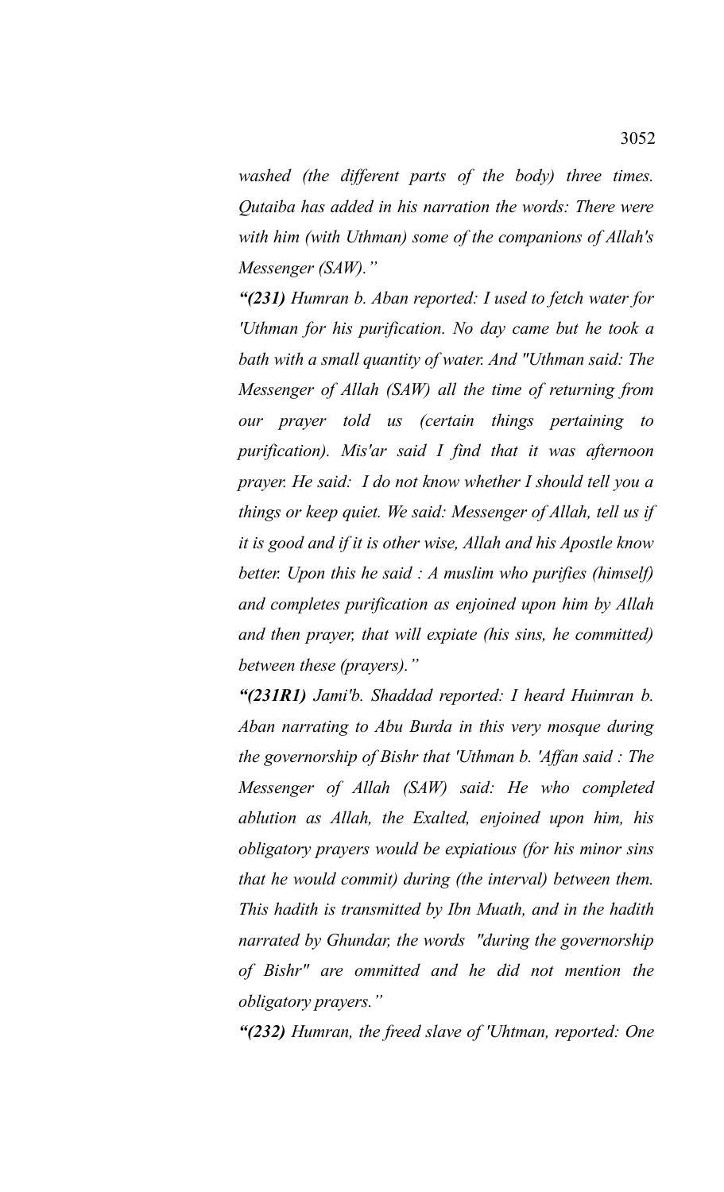*washed (the different parts of the body) three times. Qutaiba has added in his narration the words: There were with him (with Uthman) some of the companions of Allah's Messenger (SAW)."*

***"(231)** Humran b. Aban reported: I used to fetch water for 'Uthman for his purification. No day came but he took a bath with a small quantity of water. And "Uthman said: The Messenger of Allah (SAW) all the time of returning from our prayer told us (certain things pertaining to purification). Mis'ar said I find that it was afternoon prayer. He said: I do not know whether I should tell you a things or keep quiet. We said: Messenger of Allah, tell us if it is good and if it is other wise, Allah and his Apostle know better. Upon this he said : A muslim who purifies (himself) and completes purification as enjoined upon him by Allah and then prayer, that will expiate (his sins, he committed) between these (prayers)."*

***"(231R1)** Jami'b. Shaddad reported: I heard Huimran b. Aban narrating to Abu Burda in this very mosque during the governorship of Bishr that 'Uthman b. 'Affan said : The Messenger of Allah (SAW) said: He who completed ablution as Allah, the Exalted, enjoined upon him, his obligatory prayers would be expiatious (for his minor sins that he would commit) during (the interval) between them. This hadith is transmitted by Ibn Muath, and in the hadith narrated by Ghundar, the words "during the governorship of Bishr" are ommitted and he did not mention the obligatory prayers."*

***"(232)** Humran, the freed slave of 'Uhtman, reported: One*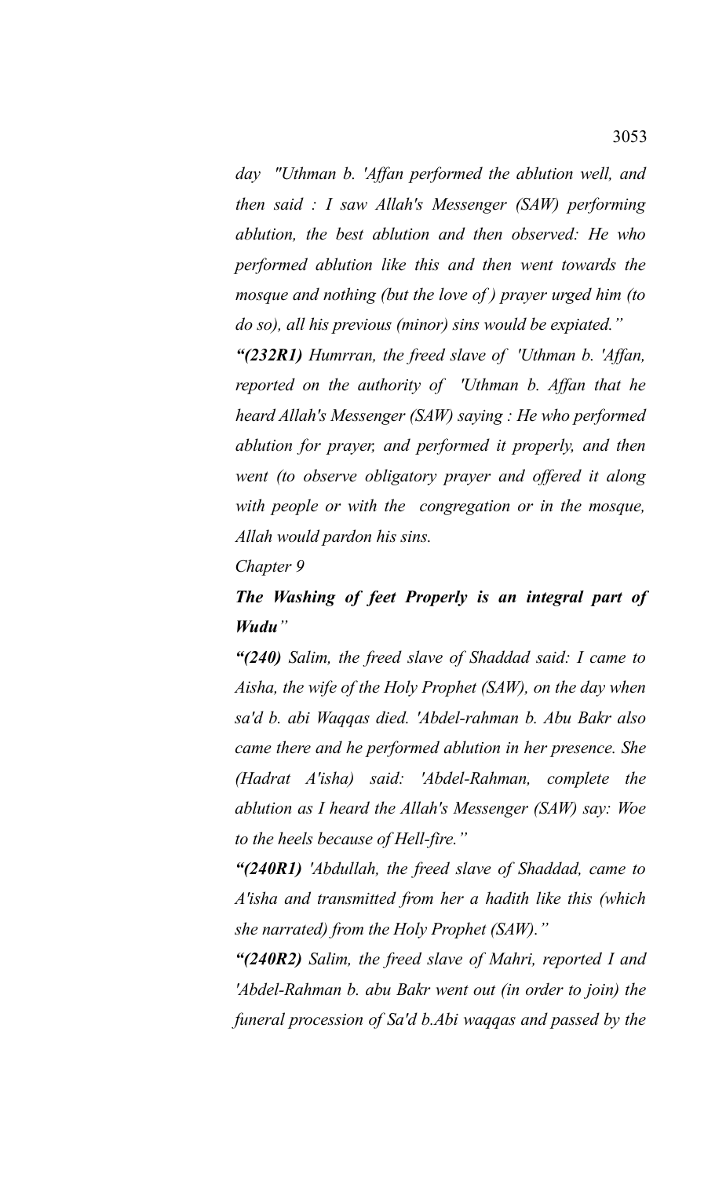*day "Uthman b. 'Affan performed the ablution well, and then said : I saw Allah's Messenger (SAW) performing ablution, the best ablution and then observed: He who performed ablution like this and then went towards the mosque and nothing (but the love of ) prayer urged him (to do so), all his previous (minor) sins would be expiated."*

***"(232R1)** Humrran, the freed slave of 'Uthman b. 'Affan, reported on the authority of 'Uthman b. Affan that he heard Allah's Messenger (SAW) saying : He who performed ablution for prayer, and performed it properly, and then went (to observe obligatory prayer and offered it along with people or with the congregation or in the mosque, Allah would pardon his sins.*

*Chapter 9*

***The Washing of feet Properly is an integral part of Wudu"***

***"(240)** Salim, the freed slave of Shaddad said: I came to Aisha, the wife of the Holy Prophet (SAW), on the day when sa'd b. abi Waqqas died. 'Abdel-rahman b. Abu Bakr also came there and he performed ablution in her presence. She (Hadrat A'isha) said: 'Abdel-Rahman, complete the ablution as I heard the Allah's Messenger (SAW) say: Woe to the heels because of Hell-fire."*

***"(240R1)** 'Abdullah, the freed slave of Shaddad, came to A'isha and transmitted from her a hadith like this (which she narrated) from the Holy Prophet (SAW)."*

***"(240R2)** Salim, the freed slave of Mahri, reported I and 'Abdel-Rahman b. abu Bakr went out (in order to join) the funeral procession of Sa'd b.Abi waqqas and passed by the*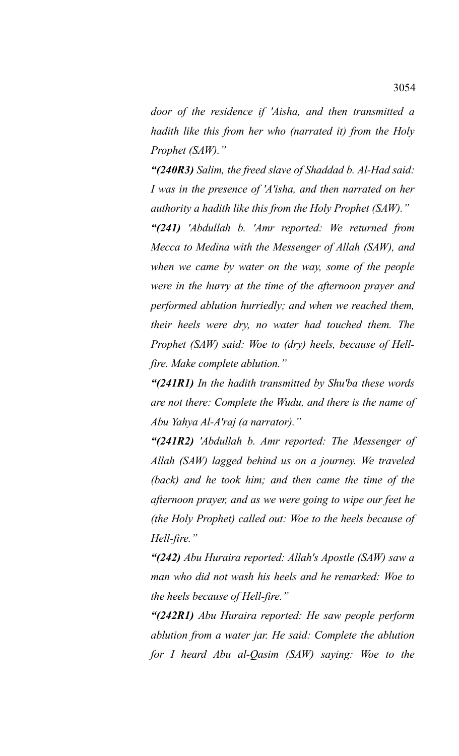*door of the residence if 'Aisha, and then transmitted a hadith like this from her who (narrated it) from the Holy Prophet (SAW)."*

***"(240R3)** Salim, the freed slave of Shaddad b. Al-Had said: I was in the presence of 'A'isha, and then narrated on her authority a hadith like this from the Holy Prophet (SAW)."*

***"(241)** 'Abdullah b. 'Amr reported: We returned from Mecca to Medina with the Messenger of Allah (SAW), and when we came by water on the way, some of the people were in the hurry at the time of the afternoon prayer and performed ablution hurriedly; and when we reached them, their heels were dry, no water had touched them. The Prophet (SAW) said: Woe to (dry) heels, because of Hell-fire. Make complete ablution."*

***"(241R1)** In the hadith transmitted by Shu'ba these words are not there: Complete the Wudu, and there is the name of Abu Yahya Al-A'raj (a narrator)."*

***"(241R2)** 'Abdullah b. Amr reported: The Messenger of Allah (SAW) lagged behind us on a journey. We traveled (back) and he took him; and then came the time of the afternoon prayer, and as we were going to wipe our feet he (the Holy Prophet) called out: Woe to the heels because of Hell-fire."*

***"(242)** Abu Huraira reported: Allah's Apostle (SAW) saw a man who did not wash his heels and he remarked: Woe to the heels because of Hell-fire."*

***"(242R1)** Abu Huraira reported: He saw people perform ablution from a water jar. He said: Complete the ablution for I heard Abu al-Qasim (SAW) saying: Woe to the*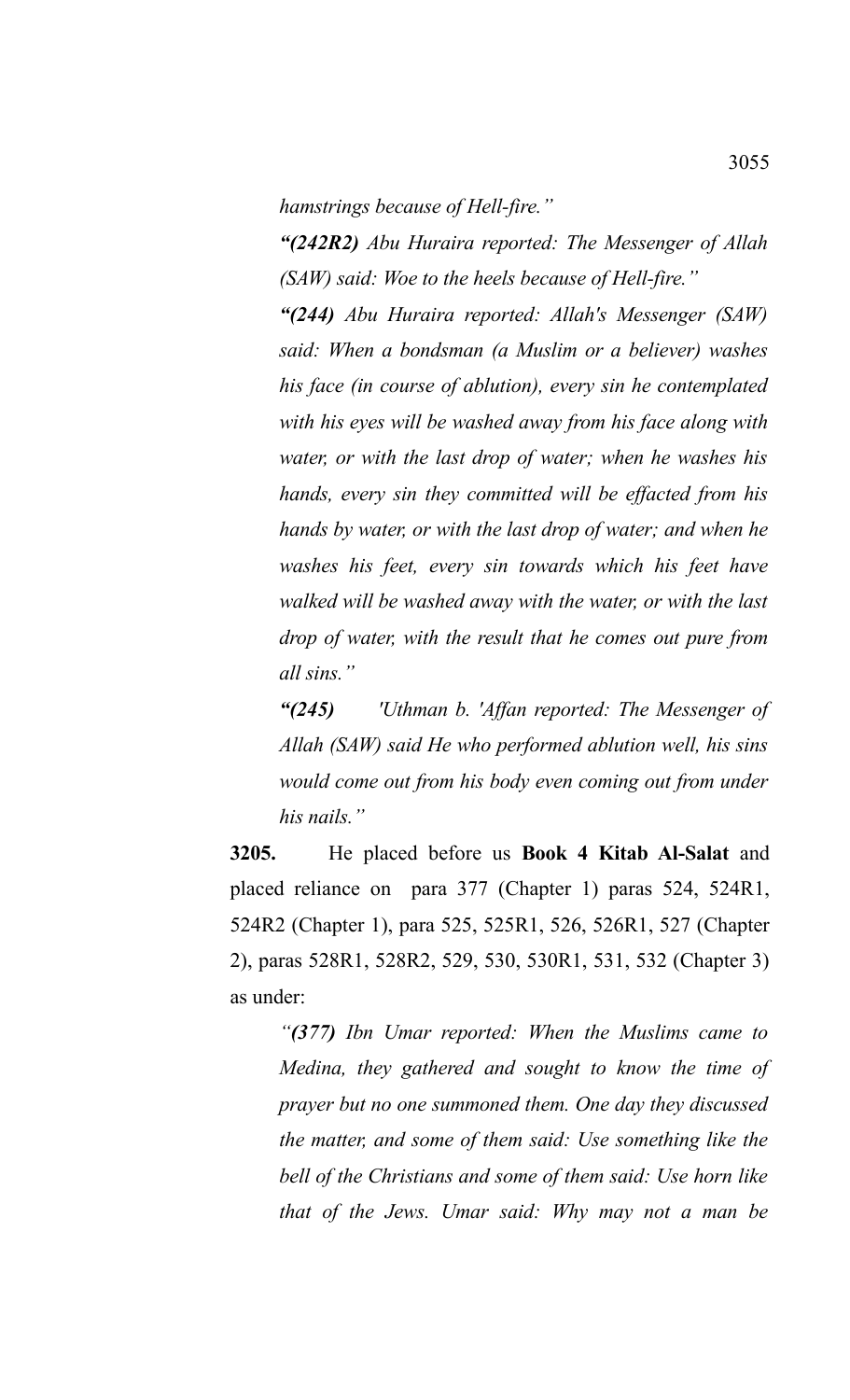*hamstrings because of Hell-fire.”*

*“**(242R2)** Abu Huraira reported: The Messenger of Allah (SAW) said: Woe to the heels because of Hell-fire.”*

*“**(244)** Abu Huraira reported: Allah's Messenger (SAW) said: When a bondsman (a Muslim or a believer) washes his face (in course of ablution), every sin he contemplated with his eyes will be washed away from his face along with water, or with the last drop of water; when he washes his hands, every sin they committed will be effacted from his hands by water, or with the last drop of water; and when he washes his feet, every sin towards which his feet have walked will be washed away with the water, or with the last drop of water, with the result that he comes out pure from all sins.”*

*“**(245)** 'Uthman b. 'Affan reported: The Messenger of Allah (SAW) said He who performed ablution well, his sins would come out from his body even coming out from under his nails.”*

**3205.** He placed before us **Book 4 Kitab Al-Salat** and placed reliance on para 377 (Chapter 1) paras 524, 524R1, 524R2 (Chapter 1), para 525, 525R1, 526, 526R1, 527 (Chapter 2), paras 528R1, 528R2, 529, 530, 530R1, 531, 532 (Chapter 3) as under:

*“**(377)** Ibn Umar reported: When the Muslims came to Medina, they gathered and sought to know the time of prayer but no one summoned them. One day they discussed the matter, and some of them said: Use something like the bell of the Christians and some of them said: Use horn like that of the Jews. Umar said: Why may not a man be*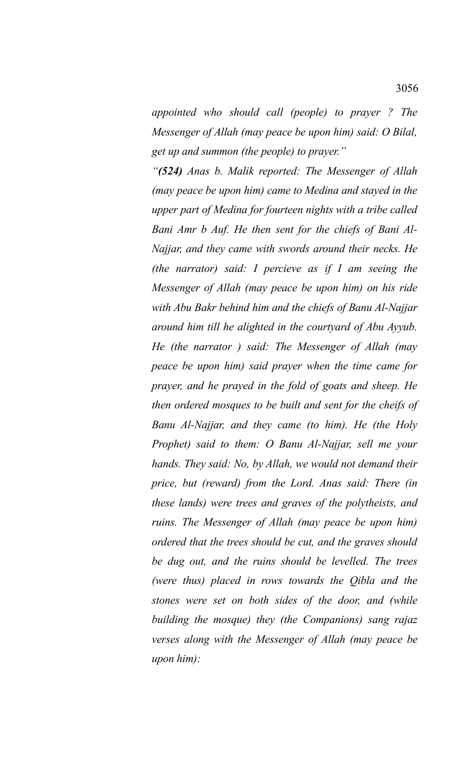*appointed who should call (people) to prayer ? The Messenger of Allah (may peace be upon him) said: O Bilal, get up and summon (the people) to prayer."*

*"**(524)** Anas b. Malik reported: The Messenger of Allah (may peace be upon him) came to Medina and stayed in the upper part of Medina for fourteen nights with a tribe called Bani Amr b Auf. He then sent for the chiefs of Bani Al-Najjar, and they came with swords around their necks. He (the narrator) said: I percieve as if I am seeing the Messenger of Allah (may peace be upon him) on his ride with Abu Bakr behind him and the chiefs of Banu Al-Najjar around him till he alighted in the courtyard of Abu Ayyub. He (the narrator ) said: The Messenger of Allah (may peace be upon him) said prayer when the time came for prayer, and he prayed in the fold of goats and sheep. He then ordered mosques to be built and sent for the cheifs of Banu Al-Najjar, and they came (to him). He (the Holy Prophet) said to them: O Banu Al-Najjar, sell me your hands. They said: No, by Allah, we would not demand their price, but (reward) from the Lord. Anas said: There (in these lands) were trees and graves of the polytheists, and ruins. The Messenger of Allah (may peace be upon him) ordered that the trees should be cut, and the graves should be dug out, and the ruins should be levelled. The trees (were thus) placed in rows towards the Qibla and the stones were set on both sides of the door, and (while building the mosque) they (the Companions) sang rajaz verses along with the Messenger of Allah (may peace be upon him):*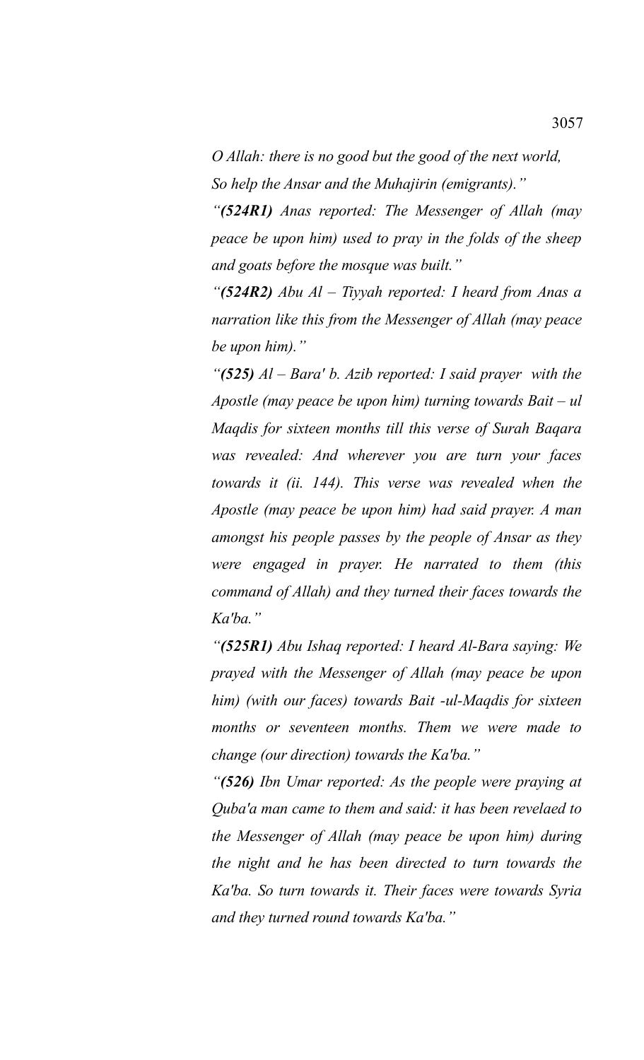*O Allah: there is no good but the good of the next world,*
*So help the Ansar and the Muhajirin (emigrants)."*

*"**(524R1)** Anas reported: The Messenger of Allah (may peace be upon him) used to pray in the folds of the sheep and goats before the mosque was built."*

*"**(524R2)** Abu Al – Tiyyah reported: I heard from Anas a narration like this from the Messenger of Allah (may peace be upon him)."*

*"**(525)** Al – Bara' b. Azib reported: I said prayer with the Apostle (may peace be upon him) turning towards Bait – ul Maqdis for sixteen months till this verse of Surah Baqara was revealed: And wherever you are turn your faces towards it (ii. 144). This verse was revealed when the Apostle (may peace be upon him) had said prayer. A man amongst his people passes by the people of Ansar as they were engaged in prayer. He narrated to them (this command of Allah) and they turned their faces towards the Ka'ba."*

*"**(525R1)** Abu Ishaq reported: I heard Al-Bara saying: We prayed with the Messenger of Allah (may peace be upon him) (with our faces) towards Bait -ul-Maqdis for sixteen months or seventeen months. Them we were made to change (our direction) towards the Ka'ba."*

*"**(526)** Ibn Umar reported: As the people were praying at Quba'a man came to them and said: it has been revelaed to the Messenger of Allah (may peace be upon him) during the night and he has been directed to turn towards the Ka'ba. So turn towards it. Their faces were towards Syria and they turned round towards Ka'ba."*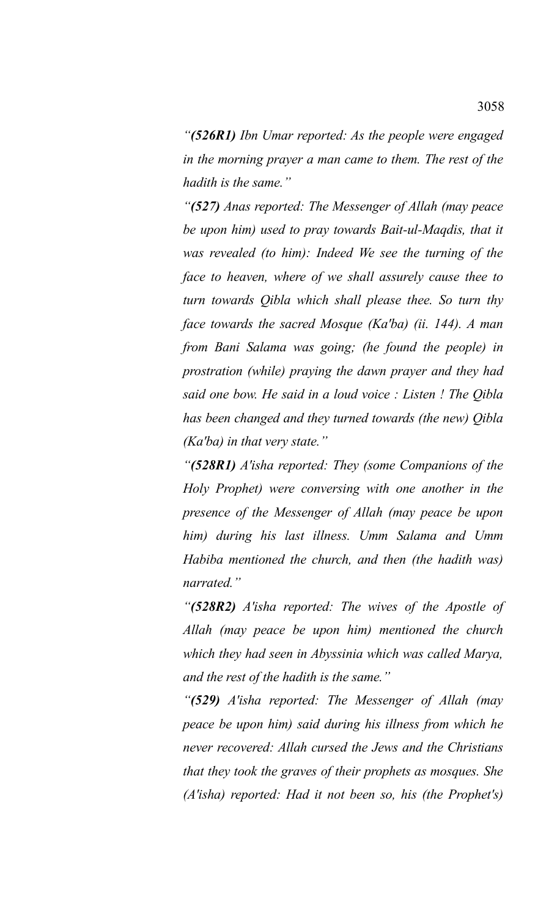*“**(526R1)** Ibn Umar reported: As the people were engaged in the morning prayer a man came to them. The rest of the hadith is the same.”*

*“**(527)** Anas reported: The Messenger of Allah (may peace be upon him) used to pray towards Bait-ul-Maqdis, that it was revealed (to him): Indeed We see the turning of the face to heaven, where of we shall assurely cause thee to turn towards Qibla which shall please thee. So turn thy face towards the sacred Mosque (Ka'ba) (ii. 144). A man from Bani Salama was going; (he found the people) in prostration (while) praying the dawn prayer and they had said one bow. He said in a loud voice : Listen ! The Qibla has been changed and they turned towards (the new) Qibla (Ka'ba) in that very state.”*

*“**(528R1)** A'isha reported: They (some Companions of the Holy Prophet) were conversing with one another in the presence of the Messenger of Allah (may peace be upon him) during his last illness. Umm Salama and Umm Habiba mentioned the church, and then (the hadith was) narrated.”*

*“**(528R2)** A'isha reported: The wives of the Apostle of Allah (may peace be upon him) mentioned the church which they had seen in Abyssinia which was called Marya, and the rest of the hadith is the same.”*

*“**(529)** A'isha reported: The Messenger of Allah (may peace be upon him) said during his illness from which he never recovered: Allah cursed the Jews and the Christians that they took the graves of their prophets as mosques. She (A'isha) reported: Had it not been so, his (the Prophet's)*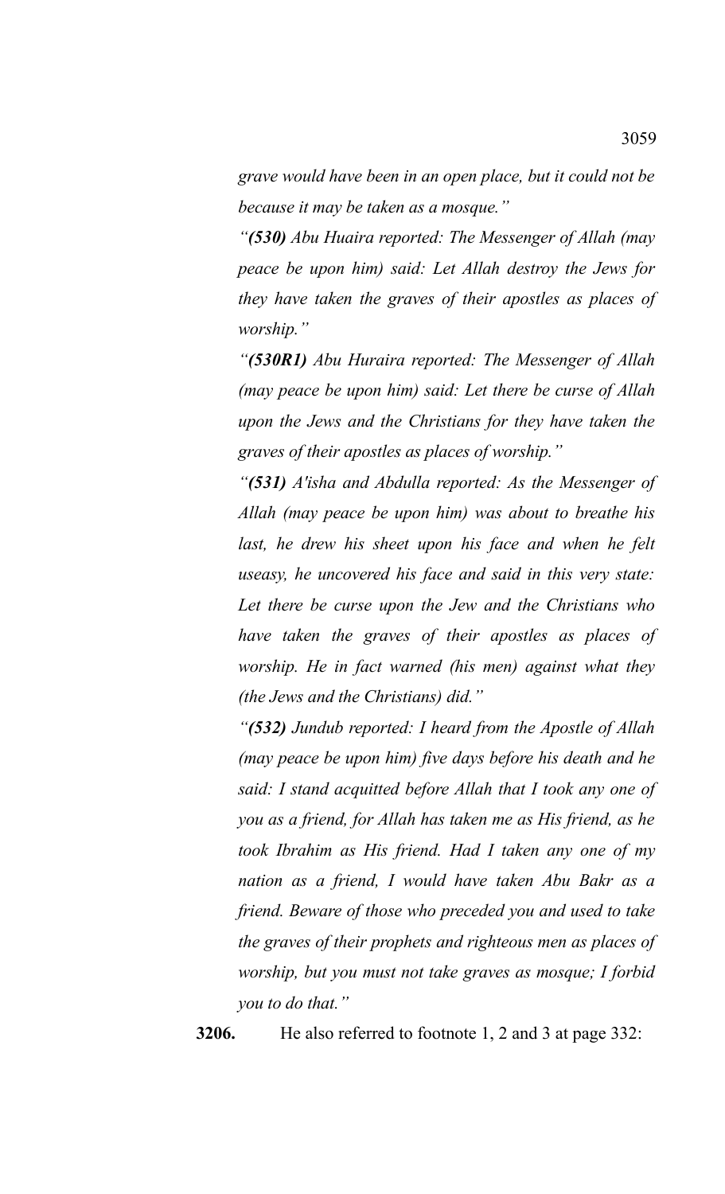*grave would have been in an open place, but it could not be because it may be taken as a mosque."*

*"**(530)** Abu Huaira reported: The Messenger of Allah (may peace be upon him) said: Let Allah destroy the Jews for they have taken the graves of their apostles as places of worship."*

*"**(530R1)** Abu Huraira reported: The Messenger of Allah (may peace be upon him) said: Let there be curse of Allah upon the Jews and the Christians for they have taken the graves of their apostles as places of worship."*

*"**(531)** A'isha and Abdulla reported: As the Messenger of Allah (may peace be upon him) was about to breathe his last, he drew his sheet upon his face and when he felt useasy, he uncovered his face and said in this very state: Let there be curse upon the Jew and the Christians who have taken the graves of their apostles as places of worship. He in fact warned (his men) against what they (the Jews and the Christians) did."*

*"**(532)** Jundub reported: I heard from the Apostle of Allah (may peace be upon him) five days before his death and he said: I stand acquitted before Allah that I took any one of you as a friend, for Allah has taken me as His friend, as he took Ibrahim as His friend. Had I taken any one of my nation as a friend, I would have taken Abu Bakr as a friend. Beware of those who preceded you and used to take the graves of their prophets and righteous men as places of worship, but you must not take graves as mosque; I forbid you to do that."*

**3206.** He also referred to footnote 1, 2 and 3 at page 332: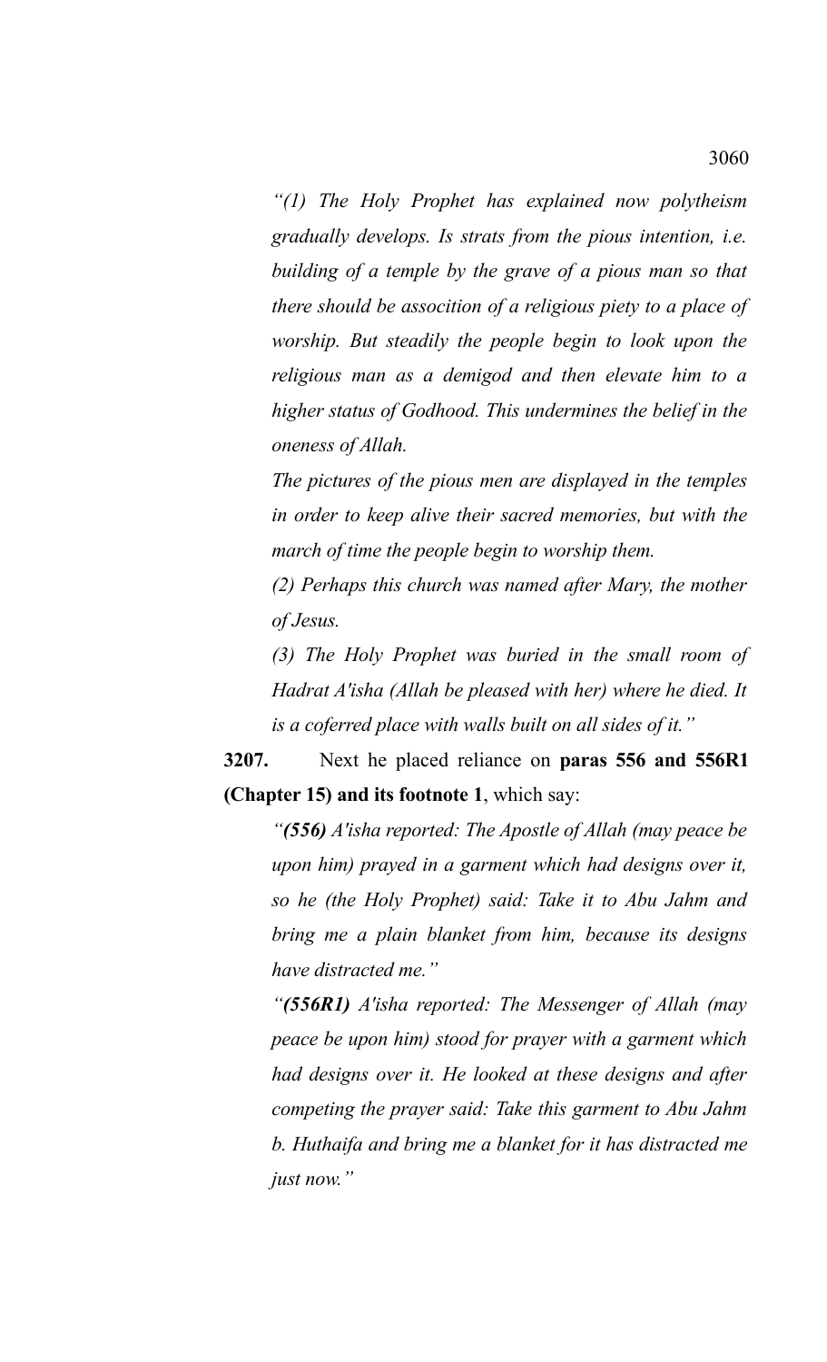*"(1) The Holy Prophet has explained now polytheism gradually develops. Is strats from the pious intention, i.e. building of a temple by the grave of a pious man so that there should be assocition of a religious piety to a place of worship. But steadily the people begin to look upon the religious man as a demigod and then elevate him to a higher status of Godhood. This undermines the belief in the oneness of Allah.*

*The pictures of the pious men are displayed in the temples in order to keep alive their sacred memories, but with the march of time the people begin to worship them.*

*(2) Perhaps this church was named after Mary, the mother of Jesus.*

*(3) The Holy Prophet was buried in the small room of Hadrat A'isha (Allah be pleased with her) where he died. It is a coferred place with walls built on all sides of it."*

**3207.** Next he placed reliance on **paras 556 and 556R1 (Chapter 15) and its footnote 1**, which say:

*"**(556)** A'isha reported: The Apostle of Allah (may peace be upon him) prayed in a garment which had designs over it, so he (the Holy Prophet) said: Take it to Abu Jahm and bring me a plain blanket from him, because its designs have distracted me."*

*"**(556R1)** A'isha reported: The Messenger of Allah (may peace be upon him) stood for prayer with a garment which had designs over it. He looked at these designs and after competing the prayer said: Take this garment to Abu Jahm b. Huthaifa and bring me a blanket for it has distracted me just now."*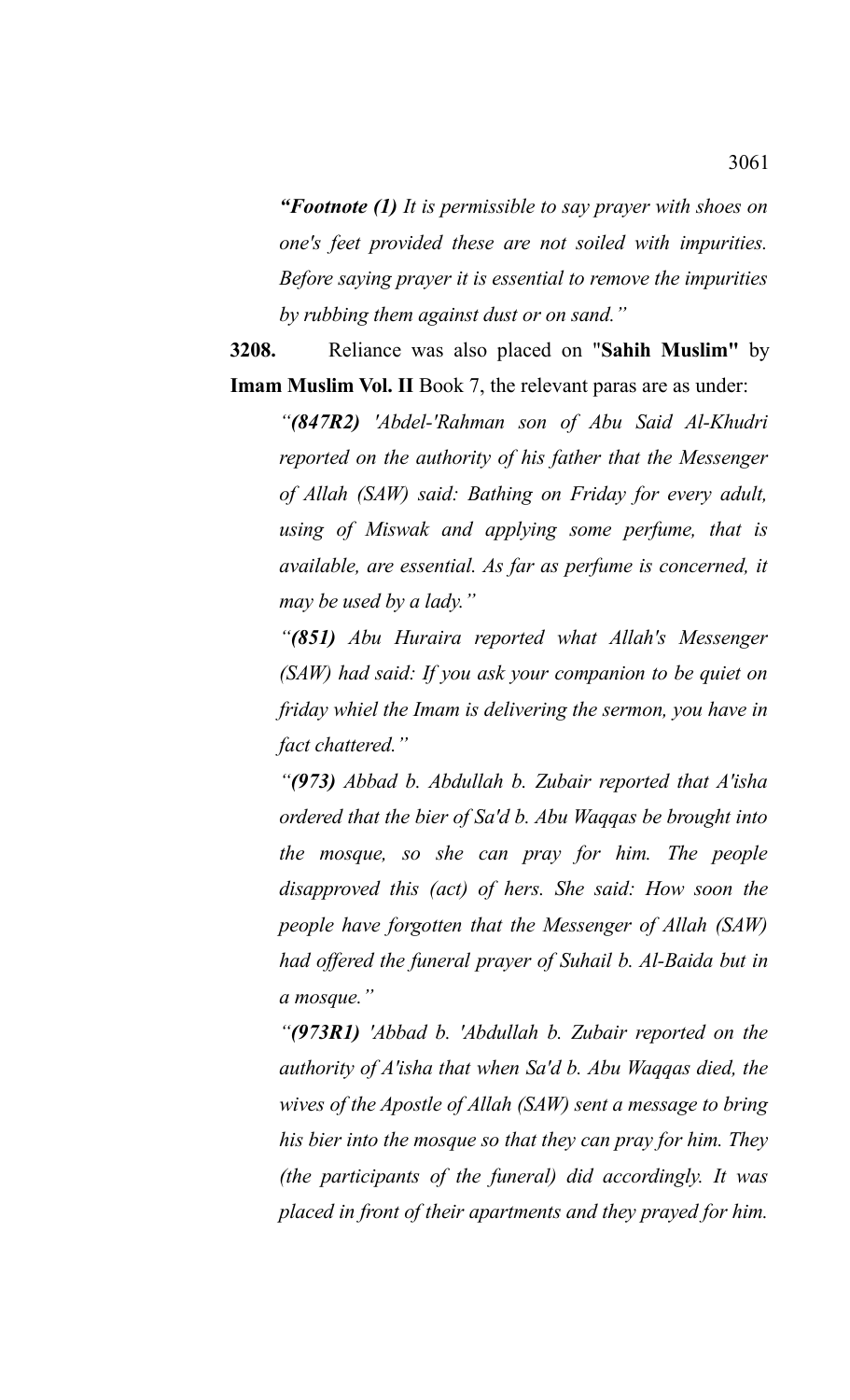*“**Footnote (1)** It is permissible to say prayer with shoes on one's feet provided these are not soiled with impurities. Before saying prayer it is essential to remove the impurities by rubbing them against dust or on sand.”*

**3208.** Reliance was also placed on "**Sahih Muslim"** by **Imam Muslim Vol. II** Book 7, the relevant paras are as under:

*“**(847R2)** 'Abdel-'Rahman son of Abu Said Al-Khudri reported on the authority of his father that the Messenger of Allah (SAW) said: Bathing on Friday for every adult, using of Miswak and applying some perfume, that is available, are essential. As far as perfume is concerned, it may be used by a lady.”*

*“**(851)** Abu Huraira reported what Allah's Messenger (SAW) had said: If you ask your companion to be quiet on friday whiel the Imam is delivering the sermon, you have in fact chattered.”*

*“**(973)** Abbad b. Abdullah b. Zubair reported that A'isha ordered that the bier of Sa'd b. Abu Waqqas be brought into the mosque, so she can pray for him. The people disapproved this (act) of hers. She said: How soon the people have forgotten that the Messenger of Allah (SAW) had offered the funeral prayer of Suhail b. Al-Baida but in a mosque.”*

*“**(973R1)** 'Abbad b. 'Abdullah b. Zubair reported on the authority of A'isha that when Sa'd b. Abu Waqqas died, the wives of the Apostle of Allah (SAW) sent a message to bring his bier into the mosque so that they can pray for him. They (the participants of the funeral) did accordingly. It was placed in front of their apartments and they prayed for him.*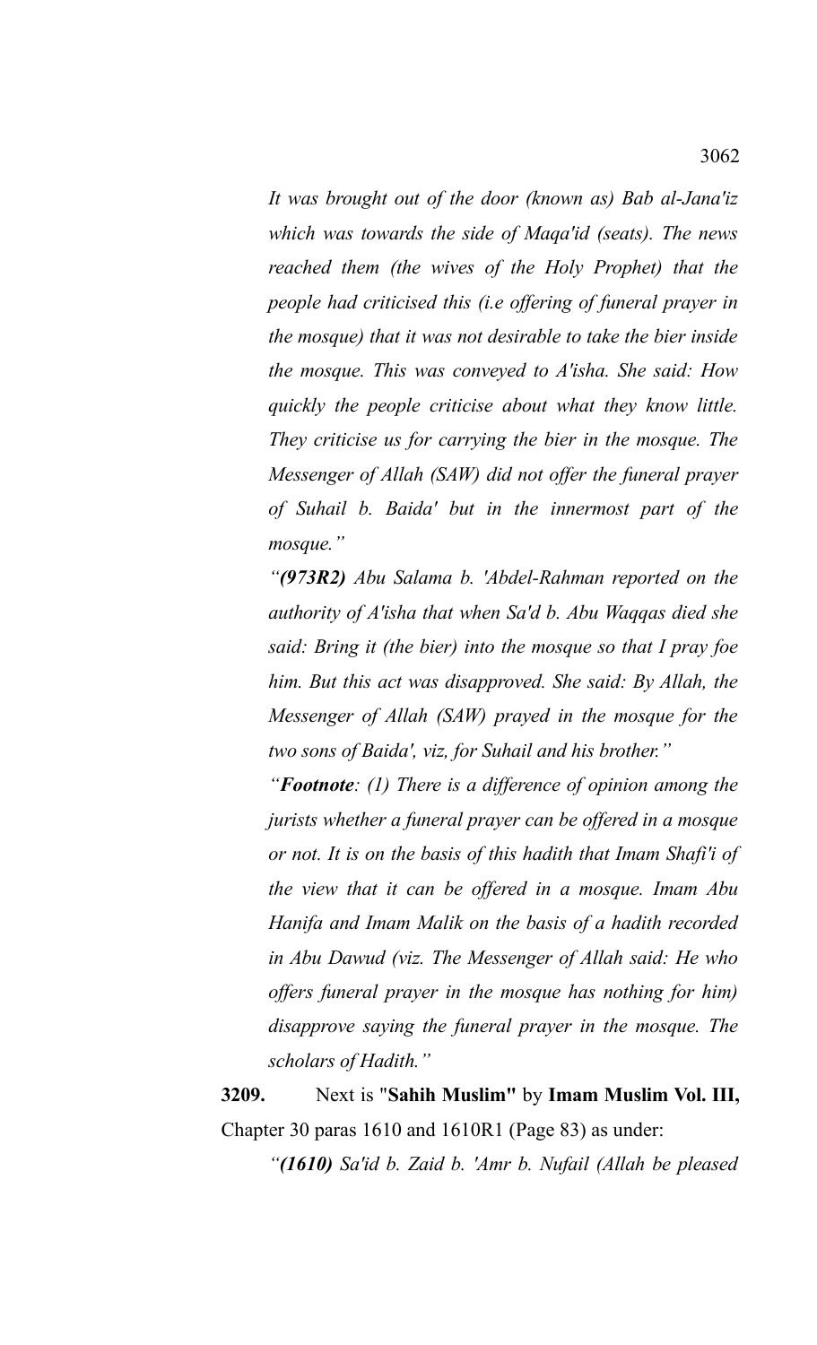*It was brought out of the door (known as) Bab al-Jana'iz which was towards the side of Maqa'id (seats). The news reached them (the wives of the Holy Prophet) that the people had criticised this (i.e offering of funeral prayer in the mosque) that it was not desirable to take the bier inside the mosque. This was conveyed to A'isha. She said: How quickly the people criticise about what they know little. They criticise us for carrying the bier in the mosque. The Messenger of Allah (SAW) did not offer the funeral prayer of Suhail b. Baida' but in the innermost part of the mosque."*

*"**(973R2)** Abu Salama b. 'Abdel-Rahman reported on the authority of A'isha that when Sa'd b. Abu Waqqas died she said: Bring it (the bier) into the mosque so that I pray foe him. But this act was disapproved. She said: By Allah, the Messenger of Allah (SAW) prayed in the mosque for the two sons of Baida', viz, for Suhail and his brother."*

*"**Footnote**: (1) There is a difference of opinion among the jurists whether a funeral prayer can be offered in a mosque or not. It is on the basis of this hadith that Imam Shafi'i of the view that it can be offered in a mosque. Imam Abu Hanifa and Imam Malik on the basis of a hadith recorded in Abu Dawud (viz. The Messenger of Allah said: He who offers funeral prayer in the mosque has nothing for him) disapprove saying the funeral prayer in the mosque. The scholars of Hadith."*

**3209.** Next is "**Sahih Muslim"** by **Imam Muslim Vol. III,** Chapter 30 paras 1610 and 1610R1 (Page 83) as under:

*"**(1610)** Sa'id b. Zaid b. 'Amr b. Nufail (Allah be pleased*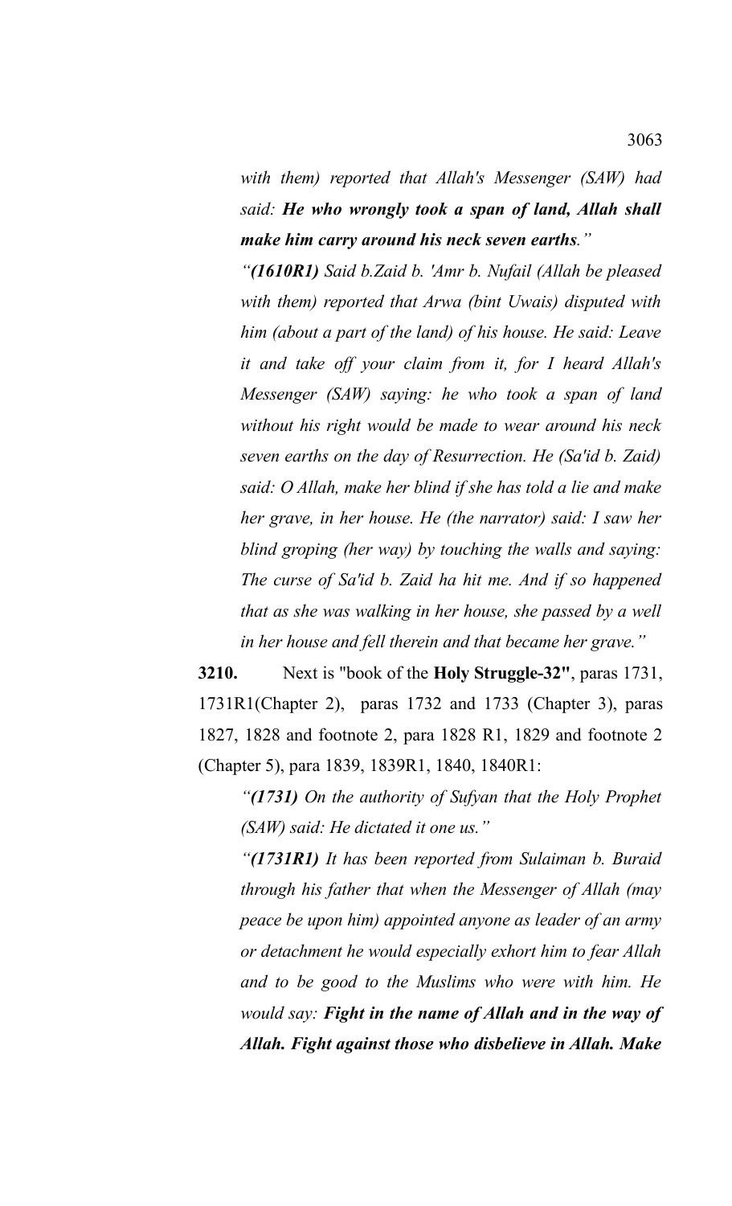*with them) reported that Allah's Messenger (SAW) had said:* ***He who wrongly took a span of land, Allah shall make him carry around his neck seven earths****."*

*"****(1610R1)*** *Said b.Zaid b. 'Amr b. Nufail (Allah be pleased with them) reported that Arwa (bint Uwais) disputed with him (about a part of the land) of his house. He said: Leave it and take off your claim from it, for I heard Allah's Messenger (SAW) saying: he who took a span of land without his right would be made to wear around his neck seven earths on the day of Resurrection. He (Sa'id b. Zaid) said: O Allah, make her blind if she has told a lie and make her grave, in her house. He (the narrator) said: I saw her blind groping (her way) by touching the walls and saying: The curse of Sa'id b. Zaid ha hit me. And if so happened that as she was walking in her house, she passed by a well in her house and fell therein and that became her grave."*

**3210.** Next is "book of the **Holy Struggle-32"**, paras 1731, 1731R1(Chapter 2), paras 1732 and 1733 (Chapter 3), paras 1827, 1828 and footnote 2, para 1828 R1, 1829 and footnote 2 (Chapter 5), para 1839, 1839R1, 1840, 1840R1:

*"****(1731)*** *On the authority of Sufyan that the Holy Prophet (SAW) said: He dictated it one us."*

*"****(1731R1)*** *It has been reported from Sulaiman b. Buraid through his father that when the Messenger of Allah (may peace be upon him) appointed anyone as leader of an army or detachment he would especially exhort him to fear Allah and to be good to the Muslims who were with him. He would say:* ***Fight in the name of Allah and in the way of Allah. Fight against those who disbelieve in Allah. Make***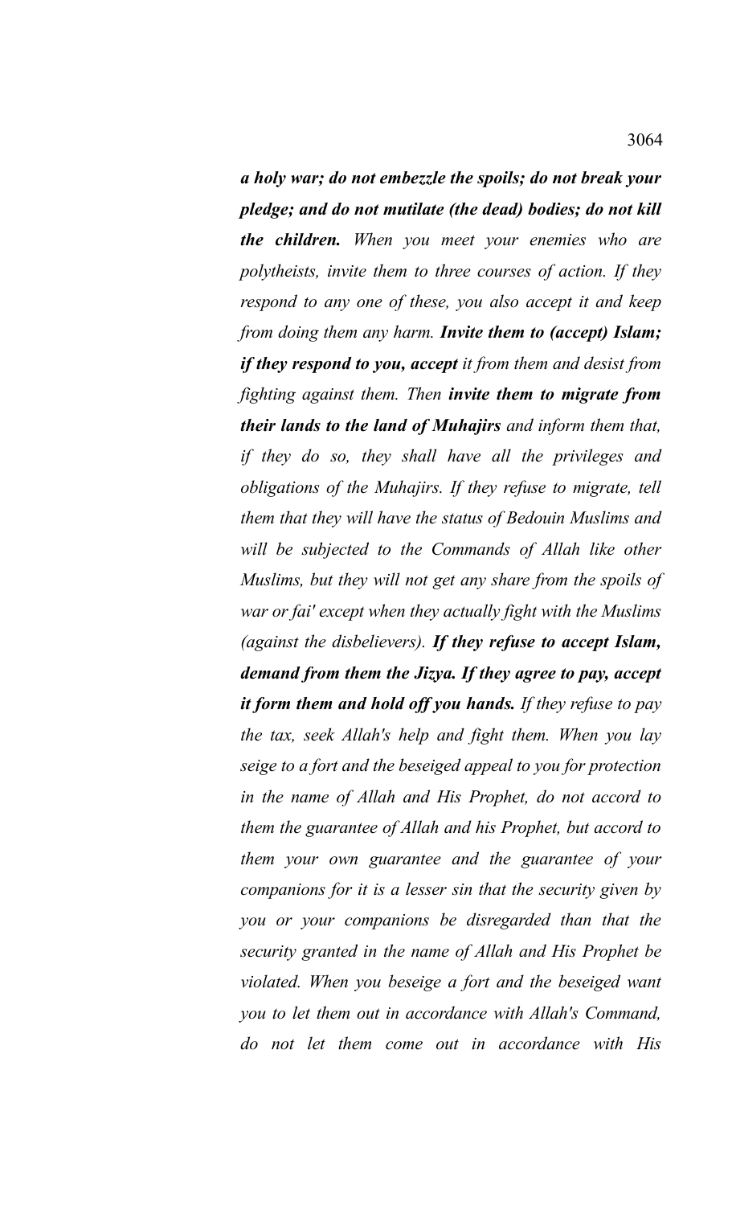***a holy war; do not embezzle the spoils; do not break your pledge; and do not mutilate (the dead) bodies; do not kill the children.*** *When you meet your enemies who are polytheists, invite them to three courses of action. If they respond to any one of these, you also accept it and keep from doing them any harm.* ***Invite them to (accept) Islam; if they respond to you, accept*** *it from them and desist from fighting against them. Then* ***invite them to migrate from their lands to the land of Muhajirs*** *and inform them that, if they do so, they shall have all the privileges and obligations of the Muhajirs. If they refuse to migrate, tell them that they will have the status of Bedouin Muslims and will be subjected to the Commands of Allah like other Muslims, but they will not get any share from the spoils of war or fai' except when they actually fight with the Muslims (against the disbelievers).* ***If they refuse to accept Islam, demand from them the Jizya. If they agree to pay, accept it form them and hold off you hands.*** *If they refuse to pay the tax, seek Allah's help and fight them. When you lay seige to a fort and the beseiged appeal to you for protection in the name of Allah and His Prophet, do not accord to them the guarantee of Allah and his Prophet, but accord to them your own guarantee and the guarantee of your companions for it is a lesser sin that the security given by you or your companions be disregarded than that the security granted in the name of Allah and His Prophet be violated. When you beseige a fort and the beseiged want you to let them out in accordance with Allah's Command, do not let them come out in accordance with His*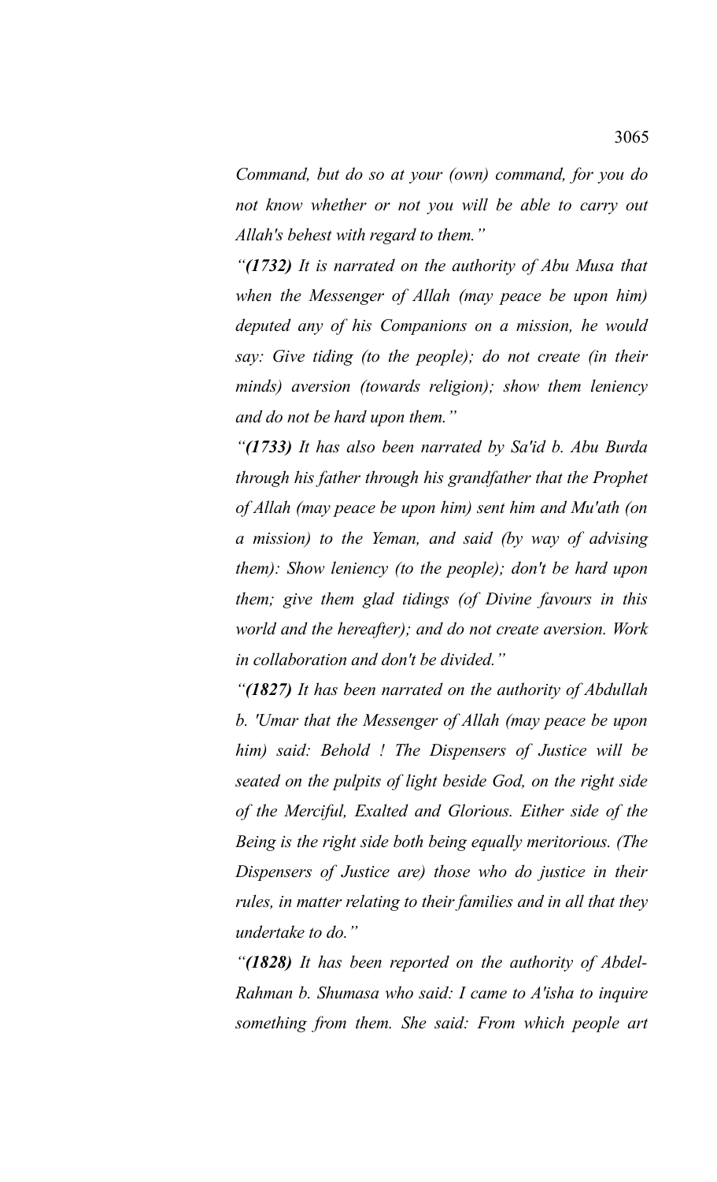*Command, but do so at your (own) command, for you do not know whether or not you will be able to carry out Allah's behest with regard to them."*

*"**(1732)** It is narrated on the authority of Abu Musa that when the Messenger of Allah (may peace be upon him) deputed any of his Companions on a mission, he would say: Give tiding (to the people); do not create (in their minds) aversion (towards religion); show them leniency and do not be hard upon them."*

*"**(1733)** It has also been narrated by Sa'id b. Abu Burda through his father through his grandfather that the Prophet of Allah (may peace be upon him) sent him and Mu'ath (on a mission) to the Yeman, and said (by way of advising them): Show leniency (to the people); don't be hard upon them; give them glad tidings (of Divine favours in this world and the hereafter); and do not create aversion. Work in collaboration and don't be divided."*

*"**(1827)** It has been narrated on the authority of Abdullah b. 'Umar that the Messenger of Allah (may peace be upon him) said: Behold ! The Dispensers of Justice will be seated on the pulpits of light beside God, on the right side of the Merciful, Exalted and Glorious. Either side of the Being is the right side both being equally meritorious. (The Dispensers of Justice are) those who do justice in their rules, in matter relating to their families and in all that they undertake to do."*

*"**(1828)** It has been reported on the authority of Abdel-Rahman b. Shumasa who said: I came to A'isha to inquire something from them. She said: From which people art*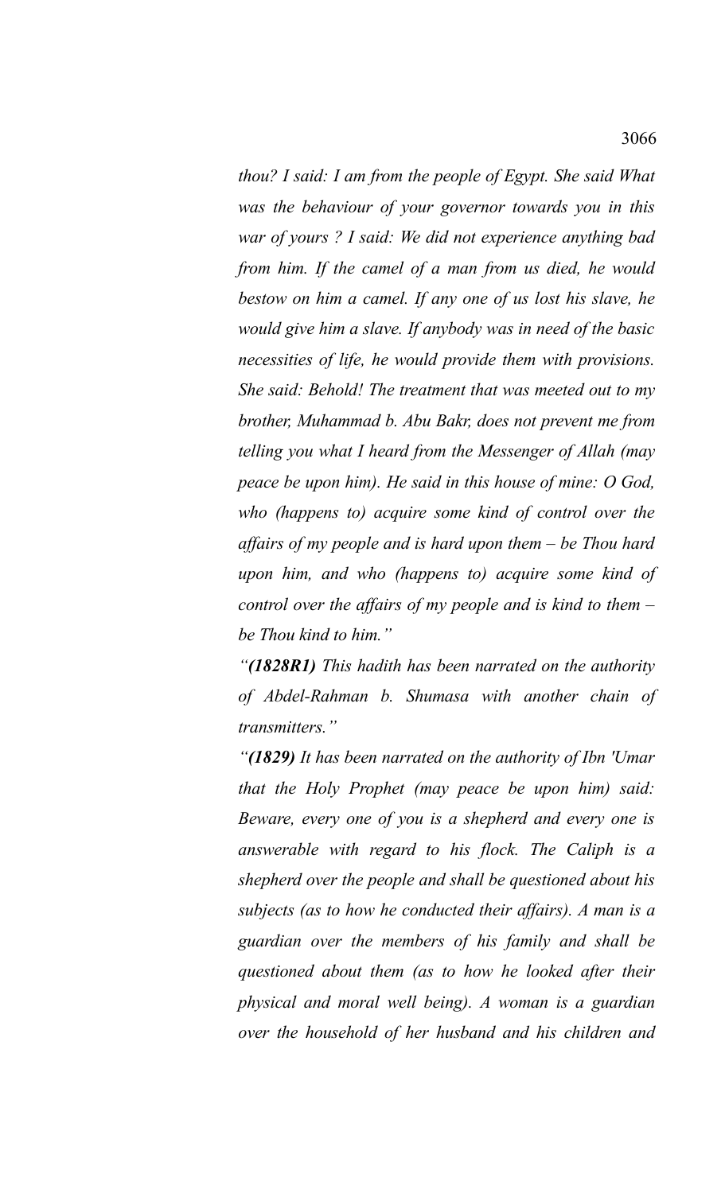*thou? I said: I am from the people of Egypt. She said What was the behaviour of your governor towards you in this war of yours ? I said: We did not experience anything bad from him. If the camel of a man from us died, he would bestow on him a camel. If any one of us lost his slave, he would give him a slave. If anybody was in need of the basic necessities of life, he would provide them with provisions. She said: Behold! The treatment that was meeted out to my brother, Muhammad b. Abu Bakr, does not prevent me from telling you what I heard from the Messenger of Allah (may peace be upon him). He said in this house of mine: O God, who (happens to) acquire some kind of control over the affairs of my people and is hard upon them – be Thou hard upon him, and who (happens to) acquire some kind of control over the affairs of my people and is kind to them – be Thou kind to him."*

*"**(1828R1)** This hadith has been narrated on the authority of Abdel-Rahman b. Shumasa with another chain of transmitters."*

*"**(1829)** It has been narrated on the authority of Ibn 'Umar that the Holy Prophet (may peace be upon him) said: Beware, every one of you is a shepherd and every one is answerable with regard to his flock. The Caliph is a shepherd over the people and shall be questioned about his subjects (as to how he conducted their affairs). A man is a guardian over the members of his family and shall be questioned about them (as to how he looked after their physical and moral well being). A woman is a guardian over the household of her husband and his children and*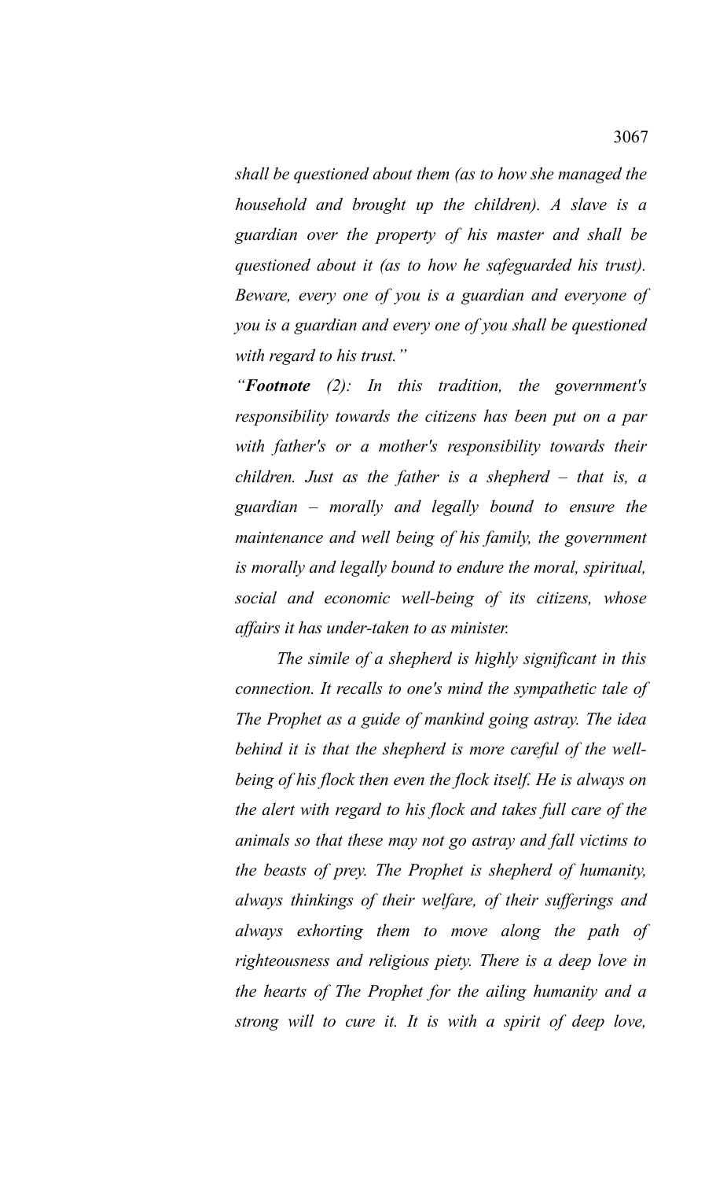*shall be questioned about them (as to how she managed the household and brought up the children). A slave is a guardian over the property of his master and shall be questioned about it (as to how he safeguarded his trust). Beware, every one of you is a guardian and everyone of you is a guardian and every one of you shall be questioned with regard to his trust."*

*"**Footnote** (2): In this tradition, the government's responsibility towards the citizens has been put on a par with father's or a mother's responsibility towards their children. Just as the father is a shepherd – that is, a guardian – morally and legally bound to ensure the maintenance and well being of his family, the government is morally and legally bound to endure the moral, spiritual, social and economic well-being of its citizens, whose affairs it has under-taken to as minister.*

*The simile of a shepherd is highly significant in this connection. It recalls to one's mind the sympathetic tale of The Prophet as a guide of mankind going astray. The idea behind it is that the shepherd is more careful of the well-being of his flock then even the flock itself. He is always on the alert with regard to his flock and takes full care of the animals so that these may not go astray and fall victims to the beasts of prey. The Prophet is shepherd of humanity, always thinkings of their welfare, of their sufferings and always exhorting them to move along the path of righteousness and religious piety. There is a deep love in the hearts of The Prophet for the ailing humanity and a strong will to cure it. It is with a spirit of deep love,*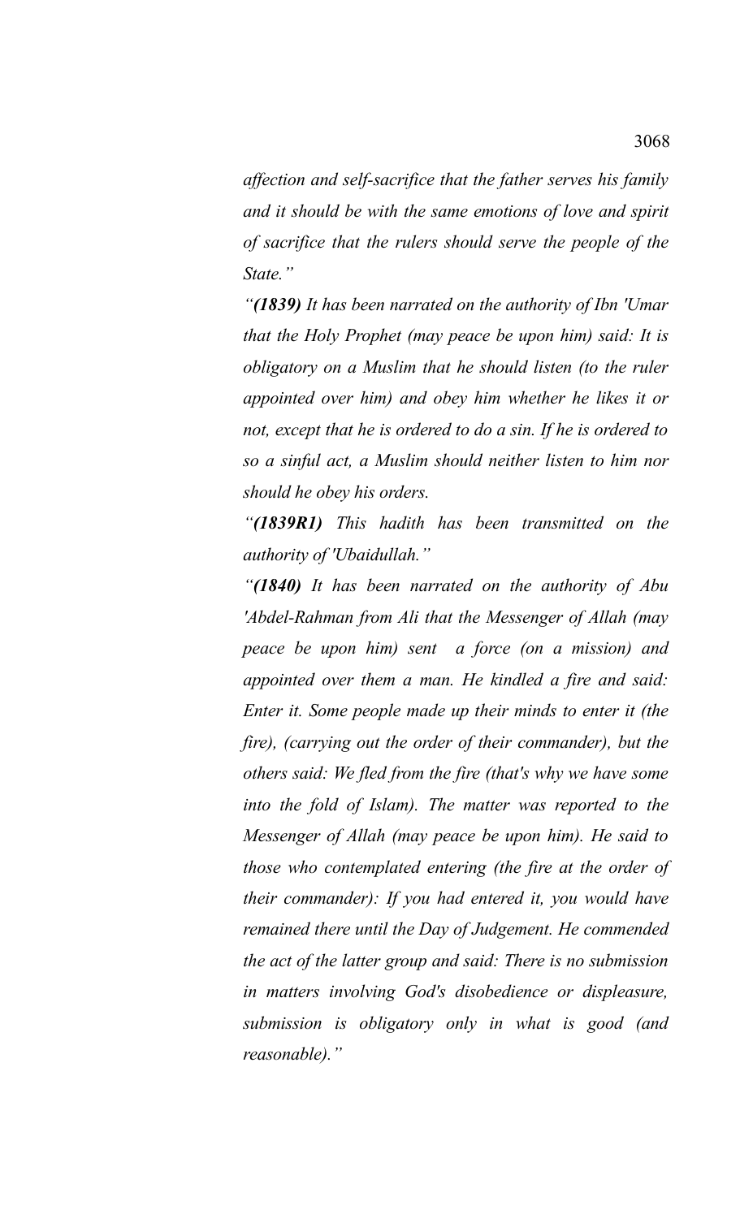*affection and self-sacrifice that the father serves his family and it should be with the same emotions of love and spirit of sacrifice that the rulers should serve the people of the State."*

*"**(1839)** It has been narrated on the authority of Ibn 'Umar that the Holy Prophet (may peace be upon him) said: It is obligatory on a Muslim that he should listen (to the ruler appointed over him) and obey him whether he likes it or not, except that he is ordered to do a sin. If he is ordered to so a sinful act, a Muslim should neither listen to him nor should he obey his orders.*

*"**(1839R1)** This hadith has been transmitted on the authority of 'Ubaidullah."*

*"**(1840)** It has been narrated on the authority of Abu 'Abdel-Rahman from Ali that the Messenger of Allah (may peace be upon him) sent a force (on a mission) and appointed over them a man. He kindled a fire and said: Enter it. Some people made up their minds to enter it (the fire), (carrying out the order of their commander), but the others said: We fled from the fire (that's why we have some into the fold of Islam). The matter was reported to the Messenger of Allah (may peace be upon him). He said to those who contemplated entering (the fire at the order of their commander): If you had entered it, you would have remained there until the Day of Judgement. He commended the act of the latter group and said: There is no submission in matters involving God's disobedience or displeasure, submission is obligatory only in what is good (and reasonable)."*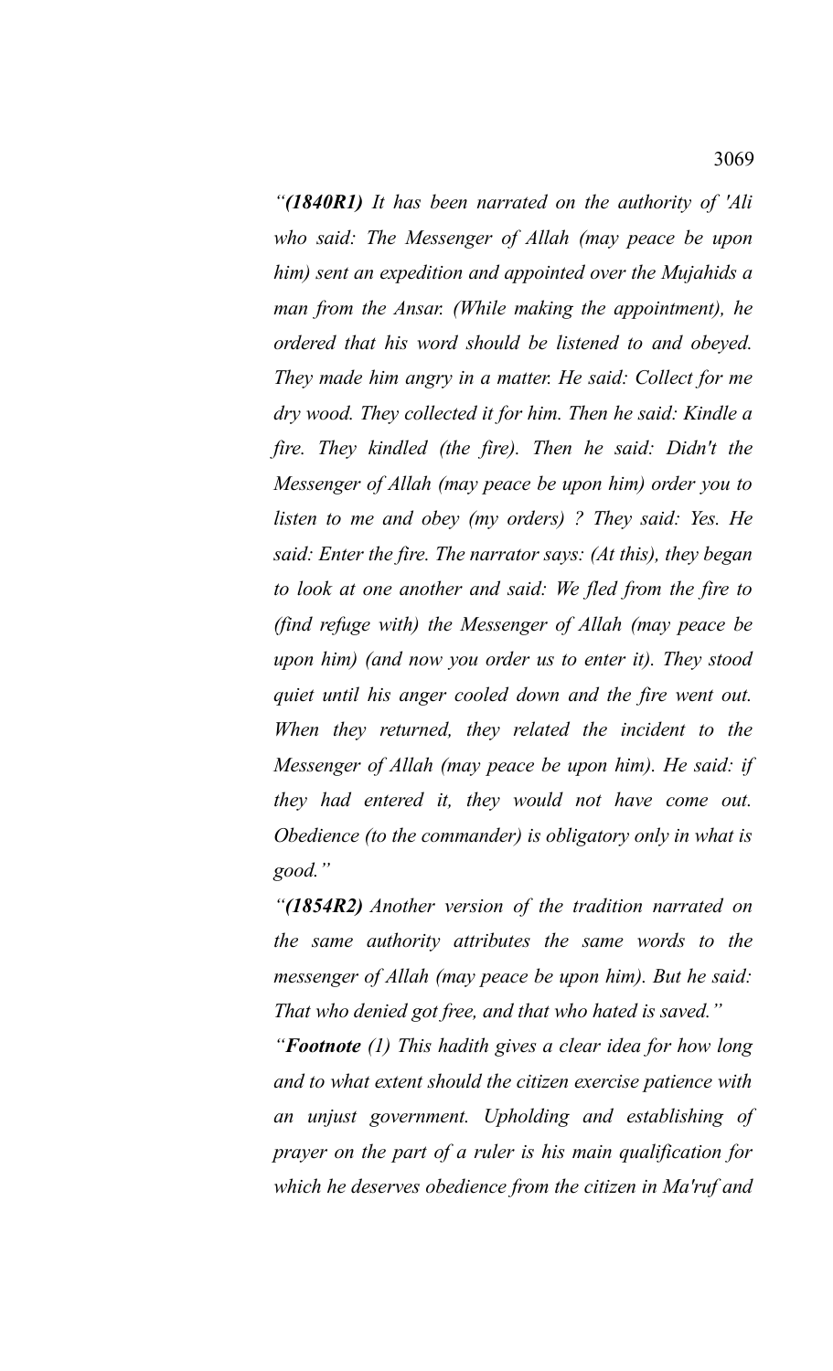*“**(1840R1)** It has been narrated on the authority of 'Ali who said: The Messenger of Allah (may peace be upon him) sent an expedition and appointed over the Mujahids a man from the Ansar. (While making the appointment), he ordered that his word should be listened to and obeyed. They made him angry in a matter. He said: Collect for me dry wood. They collected it for him. Then he said: Kindle a fire. They kindled (the fire). Then he said: Didn't the Messenger of Allah (may peace be upon him) order you to listen to me and obey (my orders) ? They said: Yes. He said: Enter the fire. The narrator says: (At this), they began to look at one another and said: We fled from the fire to (find refuge with) the Messenger of Allah (may peace be upon him) (and now you order us to enter it). They stood quiet until his anger cooled down and the fire went out. When they returned, they related the incident to the Messenger of Allah (may peace be upon him). He said: if they had entered it, they would not have come out. Obedience (to the commander) is obligatory only in what is good.”*

*“**(1854R2)** Another version of the tradition narrated on the same authority attributes the same words to the messenger of Allah (may peace be upon him). But he said: That who denied got free, and that who hated is saved.”*

*“**Footnote** (1) This hadith gives a clear idea for how long and to what extent should the citizen exercise patience with an unjust government. Upholding and establishing of prayer on the part of a ruler is his main qualification for which he deserves obedience from the citizen in Ma'ruf and*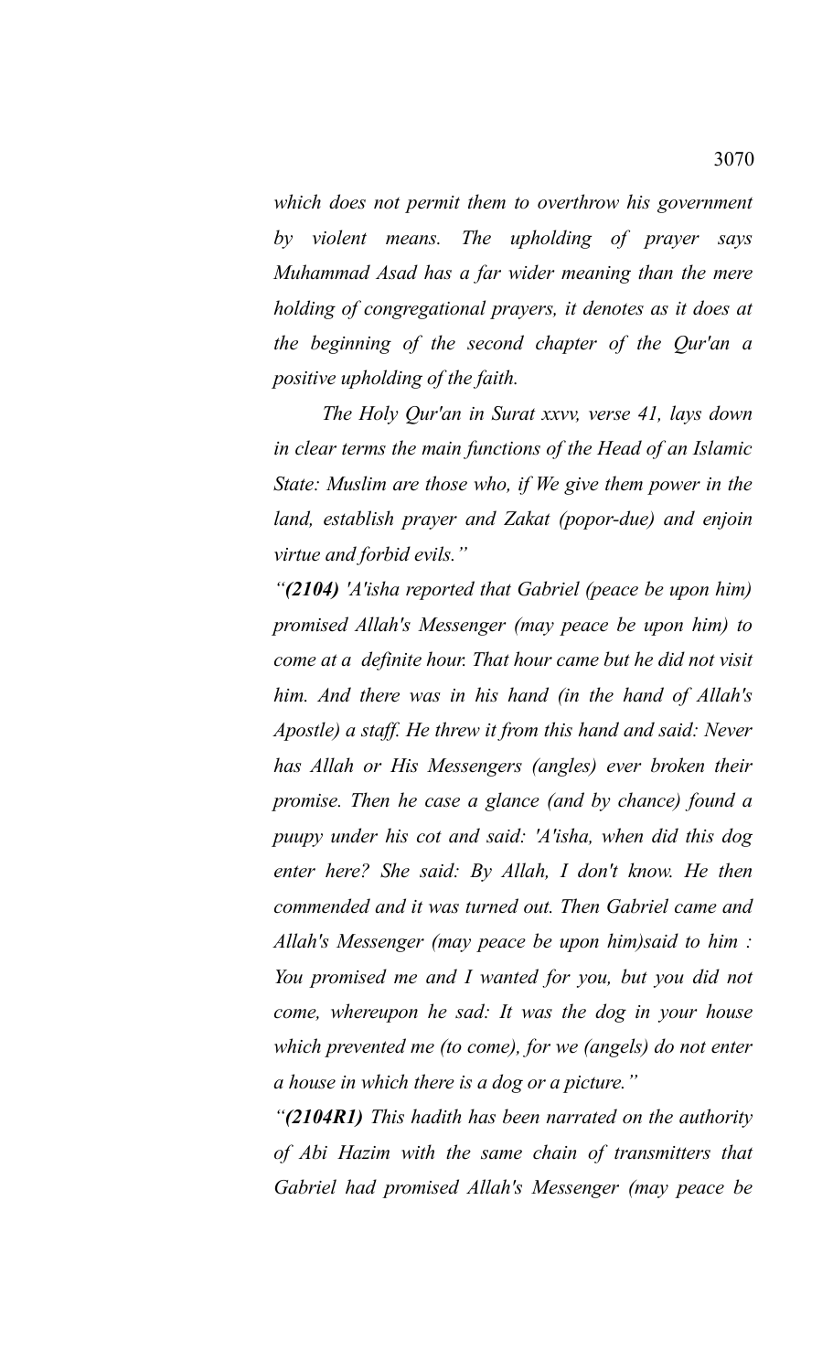*which does not permit them to overthrow his government by violent means. The upholding of prayer says Muhammad Asad has a far wider meaning than the mere holding of congregational prayers, it denotes as it does at the beginning of the second chapter of the Qur'an a positive upholding of the faith.*

*The Holy Qur'an in Surat xxvv, verse 41, lays down in clear terms the main functions of the Head of an Islamic State: Muslim are those who, if We give them power in the land, establish prayer and Zakat (popor-due) and enjoin virtue and forbid evils."*

*"**(2104)** 'A'isha reported that Gabriel (peace be upon him) promised Allah's Messenger (may peace be upon him) to come at a definite hour. That hour came but he did not visit him. And there was in his hand (in the hand of Allah's Apostle) a staff. He threw it from this hand and said: Never has Allah or His Messengers (angles) ever broken their promise. Then he case a glance (and by chance) found a puupy under his cot and said: 'A'isha, when did this dog enter here? She said: By Allah, I don't know. He then commended and it was turned out. Then Gabriel came and Allah's Messenger (may peace be upon him)said to him : You promised me and I wanted for you, but you did not come, whereupon he sad: It was the dog in your house which prevented me (to come), for we (angels) do not enter a house in which there is a dog or a picture."*

*"**(2104R1)** This hadith has been narrated on the authority of Abi Hazim with the same chain of transmitters that Gabriel had promised Allah's Messenger (may peace be*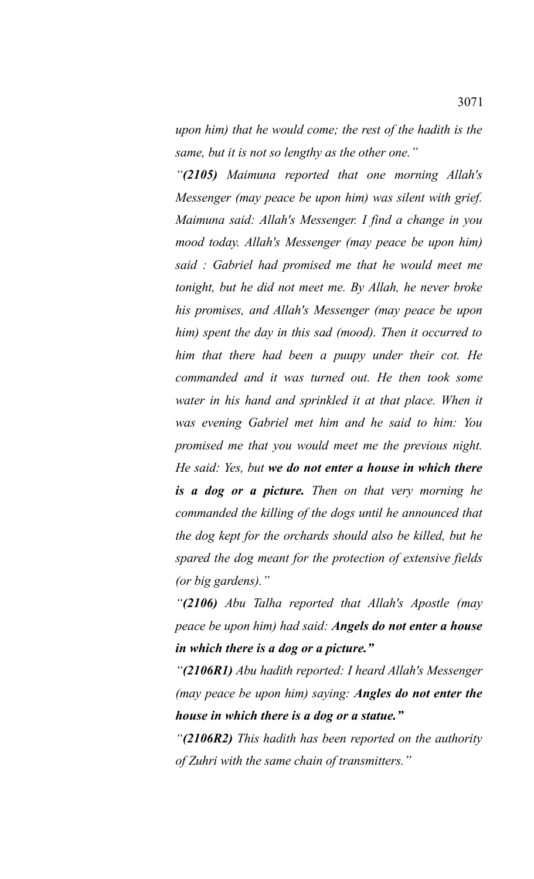*upon him) that he would come; the rest of the hadith is the same, but it is not so lengthy as the other one."*

*"**(2105)** Maimuna reported that one morning Allah's Messenger (may peace be upon him) was silent with grief. Maimuna said: Allah's Messenger. I find a change in you mood today. Allah's Messenger (may peace be upon him) said : Gabriel had promised me that he would meet me tonight, but he did not meet me. By Allah, he never broke his promises, and Allah's Messenger (may peace be upon him) spent the day in this sad (mood). Then it occurred to him that there had been a puupy under their cot. He commanded and it was turned out. He then took some water in his hand and sprinkled it at that place. When it was evening Gabriel met him and he said to him: You promised me that you would meet me the previous night. He said: Yes, but **we do not enter a house in which there is a dog or a picture.** Then on that very morning he commanded the killing of the dogs until he announced that the dog kept for the orchards should also be killed, but he spared the dog meant for the protection of extensive fields (or big gardens)."*

*"**(2106)** Abu Talha reported that Allah's Apostle (may peace be upon him) had said: **Angels do not enter a house in which there is a dog or a picture."***

*"**(2106R1)** Abu hadith reported: I heard Allah's Messenger (may peace be upon him) saying: **Angles do not enter the house in which there is a dog or a statue."***

*"**(2106R2)** This hadith has been reported on the authority of Zuhri with the same chain of transmitters."*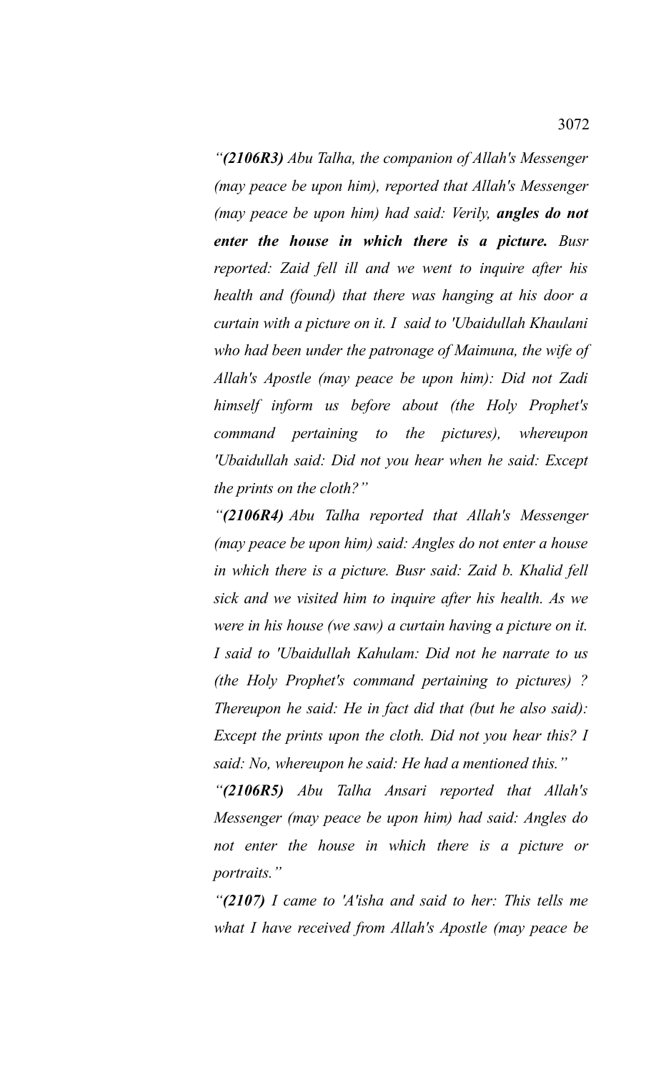*“**(2106R3)** Abu Talha, the companion of Allah's Messenger (may peace be upon him), reported that Allah's Messenger (may peace be upon him) had said: Verily, **angles do not enter the house in which there is a picture.** Busr reported: Zaid fell ill and we went to inquire after his health and (found) that there was hanging at his door a curtain with a picture on it. I said to 'Ubaidullah Khaulani who had been under the patronage of Maimuna, the wife of Allah's Apostle (may peace be upon him): Did not Zadi himself inform us before about (the Holy Prophet's command pertaining to the pictures), whereupon 'Ubaidullah said: Did not you hear when he said: Except the prints on the cloth?”*

*“**(2106R4)** Abu Talha reported that Allah's Messenger (may peace be upon him) said: Angles do not enter a house in which there is a picture. Busr said: Zaid b. Khalid fell sick and we visited him to inquire after his health. As we were in his house (we saw) a curtain having a picture on it. I said to 'Ubaidullah Kahulam: Did not he narrate to us (the Holy Prophet's command pertaining to pictures) ? Thereupon he said: He in fact did that (but he also said): Except the prints upon the cloth. Did not you hear this? I said: No, whereupon he said: He had a mentioned this.”*

*“**(2106R5)** Abu Talha Ansari reported that Allah's Messenger (may peace be upon him) had said: Angles do not enter the house in which there is a picture or portraits.”*

*“**(2107)** I came to 'A'isha and said to her: This tells me what I have received from Allah's Apostle (may peace be*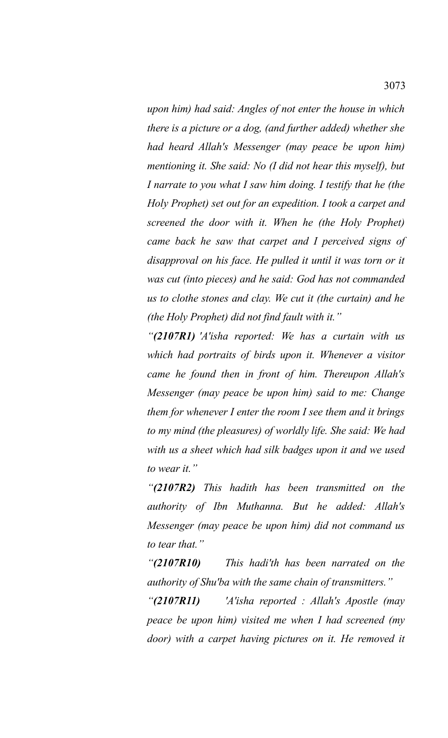*upon him) had said: Angles of not enter the house in which there is a picture or a dog, (and further added) whether she had heard Allah's Messenger (may peace be upon him) mentioning it. She said: No (I did not hear this myself), but I narrate to you what I saw him doing. I testify that he (the Holy Prophet) set out for an expedition. I took a carpet and screened the door with it. When he (the Holy Prophet) came back he saw that carpet and I perceived signs of disapproval on his face. He pulled it until it was torn or it was cut (into pieces) and he said: God has not commanded us to clothe stones and clay. We cut it (the curtain) and he (the Holy Prophet) did not find fault with it."*

*"**(2107R1)** 'A'isha reported: We has a curtain with us which had portraits of birds upon it. Whenever a visitor came he found then in front of him. Thereupon Allah's Messenger (may peace be upon him) said to me: Change them for whenever I enter the room I see them and it brings to my mind (the pleasures) of worldly life. She said: We had with us a sheet which had silk badges upon it and we used to wear it."*

*"**(2107R2)** This hadith has been transmitted on the authority of Ibn Muthanna. But he added: Allah's Messenger (may peace be upon him) did not command us to tear that."*

*"**(2107R10)** This hadi'th has been narrated on the authority of Shu'ba with the same chain of transmitters."*

*"**(2107R11)** 'A'isha reported : Allah's Apostle (may peace be upon him) visited me when I had screened (my door) with a carpet having pictures on it. He removed it*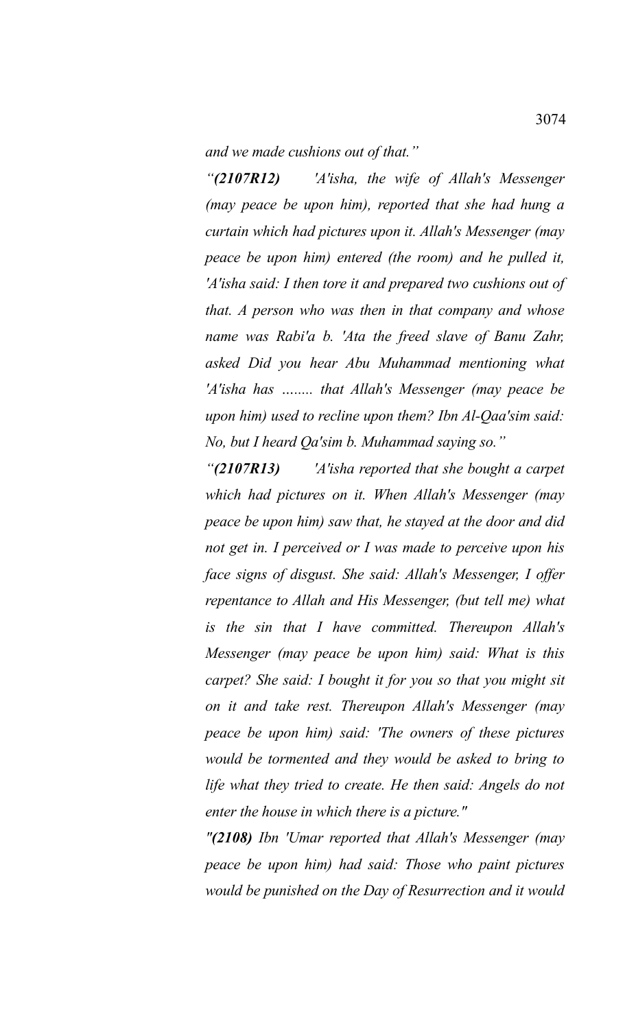*and we made cushions out of that."*

*"**(2107R12)** 'A'isha, the wife of Allah's Messenger (may peace be upon him), reported that she had hung a curtain which had pictures upon it. Allah's Messenger (may peace be upon him) entered (the room) and he pulled it, 'A'isha said: I then tore it and prepared two cushions out of that. A person who was then in that company and whose name was Rabi'a b. 'Ata the freed slave of Banu Zahr, asked Did you hear Abu Muhammad mentioning what 'A'isha has ........ that Allah's Messenger (may peace be upon him) used to recline upon them? Ibn Al-Qaa'sim said: No, but I heard Qa'sim b. Muhammad saying so."*

*"**(2107R13)** 'A'isha reported that she bought a carpet which had pictures on it. When Allah's Messenger (may peace be upon him) saw that, he stayed at the door and did not get in. I perceived or I was made to perceive upon his face signs of disgust. She said: Allah's Messenger, I offer repentance to Allah and His Messenger, (but tell me) what is the sin that I have committed. Thereupon Allah's Messenger (may peace be upon him) said: What is this carpet? She said: I bought it for you so that you might sit on it and take rest. Thereupon Allah's Messenger (may peace be upon him) said: 'The owners of these pictures would be tormented and they would be asked to bring to life what they tried to create. He then said: Angels do not enter the house in which there is a picture."*

*"**(2108)** Ibn 'Umar reported that Allah's Messenger (may peace be upon him) had said: Those who paint pictures would be punished on the Day of Resurrection and it would*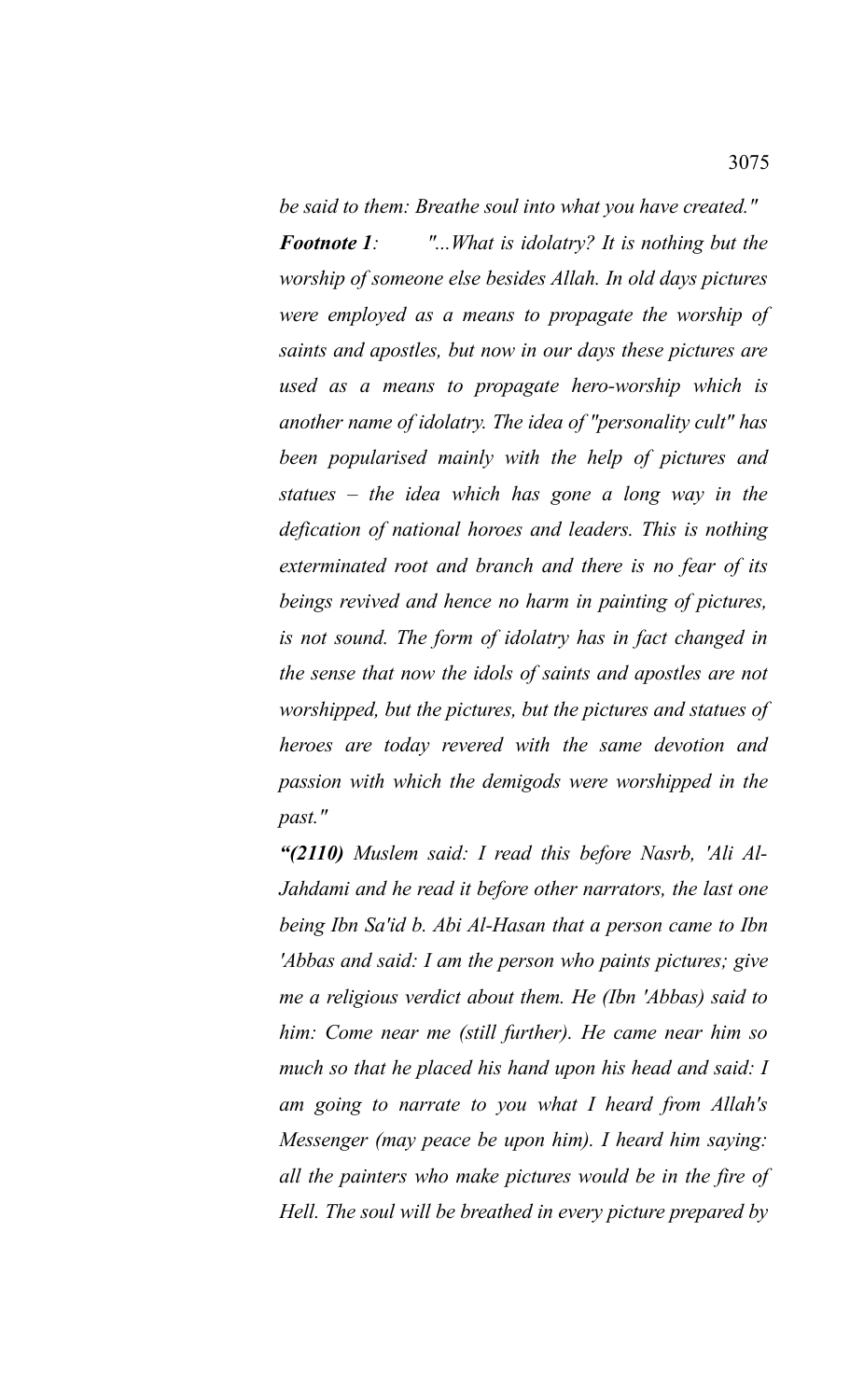*be said to them: Breathe soul into what you have created."*

***Footnote 1**: "...What is idolatry? It is nothing but the worship of someone else besides Allah. In old days pictures were employed as a means to propagate the worship of saints and apostles, but now in our days these pictures are used as a means to propagate hero-worship which is another name of idolatry. The idea of "personality cult" has been popularised mainly with the help of pictures and statues – the idea which has gone a long way in the defication of national horoes and leaders. This is nothing exterminated root and branch and there is no fear of its beings revived and hence no harm in painting of pictures, is not sound. The form of idolatry has in fact changed in the sense that now the idols of saints and apostles are not worshipped, but the pictures, but the pictures and statues of heroes are today revered with the same devotion and passion with which the demigods were worshipped in the past."*

*"**(2110)** Muslem said: I read this before Nasrb, 'Ali Al-Jahdami and he read it before other narrators, the last one being Ibn Sa'id b. Abi Al-Hasan that a person came to Ibn 'Abbas and said: I am the person who paints pictures; give me a religious verdict about them. He (Ibn 'Abbas) said to him: Come near me (still further). He came near him so much so that he placed his hand upon his head and said: I am going to narrate to you what I heard from Allah's Messenger (may peace be upon him). I heard him saying: all the painters who make pictures would be in the fire of Hell. The soul will be breathed in every picture prepared by*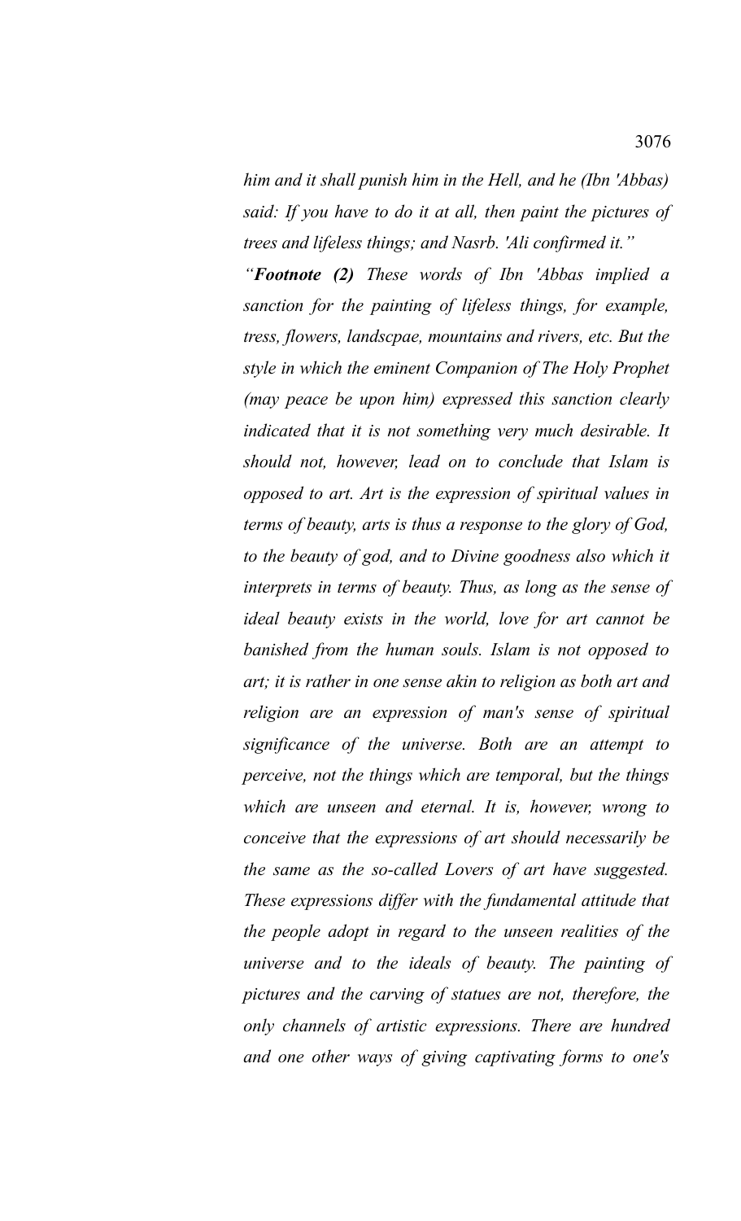*him and it shall punish him in the Hell, and he (Ibn 'Abbas) said: If you have to do it at all, then paint the pictures of trees and lifeless things; and Nasrb. 'Ali confirmed it."*

*"**Footnote (2)** These words of Ibn 'Abbas implied a sanction for the painting of lifeless things, for example, tress, flowers, landscpae, mountains and rivers, etc. But the style in which the eminent Companion of The Holy Prophet (may peace be upon him) expressed this sanction clearly indicated that it is not something very much desirable. It should not, however, lead on to conclude that Islam is opposed to art. Art is the expression of spiritual values in terms of beauty, arts is thus a response to the glory of God, to the beauty of god, and to Divine goodness also which it interprets in terms of beauty. Thus, as long as the sense of ideal beauty exists in the world, love for art cannot be banished from the human souls. Islam is not opposed to art; it is rather in one sense akin to religion as both art and religion are an expression of man's sense of spiritual significance of the universe. Both are an attempt to perceive, not the things which are temporal, but the things which are unseen and eternal. It is, however, wrong to conceive that the expressions of art should necessarily be the same as the so-called Lovers of art have suggested. These expressions differ with the fundamental attitude that the people adopt in regard to the unseen realities of the universe and to the ideals of beauty. The painting of pictures and the carving of statues are not, therefore, the only channels of artistic expressions. There are hundred and one other ways of giving captivating forms to one's*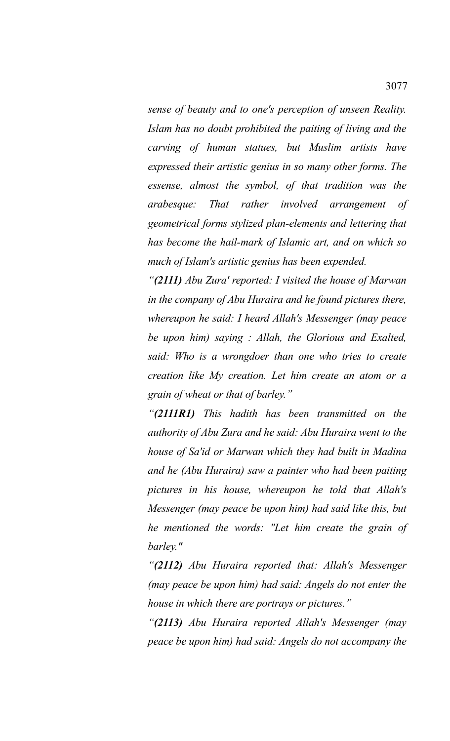*sense of beauty and to one's perception of unseen Reality. Islam has no doubt prohibited the paiting of living and the carving of human statues, but Muslim artists have expressed their artistic genius in so many other forms. The essense, almost the symbol, of that tradition was the arabesque: That rather involved arrangement of geometrical forms stylized plan-elements and lettering that has become the hail-mark of Islamic art, and on which so much of Islam's artistic genius has been expended.*

*"**(2111)** Abu Zura' reported: I visited the house of Marwan in the company of Abu Huraira and he found pictures there, whereupon he said: I heard Allah's Messenger (may peace be upon him) saying : Allah, the Glorious and Exalted, said: Who is a wrongdoer than one who tries to create creation like My creation. Let him create an atom or a grain of wheat or that of barley."*

*"**(2111R1)** This hadith has been transmitted on the authority of Abu Zura and he said: Abu Huraira went to the house of Sa'id or Marwan which they had built in Madina and he (Abu Huraira) saw a painter who had been paiting pictures in his house, whereupon he told that Allah's Messenger (may peace be upon him) had said like this, but he mentioned the words: "Let him create the grain of barley."*

*"**(2112)** Abu Huraira reported that: Allah's Messenger (may peace be upon him) had said: Angels do not enter the house in which there are portrays or pictures."*

*"**(2113)** Abu Huraira reported Allah's Messenger (may peace be upon him) had said: Angels do not accompany the*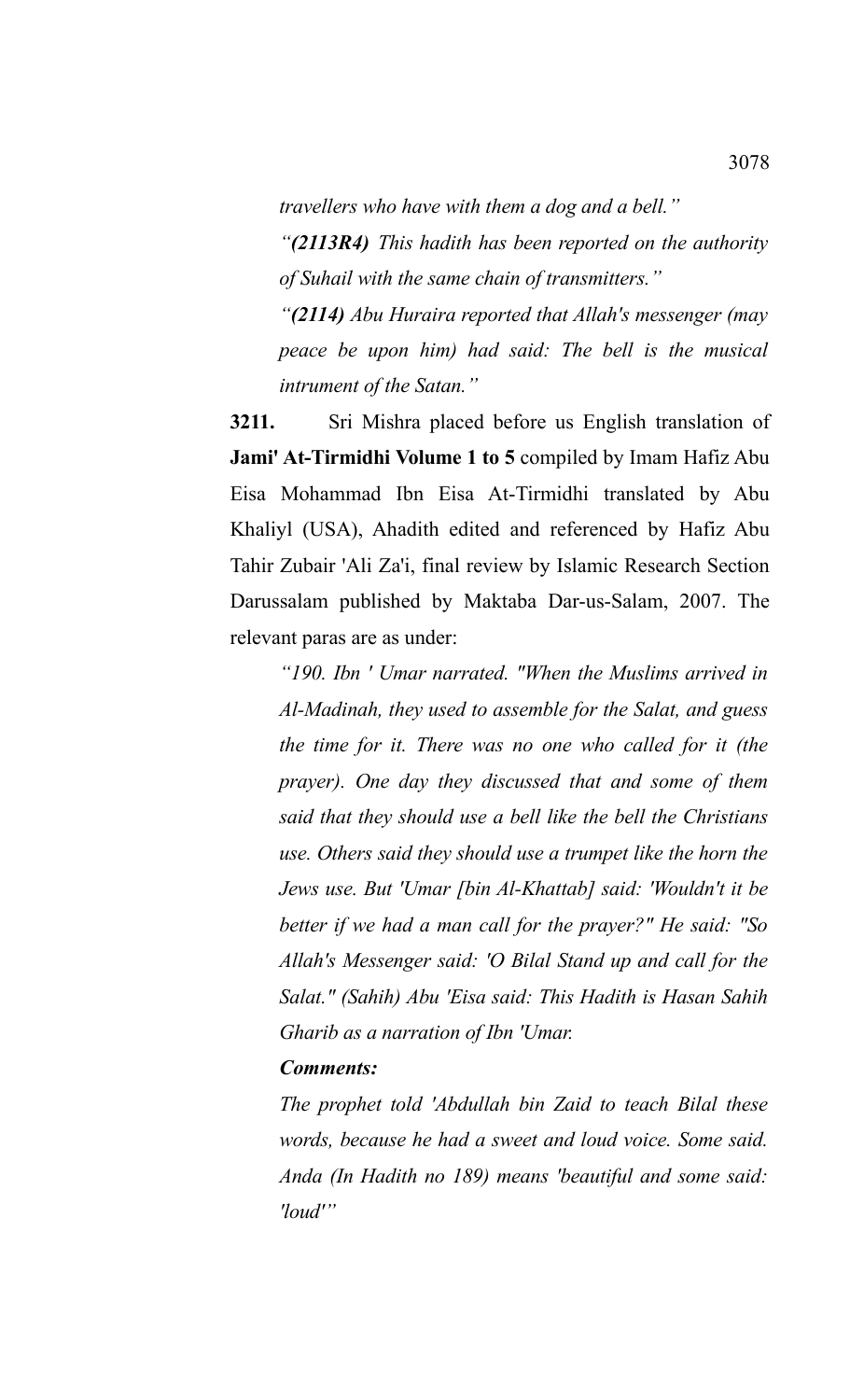*travellers who have with them a dog and a bell."*

*"**(2113R4)** This hadith has been reported on the authority of Suhail with the same chain of transmitters."*

*"**(2114)** Abu Huraira reported that Allah's messenger (may peace be upon him) had said: The bell is the musical intrument of the Satan."*

**3211.** Sri Mishra placed before us English translation of **Jami' At-Tirmidhi Volume 1 to 5** compiled by Imam Hafiz Abu Eisa Mohammad Ibn Eisa At-Tirmidhi translated by Abu Khaliyl (USA), Ahadith edited and referenced by Hafiz Abu Tahir Zubair 'Ali Za'i, final review by Islamic Research Section Darussalam published by Maktaba Dar-us-Salam, 2007. The relevant paras are as under:

*"190. Ibn ' Umar narrated. "When the Muslims arrived in Al-Madinah, they used to assemble for the Salat, and guess the time for it. There was no one who called for it (the prayer). One day they discussed that and some of them said that they should use a bell like the bell the Christians use. Others said they should use a trumpet like the horn the Jews use. But 'Umar [bin Al-Khattab] said: 'Wouldn't it be better if we had a man call for the prayer?" He said: "So Allah's Messenger said: 'O Bilal Stand up and call for the Salat." (Sahih) Abu 'Eisa said: This Hadith is Hasan Sahih Gharib as a narration of Ibn 'Umar.*

***Comments:***

*The prophet told 'Abdullah bin Zaid to teach Bilal these words, because he had a sweet and loud voice. Some said. Anda (In Hadith no 189) means 'beautiful and some said: 'loud'"*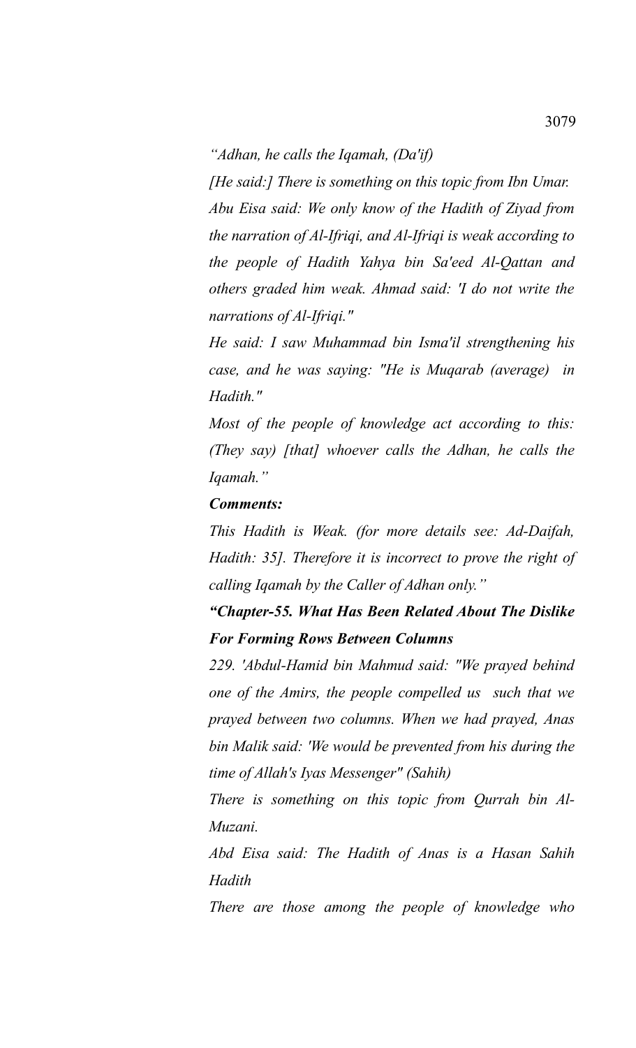*"Adhan, he calls the Iqamah, (Da'if)*

*[He said:] There is something on this topic from Ibn Umar.*

*Abu Eisa said: We only know of the Hadith of Ziyad from the narration of Al-Ifriqi, and Al-Ifriqi is weak according to the people of Hadith Yahya bin Sa'eed Al-Qattan and others graded him weak. Ahmad said: 'I do not write the narrations of Al-Ifriqi."*

*He said: I saw Muhammad bin Isma'il strengthening his case, and he was saying: "He is Muqarab (average) in Hadith."*

*Most of the people of knowledge act according to this: (They say) [that] whoever calls the Adhan, he calls the Iqamah."*

***Comments:***

*This Hadith is Weak. (for more details see: Ad-Daifah, Hadith: 35]. Therefore it is incorrect to prove the right of calling Iqamah by the Caller of Adhan only."*

***"Chapter-55. What Has Been Related About The Dislike For Forming Rows Between Columns***

*229. 'Abdul-Hamid bin Mahmud said: "We prayed behind one of the Amirs, the people compelled us such that we prayed between two columns. When we had prayed, Anas bin Malik said: 'We would be prevented from his during the time of Allah's Iyas Messenger" (Sahih)*

*There is something on this topic from Qurrah bin Al-Muzani.*

*Abd Eisa said: The Hadith of Anas is a Hasan Sahih Hadith*

*There are those among the people of knowledge who*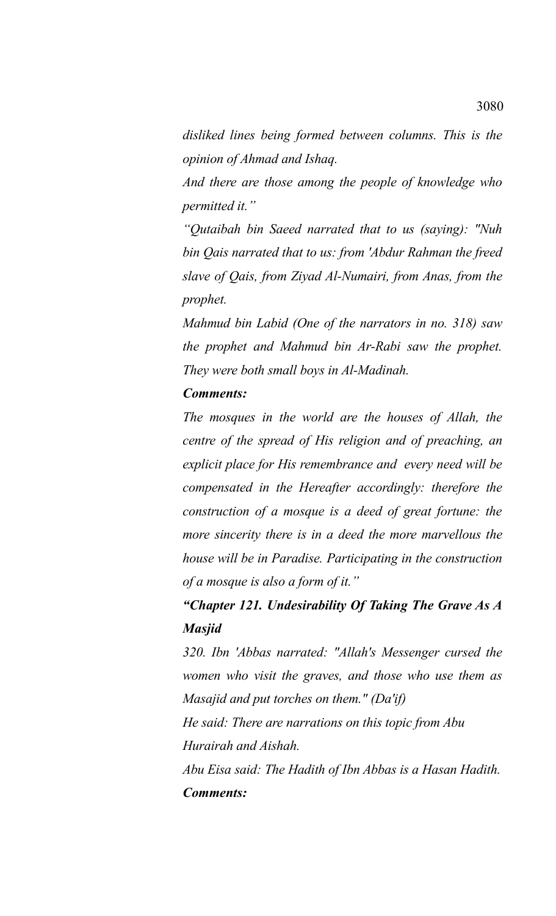*disliked lines being formed between columns. This is the opinion of Ahmad and Ishaq.*

*And there are those among the people of knowledge who permitted it."*

*"Qutaibah bin Saeed narrated that to us (saying): "Nuh bin Qais narrated that to us: from 'Abdur Rahman the freed slave of Qais, from Ziyad Al-Numairi, from Anas, from the prophet.*

*Mahmud bin Labid (One of the narrators in no. 318) saw the prophet and Mahmud bin Ar-Rabi saw the prophet. They were both small boys in Al-Madinah.*

***Comments:***

*The mosques in the world are the houses of Allah, the centre of the spread of His religion and of preaching, an explicit place for His remembrance and every need will be compensated in the Hereafter accordingly: therefore the construction of a mosque is a deed of great fortune: the more sincerity there is in a deed the more marvellous the house will be in Paradise. Participating in the construction of a mosque is also a form of it."*

***"Chapter 121. Undesirability Of Taking The Grave As A Masjid***

*320. Ibn 'Abbas narrated: "Allah's Messenger cursed the women who visit the graves, and those who use them as Masajid and put torches on them." (Da'if)*

*He said: There are narrations on this topic from Abu Hurairah and Aishah.*

*Abu Eisa said: The Hadith of Ibn Abbas is a Hasan Hadith.*

***Comments:***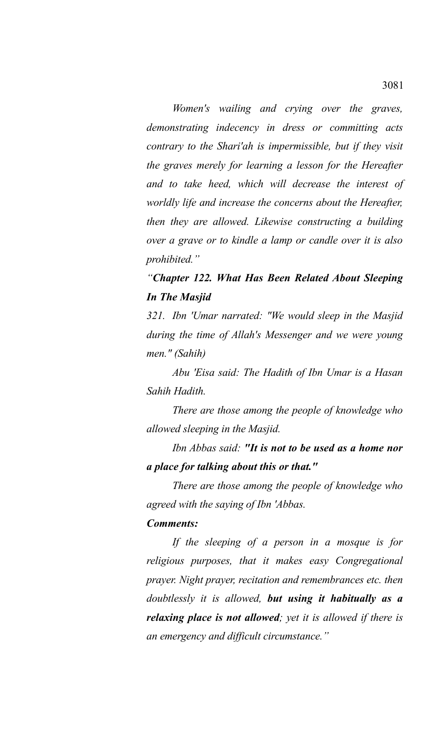*Women's wailing and crying over the graves, demonstrating indecency in dress or committing acts contrary to the Shari'ah is impermissible, but if they visit the graves merely for learning a lesson for the Hereafter and to take heed, which will decrease the interest of worldly life and increase the concerns about the Hereafter, then they are allowed. Likewise constructing a building over a grave or to kindle a lamp or candle over it is also prohibited."*

*"**Chapter 122. What Has Been Related About Sleeping In The Masjid***

*321. Ibn 'Umar narrated: "We would sleep in the Masjid during the time of Allah's Messenger and we were young men." (Sahih)*

*Abu 'Eisa said: The Hadith of Ibn Umar is a Hasan Sahih Hadith.*

*There are those among the people of knowledge who allowed sleeping in the Masjid.*

*Ibn Abbas said: **"It is not to be used as a home nor a place for talking about this or that."***

*There are those among the people of knowledge who agreed with the saying of Ibn 'Abbas.*

***Comments:***

*If the sleeping of a person in a mosque is for religious purposes, that it makes easy Congregational prayer. Night prayer, recitation and remembrances etc. then doubtlessly it is allowed, **but using it habitually as a relaxing place is not allowed**; yet it is allowed if there is an emergency and difficult circumstance."*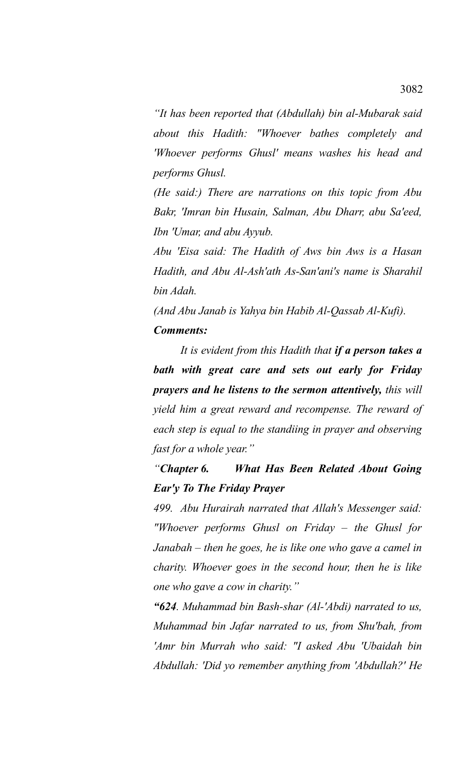*"It has been reported that (Abdullah) bin al-Mubarak said about this Hadith: "Whoever bathes completely and 'Whoever performs Ghusl' means washes his head and performs Ghusl.*

*(He said:) There are narrations on this topic from Abu Bakr, 'Imran bin Husain, Salman, Abu Dharr, abu Sa'eed, Ibn 'Umar, and abu Ayyub.*

*Abu 'Eisa said: The Hadith of Aws bin Aws is a Hasan Hadith, and Abu Al-Ash'ath As-San'ani's name is Sharahil bin Adah.*

*(And Abu Janab is Yahya bin Habib Al-Qassab Al-Kufi).*

***Comments:***

*It is evident from this Hadith that **if a person takes a bath with great care and sets out early for Friday prayers and he listens to the sermon attentively,** this will yield him a great reward and recompense. The reward of each step is equal to the standiing in prayer and observing fast for a whole year."*

*"**Chapter 6. What Has Been Related About Going Ear'y To The Friday Prayer***

*499. Abu Hurairah narrated that Allah's Messenger said: "Whoever performs Ghusl on Friday – the Ghusl for Janabah – then he goes, he is like one who gave a camel in charity. Whoever goes in the second hour, then he is like one who gave a cow in charity."*

***"624**. Muhammad bin Bash-shar (Al-'Abdi) narrated to us, Muhammad bin Jafar narrated to us, from Shu'bah, from 'Amr bin Murrah who said: "I asked Abu 'Ubaidah bin Abdullah: 'Did yo remember anything from 'Abdullah?' He*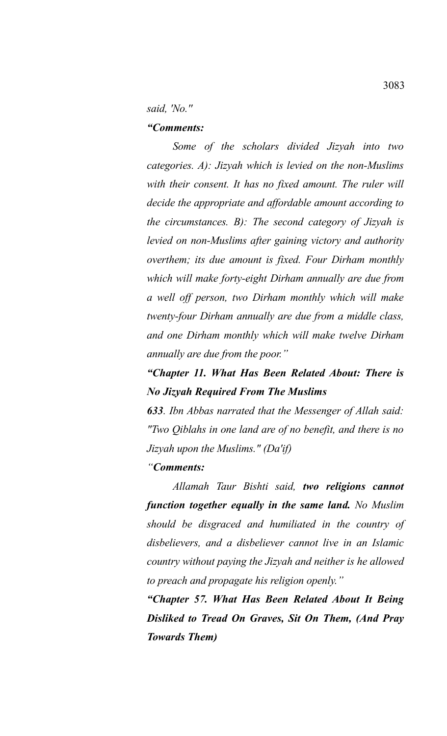*said, 'No."*

***"Comments:***

*Some of the scholars divided Jizyah into two categories. A): Jizyah which is levied on the non-Muslims with their consent. It has no fixed amount. The ruler will decide the appropriate and affordable amount according to the circumstances. B): The second category of Jizyah is levied on non-Muslims after gaining victory and authority overthem; its due amount is fixed. Four Dirham monthly which will make forty-eight Dirham annually are due from a well off person, two Dirham monthly which will make twenty-four Dirham annually are due from a middle class, and one Dirham monthly which will make twelve Dirham annually are due from the poor."*

***"Chapter 11. What Has Been Related About: There is No Jizyah Required From The Muslims***

***633**. Ibn Abbas narrated that the Messenger of Allah said: "Two Qiblahs in one land are of no benefit, and there is no Jizyah upon the Muslims." (Da'if)*

*"**Comments:***

*Allamah Taur Bishti said, **two religions cannot function together equally in the same land.** No Muslim should be disgraced and humiliated in the country of disbelievers, and a disbeliever cannot live in an Islamic country without paying the Jizyah and neither is he allowed to preach and propagate his religion openly."*

***"Chapter 57. What Has Been Related About It Being Disliked to Tread On Graves, Sit On Them, (And Pray Towards Them)***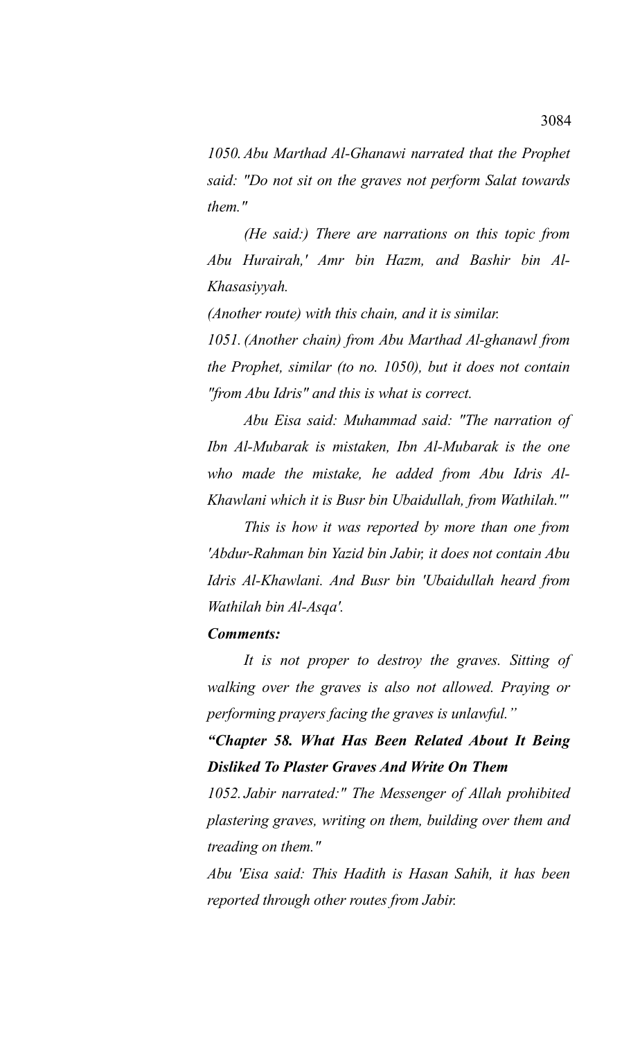*1050. Abu Marthad Al-Ghanawi narrated that the Prophet said: "Do not sit on the graves not perform Salat towards them."*

*(He said:) There are narrations on this topic from Abu Hurairah,' Amr bin Hazm, and Bashir bin Al-Khasasiyyah.*

*(Another route) with this chain, and it is similar.*

*1051. (Another chain) from Abu Marthad Al-ghanawl from the Prophet, similar (to no. 1050), but it does not contain "from Abu Idris" and this is what is correct.*

*Abu Eisa said: Muhammad said: "The narration of Ibn Al-Mubarak is mistaken, Ibn Al-Mubarak is the one who made the mistake, he added from Abu Idris Al-Khawlani which it is Busr bin Ubaidullah, from Wathilah."'*

*This is how it was reported by more than one from 'Abdur-Rahman bin Yazid bin Jabir, it does not contain Abu Idris Al-Khawlani. And Busr bin 'Ubaidullah heard from Wathilah bin Al-Asqa'.*

***Comments:***

*It is not proper to destroy the graves. Sitting of walking over the graves is also not allowed. Praying or performing prayers facing the graves is unlawful."*

***"Chapter 58. What Has Been Related About It Being Disliked To Plaster Graves And Write On Them***

*1052. Jabir narrated:" The Messenger of Allah prohibited plastering graves, writing on them, building over them and treading on them."*

*Abu 'Eisa said: This Hadith is Hasan Sahih, it has been reported through other routes from Jabir.*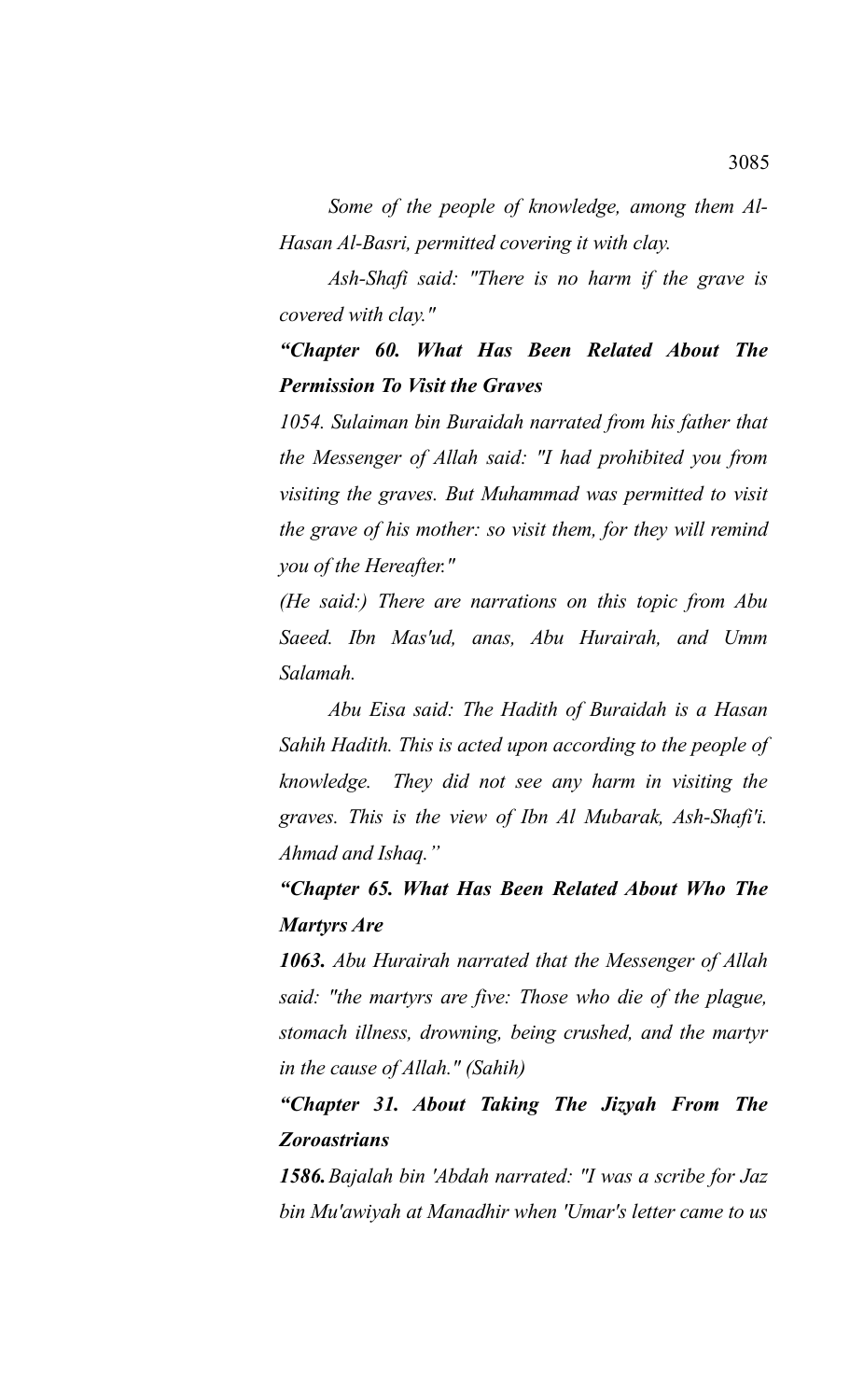*Some of the people of knowledge, among them Al-Hasan Al-Basri, permitted covering it with clay.*

*Ash-Shafi said: "There is no harm if the grave is covered with clay."*

***"Chapter 60. What Has Been Related About The Permission To Visit the Graves***

*1054. Sulaiman bin Buraidah narrated from his father that the Messenger of Allah said: "I had prohibited you from visiting the graves. But Muhammad was permitted to visit the grave of his mother: so visit them, for they will remind you of the Hereafter."*

*(He said:) There are narrations on this topic from Abu Saeed. Ibn Mas'ud, anas, Abu Hurairah, and Umm Salamah.*

*Abu Eisa said: The Hadith of Buraidah is a Hasan Sahih Hadith. This is acted upon according to the people of knowledge. They did not see any harm in visiting the graves. This is the view of Ibn Al Mubarak, Ash-Shafi'i. Ahmad and Ishaq."*

***"Chapter 65. What Has Been Related About Who The Martyrs Are***

***1063.** Abu Hurairah narrated that the Messenger of Allah said: "the martyrs are five: Those who die of the plague, stomach illness, drowning, being crushed, and the martyr in the cause of Allah." (Sahih)*

***"Chapter 31. About Taking The Jizyah From The Zoroastrians***

***1586.** Bajalah bin 'Abdah narrated: "I was a scribe for Jaz bin Mu'awiyah at Manadhir when 'Umar's letter came to us*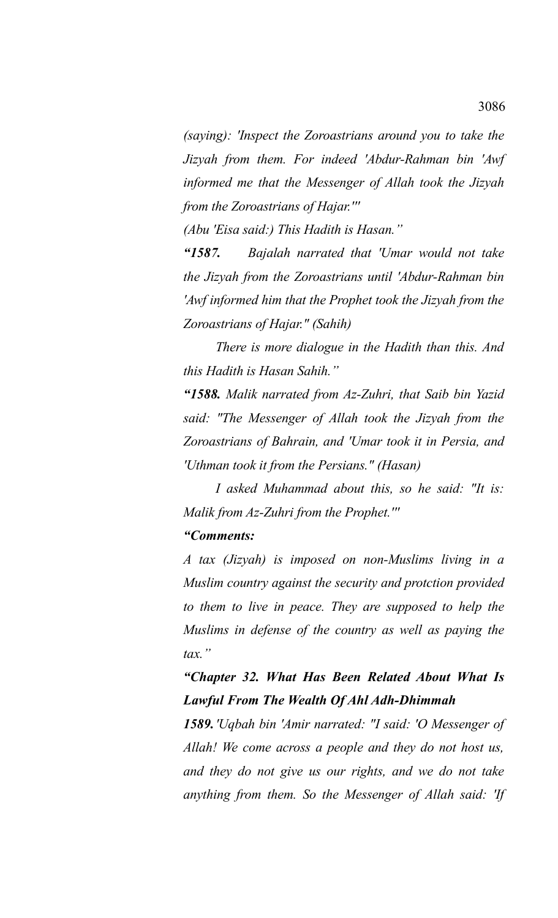*(saying): 'Inspect the Zoroastrians around you to take the Jizyah from them. For indeed 'Abdur-Rahman bin 'Awf informed me that the Messenger of Allah took the Jizyah from the Zoroastrians of Hajar.''*

*(Abu 'Eisa said:) This Hadith is Hasan."*

***"1587.*** *Bajalah narrated that 'Umar would not take the Jizyah from the Zoroastrians until 'Abdur-Rahman bin 'Awf informed him that the Prophet took the Jizyah from the Zoroastrians of Hajar." (Sahih)*

*There is more dialogue in the Hadith than this. And this Hadith is Hasan Sahih."*

***"1588.*** *Malik narrated from Az-Zuhri, that Saib bin Yazid said: "The Messenger of Allah took the Jizyah from the Zoroastrians of Bahrain, and 'Umar took it in Persia, and 'Uthman took it from the Persians." (Hasan)*

*I asked Muhammad about this, so he said: "It is: Malik from Az-Zuhri from the Prophet.''*

***"Comments:***

*A tax (Jizyah) is imposed on non-Muslims living in a Muslim country against the security and protction provided to them to live in peace. They are supposed to help the Muslims in defense of the country as well as paying the tax."*

### *"Chapter 32. What Has Been Related About What Is Lawful From The Wealth Of Ahl Adh-Dhimmah*

***1589.*** *'Uqbah bin 'Amir narrated: "I said: 'O Messenger of Allah! We come across a people and they do not host us, and they do not give us our rights, and we do not take anything from them. So the Messenger of Allah said: 'If*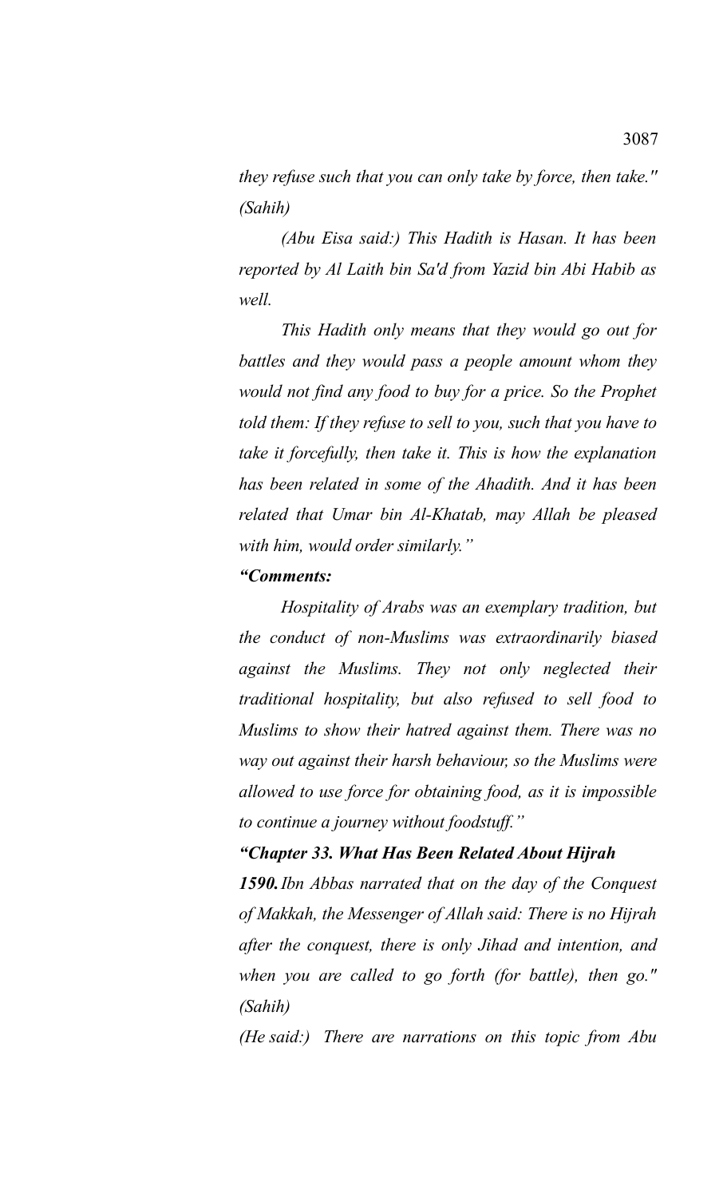*they refuse such that you can only take by force, then take." (Sahih)*

*(Abu Eisa said:) This Hadith is Hasan. It has been reported by Al Laith bin Sa'd from Yazid bin Abi Habib as well.*

*This Hadith only means that they would go out for battles and they would pass a people amount whom they would not find any food to buy for a price. So the Prophet told them: If they refuse to sell to you, such that you have to take it forcefully, then take it. This is how the explanation has been related in some of the Ahadith. And it has been related that Umar bin Al-Khatab, may Allah be pleased with him, would order similarly."*

***"Comments:***

*Hospitality of Arabs was an exemplary tradition, but the conduct of non-Muslims was extraordinarily biased against the Muslims. They not only neglected their traditional hospitality, but also refused to sell food to Muslims to show their hatred against them. There was no way out against their harsh behaviour, so the Muslims were allowed to use force for obtaining food, as it is impossible to continue a journey without foodstuff."*

***"Chapter 33. What Has Been Related About Hijrah***

***1590.*** *Ibn Abbas narrated that on the day of the Conquest of Makkah, the Messenger of Allah said: There is no Hijrah after the conquest, there is only Jihad and intention, and when you are called to go forth (for battle), then go." (Sahih)*

*(He said:) There are narrations on this topic from Abu*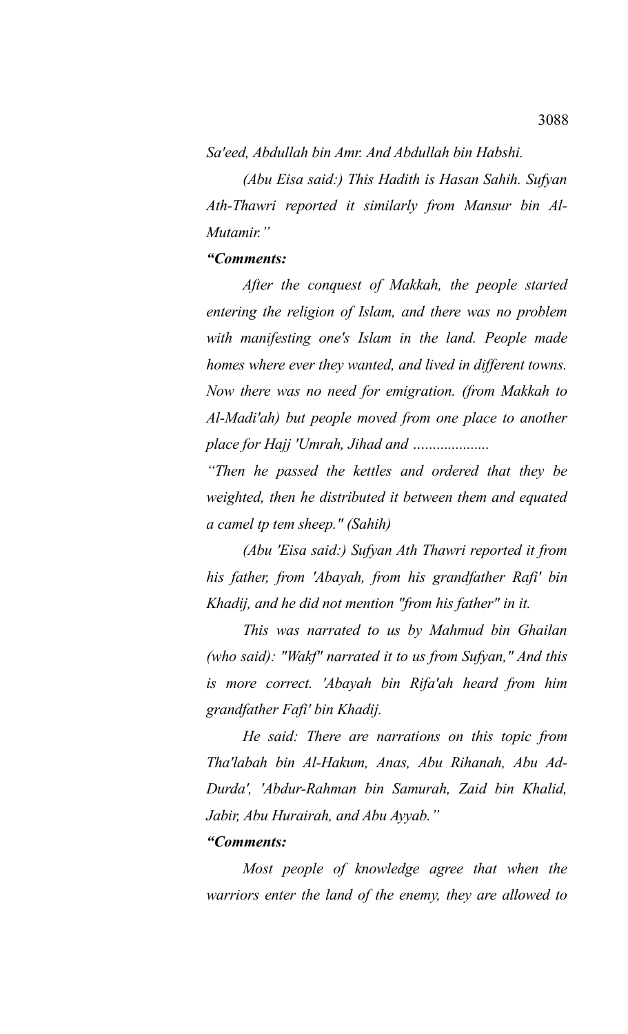*Sa'eed, Abdullah bin Amr. And Abdullah bin Habshi.*

*(Abu Eisa said:) This Hadith is Hasan Sahih. Sufyan Ath-Thawri reported it similarly from Mansur bin Al-Mutamir."*

***"Comments:***

*After the conquest of Makkah, the people started entering the religion of Islam, and there was no problem with manifesting one's Islam in the land. People made homes where ever they wanted, and lived in different towns. Now there was no need for emigration. (from Makkah to Al-Madi'ah) but people moved from one place to another place for Hajj 'Umrah, Jihad and ....................*

*"Then he passed the kettles and ordered that they be weighted, then he distributed it between them and equated a camel tp tem sheep." (Sahih)*

*(Abu 'Eisa said:) Sufyan Ath Thawri reported it from his father, from 'Abayah, from his grandfather Rafi' bin Khadij, and he did not mention "from his father" in it.*

*This was narrated to us by Mahmud bin Ghailan (who said): "Wakf" narrated it to us from Sufyan," And this is more correct. 'Abayah bin Rifa'ah heard from him grandfather Fafi' bin Khadij.*

*He said: There are narrations on this topic from Tha'labah bin Al-Hakum, Anas, Abu Rihanah, Abu Ad-Durda', 'Abdur-Rahman bin Samurah, Zaid bin Khalid, Jabir, Abu Hurairah, and Abu Ayyab."*

***"Comments:***

*Most people of knowledge agree that when the warriors enter the land of the enemy, they are allowed to*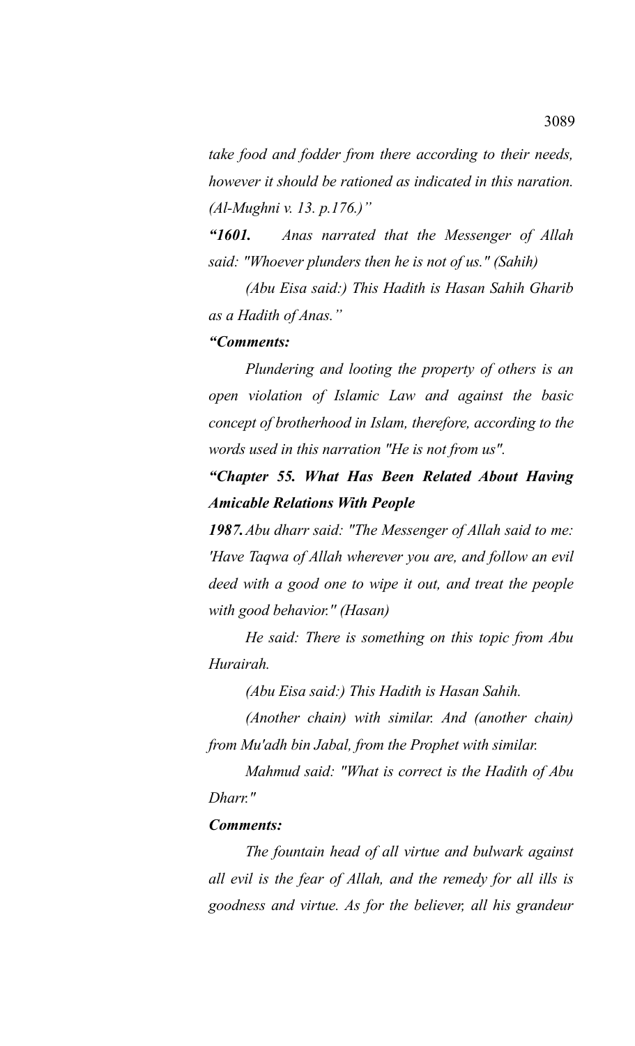*take food and fodder from there according to their needs, however it should be rationed as indicated in this naration. (Al-Mughni v. 13. p.176.)"*

***"1601.*** *Anas narrated that the Messenger of Allah said: "Whoever plunders then he is not of us." (Sahih)*

*(Abu Eisa said:) This Hadith is Hasan Sahih Gharib as a Hadith of Anas."*

***"Comments:***

*Plundering and looting the property of others is an open violation of Islamic Law and against the basic concept of brotherhood in Islam, therefore, according to the words used in this narration "He is not from us".*

***"Chapter 55. What Has Been Related About Having Amicable Relations With People***

***1987.*** *Abu dharr said: "The Messenger of Allah said to me: 'Have Taqwa of Allah wherever you are, and follow an evil deed with a good one to wipe it out, and treat the people with good behavior." (Hasan)*

*He said: There is something on this topic from Abu Hurairah.*

*(Abu Eisa said:) This Hadith is Hasan Sahih.*

*(Another chain) with similar. And (another chain) from Mu'adh bin Jabal, from the Prophet with similar.*

*Mahmud said: "What is correct is the Hadith of Abu Dharr."*

***Comments:***

*The fountain head of all virtue and bulwark against all evil is the fear of Allah, and the remedy for all ills is goodness and virtue. As for the believer, all his grandeur*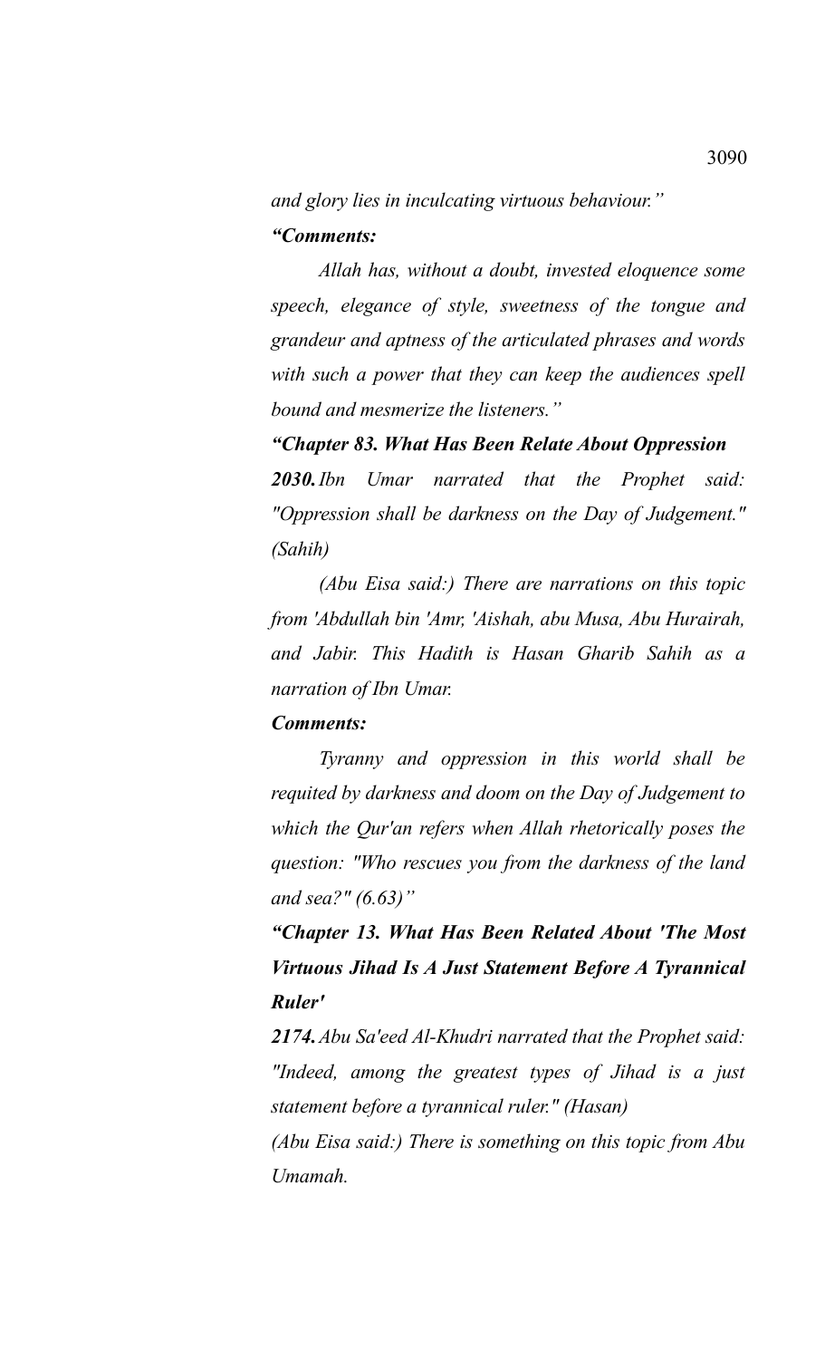*and glory lies in inculcating virtuous behaviour."*

***"Comments:***

*Allah has, without a doubt, invested eloquence some speech, elegance of style, sweetness of the tongue and grandeur and aptness of the articulated phrases and words with such a power that they can keep the audiences spell bound and mesmerize the listeners."*

***"Chapter 83. What Has Been Relate About Oppression***

***2030.*** *Ibn Umar narrated that the Prophet said: "Oppression shall be darkness on the Day of Judgement." (Sahih)*

*(Abu Eisa said:) There are narrations on this topic from 'Abdullah bin 'Amr, 'Aishah, abu Musa, Abu Hurairah, and Jabir. This Hadith is Hasan Gharib Sahih as a narration of Ibn Umar.*

***Comments:***

*Tyranny and oppression in this world shall be requited by darkness and doom on the Day of Judgement to which the Qur'an refers when Allah rhetorically poses the question: "Who rescues you from the darkness of the land and sea?" (6.63)"*

***"Chapter 13. What Has Been Related About 'The Most Virtuous Jihad Is A Just Statement Before A Tyrannical Ruler'***

***2174.*** *Abu Sa'eed Al-Khudri narrated that the Prophet said: "Indeed, among the greatest types of Jihad is a just statement before a tyrannical ruler." (Hasan)*

*(Abu Eisa said:) There is something on this topic from Abu Umamah.*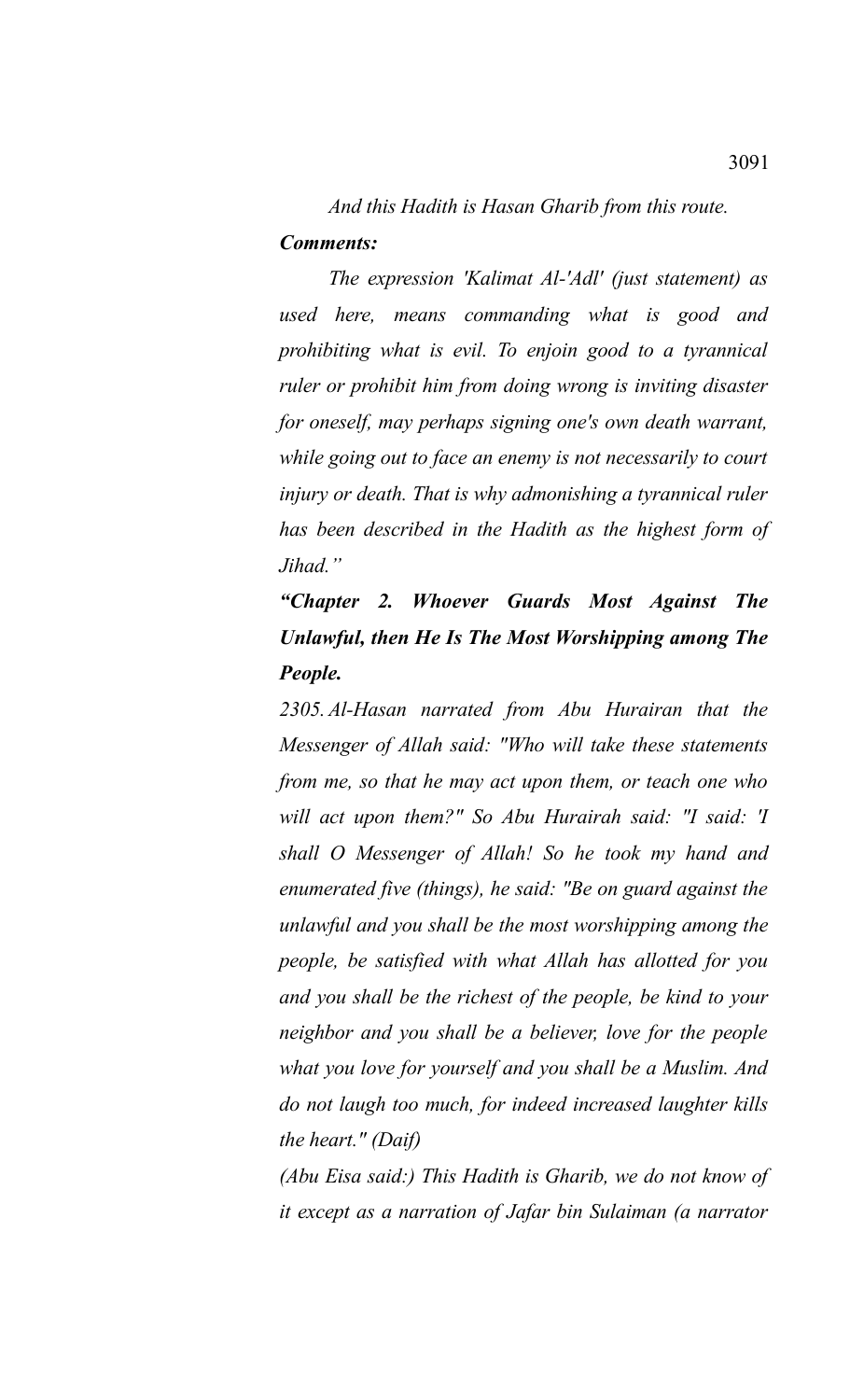*And this Hadith is Hasan Gharib from this route.*

***Comments:***

*The expression 'Kalimat Al-'Adl' (just statement) as used here, means commanding what is good and prohibiting what is evil. To enjoin good to a tyrannical ruler or prohibit him from doing wrong is inviting disaster for oneself, may perhaps signing one's own death warrant, while going out to face an enemy is not necessarily to court injury or death. That is why admonishing a tyrannical ruler has been described in the Hadith as the highest form of Jihad."*

***"Chapter 2. Whoever Guards Most Against The Unlawful, then He Is The Most Worshipping among The People.***

*2305. Al-Hasan narrated from Abu Hurairan that the Messenger of Allah said: "Who will take these statements from me, so that he may act upon them, or teach one who will act upon them?" So Abu Hurairah said: "I said: 'I shall O Messenger of Allah! So he took my hand and enumerated five (things), he said: "Be on guard against the unlawful and you shall be the most worshipping among the people, be satisfied with what Allah has allotted for you and you shall be the richest of the people, be kind to your neighbor and you shall be a believer, love for the people what you love for yourself and you shall be a Muslim. And do not laugh too much, for indeed increased laughter kills the heart." (Daif)*

*(Abu Eisa said:) This Hadith is Gharib, we do not know of it except as a narration of Jafar bin Sulaiman (a narrator*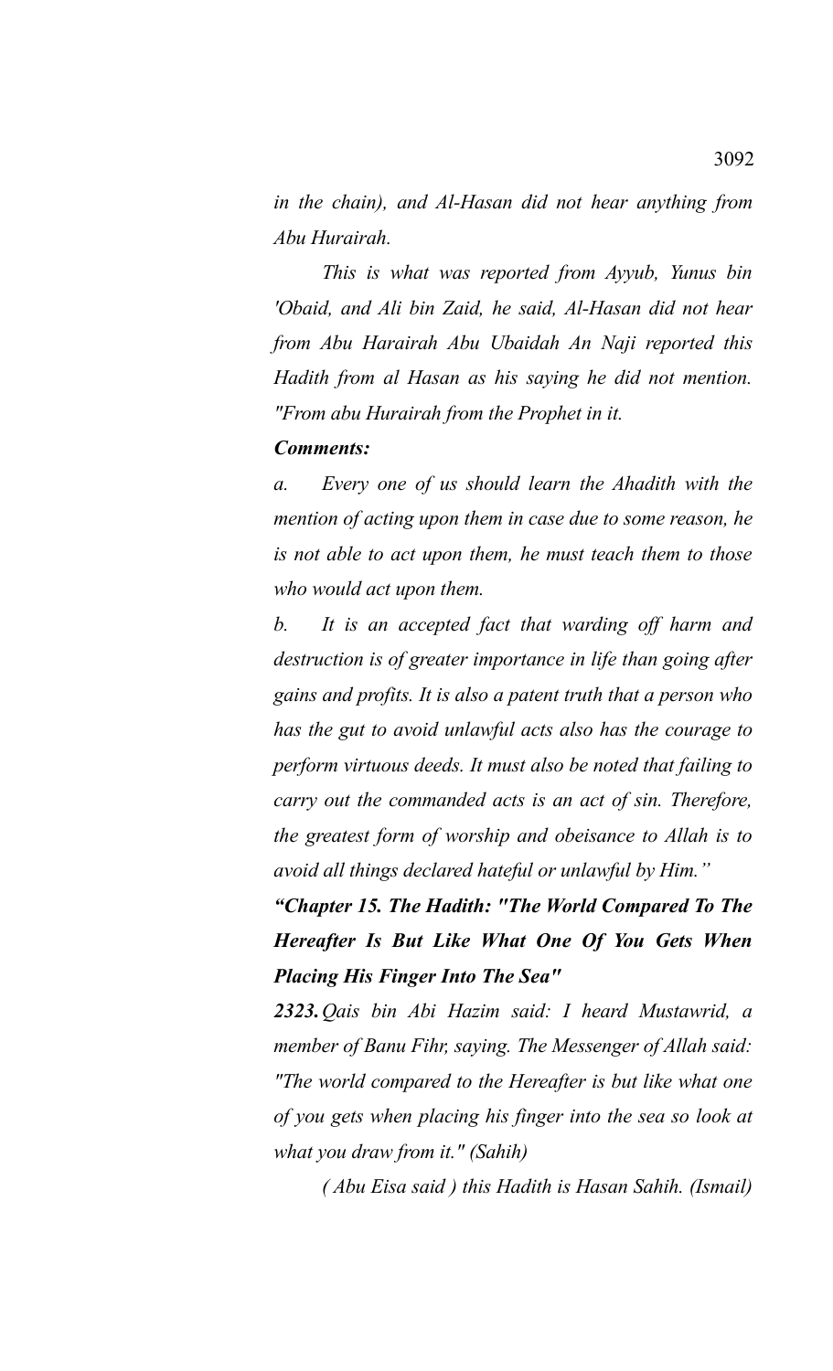*in the chain), and Al-Hasan did not hear anything from Abu Hurairah.*

*This is what was reported from Ayyub, Yunus bin 'Obaid, and Ali bin Zaid, he said, Al-Hasan did not hear from Abu Harairah Abu Ubaidah An Naji reported this Hadith from al Hasan as his saying he did not mention. "From abu Hurairah from the Prophet in it.*

***Comments:***

*a. Every one of us should learn the Ahadith with the mention of acting upon them in case due to some reason, he is not able to act upon them, he must teach them to those who would act upon them.*

*b. It is an accepted fact that warding off harm and destruction is of greater importance in life than going after gains and profits. It is also a patent truth that a person who has the gut to avoid unlawful acts also has the courage to perform virtuous deeds. It must also be noted that failing to carry out the commanded acts is an act of sin. Therefore, the greatest form of worship and obeisance to Allah is to avoid all things declared hateful or unlawful by Him."*

***"Chapter 15. The Hadith: "The World Compared To The Hereafter Is But Like What One Of You Gets When Placing His Finger Into The Sea"***

***2323.*** *Qais bin Abi Hazim said: I heard Mustawrid, a member of Banu Fihr, saying. The Messenger of Allah said: "The world compared to the Hereafter is but like what one of you gets when placing his finger into the sea so look at what you draw from it." (Sahih)*

*( Abu Eisa said ) this Hadith is Hasan Sahih. (Ismail)*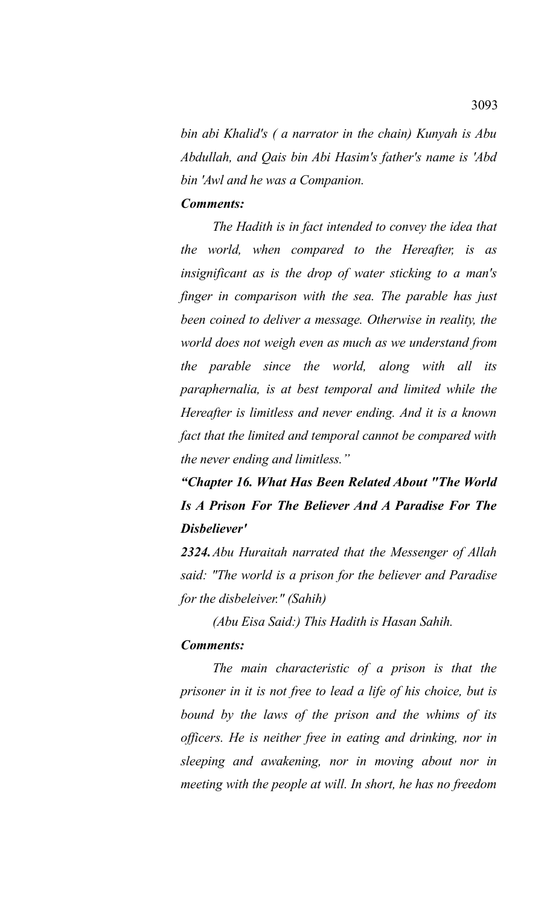*bin abi Khalid's ( a narrator in the chain) Kunyah is Abu Abdullah, and Qais bin Abi Hasim's father's name is 'Abd bin 'Awl and he was a Companion.*

***Comments:***

*The Hadith is in fact intended to convey the idea that the world, when compared to the Hereafter, is as insignificant as is the drop of water sticking to a man's finger in comparison with the sea. The parable has just been coined to deliver a message. Otherwise in reality, the world does not weigh even as much as we understand from the parable since the world, along with all its paraphernalia, is at best temporal and limited while the Hereafter is limitless and never ending. And it is a known fact that the limited and temporal cannot be compared with the never ending and limitless."*

***"Chapter 16. What Has Been Related About "The World Is A Prison For The Believer And A Paradise For The Disbeliever'***

***2324.** Abu Huraitah narrated that the Messenger of Allah said: "The world is a prison for the believer and Paradise for the disbeleiver." (Sahih)*

*(Abu Eisa Said:) This Hadith is Hasan Sahih.*

***Comments:***

*The main characteristic of a prison is that the prisoner in it is not free to lead a life of his choice, but is bound by the laws of the prison and the whims of its officers. He is neither free in eating and drinking, nor in sleeping and awakening, nor in moving about nor in meeting with the people at will. In short, he has no freedom*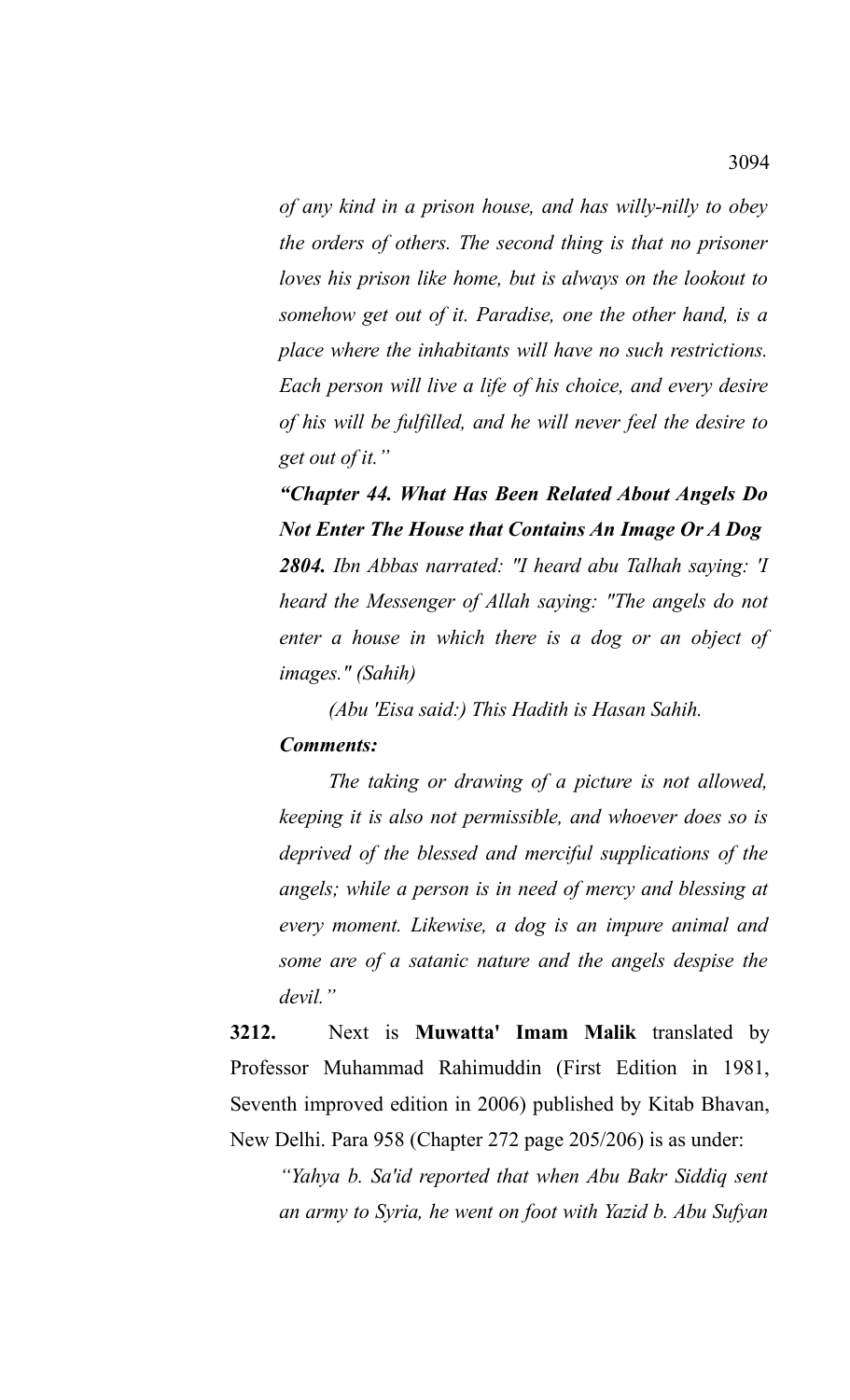*of any kind in a prison house, and has willy-nilly to obey the orders of others. The second thing is that no prisoner loves his prison like home, but is always on the lookout to somehow get out of it. Paradise, one the other hand, is a place where the inhabitants will have no such restrictions. Each person will live a life of his choice, and every desire of his will be fulfilled, and he will never feel the desire to get out of it."*

***"Chapter 44. What Has Been Related About Angels Do Not Enter The House that Contains An Image Or A Dog***

***2804.*** *Ibn Abbas narrated: "I heard abu Talhah saying: 'I heard the Messenger of Allah saying: "The angels do not enter a house in which there is a dog or an object of images." (Sahih)*

*(Abu 'Eisa said:) This Hadith is Hasan Sahih.*

***Comments:***

*The taking or drawing of a picture is not allowed, keeping it is also not permissible, and whoever does so is deprived of the blessed and merciful supplications of the angels; while a person is in need of mercy and blessing at every moment. Likewise, a dog is an impure animal and some are of a satanic nature and the angels despise the devil."*

**3212.** Next is **Muwatta' Imam Malik** translated by Professor Muhammad Rahimuddin (First Edition in 1981, Seventh improved edition in 2006) published by Kitab Bhavan, New Delhi. Para 958 (Chapter 272 page 205/206) is as under:

*"Yahya b. Sa'id reported that when Abu Bakr Siddiq sent an army to Syria, he went on foot with Yazid b. Abu Sufyan*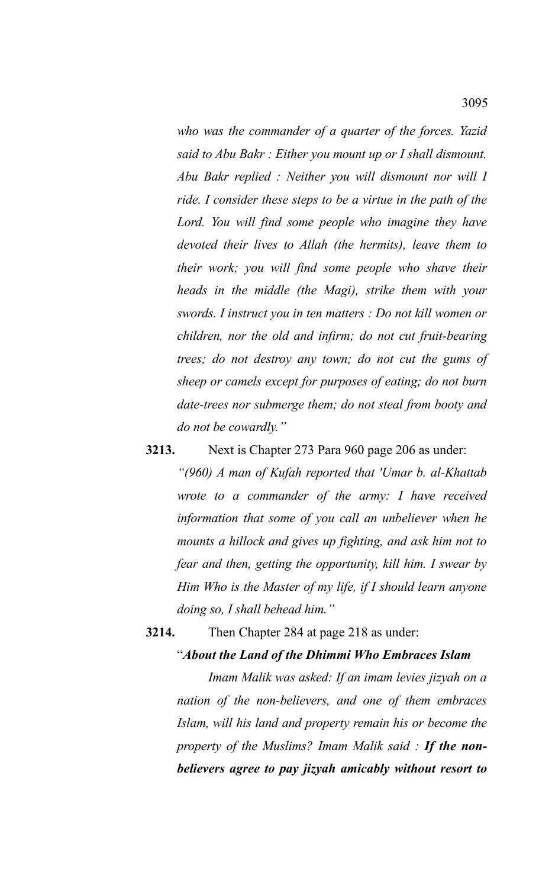*who was the commander of a quarter of the forces. Yazid said to Abu Bakr : Either you mount up or I shall dismount. Abu Bakr replied : Neither you will dismount nor will I ride. I consider these steps to be a virtue in the path of the Lord. You will find some people who imagine they have devoted their lives to Allah (the hermits), leave them to their work; you will find some people who shave their heads in the middle (the Magi), strike them with your swords. I instruct you in ten matters : Do not kill women or children, nor the old and infirm; do not cut fruit-bearing trees; do not destroy any town; do not cut the gums of sheep or camels except for purposes of eating; do not burn date-trees nor submerge them; do not steal from booty and do not be cowardly."*

**3213.** Next is Chapter 273 Para 960 page 206 as under:

*"(960) A man of Kufah reported that 'Umar b. al-Khattab wrote to a commander of the army: I have received information that some of you call an unbeliever when he mounts a hillock and gives up fighting, and ask him not to fear and then, getting the opportunity, kill him. I swear by Him Who is the Master of my life, if I should learn anyone doing so, I shall behead him."*

**3214.** Then Chapter 284 at page 218 as under:

"***About the Land of the Dhimmi Who Embraces Islam***

*Imam Malik was asked: If an imam levies jizyah on a nation of the non-believers, and one of them embraces Islam, will his land and property remain his or become the property of the Muslims? Imam Malik said :* ***If the non-believers agree to pay jizyah amicably without resort to***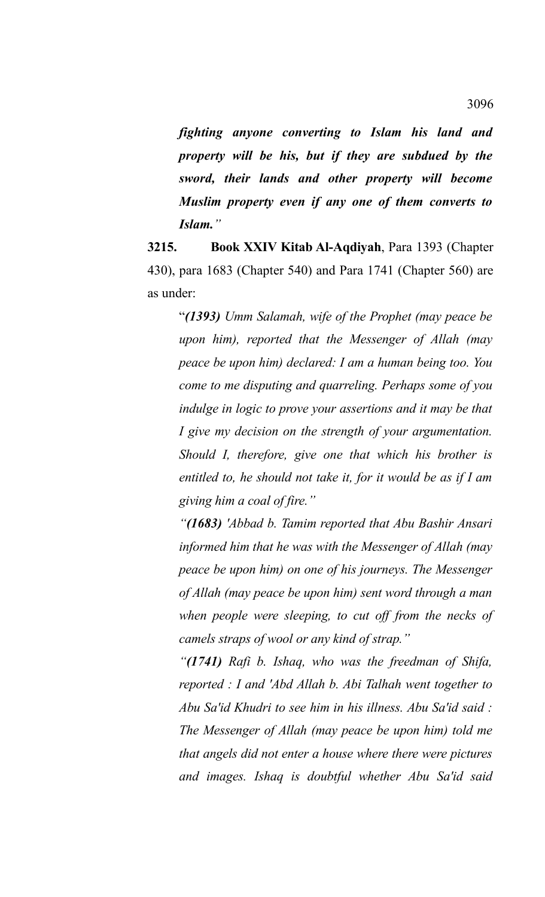***fighting anyone converting to Islam his land and property will be his, but if they are subdued by the sword, their lands and other property will become Muslim property even if any one of them converts to Islam."***

**3215. Book XXIV Kitab Al-Aqdiyah**, Para 1393 (Chapter 430), para 1683 (Chapter 540) and Para 1741 (Chapter 560) are as under:

"***(1393)*** *Umm Salamah, wife of the Prophet (may peace be upon him), reported that the Messenger of Allah (may peace be upon him) declared: I am a human being too. You come to me disputing and quarreling. Perhaps some of you indulge in logic to prove your assertions and it may be that I give my decision on the strength of your argumentation. Should I, therefore, give one that which his brother is entitled to, he should not take it, for it would be as if I am giving him a coal of fire."*

*"**(1683)** 'Abbad b. Tamim reported that Abu Bashir Ansari informed him that he was with the Messenger of Allah (may peace be upon him) on one of his journeys. The Messenger of Allah (may peace be upon him) sent word through a man when people were sleeping, to cut off from the necks of camels straps of wool or any kind of strap."*

*"**(1741)** Rafi b. Ishaq, who was the freedman of Shifa, reported : I and 'Abd Allah b. Abi Talhah went together to Abu Sa'id Khudri to see him in his illness. Abu Sa'id said : The Messenger of Allah (may peace be upon him) told me that angels did not enter a house where there were pictures and images. Ishaq is doubtful whether Abu Sa'id said*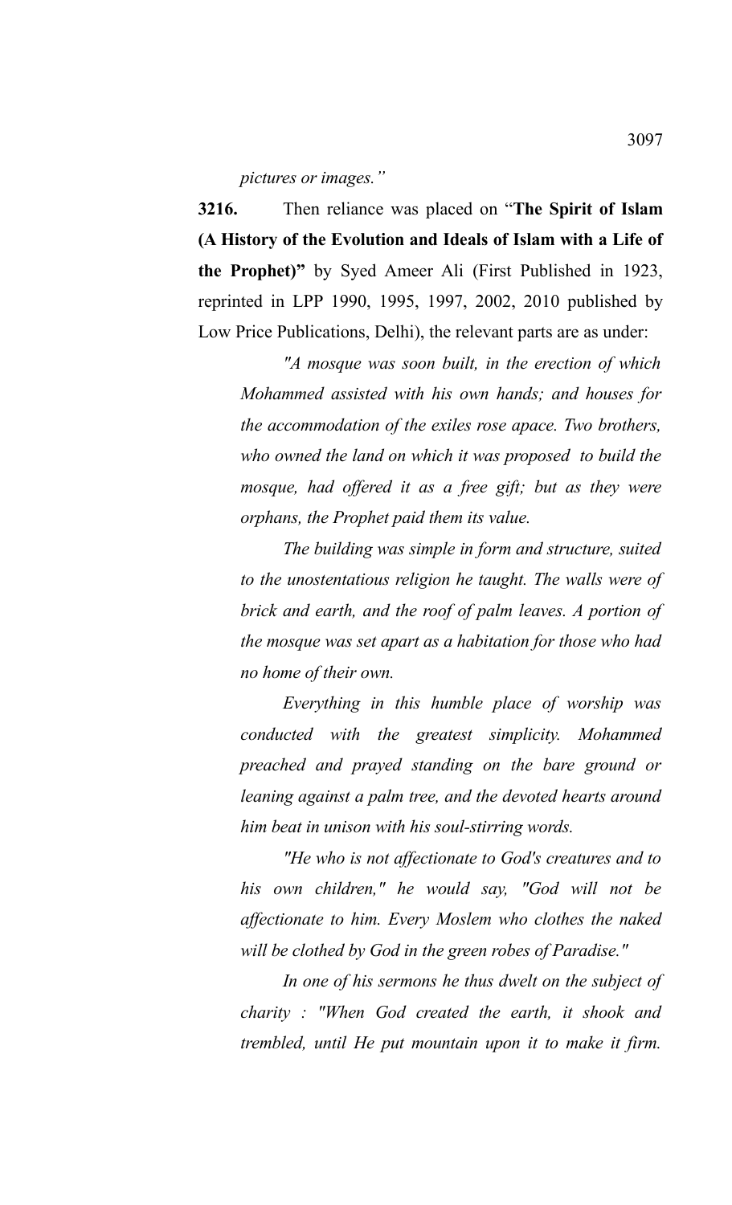*pictures or images."*

**3216.** Then reliance was placed on "**The Spirit of Islam (A History of the Evolution and Ideals of Islam with a Life of the Prophet)"** by Syed Ameer Ali (First Published in 1923, reprinted in LPP 1990, 1995, 1997, 2002, 2010 published by Low Price Publications, Delhi), the relevant parts are as under:

> *"A mosque was soon built, in the erection of which Mohammed assisted with his own hands; and houses for the accommodation of the exiles rose apace. Two brothers, who owned the land on which it was proposed to build the mosque, had offered it as a free gift; but as they were orphans, the Prophet paid them its value.*
>
> *The building was simple in form and structure, suited to the unostentatious religion he taught. The walls were of brick and earth, and the roof of palm leaves. A portion of the mosque was set apart as a habitation for those who had no home of their own.*
>
> *Everything in this humble place of worship was conducted with the greatest simplicity. Mohammed preached and prayed standing on the bare ground or leaning against a palm tree, and the devoted hearts around him beat in unison with his soul-stirring words.*
>
> *"He who is not affectionate to God's creatures and to his own children," he would say, "God will not be affectionate to him. Every Moslem who clothes the naked will be clothed by God in the green robes of Paradise."*
>
> *In one of his sermons he thus dwelt on the subject of charity : "When God created the earth, it shook and trembled, until He put mountain upon it to make it firm.*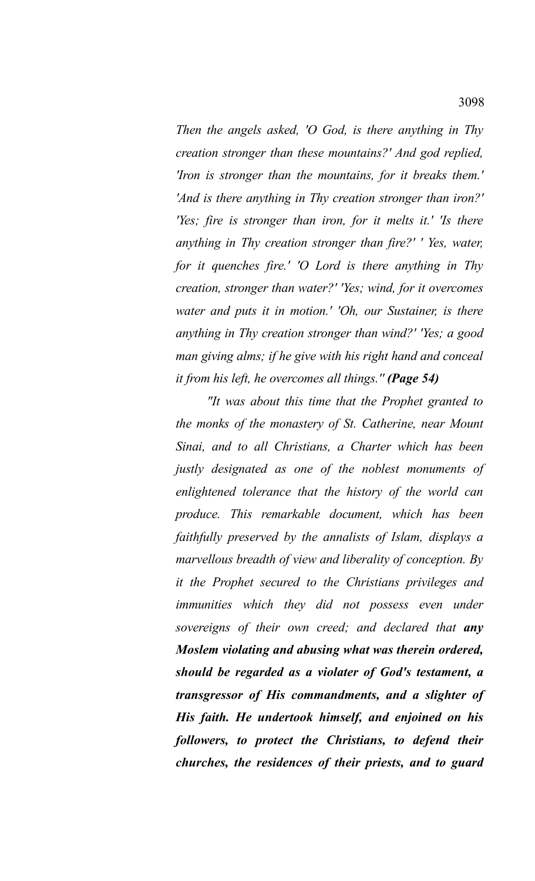*Then the angels asked, 'O God, is there anything in Thy creation stronger than these mountains?' And god replied, 'Iron is stronger than the mountains, for it breaks them.' 'And is there anything in Thy creation stronger than iron?' 'Yes; fire is stronger than iron, for it melts it.' 'Is there anything in Thy creation stronger than fire?' ' Yes, water, for it quenches fire.' 'O Lord is there anything in Thy creation, stronger than water?' 'Yes; wind, for it overcomes water and puts it in motion.' 'Oh, our Sustainer, is there anything in Thy creation stronger than wind?' 'Yes; a good man giving alms; if he give with his right hand and conceal it from his left, he overcomes all things."* ***(Page 54)***

*"It was about this time that the Prophet granted to the monks of the monastery of St. Catherine, near Mount Sinai, and to all Christians, a Charter which has been justly designated as one of the noblest monuments of enlightened tolerance that the history of the world can produce. This remarkable document, which has been faithfully preserved by the annalists of Islam, displays a marvellous breadth of view and liberality of conception. By it the Prophet secured to the Christians privileges and immunities which they did not possess even under sovereigns of their own creed; and declared that* ***any Moslem violating and abusing what was therein ordered, should be regarded as a violater of God's testament, a transgressor of His commandments, and a slighter of His faith. He undertook himself, and enjoined on his followers, to protect the Christians, to defend their churches, the residences of their priests, and to guard***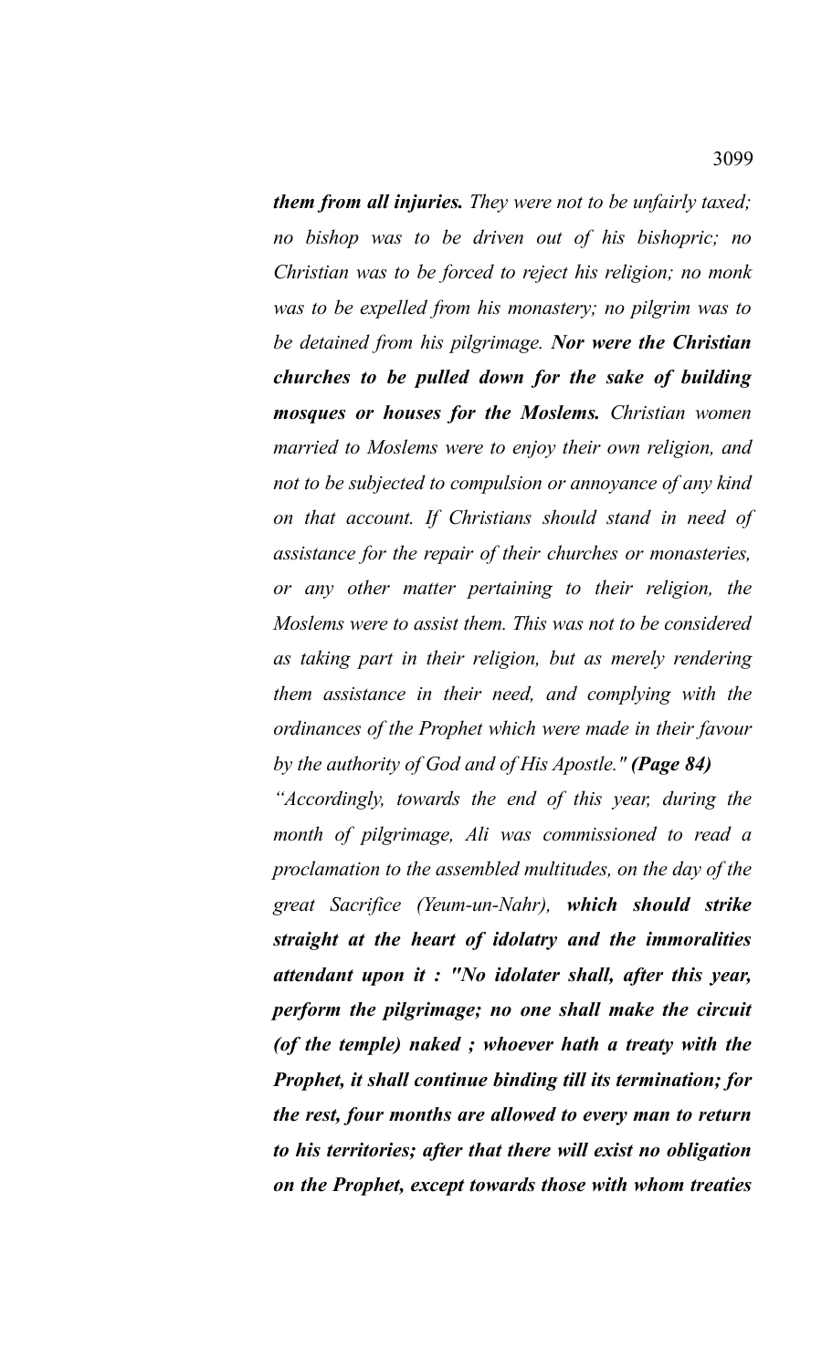***them from all injuries.*** *They were not to be unfairly taxed; no bishop was to be driven out of his bishopric; no Christian was to be forced to reject his religion; no monk was to be expelled from his monastery; no pilgrim was to be detained from his pilgrimage.* ***Nor were the Christian churches to be pulled down for the sake of building mosques or houses for the Moslems.*** *Christian women married to Moslems were to enjoy their own religion, and not to be subjected to compulsion or annoyance of any kind on that account. If Christians should stand in need of assistance for the repair of their churches or monasteries, or any other matter pertaining to their religion, the Moslems were to assist them. This was not to be considered as taking part in their religion, but as merely rendering them assistance in their need, and complying with the ordinances of the Prophet which were made in their favour by the authority of God and of His Apostle."* ***(Page 84)***

*"Accordingly, towards the end of this year, during the month of pilgrimage, Ali was commissioned to read a proclamation to the assembled multitudes, on the day of the great Sacrifice (Yeum-un-Nahr),* ***which should strike straight at the heart of idolatry and the immoralities attendant upon it : "No idolater shall, after this year, perform the pilgrimage; no one shall make the circuit (of the temple) naked ; whoever hath a treaty with the Prophet, it shall continue binding till its termination; for the rest, four months are allowed to every man to return to his territories; after that there will exist no obligation on the Prophet, except towards those with whom treaties***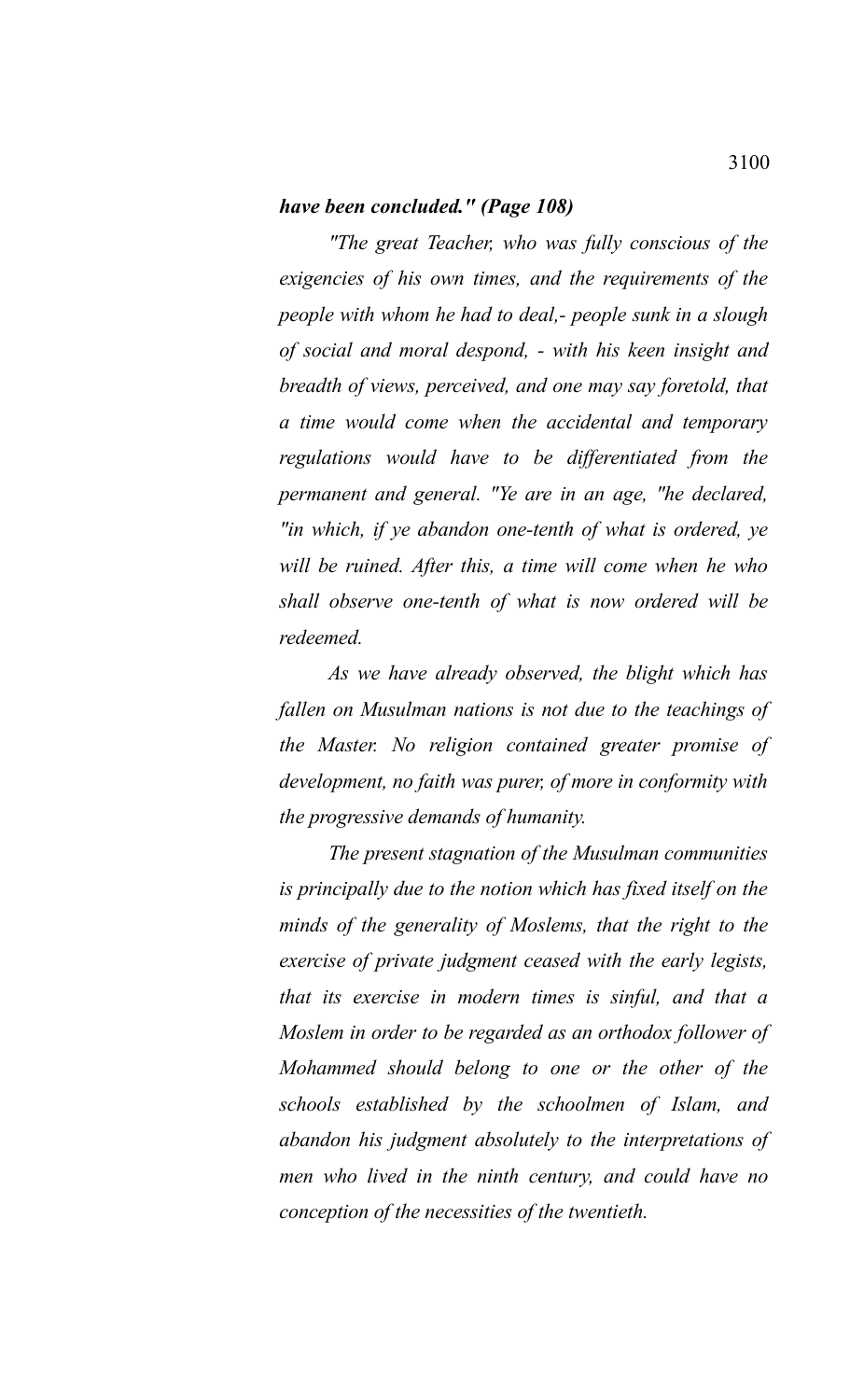***have been concluded." (Page 108)***

*"The great Teacher, who was fully conscious of the exigencies of his own times, and the requirements of the people with whom he had to deal,- people sunk in a slough of social and moral despond, - with his keen insight and breadth of views, perceived, and one may say foretold, that a time would come when the accidental and temporary regulations would have to be differentiated from the permanent and general. "Ye are in an age, "he declared, "in which, if ye abandon one-tenth of what is ordered, ye will be ruined. After this, a time will come when he who shall observe one-tenth of what is now ordered will be redeemed.*

*As we have already observed, the blight which has fallen on Musulman nations is not due to the teachings of the Master. No religion contained greater promise of development, no faith was purer, of more in conformity with the progressive demands of humanity.*

*The present stagnation of the Musulman communities is principally due to the notion which has fixed itself on the minds of the generality of Moslems, that the right to the exercise of private judgment ceased with the early legists, that its exercise in modern times is sinful, and that a Moslem in order to be regarded as an orthodox follower of Mohammed should belong to one or the other of the schools established by the schoolmen of Islam, and abandon his judgment absolutely to the interpretations of men who lived in the ninth century, and could have no conception of the necessities of the twentieth.*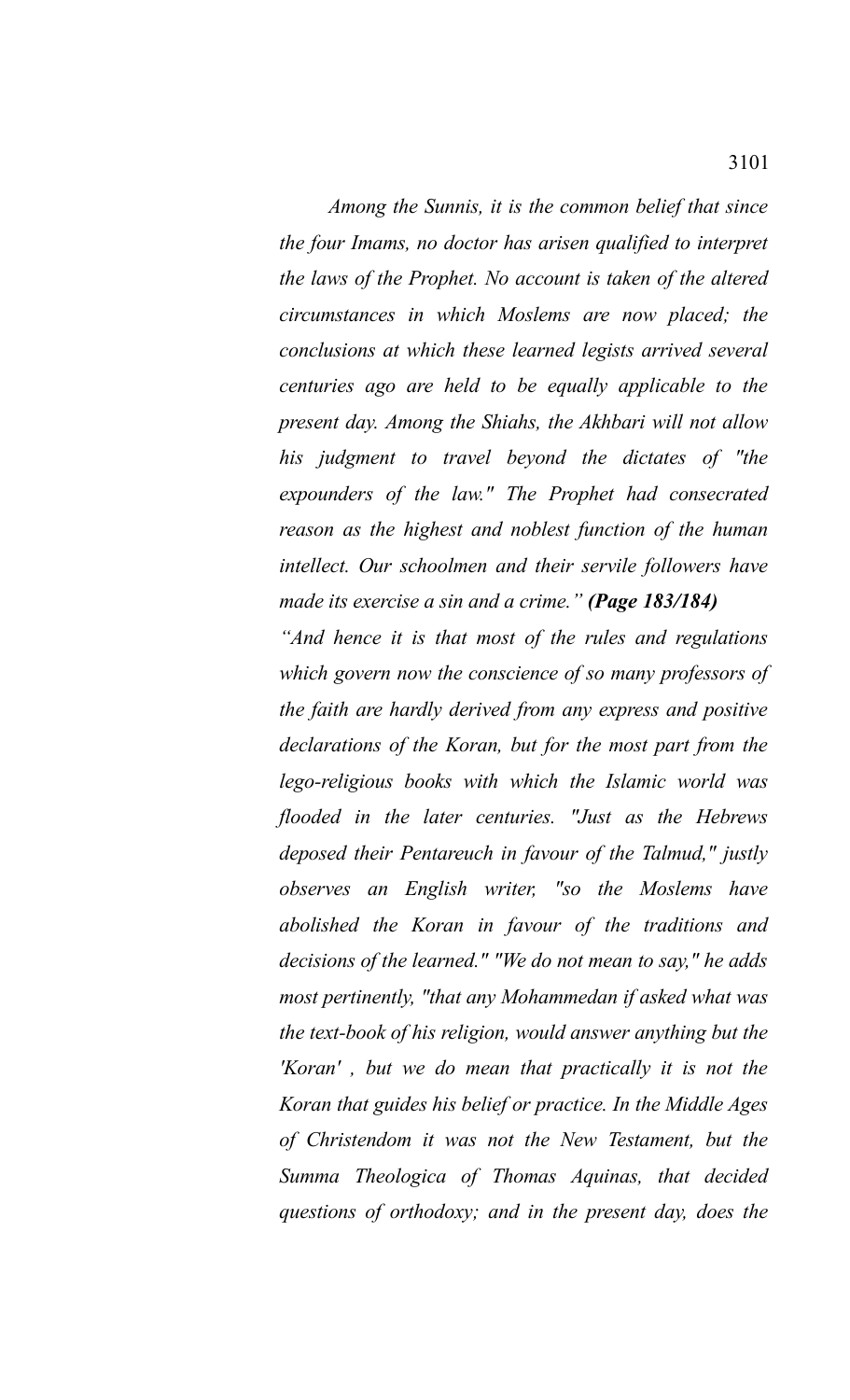*Among the Sunnis, it is the common belief that since the four Imams, no doctor has arisen qualified to interpret the laws of the Prophet. No account is taken of the altered circumstances in which Moslems are now placed; the conclusions at which these learned legists arrived several centuries ago are held to be equally applicable to the present day. Among the Shiahs, the Akhbari will not allow his judgment to travel beyond the dictates of "the expounders of the law." The Prophet had consecrated reason as the highest and noblest function of the human intellect. Our schoolmen and their servile followers have made its exercise a sin and a crime." **(Page 183/184)***

*"And hence it is that most of the rules and regulations which govern now the conscience of so many professors of the faith are hardly derived from any express and positive declarations of the Koran, but for the most part from the lego-religious books with which the Islamic world was flooded in the later centuries. "Just as the Hebrews deposed their Pentareuch in favour of the Talmud," justly observes an English writer, "so the Moslems have abolished the Koran in favour of the traditions and decisions of the learned." "We do not mean to say," he adds most pertinently, "that any Mohammedan if asked what was the text-book of his religion, would answer anything but the 'Koran' , but we do mean that practically it is not the Koran that guides his belief or practice. In the Middle Ages of Christendom it was not the New Testament, but the Summa Theologica of Thomas Aquinas, that decided questions of orthodoxy; and in the present day, does the*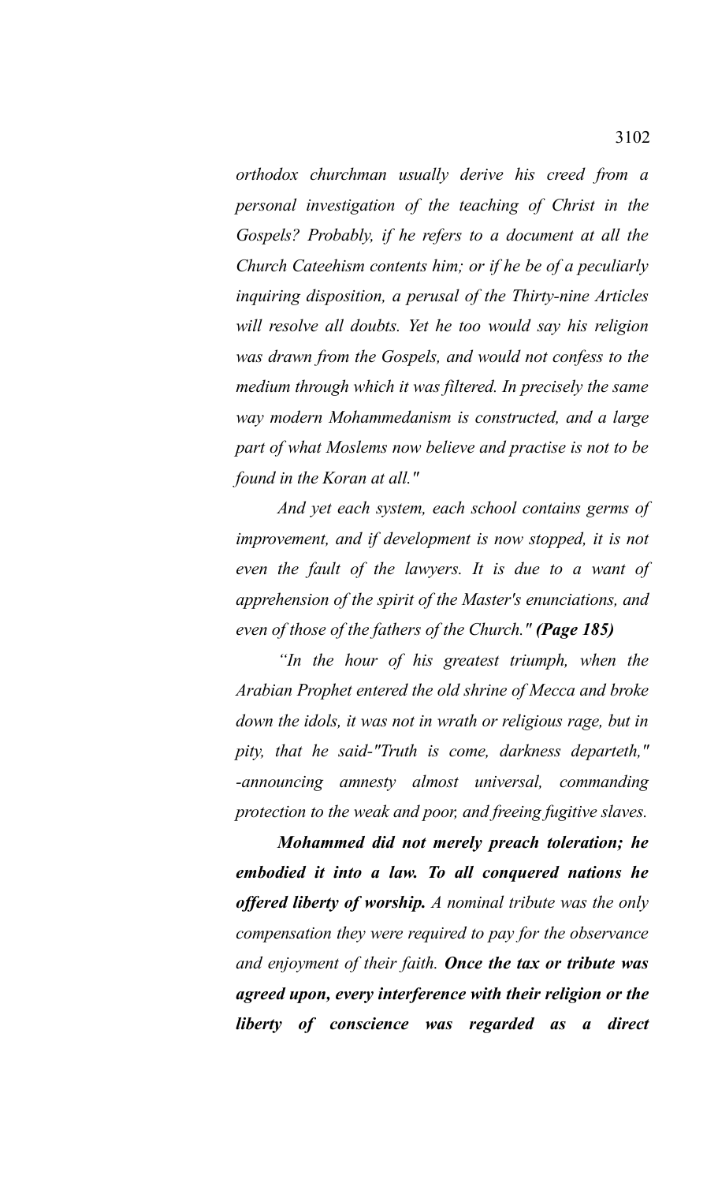*orthodox churchman usually derive his creed from a personal investigation of the teaching of Christ in the Gospels? Probably, if he refers to a document at all the Church Cateehism contents him; or if he be of a peculiarly inquiring disposition, a perusal of the Thirty-nine Articles will resolve all doubts. Yet he too would say his religion was drawn from the Gospels, and would not confess to the medium through which it was filtered. In precisely the same way modern Mohammedanism is constructed, and a large part of what Moslems now believe and practise is not to be found in the Koran at all."*

*And yet each system, each school contains germs of improvement, and if development is now stopped, it is not even the fault of the lawyers. It is due to a want of apprehension of the spirit of the Master's enunciations, and even of those of the fathers of the Church."* ***(Page 185)***

*"In the hour of his greatest triumph, when the Arabian Prophet entered the old shrine of Mecca and broke down the idols, it was not in wrath or religious rage, but in pity, that he said-"Truth is come, darkness departeth," -announcing amnesty almost universal, commanding protection to the weak and poor, and freeing fugitive slaves.*

***Mohammed did not merely preach toleration; he embodied it into a law. To all conquered nations he offered liberty of worship.*** *A nominal tribute was the only compensation they were required to pay for the observance and enjoyment of their faith.* ***Once the tax or tribute was agreed upon, every interference with their religion or the liberty of conscience was regarded as a direct***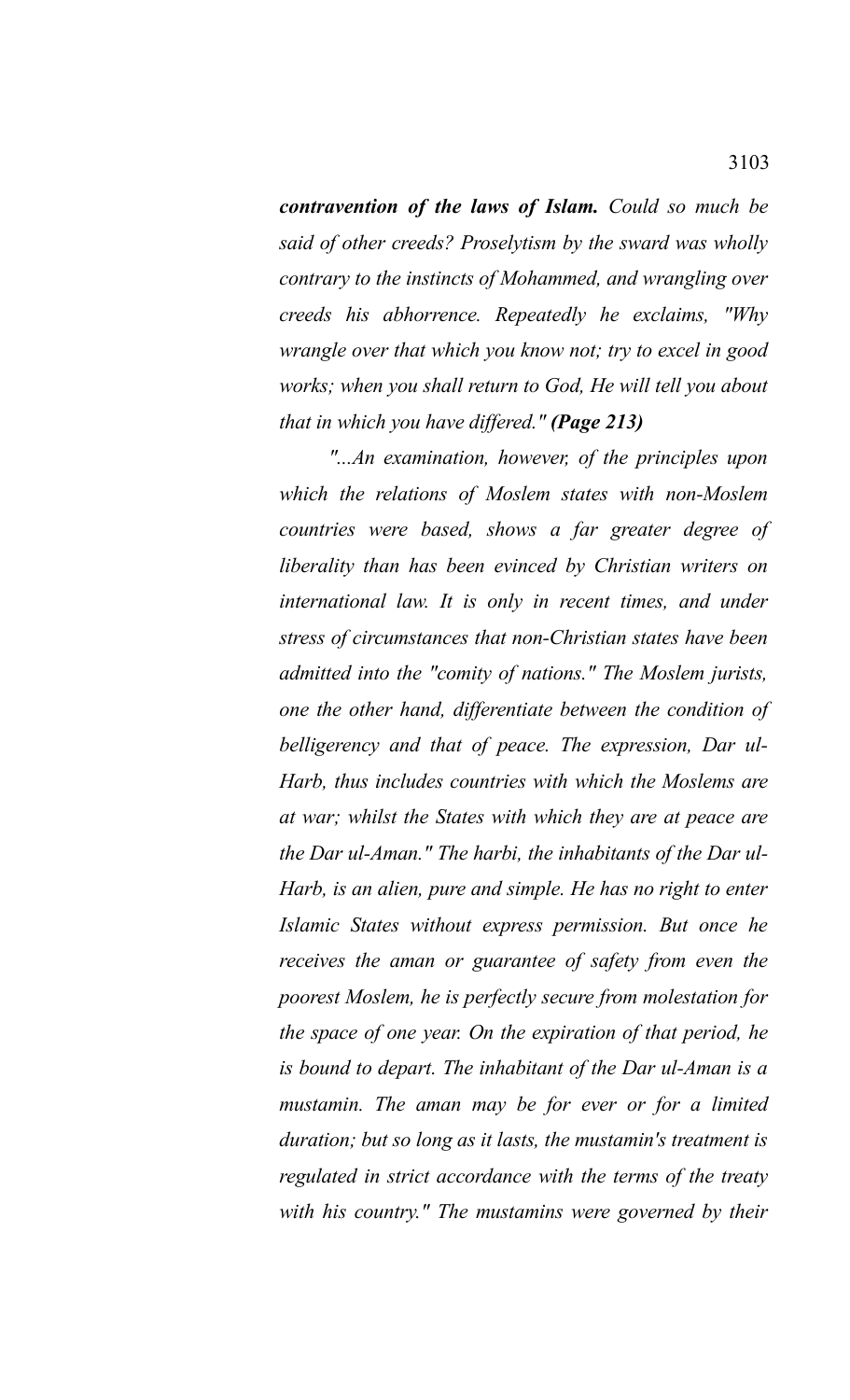***contravention of the laws of Islam.*** *Could so much be said of other creeds? Proselytism by the sward was wholly contrary to the instincts of Mohammed, and wrangling over creeds his abhorrence. Repeatedly he exclaims, "Why wrangle over that which you know not; try to excel in good works; when you shall return to God, He will tell you about that in which you have differed."* ***(Page 213)***

*"...An examination, however, of the principles upon which the relations of Moslem states with non-Moslem countries were based, shows a far greater degree of liberality than has been evinced by Christian writers on international law. It is only in recent times, and under stress of circumstances that non-Christian states have been admitted into the "comity of nations." The Moslem jurists, one the other hand, differentiate between the condition of belligerency and that of peace. The expression, Dar ul-Harb, thus includes countries with which the Moslems are at war; whilst the States with which they are at peace are the Dar ul-Aman." The harbi, the inhabitants of the Dar ul-Harb, is an alien, pure and simple. He has no right to enter Islamic States without express permission. But once he receives the aman or guarantee of safety from even the poorest Moslem, he is perfectly secure from molestation for the space of one year. On the expiration of that period, he is bound to depart. The inhabitant of the Dar ul-Aman is a mustamin. The aman may be for ever or for a limited duration; but so long as it lasts, the mustamin's treatment is regulated in strict accordance with the terms of the treaty with his country." The mustamins were governed by their*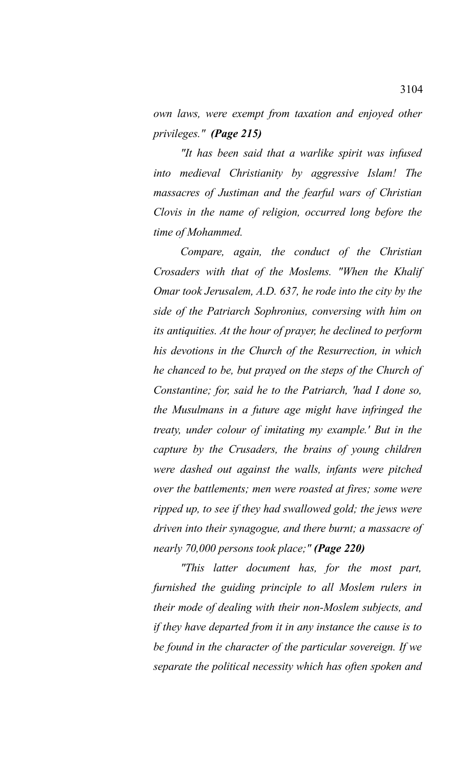*own laws, were exempt from taxation and enjoyed other privileges."* ***(Page 215)***

*"It has been said that a warlike spirit was infused into medieval Christianity by aggressive Islam! The massacres of Justiman and the fearful wars of Christian Clovis in the name of religion, occurred long before the time of Mohammed.*

*Compare, again, the conduct of the Christian Crosaders with that of the Moslems. "When the Khalif Omar took Jerusalem, A.D. 637, he rode into the city by the side of the Patriarch Sophronius, conversing with him on its antiquities. At the hour of prayer, he declined to perform his devotions in the Church of the Resurrection, in which he chanced to be, but prayed on the steps of the Church of Constantine; for, said he to the Patriarch, 'had I done so, the Musulmans in a future age might have infringed the treaty, under colour of imitating my example.' But in the capture by the Crusaders, the brains of young children were dashed out against the walls, infants were pitched over the battlements; men were roasted at fires; some were ripped up, to see if they had swallowed gold; the jews were driven into their synagogue, and there burnt; a massacre of nearly 70,000 persons took place;"* ***(Page 220)***

*"This latter document has, for the most part, furnished the guiding principle to all Moslem rulers in their mode of dealing with their non-Moslem subjects, and if they have departed from it in any instance the cause is to be found in the character of the particular sovereign. If we separate the political necessity which has often spoken and*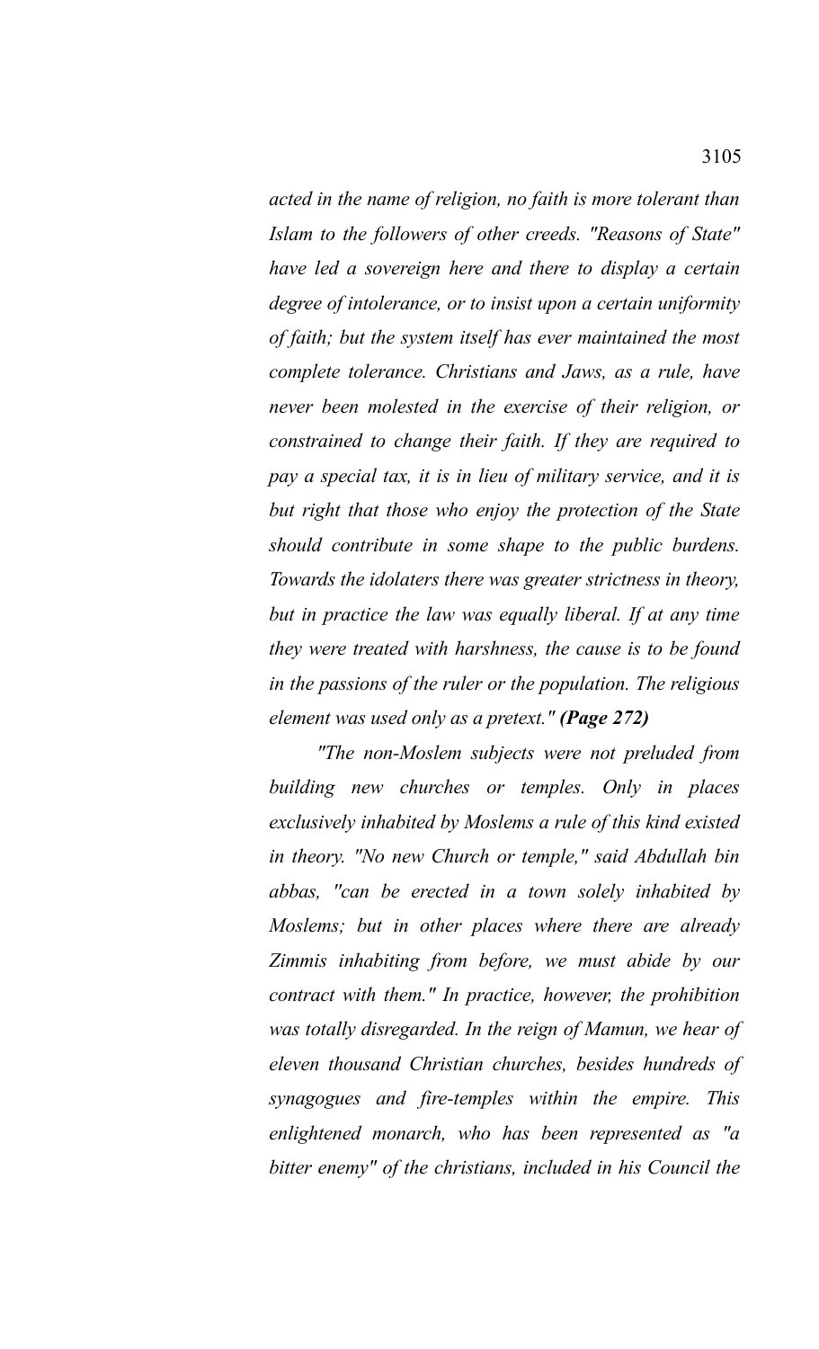*acted in the name of religion, no faith is more tolerant than Islam to the followers of other creeds. "Reasons of State" have led a sovereign here and there to display a certain degree of intolerance, or to insist upon a certain uniformity of faith; but the system itself has ever maintained the most complete tolerance. Christians and Jaws, as a rule, have never been molested in the exercise of their religion, or constrained to change their faith. If they are required to pay a special tax, it is in lieu of military service, and it is but right that those who enjoy the protection of the State should contribute in some shape to the public burdens. Towards the idolaters there was greater strictness in theory, but in practice the law was equally liberal. If at any time they were treated with harshness, the cause is to be found in the passions of the ruler or the population. The religious element was used only as a pretext."* ***(Page 272)***

*"The non-Moslem subjects were not preluded from building new churches or temples. Only in places exclusively inhabited by Moslems a rule of this kind existed in theory. "No new Church or temple," said Abdullah bin abbas, "can be erected in a town solely inhabited by Moslems; but in other places where there are already Zimmis inhabiting from before, we must abide by our contract with them." In practice, however, the prohibition was totally disregarded. In the reign of Mamun, we hear of eleven thousand Christian churches, besides hundreds of synagogues and fire-temples within the empire. This enlightened monarch, who has been represented as "a bitter enemy" of the christians, included in his Council the*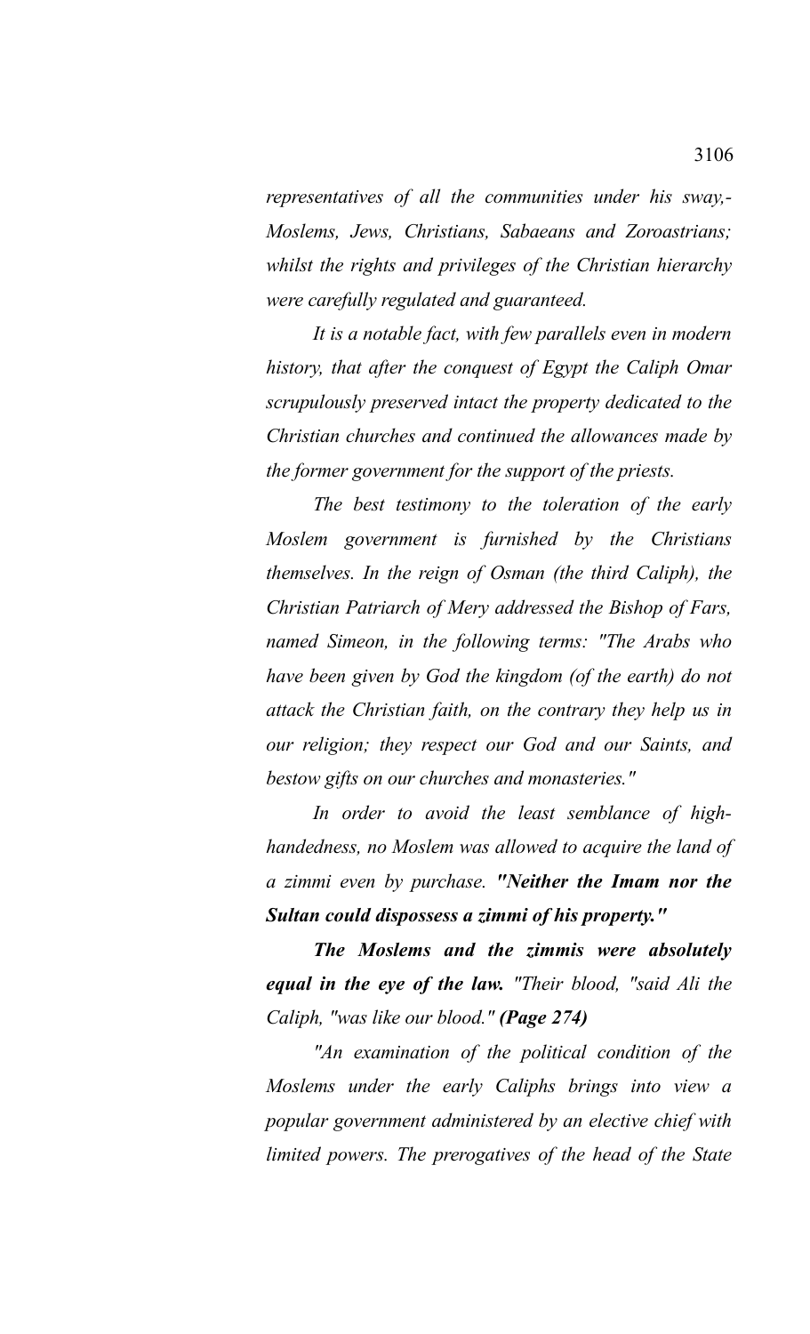*representatives of all the communities under his sway,- Moslems, Jews, Christians, Sabaeans and Zoroastrians; whilst the rights and privileges of the Christian hierarchy were carefully regulated and guaranteed.*

*It is a notable fact, with few parallels even in modern history, that after the conquest of Egypt the Caliph Omar scrupulously preserved intact the property dedicated to the Christian churches and continued the allowances made by the former government for the support of the priests.*

*The best testimony to the toleration of the early Moslem government is furnished by the Christians themselves. In the reign of Osman (the third Caliph), the Christian Patriarch of Mery addressed the Bishop of Fars, named Simeon, in the following terms: "The Arabs who have been given by God the kingdom (of the earth) do not attack the Christian faith, on the contrary they help us in our religion; they respect our God and our Saints, and bestow gifts on our churches and monasteries."*

*In order to avoid the least semblance of high-handedness, no Moslem was allowed to acquire the land of a zimmi even by purchase.* ***"Neither the Imam nor the Sultan could dispossess a zimmi of his property."***

***The Moslems and the zimmis were absolutely equal in the eye of the law.*** *"Their blood, "said Ali the Caliph, "was like our blood."* ***(Page 274)***

*"An examination of the political condition of the Moslems under the early Caliphs brings into view a popular government administered by an elective chief with limited powers. The prerogatives of the head of the State*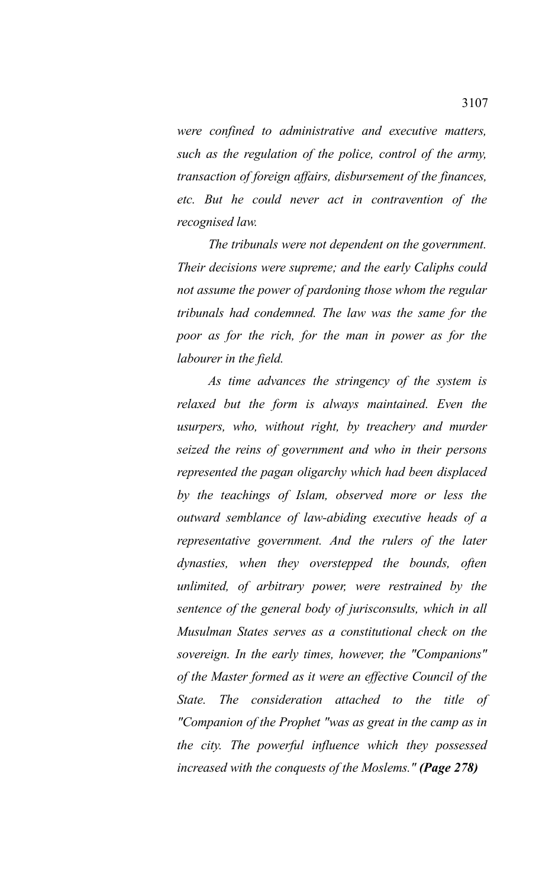*were confined to administrative and executive matters, such as the regulation of the police, control of the army, transaction of foreign affairs, disbursement of the finances, etc. But he could never act in contravention of the recognised law.*

*The tribunals were not dependent on the government. Their decisions were supreme; and the early Caliphs could not assume the power of pardoning those whom the regular tribunals had condemned. The law was the same for the poor as for the rich, for the man in power as for the labourer in the field.*

*As time advances the stringency of the system is relaxed but the form is always maintained. Even the usurpers, who, without right, by treachery and murder seized the reins of government and who in their persons represented the pagan oligarchy which had been displaced by the teachings of Islam, observed more or less the outward semblance of law-abiding executive heads of a representative government. And the rulers of the later dynasties, when they overstepped the bounds, often unlimited, of arbitrary power, were restrained by the sentence of the general body of jurisconsults, which in all Musulman States serves as a constitutional check on the sovereign. In the early times, however, the "Companions" of the Master formed as it were an effective Council of the State. The consideration attached to the title of "Companion of the Prophet "was as great in the camp as in the city. The powerful influence which they possessed increased with the conquests of the Moslems." **(Page 278)***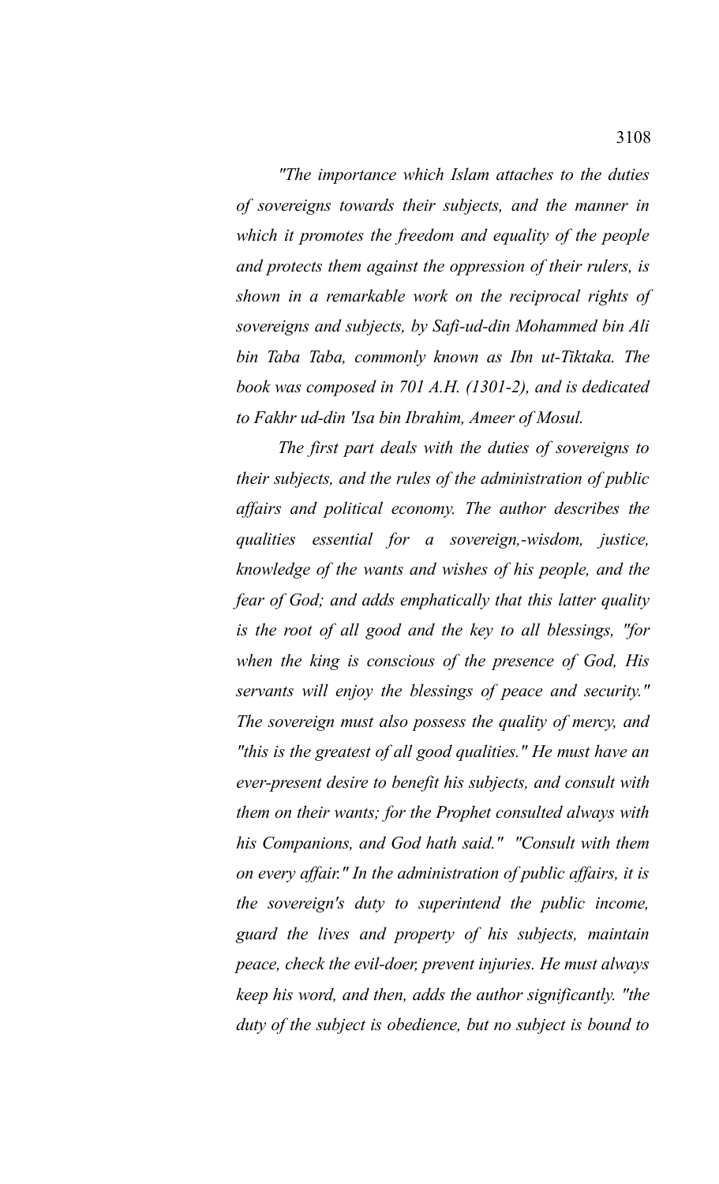*"The importance which Islam attaches to the duties of sovereigns towards their subjects, and the manner in which it promotes the freedom and equality of the people and protects them against the oppression of their rulers, is shown in a remarkable work on the reciprocal rights of sovereigns and subjects, by Safi-ud-din Mohammed bin Ali bin Taba Taba, commonly known as Ibn ut-Tiktaka. The book was composed in 701 A.H. (1301-2), and is dedicated to Fakhr ud-din 'Isa bin Ibrahim, Ameer of Mosul.*

*The first part deals with the duties of sovereigns to their subjects, and the rules of the administration of public affairs and political economy. The author describes the qualities essential for a sovereign,-wisdom, justice, knowledge of the wants and wishes of his people, and the fear of God; and adds emphatically that this latter quality is the root of all good and the key to all blessings, "for when the king is conscious of the presence of God, His servants will enjoy the blessings of peace and security." The sovereign must also possess the quality of mercy, and "this is the greatest of all good qualities." He must have an ever-present desire to benefit his subjects, and consult with them on their wants; for the Prophet consulted always with his Companions, and God hath said." "Consult with them on every affair." In the administration of public affairs, it is the sovereign's duty to superintend the public income, guard the lives and property of his subjects, maintain peace, check the evil-doer, prevent injuries. He must always keep his word, and then, adds the author significantly. "the duty of the subject is obedience, but no subject is bound to*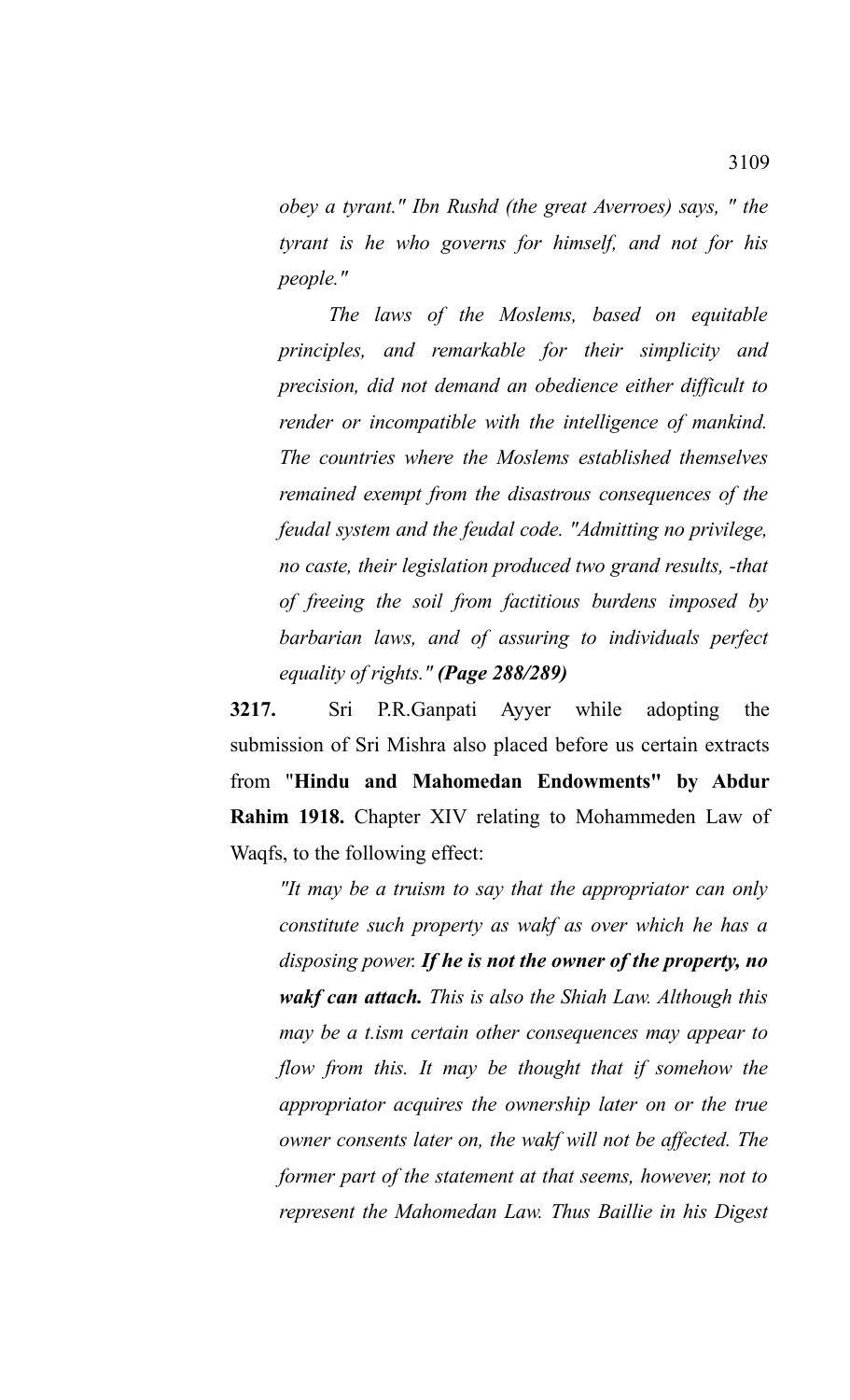*obey a tyrant." Ibn Rushd (the great Averroes) says, " the tyrant is he who governs for himself, and not for his people."*

*The laws of the Moslems, based on equitable principles, and remarkable for their simplicity and precision, did not demand an obedience either difficult to render or incompatible with the intelligence of mankind. The countries where the Moslems established themselves remained exempt from the disastrous consequences of the feudal system and the feudal code. "Admitting no privilege, no caste, their legislation produced two grand results, -that of freeing the soil from factitious burdens imposed by barbarian laws, and of assuring to individuals perfect equality of rights." **(Page 288/289)***

**3217.** Sri P.R.Ganpati Ayyer while adopting the submission of Sri Mishra also placed before us certain extracts from "**Hindu and Mahomedan Endowments" by Abdur Rahim 1918.** Chapter XIV relating to Mohammeden Law of Waqfs, to the following effect:

*"It may be a truism to say that the appropriator can only constitute such property as wakf as over which he has a disposing power. **If he is not the owner of the property, no wakf can attach.** This is also the Shiah Law. Although this may be a t.ism certain other consequences may appear to flow from this. It may be thought that if somehow the appropriator acquires the ownership later on or the true owner consents later on, the wakf will not be affected. The former part of the statement at that seems, however, not to represent the Mahomedan Law. Thus Baillie in his Digest*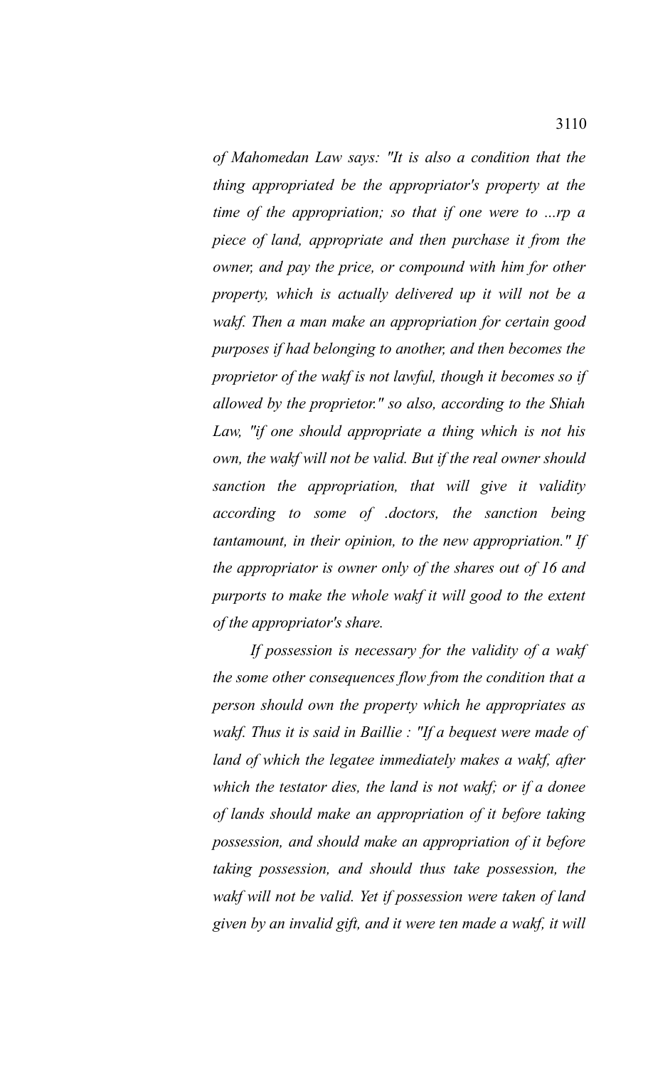*of Mahomedan Law says: "It is also a condition that the thing appropriated be the appropriator's property at the time of the appropriation; so that if one were to ...rp a piece of land, appropriate and then purchase it from the owner, and pay the price, or compound with him for other property, which is actually delivered up it will not be a wakf. Then a man make an appropriation for certain good purposes if had belonging to another, and then becomes the proprietor of the wakf is not lawful, though it becomes so if allowed by the proprietor." so also, according to the Shiah Law, "if one should appropriate a thing which is not his own, the wakf will not be valid. But if the real owner should sanction the appropriation, that will give it validity according to some of .doctors, the sanction being tantamount, in their opinion, to the new appropriation." If the appropriator is owner only of the shares out of 16 and purports to make the whole wakf it will good to the extent of the appropriator's share.*

*If possession is necessary for the validity of a wakf the some other consequences flow from the condition that a person should own the property which he appropriates as wakf. Thus it is said in Baillie : "If a bequest were made of land of which the legatee immediately makes a wakf, after which the testator dies, the land is not wakf; or if a donee of lands should make an appropriation of it before taking possession, and should make an appropriation of it before taking possession, and should thus take possession, the wakf will not be valid. Yet if possession were taken of land given by an invalid gift, and it were ten made a wakf, it will*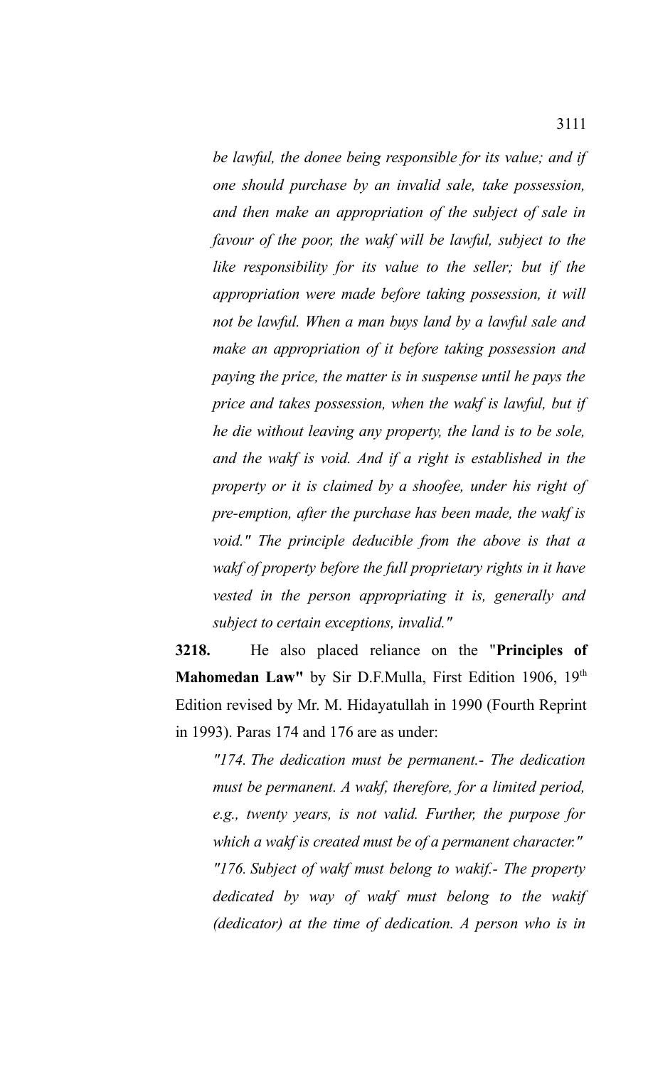*be lawful, the donee being responsible for its value; and if one should purchase by an invalid sale, take possession, and then make an appropriation of the subject of sale in favour of the poor, the wakf will be lawful, subject to the like responsibility for its value to the seller; but if the appropriation were made before taking possession, it will not be lawful. When a man buys land by a lawful sale and make an appropriation of it before taking possession and paying the price, the matter is in suspense until he pays the price and takes possession, when the wakf is lawful, but if he die without leaving any property, the land is to be sole, and the wakf is void. And if a right is established in the property or it is claimed by a shoofee, under his right of pre-emption, after the purchase has been made, the wakf is void." The principle deducible from the above is that a wakf of property before the full proprietary rights in it have vested in the person appropriating it is, generally and subject to certain exceptions, invalid."*

**3218.** He also placed reliance on the "**Principles of Mahomedan Law"** by Sir D.F.Mulla, First Edition 1906, 19th Edition revised by Mr. M. Hidayatullah in 1990 (Fourth Reprint in 1993). Paras 174 and 176 are as under:

*"174. The dedication must be permanent.- The dedication must be permanent. A wakf, therefore, for a limited period, e.g., twenty years, is not valid. Further, the purpose for which a wakf is created must be of a permanent character."*

*"176. Subject of wakf must belong to wakif.- The property dedicated by way of wakf must belong to the wakif (dedicator) at the time of dedication. A person who is in*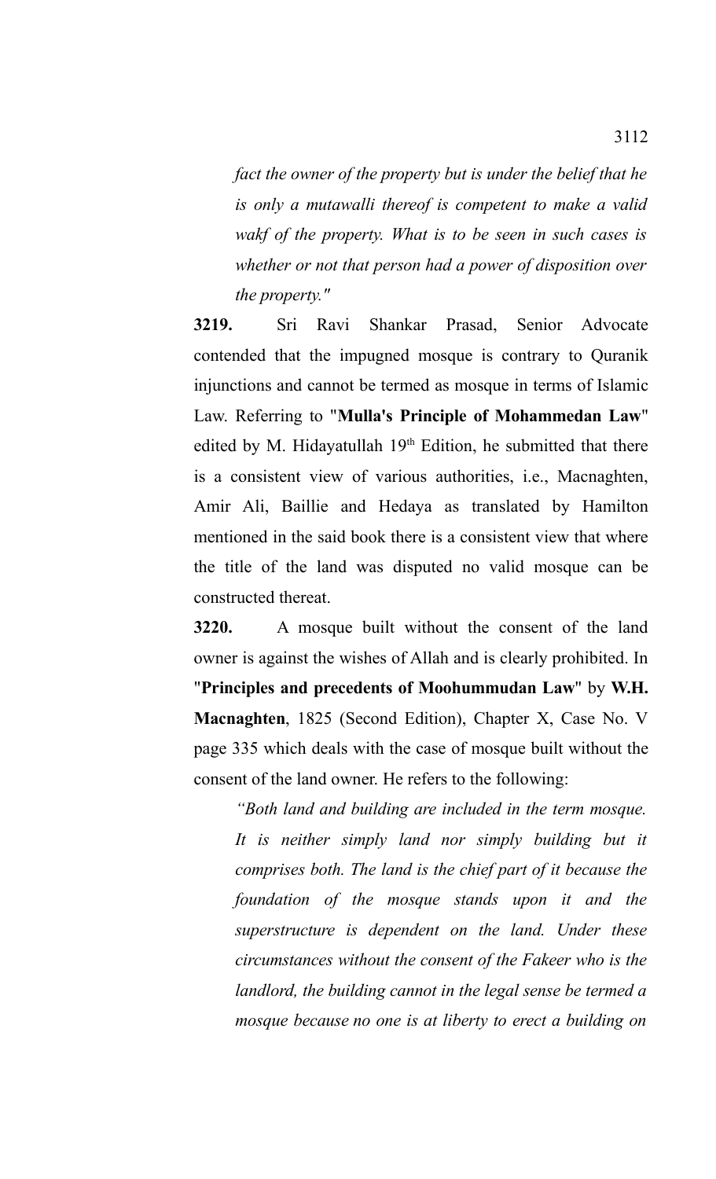*fact the owner of the property but is under the belief that he is only a mutawalli thereof is competent to make a valid wakf of the property. What is to be seen in such cases is whether or not that person had a power of disposition over the property."*

**3219.** Sri Ravi Shankar Prasad, Senior Advocate contended that the impugned mosque is contrary to Quranik injunctions and cannot be termed as mosque in terms of Islamic Law. Referring to "**Mulla's Principle of Mohammedan Law**" edited by M. Hidayatullah 19th Edition, he submitted that there is a consistent view of various authorities, i.e., Macnaghten, Amir Ali, Baillie and Hedaya as translated by Hamilton mentioned in the said book there is a consistent view that where the title of the land was disputed no valid mosque can be constructed thereat.

**3220.** A mosque built without the consent of the land owner is against the wishes of Allah and is clearly prohibited. In "**Principles and precedents of Moohummudan Law**" by **W.H. Macnaghten**, 1825 (Second Edition), Chapter X, Case No. V page 335 which deals with the case of mosque built without the consent of the land owner. He refers to the following:

*"Both land and building are included in the term mosque. It is neither simply land nor simply building but it comprises both. The land is the chief part of it because the foundation of the mosque stands upon it and the superstructure is dependent on the land. Under these circumstances without the consent of the Fakeer who is the landlord, the building cannot in the legal sense be termed a mosque because no one is at liberty to erect a building on*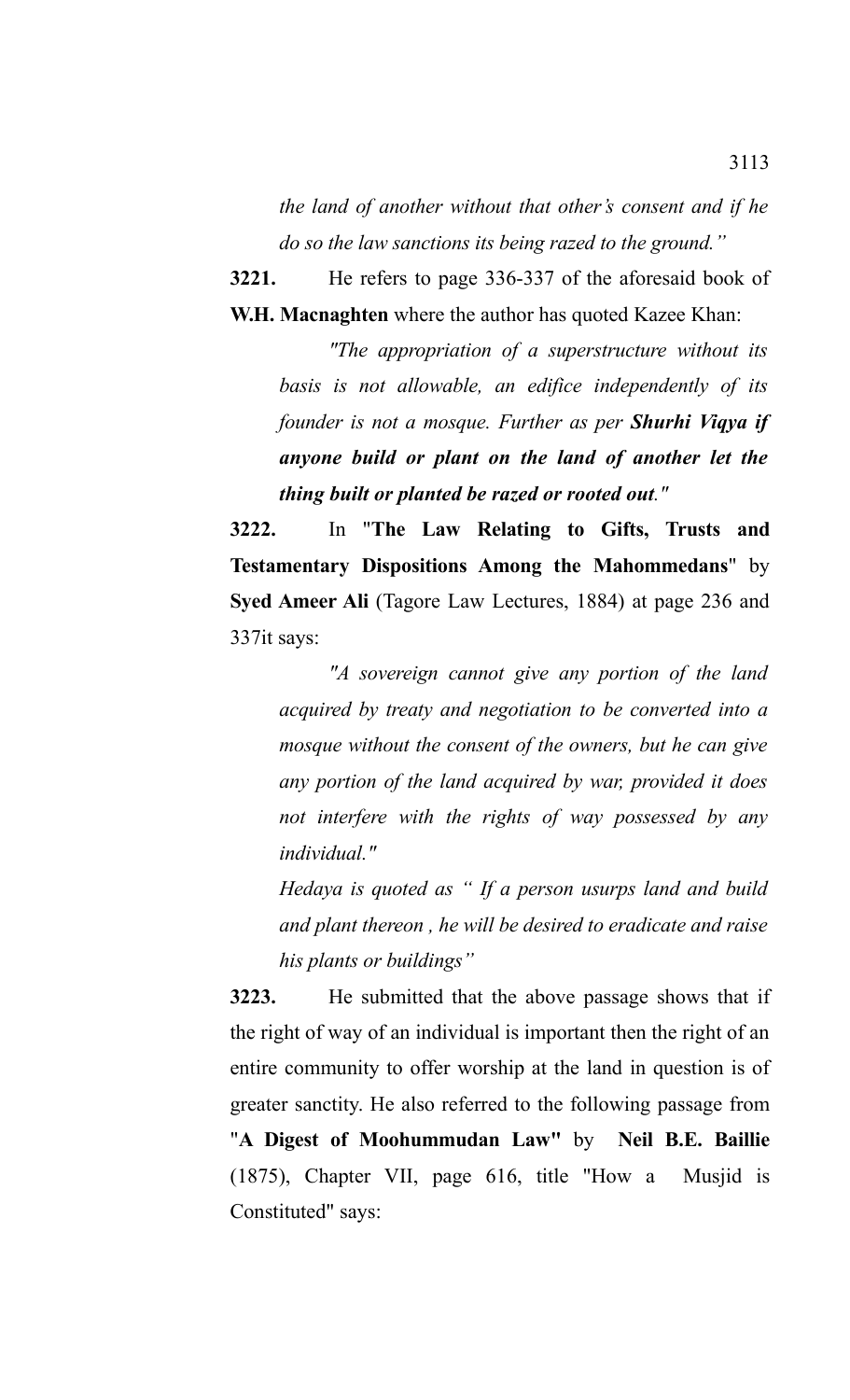*the land of another without that other's consent and if he do so the law sanctions its being razed to the ground."*

**3221.** He refers to page 336-337 of the aforesaid book of **W.H. Macnaghten** where the author has quoted Kazee Khan:

> *"The appropriation of a superstructure without its basis is not allowable, an edifice independently of its founder is not a mosque. Further as per* ***Shurhi Viqya if anyone build or plant on the land of another let the thing built or planted be razed or rooted out****."*

**3222.** In "**The Law Relating to Gifts, Trusts and Testamentary Dispositions Among the Mahommedans**" by **Syed Ameer Ali** (Tagore Law Lectures, 1884) at page 236 and 337it says:

> *"A sovereign cannot give any portion of the land acquired by treaty and negotiation to be converted into a mosque without the consent of the owners, but he can give any portion of the land acquired by war, provided it does not interfere with the rights of way possessed by any individual."*
>
> *Hedaya is quoted as " If a person usurps land and build and plant thereon , he will be desired to eradicate and raise his plants or buildings"*

**3223.** He submitted that the above passage shows that if the right of way of an individual is important then the right of an entire community to offer worship at the land in question is of greater sanctity. He also referred to the following passage from "**A Digest of Moohummudan Law"** by **Neil B.E. Baillie** (1875), Chapter VII, page 616, title "How a Musjid is Constituted" says: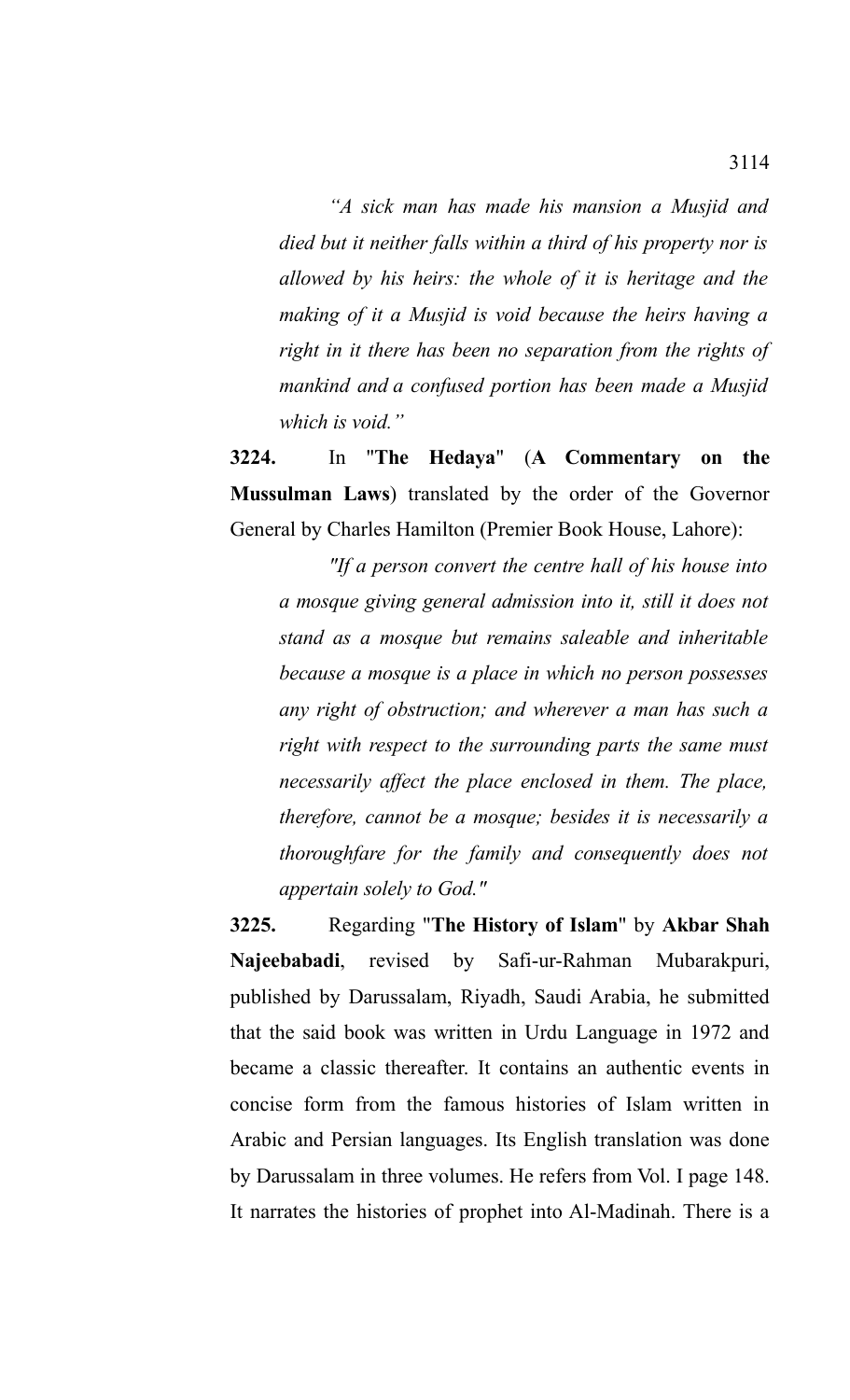*"A sick man has made his mansion a Musjid and died but it neither falls within a third of his property nor is allowed by his heirs: the whole of it is heritage and the making of it a Musjid is void because the heirs having a right in it there has been no separation from the rights of mankind and a confused portion has been made a Musjid which is void."*

**3224.** In "**The Hedaya**" (**A Commentary on the Mussulman Laws**) translated by the order of the Governor General by Charles Hamilton (Premier Book House, Lahore):

*"If a person convert the centre hall of his house into a mosque giving general admission into it, still it does not stand as a mosque but remains saleable and inheritable because a mosque is a place in which no person possesses any right of obstruction; and wherever a man has such a right with respect to the surrounding parts the same must necessarily affect the place enclosed in them. The place, therefore, cannot be a mosque; besides it is necessarily a thoroughfare for the family and consequently does not appertain solely to God."*

**3225.** Regarding "**The History of Islam**" by **Akbar Shah Najeebabadi**, revised by Safi-ur-Rahman Mubarakpuri, published by Darussalam, Riyadh, Saudi Arabia, he submitted that the said book was written in Urdu Language in 1972 and became a classic thereafter. It contains an authentic events in concise form from the famous histories of Islam written in Arabic and Persian languages. Its English translation was done by Darussalam in three volumes. He refers from Vol. I page 148. It narrates the histories of prophet into Al-Madinah. There is a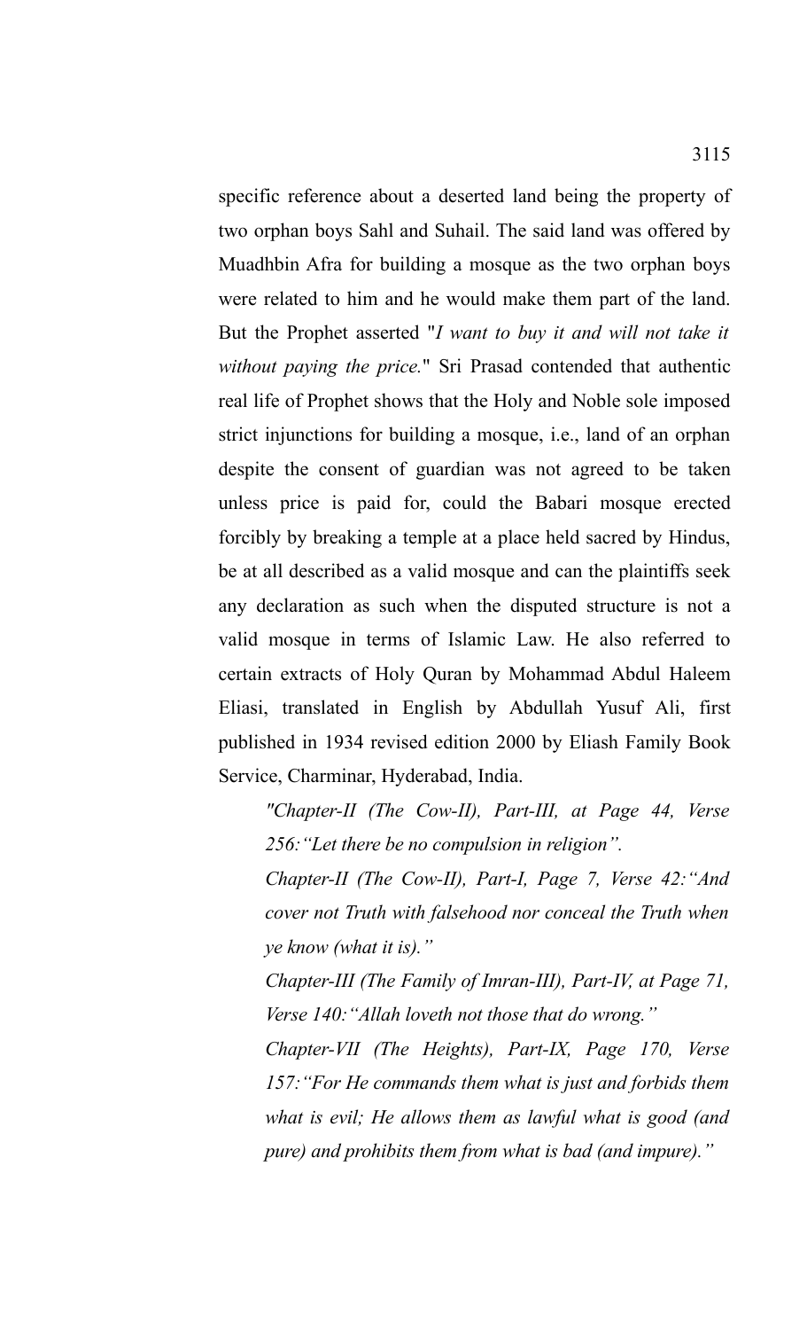specific reference about a deserted land being the property of two orphan boys Sahl and Suhail. The said land was offered by Muadhbin Afra for building a mosque as the two orphan boys were related to him and he would make them part of the land. But the Prophet asserted "*I want to buy it and will not take it without paying the price.*" Sri Prasad contended that authentic real life of Prophet shows that the Holy and Noble sole imposed strict injunctions for building a mosque, i.e., land of an orphan despite the consent of guardian was not agreed to be taken unless price is paid for, could the Babari mosque erected forcibly by breaking a temple at a place held sacred by Hindus, be at all described as a valid mosque and can the plaintiffs seek any declaration as such when the disputed structure is not a valid mosque in terms of Islamic Law. He also referred to certain extracts of Holy Quran by Mohammad Abdul Haleem Eliasi, translated in English by Abdullah Yusuf Ali, first published in 1934 revised edition 2000 by Eliash Family Book Service, Charminar, Hyderabad, India.

> *"Chapter-II (The Cow-II), Part-III, at Page 44, Verse 256:"Let there be no compulsion in religion".*
>
> *Chapter-II (The Cow-II), Part-I, Page 7, Verse 42:"And cover not Truth with falsehood nor conceal the Truth when ye know (what it is)."*
>
> *Chapter-III (The Family of Imran-III), Part-IV, at Page 71, Verse 140:"Allah loveth not those that do wrong."*
>
> *Chapter-VII (The Heights), Part-IX, Page 170, Verse 157:"For He commands them what is just and forbids them what is evil; He allows them as lawful what is good (and pure) and prohibits them from what is bad (and impure)."*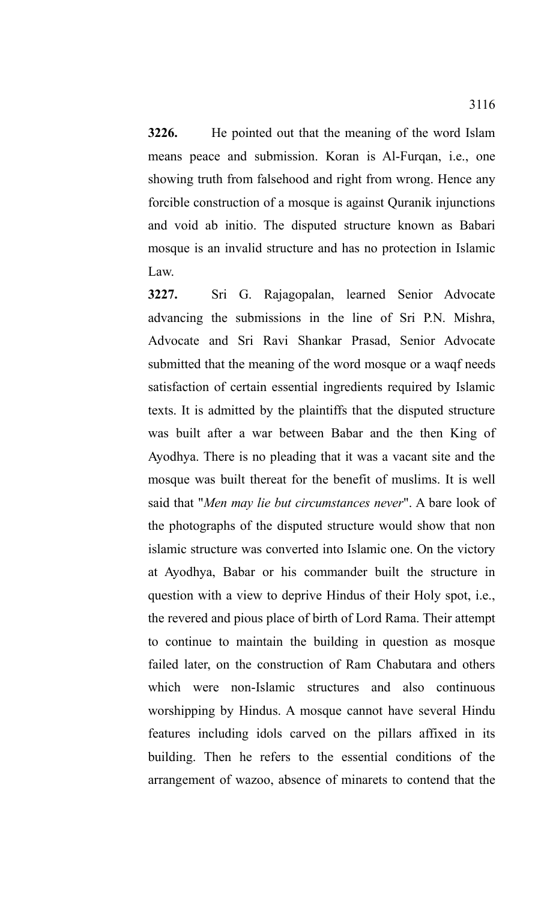**3226.** He pointed out that the meaning of the word Islam means peace and submission. Koran is Al-Furqan, i.e., one showing truth from falsehood and right from wrong. Hence any forcible construction of a mosque is against Quranik injunctions and void ab initio. The disputed structure known as Babari mosque is an invalid structure and has no protection in Islamic Law.

**3227.** Sri G. Rajagopalan, learned Senior Advocate advancing the submissions in the line of Sri P.N. Mishra, Advocate and Sri Ravi Shankar Prasad, Senior Advocate submitted that the meaning of the word mosque or a waqf needs satisfaction of certain essential ingredients required by Islamic texts. It is admitted by the plaintiffs that the disputed structure was built after a war between Babar and the then King of Ayodhya. There is no pleading that it was a vacant site and the mosque was built thereat for the benefit of muslims. It is well said that "*Men may lie but circumstances never*". A bare look of the photographs of the disputed structure would show that non islamic structure was converted into Islamic one. On the victory at Ayodhya, Babar or his commander built the structure in question with a view to deprive Hindus of their Holy spot, i.e., the revered and pious place of birth of Lord Rama. Their attempt to continue to maintain the building in question as mosque failed later, on the construction of Ram Chabutara and others which were non-Islamic structures and also continuous worshipping by Hindus. A mosque cannot have several Hindu features including idols carved on the pillars affixed in its building. Then he refers to the essential conditions of the arrangement of wazoo, absence of minarets to contend that the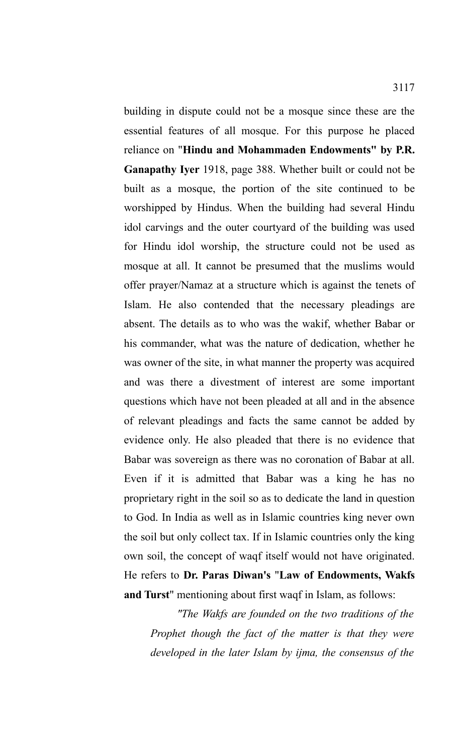building in dispute could not be a mosque since these are the essential features of all mosque. For this purpose he placed reliance on "**Hindu and Mohammaden Endowments" by P.R. Ganapathy Iyer** 1918, page 388. Whether built or could not be built as a mosque, the portion of the site continued to be worshipped by Hindus. When the building had several Hindu idol carvings and the outer courtyard of the building was used for Hindu idol worship, the structure could not be used as mosque at all. It cannot be presumed that the muslims would offer prayer/Namaz at a structure which is against the tenets of Islam. He also contended that the necessary pleadings are absent. The details as to who was the wakif, whether Babar or his commander, what was the nature of dedication, whether he was owner of the site, in what manner the property was acquired and was there a divestment of interest are some important questions which have not been pleaded at all and in the absence of relevant pleadings and facts the same cannot be added by evidence only. He also pleaded that there is no evidence that Babar was sovereign as there was no coronation of Babar at all. Even if it is admitted that Babar was a king he has no proprietary right in the soil so as to dedicate the land in question to God. In India as well as in Islamic countries king never own the soil but only collect tax. If in Islamic countries only the king own soil, the concept of waqf itself would not have originated. He refers to **Dr. Paras Diwan's** "**Law of Endowments, Wakfs and Turst**" mentioning about first waqf in Islam, as follows:

> *"The Wakfs are founded on the two traditions of the Prophet though the fact of the matter is that they were developed in the later Islam by ijma, the consensus of the*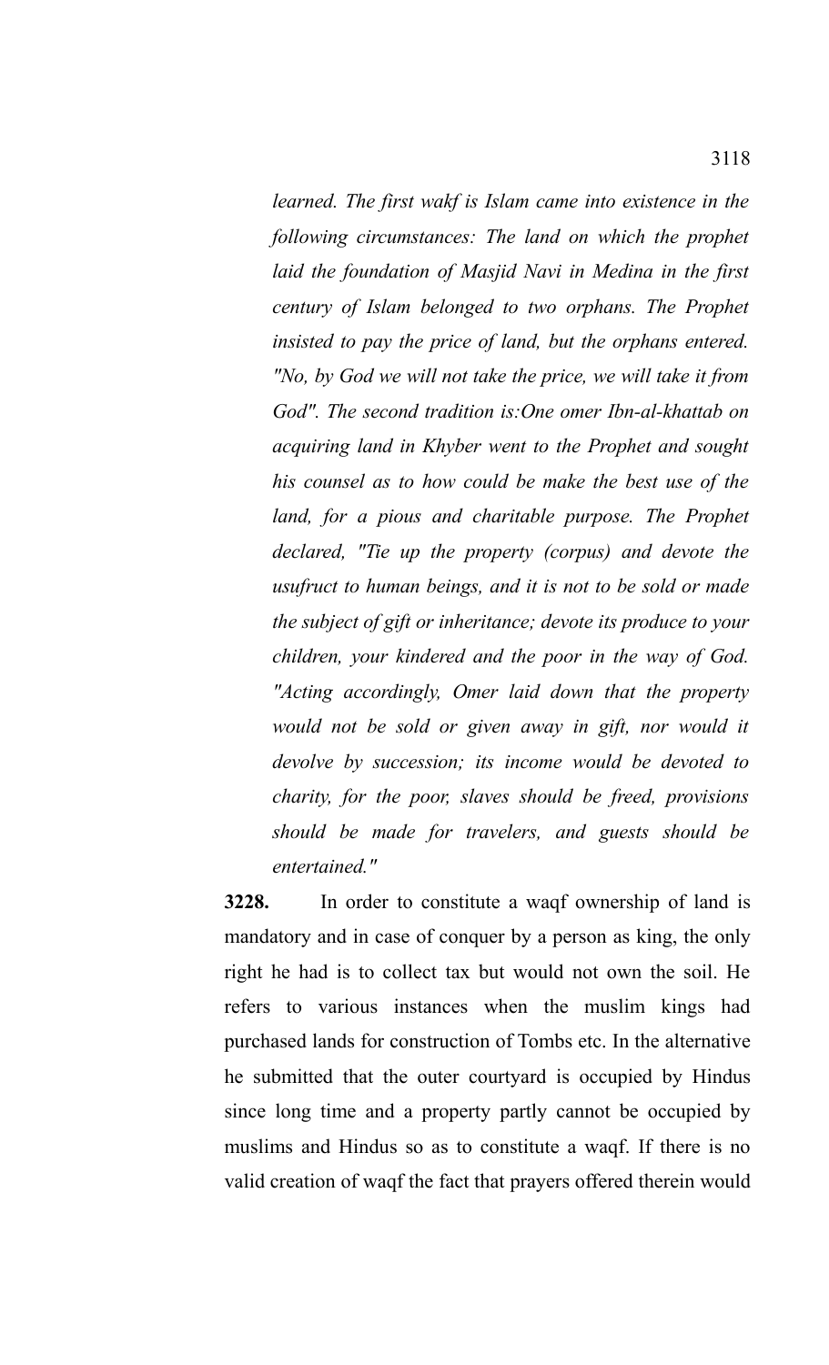*learned. The first wakf is Islam came into existence in the following circumstances: The land on which the prophet laid the foundation of Masjid Navi in Medina in the first century of Islam belonged to two orphans. The Prophet insisted to pay the price of land, but the orphans entered. "No, by God we will not take the price, we will take it from God". The second tradition is:One omer Ibn-al-khattab on acquiring land in Khyber went to the Prophet and sought his counsel as to how could be make the best use of the land, for a pious and charitable purpose. The Prophet declared, "Tie up the property (corpus) and devote the usufruct to human beings, and it is not to be sold or made the subject of gift or inheritance; devote its produce to your children, your kindered and the poor in the way of God. "Acting accordingly, Omer laid down that the property would not be sold or given away in gift, nor would it devolve by succession; its income would be devoted to charity, for the poor, slaves should be freed, provisions should be made for travelers, and guests should be entertained."*

**3228.** In order to constitute a waqf ownership of land is mandatory and in case of conquer by a person as king, the only right he had is to collect tax but would not own the soil. He refers to various instances when the muslim kings had purchased lands for construction of Tombs etc. In the alternative he submitted that the outer courtyard is occupied by Hindus since long time and a property partly cannot be occupied by muslims and Hindus so as to constitute a waqf. If there is no valid creation of waqf the fact that prayers offered therein would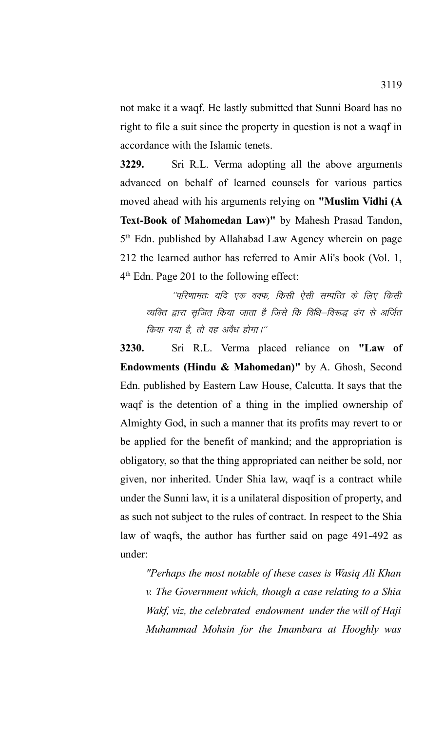not make it a waqf. He lastly submitted that Sunni Board has no right to file a suit since the property in question is not a waqf in accordance with the Islamic tenets.

**3229.** Sri R.L. Verma adopting all the above arguments advanced on behalf of learned counsels for various parties moved ahead with his arguments relying on **"Muslim Vidhi (A Text-Book of Mahomedan Law)"** by Mahesh Prasad Tandon, 5th Edn. published by Allahabad Law Agency wherein on page 212 the learned author has referred to Amir Ali's book (Vol. 1, 4th Edn. Page 201 to the following effect:

> *''परिणामतः यदि एक वक्फ, किसी ऐसी सम्पत्ति के लिए किसी व्यक्ति द्वारा सृजित किया जाता है जिसे कि विधि–विरूद्ध ढंग से अर्जित किया गया है, तो वह अवैध होगा।''*

**3230.** Sri R.L. Verma placed reliance on **"Law of Endowments (Hindu & Mahomedan)"** by A. Ghosh, Second Edn. published by Eastern Law House, Calcutta. It says that the waqf is the detention of a thing in the implied ownership of Almighty God, in such a manner that its profits may revert to or be applied for the benefit of mankind; and the appropriation is obligatory, so that the thing appropriated can neither be sold, nor given, nor inherited. Under Shia law, waqf is a contract while under the Sunni law, it is a unilateral disposition of property, and as such not subject to the rules of contract. In respect to the Shia law of waqfs, the author has further said on page 491-492 as under:

> *"Perhaps the most notable of these cases is Wasiq Ali Khan v. The Government which, though a case relating to a Shia Wakf, viz, the celebrated endowment under the will of Haji Muhammad Mohsin for the Imambara at Hooghly was*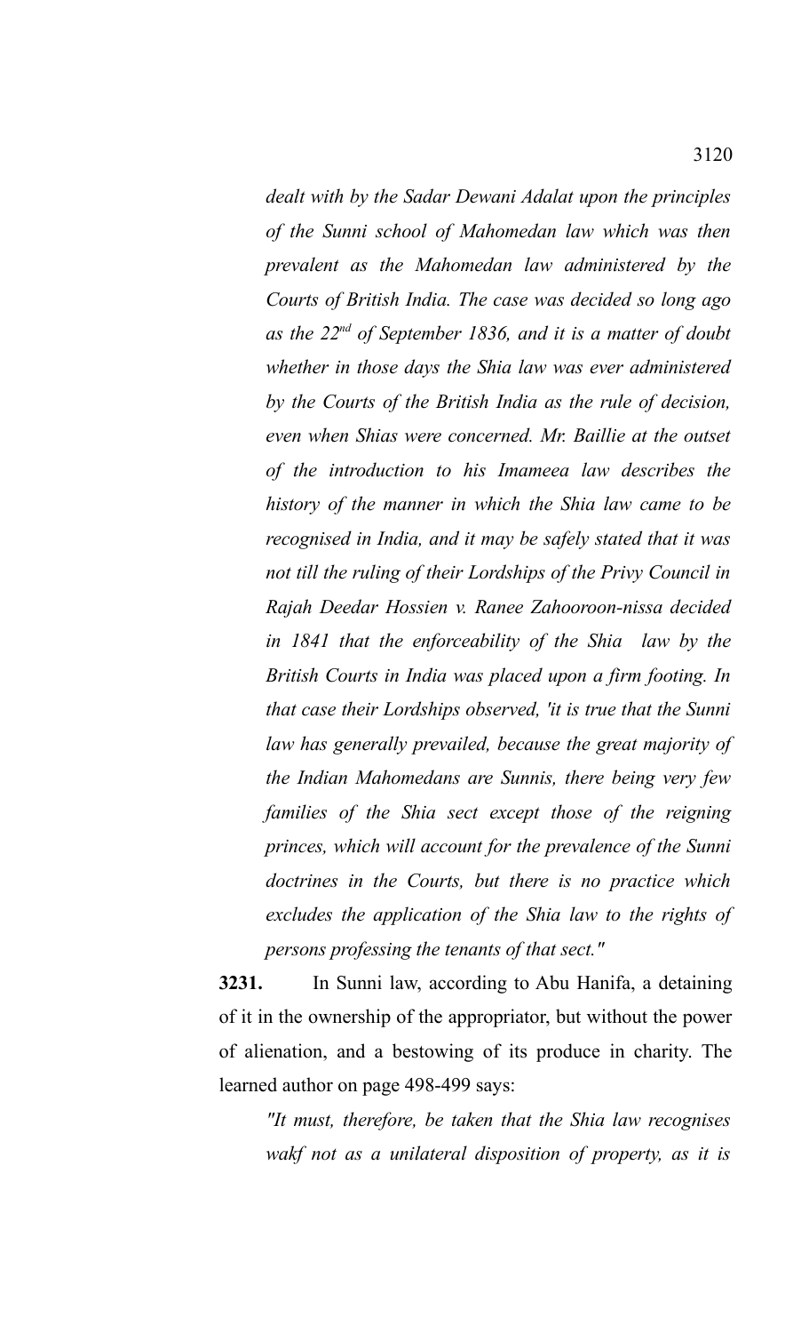*dealt with by the Sadar Dewani Adalat upon the principles of the Sunni school of Mahomedan law which was then prevalent as the Mahomedan law administered by the Courts of British India. The case was decided so long ago as the 22nd of September 1836, and it is a matter of doubt whether in those days the Shia law was ever administered by the Courts of the British India as the rule of decision, even when Shias were concerned. Mr. Baillie at the outset of the introduction to his Imameea law describes the history of the manner in which the Shia law came to be recognised in India, and it may be safely stated that it was not till the ruling of their Lordships of the Privy Council in Rajah Deedar Hossien v. Ranee Zahooroon-nissa decided in 1841 that the enforceability of the Shia law by the British Courts in India was placed upon a firm footing. In that case their Lordships observed, 'it is true that the Sunni law has generally prevailed, because the great majority of the Indian Mahomedans are Sunnis, there being very few families of the Shia sect except those of the reigning princes, which will account for the prevalence of the Sunni doctrines in the Courts, but there is no practice which excludes the application of the Shia law to the rights of persons professing the tenants of that sect."*

**3231.** In Sunni law, according to Abu Hanifa, a detaining of it in the ownership of the appropriator, but without the power of alienation, and a bestowing of its produce in charity. The learned author on page 498-499 says:

*"It must, therefore, be taken that the Shia law recognises wakf not as a unilateral disposition of property, as it is*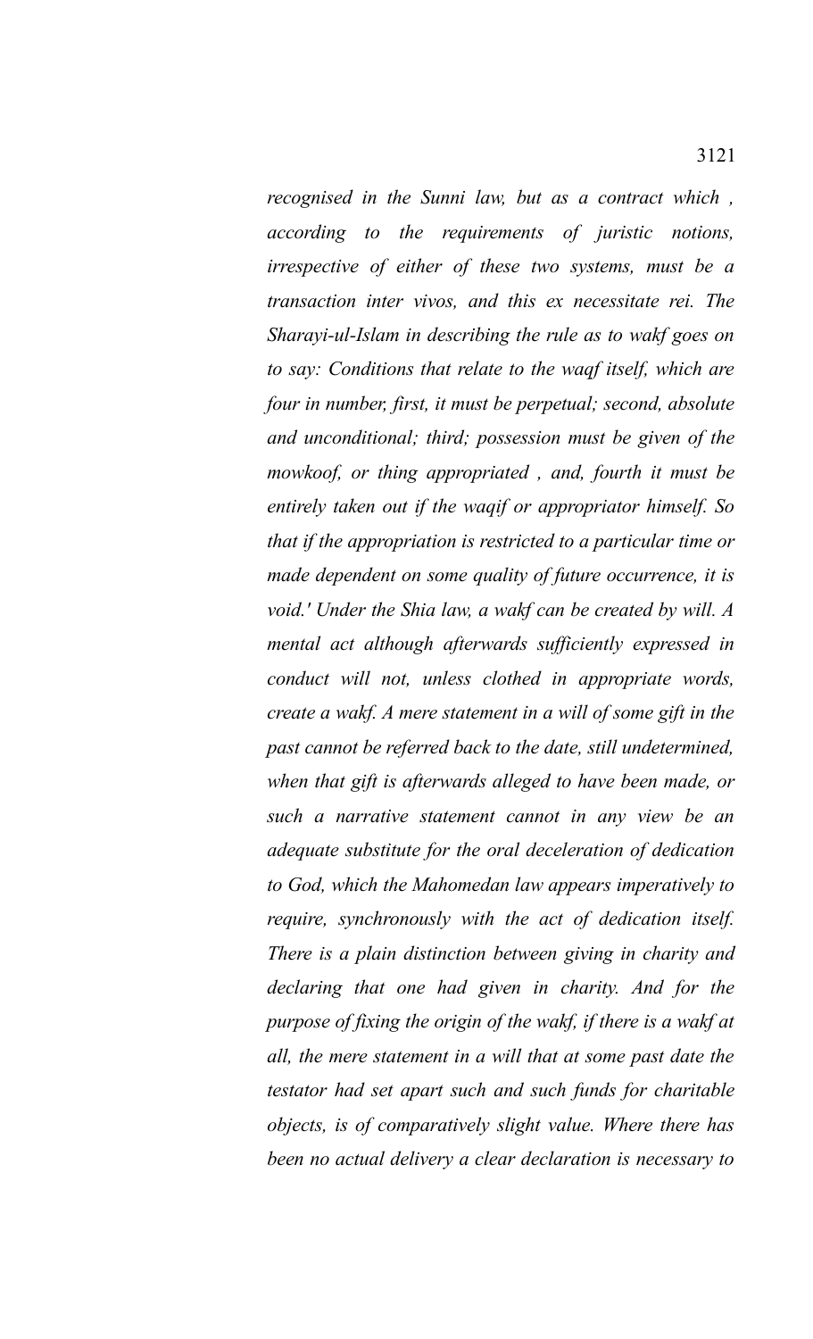*recognised in the Sunni law, but as a contract which , according to the requirements of juristic notions, irrespective of either of these two systems, must be a transaction inter vivos, and this ex necessitate rei. The Sharayi-ul-Islam in describing the rule as to wakf goes on to say: Conditions that relate to the waqf itself, which are four in number, first, it must be perpetual; second, absolute and unconditional; third; possession must be given of the mowkoof, or thing appropriated , and, fourth it must be entirely taken out if the waqif or appropriator himself. So that if the appropriation is restricted to a particular time or made dependent on some quality of future occurrence, it is void.' Under the Shia law, a wakf can be created by will. A mental act although afterwards sufficiently expressed in conduct will not, unless clothed in appropriate words, create a wakf. A mere statement in a will of some gift in the past cannot be referred back to the date, still undetermined, when that gift is afterwards alleged to have been made, or such a narrative statement cannot in any view be an adequate substitute for the oral deceleration of dedication to God, which the Mahomedan law appears imperatively to require, synchronously with the act of dedication itself. There is a plain distinction between giving in charity and declaring that one had given in charity. And for the purpose of fixing the origin of the wakf, if there is a wakf at all, the mere statement in a will that at some past date the testator had set apart such and such funds for charitable objects, is of comparatively slight value. Where there has been no actual delivery a clear declaration is necessary to*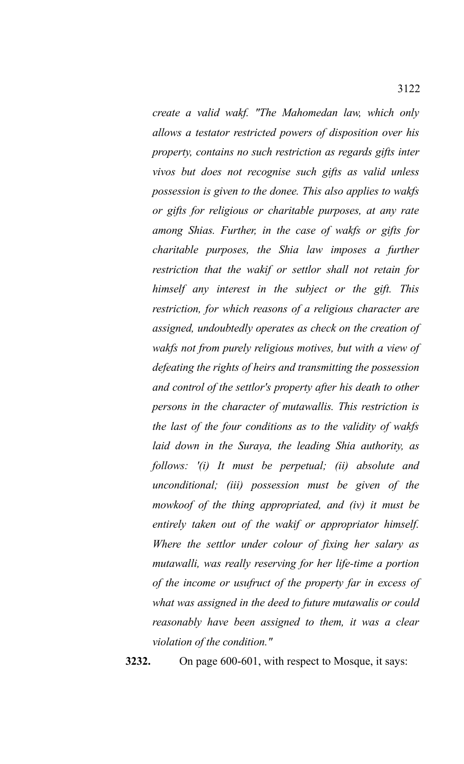*create a valid wakf. "The Mahomedan law, which only allows a testator restricted powers of disposition over his property, contains no such restriction as regards gifts inter vivos but does not recognise such gifts as valid unless possession is given to the donee. This also applies to wakfs or gifts for religious or charitable purposes, at any rate among Shias. Further, in the case of wakfs or gifts for charitable purposes, the Shia law imposes a further restriction that the wakif or settlor shall not retain for himself any interest in the subject or the gift. This restriction, for which reasons of a religious character are assigned, undoubtedly operates as check on the creation of wakfs not from purely religious motives, but with a view of defeating the rights of heirs and transmitting the possession and control of the settlor's property after his death to other persons in the character of mutawallis. This restriction is the last of the four conditions as to the validity of wakfs laid down in the Suraya, the leading Shia authority, as follows: '(i) It must be perpetual; (ii) absolute and unconditional; (iii) possession must be given of the mowkoof of the thing appropriated, and (iv) it must be entirely taken out of the wakif or appropriator himself. Where the settlor under colour of fixing her salary as mutawalli, was really reserving for her life-time a portion of the income or usufruct of the property far in excess of what was assigned in the deed to future mutawalis or could reasonably have been assigned to them, it was a clear violation of the condition."*

**3232.** On page 600-601, with respect to Mosque, it says: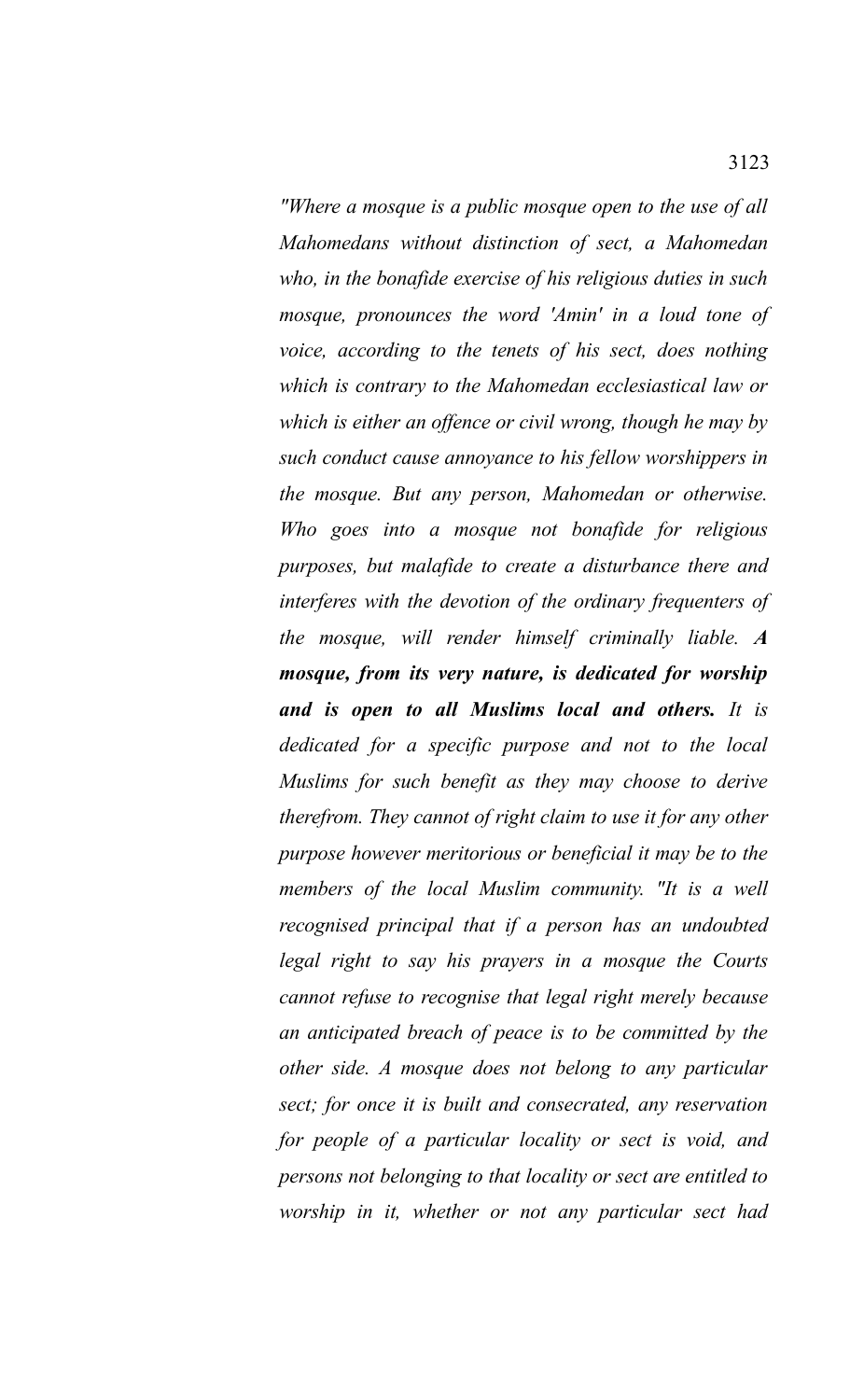*"Where a mosque is a public mosque open to the use of all Mahomedans without distinction of sect, a Mahomedan who, in the bonafide exercise of his religious duties in such mosque, pronounces the word 'Amin' in a loud tone of voice, according to the tenets of his sect, does nothing which is contrary to the Mahomedan ecclesiastical law or which is either an offence or civil wrong, though he may by such conduct cause annoyance to his fellow worshippers in the mosque. But any person, Mahomedan or otherwise. Who goes into a mosque not bonafide for religious purposes, but malafide to create a disturbance there and interferes with the devotion of the ordinary frequenters of the mosque, will render himself criminally liable.* ***A mosque, from its very nature, is dedicated for worship and is open to all Muslims local and others.*** *It is dedicated for a specific purpose and not to the local Muslims for such benefit as they may choose to derive therefrom. They cannot of right claim to use it for any other purpose however meritorious or beneficial it may be to the members of the local Muslim community. "It is a well recognised principal that if a person has an undoubted legal right to say his prayers in a mosque the Courts cannot refuse to recognise that legal right merely because an anticipated breach of peace is to be committed by the other side. A mosque does not belong to any particular sect; for once it is built and consecrated, any reservation for people of a particular locality or sect is void, and persons not belonging to that locality or sect are entitled to worship in it, whether or not any particular sect had*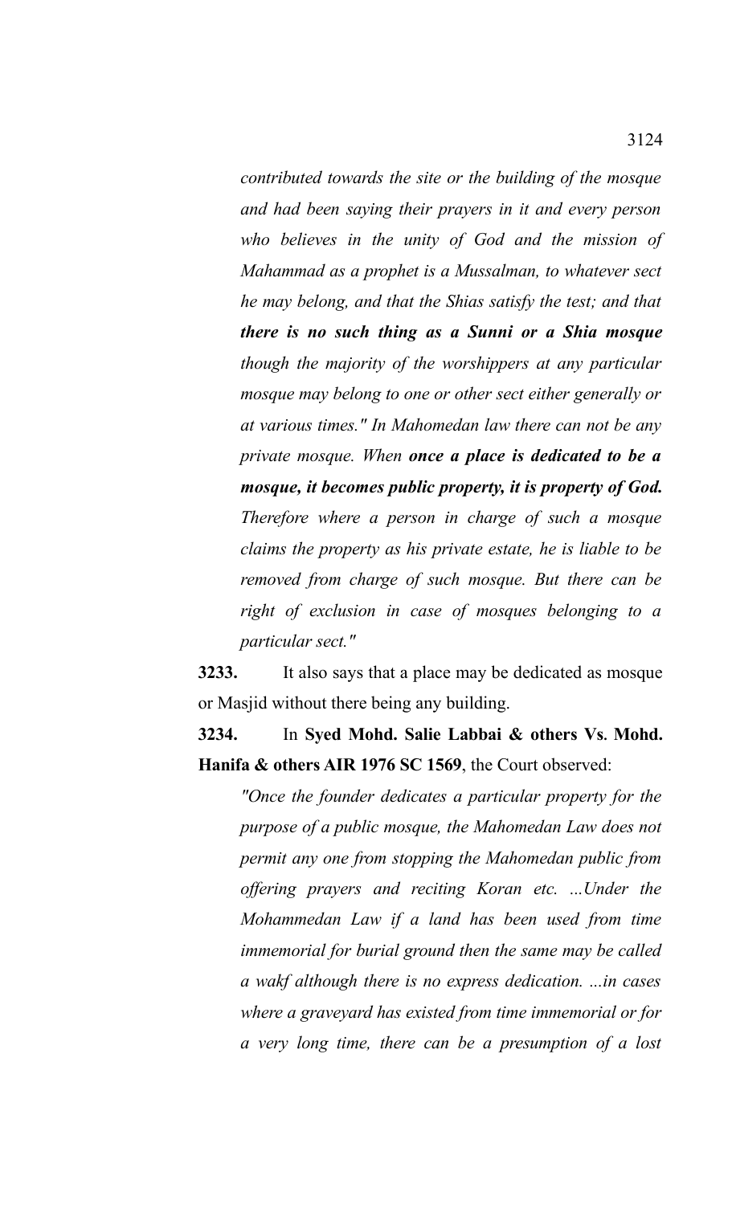*contributed towards the site or the building of the mosque and had been saying their prayers in it and every person who believes in the unity of God and the mission of Mahammad as a prophet is a Mussalman, to whatever sect he may belong, and that the Shias satisfy the test; and that **there is no such thing as a Sunni or a Shia mosque** though the majority of the worshippers at any particular mosque may belong to one or other sect either generally or at various times." In Mahomedan law there can not be any private mosque. When **once a place is dedicated to be a mosque, it becomes public property, it is property of God.** Therefore where a person in charge of such a mosque claims the property as his private estate, he is liable to be removed from charge of such mosque. But there can be right of exclusion in case of mosques belonging to a particular sect."*

**3233.** It also says that a place may be dedicated as mosque or Masjid without there being any building.

**3234.** In **Syed Mohd. Salie Labbai & others Vs. Mohd. Hanifa & others AIR 1976 SC 1569**, the Court observed:

*"Once the founder dedicates a particular property for the purpose of a public mosque, the Mahomedan Law does not permit any one from stopping the Mahomedan public from offering prayers and reciting Koran etc. ...Under the Mohammedan Law if a land has been used from time immemorial for burial ground then the same may be called a wakf although there is no express dedication. ...in cases where a graveyard has existed from time immemorial or for a very long time, there can be a presumption of a lost*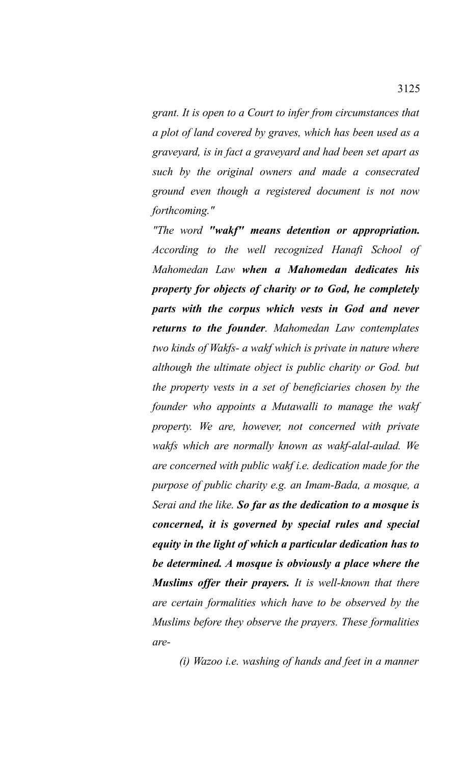*grant. It is open to a Court to infer from circumstances that a plot of land covered by graves, which has been used as a graveyard, is in fact a graveyard and had been set apart as such by the original owners and made a consecrated ground even though a registered document is not now forthcoming."*

*"The word **"wakf" means detention or appropriation.** According to the well recognized Hanafi School of Mahomedan Law **when a Mahomedan dedicates his property for objects of charity or to God, he completely parts with the corpus which vests in God and never returns to the founder**. Mahomedan Law contemplates two kinds of Wakfs- a wakf which is private in nature where although the ultimate object is public charity or God. but the property vests in a set of beneficiaries chosen by the founder who appoints a Mutawalli to manage the wakf property. We are, however, not concerned with private wakfs which are normally known as wakf-alal-aulad. We are concerned with public wakf i.e. dedication made for the purpose of public charity e.g. an Imam-Bada, a mosque, a Serai and the like. **So far as the dedication to a mosque is concerned, it is governed by special rules and special equity in the light of which a particular dedication has to be determined. A mosque is obviously a place where the Muslims offer their prayers.** It is well-known that there are certain formalities which have to be observed by the Muslims before they observe the prayers. These formalities are-*

*(i) Wazoo i.e. washing of hands and feet in a manner*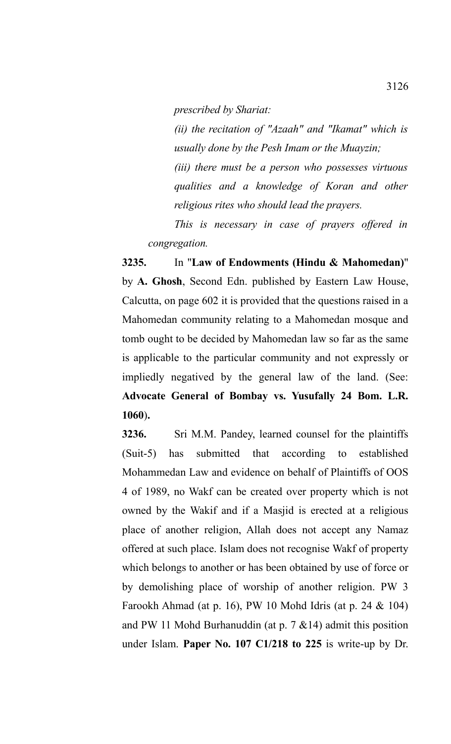*prescribed by Shariat:*

*(ii) the recitation of "Azaah" and "Ikamat" which is usually done by the Pesh Imam or the Muayzin;*

*(iii) there must be a person who possesses virtuous qualities and a knowledge of Koran and other religious rites who should lead the prayers.*

*This is necessary in case of prayers offered in congregation.*

**3235.** In "**Law of Endowments (Hindu & Mahomedan)**" by **A. Ghosh**, Second Edn. published by Eastern Law House, Calcutta, on page 602 it is provided that the questions raised in a Mahomedan community relating to a Mahomedan mosque and tomb ought to be decided by Mahomedan law so far as the same is applicable to the particular community and not expressly or impliedly negatived by the general law of the land. (See: **Advocate General of Bombay vs. Yusufally 24 Bom. L.R. 1060**).

**3236.** Sri M.M. Pandey, learned counsel for the plaintiffs (Suit-5) has submitted that according to established Mohammedan Law and evidence on behalf of Plaintiffs of OOS 4 of 1989, no Wakf can be created over property which is not owned by the Wakif and if a Masjid is erected at a religious place of another religion, Allah does not accept any Namaz offered at such place. Islam does not recognise Wakf of property which belongs to another or has been obtained by use of force or by demolishing place of worship of another religion. PW 3 Farookh Ahmad (at p. 16), PW 10 Mohd Idris (at p. 24 & 104) and PW 11 Mohd Burhanuddin (at p. 7 &14) admit this position under Islam. **Paper No. 107 C1/218 to 225** is write-up by Dr.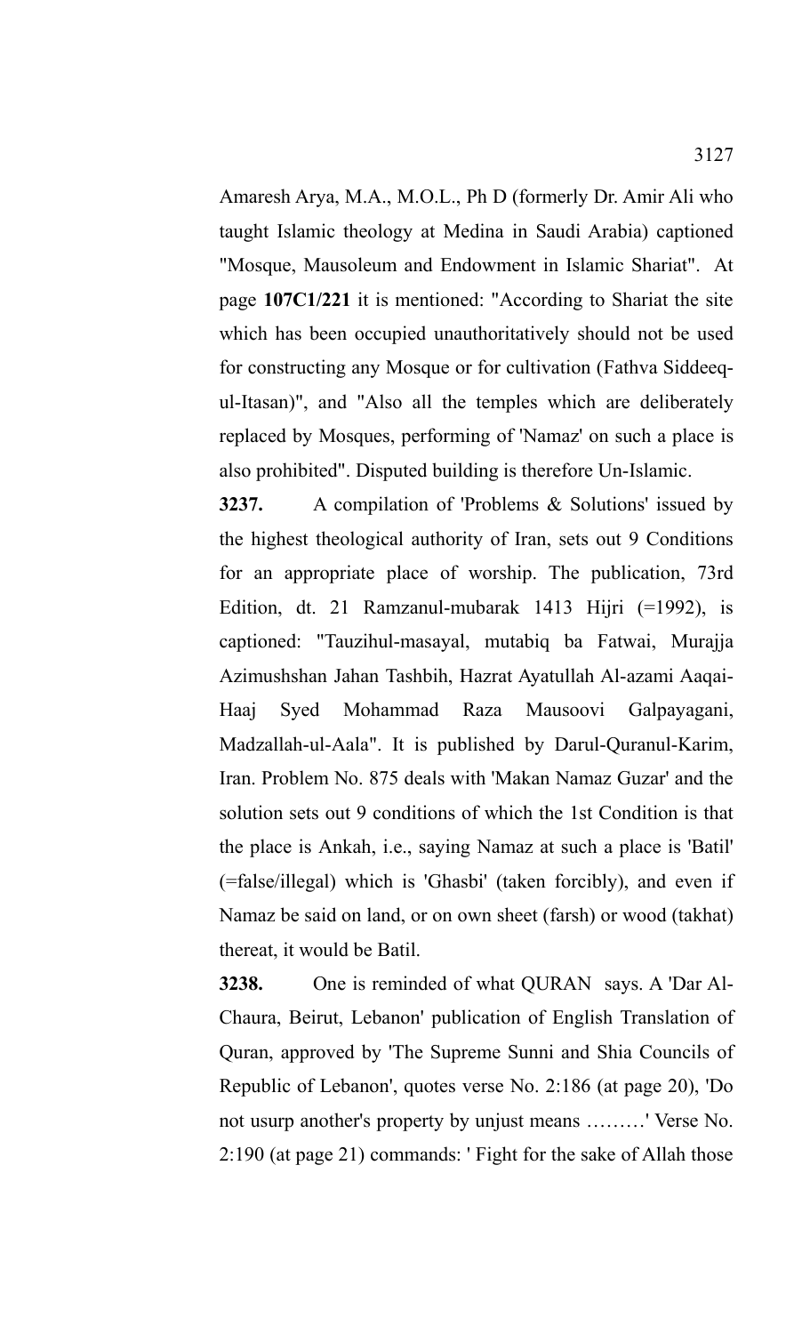Amaresh Arya, M.A., M.O.L., Ph D (formerly Dr. Amir Ali who taught Islamic theology at Medina in Saudi Arabia) captioned "Mosque, Mausoleum and Endowment in Islamic Shariat". At page **107C1/221** it is mentioned: "According to Shariat the site which has been occupied unauthoritatively should not be used for constructing any Mosque or for cultivation (Fathva Siddeeq-ul-Itasan)", and "Also all the temples which are deliberately replaced by Mosques, performing of 'Namaz' on such a place is also prohibited". Disputed building is therefore Un-Islamic.

**3237.** A compilation of 'Problems & Solutions' issued by the highest theological authority of Iran, sets out 9 Conditions for an appropriate place of worship. The publication, 73rd Edition, dt. 21 Ramzanul-mubarak 1413 Hijri (=1992), is captioned: "Tauzihul-masayal, mutabiq ba Fatwai, Murajja Azimushshan Jahan Tashbih, Hazrat Ayatullah Al-azami Aaqai-Haaj Syed Mohammad Raza Mausoovi Galpayagani, Madzallah-ul-Aala". It is published by Darul-Quranul-Karim, Iran. Problem No. 875 deals with 'Makan Namaz Guzar' and the solution sets out 9 conditions of which the 1st Condition is that the place is Ankah, i.e., saying Namaz at such a place is 'Batil' (=false/illegal) which is 'Ghasbi' (taken forcibly), and even if Namaz be said on land, or on own sheet (farsh) or wood (takhat) thereat, it would be Batil.

**3238.** One is reminded of what QURAN says. A 'Dar Al-Chaura, Beirut, Lebanon' publication of English Translation of Quran, approved by 'The Supreme Sunni and Shia Councils of Republic of Lebanon', quotes verse No. 2:186 (at page 20), 'Do not usurp another's property by unjust means .........' Verse No. 2:190 (at page 21) commands: ' Fight for the sake of Allah those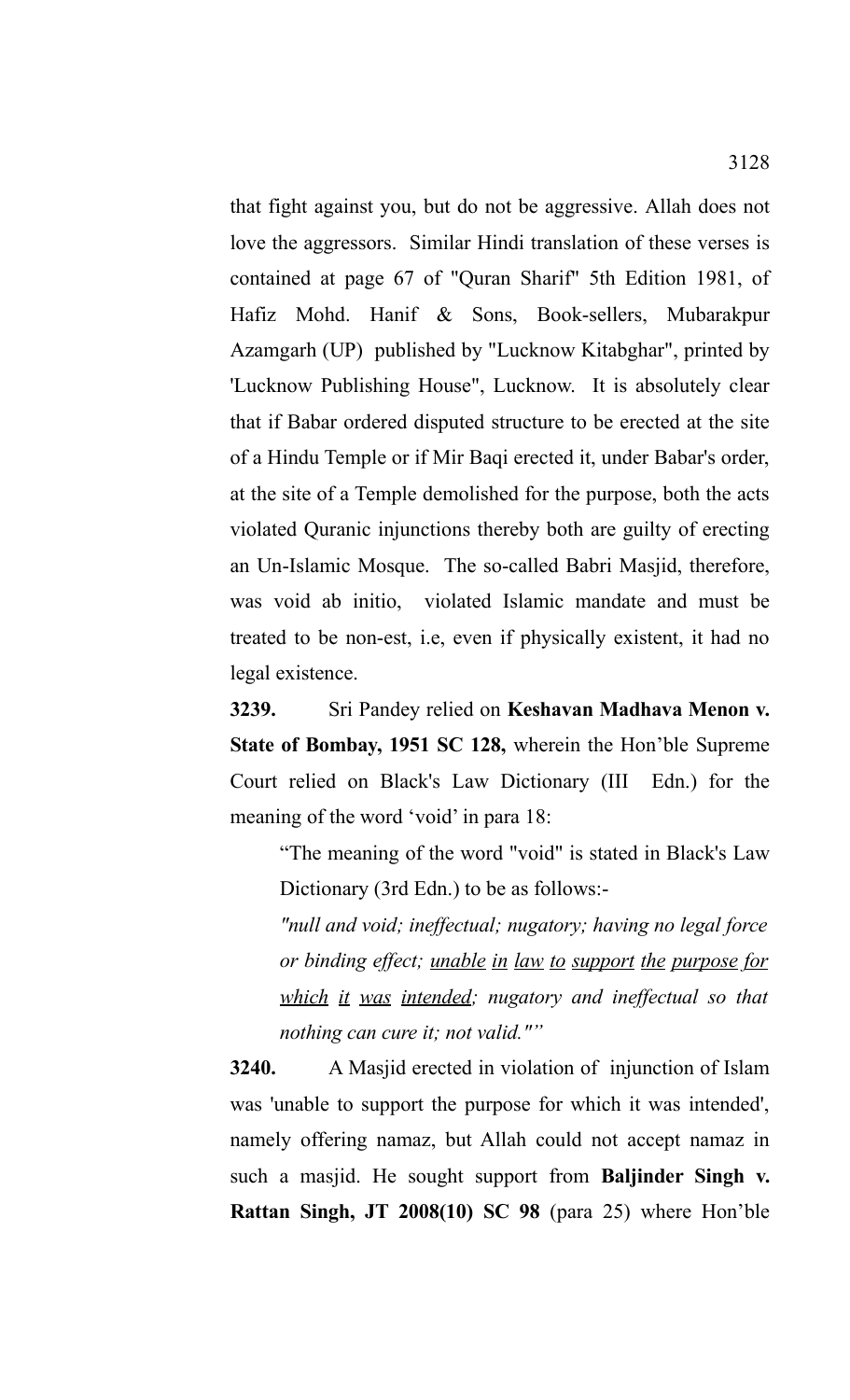that fight against you, but do not be aggressive. Allah does not love the aggressors. Similar Hindi translation of these verses is contained at page 67 of "Quran Sharif" 5th Edition 1981, of Hafiz Mohd. Hanif & Sons, Book-sellers, Mubarakpur Azamgarh (UP) published by "Lucknow Kitabghar", printed by 'Lucknow Publishing House", Lucknow. It is absolutely clear that if Babar ordered disputed structure to be erected at the site of a Hindu Temple or if Mir Baqi erected it, under Babar's order, at the site of a Temple demolished for the purpose, both the acts violated Quranic injunctions thereby both are guilty of erecting an Un-Islamic Mosque. The so-called Babri Masjid, therefore, was void ab initio, violated Islamic mandate and must be treated to be non-est, i.e, even if physically existent, it had no legal existence.

**3239.** Sri Pandey relied on **Keshavan Madhava Menon v. State of Bombay, 1951 SC 128,** wherein the Hon'ble Supreme Court relied on Black's Law Dictionary (III Edn.) for the meaning of the word 'void' in para 18:

> "The meaning of the word "void" is stated in Black's Law Dictionary (3rd Edn.) to be as follows:-
>
> *"null and void; ineffectual; nugatory; having no legal force or binding effect; <u>unable in law to support the purpose for which it was intended</u>; nugatory and ineffectual so that nothing can cure it; not valid.""*

**3240.** A Masjid erected in violation of injunction of Islam was 'unable to support the purpose for which it was intended', namely offering namaz, but Allah could not accept namaz in such a masjid. He sought support from **Baljinder Singh v. Rattan Singh, JT 2008(10) SC 98** (para 25) where Hon'ble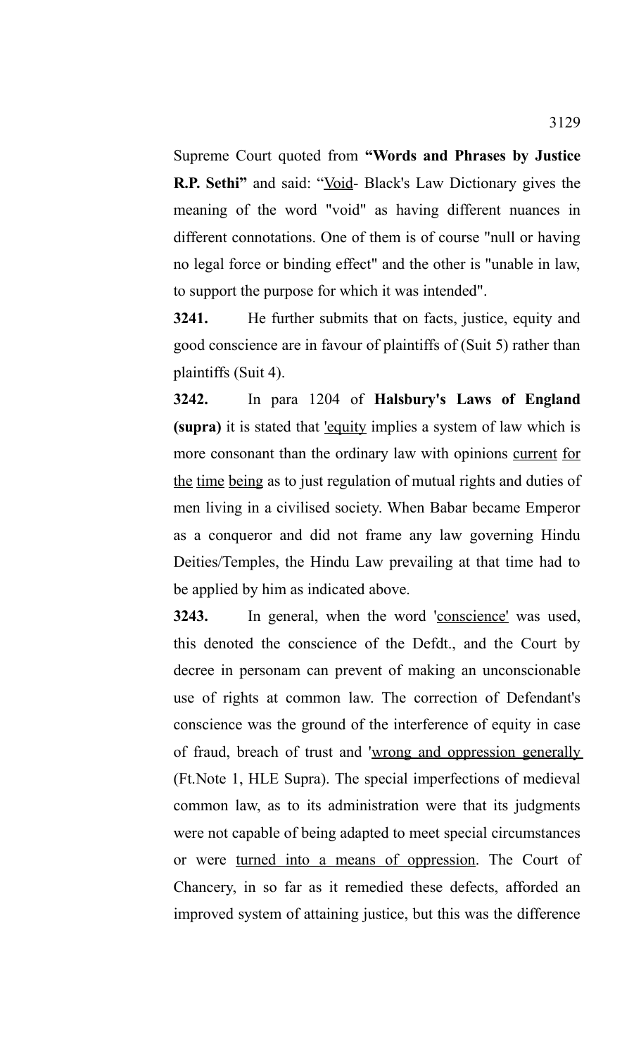Supreme Court quoted from **"Words and Phrases by Justice R.P. Sethi"** and said: "Void- Black's Law Dictionary gives the meaning of the word "void" as having different nuances in different connotations. One of them is of course "null or having no legal force or binding effect" and the other is "unable in law, to support the purpose for which it was intended".

**3241.** He further submits that on facts, justice, equity and good conscience are in favour of plaintiffs of (Suit 5) rather than plaintiffs (Suit 4).

**3242.** In para 1204 of **Halsbury's Laws of England (supra)** it is stated that 'equity implies a system of law which is more consonant than the ordinary law with opinions current for the time being as to just regulation of mutual rights and duties of men living in a civilised society. When Babar became Emperor as a conqueror and did not frame any law governing Hindu Deities/Temples, the Hindu Law prevailing at that time had to be applied by him as indicated above.

**3243.** In general, when the word 'conscience' was used, this denoted the conscience of the Defdt., and the Court by decree in personam can prevent of making an unconscionable use of rights at common law. The correction of Defendant's conscience was the ground of the interference of equity in case of fraud, breach of trust and 'wrong and oppression generally (Ft.Note 1, HLE Supra). The special imperfections of medieval common law, as to its administration were that its judgments were not capable of being adapted to meet special circumstances or were turned into a means of oppression. The Court of Chancery, in so far as it remedied these defects, afforded an improved system of attaining justice, but this was the difference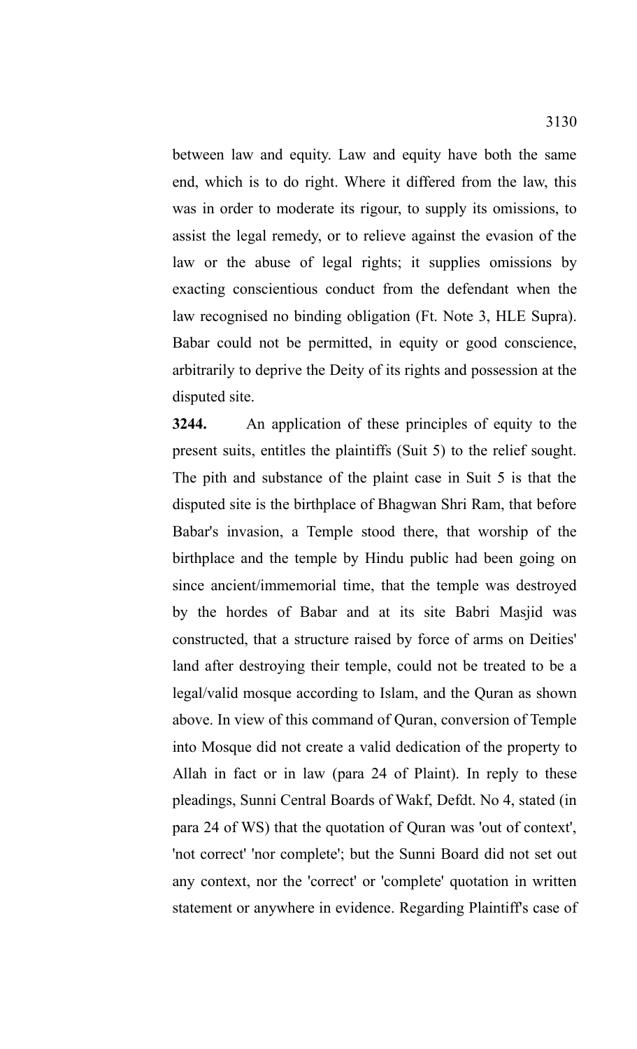between law and equity. Law and equity have both the same end, which is to do right. Where it differed from the law, this was in order to moderate its rigour, to supply its omissions, to assist the legal remedy, or to relieve against the evasion of the law or the abuse of legal rights; it supplies omissions by exacting conscientious conduct from the defendant when the law recognised no binding obligation (Ft. Note 3, HLE Supra). Babar could not be permitted, in equity or good conscience, arbitrarily to deprive the Deity of its rights and possession at the disputed site.

**3244.** An application of these principles of equity to the present suits, entitles the plaintiffs (Suit 5) to the relief sought. The pith and substance of the plaint case in Suit 5 is that the disputed site is the birthplace of Bhagwan Shri Ram, that before Babar's invasion, a Temple stood there, that worship of the birthplace and the temple by Hindu public had been going on since ancient/immemorial time, that the temple was destroyed by the hordes of Babar and at its site Babri Masjid was constructed, that a structure raised by force of arms on Deities' land after destroying their temple, could not be treated to be a legal/valid mosque according to Islam, and the Quran as shown above. In view of this command of Quran, conversion of Temple into Mosque did not create a valid dedication of the property to Allah in fact or in law (para 24 of Plaint). In reply to these pleadings, Sunni Central Boards of Wakf, Defdt. No 4, stated (in para 24 of WS) that the quotation of Quran was 'out of context', 'not correct' 'nor complete'; but the Sunni Board did not set out any context, nor the 'correct' or 'complete' quotation in written statement or anywhere in evidence. Regarding Plaintiff's case of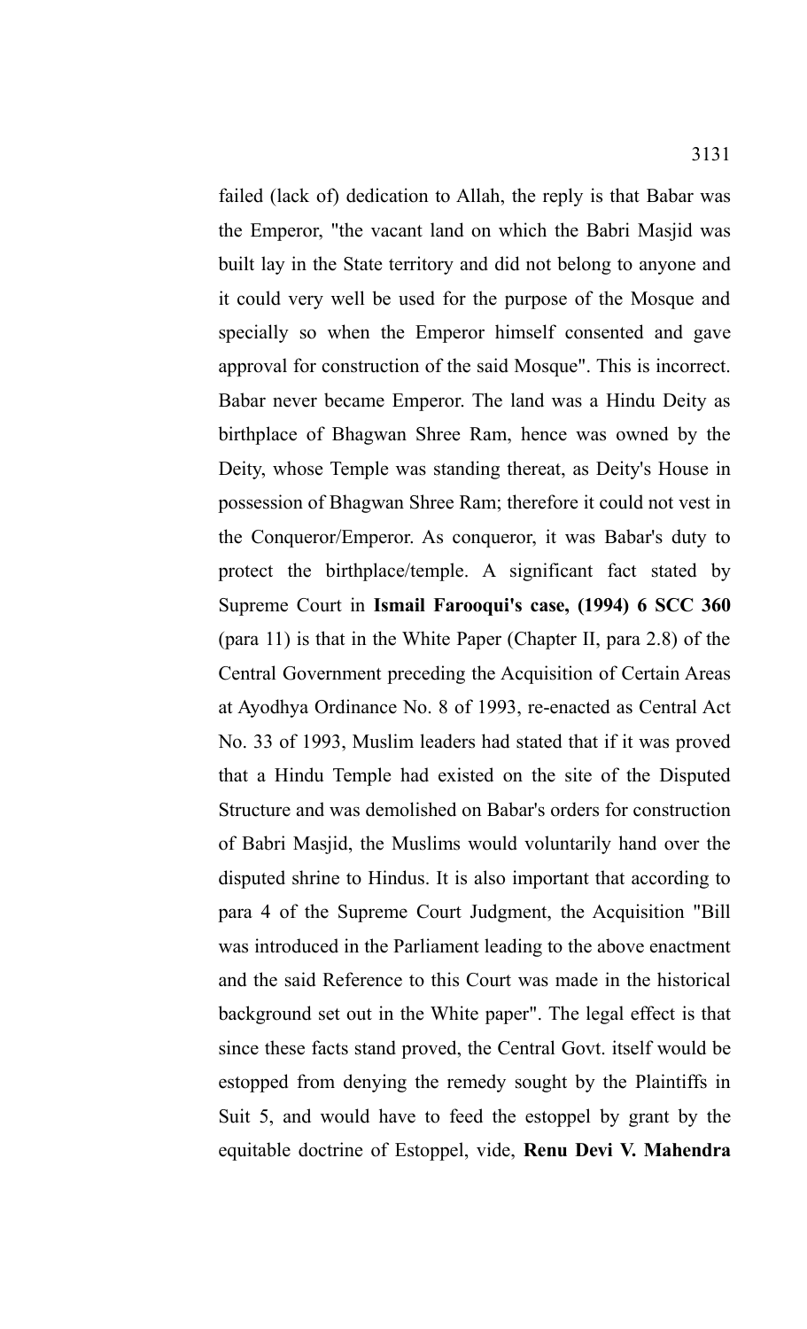failed (lack of) dedication to Allah, the reply is that Babar was the Emperor, "the vacant land on which the Babri Masjid was built lay in the State territory and did not belong to anyone and it could very well be used for the purpose of the Mosque and specially so when the Emperor himself consented and gave approval for construction of the said Mosque". This is incorrect. Babar never became Emperor. The land was a Hindu Deity as birthplace of Bhagwan Shree Ram, hence was owned by the Deity, whose Temple was standing thereat, as Deity's House in possession of Bhagwan Shree Ram; therefore it could not vest in the Conqueror/Emperor. As conqueror, it was Babar's duty to protect the birthplace/temple. A significant fact stated by Supreme Court in **Ismail Farooqui's case, (1994) 6 SCC 360** (para 11) is that in the White Paper (Chapter II, para 2.8) of the Central Government preceding the Acquisition of Certain Areas at Ayodhya Ordinance No. 8 of 1993, re-enacted as Central Act No. 33 of 1993, Muslim leaders had stated that if it was proved that a Hindu Temple had existed on the site of the Disputed Structure and was demolished on Babar's orders for construction of Babri Masjid, the Muslims would voluntarily hand over the disputed shrine to Hindus. It is also important that according to para 4 of the Supreme Court Judgment, the Acquisition "Bill was introduced in the Parliament leading to the above enactment and the said Reference to this Court was made in the historical background set out in the White paper". The legal effect is that since these facts stand proved, the Central Govt. itself would be estopped from denying the remedy sought by the Plaintiffs in Suit 5, and would have to feed the estoppel by grant by the equitable doctrine of Estoppel, vide, **Renu Devi V. Mahendra**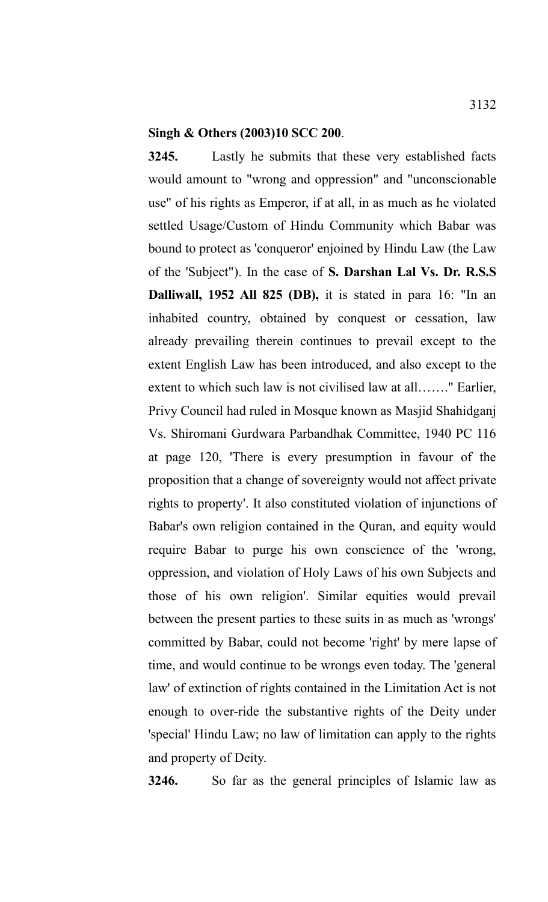**Singh & Others (2003)10 SCC 200**.

**3245.** Lastly he submits that these very established facts would amount to "wrong and oppression" and "unconscionable use" of his rights as Emperor, if at all, in as much as he violated settled Usage/Custom of Hindu Community which Babar was bound to protect as 'conqueror' enjoined by Hindu Law (the Law of the 'Subject"). In the case of **S. Darshan Lal Vs. Dr. R.S.S Dalliwall, 1952 All 825 (DB),** it is stated in para 16: "In an inhabited country, obtained by conquest or cessation, law already prevailing therein continues to prevail except to the extent English Law has been introduced, and also except to the extent to which such law is not civilised law at all……." Earlier, Privy Council had ruled in Mosque known as Masjid Shahidganj Vs. Shiromani Gurdwara Parbandhak Committee, 1940 PC 116 at page 120, 'There is every presumption in favour of the proposition that a change of sovereignty would not affect private rights to property'. It also constituted violation of injunctions of Babar's own religion contained in the Quran, and equity would require Babar to purge his own conscience of the 'wrong, oppression, and violation of Holy Laws of his own Subjects and those of his own religion'. Similar equities would prevail between the present parties to these suits in as much as 'wrongs' committed by Babar, could not become 'right' by mere lapse of time, and would continue to be wrongs even today. The 'general law' of extinction of rights contained in the Limitation Act is not enough to over-ride the substantive rights of the Deity under 'special' Hindu Law; no law of limitation can apply to the rights and property of Deity.

**3246.** So far as the general principles of Islamic law as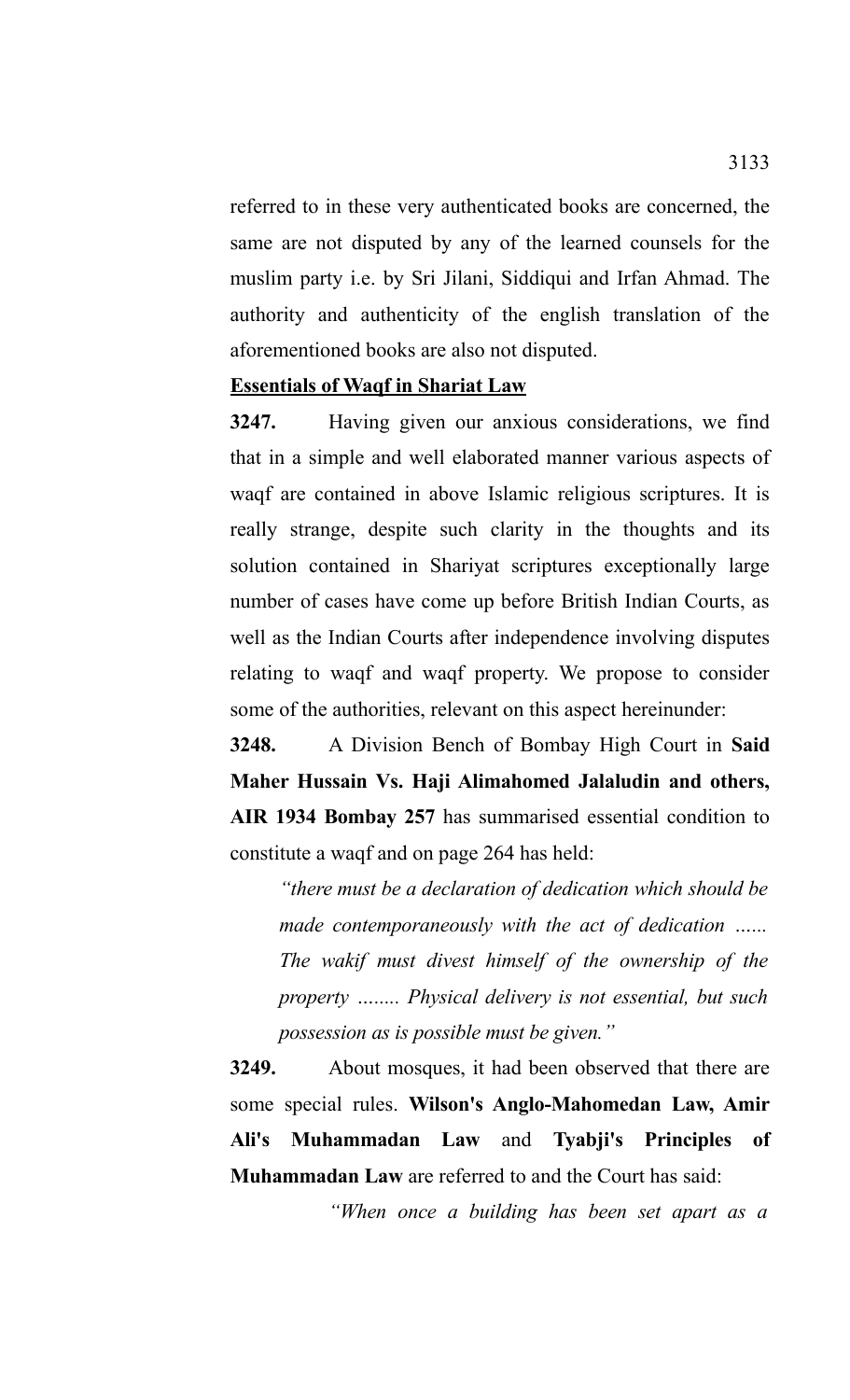referred to in these very authenticated books are concerned, the same are not disputed by any of the learned counsels for the muslim party i.e. by Sri Jilani, Siddiqui and Irfan Ahmad. The authority and authenticity of the english translation of the aforementioned books are also not disputed.

**Essentials of Waqf in Shariat Law**

**3247.** Having given our anxious considerations, we find that in a simple and well elaborated manner various aspects of waqf are contained in above Islamic religious scriptures. It is really strange, despite such clarity in the thoughts and its solution contained in Shariyat scriptures exceptionally large number of cases have come up before British Indian Courts, as well as the Indian Courts after independence involving disputes relating to waqf and waqf property. We propose to consider some of the authorities, relevant on this aspect hereinunder:

**3248.** A Division Bench of Bombay High Court in **Said Maher Hussain Vs. Haji Alimahomed Jalaludin and others, AIR 1934 Bombay 257** has summarised essential condition to constitute a waqf and on page 264 has held:

> *"there must be a declaration of dedication which should be made contemporaneously with the act of dedication ...... The wakif must divest himself of the ownership of the property ........ Physical delivery is not essential, but such possession as is possible must be given."*

**3249.** About mosques, it had been observed that there are some special rules. **Wilson's Anglo-Mahomedan Law, Amir Ali's Muhammadan Law** and **Tyabji's Principles of Muhammadan Law** are referred to and the Court has said:

> *"When once a building has been set apart as a*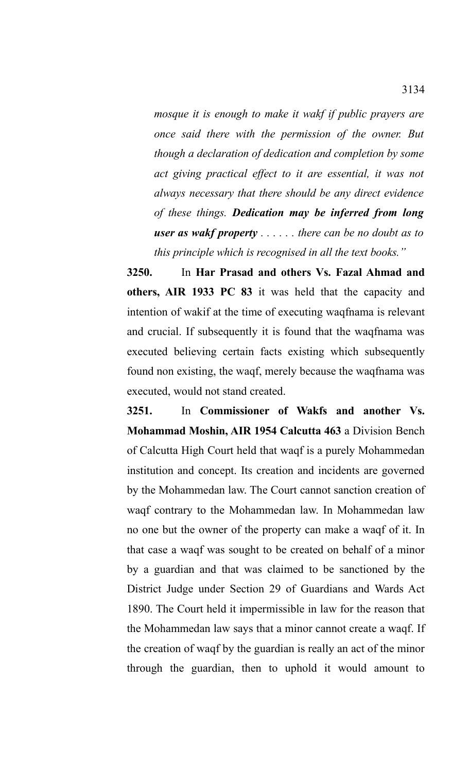*mosque it is enough to make it wakf if public prayers are once said there with the permission of the owner. But though a declaration of dedication and completion by some act giving practical effect to it are essential, it was not always necessary that there should be any direct evidence of these things.* ***Dedication may be inferred from long user as wakf property*** *. . . . . . there can be no doubt as to this principle which is recognised in all the text books."*

**3250.** In **Har Prasad and others Vs. Fazal Ahmad and others, AIR 1933 PC 83** it was held that the capacity and intention of wakif at the time of executing waqfnama is relevant and crucial. If subsequently it is found that the waqfnama was executed believing certain facts existing which subsequently found non existing, the waqf, merely because the waqfnama was executed, would not stand created.

**3251.** In **Commissioner of Wakfs and another Vs. Mohammad Moshin, AIR 1954 Calcutta 463** a Division Bench of Calcutta High Court held that waqf is a purely Mohammedan institution and concept. Its creation and incidents are governed by the Mohammedan law. The Court cannot sanction creation of waqf contrary to the Mohammedan law. In Mohammedan law no one but the owner of the property can make a waqf of it. In that case a waqf was sought to be created on behalf of a minor by a guardian and that was claimed to be sanctioned by the District Judge under Section 29 of Guardians and Wards Act 1890. The Court held it impermissible in law for the reason that the Mohammedan law says that a minor cannot create a waqf. If the creation of waqf by the guardian is really an act of the minor through the guardian, then to uphold it would amount to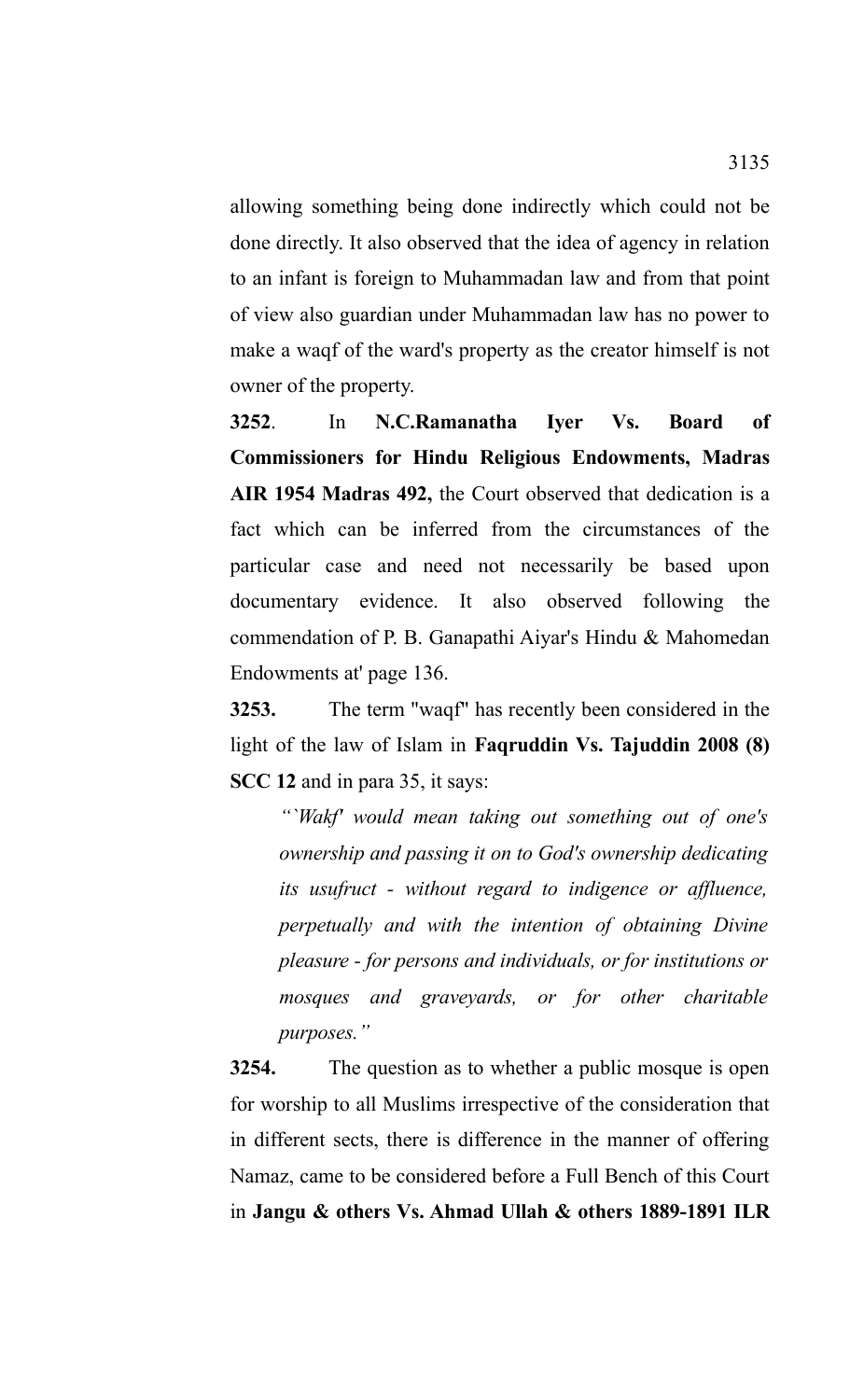allowing something being done indirectly which could not be done directly. It also observed that the idea of agency in relation to an infant is foreign to Muhammadan law and from that point of view also guardian under Muhammadan law has no power to make a waqf of the ward's property as the creator himself is not owner of the property.

**3252**. In **N.C.Ramanatha Iyer Vs. Board of Commissioners for Hindu Religious Endowments, Madras AIR 1954 Madras 492,** the Court observed that dedication is a fact which can be inferred from the circumstances of the particular case and need not necessarily be based upon documentary evidence. It also observed following the commendation of P. B. Ganapathi Aiyar's Hindu & Mahomedan Endowments at' page 136.

**3253.** The term "waqf" has recently been considered in the light of the law of Islam in **Faqruddin Vs. Tajuddin 2008 (8) SCC 12** and in para 35, it says:

> *"`Wakf' would mean taking out something out of one's ownership and passing it on to God's ownership dedicating its usufruct - without regard to indigence or affluence, perpetually and with the intention of obtaining Divine pleasure - for persons and individuals, or for institutions or mosques and graveyards, or for other charitable purposes."*

**3254.** The question as to whether a public mosque is open for worship to all Muslims irrespective of the consideration that in different sects, there is difference in the manner of offering Namaz, came to be considered before a Full Bench of this Court in **Jangu & others Vs. Ahmad Ullah & others 1889-1891 ILR**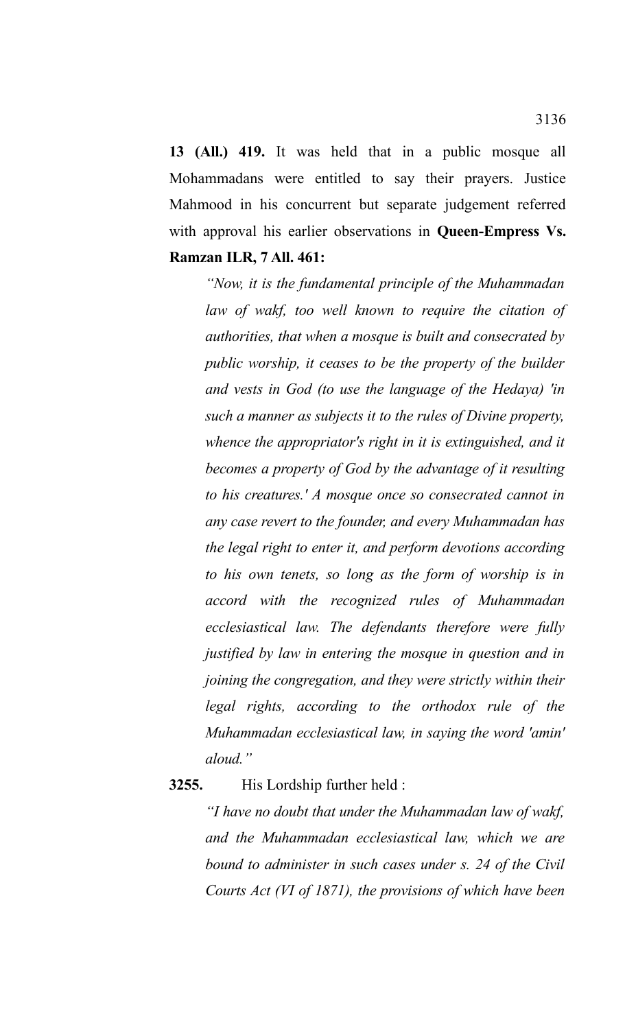**13 (All.) 419.** It was held that in a public mosque all Mohammadans were entitled to say their prayers. Justice Mahmood in his concurrent but separate judgement referred with approval his earlier observations in **Queen-Empress Vs. Ramzan ILR, 7 All. 461:**

> *"Now, it is the fundamental principle of the Muhammadan law of wakf, too well known to require the citation of authorities, that when a mosque is built and consecrated by public worship, it ceases to be the property of the builder and vests in God (to use the language of the Hedaya) 'in such a manner as subjects it to the rules of Divine property, whence the appropriator's right in it is extinguished, and it becomes a property of God by the advantage of it resulting to his creatures.' A mosque once so consecrated cannot in any case revert to the founder, and every Muhammadan has the legal right to enter it, and perform devotions according to his own tenets, so long as the form of worship is in accord with the recognized rules of Muhammadan ecclesiastical law. The defendants therefore were fully justified by law in entering the mosque in question and in joining the congregation, and they were strictly within their legal rights, according to the orthodox rule of the Muhammadan ecclesiastical law, in saying the word 'amin' aloud."*

**3255.** His Lordship further held :

> *"I have no doubt that under the Muhammadan law of wakf, and the Muhammadan ecclesiastical law, which we are bound to administer in such cases under s. 24 of the Civil Courts Act (VI of 1871), the provisions of which have been*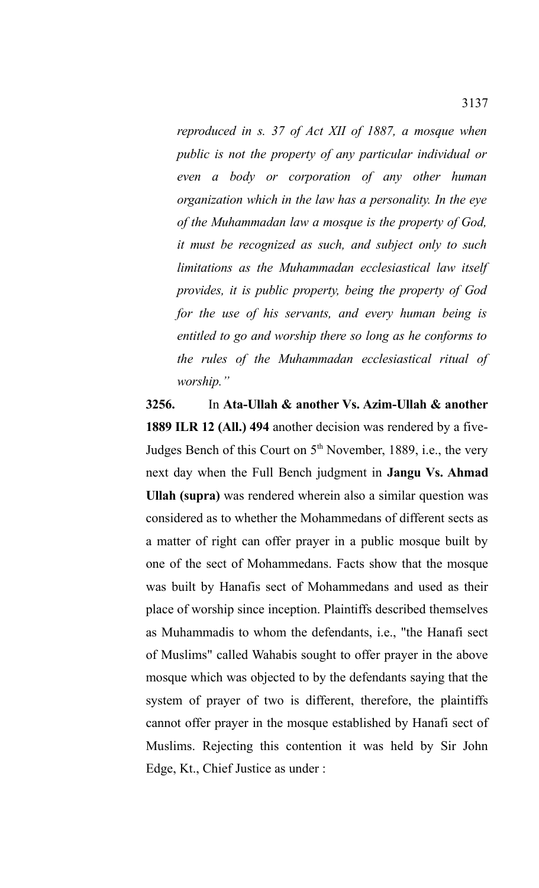*reproduced in s. 37 of Act XII of 1887, a mosque when public is not the property of any particular individual or even a body or corporation of any other human organization which in the law has a personality. In the eye of the Muhammadan law a mosque is the property of God, it must be recognized as such, and subject only to such limitations as the Muhammadan ecclesiastical law itself provides, it is public property, being the property of God for the use of his servants, and every human being is entitled to go and worship there so long as he conforms to the rules of the Muhammadan ecclesiastical ritual of worship."*

**3256.** In **Ata-Ullah & another Vs. Azim-Ullah & another 1889 ILR 12 (All.) 494** another decision was rendered by a five-Judges Bench of this Court on 5th November, 1889, i.e., the very next day when the Full Bench judgment in **Jangu Vs. Ahmad Ullah (supra)** was rendered wherein also a similar question was considered as to whether the Mohammedans of different sects as a matter of right can offer prayer in a public mosque built by one of the sect of Mohammedans. Facts show that the mosque was built by Hanafis sect of Mohammedans and used as their place of worship since inception. Plaintiffs described themselves as Muhammadis to whom the defendants, i.e., "the Hanafi sect of Muslims" called Wahabis sought to offer prayer in the above mosque which was objected to by the defendants saying that the system of prayer of two is different, therefore, the plaintiffs cannot offer prayer in the mosque established by Hanafi sect of Muslims. Rejecting this contention it was held by Sir John Edge, Kt., Chief Justice as under :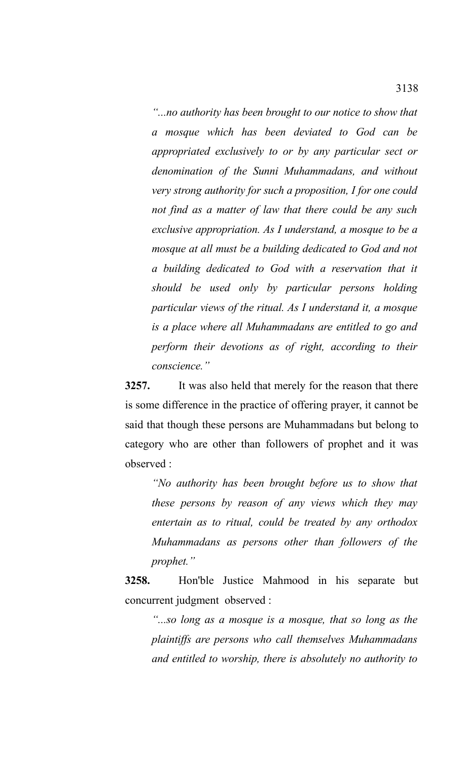*"...no authority has been brought to our notice to show that a mosque which has been deviated to God can be appropriated exclusively to or by any particular sect or denomination of the Sunni Muhammadans, and without very strong authority for such a proposition, I for one could not find as a matter of law that there could be any such exclusive appropriation. As I understand, a mosque to be a mosque at all must be a building dedicated to God and not a building dedicated to God with a reservation that it should be used only by particular persons holding particular views of the ritual. As I understand it, a mosque is a place where all Muhammadans are entitled to go and perform their devotions as of right, according to their conscience."*

**3257.** It was also held that merely for the reason that there is some difference in the practice of offering prayer, it cannot be said that though these persons are Muhammadans but belong to category who are other than followers of prophet and it was observed :

*"No authority has been brought before us to show that these persons by reason of any views which they may entertain as to ritual, could be treated by any orthodox Muhammadans as persons other than followers of the prophet."*

**3258.** Hon'ble Justice Mahmood in his separate but concurrent judgment observed :

*"...so long as a mosque is a mosque, that so long as the plaintiffs are persons who call themselves Muhammadans and entitled to worship, there is absolutely no authority to*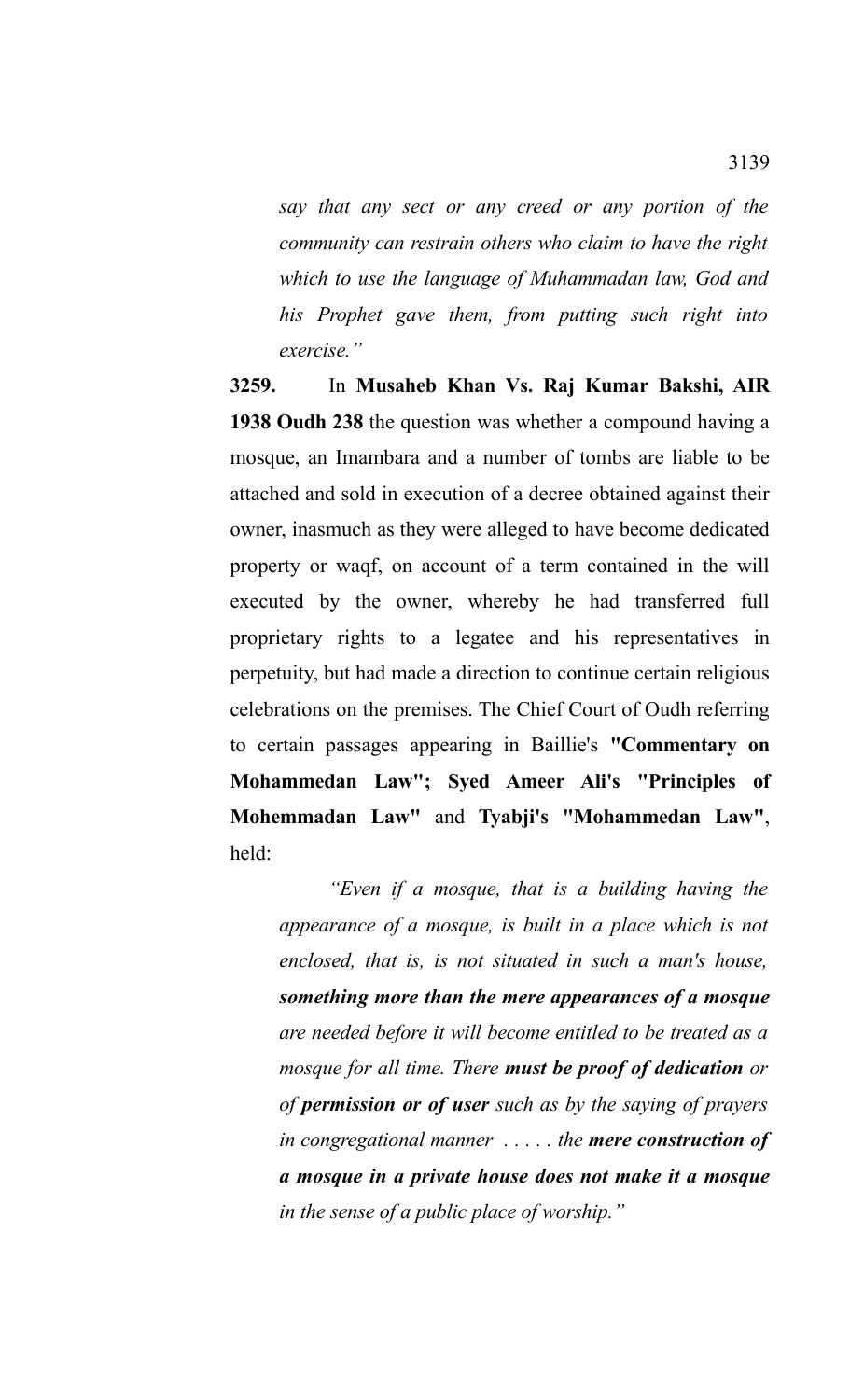*say that any sect or any creed or any portion of the community can restrain others who claim to have the right which to use the language of Muhammadan law, God and his Prophet gave them, from putting such right into exercise."*

**3259.** In **Musaheb Khan Vs. Raj Kumar Bakshi, AIR 1938 Oudh 238** the question was whether a compound having a mosque, an Imambara and a number of tombs are liable to be attached and sold in execution of a decree obtained against their owner, inasmuch as they were alleged to have become dedicated property or waqf, on account of a term contained in the will executed by the owner, whereby he had transferred full proprietary rights to a legatee and his representatives in perpetuity, but had made a direction to continue certain religious celebrations on the premises. The Chief Court of Oudh referring to certain passages appearing in Baillie's **"Commentary on Mohammedan Law"; Syed Ameer Ali's "Principles of Mohemmadan Law"** and **Tyabji's "Mohammedan Law"**, held:

> *"Even if a mosque, that is a building having the appearance of a mosque, is built in a place which is not enclosed, that is, is not situated in such a man's house, **something more than the mere appearances of a mosque** are needed before it will become entitled to be treated as a mosque for all time. There **must be proof of dedication** or of **permission or of user** such as by the saying of prayers in congregational manner . . . . . the **mere construction of a mosque in a private house does not make it a mosque** in the sense of a public place of worship."*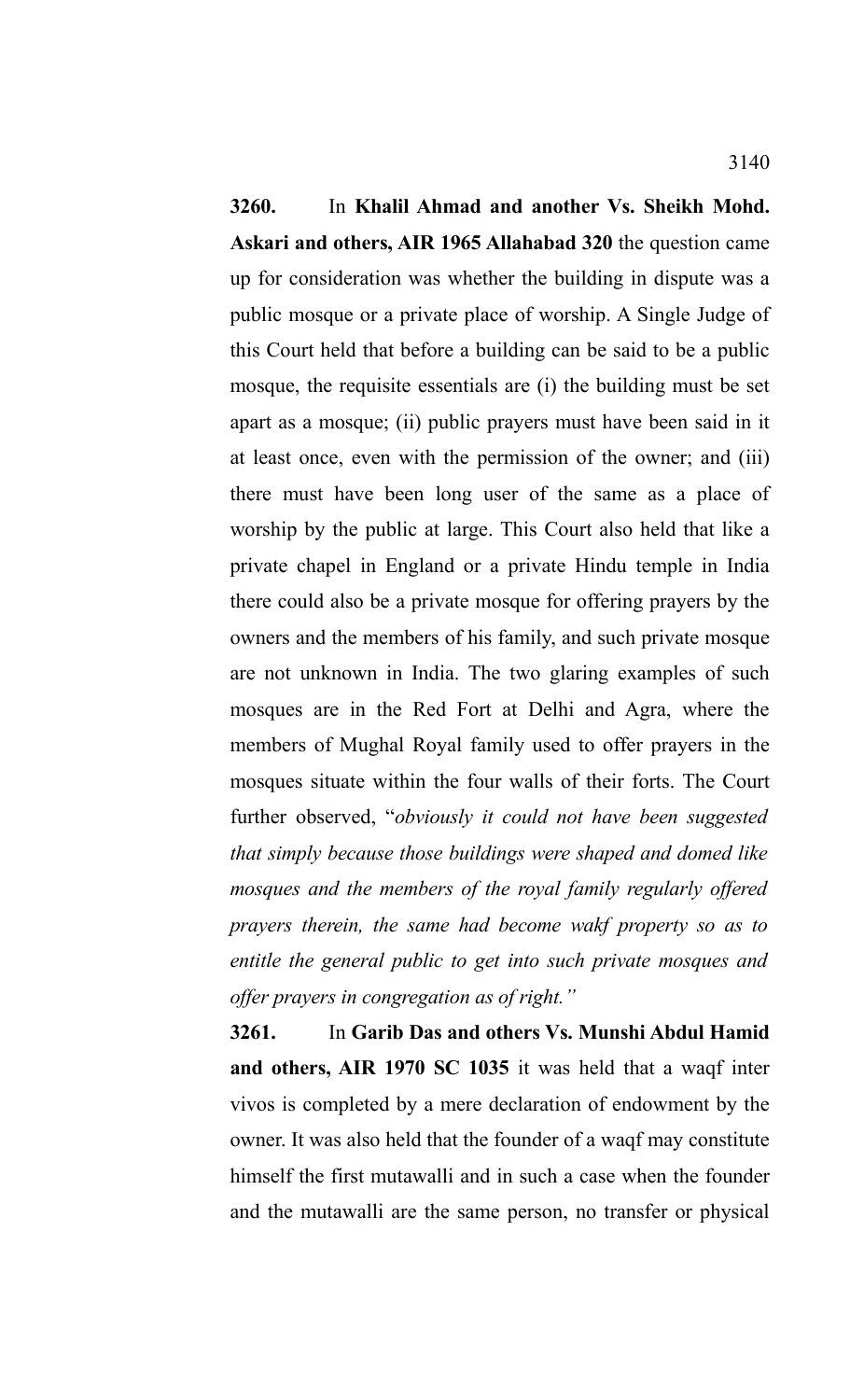**3260.** In **Khalil Ahmad and another Vs. Sheikh Mohd. Askari and others, AIR 1965 Allahabad 320** the question came up for consideration was whether the building in dispute was a public mosque or a private place of worship. A Single Judge of this Court held that before a building can be said to be a public mosque, the requisite essentials are (i) the building must be set apart as a mosque; (ii) public prayers must have been said in it at least once, even with the permission of the owner; and (iii) there must have been long user of the same as a place of worship by the public at large. This Court also held that like a private chapel in England or a private Hindu temple in India there could also be a private mosque for offering prayers by the owners and the members of his family, and such private mosque are not unknown in India. The two glaring examples of such mosques are in the Red Fort at Delhi and Agra, where the members of Mughal Royal family used to offer prayers in the mosques situate within the four walls of their forts. The Court further observed, "*obviously it could not have been suggested that simply because those buildings were shaped and domed like mosques and the members of the royal family regularly offered prayers therein, the same had become wakf property so as to entitle the general public to get into such private mosques and offer prayers in congregation as of right.*"

**3261.** In **Garib Das and others Vs. Munshi Abdul Hamid and others, AIR 1970 SC 1035** it was held that a waqf inter vivos is completed by a mere declaration of endowment by the owner. It was also held that the founder of a waqf may constitute himself the first mutawalli and in such a case when the founder and the mutawalli are the same person, no transfer or physical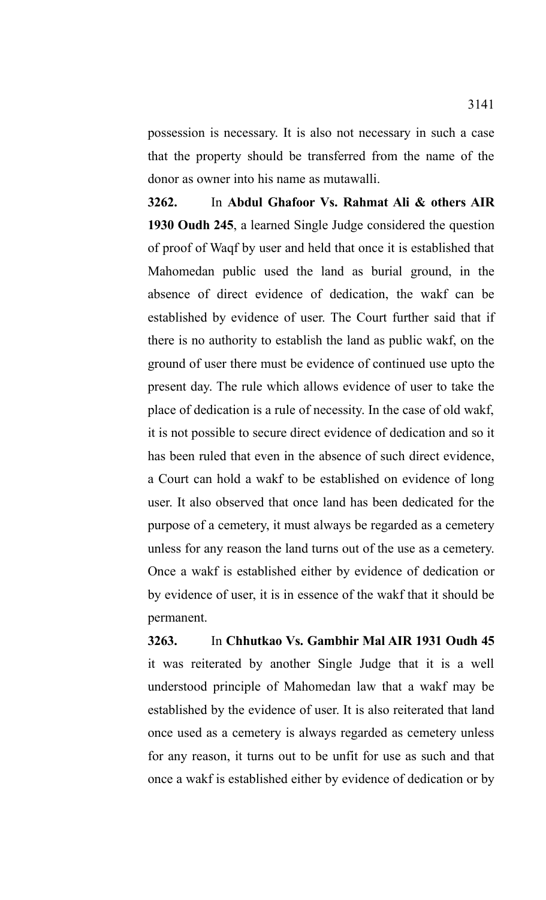possession is necessary. It is also not necessary in such a case that the property should be transferred from the name of the donor as owner into his name as mutawalli.

**3262.** In **Abdul Ghafoor Vs. Rahmat Ali & others AIR 1930 Oudh 245**, a learned Single Judge considered the question of proof of Waqf by user and held that once it is established that Mahomedan public used the land as burial ground, in the absence of direct evidence of dedication, the wakf can be established by evidence of user. The Court further said that if there is no authority to establish the land as public wakf, on the ground of user there must be evidence of continued use upto the present day. The rule which allows evidence of user to take the place of dedication is a rule of necessity. In the case of old wakf, it is not possible to secure direct evidence of dedication and so it has been ruled that even in the absence of such direct evidence, a Court can hold a wakf to be established on evidence of long user. It also observed that once land has been dedicated for the purpose of a cemetery, it must always be regarded as a cemetery unless for any reason the land turns out of the use as a cemetery. Once a wakf is established either by evidence of dedication or by evidence of user, it is in essence of the wakf that it should be permanent.

**3263.** In **Chhutkao Vs. Gambhir Mal AIR 1931 Oudh 45** it was reiterated by another Single Judge that it is a well understood principle of Mahomedan law that a wakf may be established by the evidence of user. It is also reiterated that land once used as a cemetery is always regarded as cemetery unless for any reason, it turns out to be unfit for use as such and that once a wakf is established either by evidence of dedication or by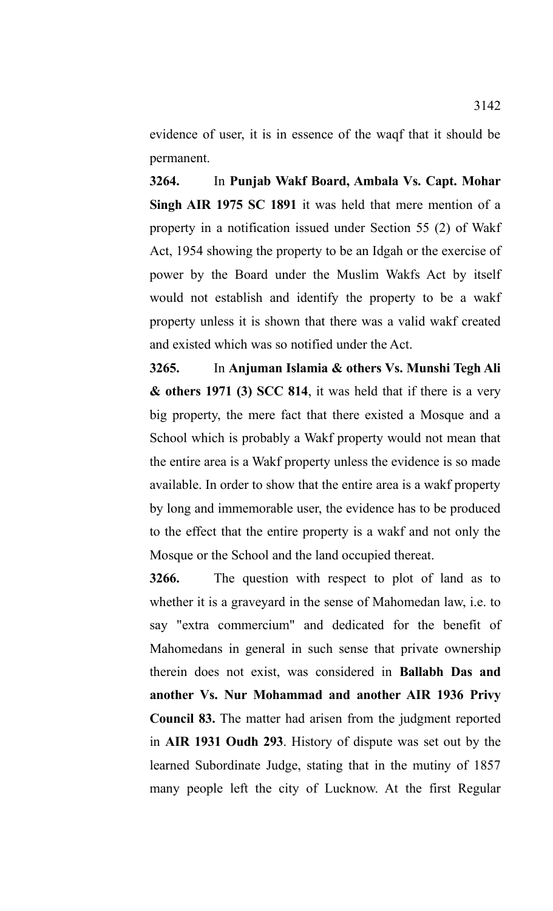evidence of user, it is in essence of the waqf that it should be permanent.

**3264.** In **Punjab Wakf Board, Ambala Vs. Capt. Mohar Singh AIR 1975 SC 1891** it was held that mere mention of a property in a notification issued under Section 55 (2) of Wakf Act, 1954 showing the property to be an Idgah or the exercise of power by the Board under the Muslim Wakfs Act by itself would not establish and identify the property to be a wakf property unless it is shown that there was a valid wakf created and existed which was so notified under the Act.

**3265.** In **Anjuman Islamia & others Vs. Munshi Tegh Ali & others 1971 (3) SCC 814**, it was held that if there is a very big property, the mere fact that there existed a Mosque and a School which is probably a Wakf property would not mean that the entire area is a Wakf property unless the evidence is so made available. In order to show that the entire area is a wakf property by long and immemorable user, the evidence has to be produced to the effect that the entire property is a wakf and not only the Mosque or the School and the land occupied thereat.

**3266.** The question with respect to plot of land as to whether it is a graveyard in the sense of Mahomedan law, i.e. to say "extra commercium" and dedicated for the benefit of Mahomedans in general in such sense that private ownership therein does not exist, was considered in **Ballabh Das and another Vs. Nur Mohammad and another AIR 1936 Privy Council 83.** The matter had arisen from the judgment reported in **AIR 1931 Oudh 293**. History of dispute was set out by the learned Subordinate Judge, stating that in the mutiny of 1857 many people left the city of Lucknow. At the first Regular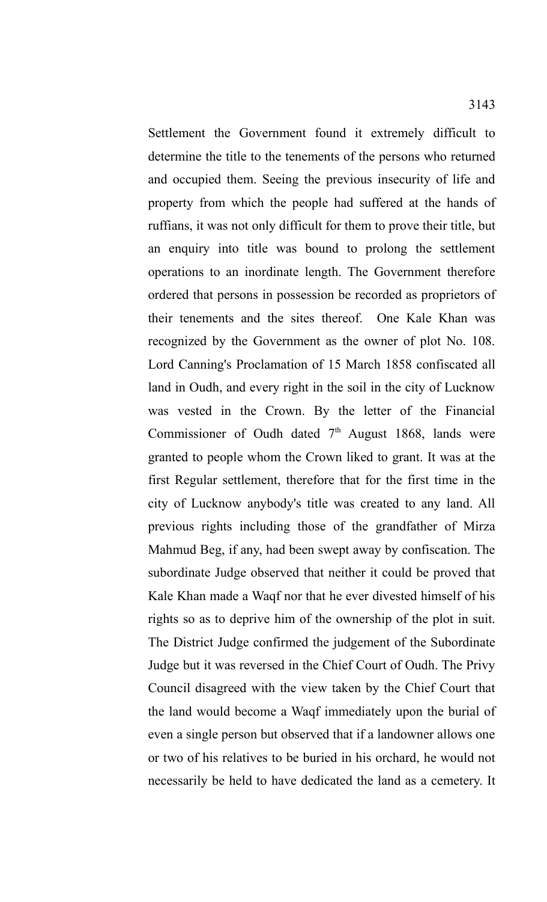Settlement the Government found it extremely difficult to determine the title to the tenements of the persons who returned and occupied them. Seeing the previous insecurity of life and property from which the people had suffered at the hands of ruffians, it was not only difficult for them to prove their title, but an enquiry into title was bound to prolong the settlement operations to an inordinate length. The Government therefore ordered that persons in possession be recorded as proprietors of their tenements and the sites thereof. One Kale Khan was recognized by the Government as the owner of plot No. 108. Lord Canning's Proclamation of 15 March 1858 confiscated all land in Oudh, and every right in the soil in the city of Lucknow was vested in the Crown. By the letter of the Financial Commissioner of Oudh dated 7th August 1868, lands were granted to people whom the Crown liked to grant. It was at the first Regular settlement, therefore that for the first time in the city of Lucknow anybody's title was created to any land. All previous rights including those of the grandfather of Mirza Mahmud Beg, if any, had been swept away by confiscation. The subordinate Judge observed that neither it could be proved that Kale Khan made a Waqf nor that he ever divested himself of his rights so as to deprive him of the ownership of the plot in suit. The District Judge confirmed the judgement of the Subordinate Judge but it was reversed in the Chief Court of Oudh. The Privy Council disagreed with the view taken by the Chief Court that the land would become a Waqf immediately upon the burial of even a single person but observed that if a landowner allows one or two of his relatives to be buried in his orchard, he would not necessarily be held to have dedicated the land as a cemetery. It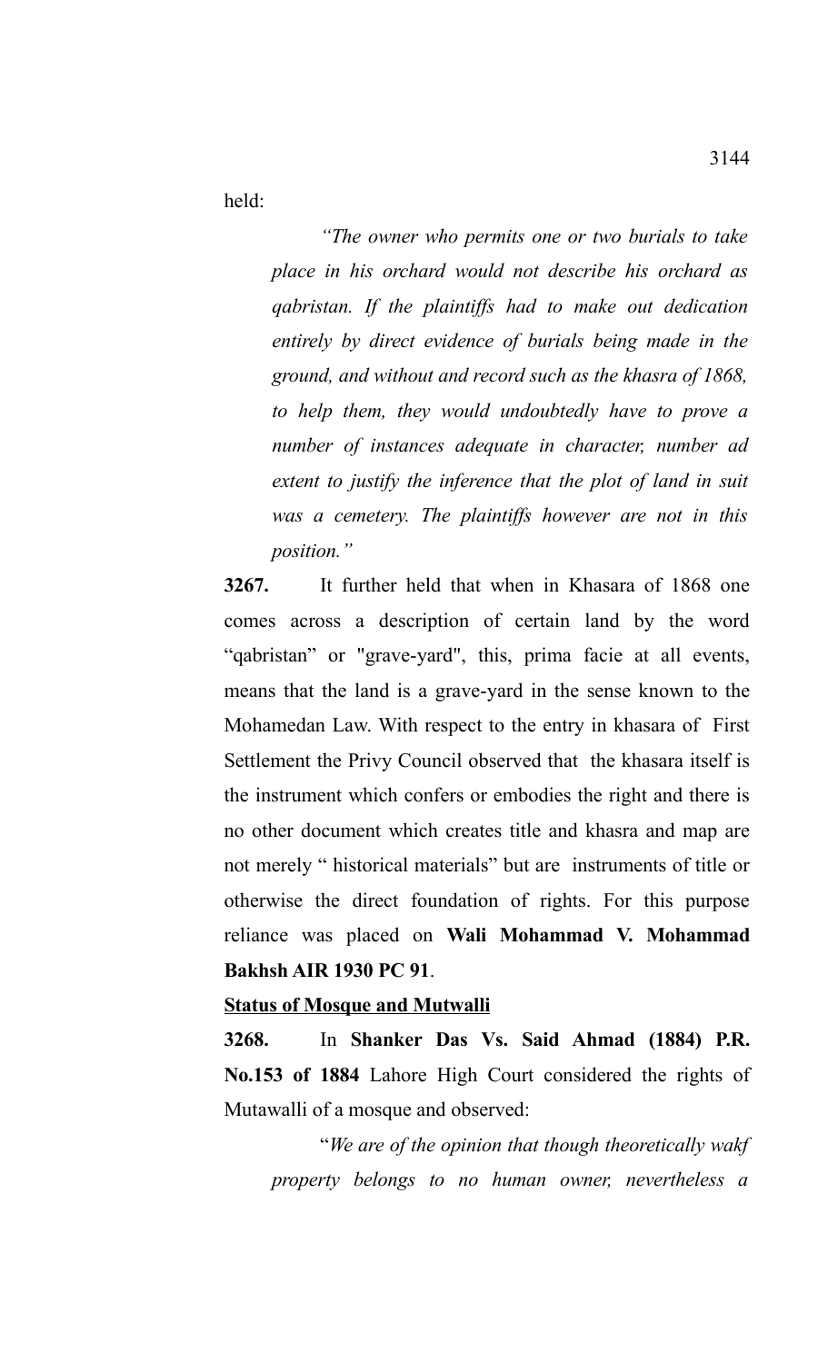held:

> *"The owner who permits one or two burials to take place in his orchard would not describe his orchard as qabristan. If the plaintiffs had to make out dedication entirely by direct evidence of burials being made in the ground, and without and record such as the khasra of 1868, to help them, they would undoubtedly have to prove a number of instances adequate in character, number ad extent to justify the inference that the plot of land in suit was a cemetery. The plaintiffs however are not in this position."*

**3267.** It further held that when in Khasara of 1868 one comes across a description of certain land by the word "qabristan" or "grave-yard", this, prima facie at all events, means that the land is a grave-yard in the sense known to the Mohamedan Law. With respect to the entry in khasara of First Settlement the Privy Council observed that the khasara itself is the instrument which confers or embodies the right and there is no other document which creates title and khasra and map are not merely " historical materials" but are instruments of title or otherwise the direct foundation of rights. For this purpose reliance was placed on **Wali Mohammad V. Mohammad Bakhsh AIR 1930 PC 91**.

**<u>Status of Mosque and Mutwalli</u>**

**3268.** In **Shanker Das Vs. Said Ahmad (1884) P.R. No.153 of 1884** Lahore High Court considered the rights of Mutawalli of a mosque and observed:

> "*We are of the opinion that though theoretically wakf property belongs to no human owner, nevertheless a*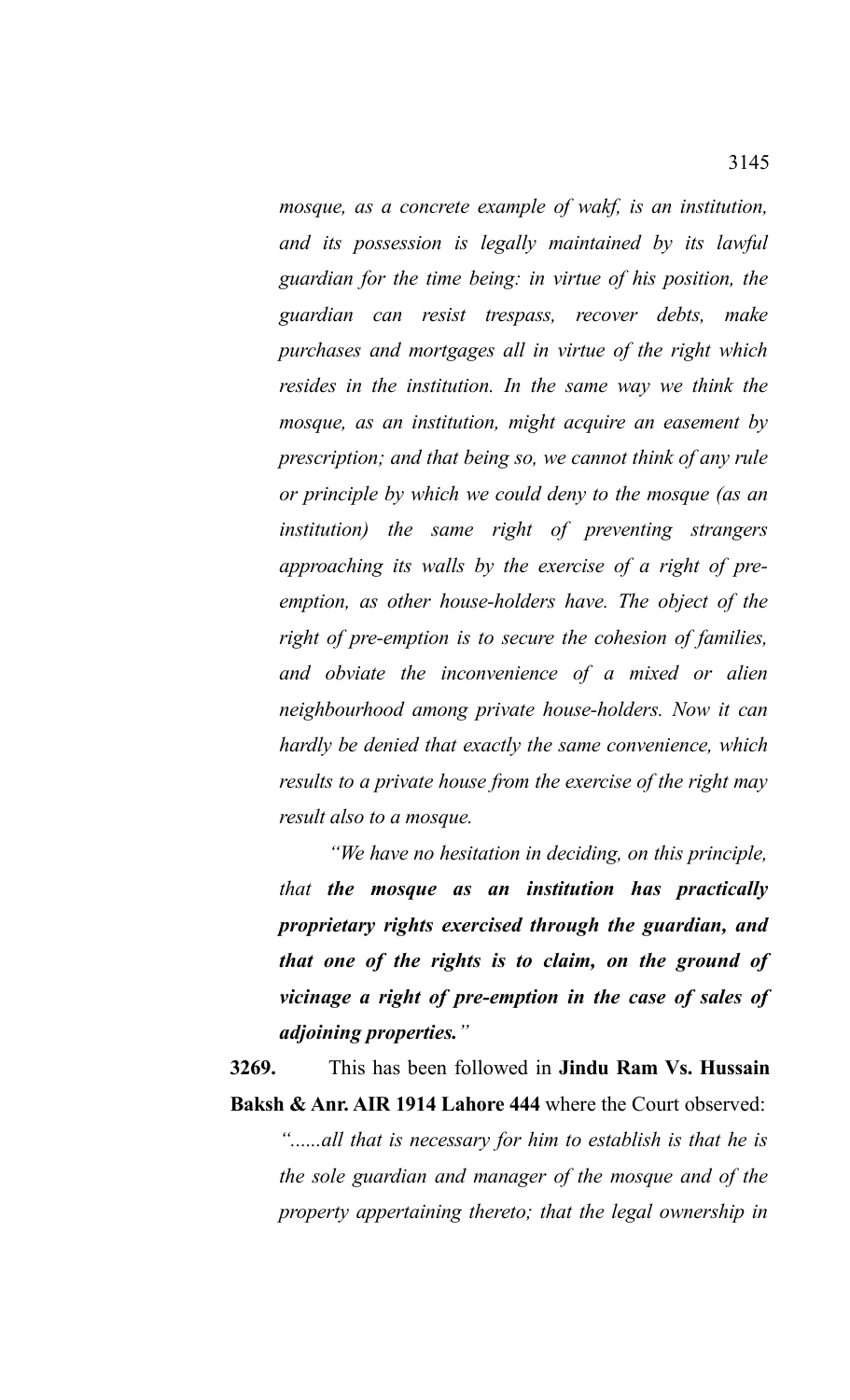*mosque, as a concrete example of wakf, is an institution, and its possession is legally maintained by its lawful guardian for the time being: in virtue of his position, the guardian can resist trespass, recover debts, make purchases and mortgages all in virtue of the right which resides in the institution. In the same way we think the mosque, as an institution, might acquire an easement by prescription; and that being so, we cannot think of any rule or principle by which we could deny to the mosque (as an institution) the same right of preventing strangers approaching its walls by the exercise of a right of pre-emption, as other house-holders have. The object of the right of pre-emption is to secure the cohesion of families, and obviate the inconvenience of a mixed or alien neighbourhood among private house-holders. Now it can hardly be denied that exactly the same convenience, which results to a private house from the exercise of the right may result also to a mosque.*

*"We have no hesitation in deciding, on this principle, that **the mosque as an institution has practically proprietary rights exercised through the guardian, and that one of the rights is to claim, on the ground of vicinage a right of pre-emption in the case of sales of adjoining properties.**"*

**3269.** This has been followed in **Jindu Ram Vs. Hussain Baksh & Anr. AIR 1914 Lahore 444** where the Court observed:

*"......all that is necessary for him to establish is that he is the sole guardian and manager of the mosque and of the property appertaining thereto; that the legal ownership in*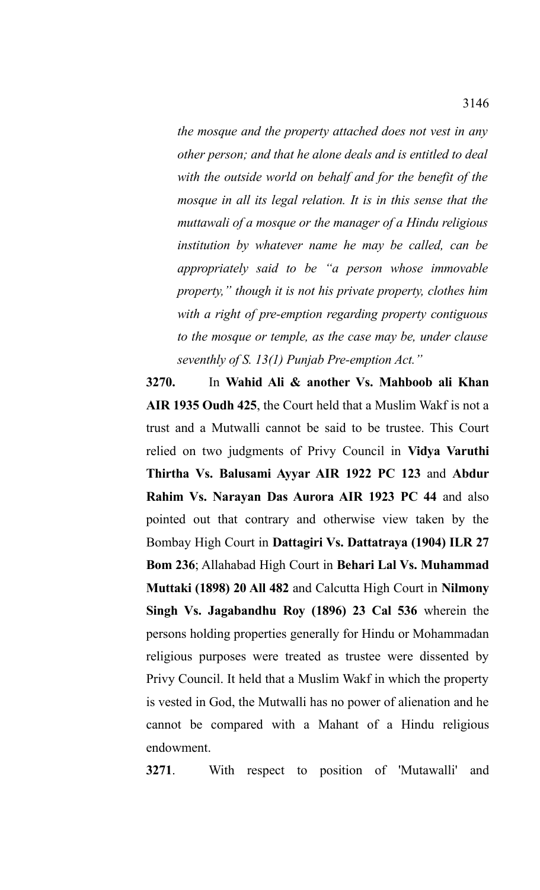*the mosque and the property attached does not vest in any other person; and that he alone deals and is entitled to deal with the outside world on behalf and for the benefit of the mosque in all its legal relation. It is in this sense that the muttawali of a mosque or the manager of a Hindu religious institution by whatever name he may be called, can be appropriately said to be "a person whose immovable property," though it is not his private property, clothes him with a right of pre-emption regarding property contiguous to the mosque or temple, as the case may be, under clause seventhly of S. 13(1) Punjab Pre-emption Act."*

**3270.** In **Wahid Ali & another Vs. Mahboob ali Khan AIR 1935 Oudh 425**, the Court held that a Muslim Wakf is not a trust and a Mutwalli cannot be said to be trustee. This Court relied on two judgments of Privy Council in **Vidya Varuthi Thirtha Vs. Balusami Ayyar AIR 1922 PC 123** and **Abdur Rahim Vs. Narayan Das Aurora AIR 1923 PC 44** and also pointed out that contrary and otherwise view taken by the Bombay High Court in **Dattagiri Vs. Dattatraya (1904) ILR 27 Bom 236**; Allahabad High Court in **Behari Lal Vs. Muhammad Muttaki (1898) 20 All 482** and Calcutta High Court in **Nilmony Singh Vs. Jagabandhu Roy (1896) 23 Cal 536** wherein the persons holding properties generally for Hindu or Mohammadan religious purposes were treated as trustee were dissented by Privy Council. It held that a Muslim Wakf in which the property is vested in God, the Mutwalli has no power of alienation and he cannot be compared with a Mahant of a Hindu religious endowment.

**3271**. With respect to position of 'Mutawalli' and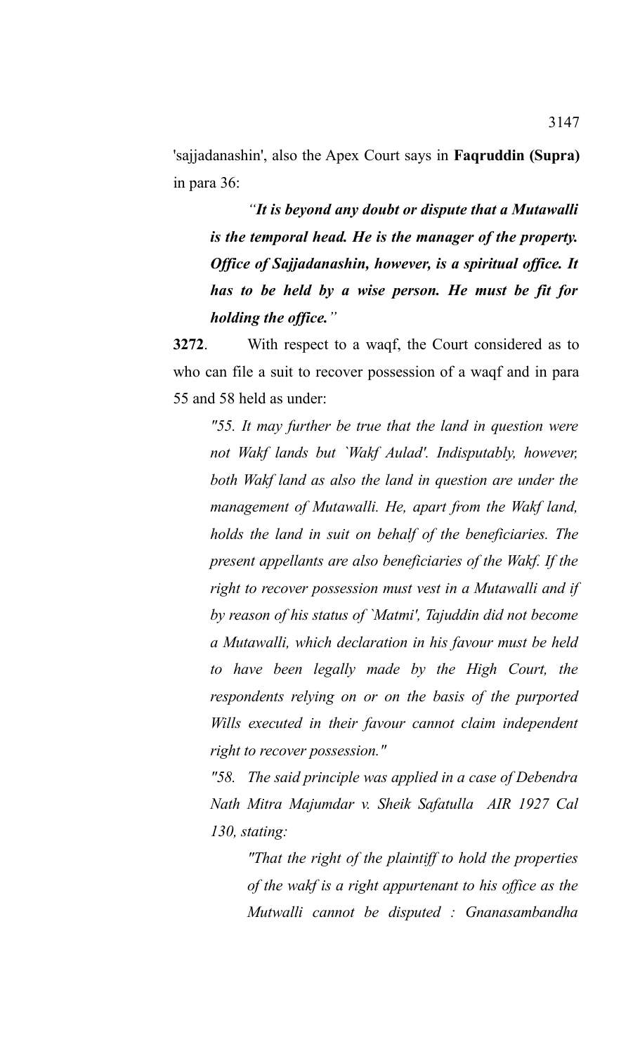'sajjadanashin', also the Apex Court says in **Faqruddin (Supra)** in para 36:

> *"**It is beyond any doubt or dispute that a Mutawalli is the temporal head. He is the manager of the property. Office of Sajjadanashin, however, is a spiritual office. It has to be held by a wise person. He must be fit for holding the office.**"*

**3272**. With respect to a waqf, the Court considered as to who can file a suit to recover possession of a waqf and in para 55 and 58 held as under:

> *"55. It may further be true that the land in question were not Wakf lands but `Wakf Aulad'. Indisputably, however, both Wakf land as also the land in question are under the management of Mutawalli. He, apart from the Wakf land, holds the land in suit on behalf of the beneficiaries. The present appellants are also beneficiaries of the Wakf. If the right to recover possession must vest in a Mutawalli and if by reason of his status of `Matmi', Tajuddin did not become a Mutawalli, which declaration in his favour must be held to have been legally made by the High Court, the respondents relying on or on the basis of the purported Wills executed in their favour cannot claim independent right to recover possession."*
>
> *"58. The said principle was applied in a case of Debendra Nath Mitra Majumdar v. Sheik Safatulla AIR 1927 Cal 130, stating:*
>
> > *"That the right of the plaintiff to hold the properties of the wakf is a right appurtenant to his office as the Mutwalli cannot be disputed : Gnanasambandha*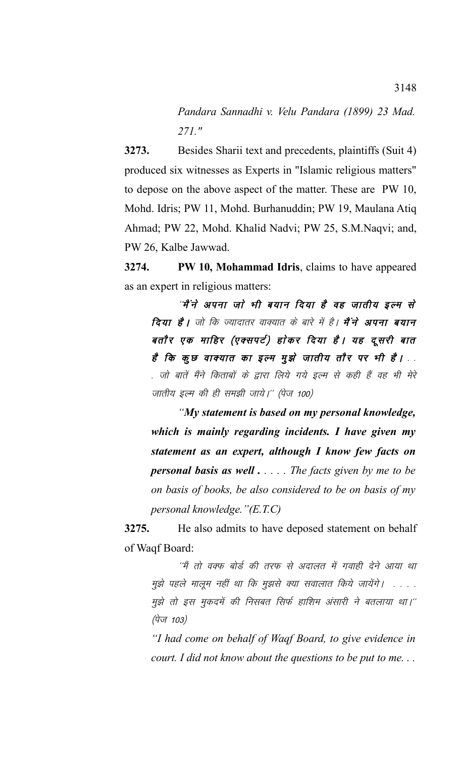*Pandara Sannadhi v. Velu Pandara (1899) 23 Mad. 271."*

**3273.** Besides Sharii text and precedents, plaintiffs (Suit 4) produced six witnesses as Experts in "Islamic religious matters" to depose on the above aspect of the matter. These are PW 10, Mohd. Idris; PW 11, Mohd. Burhanuddin; PW 19, Maulana Atiq Ahmad; PW 22, Mohd. Khalid Nadvi; PW 25, S.M.Naqvi; and, PW 26, Kalbe Jawwad.

**3274.** **PW 10, Mohammad Idris**, claims to have appeared as an expert in religious matters:

> *''**मैंने अपना जो भी बयान दिया है वह जातीय इल्म से दिया है।** जो कि ज्यादातर वाक्यात के बारे में है। **मैंने अपना बयान बतौर एक माहिर (एक्सपर्ट) होकर दिया है। यह दूसरी बात है कि कुछ वाक्यात का इल्म मुझे जातीय तौर पर भी है।** . . . जो बातें मैंने किताबों के द्वारा लिये गये इल्म से कही हैं वह भी मेरे जातीय इल्म की ही समझी जाये।'' (पेज 100)*
>
> *"**My statement is based on my personal knowledge, which is mainly regarding incidents. I have given my statement as an expert, although I know few facts on personal basis as well** . . . . . The facts given by me to be on basis of books, be also considered to be on basis of my personal knowledge."(E.T.C)*

**3275.** He also admits to have deposed statement on behalf of Waqf Board:

> *''मैं तो वक्फ बोर्ड की तरफ से अदालत में गवाही देने आया था मुझे पहले मालूम नहीं था कि मुझसे क्या सवालात किये जायेंगे। . . . . मुझे तो इस मुकदमें की निसबत सिर्फ हाशिम अंसारी ने बतलाया था।'' (पेज 103)*
>
> *"I had come on behalf of Waqf Board, to give evidence in court. I did not know about the questions to be put to me. . .*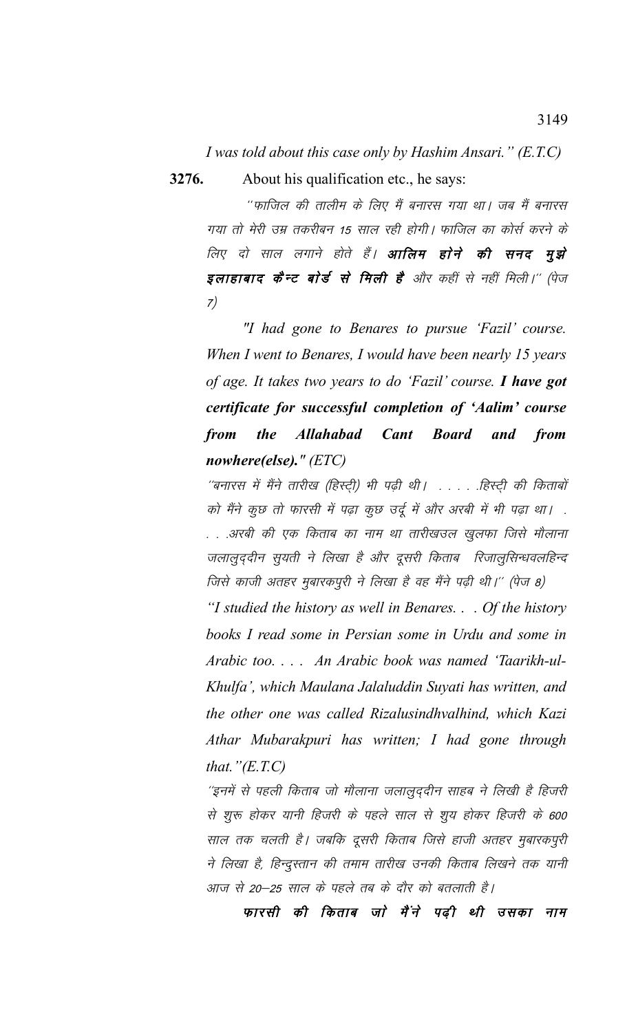*I was told about this case only by Hashim Ansari." (E.T.C)*

**3276.** About his qualification etc., he says:

''फाजिल की तालीम के लिए मैं बनारस गया था। जब मैं बनारस गया तो मेरी उम्र तकरीबन 15 साल रही होगी। फाजिल का कोर्स करने के लिए दो साल लगाने होते हैं। ***आलिम होने की सनद मुझे इलाहाबाद कैन्ट बोर्ड से मिली है*** और कहीं से नहीं मिली।'' (पेज 7)

*"I had gone to Benares to pursue 'Fazil' course. When I went to Benares, I would have been nearly 15 years of age. It takes two years to do 'Fazil' course.* ***I have got certificate for successful completion of 'Aalim' course from the Allahabad Cant Board and from nowhere(else)."*** *(ETC)*

''बनारस में मैंने तारीख (हिस्ट्री) भी पढ़ी थी। . . . . .हिस्ट्री की किताबों को मैंने कुछ तो फारसी में पढ़ा कुछ उर्दू में और अरबी में भी पढ़ा था। . . . .अरबी की एक किताब का नाम था तारीखउल खुलफा जिसे मौलाना जलालुद्दीन सुयती ने लिखा है और दूसरी किताब रिजालुसिन्धवलहिन्द जिसे काजी अतहर मुबारकपुरी ने लिखा है वह मैंने पढ़ी थी।'' (पेज 8)

*"I studied the history as well in Benares. . . Of the history books I read some in Persian some in Urdu and some in Arabic too. . . . An Arabic book was named 'Taarikh-ul-Khulfa', which Maulana Jalaluddin Suyati has written, and the other one was called Rizalusindhvalhind, which Kazi Athar Mubarakpuri has written; I had gone through that."(E.T.C)*

''इनमें से पहली किताब जो मौलाना जलालुद्दीन साहब ने लिखी है हिजरी से शुरू होकर यानी हिजरी के पहले साल से शुय होकर हिजरी के 600 साल तक चलती है। जबकि दूसरी किताब जिसे हाजी अतहर मुबारकपुरी ने लिखा है, हिन्दुस्तान की तमाम तारीख उनकी किताब लिखने तक यानी आज से 20–25 साल के पहले तब के दौर को बतलाती है।

***फारसी की किताब जो मैंने पढ़ी थी उसका नाम***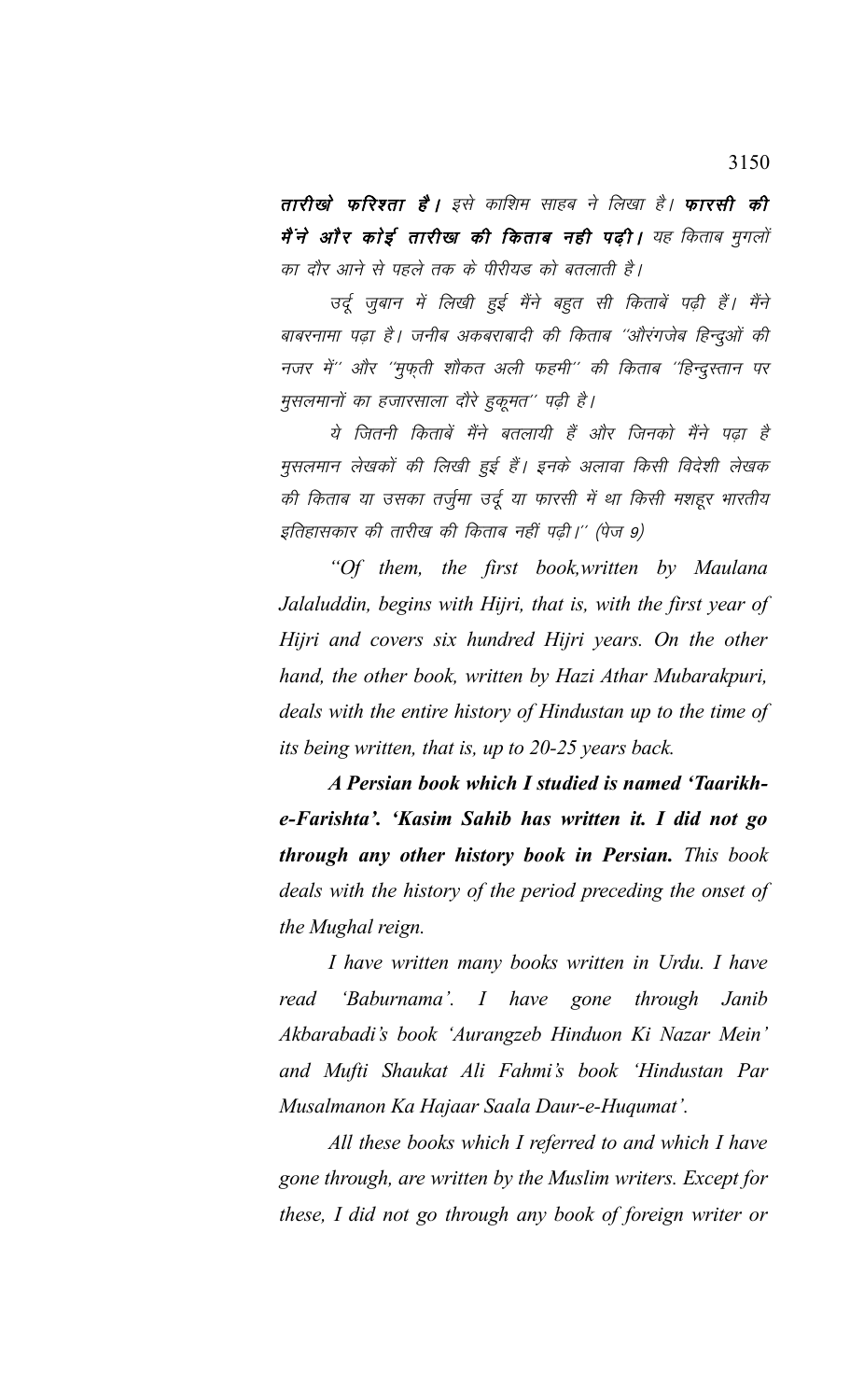**तारीखे फरिश्ता है।** इसे काशिम साहब ने लिखा है। **फारसी की मैंने और कोई तारीख की किताब नही पढ़ी।** यह किताब मुगलों का दौर आने से पहले तक के पीरीयड को बतलाती है।

उर्दू जुबान में लिखी हुई मैंने बहुत सी किताबें पढ़ी हैं। मैंने बाबरनामा पढ़ा है। जनीब अकबराबादी की किताब ''औरंगजेब हिन्दुओं की नजर में'' और ''मुफ्ती शौकत अली फहमी'' की किताब ''हिन्दुस्तान पर मुसलमानों का हजारसाला दौरे हुकूमत'' पढ़ी है।

ये जितनी किताबें मैंने बतलायी हैं और जिनको मैंने पढ़ा है मुसलमान लेखकों की लिखी हुई हैं। इनके अलावा किसी विदेशी लेखक की किताब या उसका तर्जुमा उर्दू या फारसी में था किसी मशहूर भारतीय इतिहासकार की तारीख की किताब नहीं पढ़ी।'' (पेज 9)

*"Of them, the first book,written by Maulana Jalaluddin, begins with Hijri, that is, with the first year of Hijri and covers six hundred Hijri years. On the other hand, the other book, written by Hazi Athar Mubarakpuri, deals with the entire history of Hindustan up to the time of its being written, that is, up to 20-25 years back.*

***A Persian book which I studied is named 'Taarikh-e-Farishta'. 'Kasim Sahib has written it. I did not go through any other history book in Persian.*** *This book deals with the history of the period preceding the onset of the Mughal reign.*

*I have written many books written in Urdu. I have read 'Baburnama'. I have gone through Janib Akbarabadi's book 'Aurangzeb Hinduon Ki Nazar Mein' and Mufti Shaukat Ali Fahmi's book 'Hindustan Par Musalmanon Ka Hajaar Saala Daur-e-Huqumat'.*

*All these books which I referred to and which I have gone through, are written by the Muslim writers. Except for these, I did not go through any book of foreign writer or*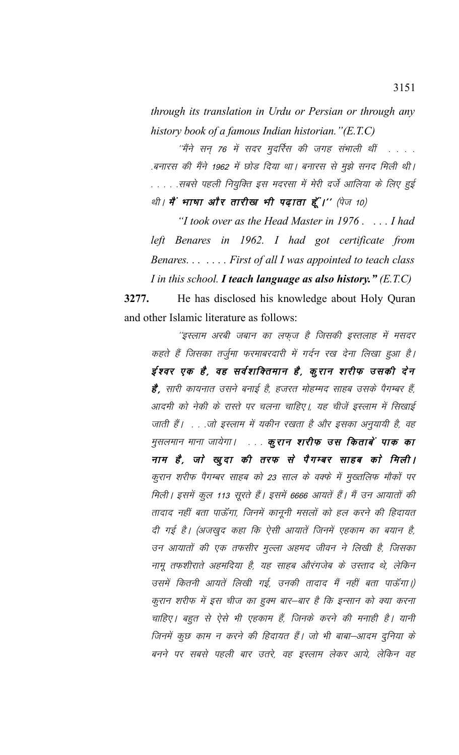*through its translation in Urdu or Persian or through any history book of a famous Indian historian."(E.T.C)*

*"मैंने सन् 76 में सदर मुदर्रिस की जगह संभाली थीं . . . . .बनारस की मैंने 1962 में छोड़ दिया था। बनारस से मुझे सनद मिली थी। . . . . .सबसे पहली नियुक्ति इस मदरसा में मेरी दर्जे आलिया के लिए हुई थी।* ***मैं भाषा और तारीख भी पढ़ाता हूँ।'' (पेज 10)***

*"I took over as the Head Master in 1976 . . . . I had left Benares in 1962. I had got certificate from Benares. . . . . . . First of all I was appointed to teach class I in this school.* ***I teach language as also history." (E.T.C)***

**3277.** He has disclosed his knowledge about Holy Quran and other Islamic literature as follows:

*"इस्लाम अरबी जबान का लफ्ज है जिसकी इस्तलाह में मसदर कहते हैं जिसका तर्जुमा फरमाबरदारी में गर्दन रख देना लिखा हुआ है।* ***ईश्वर एक है, वह सर्वशक्तिमान है, कुरान शरीफ उसकी देन है,*** *सारी कायनात उसने बनाई है, हजरत मोहम्मद साहब उसके पैगम्बर हैं, आदमी को नेकी के रास्ते पर चलना चाहिए।, यह चीजें इस्लाम में सिखाई जाती हैं। . . .जो इस्लाम में यकीन रखता है और इसका अनुयायी है, वह मुसलमान माना जायेगा। . . .* ***कुरान शरीफ उस किताबें पाक का नाम है, जो खुदा की तरफ से पैगम्बर साहब को मिली।*** *कुरान शरीफ पैगम्बर साहब को 23 साल के वक्फे में मुख्तलिफ मौकों पर मिली। इसमें कुल 113 सूरते हैं। इसमें 6666 आयतें हैं। मैं उन आयातों की तादाद नहीं बता पाऊँगा, जिनमें कानूनी मसलों को हल करने की हिदायत दी गई है। (अजखुद कहा कि ऐसी आयातें जिनमें एहकाम का बयान है, उन आयातों की एक तफसीर मुल्ला अहमद जीवन ने लिखी है, जिसका नामू तफशीराते अहमदिया है, यह साहब औरंगजेब के उस्ताद थे, लेकिन उसमें कितनी आयतें लिखी गई, उनकी तादाद मैं नहीं बता पाऊँगा।) कुरान शरीफ में इस चीज का हुक्म बार–बार है कि इन्सान को क्या करना चाहिए। बहुत से ऐसे भी एहकाम हैं, जिनके करने की मनाही है। यानी जिनमें कुछ काम न करने की हिदायत हैं। जो भी बाबा–आदम दुनिया के बनने पर सबसे पहली बार उतरे, वह इस्लाम लेकर आये, लेकिन वह*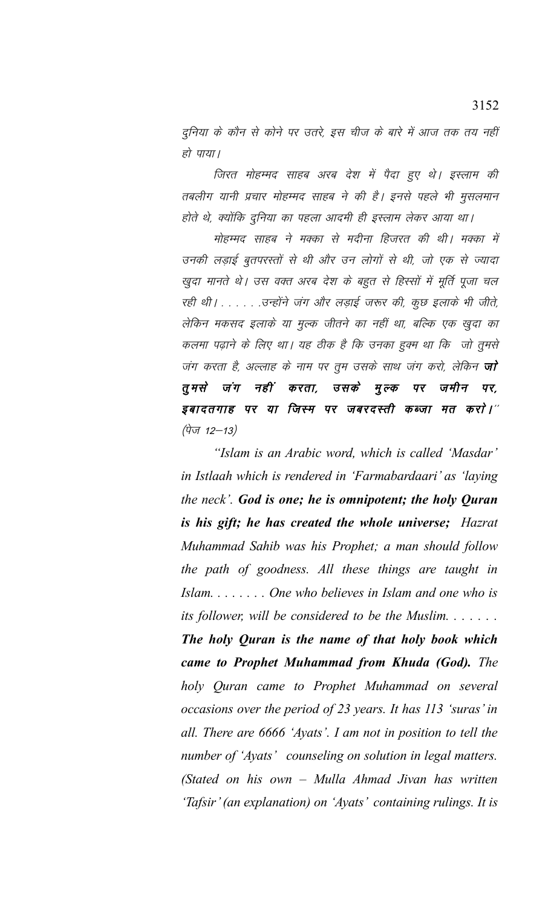दुनिया के कौन से कोने पर उतरे, इस चीज के बारे में आज तक तय नहीं हो पाया।

जिरत मोहम्मद साहब अरब देश में पैदा हुए थे। इस्लाम की तबलीग यानी प्रचार मोहम्मद साहब ने की है। इनसे पहले भी मुसलमान होते थे, क्योंकि दुनिया का पहला आदमी ही इस्लाम लेकर आया था।

मोहम्मद साहब ने मक्का से मदीना हिजरत की थी। मक्का में उनकी लड़ाई बुतपरस्तों से थी और उन लोगों से थी, जो एक से ज्यादा खुदा मानते थे। उस वक्त अरब देश के बहुत से हिस्सों में मूर्ति पूजा चल रही थी। . . . . . .उन्होंने जंग और लड़ाई जरूर की, कुछ इलाके भी जीते, लेकिन मकसद इलाके या मुल्क जीतने का नहीं था, बल्कि एक खुदा का कलमा पढ़ाने के लिए था। यह ठीक है कि उनका हुक्म था कि जो तुमसे जंग करता है, अल्लाह के नाम पर तुम उसके साथ जंग करो, लेकिन **जो तुमसे जंग नहीं करता, उसके मुल्क पर जमीन पर, इबादतगाह पर या जिस्म पर जबरदस्ती कब्जा मत करो।**" (पेज 12–13)

*"Islam is an Arabic word, which is called 'Masdar' in Istlaah which is rendered in 'Farmabardaari' as 'laying the neck'. **God is one; he is omnipotent; the holy Quran is his gift; he has created the whole universe;** Hazrat Muhammad Sahib was his Prophet; a man should follow the path of goodness. All these things are taught in Islam. . . . . . . . One who believes in Islam and one who is its follower, will be considered to be the Muslim. . . . . . . **The holy Quran is the name of that holy book which came to Prophet Muhammad from Khuda (God).** The holy Quran came to Prophet Muhammad on several occasions over the period of 23 years. It has 113 'suras' in all. There are 6666 'Ayats'. I am not in position to tell the number of 'Ayats' counseling on solution in legal matters. (Stated on his own – Mulla Ahmad Jivan has written 'Tafsir' (an explanation) on 'Ayats' containing rulings. It is*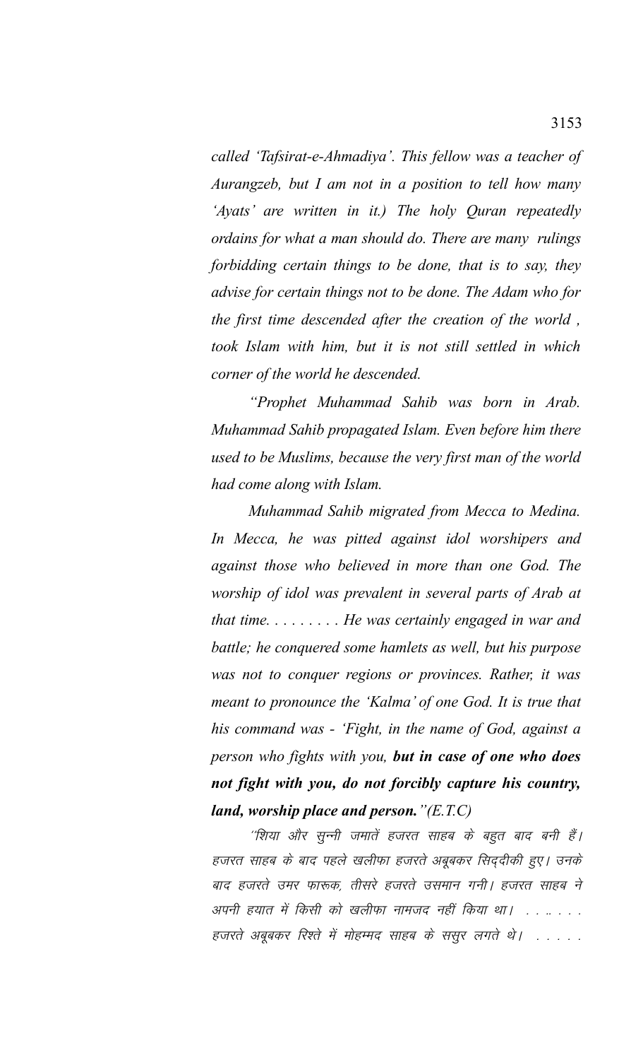*called 'Tafsirat-e-Ahmadiya'. This fellow was a teacher of Aurangzeb, but I am not in a position to tell how many 'Ayats' are written in it.) The holy Quran repeatedly ordains for what a man should do. There are many rulings forbidding certain things to be done, that is to say, they advise for certain things not to be done. The Adam who for the first time descended after the creation of the world , took Islam with him, but it is not still settled in which corner of the world he descended.*

*"Prophet Muhammad Sahib was born in Arab. Muhammad Sahib propagated Islam. Even before him there used to be Muslims, because the very first man of the world had come along with Islam.*

*Muhammad Sahib migrated from Mecca to Medina. In Mecca, he was pitted against idol worshipers and against those who believed in more than one God. The worship of idol was prevalent in several parts of Arab at that time. . . . . . . . . He was certainly engaged in war and battle; he conquered some hamlets as well, but his purpose was not to conquer regions or provinces. Rather, it was meant to pronounce the 'Kalma' of one God. It is true that his command was - 'Fight, in the name of God, against a person who fights with you,* ***but in case of one who does not fight with you, do not forcibly capture his country, land, worship place and person.****"(E.T.C)*

*"शिया और सुन्नी जमातें हजरत साहब के बहुत बाद बनी हैं। हजरत साहब के बाद पहले खलीफा हजरते अबूबकर सिद्दीकी हुए। उनके बाद हजरते उमर फारूक, तीसरे हजरते उसमान गनी। हजरत साहब ने अपनी हयात में किसी को खलीफा नामजद नहीं किया था। . . .. . . . हजरते अबूबकर रिश्ते में मोहम्मद साहब के ससुर लगते थे। . . . . .*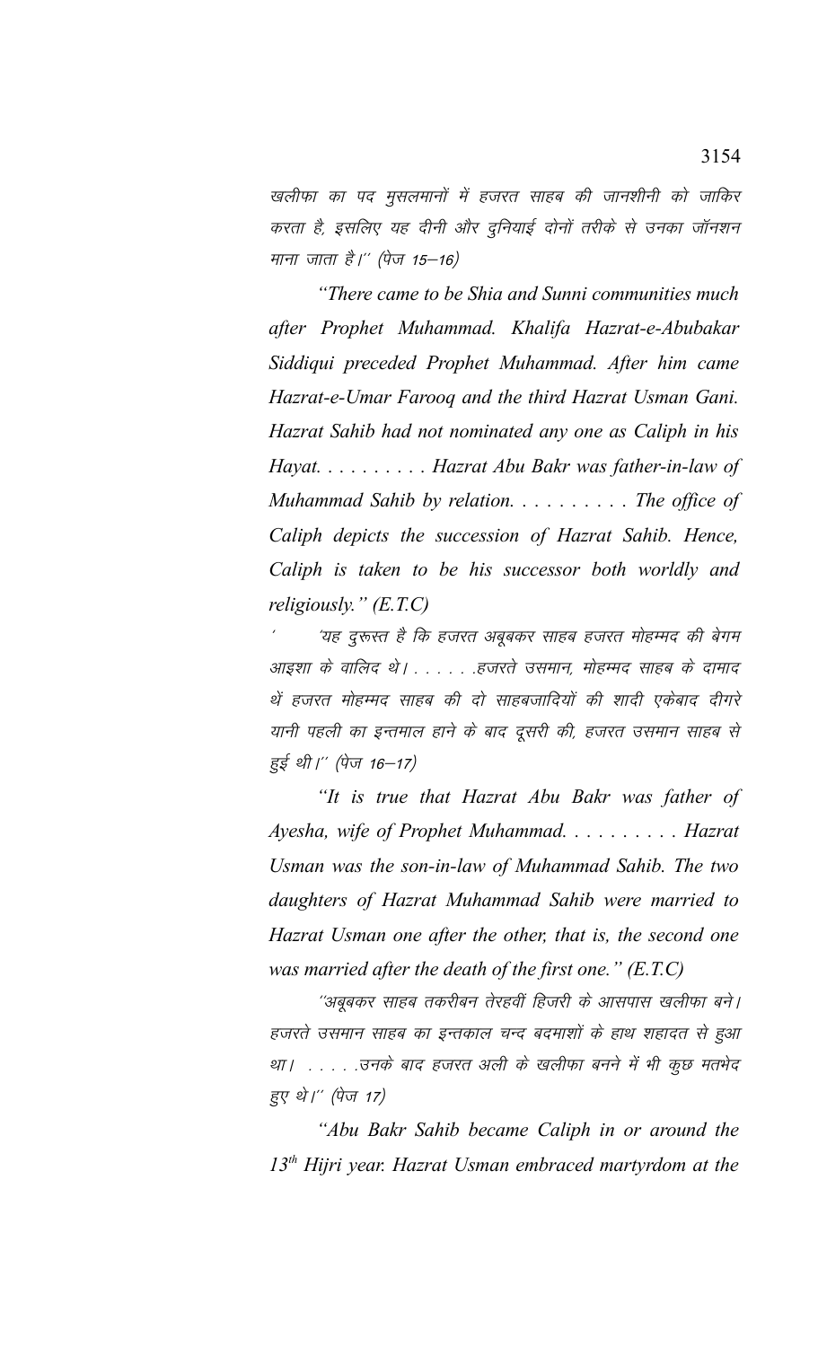खलीफा का पद मुसलमानों में हजरत साहब की जानशीनी को जाकिर करता है, इसलिए यह दीनी और दुनियाई दोनों तरीके से उनका जॉनशन माना जाता है।'' (पेज 15–16)

*"There came to be Shia and Sunni communities much after Prophet Muhammad. Khalifa Hazrat-e-Abubakar Siddiqui preceded Prophet Muhammad. After him came Hazrat-e-Umar Farooq and the third Hazrat Usman Gani. Hazrat Sahib had not nominated any one as Caliph in his Hayat. . . . . . . . . . Hazrat Abu Bakr was father-in-law of Muhammad Sahib by relation. . . . . . . . . . The office of Caliph depicts the succession of Hazrat Sahib. Hence, Caliph is taken to be his successor both worldly and religiously." (E.T.C)*

' 'यह दुरूस्त है कि हजरत अबूबकर साहब हजरत मोहम्मद की बेगम आइशा के वालिद थे। . . . . . .हजरते उसमान, मोहम्मद साहब के दामाद थें हजरत मोहम्मद साहब की दो साहबजादियों की शादी एकेबाद दीगरे यानी पहली का इन्तमाल हाने के बाद दूसरी की, हजरत उसमान साहब से हुई थी।'' (पेज 16–17)

*"It is true that Hazrat Abu Bakr was father of Ayesha, wife of Prophet Muhammad. . . . . . . . . . Hazrat Usman was the son-in-law of Muhammad Sahib. The two daughters of Hazrat Muhammad Sahib were married to Hazrat Usman one after the other, that is, the second one was married after the death of the first one." (E.T.C)*

''अबूबकर साहब तकरीबन तेरहवीं हिजरी के आसपास खलीफा बने। हजरते उसमान साहब का इन्तकाल चन्द बदमाशों के हाथ शहादत से हुआ था। . . . . .उनके बाद हजरत अली के खलीफा बनने में भी कुछ मतभेद हुए थे।'' (पेज 17)

*"Abu Bakr Sahib became Caliph in or around the 13th Hijri year. Hazrat Usman embraced martyrdom at the*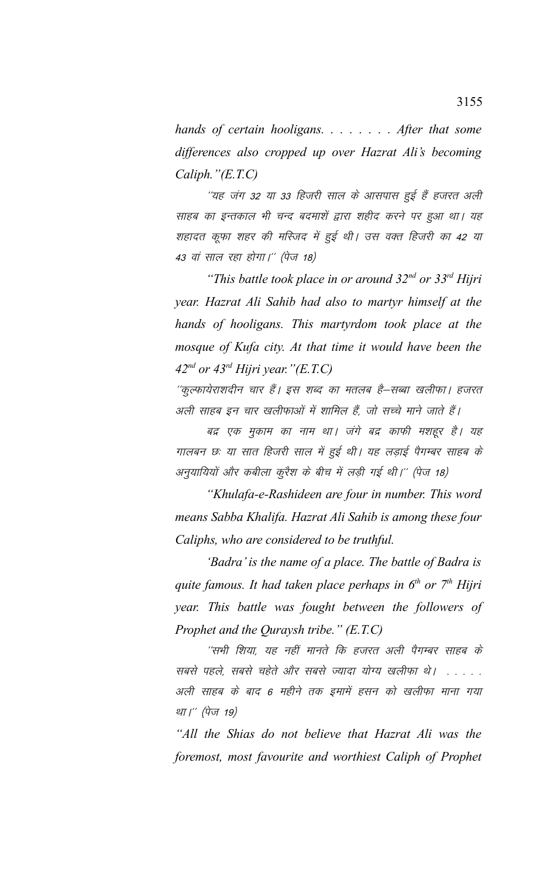*hands of certain hooligans. . . . . . . . After that some differences also cropped up over Hazrat Ali's becoming Caliph."(E.T.C)*

*''यह जंग 32 या 33 हिजरी साल के आसपास हुई हैं हजरत अली साहब का इन्तकाल भी चन्द बदमाशें द्वारा शहीद करने पर हुआ था। यह शहादत कूफा शहर की मस्जिद में हुई थी। उस वक्त हिजरी का 42 या 43 वां साल रहा होगा।'' (पेज 18)*

*"This battle took place in or around 32nd or 33rd Hijri year. Hazrat Ali Sahib had also to martyr himself at the hands of hooligans. This martyrdom took place at the mosque of Kufa city. At that time it would have been the 42nd or 43rd Hijri year."(E.T.C)*

*''कुल्फायेराशदीन चार हैं। इस शब्द का मतलब है–सब्बा खलीफा। हजरत अली साहब इन चार खलीफाओं में शामिल हैं, जो सच्चे माने जाते हैं।*

*बद्र एक मुकाम का नाम था। जंगे बद्र काफी मशहूर है। यह गालबन छः या सात हिजरी साल में हुई थी। यह लड़ाई पैगम्बर साहब के अनुयायियों और कबीला कुरैश के बीच में लड़ी गई थी।'' (पेज 18)*

*"Khulafa-e-Rashideen are four in number. This word means Sabba Khalifa. Hazrat Ali Sahib is among these four Caliphs, who are considered to be truthful.*

*'Badra' is the name of a place. The battle of Badra is quite famous. It had taken place perhaps in 6th or 7th Hijri year. This battle was fought between the followers of Prophet and the Quraysh tribe." (E.T.C)*

*''सभी शिया, यह नहीं मानते कि हजरत अली पैगम्बर साहब के सबसे पहले, सबसे चहेते और सबसे ज्यादा योग्य खलीफा थे। . . . . . अली साहब के बाद 6 महीने तक इमामें हसन को खलीफा माना गया था।'' (पेज 19)*

*"All the Shias do not believe that Hazrat Ali was the foremost, most favourite and worthiest Caliph of Prophet*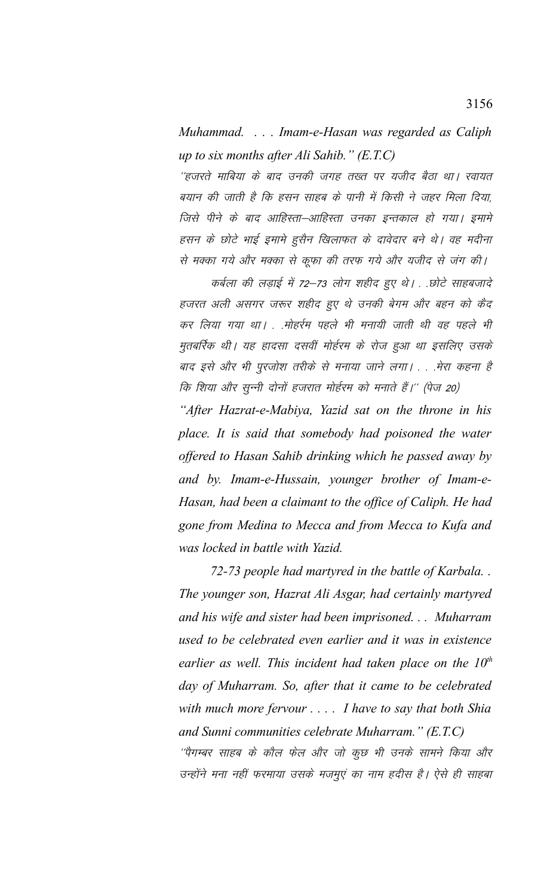*Muhammad. . . . Imam-e-Hasan was regarded as Caliph up to six months after Ali Sahib." (E.T.C)*

''हजरते माबिया के बाद उनकी जगह तख्त पर यजीद बैठा था। रवायत बयान की जाती है कि हसन साहब के पानी में किसी ने जहर मिला दिया, जिसे पीने के बाद आहिस्ता–आहिस्ता उनका इन्तकाल हो गया। इमामे हसन के छोटे भाई इमामे हुसैन खिलाफत के दावेदार बने थे। वह मदीना से मक्का गये और मक्का से कूफा की तरफ गये और यजीद से जंग की।

कर्बला की लड़ाई में 72–73 लोग शहीद हुए थे। . .छोटे साहबजादे हजरत अली असगर जरूर शहीद हुए थे उनकी बेगम और बहन को कैद कर लिया गया था। . .मोहर्रम पहले भी मनायी जाती थी वह पहले भी मुतबर्रिक थी। यह हादसा दसवीं मोर्हरम के रोज हुआ था इसलिए उसके बाद इसे और भी पुरजोश तरीके से मनाया जाने लगा। . . .मेरा कहना है कि शिया और सुन्नी दोनों हजरात मोर्हरम को मनाते हैं।'' (पेज 20)

*"After Hazrat-e-Mabiya, Yazid sat on the throne in his place. It is said that somebody had poisoned the water offered to Hasan Sahib drinking which he passed away by and by. Imam-e-Hussain, younger brother of Imam-e-Hasan, had been a claimant to the office of Caliph. He had gone from Medina to Mecca and from Mecca to Kufa and was locked in battle with Yazid.*

*72-73 people had martyred in the battle of Karbala. . The younger son, Hazrat Ali Asgar, had certainly martyred and his wife and sister had been imprisoned. . . Muharram used to be celebrated even earlier and it was in existence earlier as well. This incident had taken place on the 10th day of Muharram. So, after that it came to be celebrated with much more fervour . . . . I have to say that both Shia and Sunni communities celebrate Muharram." (E.T.C)*

''पैगम्बर साहब के कौल फेल और जो कुछ भी उनके सामने किया और उन्होंने मना नहीं फरमाया उसके मजमुएं का नाम हदीस है। ऐसे ही साहबा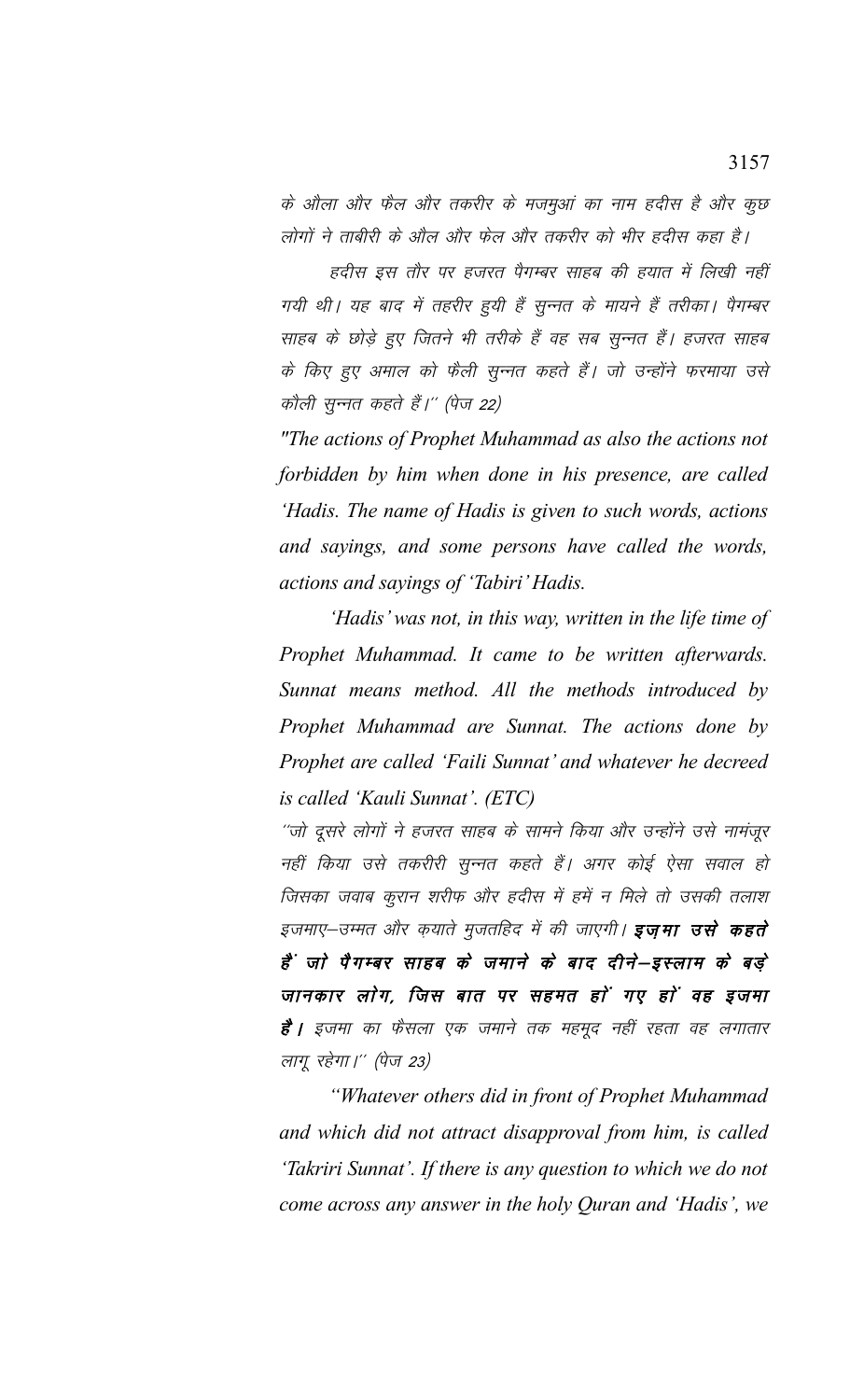के औला और फैल और तकरीर के मजमुआं का नाम हदीस है और कुछ लोगों ने ताबीरी के औल और फेल और तकरीर को भीर हदीस कहा है।

हदीस इस तौर पर हजरत पैगम्बर साहब की हयात में लिखी नहीं गयी थी। यह बाद में तहरीर हुयी हैं सुन्नत के मायने हैं तरीका। पैगम्बर साहब के छोड़े हुए जितने भी तरीके हैं वह सब सुन्नत हैं। हजरत साहब के किए हुए अमाल को फैली सुन्नत कहते हैं। जो उन्होंने फरमाया उसे कौली सुन्नत कहते हैं।'' (पेज 22)

*"The actions of Prophet Muhammad as also the actions not forbidden by him when done in his presence, are called 'Hadis. The name of Hadis is given to such words, actions and sayings, and some persons have called the words, actions and sayings of 'Tabiri' Hadis.*

*'Hadis' was not, in this way, written in the life time of Prophet Muhammad. It came to be written afterwards. Sunnat means method. All the methods introduced by Prophet Muhammad are Sunnat. The actions done by Prophet are called 'Faili Sunnat' and whatever he decreed is called 'Kauli Sunnat'. (ETC)*

''जो दूसरे लोगों ने हजरत साहब के सामने किया और उन्होंने उसे नामंजूर नहीं किया उसे तकरीरी सुन्नत कहते हैं। अगर कोई ऐसा सवाल हो जिसका जवाब कुरान शरीफ और हदीस में हमें न मिले तो उसकी तलाश इजमाए–उम्मत और क़याते मुजतहिद में की जाएगी। **इजमा उसे कहते हैं जो पैगम्बर साहब के जमाने के बाद दीने–इस्लाम के बड़े जानकार लोग, जिस बात पर सहमत हों गए हों वह इजमा है।** इजमा का फैसला एक जमाने तक महमूद नहीं रहता वह लगातार लागू रहेगा।'' (पेज 23)

*"Whatever others did in front of Prophet Muhammad and which did not attract disapproval from him, is called 'Takriri Sunnat'. If there is any question to which we do not come across any answer in the holy Quran and 'Hadis', we*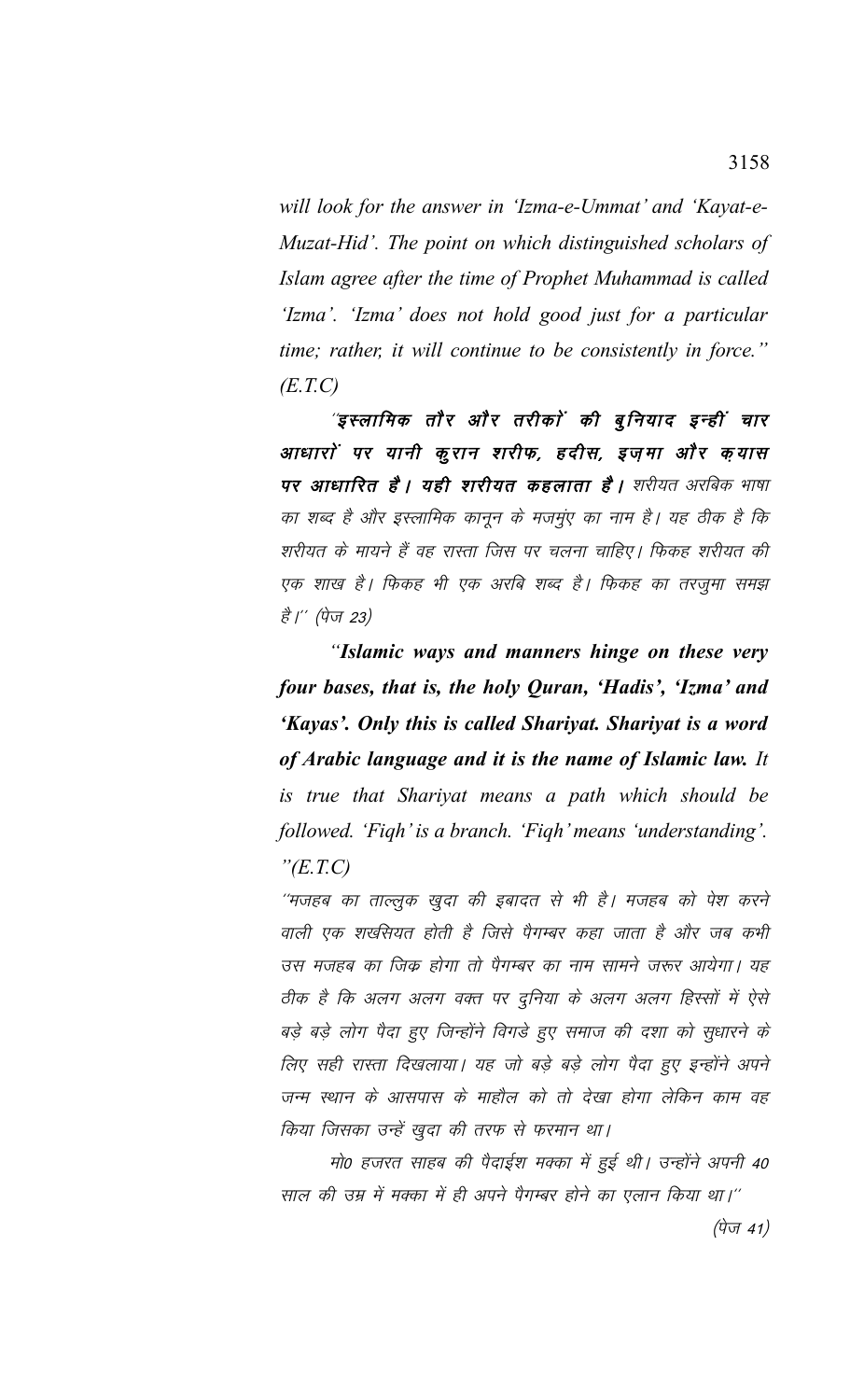*will look for the answer in 'Izma-e-Ummat' and 'Kayat-e-Muzat-Hid'. The point on which distinguished scholars of Islam agree after the time of Prophet Muhammad is called 'Izma'. 'Izma' does not hold good just for a particular time; rather, it will continue to be consistently in force." (E.T.C)*

*"**इस्लामिक तौर और तरीकों की बुनियाद इन्हीं चार आधारों पर यानी कुरान शरीफ, हदीस, इज़मा और क़यास पर आधारित है। यही शरीयत कहलाता है।** शरीयत अरबिक भाषा का शब्द है और इस्लामिक कानून के मजमुंए का नाम है। यह ठीक है कि शरीयत के मायने हैं वह रास्ता जिस पर चलना चाहिए। फिकह शरीयत की एक शाख है। फिकह भी एक अरबि शब्द है। फिकह का तरजुमा समझ है।" (पेज 23)*

*"**Islamic ways and manners hinge on these very four bases, that is, the holy Quran, 'Hadis', 'Izma' and 'Kayas'. Only this is called Shariyat. Shariyat is a word of Arabic language and it is the name of Islamic law.** It is true that Shariyat means a path which should be followed. 'Fiqh' is a branch. 'Fiqh' means 'understanding'." (E.T.C)*

*"मजहब का ताल्लुक खुदा की इबादत से भी है। मजहब को पेश करने वाली एक शखसियत होती है जिसे पैगम्बर कहा जाता है और जब कभी उस मजहब का जिक्र होगा तो पैगम्बर का नाम सामने जरूर आयेगा। यह ठीक है कि अलग अलग वक्त पर दुनिया के अलग अलग हिस्सों में ऐसे बड़े बड़े लोग पैदा हुए जिन्होंने विगड़े हुए समाज की दशा को सुधारने के लिए सही रास्ता दिखलाया। यह जो बड़े बड़े लोग पैदा हुए इन्होंने अपने जन्म स्थान के आसपास के माहौल को तो देखा होगा लेकिन काम वह किया जिसका उन्हें खुदा की तरफ से फरमान था।*

*मो0 हजरत साहब की पैदाईश मक्का में हुई थी। उन्होंने अपनी 40 साल की उम्र में मक्का में ही अपने पैगम्बर होने का एलान किया था।"*

*(पेज 41)*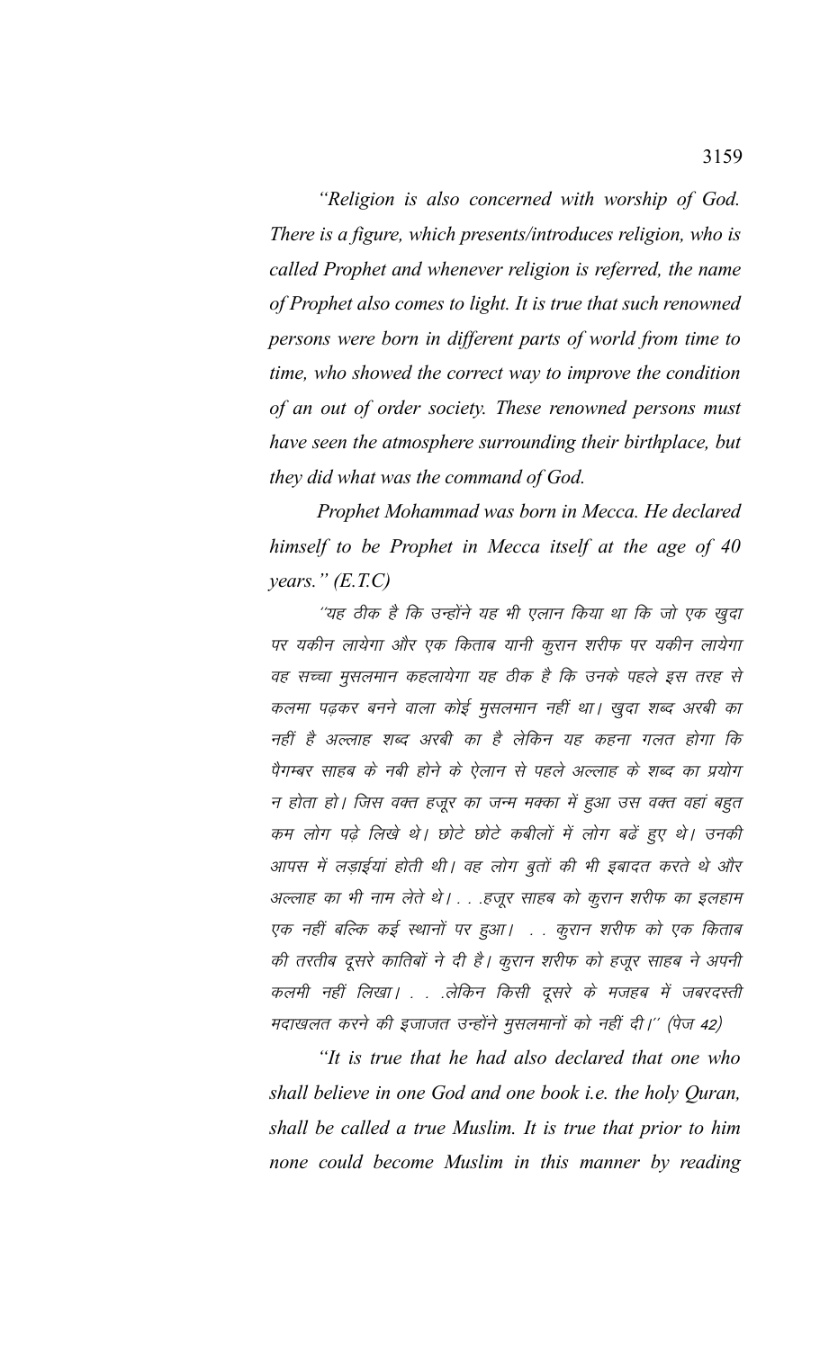*"Religion is also concerned with worship of God. There is a figure, which presents/introduces religion, who is called Prophet and whenever religion is referred, the name of Prophet also comes to light. It is true that such renowned persons were born in different parts of world from time to time, who showed the correct way to improve the condition of an out of order society. These renowned persons must have seen the atmosphere surrounding their birthplace, but they did what was the command of God.*

*Prophet Mohammad was born in Mecca. He declared himself to be Prophet in Mecca itself at the age of 40 years." (E.T.C)*

*"यह ठीक है कि उन्होंने यह भी एलान किया था कि जो एक खुदा पर यकीन लायेगा और एक किताब यानी कुरान शरीफ पर यकीन लायेगा वह सच्चा मुसलमान कहलायेगा यह ठीक है कि उनके पहले इस तरह से कलमा पढ़कर बनने वाला कोई मुसलमान नहीं था। खुदा शब्द अरबी का नहीं है अल्लाह शब्द अरबी का है लेकिन यह कहना गलत होगा कि पैगम्बर साहब के नबी होने के ऐलान से पहले अल्लाह के शब्द का प्रयोग न होता हो। जिस वक्त हजूर का जन्म मक्का में हुआ उस वक्त वहां बहुत कम लोग पढ़े लिखे थे। छोटे छोटे कबीलों में लोग बढ़ें हुए थे। उनकी आपस में लड़ाईयां होती थी। वह लोग बुतों की भी इबादत करते थे और अल्लाह का भी नाम लेते थे। . . .हजूर साहब को कुरान शरीफ का इलहाम एक नहीं बल्कि कई स्थानों पर हुआ। . . कुरान शरीफ को एक किताब की तरतीब दूसरे कातिबों ने दी है। कुरान शरीफ को हजूर साहब ने अपनी कलमी नहीं लिखा। . . .लेकिन किसी दूसरे के मजहब में जबरदस्ती मदाखलत करने की इजाजत उन्होंने मुसलमानों को नहीं दी।" (पेज 42)*

*"It is true that he had also declared that one who shall believe in one God and one book i.e. the holy Quran, shall be called a true Muslim. It is true that prior to him none could become Muslim in this manner by reading*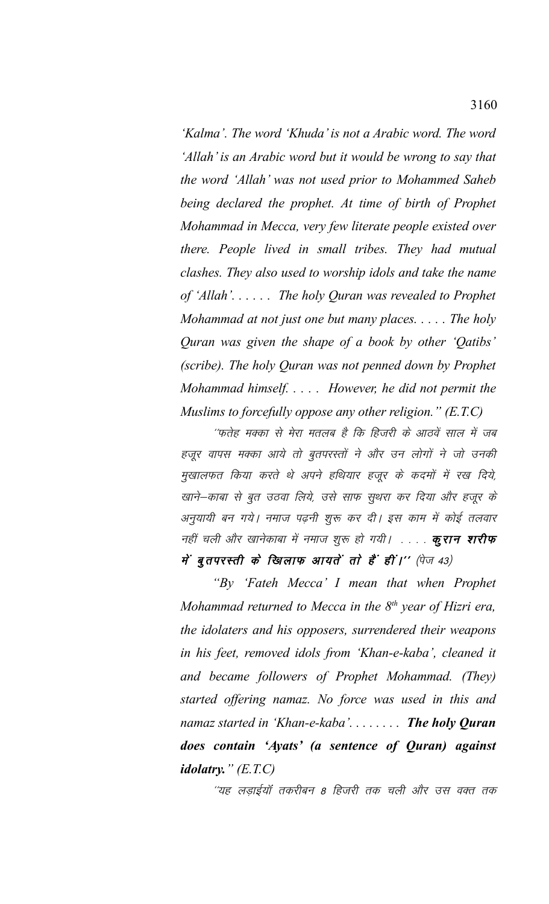*'Kalma'. The word 'Khuda' is not a Arabic word. The word 'Allah' is an Arabic word but it would be wrong to say that the word 'Allah' was not used prior to Mohammed Saheb being declared the prophet. At time of birth of Prophet Mohammad in Mecca, very few literate people existed over there. People lived in small tribes. They had mutual clashes. They also used to worship idols and take the name of 'Allah'. . . . . . The holy Quran was revealed to Prophet Mohammad at not just one but many places. . . . . The holy Quran was given the shape of a book by other 'Qatibs' (scribe). The holy Quran was not penned down by Prophet Mohammad himself. . . . . However, he did not permit the Muslims to forcefully oppose any other religion." (E.T.C)*

''फतेह मक्का से मेरा मतलब है कि हिजरी के आठवें साल में जब हजूर वापस मक्का आये तो बुतपरस्तों ने और उन लोगों ने जो उनकी मुखालफत किया करते थे अपने हथियार हजूर के कदमों में रख दिये, खाने–काबा से बुत उठवा लिये, उसे साफ सुथरा कर दिया और हजूर के अनुयायी बन गये। नमाज पढ़नी शुरू कर दी। इस काम में कोई तलवार नहीं चली और खानेकाबा में नमाज शुरू हो गयी। . . . . **कुरान शरीफ में बुतपरस्ती के खिलाफ आयतें तो हैं हीं।''** (पेज 43)

*"By 'Fateh Mecca' I mean that when Prophet Mohammad returned to Mecca in the 8th year of Hizri era, the idolaters and his opposers, surrendered their weapons in his feet, removed idols from 'Khan-e-kaba', cleaned it and became followers of Prophet Mohammad. (They) started offering namaz. No force was used in this and namaz started in 'Khan-e-kaba'. . . . . . . . **The holy Quran does contain 'Ayats' (a sentence of Quran) against idolatry.**" (E.T.C)*

''यह लड़ाईयॉ तकरीबन 8 हिजरी तक चली और उस वक्त तक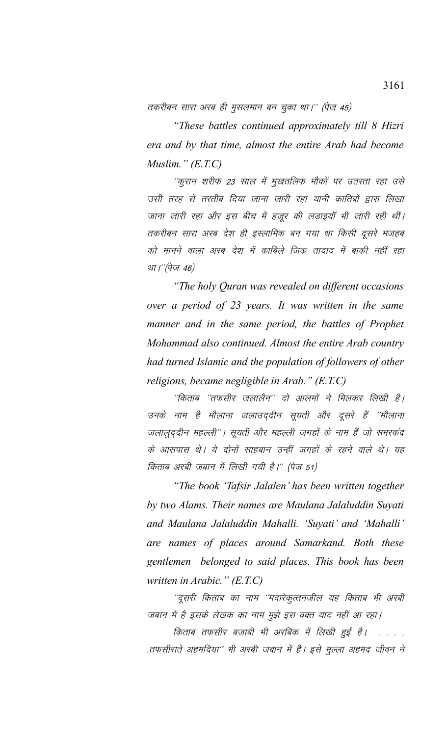तकरीबन सारा अरब ही मुसलमान बन चुका था।'' (पेज 45)

*"These battles continued approximately till 8 Hizri era and by that time, almost the entire Arab had become Muslim." (E.T.C)*

''कुरान शरीफ 23 साल में मुखतलिफ मौकों पर उतरता रहा उसे उसी तरह से तरतीब दिया जाना जारी रहा यानी कातिबों द्वारा लिखा जाना जारी रहा और इस बीच में हजूर की लड़ाइयॉ भी जारी रही थीं। तकरीबन सारा अरब देश ही इस्लामिक बन गया था किसी दूसरे मजहब को मानने वाला अरब देश में काबिले जिक्र तादाद में बाकी नहीं रहा था।''(पेज 46)

*"The holy Quran was revealed on different occasions over a period of 23 years. It was written in the same manner and in the same period, the battles of Prophet Mohammad also continued. Almost the entire Arab country had turned Islamic and the population of followers of other religions, became negligible in Arab." (E.T.C)*

''किताब ''तफसीर जलालैन'' दो आलमों ने मिलकर लिखी है। उनके नाम है मौलाना जलाउद्दीन सूयती और दूसरे हैं ''मौलाना जलालुद्दीन महल्ली''। सूयती और महल्ली जगहों के नाम हैं जो समरकंद के आसपास थे। ये दोनों साहबान उन्हीं जगहों के रहने वाले थे। यह किताब अरबी जबान में लिखी गयी है।'' (पेज 51)

*"The book 'Tafsir Jalalen' has been written together by two Alams. Their names are Maulana Jalaluddin Suyati and Maulana Jalaluddin Mahalli. 'Suyati' and 'Mahalli' are names of places around Samarkand. Both these gentlemen belonged to said places. This book has been written in Arabic." (E.T.C)*

''दूसरी किताब का नाम ''मदारेकुत्तनजील यह किताब भी अरबी जबान में है इसके लेखक का नाम मुझे इस वक्त याद नहीं आ रहा।

किताब तफसीर बजाबी भी अरबिक में लिखी हुई है। . . . . .तफसीराते अहमदिया'' भी अरबी जबान में है। इसे मुल्ला अहमद जीवन ने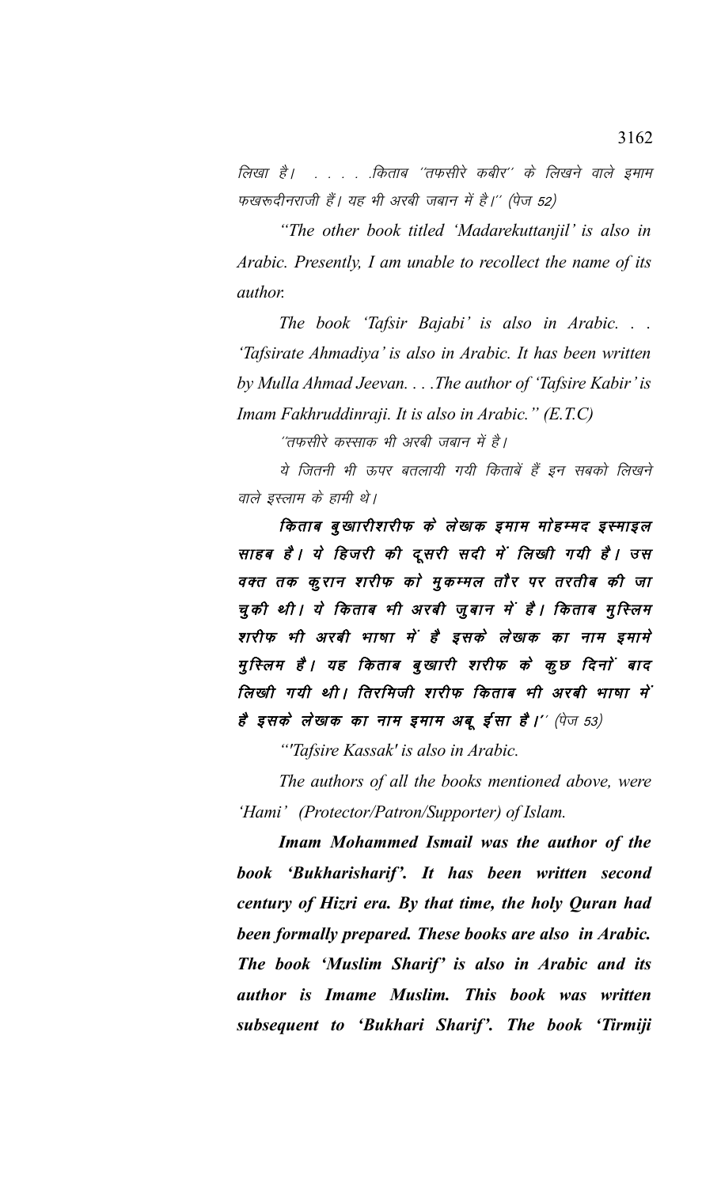लिखा है। . . . . .किताब ''तफसीरे कबीर'' के लिखने वाले इमाम फखरूदीनराजी हैं। यह भी अरबी जबान में है।'' (पेज 52)

*"The other book titled 'Madarekuttanjil' is also in Arabic. Presently, I am unable to recollect the name of its author.*

*The book 'Tafsir Bajabi' is also in Arabic. . . 'Tafsirate Ahmadiya' is also in Arabic. It has been written by Mulla Ahmad Jeevan. . . .The author of 'Tafsire Kabir' is Imam Fakhruddinraji. It is also in Arabic." (E.T.C)*

''तफसीरे कस्साक भी अरबी जबान में है।

ये जितनी भी ऊपर बतलायी गयी किताबें हैं इन सबको लिखने वाले इस्लाम के हामी थे।

***किताब बुखारीशरीफ के लेखक इमाम मोहम्मद इस्माइल साहब है। ये हिजरी की दूसरी सदी में लिखी गयी है। उस वक्त तक कुरान शरीफ को मुकम्मल तौर पर तरतीब की जा चुकी थी। ये किताब भी अरबी जुबान में है। किताब मुस्लिम शरीफ भी अरबी भाषा में है इसके लेखक का नाम इमामे मुस्लिम है। यह किताब बुखारी शरीफ के कुछ दिनों बाद लिखी गयी थी। तिरमिजी शरीफ किताब भी अरबी भाषा में है इसके लेखक का नाम इमाम अबू ईसा है।''*** (पेज 53)

*"'Tafsire Kassak' is also in Arabic.*

*The authors of all the books mentioned above, were 'Hami' (Protector/Patron/Supporter) of Islam.*

***Imam Mohammed Ismail was the author of the book 'Bukharisharif'. It has been written second century of Hizri era. By that time, the holy Quran had been formally prepared. These books are also in Arabic. The book 'Muslim Sharif' is also in Arabic and its author is Imame Muslim. This book was written subsequent to 'Bukhari Sharif'. The book 'Tirmiji***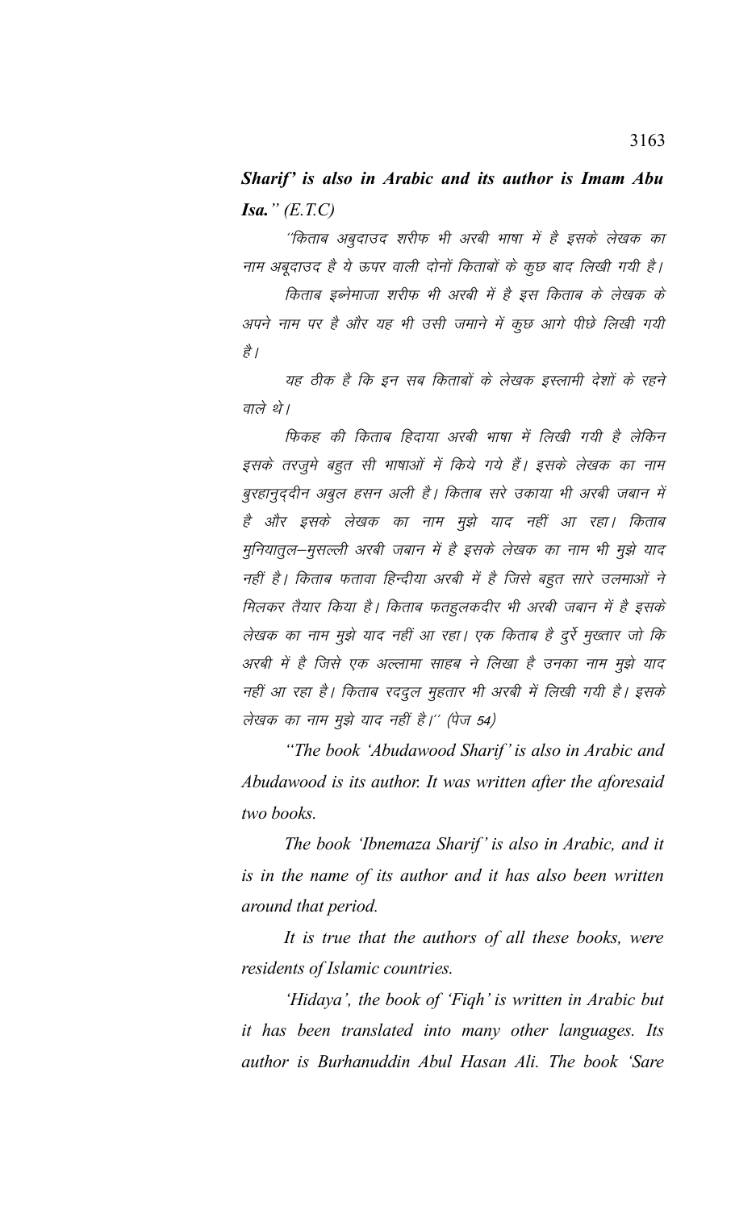***Sharif' is also in Arabic and its author is Imam Abu Isa." (E.T.C)***

"किताब अबुदाउद शरीफ भी अरबी भाषा में है इसके लेखक का नाम अबूदाउद है ये ऊपर वाली दोनों किताबों के कुछ बाद लिखी गयी है।

किताब इब्नेमाजा शरीफ भी अरबी में है इस किताब के लेखक के अपने नाम पर है और यह भी उसी जमाने में कुछ आगे पीछे लिखी गयी है।

यह ठीक है कि इन सब किताबों के लेखक इस्लामी देशों के रहने वाले थे।

फिकह की किताब हिदाया अरबी भाषा में लिखी गयी है लेकिन इसके तरजुमे बहुत सी भाषाओं में किये गये हैं। इसके लेखक का नाम बुरहानुद्दीन अबुल हसन अली है। किताब सरे उकाया भी अरबी जबान में है और इसके लेखक का नाम मुझे याद नहीं आ रहा। किताब मुनियातुल–मुसल्ली अरबी जबान में है इसके लेखक का नाम भी मुझे याद नहीं है। किताब फतावा हिन्दीया अरबी में है जिसे बहुत सारे उलमाओं ने मिलकर तैयार किया है। किताब फतहुलकदीर भी अरबी जबान में है इसके लेखक का नाम मुझे याद नहीं आ रहा। एक किताब है दुर्रे मुख्तार जो कि अरबी में है जिसे एक अल्लामा साहब ने लिखा है उनका नाम मुझे याद नहीं आ रहा है। किताब रद्दुल मुहतार भी अरबी में लिखी गयी है। इसके लेखक का नाम मुझे याद नहीं है।" (पेज 54)

*"The book 'Abudawood Sharif' is also in Arabic and Abudawood is its author. It was written after the aforesaid two books.*

*The book 'Ibnemaza Sharif' is also in Arabic, and it is in the name of its author and it has also been written around that period.*

*It is true that the authors of all these books, were residents of Islamic countries.*

*'Hidaya', the book of 'Fiqh' is written in Arabic but it has been translated into many other languages. Its author is Burhanuddin Abul Hasan Ali. The book 'Sare*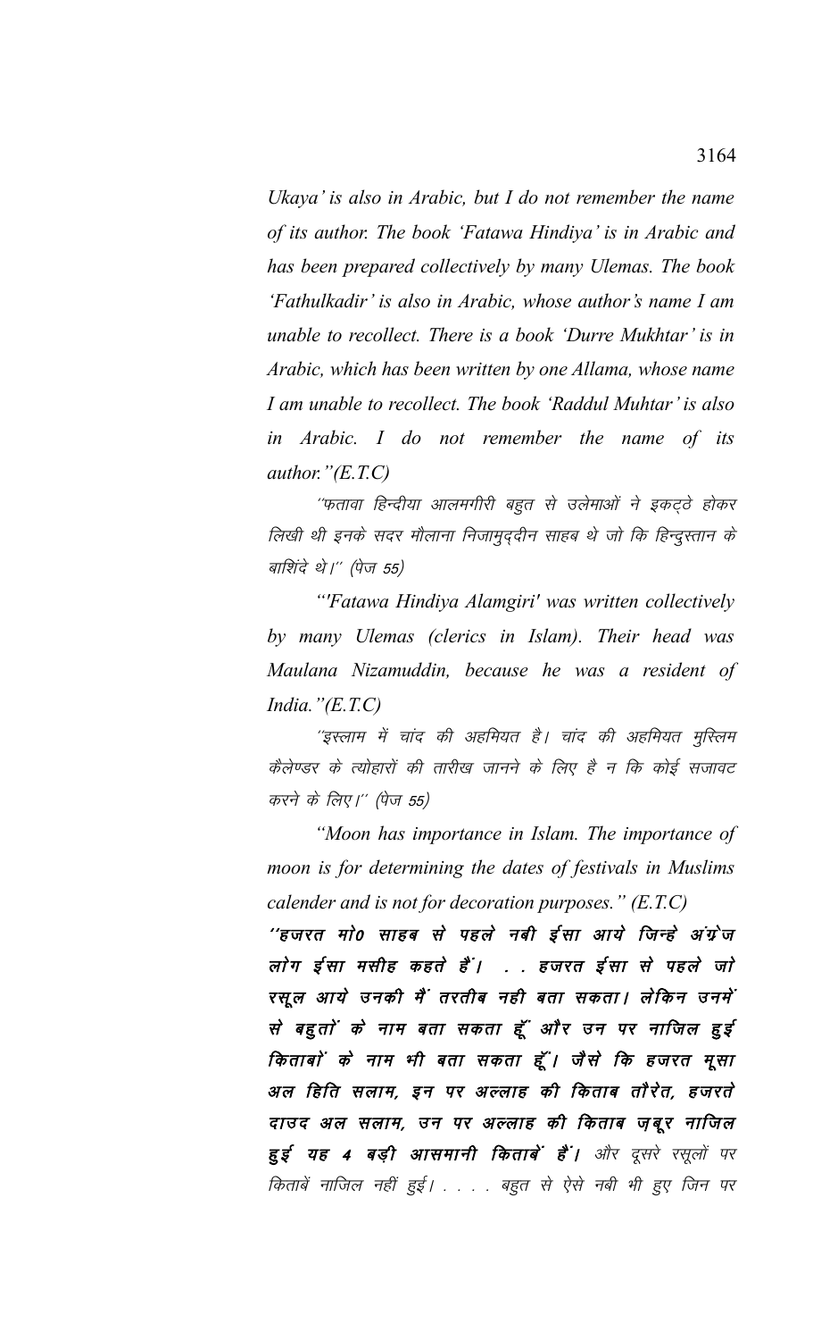*Ukaya' is also in Arabic, but I do not remember the name of its author. The book 'Fatawa Hindiya' is in Arabic and has been prepared collectively by many Ulemas. The book 'Fathulkadir' is also in Arabic, whose author's name I am unable to recollect. There is a book 'Durre Mukhtar' is in Arabic, which has been written by one Allama, whose name I am unable to recollect. The book 'Raddul Muhtar' is also in Arabic. I do not remember the name of its author."(E.T.C)*

*''फतावा हिन्दीया आलमगीरी बहुत से उलेमाओं ने इकट्ठे होकर लिखी थी इनके सदर मौलाना निजामुद्दीन साहब थे जो कि हिन्दुस्तान के बाशिंदे थे।'' (पेज 55)*

*"'Fatawa Hindiya Alamgiri' was written collectively by many Ulemas (clerics in Islam). Their head was Maulana Nizamuddin, because he was a resident of India."(E.T.C)*

*''इस्लाम में चांद की अहमियत है। चांद की अहमियत मुस्लिम कैलेण्डर के त्योहारों की तारीख जानने के लिए है न कि कोई सजावट करने के लिए।'' (पेज 55)*

*"Moon has importance in Islam. The importance of moon is for determining the dates of festivals in Muslims calender and is not for decoration purposes." (E.T.C)*

***''हजरत मो0 साहब से पहले नबी ईसा आये जिन्हे अंग्रेज लोग ईसा मसीह कहते हैं। . . हजरत ईसा से पहले जो रसूल आये उनकी मैं तरतीब नही बता सकता। लेकिन उनमें से बहुतों के नाम बता सकता हूँ और उन पर नाजिल हुई किताबों के नाम भी बता सकता हूँ। जैसे कि हजरत मूसा अल हिति सलाम, इन पर अल्लाह की किताब तौरेत, हजरते दाउद अल सलाम, उन पर अल्लाह की किताब ज़बूर नाजिल हुई यह 4 बड़ी आसमानी किताबें हैं।*** *और दूसरे रसूलों पर किताबें नाजिल नहीं हुई। . . . . बहुत से ऐसे नबी भी हुए जिन पर*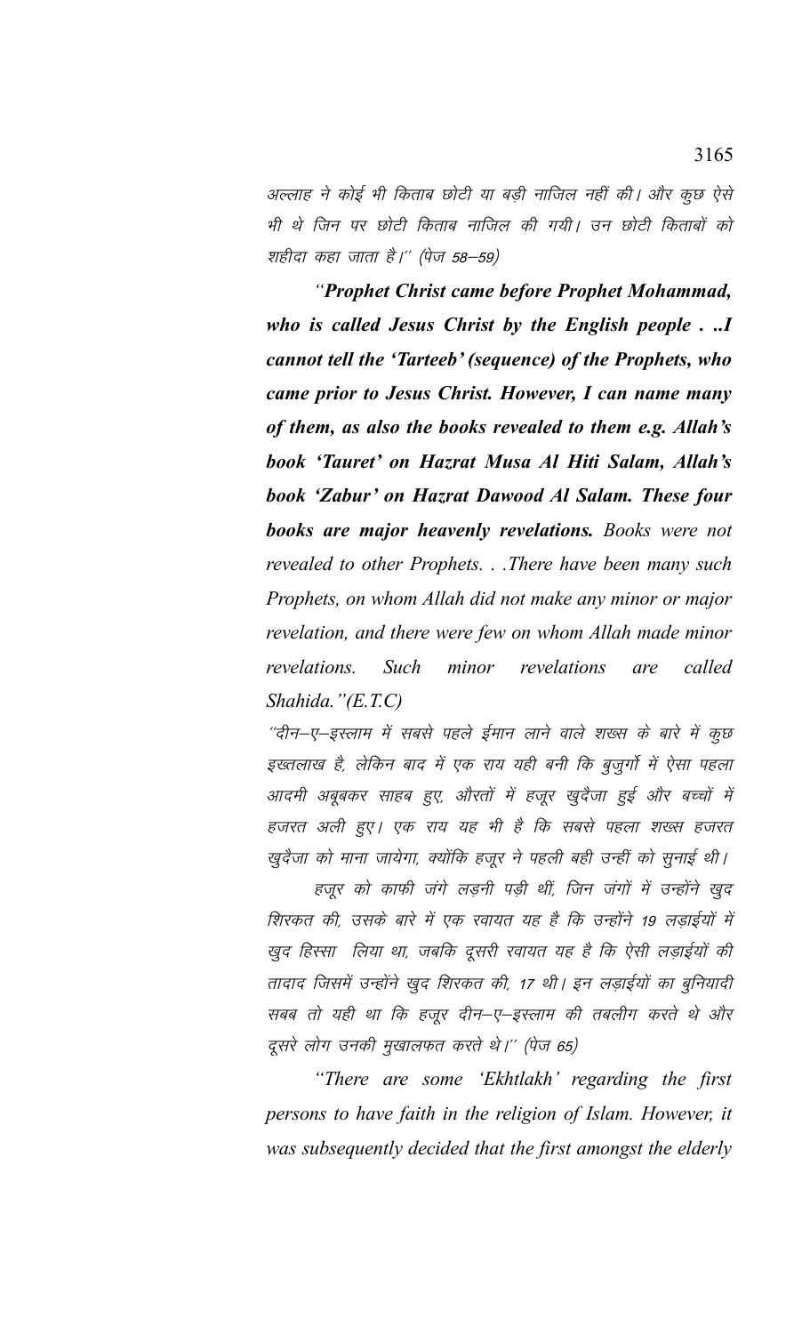अल्लाह ने कोई भी किताब छोटी या बड़ी नाजिल नहीं की। और कुछ ऐसे भी थे जिन पर छोटी किताब नाजिल की गयी। उन छोटी किताबों को शहीदा कहा जाता है।'' (पेज 58—59)

*"**Prophet Christ came before Prophet Mohammad, who is called Jesus Christ by the English people . ..I cannot tell the 'Tarteeb' (sequence) of the Prophets, who came prior to Jesus Christ. However, I can name many of them, as also the books revealed to them e.g. Allah's book 'Tauret' on Hazrat Musa Al Hiti Salam, Allah's book 'Zabur' on Hazrat Dawood Al Salam. These four books are major heavenly revelations.** Books were not revealed to other Prophets. . .There have been many such Prophets, on whom Allah did not make any minor or major revelation, and there were few on whom Allah made minor revelations. Such minor revelations are called Shahida."(E.T.C)*

''दीन—ए—इस्लाम में सबसे पहले ईमान लाने वाले शख्स के बारे में कुछ इख्तलाख है, लेकिन बाद में एक राय यही बनी कि बुजुर्गो में ऐसा पहला आदमी अबूबकर साहब हुए, औरतों में हजूर खुदैजा हुई और बच्चों में हजरत अली हुए। एक राय यह भी है कि सबसे पहला शख्स हजरत खुदैजा को माना जायेगा, क्योंकि हजूर ने पहली बही उन्हीं को सुनाई थी।

हजूर को काफी जंगे लड़नी पड़ी थीं, जिन जंगों में उन्होंने खुद शिरकत की, उसके बारे में एक रवायत यह है कि उन्होंने 19 लड़ाईयों में खुद हिस्सा लिया था, जबकि दूसरी रवायत यह है कि ऐसी लड़ाईयों की तादाद जिसमें उन्होंने खुद शिरकत की, 17 थी। इन लड़ाईयों का बुनियादी सबब तो यही था कि हजूर दीन—ए—इस्लाम की तबलीग करते थे और दूसरे लोग उनकी मुखालफत करते थे।'' (पेज 65)

*"There are some 'Ekhtlakh' regarding the first persons to have faith in the religion of Islam. However, it was subsequently decided that the first amongst the elderly*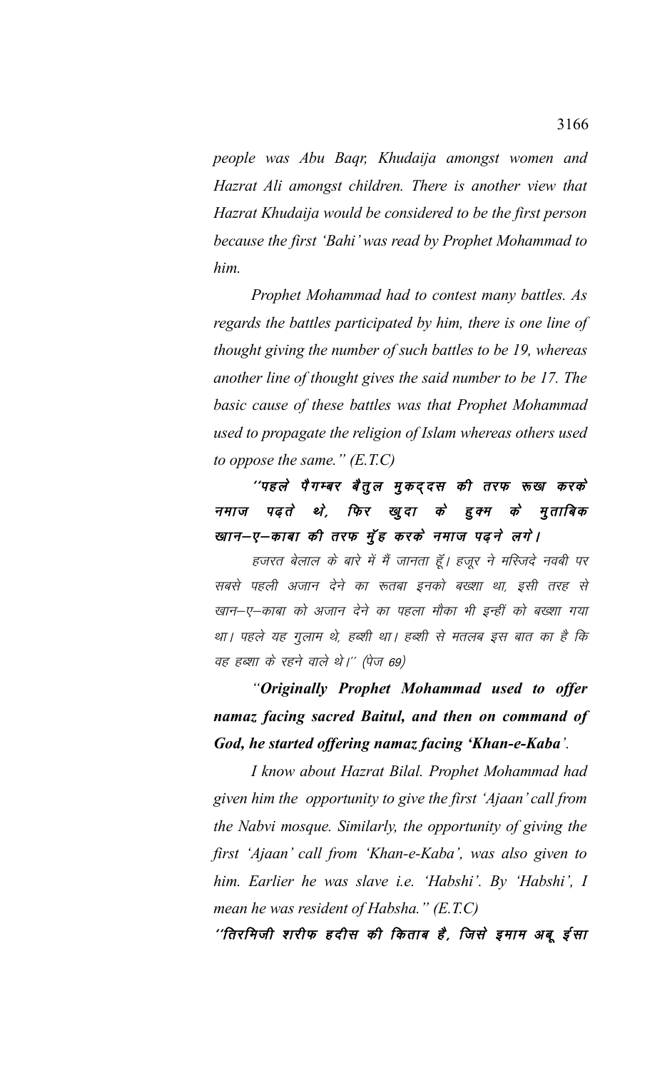*people was Abu Baqr, Khudaija amongst women and Hazrat Ali amongst children. There is another view that Hazrat Khudaija would be considered to be the first person because the first 'Bahi' was read by Prophet Mohammad to him.*

*Prophet Mohammad had to contest many battles. As regards the battles participated by him, there is one line of thought giving the number of such battles to be 19, whereas another line of thought gives the said number to be 17. The basic cause of these battles was that Prophet Mohammad used to propagate the religion of Islam whereas others used to oppose the same." (E.T.C)*

***"पहले पैगम्बर बैतुल मुकद्दस की तरफ रूख करके नमाज पढ़ते थे, फिर खुदा के हुक्म के मुताबिक खान–ए–काबा की तरफ मुँह करके नमाज पढ़ने लगे।***

*हजरत बेलाल के बारे में मैं जानता हूँ। हजूर ने मस्जिदे नवबी पर सबसे पहली अजान देने का रूतबा इनको बख्शा था, इसी तरह से खान–ए–काबा को अजान देने का पहला मौका भी इन्हीं को बख्शा गया था। पहले यह गुलाम थे, हब्शी था। हब्शी से मतलब इस बात का है कि वह हब्शा के रहने वाले थे।" (पेज 69)*

***"Originally Prophet Mohammad used to offer namaz facing sacred Baitul, and then on command of God, he started offering namaz facing 'Khan-e-Kaba'.***

*I know about Hazrat Bilal. Prophet Mohammad had given him the opportunity to give the first 'Ajaan' call from the Nabvi mosque. Similarly, the opportunity of giving the first 'Ajaan' call from 'Khan-e-Kaba', was also given to him. Earlier he was slave i.e. 'Habshi'. By 'Habshi', I mean he was resident of Habsha." (E.T.C)*

***"तिरमिजी शरीफ हदीस की किताब है, जिसे इमाम अबू ईसा***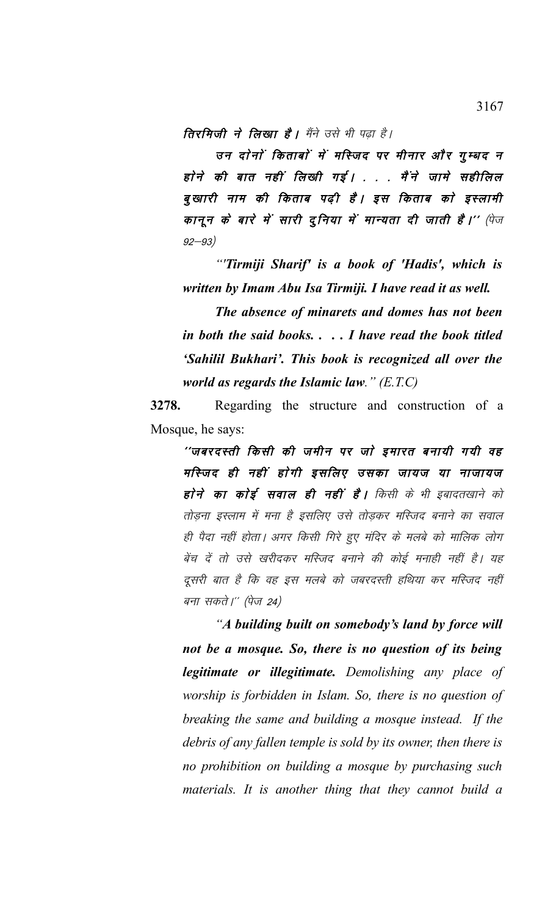**तिरमिजी ने लिखा है।** मैंने उसे भी पढ़ा है।

**उन दोनों किताबों में मस्जिद पर मीनार और गुम्बद न होने की बात नहीं लिखी गई। . . . मैंने जामे सहीलिल बुखारी नाम की किताब पढ़ी है। इस किताब को इस्लामी कानून के बारे में सारी दुनिया में मान्यता दी जाती है।''** (पेज 92—93)

*"'Tirmiji Sharif' is a book of 'Hadis', which is written by Imam Abu Isa Tirmiji. I have read it as well.*

*The absence of minarets and domes has not been in both the said books. . . . I have read the book titled 'Sahilil Bukhari'. This book is recognized all over the world as regards the Islamic law." (E.T.C)*

**3278.** Regarding the structure and construction of a Mosque, he says:

**''जबरदस्ती किसी की जमीन पर जो इमारत बनायी गयी वह मस्जिद ही नहीं होगी इसलिए उसका जायज या नाजायज होने का कोई सवाल ही नहीं है।** किसी के भी इबादतखाने को तोड़ना इस्लाम में मना है इसलिए उसे तोड़कर मस्जिद बनाने का सवाल ही पैदा नहीं होता। अगर किसी गिरे हुए मंदिर के मलबे को मालिक लोग बेंच दें तो उसे खरीदकर मस्जिद बनाने की कोई मनाही नहीं है। यह दूसरी बात है कि वह इस मलबे को जबरदस्ती हथिया कर मस्जिद नहीं बना सकते।'' (पेज 24)

*"**A building built on somebody's land by force will not be a mosque. So, there is no question of its being legitimate or illegitimate.** Demolishing any place of worship is forbidden in Islam. So, there is no question of breaking the same and building a mosque instead. If the debris of any fallen temple is sold by its owner, then there is no prohibition on building a mosque by purchasing such materials. It is another thing that they cannot build a*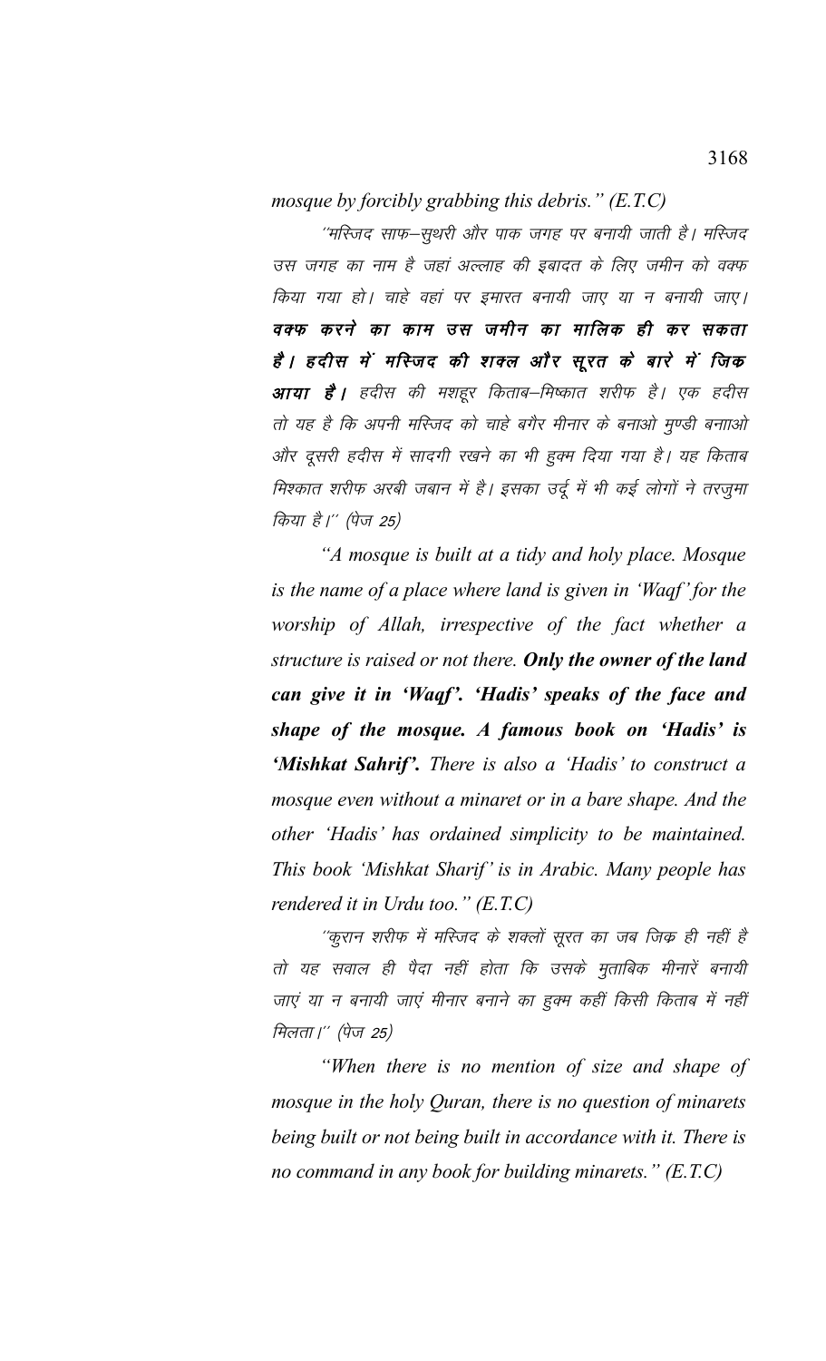*mosque by forcibly grabbing this debris." (E.T.C)*

*"मस्जिद साफ–सुथरी और पाक जगह पर बनायी जाती है। मस्जिद उस जगह का नाम है जहां अल्लाह की इबादत के लिए जमीन को वक्फ किया गया हो। चाहे वहां पर इमारत बनायी जाए या न बनायी जाए।* ***वक्फ करने का काम उस जमीन का मालिक ही कर सकता है। हदीस में मस्जिद की शक्ल और सूरत के बारे में जिक्र आया है।*** *हदीस की मशहूर किताब–मिष्कात शरीफ है। एक हदीस तो यह है कि अपनी मस्जिद को चाहे बगैर मीनार के बनाओ मुण्डी बनाओ और दूसरी हदीस में सादगी रखने का भी हुक्म दिया गया है। यह किताब मिश्कात शरीफ अरबी जबान में है। इसका उर्दू में भी कई लोगों ने तरजुमा किया है।" (पेज 25)*

*"A mosque is built at a tidy and holy place. Mosque is the name of a place where land is given in 'Waqf' for the worship of Allah, irrespective of the fact whether a structure is raised or not there.* ***Only the owner of the land can give it in 'Waqf'. 'Hadis' speaks of the face and shape of the mosque. A famous book on 'Hadis' is 'Mishkat Sahrif'.*** *There is also a 'Hadis' to construct a mosque even without a minaret or in a bare shape. And the other 'Hadis' has ordained simplicity to be maintained. This book 'Mishkat Sharif' is in Arabic. Many people has rendered it in Urdu too." (E.T.C)*

*"कुरान शरीफ में मस्जिद के शक्लों सूरत का जब जिक्र ही नहीं है तो यह सवाल ही पैदा नहीं होता कि उसके मुताबिक मीनारें बनायी जाएं या न बनायी जाएं मीनार बनाने का हुक्म कहीं किसी किताब में नहीं मिलता।" (पेज 25)*

*"When there is no mention of size and shape of mosque in the holy Quran, there is no question of minarets being built or not being built in accordance with it. There is no command in any book for building minarets." (E.T.C)*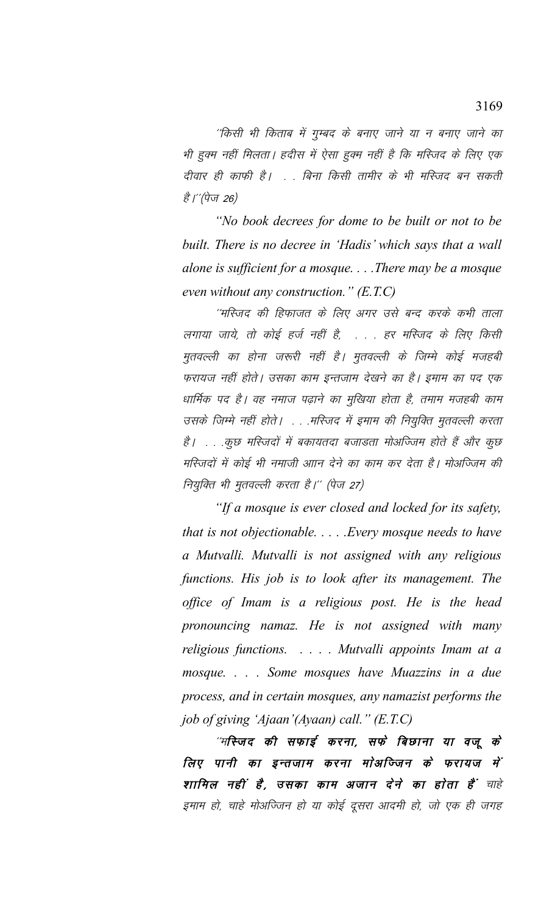''किसी भी किताब में गुम्बद के बनाए जाने या न बनाए जाने का भी हुक्म नहीं मिलता। हदीस में ऐसा हुक्म नहीं है कि मस्जिद के लिए एक दीवार ही काफी है। . . बिना किसी तामीर के भी मस्जिद बन सकती है।''(पेज 26)

*"No book decrees for dome to be built or not to be built. There is no decree in 'Hadis' which says that a wall alone is sufficient for a mosque. . . .There may be a mosque even without any construction." (E.T.C)*

''मस्जिद की हिफाजत के लिए अगर उसे बन्द करके कभी ताला लगाया जाये, तो कोई हर्ज नहीं है, . . . हर मस्जिद के लिए किसी मुतवल्ली का होना जरूरी नहीं है। मुतवल्ली के जिम्मे कोई मजहबी फरायज नहीं होते। उसका काम इन्तजाम देखने का है। इमाम का पद एक धार्मिक पद है। वह नमाज पढ़ाने का मुखिया होता है, तमाम मजहबी काम उसके जिम्मे नहीं होते। . . .मस्जिद में इमाम की नियुक्ति मुतवल्ली करता है। . . .कुछ मस्जिदों में बकायतदा बजाब्ता मोअज्जिम होते हैं और कुछ मस्जिदों में कोई भी नमाजी आान देने का काम कर देता है। मोअज्जिम की नियुक्ति भी मुतवल्ली करता है।'' (पेज 27)

*"If a mosque is ever closed and locked for its safety, that is not objectionable. . . . .Every mosque needs to have a Mutvalli. Mutvalli is not assigned with any religious functions. His job is to look after its management. The office of Imam is a religious post. He is the head pronouncing namaz. He is not assigned with many religious functions. . . . . Mutvalli appoints Imam at a mosque. . . . Some mosques have Muazzins in a due process, and in certain mosques, any namazist performs the job of giving 'Ajaan'(Ayaan) call." (E.T.C)*

''***मस्जिद की सफाई करना, सफे बिछाना या वजू के लिए पानी का इन्तजाम करना मोअज्जिन के फरायज में शामिल नहीं है, उसका काम अजान देने का होता है*** चाहे इमाम हो, चाहे मोअज्जिन हो या कोई दूसरा आदमी हो, जो एक ही जगह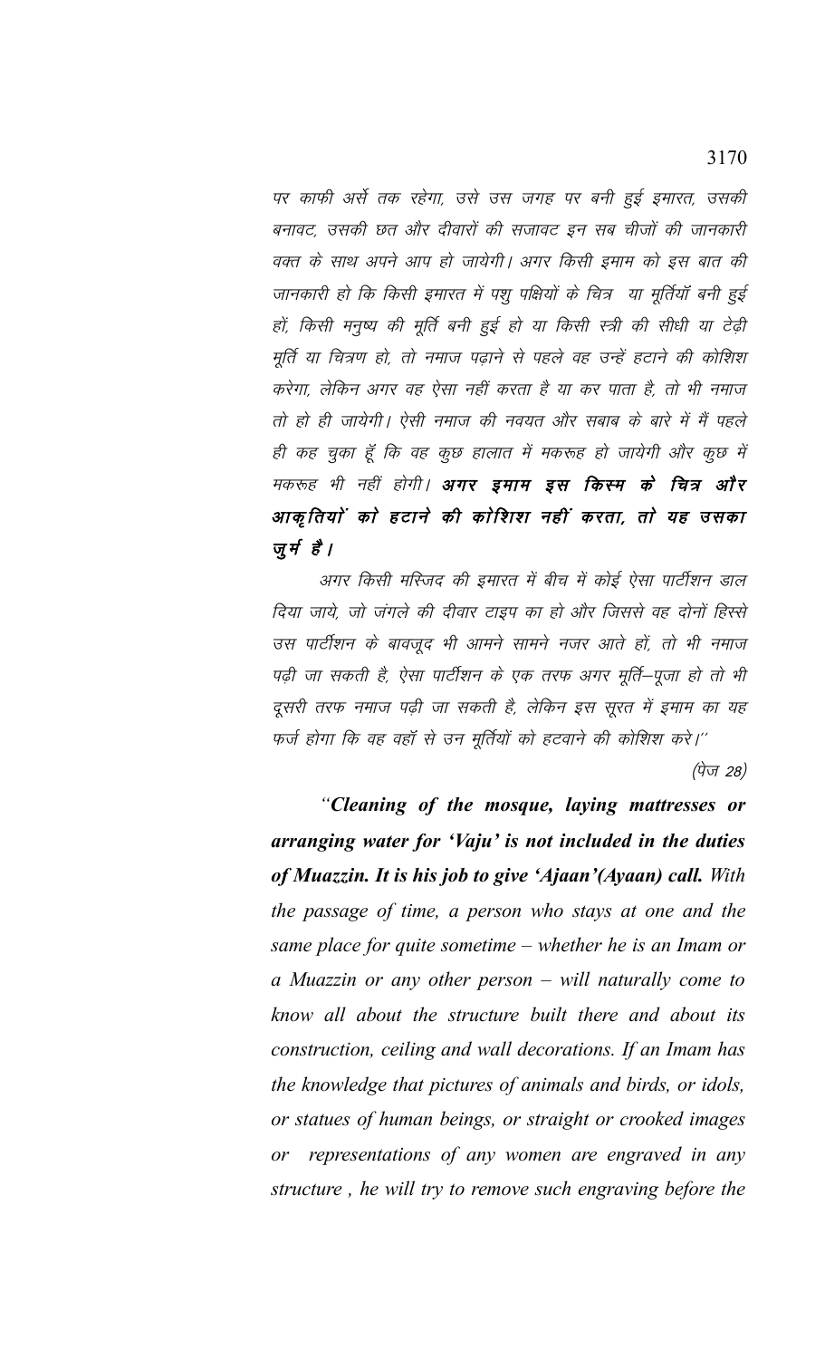पर काफी अर्से तक रहेगा, उसे उस जगह पर बनी हुई इमारत, उसकी बनावट, उसकी छत और दीवारों की सजावट इन सब चीजों की जानकारी वक्त के साथ अपने आप हो जायेगी। अगर किसी इमाम को इस बात की जानकारी हो कि किसी इमारत में पशु पक्षियों के चित्र या मूर्तियॉ बनी हुई हों, किसी मनुष्य की मूर्ति बनी हुई हो या किसी स्त्री की सीधी या टेढ़ी मूर्ति या चित्रण हो, तो नमाज पढ़ाने से पहले वह उन्हें हटाने की कोशिश करेगा, लेकिन अगर वह ऐसा नहीं करता है या कर पाता है, तो भी नमाज तो हो ही जायेगी। ऐसी नमाज की नवयत और सबाब के बारे में मैं पहले ही कह चुका हूँ कि वह कुछ हालात में मकरूह हो जायेगी और कुछ में मकरूह भी नहीं होगी। ***अगर इमाम इस किस्म के चित्र और आकृतियों को हटाने की कोशिश नहीं करता, तो यह उसका जुर्म है।***

अगर किसी मस्जिद की इमारत में बीच में कोई ऐसा पार्टीशन डाल दिया जाये, जो जंगले की दीवार टाइप का हो और जिससे वह दोनों हिस्से उस पार्टीशन के बावजूद भी आमने सामने नजर आते हों, तो भी नमाज पढ़ी जा सकती है, ऐसा पार्टीशन के एक तरफ अगर मूर्ति–पूजा हो तो भी दूसरी तरफ नमाज पढ़ी जा सकती है, लेकिन इस सूरत में इमाम का यह फर्ज होगा कि वह वहॉ से उन मूर्तियों को हटवाने की कोशिश करे।''

(पेज 28)

*"**Cleaning of the mosque, laying mattresses or arranging water for 'Vaju' is not included in the duties of Muazzin. It is his job to give 'Ajaan'(Ayaan) call.** With the passage of time, a person who stays at one and the same place for quite sometime – whether he is an Imam or a Muazzin or any other person – will naturally come to know all about the structure built there and about its construction, ceiling and wall decorations. If an Imam has the knowledge that pictures of animals and birds, or idols, or statues of human beings, or straight or crooked images or representations of any women are engraved in any structure , he will try to remove such engraving before the*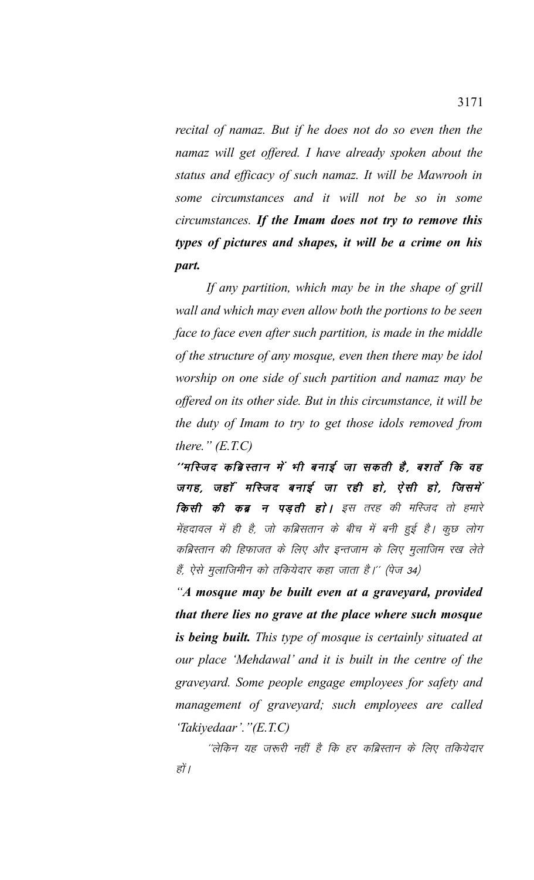*recital of namaz. But if he does not do so even then the namaz will get offered. I have already spoken about the status and efficacy of such namaz. It will be Mawrooh in some circumstances and it will not be so in some circumstances.* ***If the Imam does not try to remove this types of pictures and shapes, it will be a crime on his part.***

*If any partition, which may be in the shape of grill wall and which may even allow both the portions to be seen face to face even after such partition, is made in the middle of the structure of any mosque, even then there may be idol worship on one side of such partition and namaz may be offered on its other side. But in this circumstance, it will be the duty of Imam to try to get those idols removed from there." (E.T.C)*

***''मस्जिद कब्रिस्तान में भी बनाई जा सकती है, बशर्ते कि वह जगह, जहाँ मस्जिद बनाई जा रही हो, ऐसी हो, जिसमें किसी की कब्र न पड़ती हो।*** *इस तरह की मस्जिद तो हमारे मेंहदावल में ही है, जो कब्रिसतान के बीच में बनी हुई है। कुछ लोग कब्रिस्तान की हिफाजत के लिए और इन्तजाम के लिए मुलाजिम रख लेते हैं, ऐसे मुलाजिमीन को तकियेदार कहा जाता है।'' (पेज 34)*

***"A mosque may be built even at a graveyard, provided that there lies no grave at the place where such mosque is being built.*** *This type of mosque is certainly situated at our place 'Mehdawal' and it is built in the centre of the graveyard. Some people engage employees for safety and management of graveyard; such employees are called 'Takiyedaar'."(E.T.C)*

*''लेकिन यह जरूरी नहीं है कि हर कब्रिस्तान के लिए तकियेदार हों।*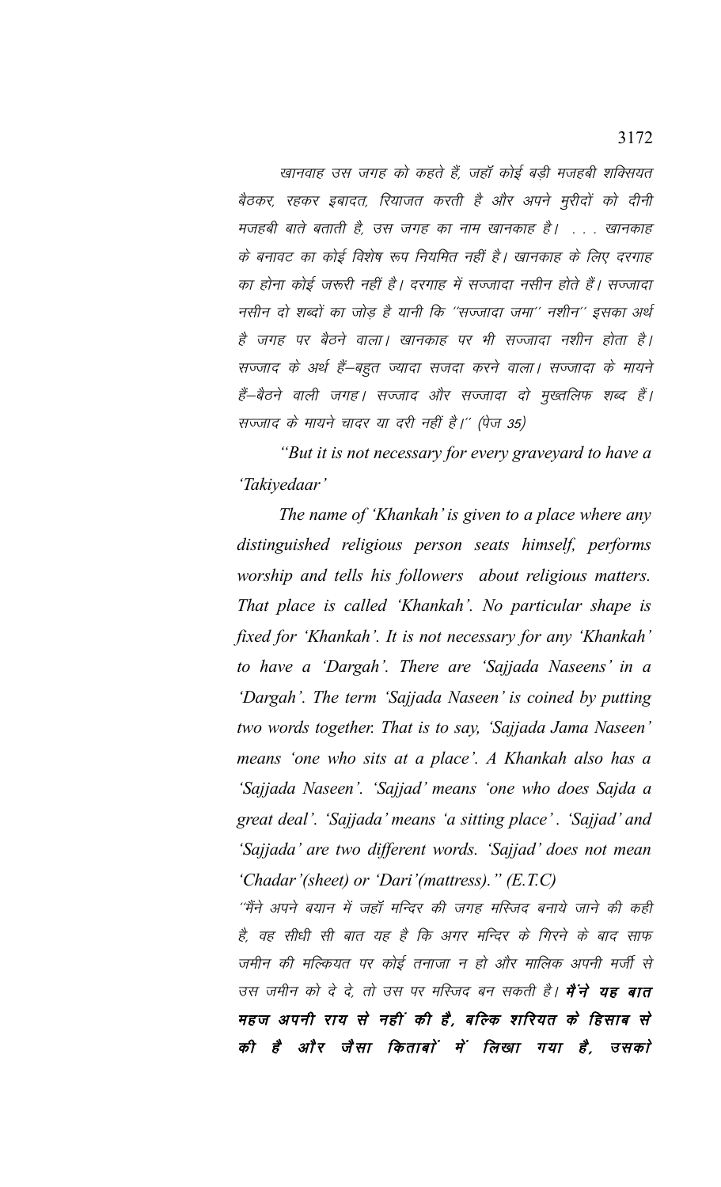*खानवाह उस जगह को कहते हैं, जहाँ कोई बड़ी मजहबी शक्सियत बैठकर, रहकर इबादत, रियाजत करती है और अपने मुरीदों को दीनी मजहबी बाते बताती है, उस जगह का नाम खानकाह है। . . . खानकाह के बनावट का कोई विशेष रूप नियमित नहीं है। खानकाह के लिए दरगाह का होना कोई जरूरी नहीं है। दरगाह में सज्जादा नसीन होते हैं। सज्जादा नसीन दो शब्दों का जोड़ है यानी कि ''सज्जादा जमा'' नशीन'' इसका अर्थ है जगह पर बैठने वाला। खानकाह पर भी सज्जादा नशीन होता है। सज्जाद के अर्थ हैं–बहुत ज्यादा सजदा करने वाला। सज्जादा के मायने हैं–बैठने वाली जगह। सज्जाद और सज्जादा दो मुख्तलिफ शब्द हैं। सज्जाद के मायने चादर या दरी नहीं है।'' (पेज 35)*

*"But it is not necessary for every graveyard to have a 'Takiyedaar'*

*The name of 'Khankah' is given to a place where any distinguished religious person seats himself, performs worship and tells his followers about religious matters. That place is called 'Khankah'. No particular shape is fixed for 'Khankah'. It is not necessary for any 'Khankah' to have a 'Dargah'. There are 'Sajjada Naseens' in a 'Dargah'. The term 'Sajjada Naseen' is coined by putting two words together. That is to say, 'Sajjada Jama Naseen' means 'one who sits at a place'. A Khankah also has a 'Sajjada Naseen'. 'Sajjad' means 'one who does Sajda a great deal'. 'Sajjada' means 'a sitting place'. 'Sajjad' and 'Sajjada' are two different words. 'Sajjad' does not mean 'Chadar'(sheet) or 'Dari'(mattress)." (E.T.C)*

*''मैंने अपने बयान में जहाँ मन्दिर की जगह मस्जिद बनाये जाने की कही है, वह सीधी सी बात यह है कि अगर मन्दिर के गिरने के बाद साफ जमीन की मल्कियत पर कोई तनाजा न हो और मालिक अपनी मर्जी से उस जमीन को दे दे, तो उस पर मस्जिद बन सकती है। **मैंने यह बात महज अपनी राय से नहीं की है, बल्कि शरियत के हिसाब से की है और जैसा किताबों में लिखा गया है, उसको***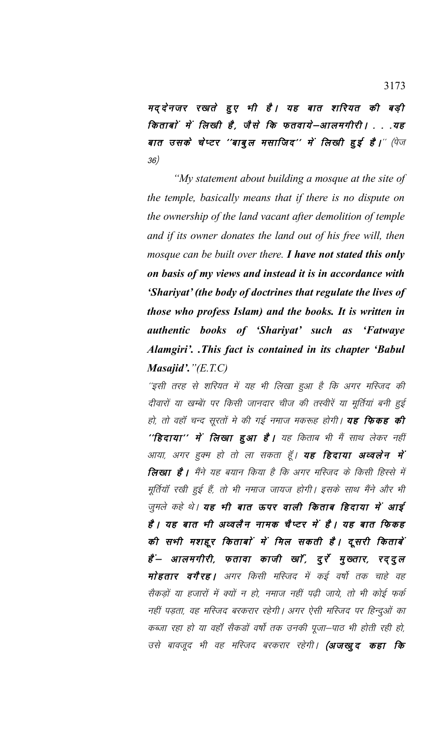***मद्देनजर रखते हुए भी है। यह बात शरियत की बड़ी किताबों में लिखी है, जैसे कि फतवाये–आलमगीरी। . . .यह बात उसके चेप्टर ''बाबुल मसाजिद'' में लिखी हुई है।''*** (पेज 36)

*"My statement about building a mosque at the site of the temple, basically means that if there is no dispute on the ownership of the land vacant after demolition of temple and if its owner donates the land out of his free will, then mosque can be built over there. **I have not stated this only on basis of my views and instead it is in accordance with 'Shariyat' (the body of doctrines that regulate the lives of those who profess Islam) and the books. It is written in authentic books of 'Shariyat' such as 'Fatwaye Alamgiri'. .This fact is contained in its chapter 'Babul Masajid'.**"(E.T.C)*

*''इसी तरह से शरियत में यह भी लिखा हुआ है कि अगर मस्जिद की दीवारों या खम्बों पर किसी जानदार चीज की तस्वीरें या मूर्तियां बनी हुई हो, तो वहॉ चन्द सूरतों मे की गई नमाज मकरूह होगी। **यह फिकह की ''हिदाया'' में लिखा हुआ है।** यह किताब भी मैं साथ लेकर नहीं आया, अगर हुक्म हो तो ला सकता हूँ। **यह हिदाया अव्वलेन में लिखा है।** मैंने यह बयान किया है कि अगर मस्जिद के किसी हिस्से में मूर्तियॉ रखी हुई हैं, तो भी नमाज जायज होगी। इसके साथ मैंने और भी जुमले कहे थे। **यह भी बात ऊपर वाली किताब हिदाया में आई है। यह बात भी अव्वलैन नामक चैप्टर में है। यह बात फिकह की सभी मशहूर किताबों में मिल सकती है। दूसरी किताबें हैं– आलमगीरी, फतावा काजी खॉ, दुर्रे मुख्तार, रद्दुल मोहतार वगैरह।** अगर किसी मस्जिद में कई वर्षो तक चाहे वह सैकड़ों या हजारों में क्यों न हो, नमाज नहीं पढ़ी जाये, तो भी कोई फर्क नहीं पड़ता, वह मस्जिद बरकरार रहेगी। अगर ऐसी मस्जिद पर हिन्दुओं का कब्जा रहा हो या वहॉ सैकडों वर्षो तक उनकी पूजा–पाठ भी होती रही हो, उसे बावजूद भी वह मस्जिद बरकरार रहेगी। **(अजखुद कहा कि***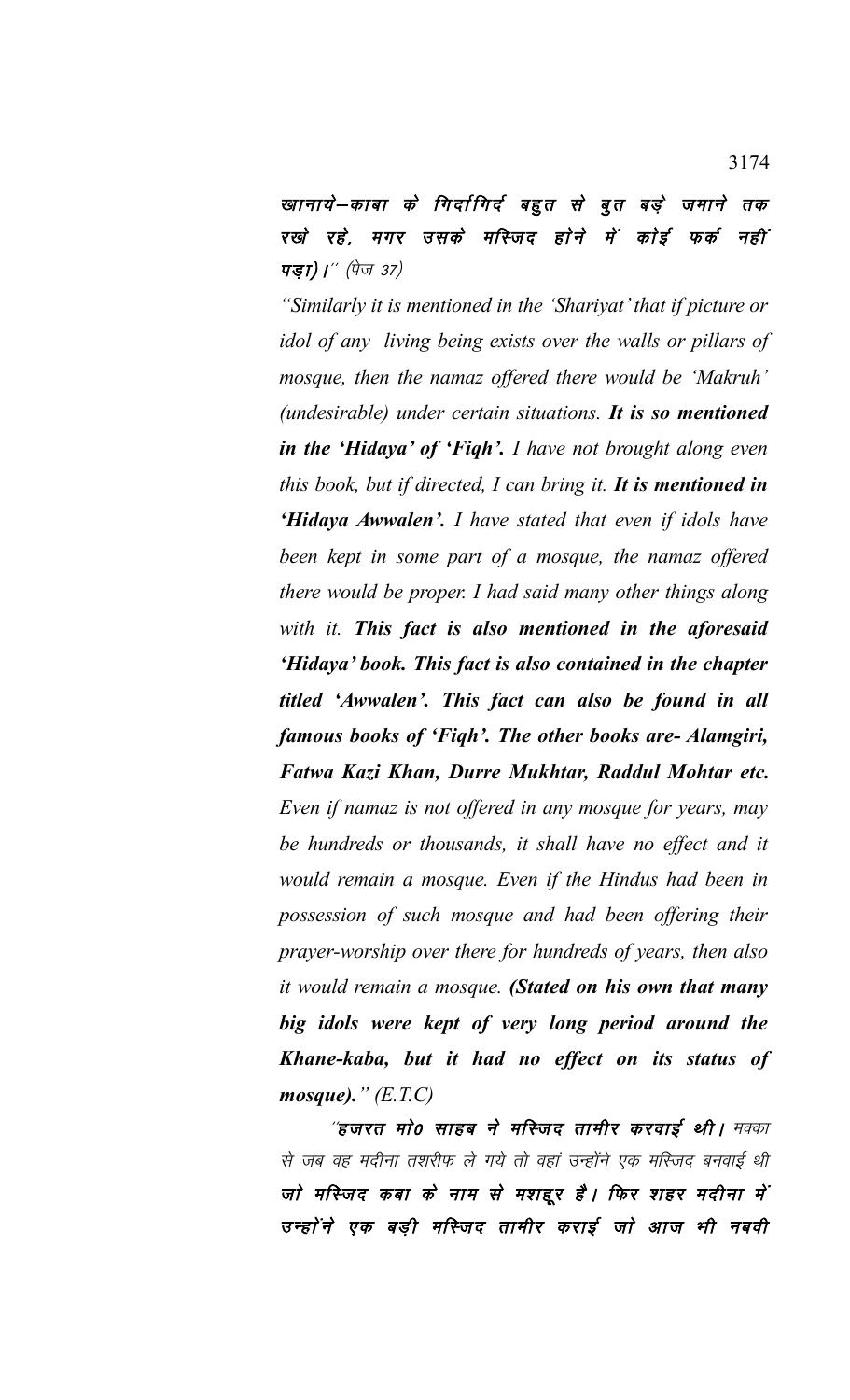**खानाये–काबा के गिर्दागिर्द बहुत से बुत बड़े जमाने तक रखे रहे, मगर उसके मस्जिद होने में कोई फर्क नहीं पड़ा)।**'' (पेज 37)

*"Similarly it is mentioned in the 'Shariyat' that if picture or idol of any living being exists over the walls or pillars of mosque, then the namaz offered there would be 'Makruh' (undesirable) under certain situations.* ***It is so mentioned in the 'Hidaya' of 'Fiqh'.*** *I have not brought along even this book, but if directed, I can bring it.* ***It is mentioned in 'Hidaya Awwalen'.*** *I have stated that even if idols have been kept in some part of a mosque, the namaz offered there would be proper. I had said many other things along with it.* ***This fact is also mentioned in the aforesaid 'Hidaya' book. This fact is also contained in the chapter titled 'Awwalen'. This fact can also be found in all famous books of 'Fiqh'. The other books are- Alamgiri, Fatwa Kazi Khan, Durre Mukhtar, Raddul Mohtar etc.*** *Even if namaz is not offered in any mosque for years, may be hundreds or thousands, it shall have no effect and it would remain a mosque. Even if the Hindus had been in possession of such mosque and had been offering their prayer-worship over there for hundreds of years, then also it would remain a mosque.* ***(Stated on his own that many big idols were kept of very long period around the Khane-kaba, but it had no effect on its status of mosque).*** *" (E.T.C)*

''**हजरत मो0 साहब ने मस्जिद तामीर करवाई थी।** मक्का से जब वह मदीना तशरीफ ले गये तो वहां उन्होंने एक मस्जिद बनवाई थी **जो मस्जिद कबा के नाम से मशहूर है। फिर शहर मदीना में उन्होंने एक बड़ी मस्जिद तामीर कराई जो आज भी नबवी**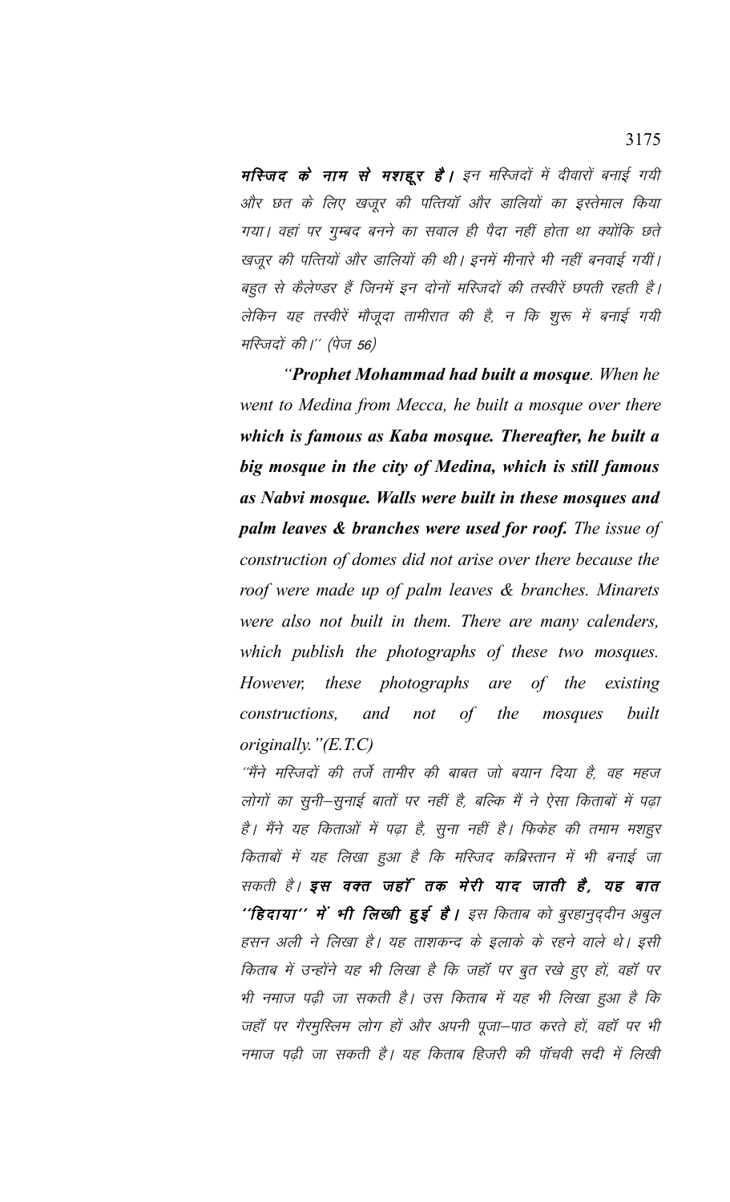**मस्जिद के नाम से मशहूर है।** इन मस्जिदों में दीवारों बनाई गयी और छत के लिए खजूर की पत्तियाँ और डालियों का इस्तेमाल किया गया। वहां पर गुम्बद बनने का सवाल ही पैदा नहीं होता था क्योंकि छते खजूर की पत्तियों और डालियों की थी। इनमें मीनारे भी नहीं बनवाई गयीं। बहुत से कैलेण्डर हैं जिनमें इन दोनों मस्जिदों की तस्वीरें छपती रहती है। लेकिन यह तस्वीरें मौजूदा तामीरात की है, न कि शुरू में बनाई गयी मस्जिदों की।'' (पेज 56)

*"**Prophet Mohammad had built a mosque**. When he went to Medina from Mecca, he built a mosque over there **which is famous as Kaba mosque. Thereafter, he built a big mosque in the city of Medina, which is still famous as Nabvi mosque. Walls were built in these mosques and palm leaves & branches were used for roof.** The issue of construction of domes did not arise over there because the roof were made up of palm leaves & branches. Minarets were also not built in them. There are many calenders, which publish the photographs of these two mosques. However, these photographs are of the existing constructions, and not of the mosques built originally."(E.T.C)*

''मैंने मस्जिदों की तर्जे तामीर की बाबत जो बयान दिया है, वह महज लोगों का सुनी–सुनाई बातों पर नहीं है, बल्कि मैं ने ऐसा किताबों में पढ़ा है। मैंने यह किताओं में पढ़ा है, सुना नहीं है। फिकेह की तमाम मशहुर किताबों में यह लिखा हुआ है कि मस्जिद कब्रिस्तान में भी बनाई जा सकती है। **इस वक्त जहाँ तक मेरी याद जाती है, यह बात ''हिदाया'' में भी लिखी हुई है।** इस किताब को बुरहानुद्दीन अबुल हसन अली ने लिखा है। यह ताशकन्द के इलाके के रहने वाले थे। इसी किताब में उन्होंने यह भी लिखा है कि जहाँ पर बुत रखे हुए हों, वहाँ पर भी नमाज पढ़ी जा सकती है। उस किताब में यह भी लिखा हुआ है कि जहाँ पर गैरमुस्लिम लोग हों और अपनी पूजा–पाठ करते हों, वहाँ पर भी नमाज पढ़ी जा सकती है। यह किताब हिजरी की पाँचवी सदी में लिखी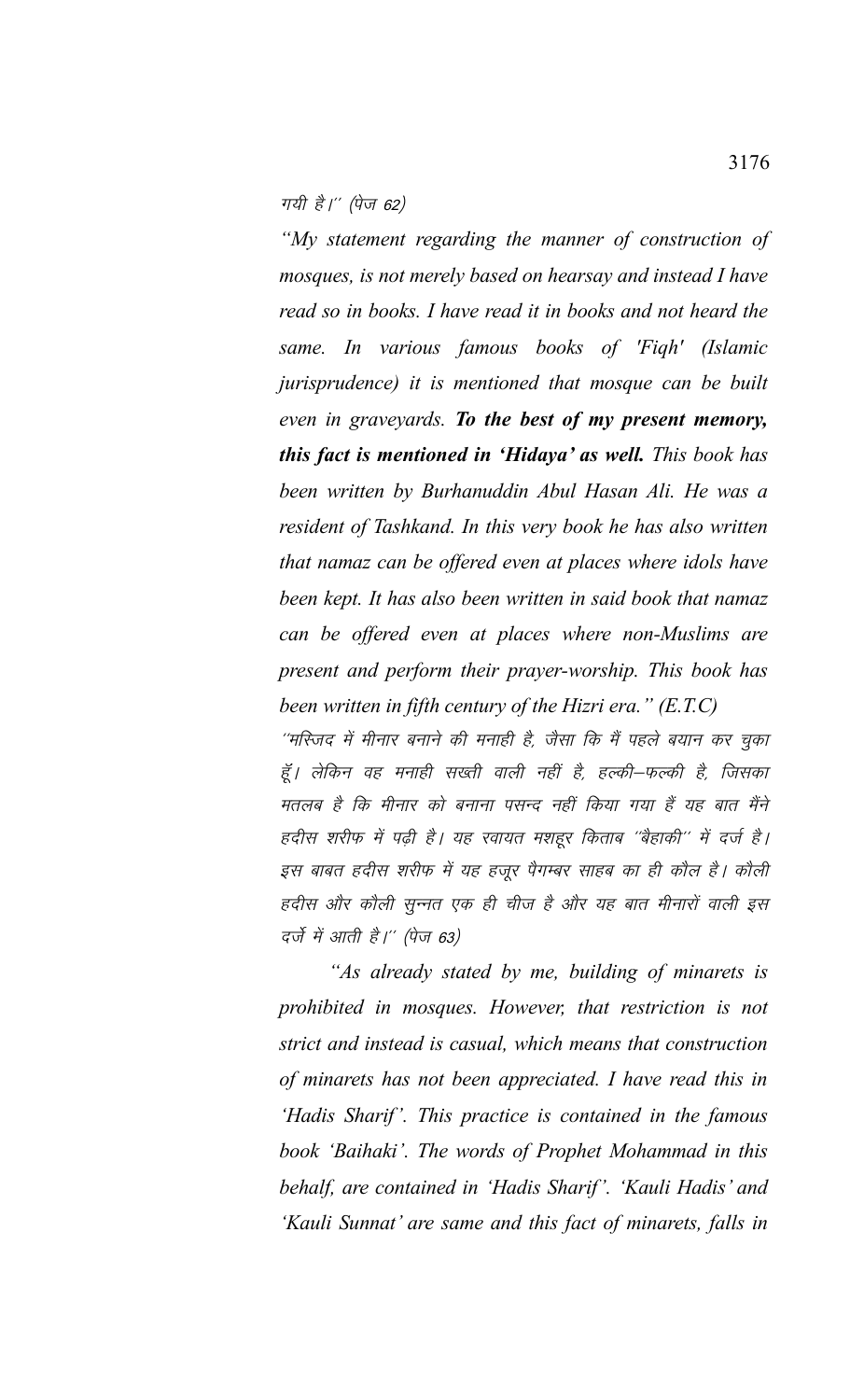गयी है।'' (पेज 62)

*"My statement regarding the manner of construction of mosques, is not merely based on hearsay and instead I have read so in books. I have read it in books and not heard the same. In various famous books of 'Fiqh' (Islamic jurisprudence) it is mentioned that mosque can be built even in graveyards.* ***To the best of my present memory, this fact is mentioned in 'Hidaya' as well.*** *This book has been written by Burhanuddin Abul Hasan Ali. He was a resident of Tashkand. In this very book he has also written that namaz can be offered even at places where idols have been kept. It has also been written in said book that namaz can be offered even at places where non-Muslims are present and perform their prayer-worship. This book has been written in fifth century of the Hizri era." (E.T.C)*

''मस्जिद में मीनार बनाने की मनाही है, जैसा कि मैं पहले बयान कर चुका हूँ। लेकिन वह मनाही सख्ती वाली नहीं है, हल्की–फल्की है, जिसका मतलब है कि मीनार को बनाना पसन्द नहीं किया गया हैं यह बात मैंने हदीस शरीफ में पढ़ी है। यह रवायत मशहूर किताब ''बैहाकी'' में दर्ज है। इस बाबत हदीस शरीफ में यह हजूर पैगम्बर साहब का ही कौल है। कौली हदीस और कौली सुन्नत एक ही चीज है और यह बात मीनारों वाली इस दर्जे में आती है।'' (पेज 63)

*"As already stated by me, building of minarets is prohibited in mosques. However, that restriction is not strict and instead is casual, which means that construction of minarets has not been appreciated. I have read this in 'Hadis Sharif'. This practice is contained in the famous book 'Baihaki'. The words of Prophet Mohammad in this behalf, are contained in 'Hadis Sharif'. 'Kauli Hadis' and 'Kauli Sunnat' are same and this fact of minarets, falls in*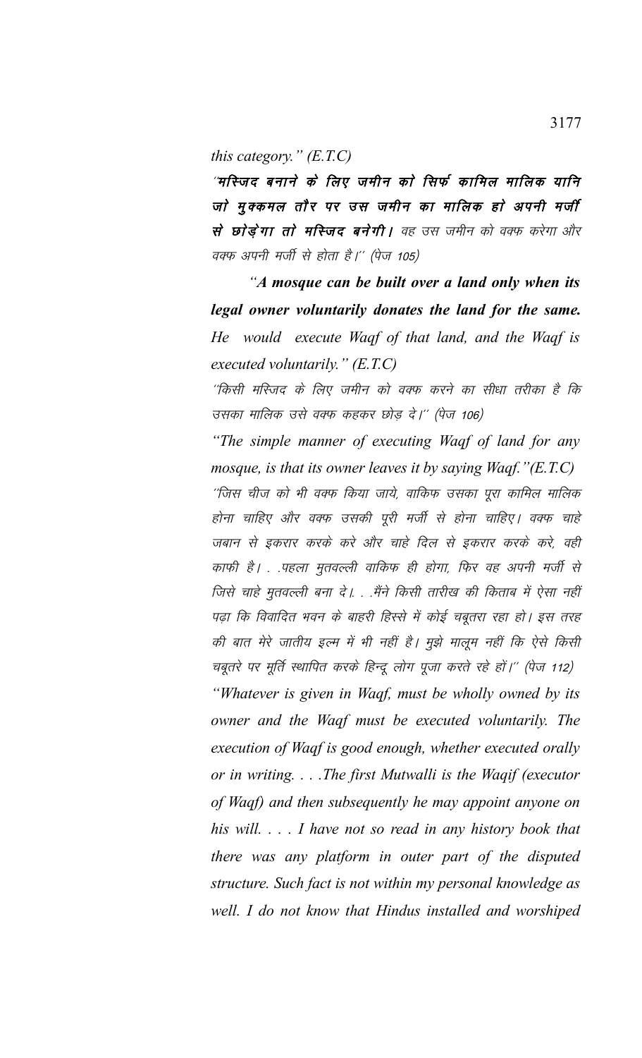*this category." (E.T.C)*

*"**मस्जिद बनाने के लिए जमीन को सिर्फ कामिल मालिक यानि जो मुक्कमल तौर पर उस जमीन का मालिक हो अपनी मर्जी से छोड़ेगा तो मस्जिद बनेगी।** वह उस जमीन को वक्फ करेगा और वक्फ अपनी मर्जी से होता है।" (पेज 105)*

*"**A mosque can be built over a land only when its legal owner voluntarily donates the land for the same.** He would execute Waqf of that land, and the Waqf is executed voluntarily." (E.T.C)*

*"किसी मस्जिद के लिए जमीन को वक्फ करने का सीधा तरीका है कि उसका मालिक उसे वक्फ कहकर छोड़ दे।" (पेज 106)*

*"The simple manner of executing Waqf of land for any mosque, is that its owner leaves it by saying Waqf."(E.T.C)*

*"जिस चीज को भी वक्फ किया जाये, वाकिफ उसका पूरा कामिल मालिक होना चाहिए और वक्फ उसकी पूरी मर्जी से होना चाहिए। वक्फ चाहे जबान से इकरार करके करे और चाहे दिल से इकरार करके करे, वही काफी है। . .पहला मुतवल्ली वाकिफ ही होगा, फिर वह अपनी मर्जी से जिसे चाहे मुतवल्ली बना दे।. . .मैंने किसी तारीख की किताब में ऐसा नहीं पढ़ा कि विवादित भवन के बाहरी हिस्से में कोई चबूतरा रहा हो। इस तरह की बात मेरे जातीय इल्म में भी नहीं है। मुझे मालूम नहीं कि ऐसे किसी चबूतरे पर मूर्ति स्थापित करके हिन्दू लोग पूजा करते रहे हों।" (पेज 112)*

*"Whatever is given in Waqf, must be wholly owned by its owner and the Waqf must be executed voluntarily. The execution of Waqf is good enough, whether executed orally or in writing. . . .The first Mutwalli is the Waqif (executor of Waqf) and then subsequently he may appoint anyone on his will. . . . I have not so read in any history book that there was any platform in outer part of the disputed structure. Such fact is not within my personal knowledge as well. I do not know that Hindus installed and worshiped*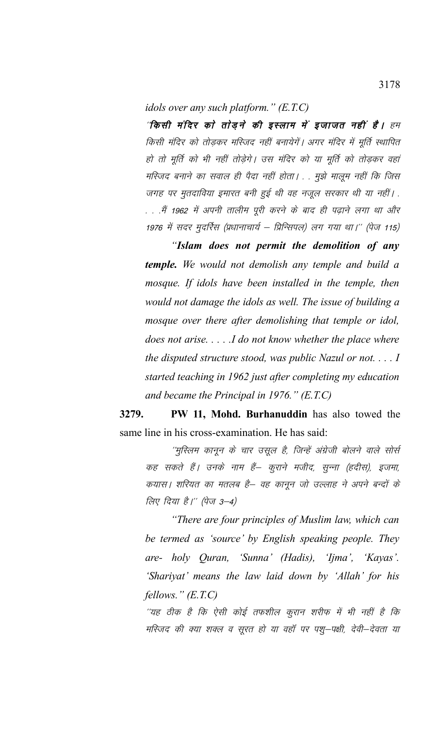*idols over any such platform." (E.T.C)*

*"**किसी मंदिर को तोड़ने की इस्लाम में इजाजत नहीं है।** हम किसी मंदिर को तोड़कर मस्जिद नहीं बनायेगें। अगर मंदिर में मूर्ति स्थापित हो तो मूर्ति को भी नहीं तोड़ेगे। उस मंदिर को या मूर्ति को तोड़कर वहां मस्जिद बनाने का सवाल ही पैदा नहीं होता। . . मुझे मालूम नहीं कि जिस जगह पर मुतदाविया इमारत बनी हुई थी वह नजूल सरकार थी या नहीं। . . . मैं 1962 में अपनी तालीम पूरी करने के बाद ही पढ़ाने लगा था और 1976 में सदर मुदर्रिस (प्रधानाचार्य – प्रिन्सिपल) लग गया था।" (पेज 115)*

*"**Islam does not permit the demolition of any temple.** We would not demolish any temple and build a mosque. If idols have been installed in the temple, then would not damage the idols as well. The issue of building a mosque over there after demolishing that temple or idol, does not arise. . . . .I do not know whether the place where the disputed structure stood, was public Nazul or not. . . . I started teaching in 1962 just after completing my education and became the Principal in 1976." (E.T.C)*

**3279.** **PW 11, Mohd. Burhanuddin** has also towed the same line in his cross-examination. He has said:

*"मुस्लिम कानून के चार उसूल है, जिन्हें अंग्रेजी बोलने वाले सोर्स कह सकते हैं। उनके नाम हैं– कुराने मजीद, सुन्ना (हदीस), इजमा, कयास। शरियत का मतलब है– वह कानून जो उल्लाह ने अपने बन्दों के लिए दिया है।" (पेज 3–4)*

*"There are four principles of Muslim law, which can be termed as 'source' by English speaking people. They are- holy Quran, 'Sunna' (Hadis), 'Ijma', 'Kayas'. 'Shariyat' means the law laid down by 'Allah' for his fellows." (E.T.C)*

*"यह ठीक है कि ऐसी कोई तफशील कुरान शरीफ में भी नहीं है कि मस्जिद की क्या शक्ल व सूरत हो या वहॉ पर पशु–पक्षी, देवी–देवता या*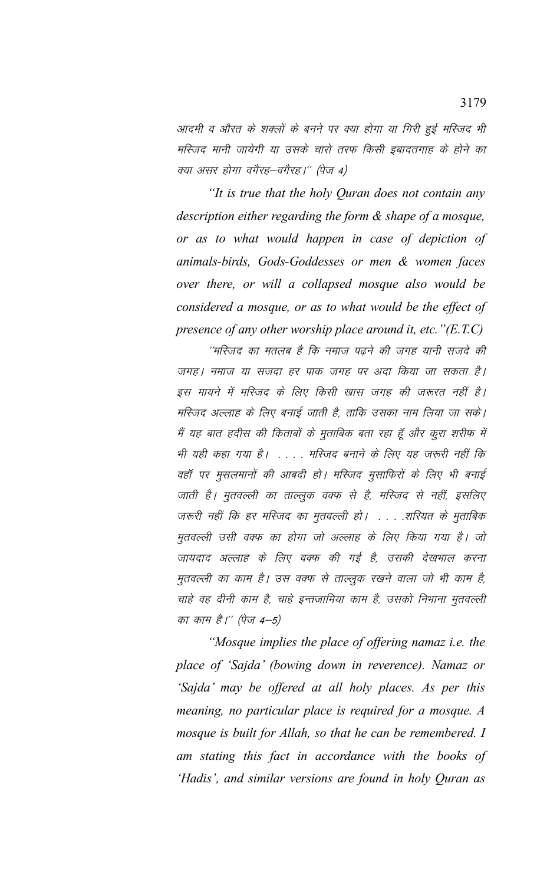आदमी व औरत के शक्लों के बनने पर क्या होगा या गिरी हुई मस्जिद भी मस्जिद मानी जायेगी या उसके चारो तरफ किसी इबादतगाह के होने का क्या असर होगा वगैरह–वगैरह।'' (पेज 4)

*"It is true that the holy Quran does not contain any description either regarding the form & shape of a mosque, or as to what would happen in case of depiction of animals-birds, Gods-Goddesses or men & women faces over there, or will a collapsed mosque also would be considered a mosque, or as to what would be the effect of presence of any other worship place around it, etc."(E.T.C)*

*''मस्जिद का मतलब है कि नमाज पढ़ने की जगह यानी सजदे की जगह। नमाज या सजदा हर पाक जगह पर अदा किया जा सकता है। इस मायने में मस्जिद के लिए किसी खास जगह की जरूरत नहीं है। मस्जिद अल्लाह के लिए बनाई जाती है, ताकि उसका नाम लिया जा सके। मैं यह बात हदीस की किताबों के मुताबिक बता रहा हूँ और कुरा शरीफ में भी यही कहा गया है। . . . . मस्जिद बनाने के लिए यह जरूरी नहीं कि वहॉ पर मुसलमानों की आबदी हो। मस्जिद मुसाफिरों के लिए भी बनाई जाती है। मुतवल्ली का ताल्लुक वक्फ से है, मस्जिद से नहीं, इसलिए जरूरी नहीं कि हर मस्जिद का मुतवल्ली हो। . . . .शरियत के मुताबिक मुतवल्ली उसी वक्फ का होगा जो अल्लाह के लिए किया गया है। जो जायदाद अल्लाह के लिए वक्फ की गई है, उसकी देखभाल करना मुतवल्ली का काम है। उस वक्फ से ताल्लुक रखने वाला जो भी काम है, चाहे वह दीनी काम है, चाहे इन्तजामिया काम है, उसको निभाना मुतवल्ली का काम है।'' (पेज 4–5)*

*"Mosque implies the place of offering namaz i.e. the place of 'Sajda' (bowing down in reverence). Namaz or 'Sajda' may be offered at all holy places. As per this meaning, no particular place is required for a mosque. A mosque is built for Allah, so that he can be remembered. I am stating this fact in accordance with the books of 'Hadis', and similar versions are found in holy Quran as*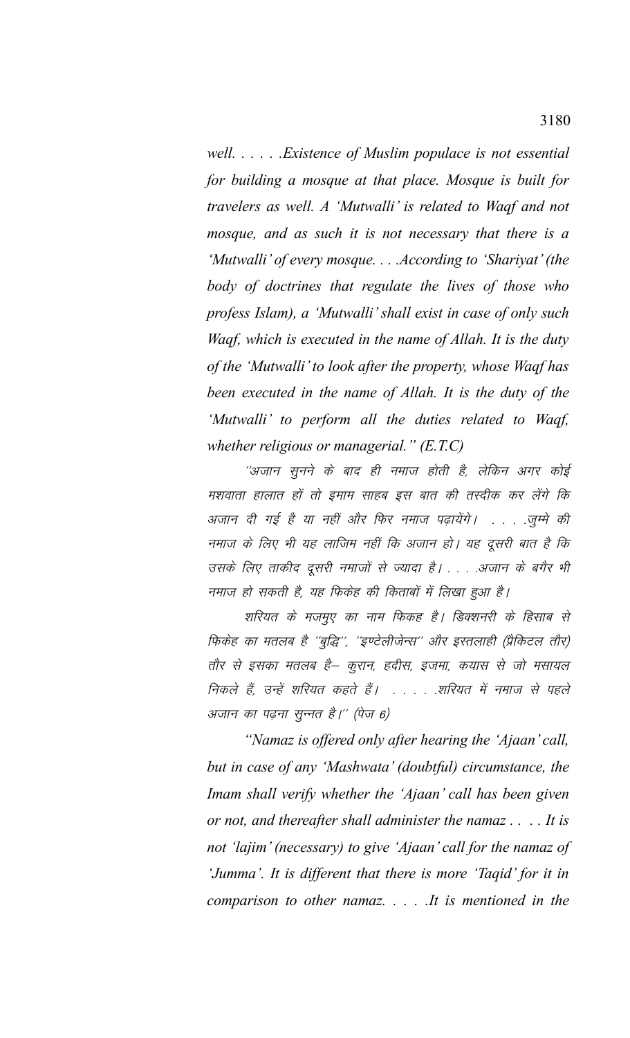*well. . . . . .Existence of Muslim populace is not essential for building a mosque at that place. Mosque is built for travelers as well. A 'Mutwalli' is related to Waqf and not mosque, and as such it is not necessary that there is a 'Mutwalli' of every mosque. . . .According to 'Shariyat' (the body of doctrines that regulate the lives of those who profess Islam), a 'Mutwalli' shall exist in case of only such Waqf, which is executed in the name of Allah. It is the duty of the 'Mutwalli' to look after the property, whose Waqf has been executed in the name of Allah. It is the duty of the 'Mutwalli' to perform all the duties related to Waqf, whether religious or managerial." (E.T.C)*

*"अजान सुनने के बाद ही नमाज होती है, लेकिन अगर कोई मशवाता हालात हों तो इमाम साहब इस बात की तस्दीक कर लेंगे कि अजान दी गई है या नहीं और फिर नमाज पढ़ायेंगे। . . . .जुम्मे की नमाज के लिए भी यह लाजिम नहीं कि अजान हो। यह दूसरी बात है कि उसके लिए ताकीद दूसरी नमाजों से ज्यादा है। . . . .अजान के बगैर भी नमाज हो सकती है, यह फिकेह की किताबों में लिखा हुआ है।*

*शरियत के मजमुए का नाम फिकह है। डिक्शनरी के हिसाब से फिकेह का मतलब है "बुद्धि", "इण्टेलीजेन्स" और इस्तलाही (प्रैकिटल तौर) तौर से इसका मतलब है– कुरान, हदीस, इजमा, कयास से जो मसायल निकले हैं, उन्हें शरियत कहते हैं। . . . . .शरियत में नमाज से पहले अजान का पढ़ना सुन्नत है।" (पेज 6)*

*"Namaz is offered only after hearing the 'Ajaan' call, but in case of any 'Mashwata' (doubtful) circumstance, the Imam shall verify whether the 'Ajaan' call has been given or not, and thereafter shall administer the namaz . . . . It is not 'lajim' (necessary) to give 'Ajaan' call for the namaz of 'Jumma'. It is different that there is more 'Taqid' for it in comparison to other namaz. . . . .It is mentioned in the*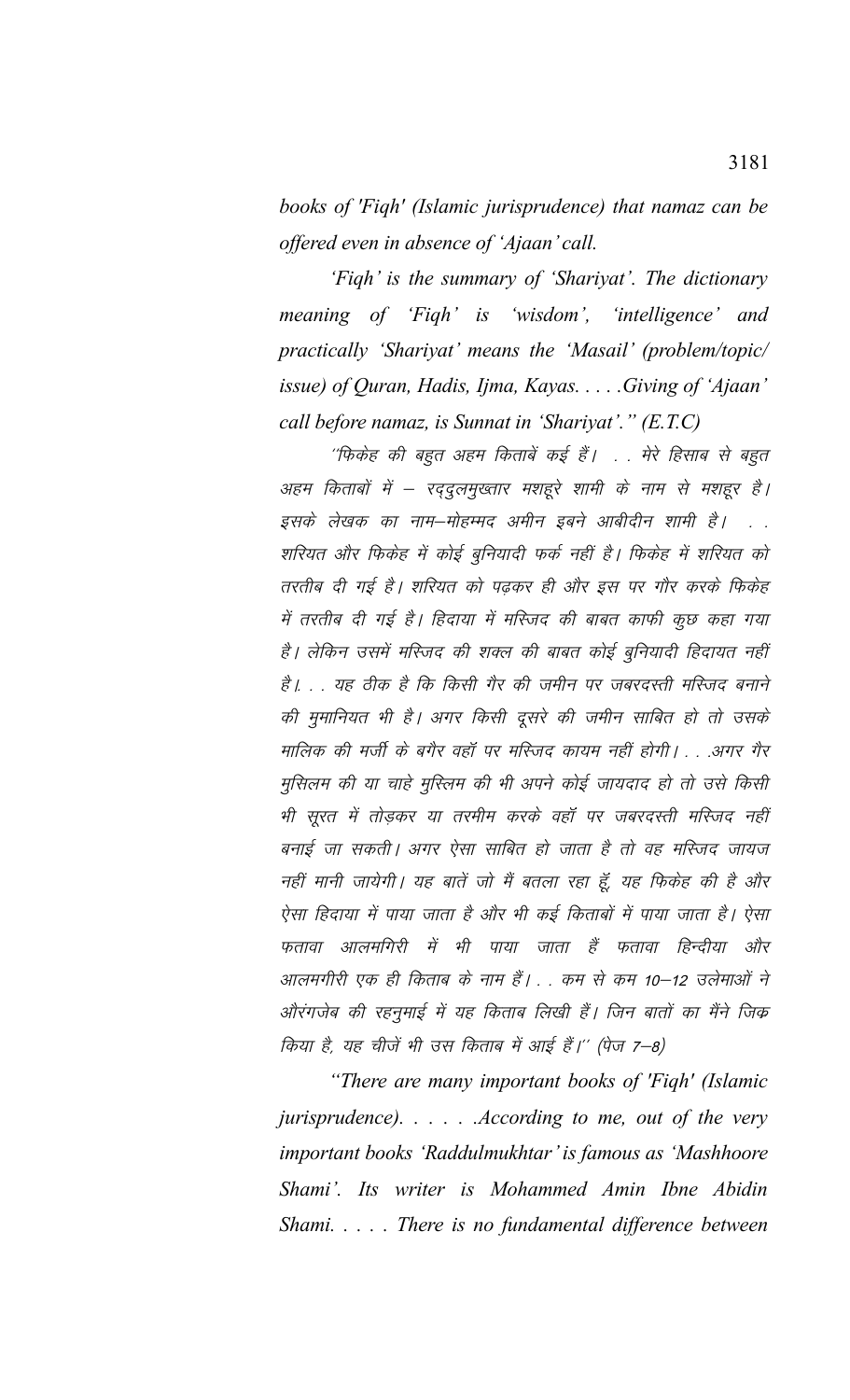*books of 'Fiqh' (Islamic jurisprudence) that namaz can be offered even in absence of 'Ajaan' call.*

*'Fiqh' is the summary of 'Shariyat'. The dictionary meaning of 'Fiqh' is 'wisdom', 'intelligence' and practically 'Shariyat' means the 'Masail' (problem/topic/ issue) of Quran, Hadis, Ijma, Kayas. . . . .Giving of 'Ajaan' call before namaz, is Sunnat in 'Shariyat'." (E.T.C)*

*"फिकेह की बहुत अहम किताबें कई हैं। . . मेरे हिसाब से बहुत अहम किताबों में – रद्दुलमुख्तार मशहूरे शामी के नाम से मशहूर है। इसके लेखक का नाम–मोहम्मद अमीन इबने आबीदीन शामी है। . . शरियत और फिकेह में कोई बुनियादी फर्क नहीं है। फिकेह में शरियत को तरतीब दी गई है। शरियत को पढ़कर ही और इस पर गौर करके फिकेह में तरतीब दी गई है। हिदाया में मस्जिद की बाबत काफी कुछ कहा गया है। लेकिन उसमें मस्जिद की शक्ल की बाबत कोई बुनियादी हिदायत नहीं है।. . यह ठीक है कि किसी गैर की जमीन पर जबरदस्ती मस्जिद बनाने की मुमानियत भी है। अगर किसी दूसरे की जमीन साबित हो तो उसके मालिक की मर्जी के बगैर वहाँ पर मस्जिद कायम नहीं होगी। . . .अगर गैर मुसिलम की या चाहे मुस्लिम की भी अपने कोई जायदाद हो तो उसे किसी भी सूरत में तोड़कर या तरमीम करके वहाँ पर जबरदस्ती मस्जिद नहीं बनाई जा सकती। अगर ऐसा साबित हो जाता है तो वह मस्जिद जायज नहीं मानी जायेगी। यह बातें जो मैं बतला रहा हूँ, यह फिकेह की है और ऐसा हिदाया में पाया जाता है और भी कई किताबों में पाया जाता है। ऐसा फतावा आलमगिरी में भी पाया जाता हैं फतावा हिन्दीया और आलमगीरी एक ही किताब के नाम हैं। . . कम से कम 10–12 उलेमाओं ने औरंगजेब की रहनुमाई में यह किताब लिखी हैं। जिन बातों का मैंने जिक्र किया है, यह चीजें भी उस किताब में आई हैं।" (पेज 7–8)*

*"There are many important books of 'Fiqh' (Islamic jurisprudence). . . . . .According to me, out of the very important books 'Raddulmukhtar' is famous as 'Mashhoore Shami'. Its writer is Mohammed Amin Ibne Abidin Shami. . . . . There is no fundamental difference between*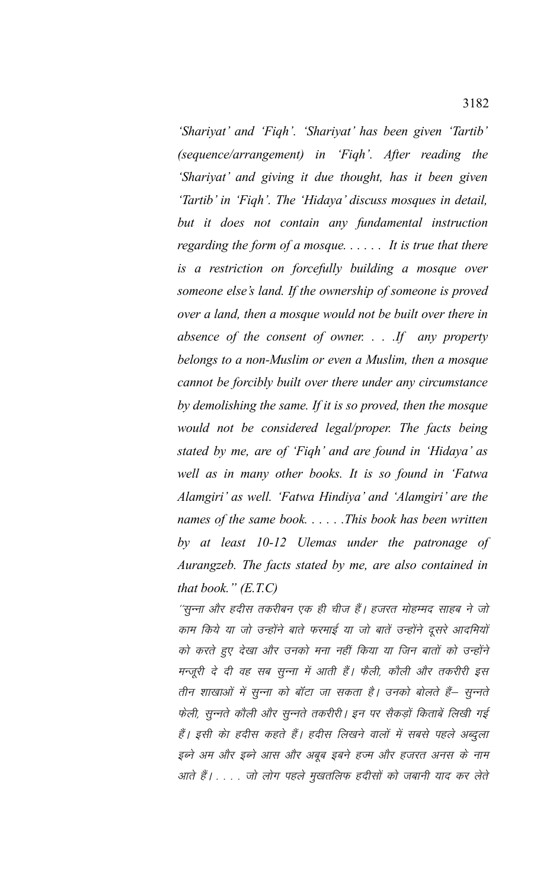*'Shariyat' and 'Fiqh'. 'Shariyat' has been given 'Tartib' (sequence/arrangement) in 'Fiqh'. After reading the 'Shariyat' and giving it due thought, has it been given 'Tartib' in 'Fiqh'. The 'Hidaya' discuss mosques in detail, but it does not contain any fundamental instruction regarding the form of a mosque. . . . . . It is true that there is a restriction on forcefully building a mosque over someone else's land. If the ownership of someone is proved over a land, then a mosque would not be built over there in absence of the consent of owner. . . .If any property belongs to a non-Muslim or even a Muslim, then a mosque cannot be forcibly built over there under any circumstance by demolishing the same. If it is so proved, then the mosque would not be considered legal/proper. The facts being stated by me, are of 'Fiqh' and are found in 'Hidaya' as well as in many other books. It is so found in 'Fatwa Alamgiri' as well. 'Fatwa Hindiya' and 'Alamgiri' are the names of the same book. . . . . .This book has been written by at least 10-12 Ulemas under the patronage of Aurangzeb. The facts stated by me, are also contained in that book." (E.T.C)*

*"सुन्ना और हदीस तकरीबन एक ही चीज हैं। हजरत मोहम्मद साहब ने जो काम किये या जो उन्होंने बाते फरमाई या जो बातें उन्होंने दूसरे आदमियों को करते हुए देखा और उनको मना नहीं किया या जिन बातों को उन्होंने मन्जूरी दे दी वह सब सुन्ना में आती हैं। फैली, कौली और तकरीरी इस तीन शाखाओं में सुन्ना को बॉटा जा सकता है। उनको बोलते हैं– सुन्नते फेली, सुन्नते कौली और सुन्नते तकरीरी। इन पर सैकड़ों किताबें लिखी गई हैं। इसी को हदीस कहते हैं। हदीस लिखने वालों में सबसे पहले अब्दुला इब्ने अम और इब्ने आस और अबूब इबने हज्म और हजरत अनस के नाम आते हैं। . . . . जो लोग पहले मुखतलिफ हदीसों को जबानी याद कर लेते*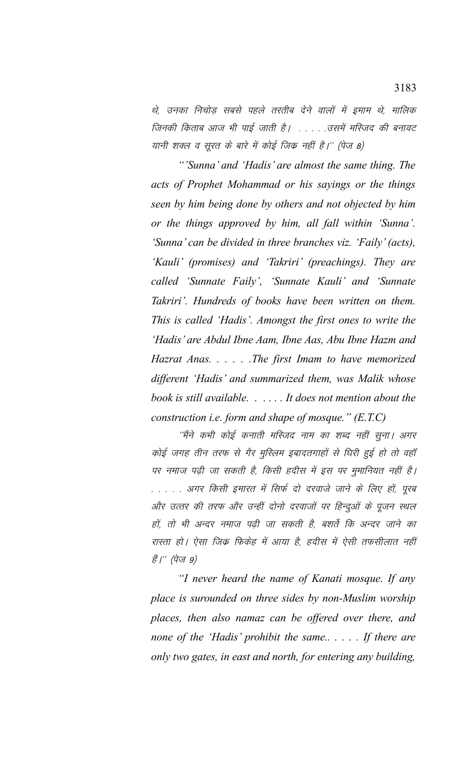थे, उनका निचोड़ सबसे पहले तरतीब देने वालों में इमाम थे, मालिक जिनकी किताब आज भी पाई जाती है। . . . . .उसमें मस्जिद की बनावट यानी शक्ल व सूरत के बारे में कोई जिक्र नहीं है।'' (पेज 8)

*"'Sunna' and 'Hadis' are almost the same thing. The acts of Prophet Mohammad or his sayings or the things seen by him being done by others and not objected by him or the things approved by him, all fall within 'Sunna'. 'Sunna' can be divided in three branches viz. 'Faily' (acts), 'Kauli' (promises) and 'Takriri' (preachings). They are called 'Sunnate Faily', 'Sunnate Kauli' and 'Sunnate Takriri'. Hundreds of books have been written on them. This is called 'Hadis'. Amongst the first ones to write the 'Hadis' are Abdul Ibne Aam, Ibne Aas, Abu Ibne Hazm and Hazrat Anas. . . . . .The first Imam to have memorized different 'Hadis' and summarized them, was Malik whose book is still available. . . . . . It does not mention about the construction i.e. form and shape of mosque." (E.T.C)*

''मैंने कभी कोई कनाती मस्जिद नाम का शब्द नहीं सुना। अगर कोई जगह तीन तरफ से गैर मुस्लिम इबादतगाहों से घिरी हुई हो तो वहाँ पर नमाज पढ़ी जा सकती है, किसी हदीस में इस पर मुमानियत नहीं है। . . . . . अगर किसी इमारत में सिर्फ दो दरवाजे जाने के लिए हों, पूरब और उत्तर की तरफ और उन्हीं दोनो दरवाजों पर हिन्दुओं के पूजन स्थल हों, तो भी अन्दर नमाज पढ़ी जा सकती है, बशर्ते कि अन्दर जाने का रास्ता हो। ऐसा जिक्र फिकेह में आया है, हदीस में ऐसी तफसीलात नहीं हैं।'' (पेज 9)

*"I never heard the name of Kanati mosque. If any place is surounded on three sides by non-Muslim worship places, then also namaz can be offered over there, and none of the 'Hadis' prohibit the same.. . . . . If there are only two gates, in east and north, for entering any building,*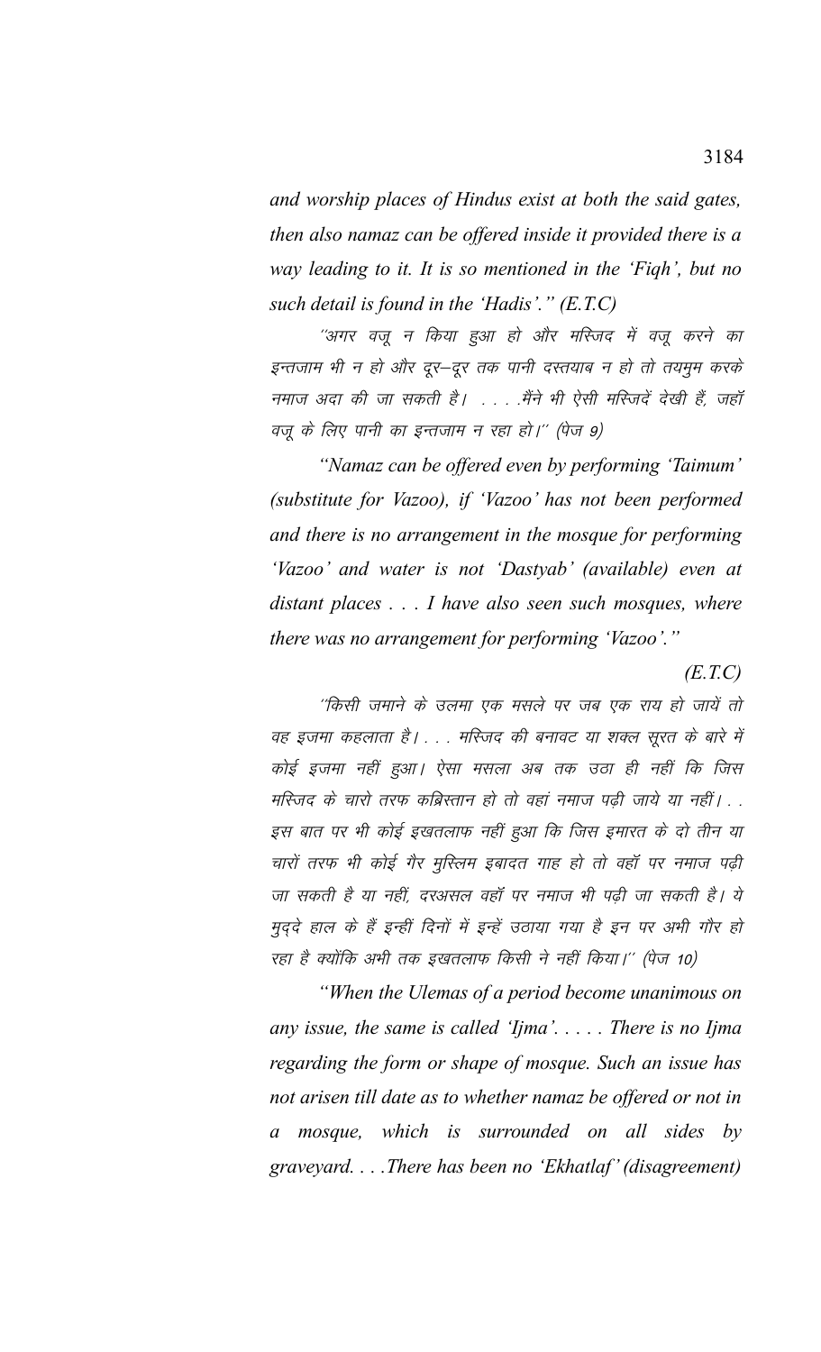*and worship places of Hindus exist at both the said gates, then also namaz can be offered inside it provided there is a way leading to it. It is so mentioned in the 'Fiqh', but no such detail is found in the 'Hadis'." (E.T.C)*

"अगर वजू न किया हुआ हो और मस्जिद में वजू करने का इन्तजाम भी न हो और दूर–दूर तक पानी दस्तयाब न हो तो तयमुम करके नमाज अदा की जा सकती है। . . . .मैंने भी ऐसी मस्जिदें देखी हैं, जहॉ वजू के लिए पानी का इन्तजाम न रहा हो।" (पेज 9)

*"Namaz can be offered even by performing 'Taimum' (substitute for Vazoo), if 'Vazoo' has not been performed and there is no arrangement in the mosque for performing 'Vazoo' and water is not 'Dastyab' (available) even at distant places . . . I have also seen such mosques, where there was no arrangement for performing 'Vazoo'."*

*(E.T.C)*

"किसी जमाने के उलमा एक मसले पर जब एक राय हो जायें तो वह इजमा कहलाता है। . . . मस्जिद की बनावट या शक्ल सूरत के बारे में कोई इजमा नहीं हुआ। ऐसा मसला अब तक उठा ही नहीं कि जिस मस्जिद के चारो तरफ कब्रिस्तान हो तो वहां नमाज पढ़ी जाये या नहीं। . . इस बात पर भी कोई इखतलाफ नहीं हुआ कि जिस इमारत के दो तीन या चारों तरफ भी कोई गैर मुस्लिम इबादत गाह हो तो वहॉ पर नमाज पढ़ी जा सकती है या नहीं, दरअसल वहॉ पर नमाज भी पढ़ी जा सकती है। ये मुद्दे हाल के हैं इन्हीं दिनों में इन्हें उठाया गया है इन पर अभी गौर हो रहा है क्योंकि अभी तक इखतलाफ किसी ने नहीं किया।" (पेज 10)

*"When the Ulemas of a period become unanimous on any issue, the same is called 'Ijma'. . . . . There is no Ijma regarding the form or shape of mosque. Such an issue has not arisen till date as to whether namaz be offered or not in a mosque, which is surrounded on all sides by graveyard. . . .There has been no 'Ekhatlaf' (disagreement)*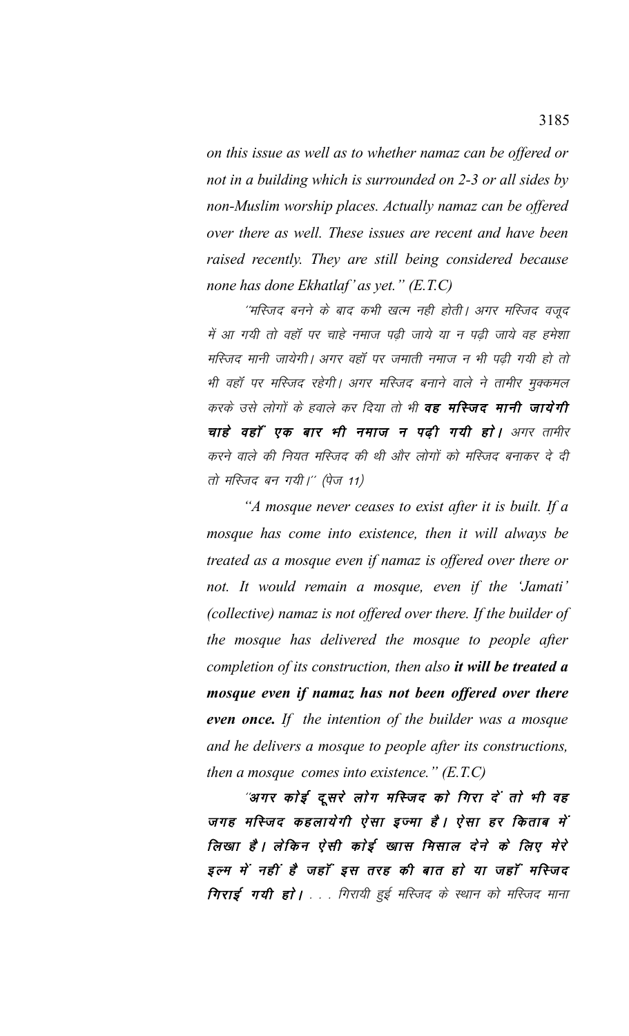*on this issue as well as to whether namaz can be offered or not in a building which is surrounded on 2-3 or all sides by non-Muslim worship places. Actually namaz can be offered over there as well. These issues are recent and have been raised recently. They are still being considered because none has done Ekhatlaf' as yet." (E.T.C)*

*"मस्जिद बनने के बाद कभी खत्म नही होती। अगर मस्जिद वजूद में आ गयी तो वहाँ पर चाहे नमाज पढ़ी जाये या न पढ़ी जाये वह हमेशा मस्जिद मानी जायेगी। अगर वहाँ पर जमाती नमाज न भी पढ़ी गयी हो तो भी वहाँ पर मस्जिद रहेगी। अगर मस्जिद बनाने वाले ने तामीर मुक्कमल करके उसे लोगों के हवाले कर दिया तो भी **वह मस्जिद मानी जायेगी चाहे वहाँ एक बार भी नमाज न पढ़ी गयी हो।** अगर तामीर करने वाले की नियत मस्जिद की थी और लोगों को मस्जिद बनाकर दे दी तो मस्जिद बन गयी।" (पेज 11)*

*"A mosque never ceases to exist after it is built. If a mosque has come into existence, then it will always be treated as a mosque even if namaz is offered over there or not. It would remain a mosque, even if the 'Jamati' (collective) namaz is not offered over there. If the builder of the mosque has delivered the mosque to people after completion of its construction, then also **it will be treated a mosque even if namaz has not been offered over there even once.** If the intention of the builder was a mosque and he delivers a mosque to people after its constructions, then a mosque comes into existence." (E.T.C)*

*"**अगर कोई दूसरे लोग मस्जिद को गिरा दें तो भी वह जगह मस्जिद कहलायेगी ऐसा इज्मा है। ऐसा हर किताब में लिखा है। लेकिन ऐसी कोई खास मिसाल देने के लिए मेरे इल्म में नहीं है जहाँ इस तरह की बात हो या जहाँ मस्जिद गिराई गयी हो।** . . . गिरायी हुई मस्जिद के स्थान को मस्जिद माना*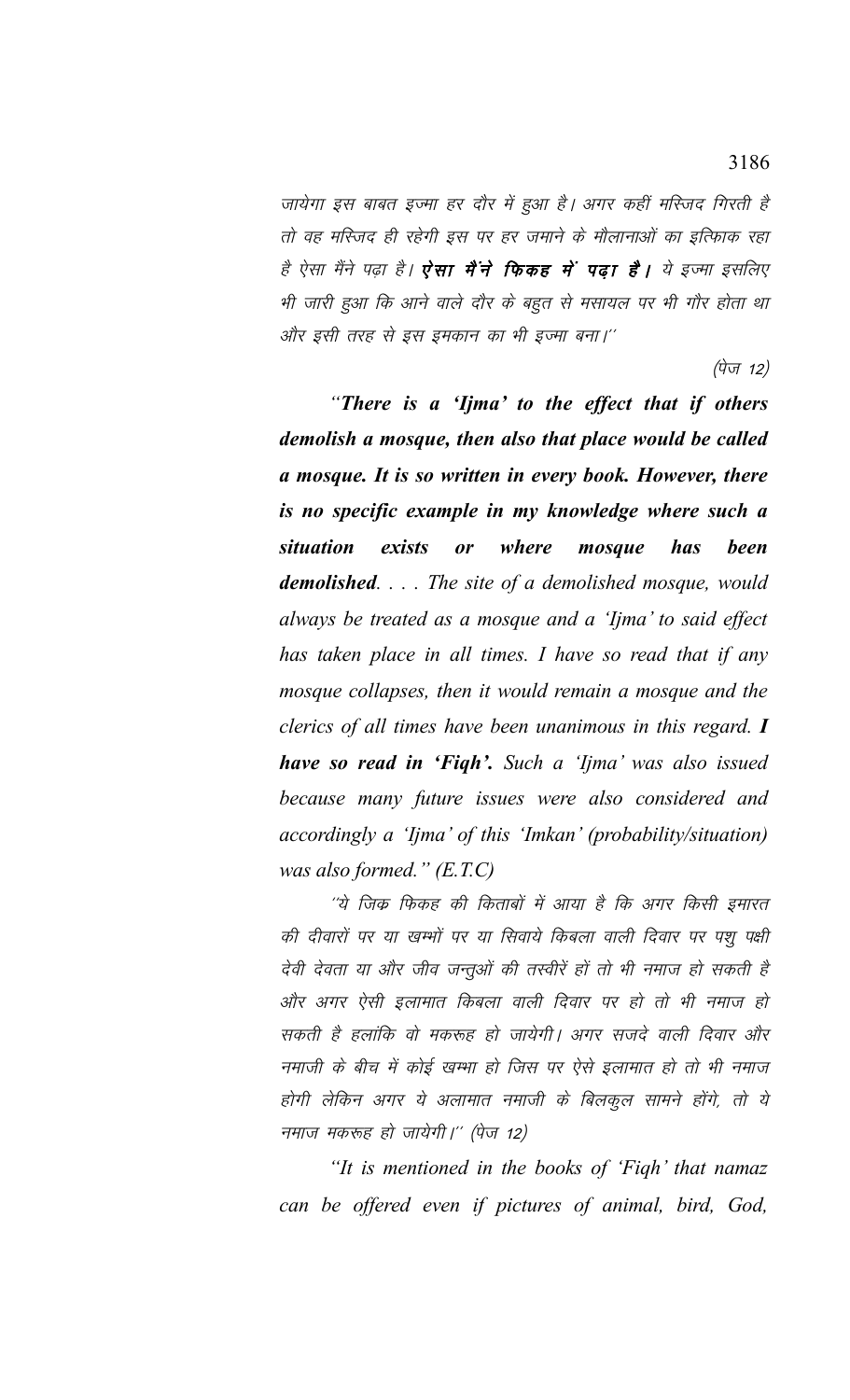जायेगा इस बाबत इज्मा हर दौर में हुआ है। अगर कहीं मस्जिद गिरती है तो वह मस्जिद ही रहेगी इस पर हर जमाने के मौलानाओं का इत्फिाक रहा है ऐसा मैंने पढ़ा है। ***ऐसा मैंने फिकह में पढ़ा है।*** ये इज्मा इसलिए भी जारी हुआ कि आने वाले दौर के बहुत से मसायल पर भी गौर होता था और इसी तरह से इस इमकान का भी इज्मा बना।''

(पेज 12)

*"**There is a 'Ijma' to the effect that if others demolish a mosque, then also that place would be called a mosque. It is so written in every book. However, there is no specific example in my knowledge where such a situation exists or where mosque has been demolished**. . . . The site of a demolished mosque, would always be treated as a mosque and a 'Ijma' to said effect has taken place in all times. I have so read that if any mosque collapses, then it would remain a mosque and the clerics of all times have been unanimous in this regard. **I have so read in 'Fiqh'.** Such a 'Ijma' was also issued because many future issues were also considered and accordingly a 'Ijma' of this 'Imkan' (probability/situation) was also formed." (E.T.C)*

*''ये जिक्र फिकह की किताबों में आया है कि अगर किसी इमारत की दीवारों पर या खम्भों पर या सिवाये किबला वाली दिवार पर पशु पक्षी देवी देवता या और जीव जन्तुओं की तस्वीरें हों तो भी नमाज हो सकती है और अगर ऐसी इलामात किबला वाली दिवार पर हो तो भी नमाज हो सकती है हलांकि वो मकरूह हो जायेगी। अगर सजदे वाली दिवार और नमाजी के बीच में कोई खम्भा हो जिस पर ऐसे इलामात हो तो भी नमाज होगी लेकिन अगर ये अलामात नमाजी के बिलकुल सामने होंगे, तो ये नमाज मकरूह हो जायेगी।'' (पेज 12)*

*"It is mentioned in the books of 'Fiqh' that namaz can be offered even if pictures of animal, bird, God,*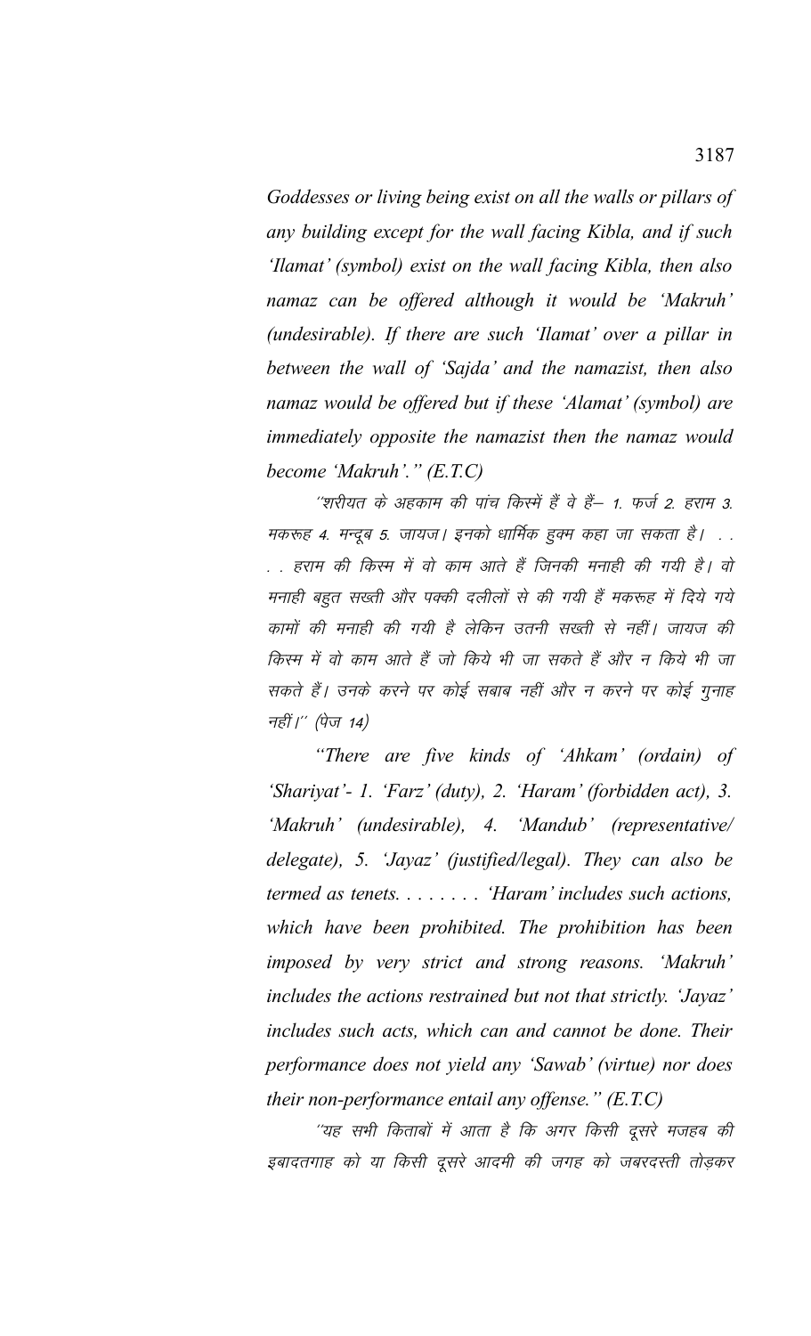*Goddesses or living being exist on all the walls or pillars of any building except for the wall facing Kibla, and if such 'Ilamat' (symbol) exist on the wall facing Kibla, then also namaz can be offered although it would be 'Makruh' (undesirable). If there are such 'Ilamat' over a pillar in between the wall of 'Sajda' and the namazist, then also namaz would be offered but if these 'Alamat' (symbol) are immediately opposite the namazist then the namaz would become 'Makruh'." (E.T.C)*

*"शरीयत के अहकाम की पांच किस्में हैं वे हैं— 1. फर्ज 2. हराम 3. मकरूह 4. मन्दूब 5. जायज। इनको धार्मिक हुक्म कहा जा सकता है। . . . . हराम की किस्म में वो काम आते हैं जिनकी मनाही की गयी है। वो मनाही बहुत सख्ती और पक्की दलीलों से की गयी हैं मकरूह में दिये गये कामों की मनाही की गयी है लेकिन उतनी सख्ती से नहीं। जायज की किस्म में वो काम आते हैं जो किये भी जा सकते हैं और न किये भी जा सकते हैं। उनके करने पर कोई सबाब नहीं और न करने पर कोई गुनाह नहीं।" (पेज 14)*

*"There are five kinds of 'Ahkam' (ordain) of 'Shariyat'- 1. 'Farz' (duty), 2. 'Haram' (forbidden act), 3. 'Makruh' (undesirable), 4. 'Mandub' (representative/ delegate), 5. 'Jayaz' (justified/legal). They can also be termed as tenets. . . . . . . . 'Haram' includes such actions, which have been prohibited. The prohibition has been imposed by very strict and strong reasons. 'Makruh' includes the actions restrained but not that strictly. 'Jayaz' includes such acts, which can and cannot be done. Their performance does not yield any 'Sawab' (virtue) nor does their non-performance entail any offense." (E.T.C)*

*"यह सभी किताबों में आता है कि अगर किसी दूसरे मजहब की इबादतगाह को या किसी दूसरे आदमी की जगह को जबरदस्ती तोड़कर*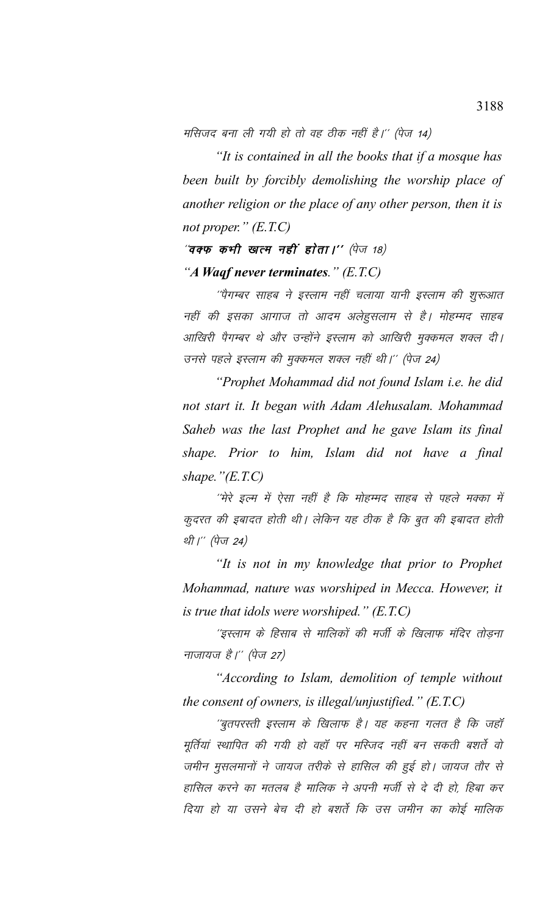मसिजद बना ली गयी हो तो वह ठीक नहीं है।'' (पेज 14)

*"It is contained in all the books that if a mosque has been built by forcibly demolishing the worship place of another religion or the place of any other person, then it is not proper." (E.T.C)*

*''**वक्फ कभी खत्म नहीं होता।''** (पेज 18)*

*"**A Waqf never terminates**." (E.T.C)*

*''पैगम्बर साहब ने इस्लाम नहीं चलाया यानी इस्लाम की शुरूआत नहीं की इसका आगाज तो आदम अलेहुसलाम से है। मोहम्मद साहब आखिरी पैगम्बर थे और उन्होंने इस्लाम को आखिरी मुक्कमल शक्ल दी। उनसे पहले इस्लाम की मुक्कमल शक्ल नहीं थी।'' (पेज 24)*

*"Prophet Mohammad did not found Islam i.e. he did not start it. It began with Adam Alehusalam. Mohammad Saheb was the last Prophet and he gave Islam its final shape. Prior to him, Islam did not have a final shape."(E.T.C)*

*''मेरे इल्म में ऐसा नहीं है कि मोहम्मद साहब से पहले मक्का में कुदरत की इबादत होती थी। लेकिन यह ठीक है कि बुत की इबादत होती थी।'' (पेज 24)*

*"It is not in my knowledge that prior to Prophet Mohammad, nature was worshiped in Mecca. However, it is true that idols were worshiped." (E.T.C)*

*''इस्लाम के हिसाब से मालिकों की मर्जी के खिलाफ मंदिर तोड़ना नाजायज है।'' (पेज 27)*

*"According to Islam, demolition of temple without the consent of owners, is illegal/unjustified." (E.T.C)*

*''बुतपरस्ती इस्लाम के खिलाफ है। यह कहना गलत है कि जहॉ मूर्तियां स्थापित की गयी हो वहॉ पर मस्जिद नहीं बन सकती बशर्ते वो जमीन मुसलमानों ने जायज तरीके से हासिल की हुई हो। जायज तौर से हासिल करने का मतलब है मालिक ने अपनी मर्जी से दे दी हो, हिबा कर दिया हो या उसने बेच दी हो बशर्ते कि उस जमीन का कोई मालिक*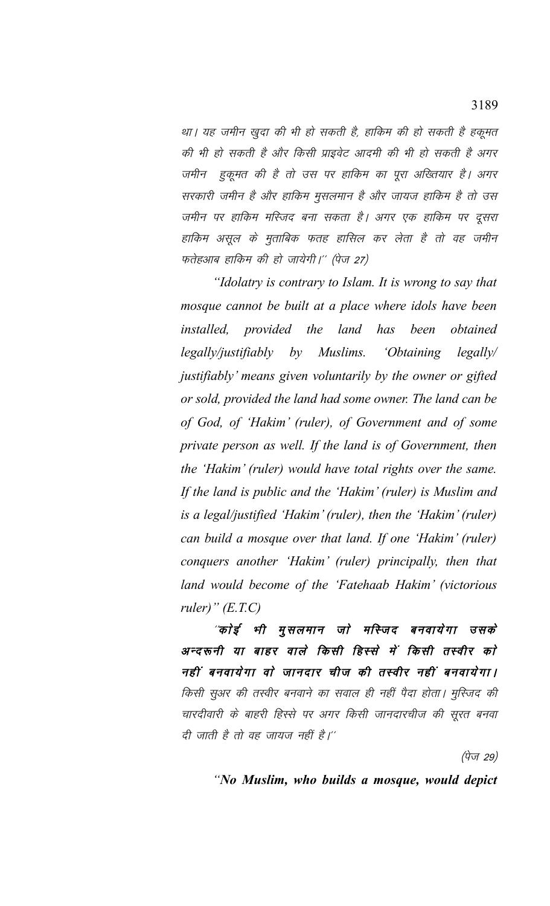*था। यह जमीन खुदा की भी हो सकती है, हाकिम की हो सकती है हकूमत की भी हो सकती है और किसी प्राइवेट आदमी की भी हो सकती है अगर जमीन हुकूमत की है तो उस पर हाकिम का पूरा अख्तियार है। अगर सरकारी जमीन है और हाकिम मुसलमान है और जायज हाकिम है तो उस जमीन पर हाकिम मस्जिद बना सकता है। अगर एक हाकिम पर दूसरा हाकिम असूल के मुताबिक फतह हासिल कर लेता है तो वह जमीन फतेहआब हाकिम की हो जायेगी।'' (पेज 27)*

*"Idolatry is contrary to Islam. It is wrong to say that mosque cannot be built at a place where idols have been installed, provided the land has been obtained legally/justifiably by Muslims. 'Obtaining legally/ justifiably' means given voluntarily by the owner or gifted or sold, provided the land had some owner. The land can be of God, of 'Hakim' (ruler), of Government and of some private person as well. If the land is of Government, then the 'Hakim' (ruler) would have total rights over the same. If the land is public and the 'Hakim' (ruler) is Muslim and is a legal/justified 'Hakim' (ruler), then the 'Hakim' (ruler) can build a mosque over that land. If one 'Hakim' (ruler) conquers another 'Hakim' (ruler) principally, then that land would become of the 'Fatehaab Hakim' (victorious ruler)" (E.T.C)*

***''कोई भी मुसलमान जो मस्जिद बनवायेगा उसके अन्दरूनी या बाहर वाले किसी हिस्से में किसी तस्वीर को नहीं बनवायेगा वो जानदार चीज की तस्वीर नहीं बनवायेगा।*** *किसी सुअर की तस्वीर बनवाने का सवाल ही नहीं पैदा होता। मस्जिद की चारदीवारी के बाहरी हिस्से पर अगर किसी जानदारचीज की सूरत बनवा दी जाती है तो वह जायज नहीं है।''*

*(पेज 29)*

***"No Muslim, who builds a mosque, would depict***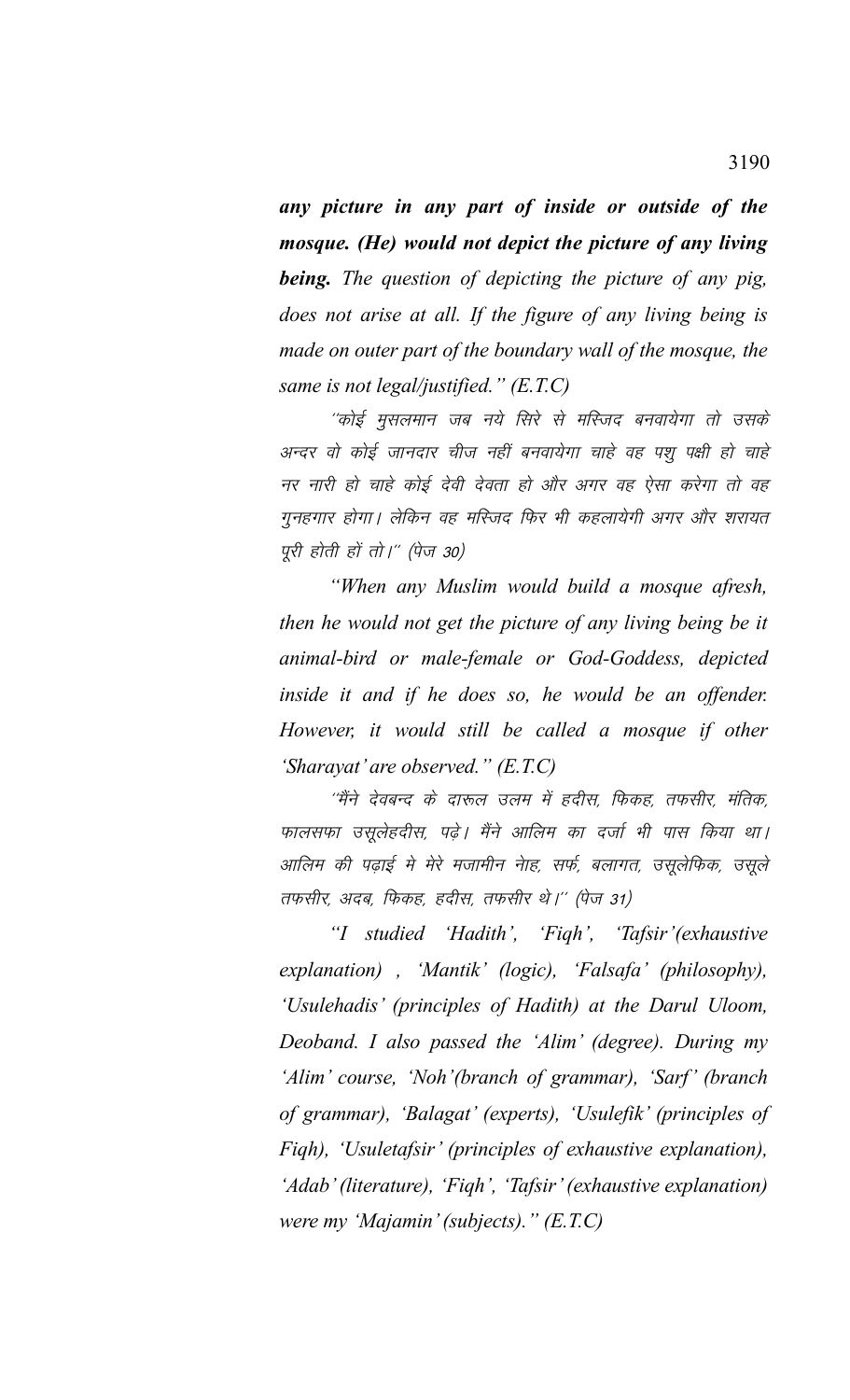***any picture in any part of inside or outside of the mosque. (He) would not depict the picture of any living being.*** *The question of depicting the picture of any pig, does not arise at all. If the figure of any living being is made on outer part of the boundary wall of the mosque, the same is not legal/justified." (E.T.C)*

*"कोई मुसलमान जब नये सिरे से मस्जिद बनवायेगा तो उसके अन्दर वो कोई जानदार चीज नहीं बनवायेगा चाहे वह पशु पक्षी हो चाहे नर नारी हो चाहे कोई देवी देवता हो और अगर वह ऐसा करेगा तो वह गुनहगार होगा। लेकिन वह मस्जिद फिर भी कहलायेगी अगर और शरायत पूरी होती हों तो।" (पेज 30)*

*"When any Muslim would build a mosque afresh, then he would not get the picture of any living being be it animal-bird or male-female or God-Goddess, depicted inside it and if he does so, he would be an offender. However, it would still be called a mosque if other 'Sharayat' are observed." (E.T.C)*

*"मैंने देवबन्द के दारूल उलम में हदीस, फिकह, तफसीर, मंतिक, फालसफा उसूलेहदीस, पढ़े। मैंने आलिम का दर्जा भी पास किया था। आलिम की पढ़ाई मे मेरे मजामीन नोह, सर्फ, बलागत, उसूलेफिक, उसूले तफसीर, अदब, फिकह, हदीस, तफसीर थे।" (पेज 31)*

*"I studied 'Hadith', 'Fiqh', 'Tafsir'(exhaustive explanation) , 'Mantik' (logic), 'Falsafa' (philosophy), 'Usulehadis' (principles of Hadith) at the Darul Uloom, Deoband. I also passed the 'Alim' (degree). During my 'Alim' course, 'Noh'(branch of grammar), 'Sarf' (branch of grammar), 'Balagat' (experts), 'Usulefik' (principles of Fiqh), 'Usuletafsir' (principles of exhaustive explanation), 'Adab' (literature), 'Fiqh', 'Tafsir' (exhaustive explanation) were my 'Majamin' (subjects)." (E.T.C)*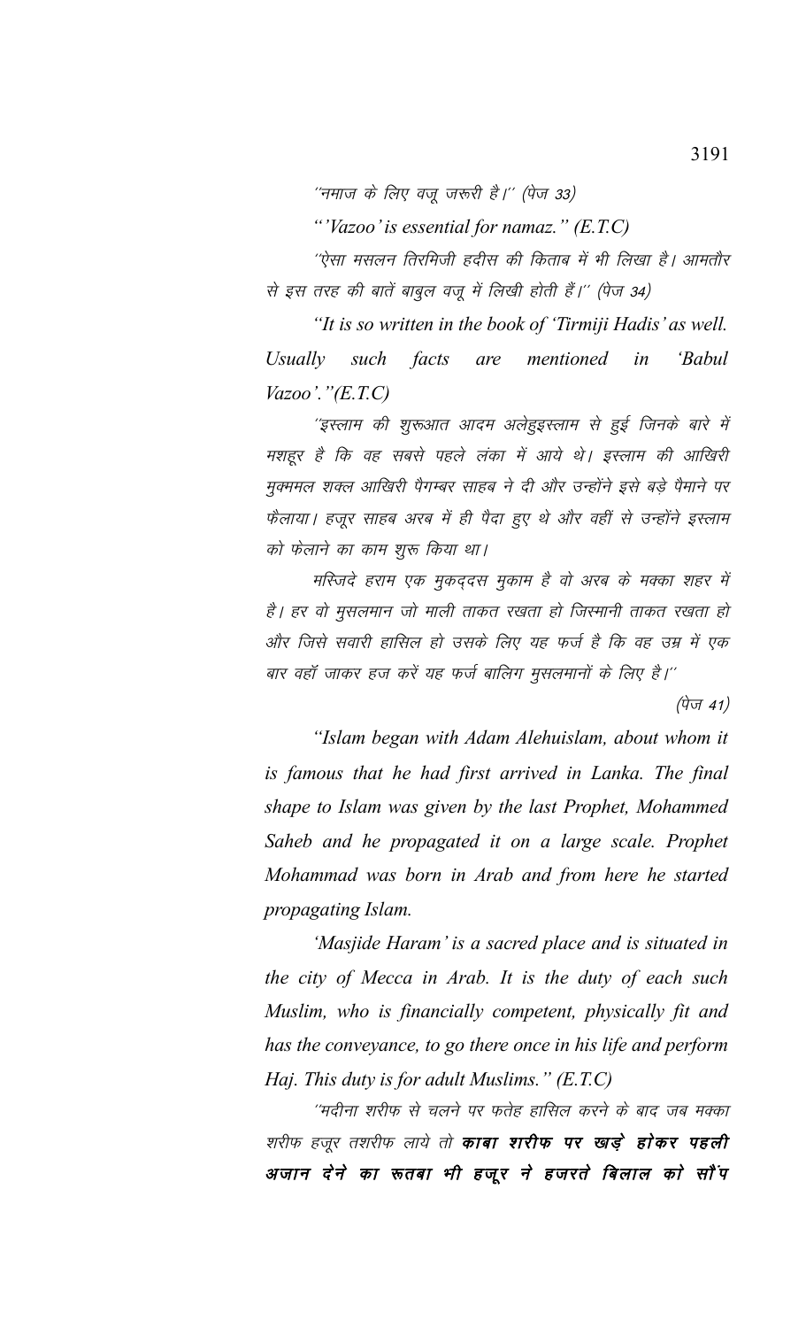*''नमाज के लिए वजू जरूरी है।'' (पेज 33)*

*"'Vazoo' is essential for namaz." (E.T.C)*

*''ऐसा मसलन तिरमिजी हदीस की किताब में भी लिखा है। आमतौर से इस तरह की बातें बाबुल वजू में लिखी होती हैं।'' (पेज 34)*

*"It is so written in the book of 'Tirmiji Hadis' as well. Usually such facts are mentioned in 'Babul Vazoo'."(E.T.C)*

*''इस्लाम की शुरूआत आदम अलेहुइस्लाम से हुई जिनके बारे में मशहूर है कि वह सबसे पहले लंका में आये थे। इस्लाम की आखिरी मुक्म्मल शक्ल आखिरी पैगम्बर साहब ने दी और उन्होंने इसे बड़े पैमाने पर फैलाया। हजूर साहब अरब में ही पैदा हुए थे और वहीं से उन्होंने इस्लाम को फेलाने का काम शुरू किया था।*

*मस्जिदे हराम एक मुकद्दस मुकाम है वो अरब के मक्का शहर में है। हर वो मुसलमान जो माली ताकत रखता हो जिस्मानी ताकत रखता हो और जिसे सवारी हासिल हो उसके लिए यह फर्ज है कि वह उम्र में एक बार वहाँ जाकर हज करें यह फर्ज बालिग मुसलमानों के लिए है।''*

*(पेज 41)*

*"Islam began with Adam Alehuislam, about whom it is famous that he had first arrived in Lanka. The final shape to Islam was given by the last Prophet, Mohammed Saheb and he propagated it on a large scale. Prophet Mohammad was born in Arab and from here he started propagating Islam.*

*'Masjide Haram' is a sacred place and is situated in the city of Mecca in Arab. It is the duty of each such Muslim, who is financially competent, physically fit and has the conveyance, to go there once in his life and perform Haj. This duty is for adult Muslims." (E.T.C)*

*''मदीना शरीफ से चलने पर फतेह हासिल करने के बाद जब मक्का शरीफ हजूर तशरीफ लाये तो* ***काबा शरीफ पर खड़े होकर पहली अजान देने का रूतबा भी हजूर ने हजरते बिलाल को सौंप***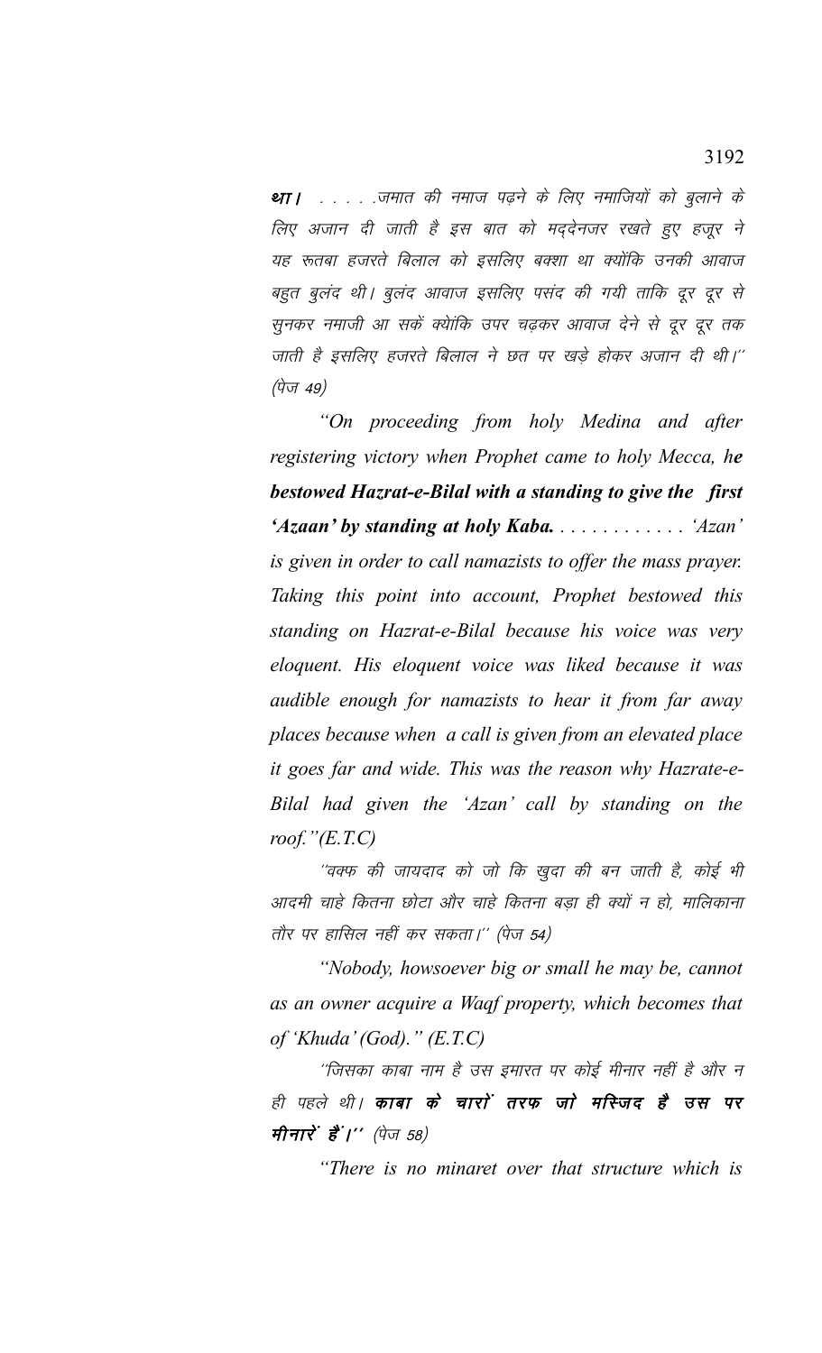**था।** . . . . .जमात की नमाज पढ़ने के लिए नमाजियों को बुलाने के लिए अजान दी जाती है इस बात को मद्देनजर रखते हुए हजूर ने यह रूतबा हजरते बिलाल को इसलिए बक्शा था क्योंकि उनकी आवाज बहुत बुलंद थी। बुलंद आवाज इसलिए पसंद की गयी ताकि दूर दूर से सुनकर नमाजी आ सकें क्योंकि उपर चढ़कर आवाज देने से दूर दूर तक जाती है इसलिए हजरते बिलाल ने छत पर खड़े होकर अजान दी थी।'' (पेज 49)

*"On proceeding from holy Medina and after registering victory when Prophet came to holy Mecca, h**e bestowed Hazrat-e-Bilal with a standing to give the first 'Azaan' by standing at holy Kaba.** . . . . . . . . . . . . 'Azan' is given in order to call namazists to offer the mass prayer. Taking this point into account, Prophet bestowed this standing on Hazrat-e-Bilal because his voice was very eloquent. His eloquent voice was liked because it was audible enough for namazists to hear it from far away places because when a call is given from an elevated place it goes far and wide. This was the reason why Hazrate-e-Bilal had given the 'Azan' call by standing on the roof."(E.T.C)*

''वक्फ की जायदाद को जो कि खुदा की बन जाती है, कोई भी आदमी चाहे कितना छोटा और चाहे कितना बड़ा ही क्यों न हो, मालिकाना तौर पर हासिल नहीं कर सकता।'' (पेज 54)

*"Nobody, howsoever big or small he may be, cannot as an owner acquire a Waqf property, which becomes that of 'Khuda' (God)." (E.T.C)*

''जिसका काबा नाम है उस इमारत पर कोई मीनार नहीं है और न ही पहले थी। **काबा के चारों तरफ जो मस्जिद है उस पर मीनारें हैं।''** (पेज 58)

*"There is no minaret over that structure which is*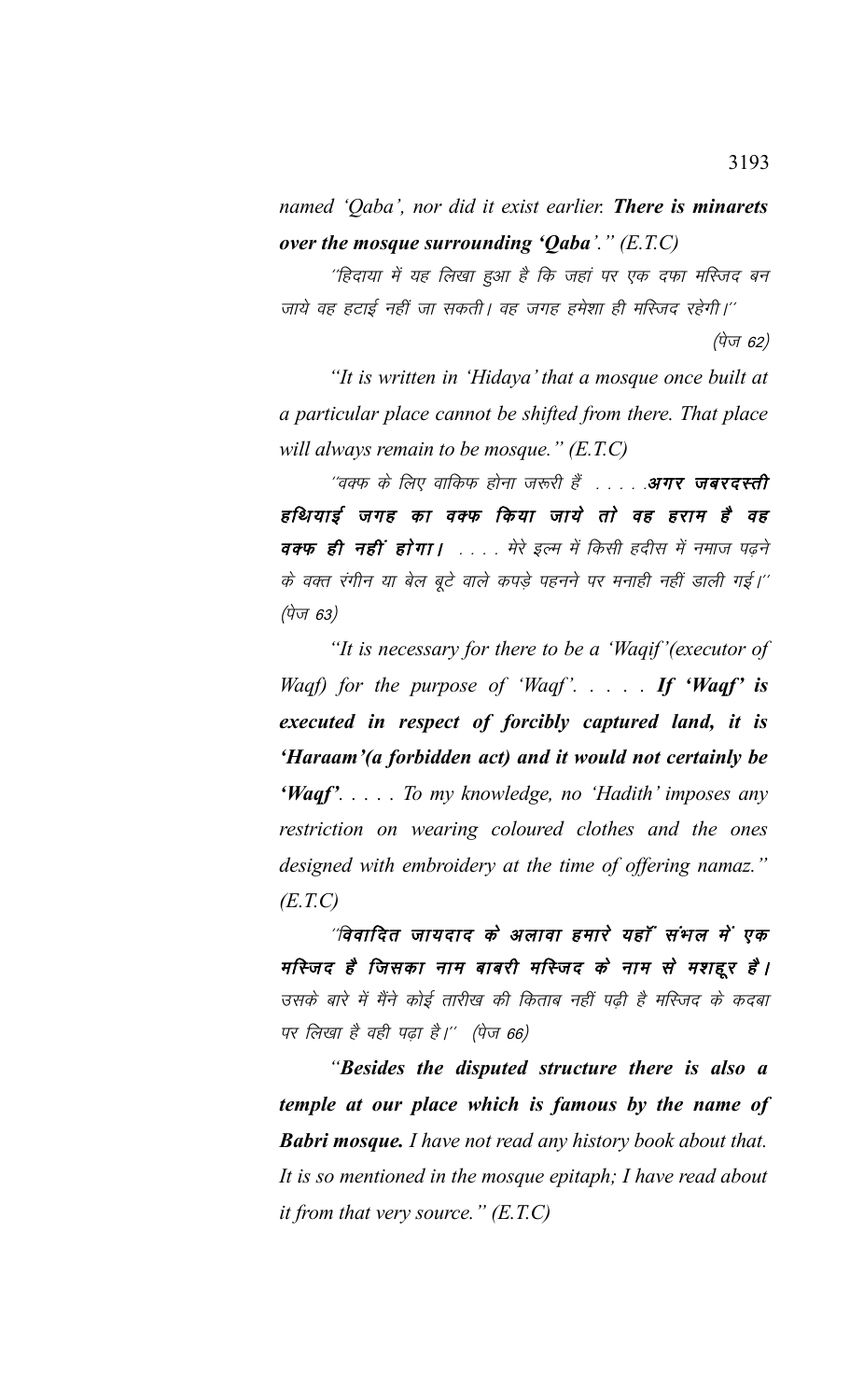*named 'Qaba', nor did it exist earlier.* ***There is minarets over the mosque surrounding 'Qaba'.*** *" (E.T.C)*

*"हिदाया में यह लिखा हुआ है कि जहां पर एक दफा मस्जिद बन जाये वह हटाई नहीं जा सकती। वह जगह हमेशा ही मस्जिद रहेगी।"* (पेज 62)

*"It is written in 'Hidaya' that a mosque once built at a particular place cannot be shifted from there. That place will always remain to be mosque." (E.T.C)*

*"वक्फ के लिए वाकिफ होना जरूरी हैं . . . . .* ***अगर जबरदस्ती हथियाई जगह का वक्फ किया जाये तो वह हराम है वह वक्फ ही नहीं होगा।*** *. . . . मेरे इल्म में किसी हदीस में नमाज पढ़ने के वक्त रंगीन या बेल बूटे वाले कपड़े पहनने पर मनाही नहीं डाली गई।"* (पेज 63)

*"It is necessary for there to be a 'Waqif'(executor of Waqf) for the purpose of 'Waqf'. . . . .* ***If 'Waqf' is executed in respect of forcibly captured land, it is 'Haraam'(a forbidden act) and it would not certainly be 'Waqf'.*** *. . . . To my knowledge, no 'Hadith' imposes any restriction on wearing coloured clothes and the ones designed with embroidery at the time of offering namaz." (E.T.C)*

*"****विवादित जायदाद के अलावा हमारे यहाँ संभल में एक मस्जिद है जिसका नाम बाबरी मस्जिद के नाम से मशहूर है।*** *उसके बारे में मैंने कोई तारीख की किताब नहीं पढ़ी है मस्जिद के कदबा पर लिखा है वही पढ़ा है।"* (पेज 66)

*"****Besides the disputed structure there is also a temple at our place which is famous by the name of Babri mosque.*** *I have not read any history book about that. It is so mentioned in the mosque epitaph; I have read about it from that very source." (E.T.C)*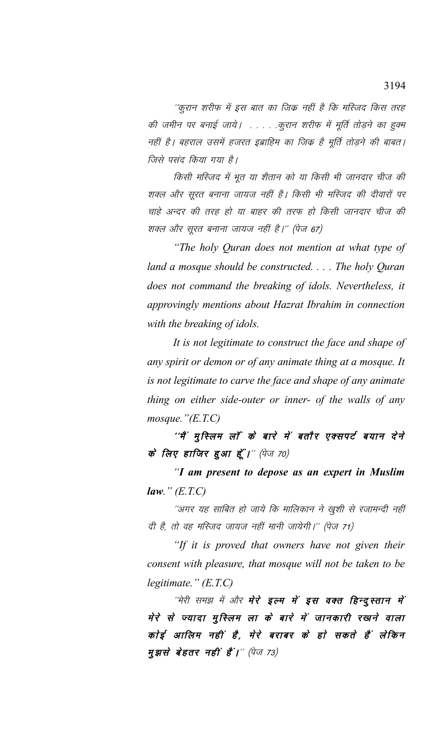"कुरान शरीफ में इस बात का जिक्र नहीं है कि मस्जिद किस तरह की जमीन पर बनाई जाये। . . . . .कुरान शरीफ में मूर्ति तोड़ने का हुक्म नहीं है। बहराल उसमें हजरत इब्राहिम का जिक्र है मूर्ति तोड़ने की बाबत। जिसे पसंद किया गया है।

किसी मस्जिद में भूत या शैतान को या किसी भी जानदार चीज की शक्ल और सूरत बनाना जायज नहीं है। किसी भी मस्जिद की दीवारों पर चाहे अन्दर की तरह हो या बाहर की तरफ हो किसी जानदार चीज की शक्ल और सूरत बनाना जायज नहीं है।" (पेज 67)

*"The holy Quran does not mention at what type of land a mosque should be constructed. . . . The holy Quran does not command the breaking of idols. Nevertheless, it approvingly mentions about Hazrat Ibrahim in connection with the breaking of idols.*

*It is not legitimate to construct the face and shape of any spirit or demon or of any animate thing at a mosque. It is not legitimate to carve the face and shape of any animate thing on either side-outer or inner- of the walls of any mosque."(E.T.C)*

***"मैं मुस्लिम लॉ के बारे में बतौर एक्सपर्ट बयान देने के लिए हाजिर हुआ हूँ।"*** (पेज 70)

*"**I am present to depose as an expert in Muslim law.**" (E.T.C)*

"अगर यह साबित हो जाये कि मालिकान ने खुशी से रजामन्दी नहीं दी है, तो वह मस्जिद जायज नहीं मानी जायेगी।" (पेज 71)

*"If it is proved that owners have not given their consent with pleasure, that mosque will not be taken to be legitimate." (E.T.C)*

"मेरी समझ में और ***मेरे इल्म में इस वक्त हिन्दुस्तान में मेरे से ज्यादा मुस्लिम ला के बारे में जानकारी रखने वाला कोई आलिम नहीं है, मेरे बराबर के हो सकते हैं लेकिन मुझसे बेहतर नहीं हैं।"*** (पेज 73)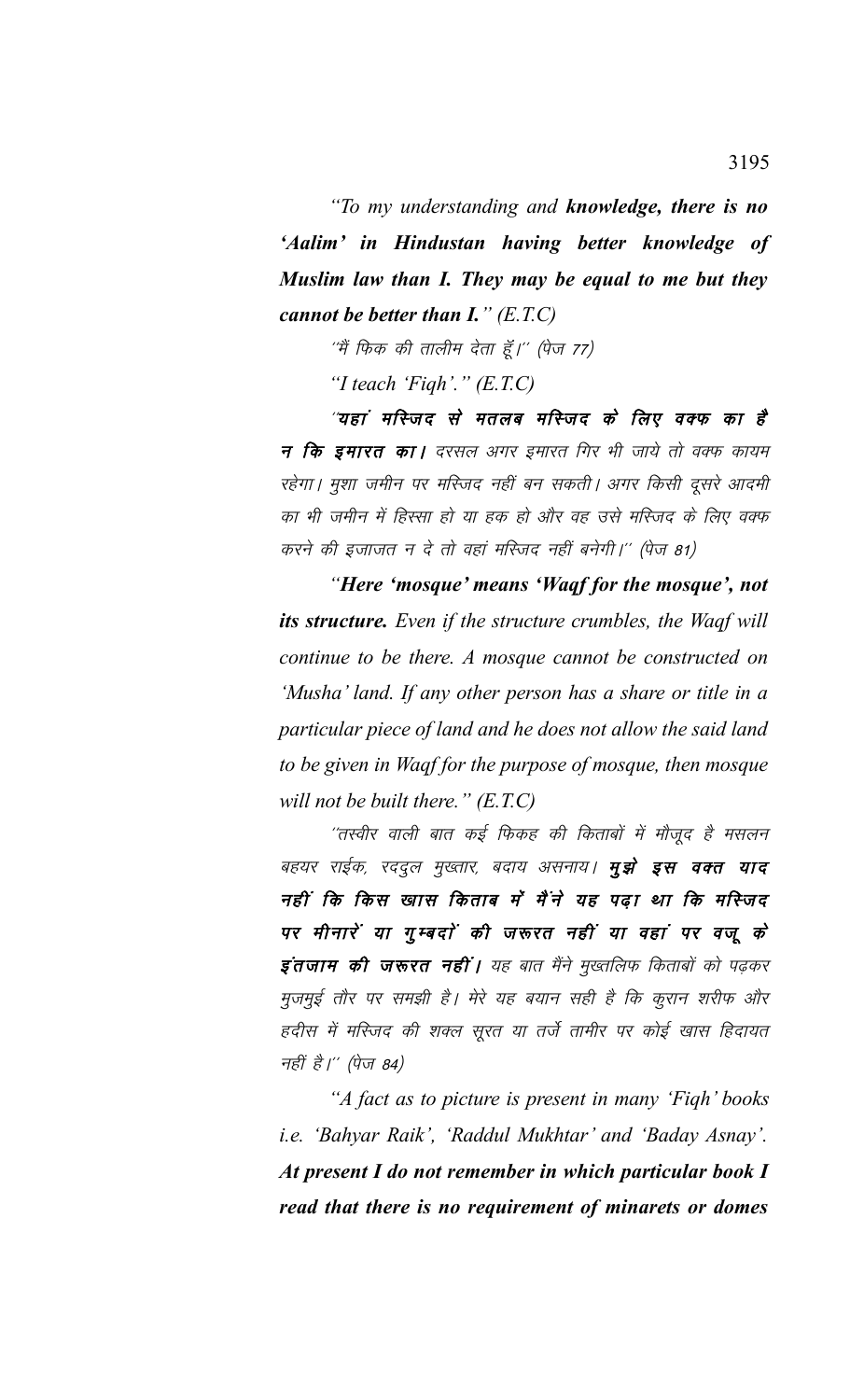*"To my understanding and **knowledge, there is no 'Aalim' in Hindustan having better knowledge of Muslim law than I. They may be equal to me but they cannot be better than I.**" (E.T.C)*

*''मैं फिक की तालीम देता हूँ।'' (पेज 77)*

*"I teach 'Fiqh'." (E.T.C)*

*''**यहां मस्जिद से मतलब मस्जिद के लिए वक्फ का है न कि इमारत का।** दरसल अगर इमारत गिर भी जाये तो वक्फ कायम रहेगा। मुशा जमीन पर मस्जिद नहीं बन सकती। अगर किसी दूसरे आदमी का भी जमीन में हिस्सा हो या हक हो और वह उसे मस्जिद के लिए वक्फ करने की इजाजत न दे तो वहां मस्जिद नहीं बनेगी।'' (पेज 81)*

*"**Here 'mosque' means 'Waqf for the mosque', not its structure.** Even if the structure crumbles, the Waqf will continue to be there. A mosque cannot be constructed on 'Musha' land. If any other person has a share or title in a particular piece of land and he does not allow the said land to be given in Waqf for the purpose of mosque, then mosque will not be built there." (E.T.C)*

*''तस्वीर वाली बात कई फिकह की किताबों में मौजूद है मसलन बहयर राईक, रददुल मुख्तार, बदाय असनाय। **मुझे इस वक्त याद नहीं कि किस खास किताब में मैंने यह पढ़ा था कि मस्जिद पर मीनारें या गुम्बदों की जरूरत नहीं या वहां पर वजू के इंतजाम की जरूरत नहीं।** यह बात मैंने मुख्तलिफ किताबों को पढ़कर मुजमुई तौर पर समझी है। मेरे यह बयान सही है कि कुरान शरीफ और हदीस में मस्जिद की शक्ल सूरत या तर्जे तामीर पर कोई खास हिदायत नहीं है।'' (पेज 84)*

*"A fact as to picture is present in many 'Fiqh' books i.e. 'Bahyar Raik', 'Raddul Mukhtar' and 'Baday Asnay'. **At present I do not remember in which particular book I read that there is no requirement of minarets or domes***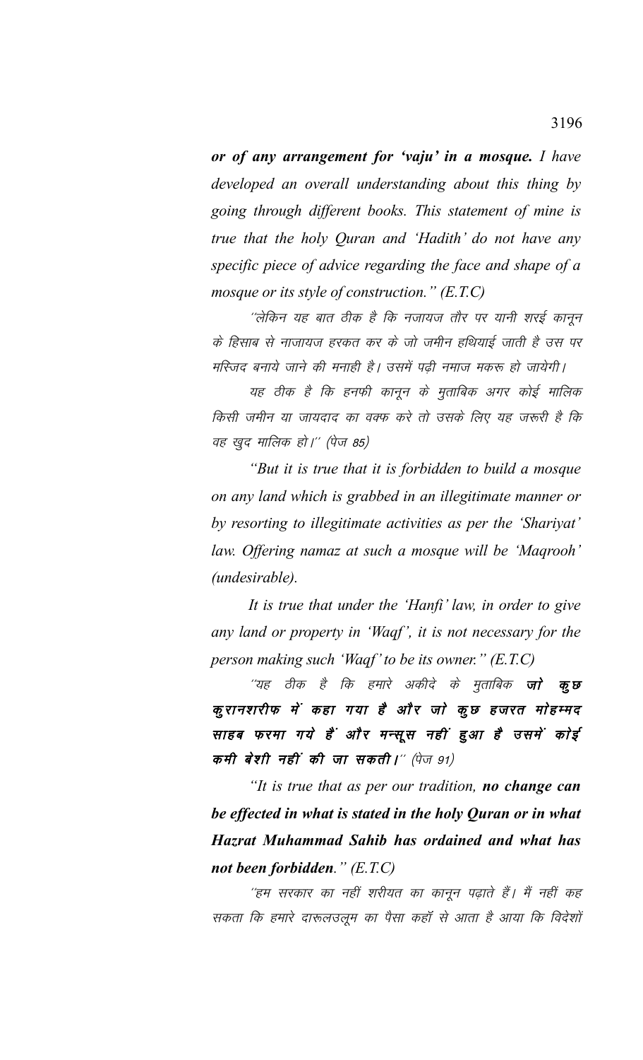***or of any arrangement for 'vaju' in a mosque.*** *I have developed an overall understanding about this thing by going through different books. This statement of mine is true that the holy Quran and 'Hadith' do not have any specific piece of advice regarding the face and shape of a mosque or its style of construction." (E.T.C)*

''लेकिन यह बात ठीक है कि नजायज तौर पर यानी शरई कानून के हिसाब से नाजायज हरकत कर के जो जमीन हथियाई जाती है उस पर मस्जिद बनाये जाने की मनाही है। उसमें पढ़ी नमाज मकरू हो जायेगी।

यह ठीक है कि हनफी कानून के मुताबिक अगर कोई मालिक किसी जमीन या जायदाद का वक्फ करे तो उसके लिए यह जरूरी है कि वह खुद मालिक हो।'' (पेज 85)

*"But it is true that it is forbidden to build a mosque on any land which is grabbed in an illegitimate manner or by resorting to illegitimate activities as per the 'Shariyat' law. Offering namaz at such a mosque will be 'Maqrooh' (undesirable).*

*It is true that under the 'Hanfi' law, in order to give any land or property in 'Waqf', it is not necessary for the person making such 'Waqf' to be its owner." (E.T.C)*

''यह ठीक है कि हमारे अकीदे के मुताबिक **जो कुछ कुरानशरीफ में कहा गया है और जो कुछ हजरत मोहम्मद साहब फरमा गये हैं और मन्सूस नहीं हुआ है उसमें कोई कमी बेशी नहीं की जा सकती।**'' (पेज 91)

*"It is true that as per our tradition,* ***no change can be effected in what is stated in the holy Quran or in what Hazrat Muhammad Sahib has ordained and what has not been forbidden****." (E.T.C)*

''हम सरकार का नहीं शरीयत का कानून पढ़ाते हैं। मैं नहीं कह सकता कि हमारे दारूलउलूम का पैसा कहाँ से आता है आया कि विदेशों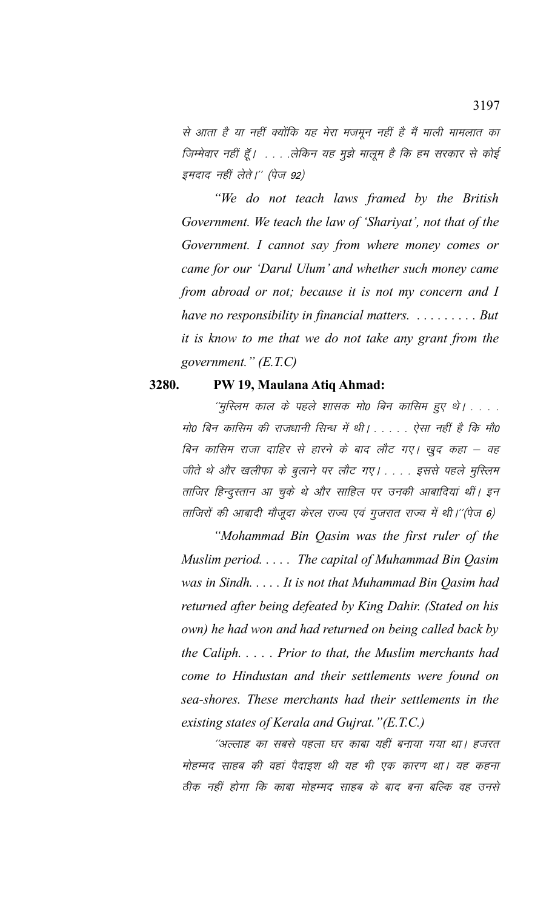से आता है या नहीं क्योंकि यह मेरा मजमून नहीं है मैं माली मामलात का जिम्मेवार नहीं हूँ। . . . .लेकिन यह मुझे मालूम है कि हम सरकार से कोई इमदाद नहीं लेते।'' (पेज 92)

*"We do not teach laws framed by the British Government. We teach the law of 'Shariyat', not that of the Government. I cannot say from where money comes or came for our 'Darul Ulum' and whether such money came from abroad or not; because it is not my concern and I have no responsibility in financial matters. . . . . . . . . But it is know to me that we do not take any grant from the government." (E.T.C)*

**3280. PW 19, Maulana Atiq Ahmad:**

''मुस्लिम काल के पहले शासक मो0 बिन कासिम हुए थे। . . . . मो0 बिन कासिम की राजधानी सिन्ध में थी। . . . . . ऐसा नहीं है कि मो0 बिन कासिम राजा दाहिर से हारने के बाद लौट गए। खुद कहा – वह जीते थे और खलीफा के बुलाने पर लौट गए। . . . . इससे पहले मुस्लिम ताजिर हिन्दुस्तान आ चुके थे और साहिल पर उनकी आबादियां थीं। इन ताजिरों की आबादी मौजूदा केरल राज्य एवं गुजरात राज्य में थी।''(पेज 6)

*"Mohammad Bin Qasim was the first ruler of the Muslim period. . . . . The capital of Muhammad Bin Qasim was in Sindh. . . . . It is not that Muhammad Bin Qasim had returned after being defeated by King Dahir. (Stated on his own) he had won and had returned on being called back by the Caliph. . . . . Prior to that, the Muslim merchants had come to Hindustan and their settlements were found on sea-shores. These merchants had their settlements in the existing states of Kerala and Gujrat."(E.T.C.)*

''अल्लाह का सबसे पहला घर काबा यहीं बनाया गया था। हजरत मोहम्मद साहब की वहां पैदाइश थी यह भी एक कारण था। यह कहना ठीक नहीं होगा कि काबा मोहम्मद साहब के बाद बना बल्कि वह उनसे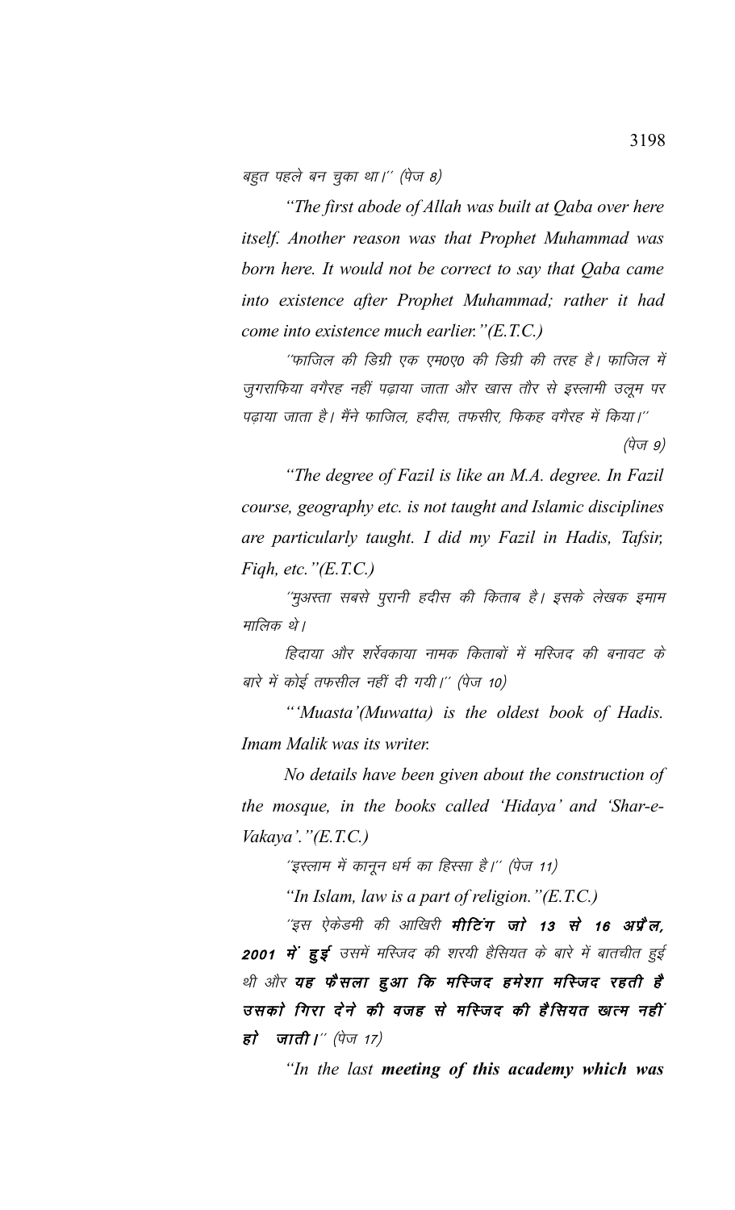*बहुत पहले बन चुका था।'' (पेज 8)*

***"The first abode of Allah was built at Qaba over here itself. Another reason was that Prophet Muhammad was born here. It would not be correct to say that Qaba came into existence after Prophet Muhammad; rather it had come into existence much earlier."(E.T.C.)***

*''फाजिल की डिग्री एक एम0ए0 की डिग्री की तरह है। फाजिल में जुगराफिया वगैरह नहीं पढ़ाया जाता और खास तौर से इस्लामी उलूम पर पढ़ाया जाता है। मैंने फाजिल, हदीस, तफसीर, फिकह वगैरह में किया।''*

*(पेज 9)*

***"The degree of Fazil is like an M.A. degree. In Fazil course, geography etc. is not taught and Islamic disciplines are particularly taught. I did my Fazil in Hadis, Tafsir, Fiqh, etc."(E.T.C.)***

*''मुअस्ता सबसे पुरानी हदीस की किताब है। इसके लेखक इमाम मालिक थे।*

*हिदाया और शर्रेवकाया नामक किताबों में मस्जिद की बनावट के बारे में कोई तफसील नहीं दी गयी।'' (पेज 10)*

***"'Muasta'(Muwatta) is the oldest book of Hadis. Imam Malik was its writer.***

***No details have been given about the construction of the mosque, in the books called 'Hidaya' and 'Shar-e-Vakaya'."(E.T.C.)***

*''इस्लाम में कानून धर्म का हिस्सा है।'' (पेज 11)*

***"In Islam, law is a part of religion."(E.T.C.)***

*''इस ऐकेडमी की आखिरी **मीटिंग जो 13 से 16 अप्रैल, 2001 में हुई** उसमें मस्जिद की शरयी हैसियत के बारे में बातचीत हुई थी और **यह फैसला हुआ कि मस्जिद हमेशा मस्जिद रहती है उसको गिरा देने की वजह से मस्जिद की हैसियत खत्म नहीं हो जाती।**'' (पेज 17)*

***"In the last meeting of this academy which was***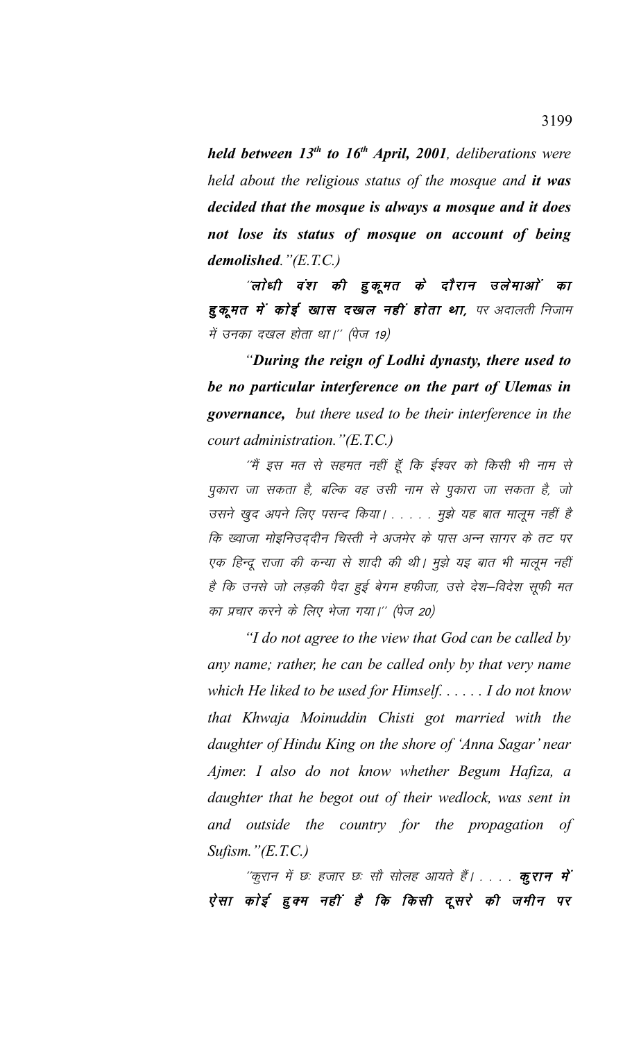***held between 13th to 16th April, 2001**, deliberations were held about the religious status of the mosque and **it was decided that the mosque is always a mosque and it does not lose its status of mosque on account of being demolished**."(E.T.C.)*

*"**लोधी वंश की हुकूमत के दौरान उलेमाओं का हुकूमत में कोई खास दखल नहीं होता था,** पर अदालती निजाम में उनका दखल होता था।" (पेज 19)*

*"**During the reign of Lodhi dynasty, there used to be no particular interference on the part of Ulemas in governance,** but there used to be their interference in the court administration."(E.T.C.)*

*"मैं इस मत से सहमत नहीं हूँ कि ईश्वर को किसी भी नाम से पुकारा जा सकता है, बल्कि वह उसी नाम से पुकारा जा सकता है, जो उसने खुद अपने लिए पसन्द किया। . . . . . मुझे यह बात मालूम नहीं है कि ख्वाजा मोइनिउद्दीन चिस्ती ने अजमेर के पास अन्न सागर के तट पर एक हिन्दू राजा की कन्या से शादी की थी। मुझे यइ बात भी मालूम नहीं है कि उनसे जो लड़की पैदा हुई बेगम हफीजा, उसे देश–विदेश सूफी मत का प्रचार करने के लिए भेजा गया।" (पेज 20)*

*"I do not agree to the view that God can be called by any name; rather, he can be called only by that very name which He liked to be used for Himself. . . . . . I do not know that Khwaja Moinuddin Chisti got married with the daughter of Hindu King on the shore of 'Anna Sagar' near Ajmer. I also do not know whether Begum Hafiza, a daughter that he begot out of their wedlock, was sent in and outside the country for the propagation of Sufism."(E.T.C.)*

*"कुरान में छः हजार छः सौ सोलह आयते हैं। . . . . **कुरान में ऐसा कोई हुक्म नहीं है कि किसी दूसरे की जमीन पर***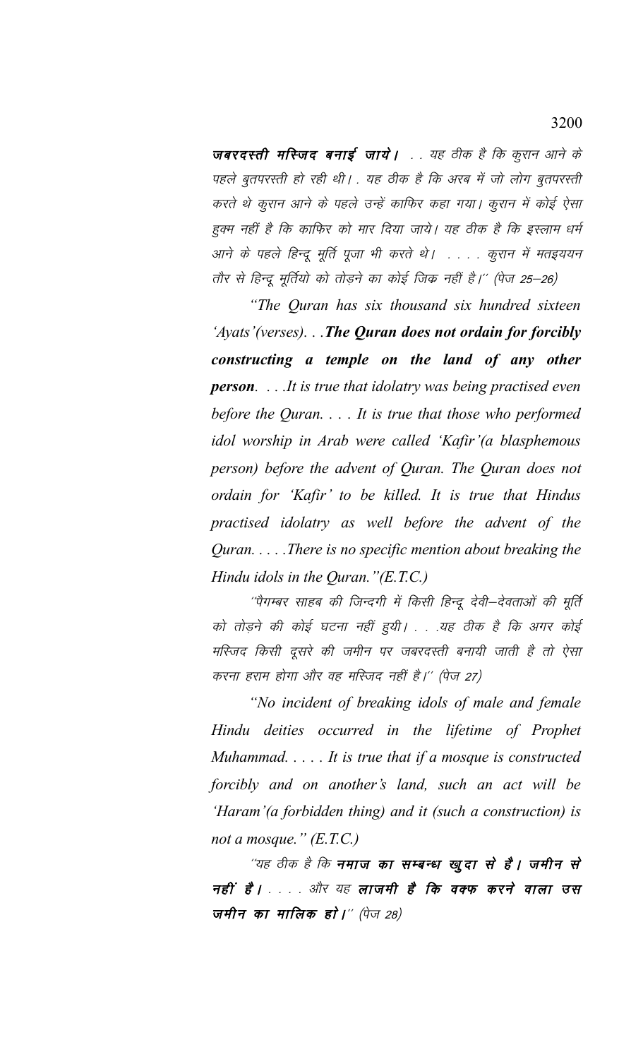***जबरदस्ती मस्जिद बनाई जाये।*** . . यह ठीक है कि कुरान आने के पहले बुतपरस्ती हो रही थी। . यह ठीक है कि अरब में जो लोग बुतपरस्ती करते थे कुरान आने के पहले उन्हें काफिर कहा गया। कुरान में कोई ऐसा हुक्म नहीं है कि काफिर को मार दिया जाये। यह ठीक है कि इस्लाम धर्म आने के पहले हिन्दू मूर्ति पूजा भी करते थे। . . . . कुरान में मतइययन तौर से हिन्दू मूर्तियो को तोड़ने का कोई जिक्र नहीं है।'' (पेज 25–26)

*"The Quran has six thousand six hundred sixteen 'Ayats'(verses). . .**The Quran does not ordain for forcibly constructing a temple on the land of any other person**. . . .It is true that idolatry was being practised even before the Quran. . . . It is true that those who performed idol worship in Arab were called 'Kafir'(a blasphemous person) before the advent of Quran. The Quran does not ordain for 'Kafir' to be killed. It is true that Hindus practised idolatry as well before the advent of the Quran. . . . .There is no specific mention about breaking the Hindu idols in the Quran."(E.T.C.)*

*''पैगम्बर साहब की जिन्दगी में किसी हिन्दू देवी–देवताओं की मूर्ति को तोड़ने की कोई घटना नहीं हुयी। . . .यह ठीक है कि अगर कोई मस्जिद किसी दूसरे की जमीन पर जबरदस्ती बनायी जाती है तो ऐसा करना हराम होगा और वह मस्जिद नहीं है।'' (पेज 27)*

*"No incident of breaking idols of male and female Hindu deities occurred in the lifetime of Prophet Muhammad. . . . . It is true that if a mosque is constructed forcibly and on another's land, such an act will be 'Haram'(a forbidden thing) and it (such a construction) is not a mosque." (E.T.C.)*

*''यह ठीक है कि **नमाज का सम्बन्ध खुदा से है। जमीन से नहीं है।** . . . . और यह **लाजमी है कि वक्फ करने वाला उस जमीन का मालिक हो।**'' (पेज 28)*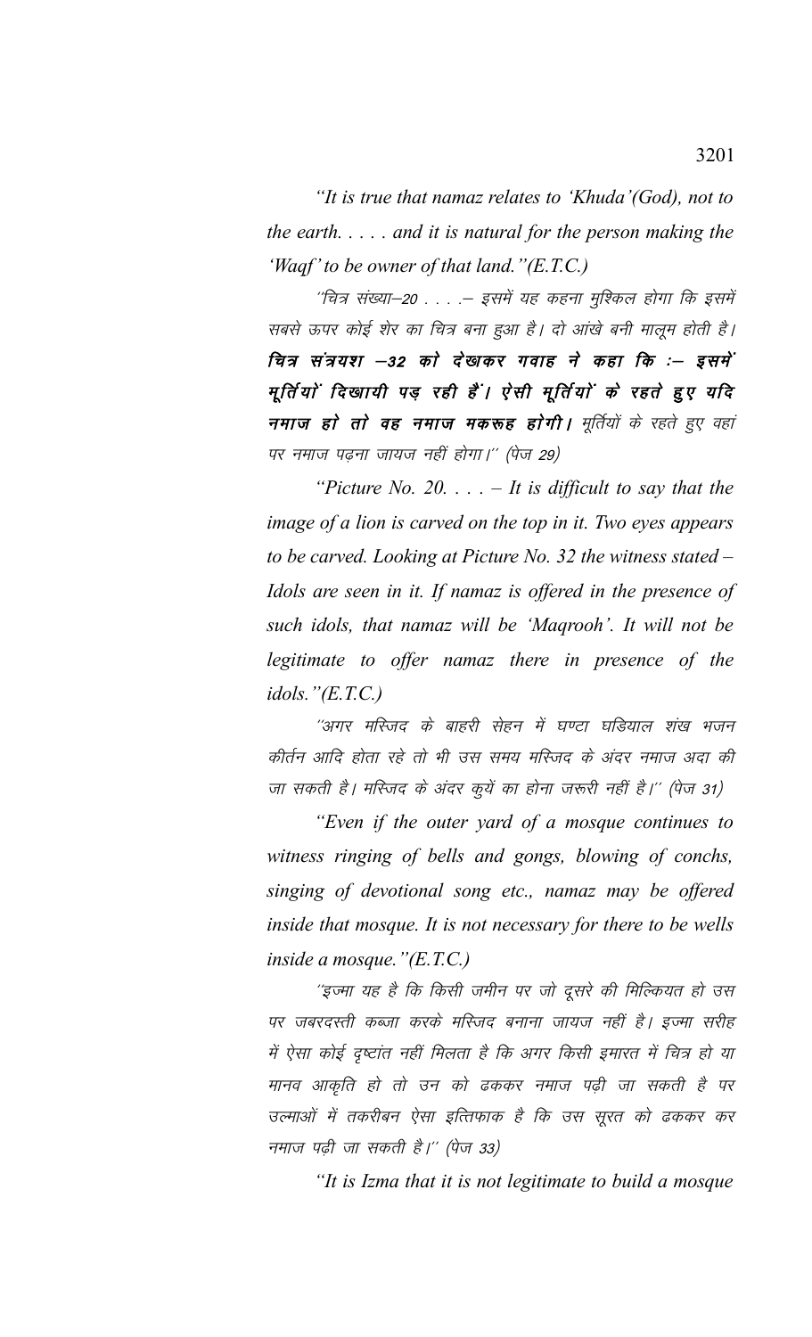*"It is true that namaz relates to 'Khuda'(God), not to the earth. . . . . and it is natural for the person making the 'Waqf' to be owner of that land."(E.T.C.)*

*''चित्र संख्या–20 . . . .– इसमें यह कहना मुश्किल होगा कि इसमें सबसे ऊपर कोई शेर का चित्र बना हुआ है। दो आंखे बनी मालूम होती है।* ***चित्र संत्रयश –32 को देखकर गवाह ने कहा कि :– इसमें मूर्तियों दिखायी पड़ रही हैं। ऐसी मूर्तियों के रहते हुए यदि नमाज हो तो वह नमाज मकरूह होगी।*** *मूर्तियों के रहते हुए वहां पर नमाज पढ़ना जायज नहीं होगा।'' (पेज 29)*

*"Picture No. 20. . . . – It is difficult to say that the image of a lion is carved on the top in it. Two eyes appears to be carved. Looking at Picture No. 32 the witness stated – Idols are seen in it. If namaz is offered in the presence of such idols, that namaz will be 'Maqrooh'. It will not be legitimate to offer namaz there in presence of the idols."(E.T.C.)*

*''अगर मस्जिद के बाहरी सेहन में घण्टा घडियाल शंख भजन कीर्तन आदि होता रहे तो भी उस समय मस्जिद के अंदर नमाज अदा की जा सकती है। मस्जिद के अंदर कुयें का होना जरूरी नहीं है।'' (पेज 31)*

*"Even if the outer yard of a mosque continues to witness ringing of bells and gongs, blowing of conchs, singing of devotional song etc., namaz may be offered inside that mosque. It is not necessary for there to be wells inside a mosque."(E.T.C.)*

*''इज्मा यह है कि किसी जमीन पर जो दूसरे की मिल्कियत हो उस पर जबरदस्ती कब्जा करके मस्जिद बनाना जायज नहीं है। इज्मा सरीह में ऐसा कोई दृष्टांत नहीं मिलता है कि अगर किसी इमारत में चित्र हो या मानव आकृति हो तो उन को ढककर नमाज पढ़ी जा सकती है पर उल्माओं में तकरीबन ऐसा इत्तिफाक है कि उस सूरत को ढककर कर नमाज पढ़ी जा सकती है।'' (पेज 33)*

*"It is Izma that it is not legitimate to build a mosque*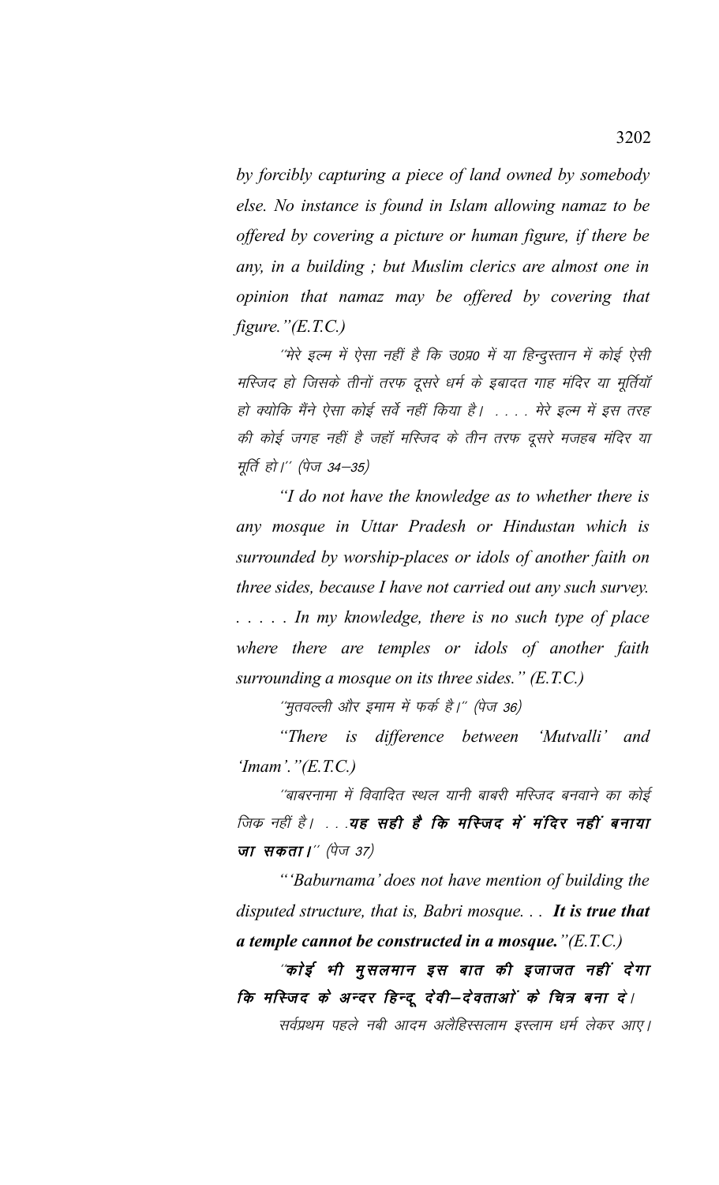*by forcibly capturing a piece of land owned by somebody else. No instance is found in Islam allowing namaz to be offered by covering a picture or human figure, if there be any, in a building ; but Muslim clerics are almost one in opinion that namaz may be offered by covering that figure."(E.T.C.)*

*''मेरे इल्म में ऐसा नहीं है कि उ0प्र0 में या हिन्दुस्तान में कोई ऐसी मस्जिद हो जिसके तीनों तरफ दूसरे धर्म के इबादत गाह मंदिर या मूर्तियॉ हो क्योकि मैंने ऐसा कोई सर्वे नहीं किया है। . . . . मेरे इल्म में इस तरह की कोई जगह नहीं है जहॉ मस्जिद के तीन तरफ दूसरे मजहब मंदिर या मूर्ति हो।'' (पेज 34–35)*

*"I do not have the knowledge as to whether there is any mosque in Uttar Pradesh or Hindustan which is surrounded by worship-places or idols of another faith on three sides, because I have not carried out any such survey. . . . . . In my knowledge, there is no such type of place where there are temples or idols of another faith surrounding a mosque on its three sides." (E.T.C.)*

*''मुतवल्ली और इमाम में फर्क है।'' (पेज 36)*

*"There is difference between 'Mutvalli' and 'Imam'."(E.T.C.)*

*''बाबरनामा में विवादित स्थल यानी बाबरी मस्जिद बनवाने का कोई जिक्र नहीं है। . . .**यह सही है कि मस्जिद में मंदिर नहीं बनाया जा सकता।**'' (पेज 37)*

*"'Baburnama' does not have mention of building the disputed structure, that is, Babri mosque. . . **It is true that a temple cannot be constructed in a mosque.**"(E.T.C.)*

***''कोई भी मुसलमान इस बात की इजाजत नहीं देगा कि मस्जिद के अन्दर हिन्दू देवी–देवताओं के चित्र बना दे।***

*सर्वप्रथम पहले नबी आदम अलैहिस्सलाम इस्लाम धर्म लेकर आए।*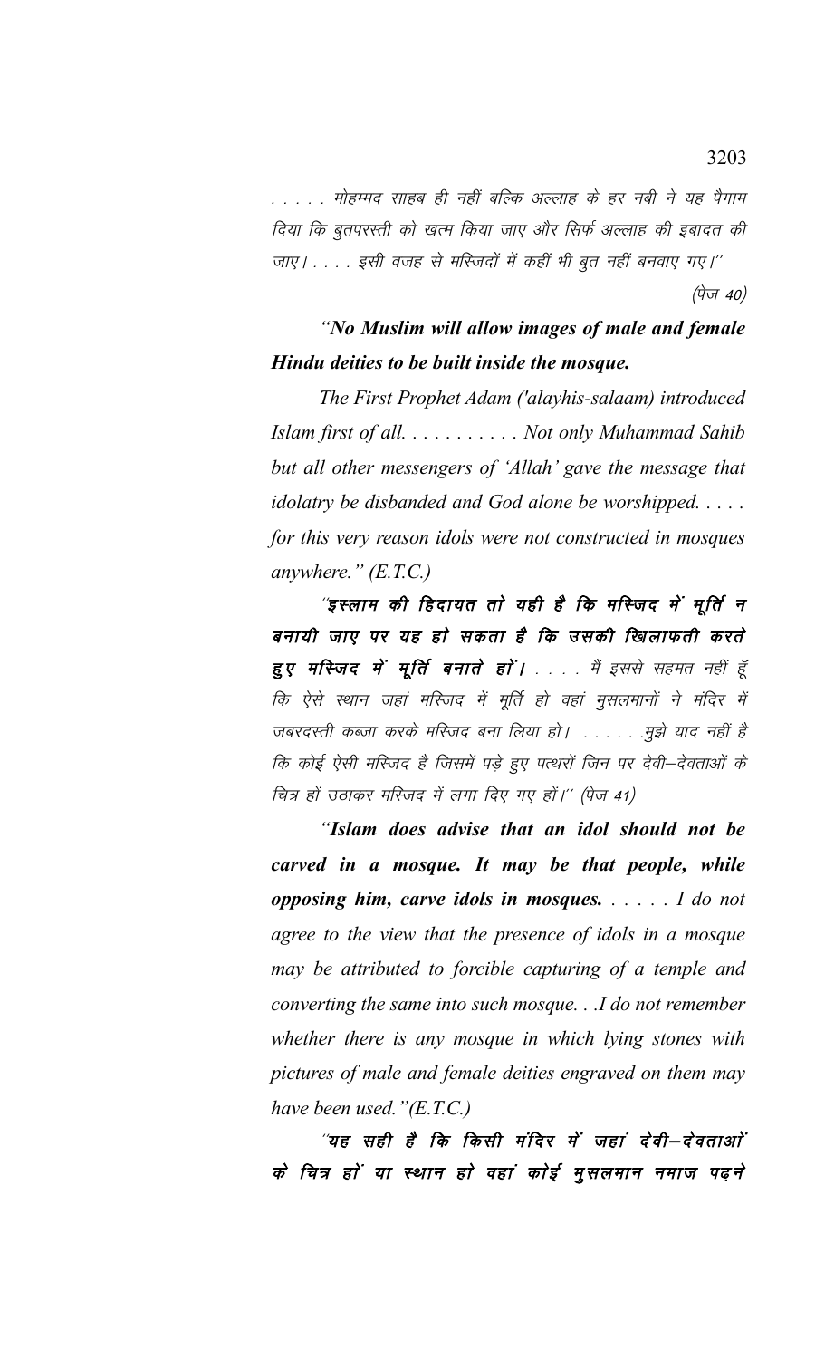. . . . . मोहम्मद साहब ही नहीं बल्कि अल्लाह के हर नबी ने यह पैगाम दिया कि बुतपरस्ती को खत्म किया जाए और सिर्फ अल्लाह की इबादत की जाए। . . . . इसी वजह से मस्जिदों में कहीं भी बुत नहीं बनवाए गए।'' (पेज 40)

*"**No Muslim will allow images of male and female Hindu deities to be built inside the mosque.***

*The First Prophet Adam ('alayhis-salaam) introduced Islam first of all. . . . . . . . . . . Not only Muhammad Sahib but all other messengers of 'Allah' gave the message that idolatry be disbanded and God alone be worshipped. . . . . for this very reason idols were not constructed in mosques anywhere." (E.T.C.)*

*''**इस्लाम की हिदायत तो यही है कि मस्जिद में मूर्ति न बनायी जाए पर यह हो सकता है कि उसकी खिलाफती करते हुए मस्जिद में मूर्ति बनाते हों।** . . . . मैं इससे सहमत नहीं हूँ कि ऐसे स्थान जहां मस्जिद में मूर्ति हो वहां मुसलमानों ने मंदिर में जबरदस्ती कब्जा करके मस्जिद बना लिया हो। . . . . . .मुझे याद नहीं है कि कोई ऐसी मस्जिद है जिसमें पड़े हुए पत्थरों जिन पर देवी–देवताओं के चित्र हों उठाकर मस्जिद में लगा दिए गए हों।'' (पेज 41)*

*"**Islam does advise that an idol should not be carved in a mosque. It may be that people, while opposing him, carve idols in mosques.** . . . . . I do not agree to the view that the presence of idols in a mosque may be attributed to forcible capturing of a temple and converting the same into such mosque. . .I do not remember whether there is any mosque in which lying stones with pictures of male and female deities engraved on them may have been used."(E.T.C.)*

***''यह सही है कि किसी मंदिर में जहां देवी–देवताओं के चित्र हों या स्थान हो वहां कोई मुसलमान नमाज पढ़ने***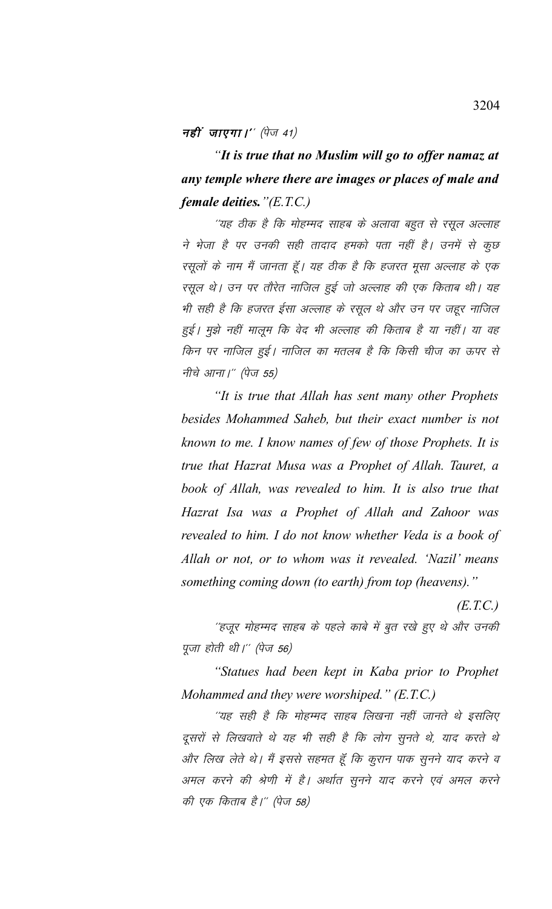**नहीं जाएगा।''** (पेज 41)

*"**It is true that no Muslim will go to offer namaz at any temple where there are images or places of male and female deities.**"(E.T.C.)*

*''यह ठीक है कि मोहम्मद साहब के अलावा बहुत से रसूल अल्लाह ने भेजा है पर उनकी सही तादाद हमको पता नहीं है। उनमें से कुछ रसूलों के नाम मैं जानता हूँ। यह ठीक है कि हजरत मूसा अल्लाह के एक रसूल थे। उन पर तौरेत नाजिल हुई जो अल्लाह की एक किताब थी। यह भी सही है कि हजरत ईसा अल्लाह के रसूल थे और उन पर जहूर नाजिल हुई। मुझे नहीं मालूम कि वेद भी अल्लाह की किताब है या नहीं। या वह किन पर नाजिल हुई। नाजिल का मतलब है कि किसी चीज का ऊपर से नीचे आना।'' (पेज 55)*

*"It is true that Allah has sent many other Prophets besides Mohammed Saheb, but their exact number is not known to me. I know names of few of those Prophets. It is true that Hazrat Musa was a Prophet of Allah. Tauret, a book of Allah, was revealed to him. It is also true that Hazrat Isa was a Prophet of Allah and Zahoor was revealed to him. I do not know whether Veda is a book of Allah or not, or to whom was it revealed. 'Nazil' means something coming down (to earth) from top (heavens)."*

*(E.T.C.)*

*''हजूर मोहम्मद साहब के पहले काबे में बुत रखे हुए थे और उनकी पूजा होती थी।'' (पेज 56)*

*"Statues had been kept in Kaba prior to Prophet Mohammed and they were worshiped." (E.T.C.)*

*''यह सही है कि मोहम्मद साहब लिखना नहीं जानते थे इसलिए दूसरों से लिखवाते थे यह भी सही है कि लोग सुनते थे, याद करते थे और लिख लेते थे। मैं इससे सहमत हूँ कि कुरान पाक सुनने याद करने व अमल करने की श्रेणी में है। अर्थात सुनने याद करने एवं अमल करने की एक किताब है।'' (पेज 58)*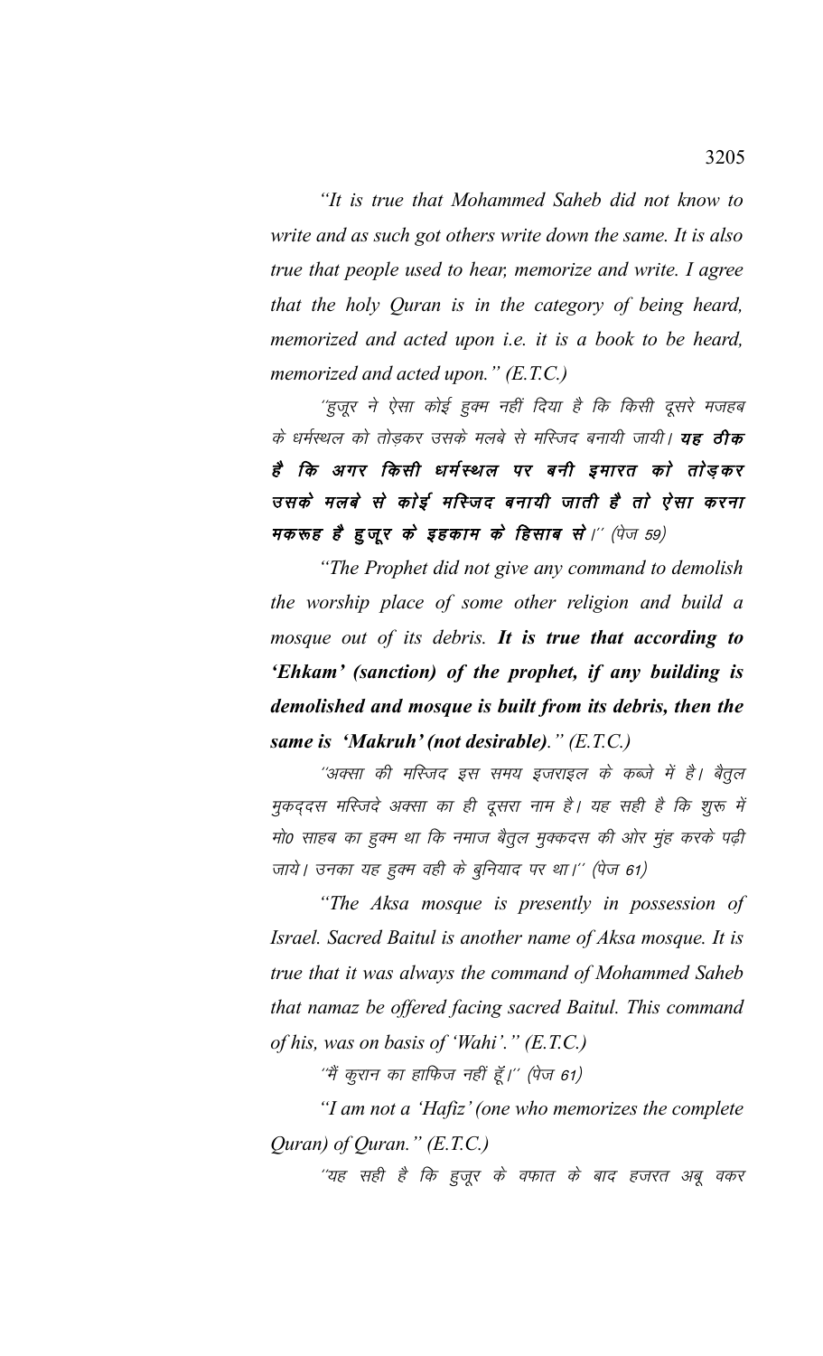*"It is true that Mohammed Saheb did not know to write and as such got others write down the same. It is also true that people used to hear, memorize and write. I agree that the holy Quran is in the category of being heard, memorized and acted upon i.e. it is a book to be heard, memorized and acted upon." (E.T.C.)*

*''हुजूर ने ऐसा कोई हुक्म नहीं दिया है कि किसी दूसरे मजहब के धर्मस्थल को तोड़कर उसके मलबे से मस्जिद बनायी जायी।* ***यह ठीक है कि अगर किसी धर्मस्थल पर बनी इमारत को तोड़कर उसके मलबे से कोई मस्जिद बनायी जाती है तो ऐसा करना मकरूह है हुजूर के इहकाम के हिसाब से।*** *'' (पेज 59)*

*"The Prophet did not give any command to demolish the worship place of some other religion and build a mosque out of its debris.* ***It is true that according to 'Ehkam' (sanction) of the prophet, if any building is demolished and mosque is built from its debris, then the same is 'Makruh' (not desirable).*** *" (E.T.C.)*

*''अक्सा की मस्जिद इस समय इजराइल के कब्जे में है। बैतुल मुकद्दस मस्जिदे अक्सा का ही दूसरा नाम है। यह सही है कि शुरू में मो0 साहब का हुक्म था कि नमाज बैतुल मुक्कदस की ओर मुंह करके पढ़ी जाये। उनका यह हुक्म वही के बुनियाद पर था।'' (पेज 61)*

*"The Aksa mosque is presently in possession of Israel. Sacred Baitul is another name of Aksa mosque. It is true that it was always the command of Mohammed Saheb that namaz be offered facing sacred Baitul. This command of his, was on basis of 'Wahi'." (E.T.C.)*

*''मैं कुरान का हाफिज नहीं हूँ।'' (पेज 61)*

*"I am not a 'Hafiz' (one who memorizes the complete Quran) of Quran." (E.T.C.)*

*''यह सही है कि हुजूर के वफात के बाद हजरत अबू वकर*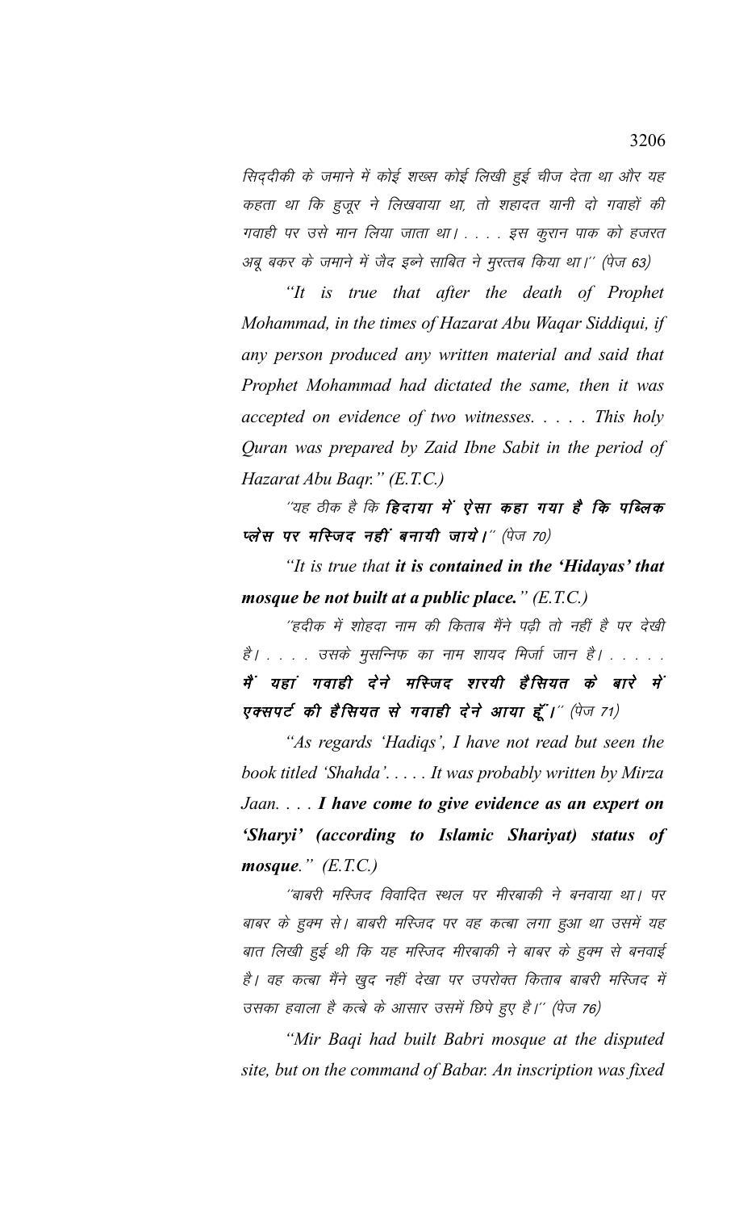सिद्दीकी के जमाने में कोई शख्स कोई लिखी हुई चीज देता था और यह कहता था कि हुजूर ने लिखवाया था, तो शहादत यानी दो गवाहों की गवाही पर उसे मान लिया जाता था। . . . . इस कुरान पाक को हजरत अबू बकर के जमाने में जैद इब्ने साबित ने मुरत्तब किया था।'' (पेज 63)

*"It is true that after the death of Prophet Mohammad, in the times of Hazarat Abu Waqar Siddiqui, if any person produced any written material and said that Prophet Mohammad had dictated the same, then it was accepted on evidence of two witnesses. . . . . This holy Quran was prepared by Zaid Ibne Sabit in the period of Hazarat Abu Baqr." (E.T.C.)*

''यह ठीक है कि ***हिदाया में ऐसा कहा गया है कि पब्लिक प्लेस पर मस्जिद नहीं बनायी जाये।''*** (पेज 70)

*"It is true that **it is contained in the 'Hidayas' that mosque be not built at a public place.**" (E.T.C.)*

''हदीक में शोहदा नाम की किताब मैंने पढ़ी तो नहीं है पर देखी है। . . . . उसके मुसन्निफ का नाम शायद मिर्जा जान है। . . . . . ***मैं यहां गवाही देने मस्जिद शरयी हैसियत के बारे में एक्सपर्ट की हैसियत से गवाही देने आया हूँ।''*** (पेज 71)

*"As regards 'Hadiqs', I have not read but seen the book titled 'Shahda'. . . . . It was probably written by Mirza Jaan. . . . **I have come to give evidence as an expert on 'Sharyi' (according to Islamic Shariyat) status of mosque.**" (E.T.C.)*

''बाबरी मस्जिद विवादित स्थल पर मीरबाकी ने बनवाया था। पर बाबर के हुक्म से। बाबरी मस्जिद पर वह कत्बा लगा हुआ था उसमें यह बात लिखी हुई थी कि यह मस्जिद मीरबाकी ने बाबर के हुक्म से बनवाई है। वह कत्बा मैंने खुद नहीं देखा पर उपरोक्त किताब बाबरी मस्जिद में उसका हवाला है कत्बे के आसार उसमें छिपे हुए है।'' (पेज 76)

*"Mir Baqi had built Babri mosque at the disputed site, but on the command of Babar. An inscription was fixed*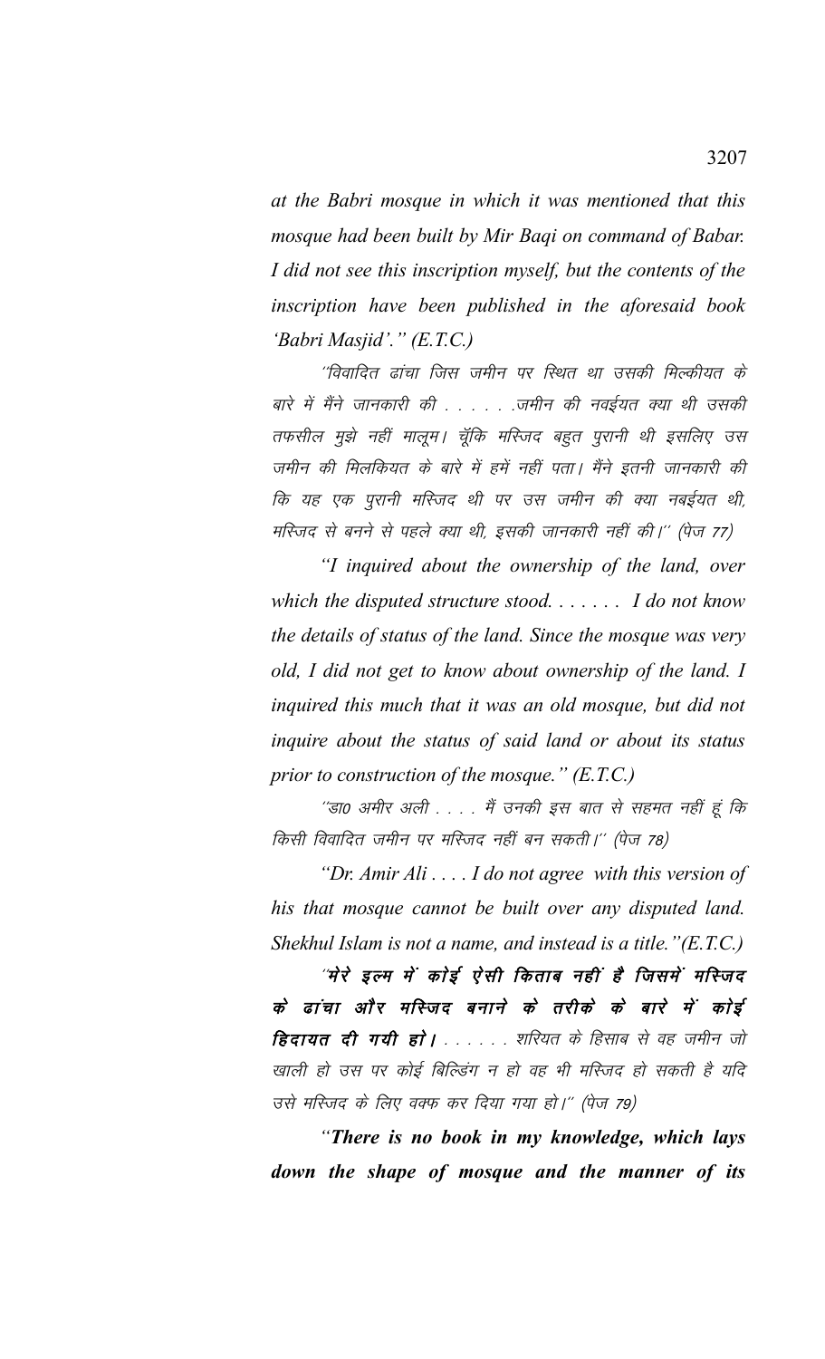*at the Babri mosque in which it was mentioned that this mosque had been built by Mir Baqi on command of Babar. I did not see this inscription myself, but the contents of the inscription have been published in the aforesaid book 'Babri Masjid'." (E.T.C.)*

"विवादित ढांचा जिस जमीन पर स्थित था उसकी मिल्कीयत के बारे में मैंने जानकारी की . . . . . .जमीन की नवईयत क्या थी उसकी तफसील मुझे नहीं मालूम। चूँकि मस्जिद बहुत पुरानी थी इसलिए उस जमीन की मिलकियत के बारे में हमें नहीं पता। मैंने इतनी जानकारी की कि यह एक पुरानी मस्जिद थी पर उस जमीन की क्या नबईयत थी, मस्जिद से बनने से पहले क्या थी, इसकी जानकारी नहीं की।" (पेज 77)

*"I inquired about the ownership of the land, over which the disputed structure stood. . . . . . . I do not know the details of status of the land. Since the mosque was very old, I did not get to know about ownership of the land. I inquired this much that it was an old mosque, but did not inquire about the status of said land or about its status prior to construction of the mosque." (E.T.C.)*

"डा0 अमीर अली . . . . मैं उनकी इस बात से सहमत नहीं हूं कि किसी विवादित जमीन पर मस्जिद नहीं बन सकती।" (पेज 78)

*"Dr. Amir Ali . . . . I do not agree with this version of his that mosque cannot be built over any disputed land. Shekhul Islam is not a name, and instead is a title."(E.T.C.)*

"**मेरे इल्म में कोई ऐसी किताब नहीं है जिसमें मस्जिद के ढांचा और मस्जिद बनाने के तरीके के बारे में कोई हिदायत दी गयी हो।** . . . . . . शरियत के हिसाब से वह जमीन जो खाली हो उस पर कोई बिल्डिंग न हो वह भी मस्जिद हो सकती है यदि उसे मस्जिद के लिए वक्फ कर दिया गया हो।" (पेज 79)

***"There is no book in my knowledge, which lays down the shape of mosque and the manner of its***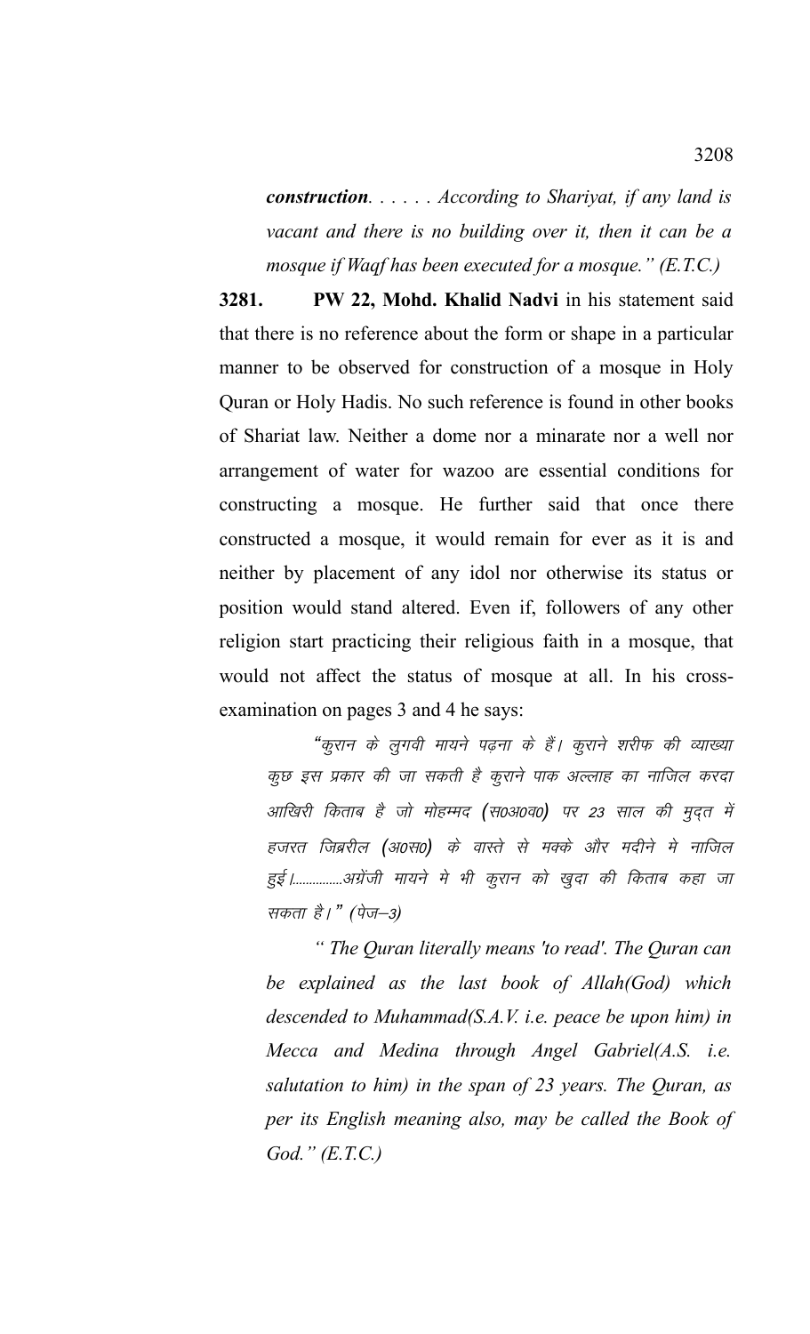*__construction__. . . . . . According to Shariyat, if any land is vacant and there is no building over it, then it can be a mosque if Waqf has been executed for a mosque." (E.T.C.)*

**3281.** **PW 22, Mohd. Khalid Nadvi** in his statement said that there is no reference about the form or shape in a particular manner to be observed for construction of a mosque in Holy Quran or Holy Hadis. No such reference is found in other books of Shariat law. Neither a dome nor a minarate nor a well nor arrangement of water for wazoo are essential conditions for constructing a mosque. He further said that once there constructed a mosque, it would remain for ever as it is and neither by placement of any idol nor otherwise its status or position would stand altered. Even if, followers of any other religion start practicing their religious faith in a mosque, that would not affect the status of mosque at all. In his cross-examination on pages 3 and 4 he says:

> "कुरान के लुगवी मायने पढ़ना के हैं। कुराने शरीफ की व्याख्या कुछ इस प्रकार की जा सकती है कुराने पाक अल्लाह का नाजिल करदा आखिरी किताब है जो मोहम्मद (स0अ0व0) पर 23 साल की मुद्दत में हजरत जिब्रील (अ0स0) के वास्ते से मक्के और मदीने मे नाजिल हुई।...............अंग्रेजी मायने मे भी कुरान को खुदा की किताब कहा जा सकता है।" (पेज–3)
>
> *" The Quran literally means 'to read'. The Quran can be explained as the last book of Allah(God) which descended to Muhammad(S.A.V. i.e. peace be upon him) in Mecca and Medina through Angel Gabriel(A.S. i.e. salutation to him) in the span of 23 years. The Quran, as per its English meaning also, may be called the Book of God." (E.T.C.)*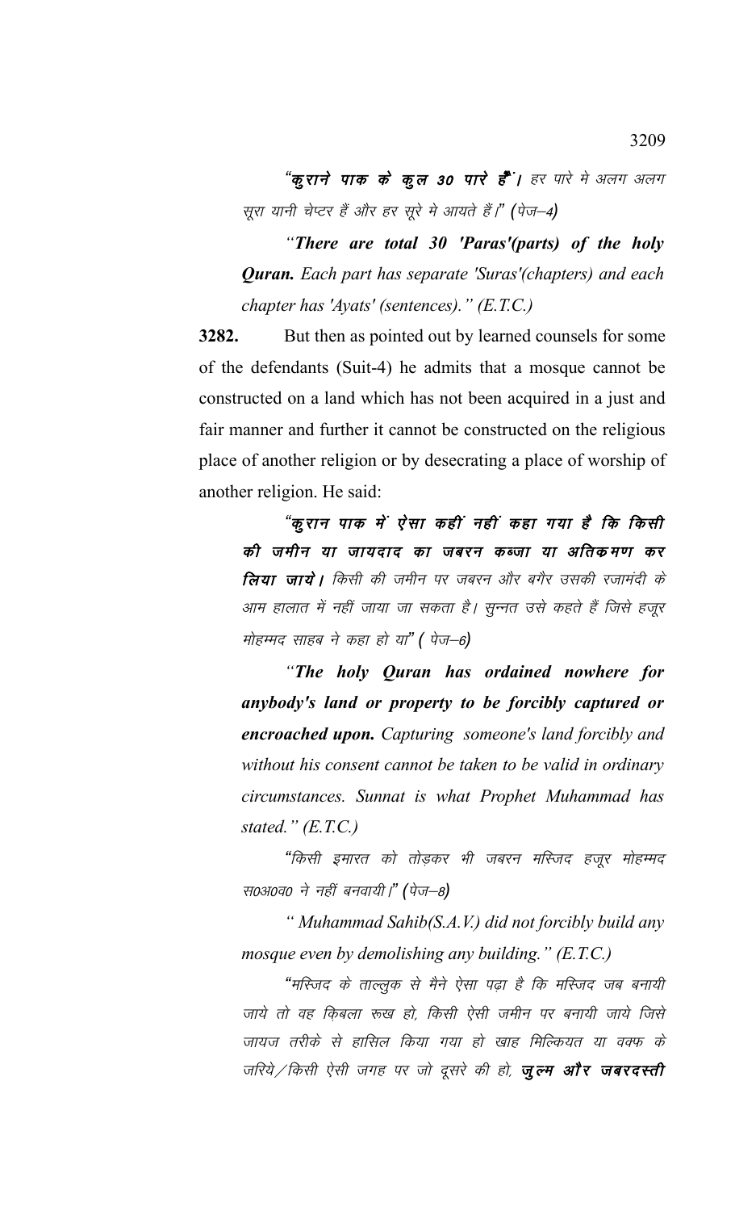"**कुराने पाक के कुल 30 पारे हैं।** हर पारे मे अलग अलग सूरा यानी चेप्टर हैं और हर सूरे मे आयते हैं।" (पेज–4)

*"**There are total 30 'Paras'(parts) of the holy Quran.** Each part has separate 'Suras'(chapters) and each chapter has 'Ayats' (sentences)." (E.T.C.)*

**3282.** But then as pointed out by learned counsels for some of the defendants (Suit-4) he admits that a mosque cannot be constructed on a land which has not been acquired in a just and fair manner and further it cannot be constructed on the religious place of another religion or by desecrating a place of worship of another religion. He said:

"**कुरान पाक में ऐसा कहीं नहीं कहा गया है कि किसी की जमीन या जायदाद का जबरन कब्जा या अतिक्रमण कर लिया जाये।** किसी की जमीन पर जबरन और बगैर उसकी रजामंदी के आम हालात में नहीं जाया जा सकता है। सुन्नत उसे कहते हैं जिसे हजूर मोहम्मद साहब ने कहा हो या" ( पेज–6)

*"**The holy Quran has ordained nowhere for anybody's land or property to be forcibly captured or encroached upon.** Capturing someone's land forcibly and without his consent cannot be taken to be valid in ordinary circumstances. Sunnat is what Prophet Muhammad has stated." (E.T.C.)*

"किसी इमारत को तोड़कर भी जबरन मस्जिद हजूर मोहम्मद स0अ0व0 ने नहीं बनवायी।" (पेज–8)

*" Muhammad Sahib(S.A.V.) did not forcibly build any mosque even by demolishing any building." (E.T.C.)*

"मस्जिद के ताल्लुक से मैने ऐसा पढ़ा है कि मस्जिद जब बनायी जाये तो वह क़िबला रूख हो, किसी ऐसी जमीन पर बनायी जाये जिसे जायज तरीके से हासिल किया गया हो खाह मिल्कियत या वक्फ के जरिये/किसी ऐसी जगह पर जो दूसरे की हो, **जुल्म और जबरदस्ती**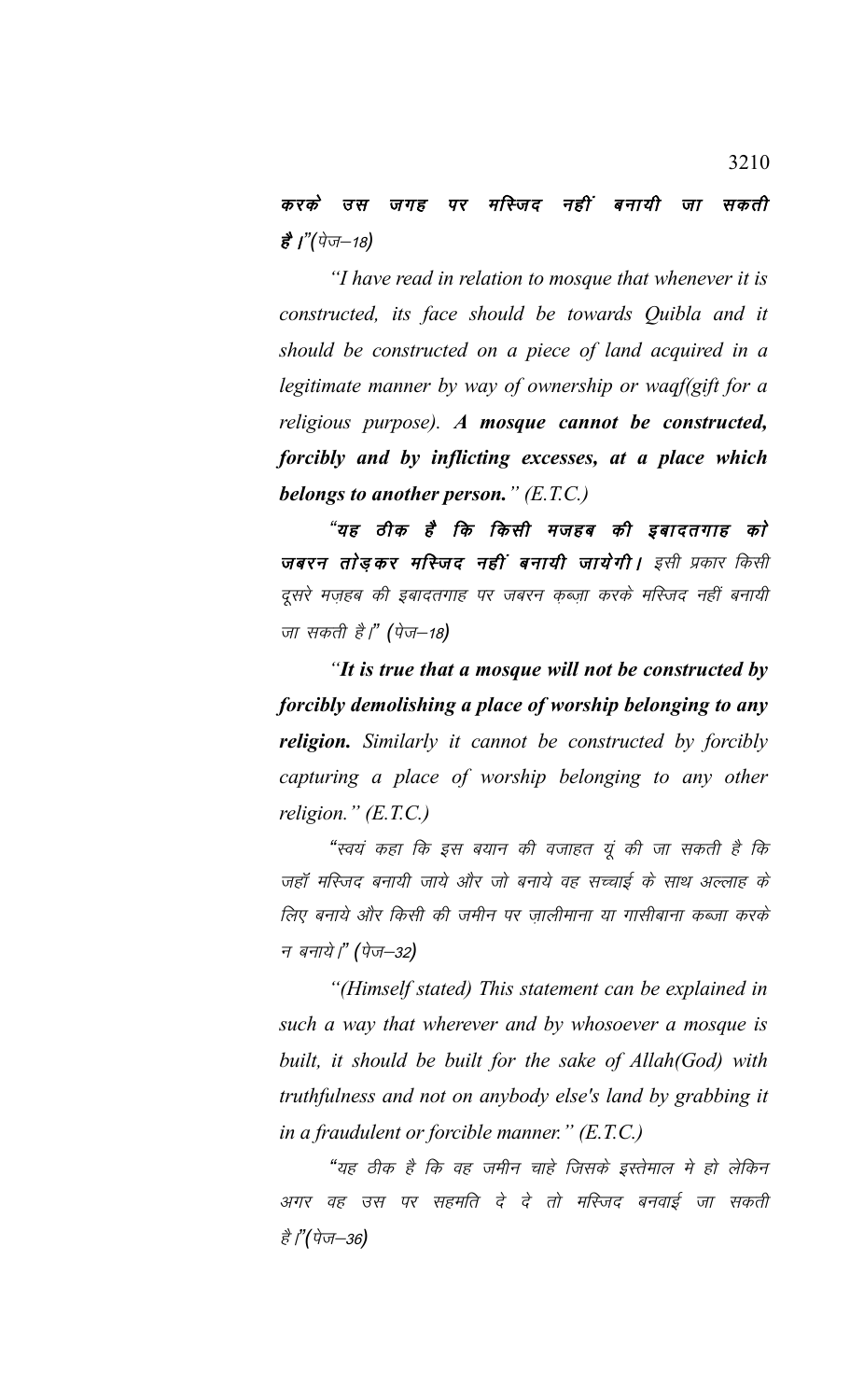***करके उस जगह पर मस्जिद नहीं बनायी जा सकती है।***"(पेज–18)

*"I have read in relation to mosque that whenever it is constructed, its face should be towards Quibla and it should be constructed on a piece of land acquired in a legitimate manner by way of ownership or waqf(gift for a religious purpose). **A mosque cannot be constructed, forcibly and by inflicting excesses, at a place which belongs to another person.**" (E.T.C.)*

*"**यह ठीक है कि किसी मजहब की इबादतगाह को जबरन तोड़कर मस्जिद नहीं बनायी जायेगी।** इसी प्रकार किसी दूसरे मज़हब की इबादतगाह पर जबरन कब्ज़ा करके मस्जिद नहीं बनायी जा सकती है।" (पेज–18)*

*"**It is true that a mosque will not be constructed by forcibly demolishing a place of worship belonging to any religion.** Similarly it cannot be constructed by forcibly capturing a place of worship belonging to any other religion." (E.T.C.)*

*"स्वयं कहा कि इस बयान की वजाहत यूं की जा सकती है कि जहॉ मस्जिद बनायी जाये और जो बनाये वह सच्चाई के साथ अल्लाह के लिए बनाये और किसी की जमीन पर ज़ालीमाना या गासीबाना कब्जा करके न बनाये।" (पेज–32)*

*"(Himself stated) This statement can be explained in such a way that wherever and by whosoever a mosque is built, it should be built for the sake of Allah(God) with truthfulness and not on anybody else's land by grabbing it in a fraudulent or forcible manner." (E.T.C.)*

*"यह ठीक है कि वह जमीन चाहे जिसके इस्तेमाल मे हो लेकिन अगर वह उस पर सहमति दे दे तो मस्जिद बनवाई जा सकती है।"(पेज–36)*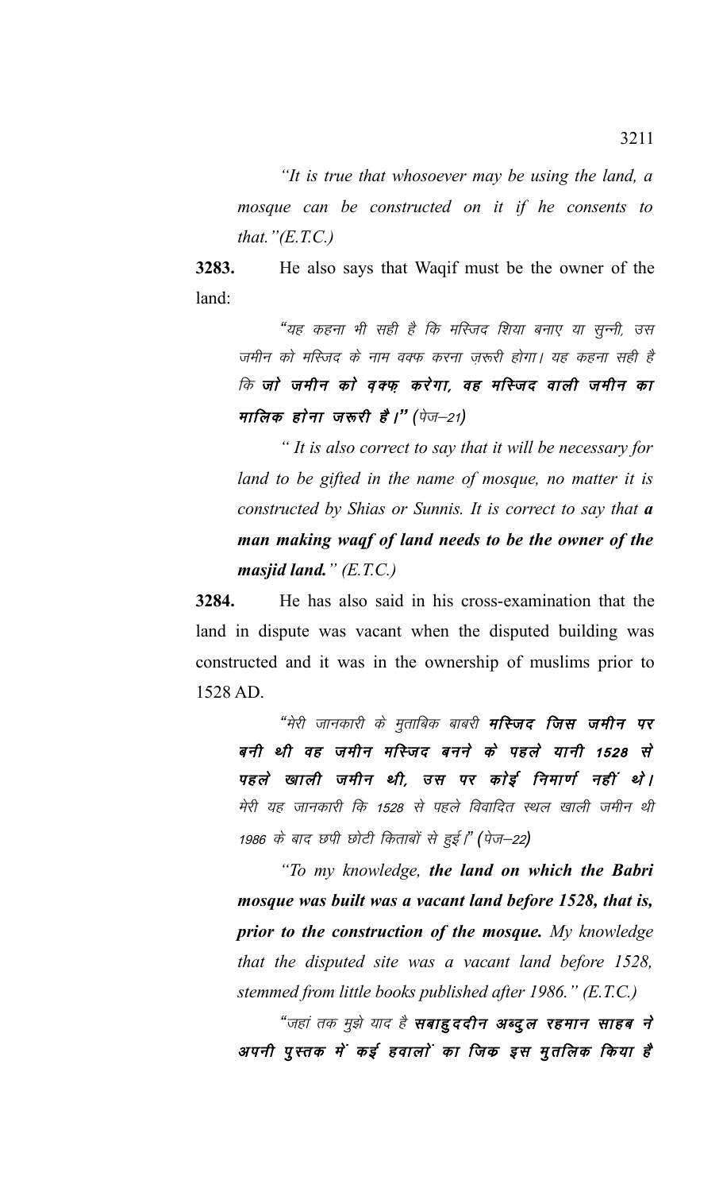*"It is true that whosoever may be using the land, a mosque can be constructed on it if he consents to that."(E.T.C.)*

**3283.** He also says that Waqif must be the owner of the land:

*"यह कहना भी सही है कि मस्जिद शिया बनाए या सुन्नी, उस जमीन को मस्जिद के नाम वक्फ करना ज़रूरी होगा। यह कहना सही है कि* ***जो जमीन को वक्फ़ करेगा, वह मस्जिद वाली जमीन का मालिक होना जरूरी है।"*** *(पेज–21)*

*" It is also correct to say that it will be necessary for land to be gifted in the name of mosque, no matter it is constructed by Shias or Sunnis. It is correct to say that* ***a man making waqf of land needs to be the owner of the masjid land.*** *" (E.T.C.)*

**3284.** He has also said in his cross-examination that the land in dispute was vacant when the disputed building was constructed and it was in the ownership of muslims prior to 1528 AD.

*"मेरी जानकारी के मुताबिक बाबरी* ***मस्जिद जिस जमीन पर बनी थी वह जमीन मस्जिद बनने के पहले यानी 1528 से पहले खाली जमीन थी, उस पर कोई निमार्ण नहीं थे।*** *मेरी यह जानकारी कि 1528 से पहले विवादित स्थल खाली जमीन थी 1986 के बाद छपी छोटी किताबों से हुई।" (पेज–22)*

*"To my knowledge,* ***the land on which the Babri mosque was built was a vacant land before 1528, that is, prior to the construction of the mosque.*** *My knowledge that the disputed site was a vacant land before 1528, stemmed from little books published after 1986." (E.T.C.)*

*"जहां तक मुझे याद है* ***सबाहुददीन अब्दुल रहमान साहब ने अपनी पुस्तक में कई हवालों का जिक्र इस मुतलिक किया है***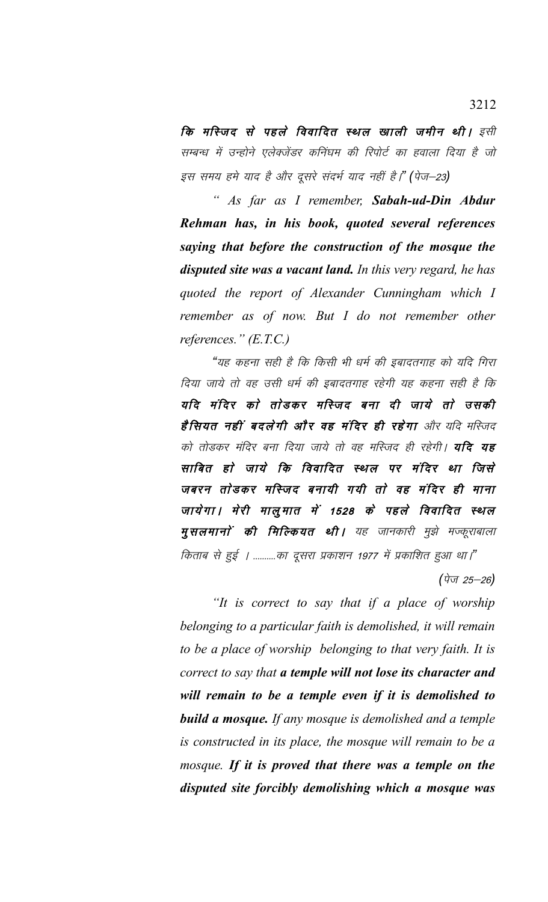**कि मस्जिद से पहले विवादित स्थल खाली जमीन थी।** इसी सम्बन्ध में उन्होने एलेक्जेंडर कनिंघम की रिपोर्ट का हवाला दिया है जो इस समय हमे याद है और दूसरे संदर्भ याद नहीं है।" (पेज–23)

" As far as I remember, ***Sabah-ud-Din Abdur Rehman has, in his book, quoted several references saying that before the construction of the mosque the disputed site was a vacant land.*** *In this very regard, he has quoted the report of Alexander Cunningham which I remember as of now. But I do not remember other references." (E.T.C.)*

"यह कहना सही है कि किसी भी धर्म की इबादतगाह को यदि गिरा दिया जाये तो वह उसी धर्म की इबादतगाह रहेगी यह कहना सही है कि ***यदि मंदिर को तोडकर मस्जिद बना दी जाये तो उसकी हैसियत नहीं बदलेगी और वह मंदिर ही रहेगा*** और यदि मस्जिद को तोडकर मंदिर बना दिया जाये तो वह मस्जिद ही रहेगी। ***यदि यह साबित हो जाये कि विवादित स्थल पर मंदिर था जिसे जबरन तोडकर मस्जिद बनायी गयी तो वह मंदिर ही माना जायेगा। मेरी मालुमात में 1528 के पहले विवादित स्थल मुसलमानों की मिल्कियत थी।*** यह जानकारी मुझे मज्कूराबाला किताब से हुई । ..........का दूसरा प्रकाशन 1977 में प्रकाशित हुआ था।"

(पेज 25–26)

*"It is correct to say that if a place of worship belonging to a particular faith is demolished, it will remain to be a place of worship belonging to that very faith. It is correct to say that* ***a temple will not lose its character and will remain to be a temple even if it is demolished to build a mosque.*** *If any mosque is demolished and a temple is constructed in its place, the mosque will remain to be a mosque.* ***If it is proved that there was a temple on the disputed site forcibly demolishing which a mosque was***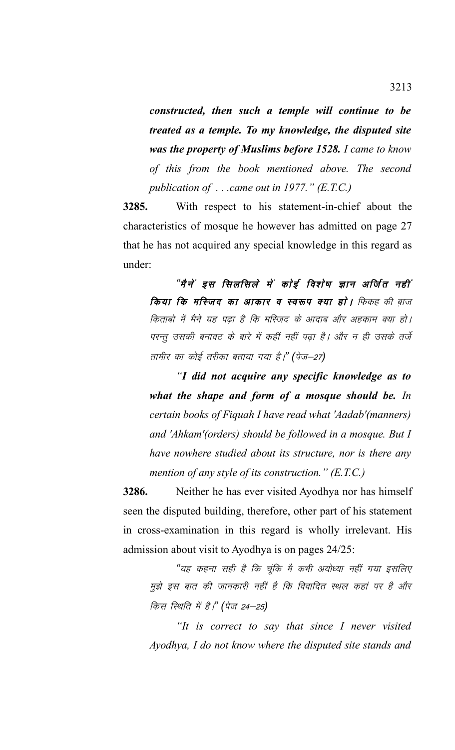*constructed, then such a temple will continue to be treated as a temple. To my knowledge, the disputed site was the property of Muslims before 1528. I came to know of this from the book mentioned above. The second publication of . . .came out in 1977." (E.T.C.)*

**3285.** With respect to his statement-in-chief about the characteristics of mosque he however has admitted on page 27 that he has not acquired any special knowledge in this regard as under:

> ***"मैनें इस सिलसिले में कोई विशेष ज्ञान अर्जित नहीं किया कि मस्जिद का आकार व स्वरूप क्या हो।*** *फिकह की ब्राज किताबो में मैने यह पढ़ा है कि मस्जिद के आदाब और अहकाम क्या हो। परन्तु उसकी बनावट के बारे में कहीं नहीं पढ़ा है। और न ही उसके तर्जे तामीर का कोई तरीका बताया गया है।" (पेज–27)*
>
> ***"I did not acquire any specific knowledge as to what the shape and form of a mosque should be.*** *In certain books of Fiquah I have read what 'Aadab'(manners) and 'Ahkam'(orders) should be followed in a mosque. But I have nowhere studied about its structure, nor is there any mention of any style of its construction." (E.T.C.)*

**3286.** Neither he has ever visited Ayodhya nor has himself seen the disputed building, therefore, other part of his statement in cross-examination in this regard is wholly irrelevant. His admission about visit to Ayodhya is on pages 24/25:

> *"यह कहना सही है कि चूंकि मै कभी अयोध्या नहीं गया इसलिए मुझे इस बात की जानकारी नहीं है कि विवादित स्थल कहां पर है और किस स्थिति में है।" (पेज 24–25)*
>
> *"It is correct to say that since I never visited Ayodhya, I do not know where the disputed site stands and*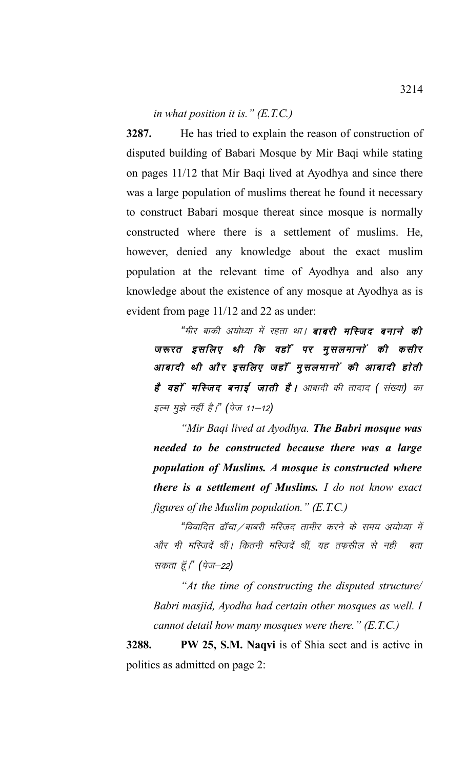*in what position it is." (E.T.C.)*

**3287.** He has tried to explain the reason of construction of disputed building of Babari Mosque by Mir Baqi while stating on pages 11/12 that Mir Baqi lived at Ayodhya and since there was a large population of muslims thereat he found it necessary to construct Babari mosque thereat since mosque is normally constructed where there is a settlement of muslims. He, however, denied any knowledge about the exact muslim population at the relevant time of Ayodhya and also any knowledge about the existence of any mosque at Ayodhya as is evident from page 11/12 and 22 as under:

> *"मीर बाकी अयोध्या में रहता था।* ***बाबरी मस्जिद बनाने की जरूरत इसलिए थी कि वहाँ पर मुसलमानों की कसीर आबादी थी और इसलिए जहाँ मुसलमानों की आबादी होती है वहाँ मस्जिद बनाई जाती है।*** *आबादी की तादाद ( संख्या) का इल्म मुझे नहीं है।" (पेज 11–12)*
>
> *"Mir Baqi lived at Ayodhya.* ***The Babri mosque was needed to be constructed because there was a large population of Muslims. A mosque is constructed where there is a settlement of Muslims.*** *I do not know exact figures of the Muslim population." (E.T.C.)*
>
> *"विवादित ढाँचा/बाबरी मस्जिद तामीर करने के समय अयोध्या में और भी मस्जिदें थीं। कितनी मस्जिदें थीं, यह तफसील से नही बता सकता हूँ।" (पेज–22)*
>
> *"At the time of constructing the disputed structure/ Babri masjid, Ayodha had certain other mosques as well. I cannot detail how many mosques were there." (E.T.C.)*

**3288. PW 25, S.M. Naqvi** is of Shia sect and is active in politics as admitted on page 2: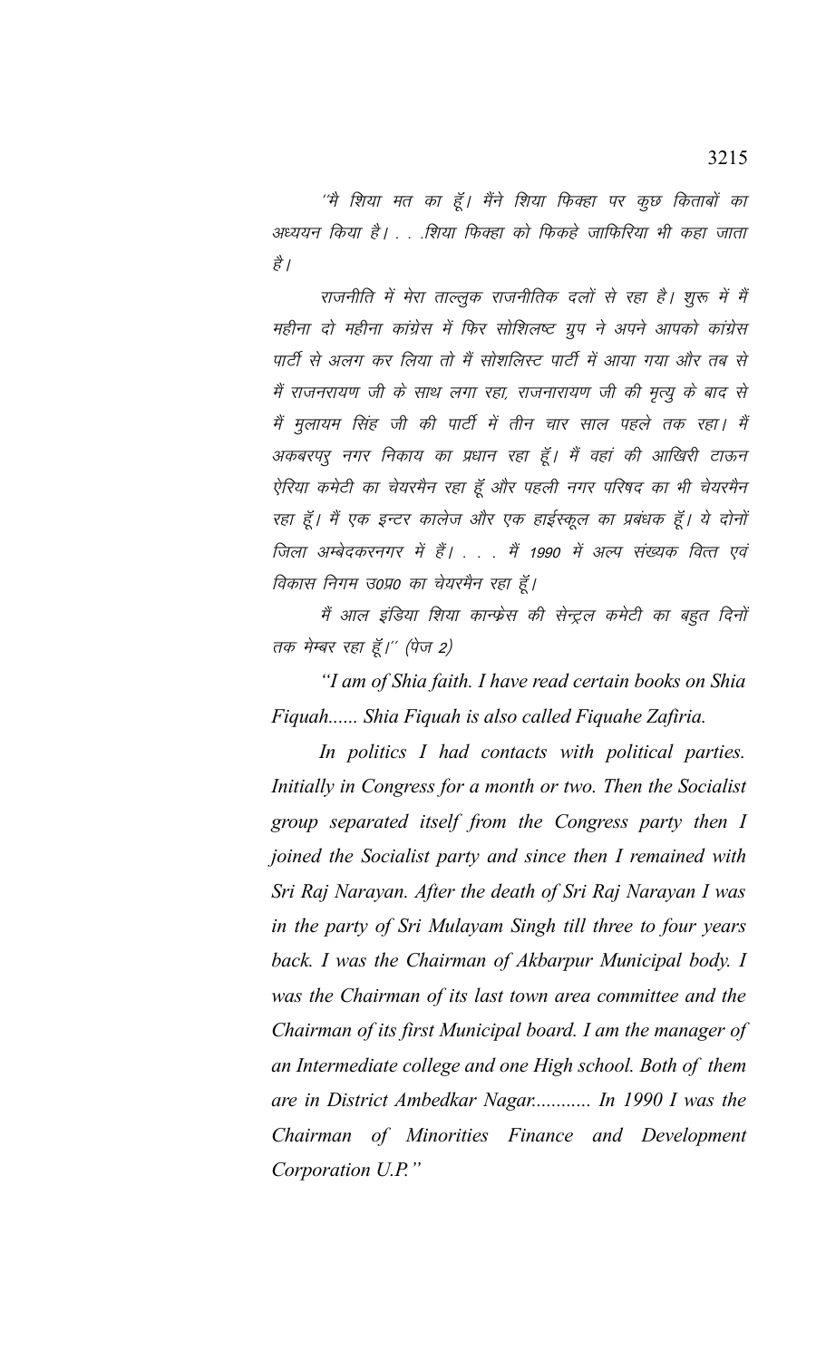"मै शिया मत का हूँ। मैंने शिया फिक्हा पर कुछ किताबों का अध्ययन किया है। . . .शिया फिक्हा को फिकहे जाफिरिया भी कहा जाता है।

राजनीति में मेरा ताल्लुक राजनीतिक दलों से रहा है। शुरू में मैं महीना दो महीना कांग्रेस में फिर सोशिलष्ट ग्रुप ने अपने आपको कांग्रेस पार्टी से अलग कर लिया तो मैं सोशलिस्ट पार्टी में आया गया और तब से मैं राजनरायण जी के साथ लगा रहा, राजनारायण जी की मृत्यु के बाद से मैं मुलायम सिंह जी की पार्टी में तीन चार साल पहले तक रहा। मैं अकबरपुर नगर निकाय का प्रधान रहा हूँ। मैं वहां की आखिरी टाऊन ऐरिया कमेटी का चेयरमैन रहा हूँ और पहली नगर परिषद का भी चेयरमैन रहा हूँ। मैं एक इन्टर कालेज और एक हाईस्कूल का प्रबंधक हूँ। ये दोनों जिला अम्बेदकरनगर में हैं। . . . मैं 1990 में अल्प संख्यक वित्त एवं विकास निगम उ0प्र0 का चेयरमैन रहा हूँ।

मैं आल इंडिया शिया कान्फ्रेस की सेन्ट्रल कमेटी का बहुत दिनों तक मेम्बर रहा हूँ।" (पेज 2)

*"I am of Shia faith. I have read certain books on Shia Fiquah...... Shia Fiquah is also called Fiquahe Zafiria.*

*In politics I had contacts with political parties. Initially in Congress for a month or two. Then the Socialist group separated itself from the Congress party then I joined the Socialist party and since then I remained with Sri Raj Narayan. After the death of Sri Raj Narayan I was in the party of Sri Mulayam Singh till three to four years back. I was the Chairman of Akbarpur Municipal body. I was the Chairman of its last town area committee and the Chairman of its first Municipal board. I am the manager of an Intermediate college and one High school. Both of them are in District Ambedkar Nagar............ In 1990 I was the Chairman of Minorities Finance and Development Corporation U.P."*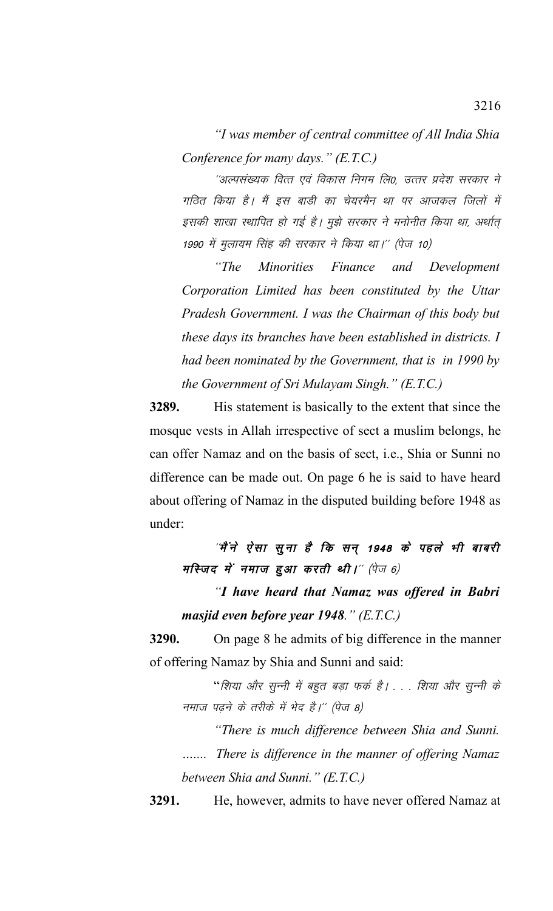*"I was member of central committee of All India Shia Conference for many days." (E.T.C.)*

*''अल्पसंख्यक वित्त एवं विकास निगम लि0, उत्तर प्रदेश सरकार ने गठित किया है। मैं इस बाडी का चेयरमैन था पर आजकल जिलों में इसकी शाखा स्थापित हो गई है। मुझे सरकार ने मनोनीत किया था, अर्थात् 1990 में मुलायम सिंह की सरकार ने किया था।'' (पेज 10)*

*"The Minorities Finance and Development Corporation Limited has been constituted by the Uttar Pradesh Government. I was the Chairman of this body but these days its branches have been established in districts. I had been nominated by the Government, that is in 1990 by the Government of Sri Mulayam Singh." (E.T.C.)*

**3289.** His statement is basically to the extent that since the mosque vests in Allah irrespective of sect a muslim belongs, he can offer Namaz and on the basis of sect, i.e., Shia or Sunni no difference can be made out. On page 6 he is said to have heard about offering of Namaz in the disputed building before 1948 as under:

*''**मैंने ऐसा सुना है कि सन् 1948 के पहले भी बाबरी मस्जिद में नमाज हुआ करती थी।**'' (पेज 6)*

*"**I have heard that Namaz was offered in Babri masjid even before year 1948.**" (E.T.C.)*

**3290.** On page 8 he admits of big difference in the manner of offering Namaz by Shia and Sunni and said:

*"शिया और सुन्नी में बहुत बड़ा फर्क है। . . . शिया और सुन्नी के नमाज पढ़ने के तरीके में भेद है।'' (पेज 8)*

*"There is much difference between Shia and Sunni. ....... There is difference in the manner of offering Namaz between Shia and Sunni." (E.T.C.)*

**3291.** He, however, admits to have never offered Namaz at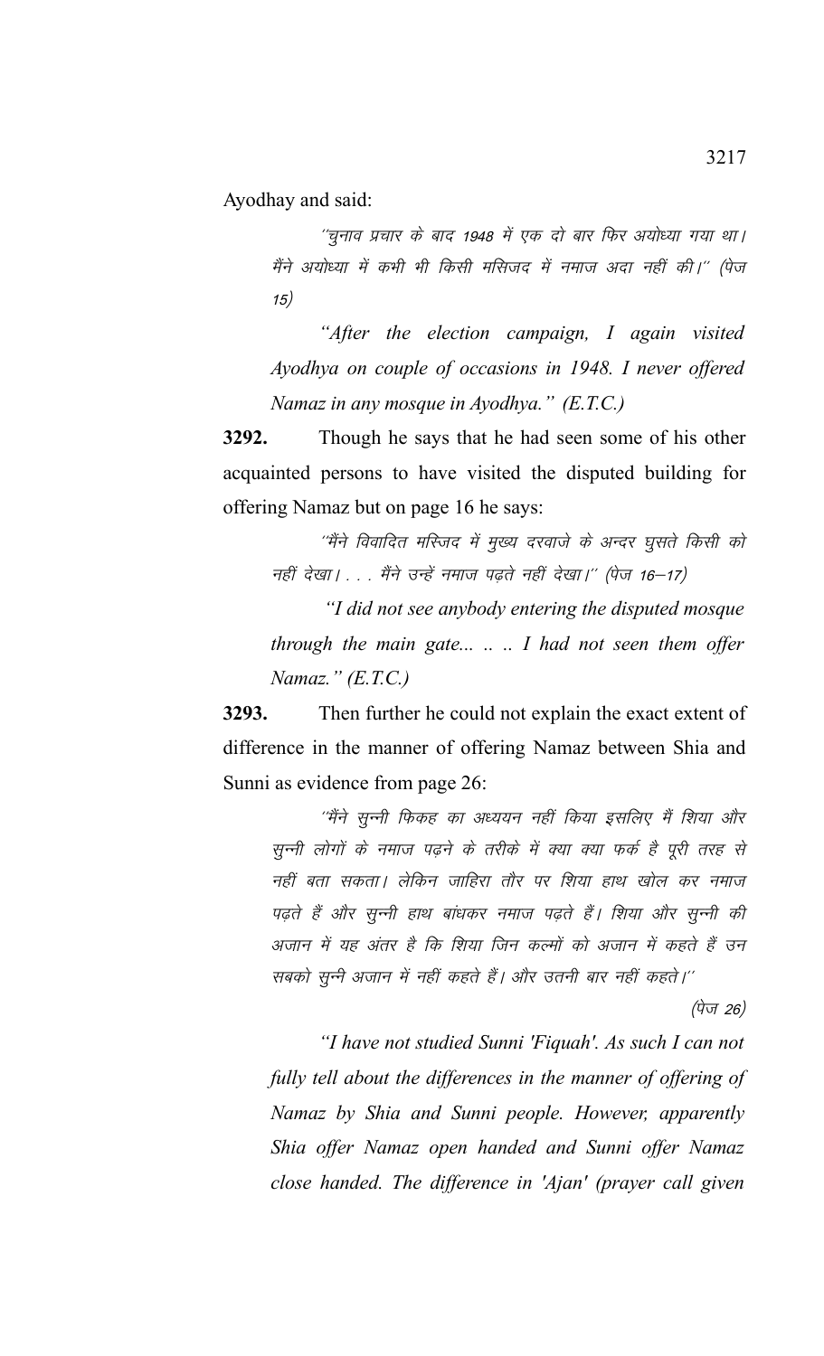Ayodhay and said:

> ''चुनाव प्रचार के बाद 1948 में एक दो बार फिर अयोध्या गया था। मैंने अयोध्या में कभी भी किसी मसिजद में नमाज अदा नहीं की।'' (पेज 15)
>
> *"After the election campaign, I again visited Ayodhya on couple of occasions in 1948. I never offered Namaz in any mosque in Ayodhya." (E.T.C.)*

**3292.** Though he says that he had seen some of his other acquainted persons to have visited the disputed building for offering Namaz but on page 16 he says:

> ''मैंने विवादित मस्जिद में मुख्य दरवाजे के अन्दर घुसते किसी को नहीं देखा। . . . मैंने उन्हें नमाज पढ़ते नहीं देखा।'' (पेज 16–17)
>
> *"I did not see anybody entering the disputed mosque through the main gate... .. .. I had not seen them offer Namaz." (E.T.C.)*

**3293.** Then further he could not explain the exact extent of difference in the manner of offering Namaz between Shia and Sunni as evidence from page 26:

> ''मैंने सुन्नी फिकह का अध्ययन नहीं किया इसलिए मैं शिया और सुन्नी लोगों के नमाज पढ़ने के तरीके में क्या क्या फर्क है पूरी तरह से नहीं बता सकता। लेकिन जाहिरा तौर पर शिया हाथ खोल कर नमाज पढ़ते हैं और सुन्नी हाथ बांधकर नमाज पढ़ते हैं। शिया और सुन्नी की अजान में यह अंतर है कि शिया जिन कल्मों को अजान में कहते हैं उन सबको सुन्नी अजान में नहीं कहते हैं। और उतनी बार नहीं कहते।''
>
> (पेज 26)
>
> *"I have not studied Sunni 'Fiquah'. As such I can not fully tell about the differences in the manner of offering of Namaz by Shia and Sunni people. However, apparently Shia offer Namaz open handed and Sunni offer Namaz close handed. The difference in 'Ajan' (prayer call given*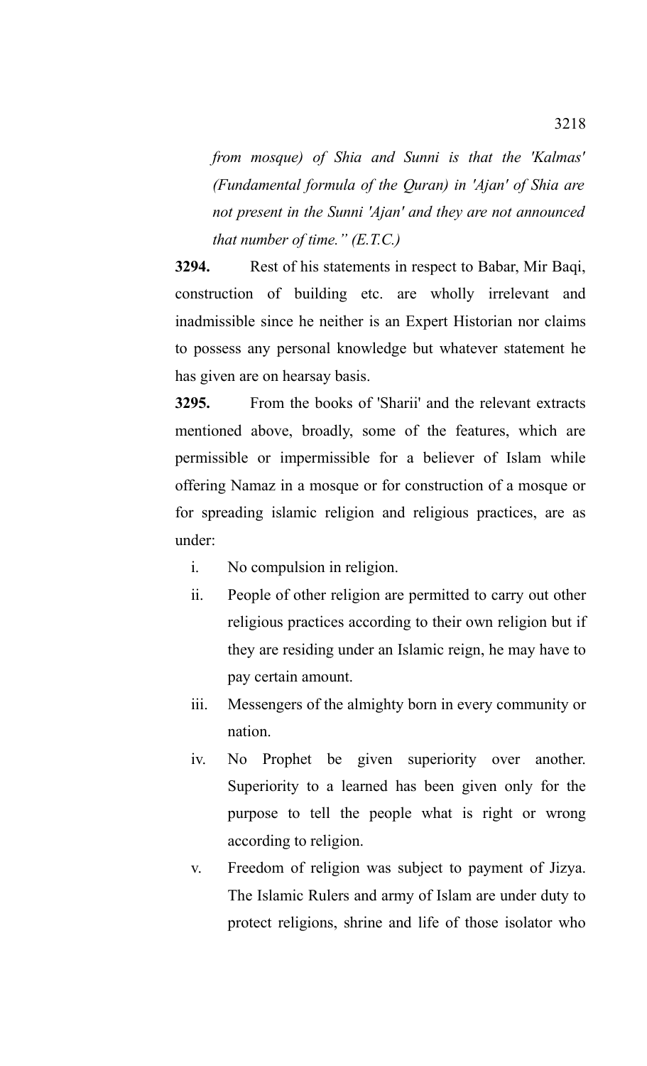*from mosque) of Shia and Sunni is that the 'Kalmas' (Fundamental formula of the Quran) in 'Ajan' of Shia are not present in the Sunni 'Ajan' and they are not announced that number of time." (E.T.C.)*

**3294.** Rest of his statements in respect to Babar, Mir Baqi, construction of building etc. are wholly irrelevant and inadmissible since he neither is an Expert Historian nor claims to possess any personal knowledge but whatever statement he has given are on hearsay basis.

**3295.** From the books of 'Sharii' and the relevant extracts mentioned above, broadly, some of the features, which are permissible or impermissible for a believer of Islam while offering Namaz in a mosque or for construction of a mosque or for spreading islamic religion and religious practices, are as under:

i. No compulsion in religion.

ii. People of other religion are permitted to carry out other religious practices according to their own religion but if they are residing under an Islamic reign, he may have to pay certain amount.

iii. Messengers of the almighty born in every community or nation.

iv. No Prophet be given superiority over another. Superiority to a learned has been given only for the purpose to tell the people what is right or wrong according to religion.

v. Freedom of religion was subject to payment of Jizya. The Islamic Rulers and army of Islam are under duty to protect religions, shrine and life of those isolator who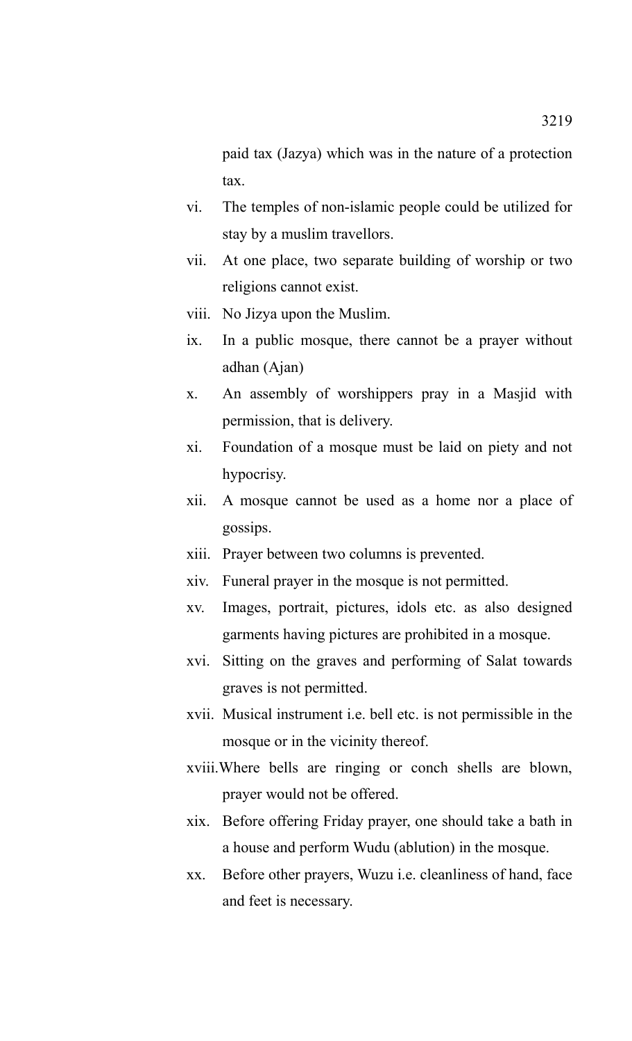paid tax (Jazya) which was in the nature of a protection tax.

vi. The temples of non-islamic people could be utilized for stay by a muslim travellors.

vii. At one place, two separate building of worship or two religions cannot exist.

viii. No Jizya upon the Muslim.

ix. In a public mosque, there cannot be a prayer without adhan (Ajan)

x. An assembly of worshippers pray in a Masjid with permission, that is delivery.

xi. Foundation of a mosque must be laid on piety and not hypocrisy.

xii. A mosque cannot be used as a home nor a place of gossips.

xiii. Prayer between two columns is prevented.

xiv. Funeral prayer in the mosque is not permitted.

xv. Images, portrait, pictures, idols etc. as also designed garments having pictures are prohibited in a mosque.

xvi. Sitting on the graves and performing of Salat towards graves is not permitted.

xvii. Musical instrument i.e. bell etc. is not permissible in the mosque or in the vicinity thereof.

xviii. Where bells are ringing or conch shells are blown, prayer would not be offered.

xix. Before offering Friday prayer, one should take a bath in a house and perform Wudu (ablution) in the mosque.

xx. Before other prayers, Wuzu i.e. cleanliness of hand, face and feet is necessary.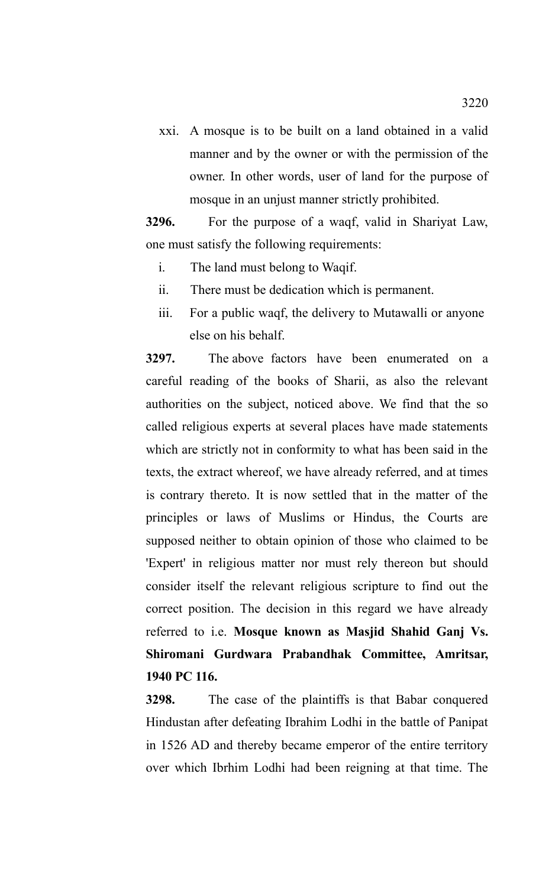xxi. A mosque is to be built on a land obtained in a valid manner and by the owner or with the permission of the owner. In other words, user of land for the purpose of mosque in an unjust manner strictly prohibited.

**3296.** For the purpose of a waqf, valid in Shariyat Law, one must satisfy the following requirements:

i. The land must belong to Waqif.

ii. There must be dedication which is permanent.

iii. For a public waqf, the delivery to Mutawalli or anyone else on his behalf.

**3297.** The above factors have been enumerated on a careful reading of the books of Sharii, as also the relevant authorities on the subject, noticed above. We find that the so called religious experts at several places have made statements which are strictly not in conformity to what has been said in the texts, the extract whereof, we have already referred, and at times is contrary thereto. It is now settled that in the matter of the principles or laws of Muslims or Hindus, the Courts are supposed neither to obtain opinion of those who claimed to be 'Expert' in religious matter nor must rely thereon but should consider itself the relevant religious scripture to find out the correct position. The decision in this regard we have already referred to i.e. **Mosque known as Masjid Shahid Ganj Vs. Shiromani Gurdwara Prabandhak Committee, Amritsar, 1940 PC 116.**

**3298.** The case of the plaintiffs is that Babar conquered Hindustan after defeating Ibrahim Lodhi in the battle of Panipat in 1526 AD and thereby became emperor of the entire territory over which Ibrhim Lodhi had been reigning at that time. The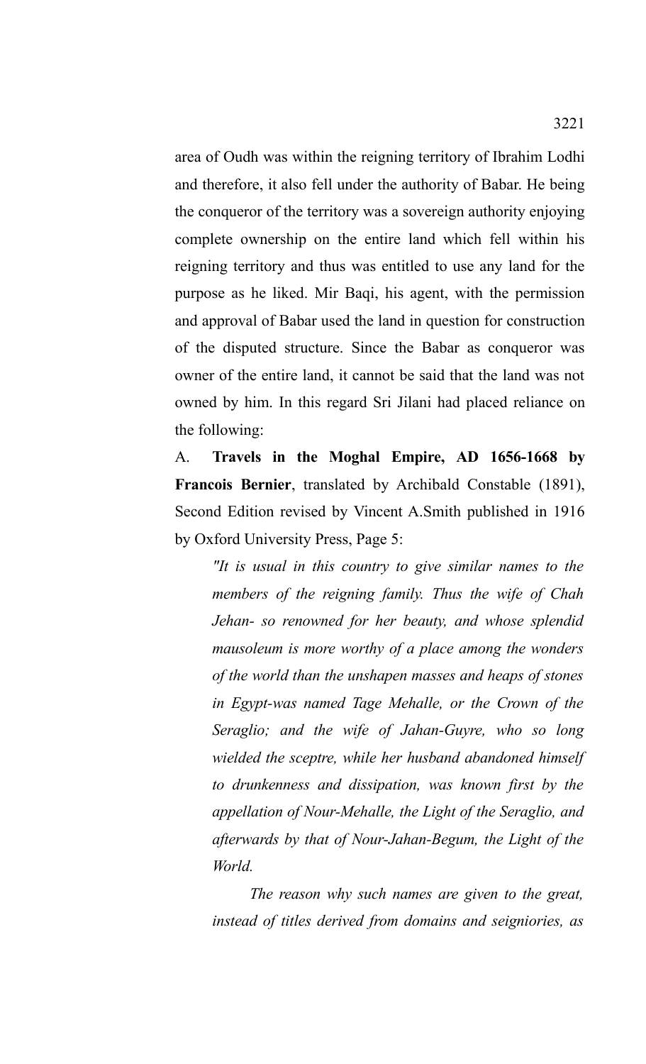area of Oudh was within the reigning territory of Ibrahim Lodhi and therefore, it also fell under the authority of Babar. He being the conqueror of the territory was a sovereign authority enjoying complete ownership on the entire land which fell within his reigning territory and thus was entitled to use any land for the purpose as he liked. Mir Baqi, his agent, with the permission and approval of Babar used the land in question for construction of the disputed structure. Since the Babar as conqueror was owner of the entire land, it cannot be said that the land was not owned by him. In this regard Sri Jilani had placed reliance on the following:

A. **Travels in the Moghal Empire, AD 1656-1668 by Francois Bernier**, translated by Archibald Constable (1891), Second Edition revised by Vincent A.Smith published in 1916 by Oxford University Press, Page 5:

> *"It is usual in this country to give similar names to the members of the reigning family. Thus the wife of Chah Jehan- so renowned for her beauty, and whose splendid mausoleum is more worthy of a place among the wonders of the world than the unshapen masses and heaps of stones in Egypt-was named Tage Mehalle, or the Crown of the Seraglio; and the wife of Jahan-Guyre, who so long wielded the sceptre, while her husband abandoned himself to drunkenness and dissipation, was known first by the appellation of Nour-Mehalle, the Light of the Seraglio, and afterwards by that of Nour-Jahan-Begum, the Light of the World.*
>
> *The reason why such names are given to the great, instead of titles derived from domains and seigniories, as*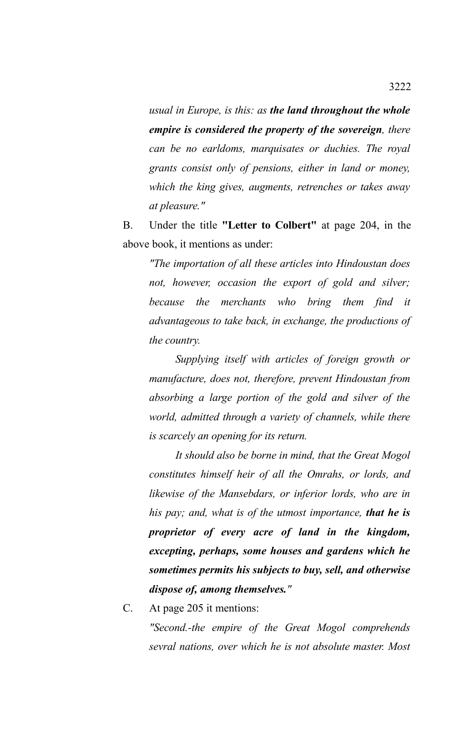*usual in Europe, is this: as **the land throughout the whole empire is considered the property of the sovereign**, there can be no earldoms, marquisates or duchies. The royal grants consist only of pensions, either in land or money, which the king gives, augments, retrenches or takes away at pleasure."*

B. Under the title **"Letter to Colbert"** at page 204, in the above book, it mentions as under:

> *"The importation of all these articles into Hindoustan does not, however, occasion the export of gold and silver; because the merchants who bring them find it advantageous to take back, in exchange, the productions of the country.*
>
> *Supplying itself with articles of foreign growth or manufacture, does not, therefore, prevent Hindoustan from absorbing a large portion of the gold and silver of the world, admitted through a variety of channels, while there is scarcely an opening for its return.*
>
> *It should also be borne in mind, that the Great Mogol constitutes himself heir of all the Omrahs, or lords, and likewise of the Mansebdars, or inferior lords, who are in his pay; and, what is of the utmost importance, **that he is proprietor of every acre of land in the kingdom, excepting, perhaps, some houses and gardens which he sometimes permits his subjects to buy, sell, and otherwise dispose of, among themselves."***

C. At page 205 it mentions:

> *"Second.-the empire of the Great Mogol comprehends sevral nations, over which he is not absolute master. Most*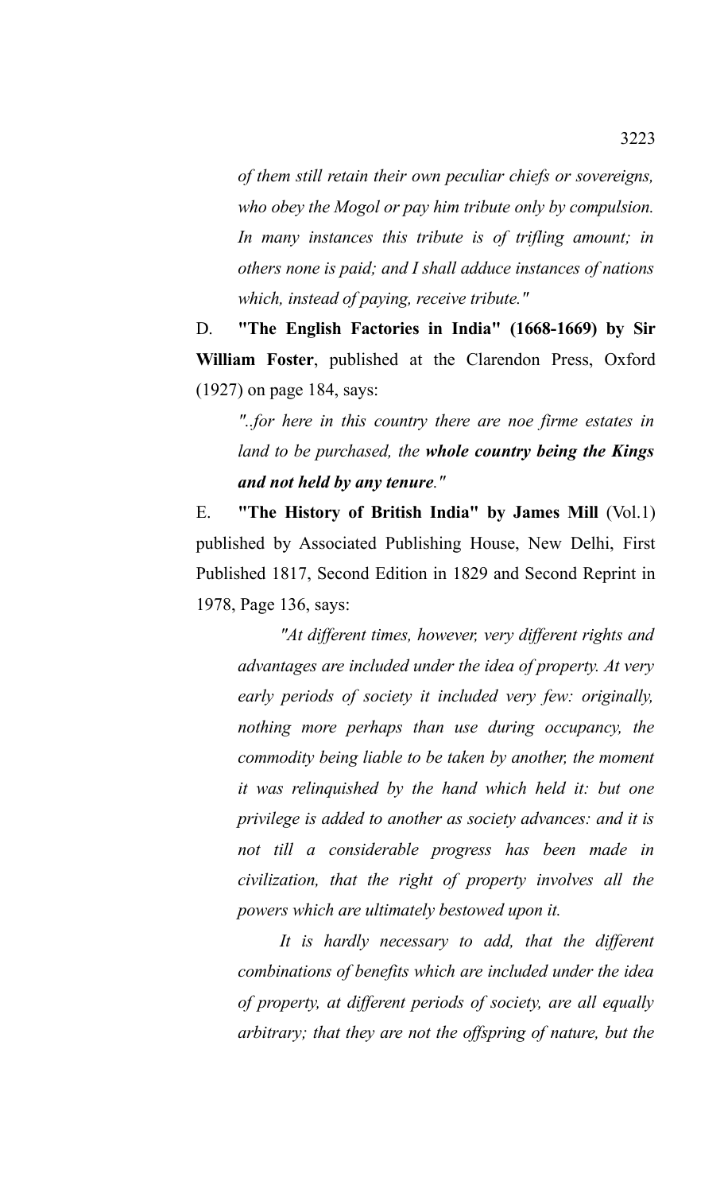*of them still retain their own peculiar chiefs or sovereigns, who obey the Mogol or pay him tribute only by compulsion. In many instances this tribute is of trifling amount; in others none is paid; and I shall adduce instances of nations which, instead of paying, receive tribute."*

D. **"The English Factories in India" (1668-1669) by Sir William Foster**, published at the Clarendon Press, Oxford (1927) on page 184, says:

> *"..for here in this country there are noe firme estates in land to be purchased, the **whole country being the Kings and not held by any tenure**."*

E. **"The History of British India" by James Mill** (Vol.1) published by Associated Publishing House, New Delhi, First Published 1817, Second Edition in 1829 and Second Reprint in 1978, Page 136, says:

> *"At different times, however, very different rights and advantages are included under the idea of property. At very early periods of society it included very few: originally, nothing more perhaps than use during occupancy, the commodity being liable to be taken by another, the moment it was relinquished by the hand which held it: but one privilege is added to another as society advances: and it is not till a considerable progress has been made in civilization, that the right of property involves all the powers which are ultimately bestowed upon it.*
>
> *It is hardly necessary to add, that the different combinations of benefits which are included under the idea of property, at different periods of society, are all equally arbitrary; that they are not the offspring of nature, but the*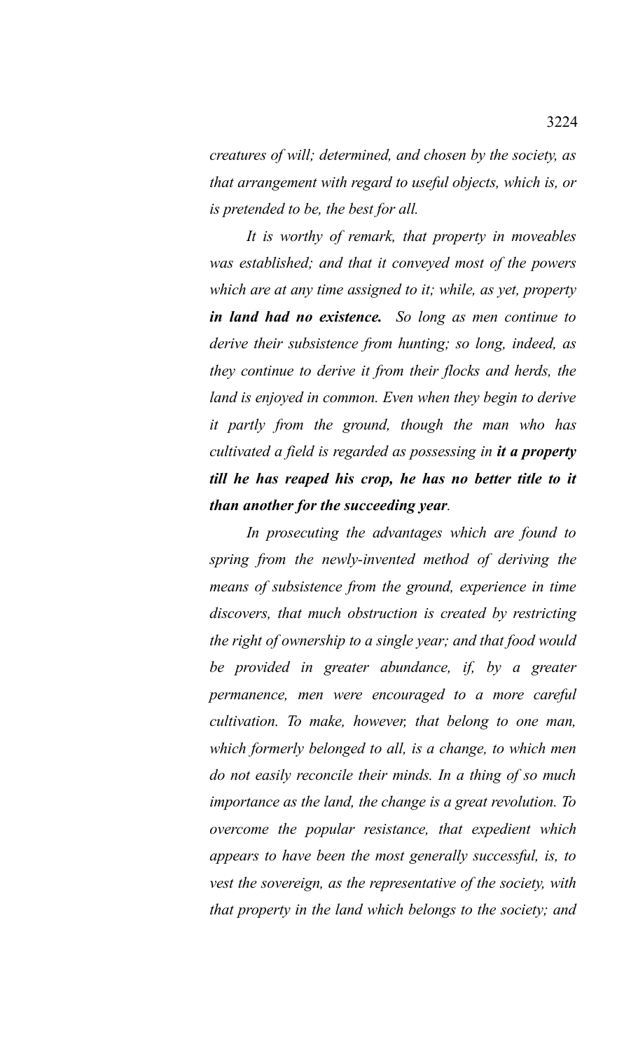*creatures of will; determined, and chosen by the society, as that arrangement with regard to useful objects, which is, or is pretended to be, the best for all.*

*It is worthy of remark, that property in moveables was established; and that it conveyed most of the powers which are at any time assigned to it; while, as yet, property* ***in land had no existence.*** *So long as men continue to derive their subsistence from hunting; so long, indeed, as they continue to derive it from their flocks and herds, the land is enjoyed in common. Even when they begin to derive it partly from the ground, though the man who has cultivated a field is regarded as possessing in* ***it a property till he has reaped his crop, he has no better title to it than another for the succeeding year****.*

*In prosecuting the advantages which are found to spring from the newly-invented method of deriving the means of subsistence from the ground, experience in time discovers, that much obstruction is created by restricting the right of ownership to a single year; and that food would be provided in greater abundance, if, by a greater permanence, men were encouraged to a more careful cultivation. To make, however, that belong to one man, which formerly belonged to all, is a change, to which men do not easily reconcile their minds. In a thing of so much importance as the land, the change is a great revolution. To overcome the popular resistance, that expedient which appears to have been the most generally successful, is, to vest the sovereign, as the representative of the society, with that property in the land which belongs to the society; and*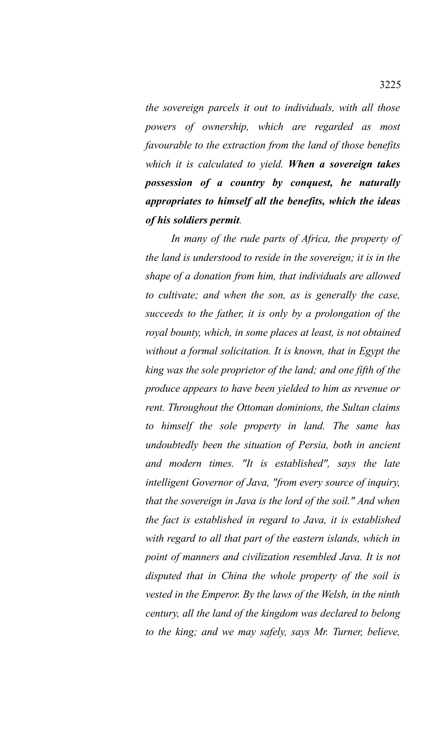*the sovereign parcels it out to individuals, with all those powers of ownership, which are regarded as most favourable to the extraction from the land of those benefits which it is calculated to yield.* ***When a sovereign takes possession of a country by conquest, he naturally appropriates to himself all the benefits, which the ideas of his soldiers permit****.*

*In many of the rude parts of Africa, the property of the land is understood to reside in the sovereign; it is in the shape of a donation from him, that individuals are allowed to cultivate; and when the son, as is generally the case, succeeds to the father, it is only by a prolongation of the royal bounty, which, in some places at least, is not obtained without a formal solicitation. It is known, that in Egypt the king was the sole proprietor of the land; and one fifth of the produce appears to have been yielded to him as revenue or rent. Throughout the Ottoman dominions, the Sultan claims to himself the sole property in land. The same has undoubtedly been the situation of Persia, both in ancient and modern times. "It is established", says the late intelligent Governor of Java, "from every source of inquiry, that the sovereign in Java is the lord of the soil." And when the fact is established in regard to Java, it is established with regard to all that part of the eastern islands, which in point of manners and civilization resembled Java. It is not disputed that in China the whole property of the soil is vested in the Emperor. By the laws of the Welsh, in the ninth century, all the land of the kingdom was declared to belong to the king; and we may safely, says Mr. Turner, believe,*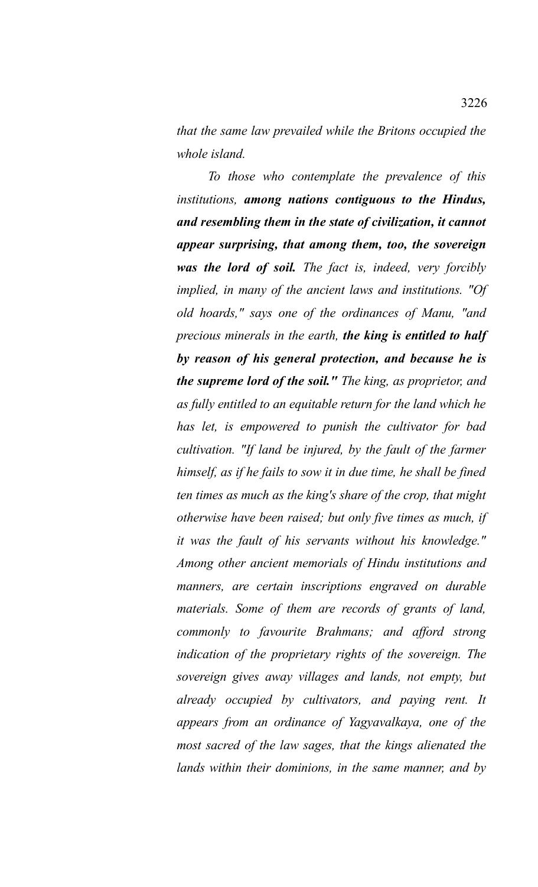*that the same law prevailed while the Britons occupied the whole island.*

*To those who contemplate the prevalence of this institutions, **among nations contiguous to the Hindus, and resembling them in the state of civilization, it cannot appear surprising, that among them, too, the sovereign was the lord of soil.** The fact is, indeed, very forcibly implied, in many of the ancient laws and institutions. "Of old hoards," says one of the ordinances of Manu, "and precious minerals in the earth, **the king is entitled to half by reason of his general protection, and because he is the supreme lord of the soil."** The king, as proprietor, and as fully entitled to an equitable return for the land which he has let, is empowered to punish the cultivator for bad cultivation. "If land be injured, by the fault of the farmer himself, as if he fails to sow it in due time, he shall be fined ten times as much as the king's share of the crop, that might otherwise have been raised; but only five times as much, if it was the fault of his servants without his knowledge." Among other ancient memorials of Hindu institutions and manners, are certain inscriptions engraved on durable materials. Some of them are records of grants of land, commonly to favourite Brahmans; and afford strong indication of the proprietary rights of the sovereign. The sovereign gives away villages and lands, not empty, but already occupied by cultivators, and paying rent. It appears from an ordinance of Yagyavalkaya, one of the most sacred of the law sages, that the kings alienated the lands within their dominions, in the same manner, and by*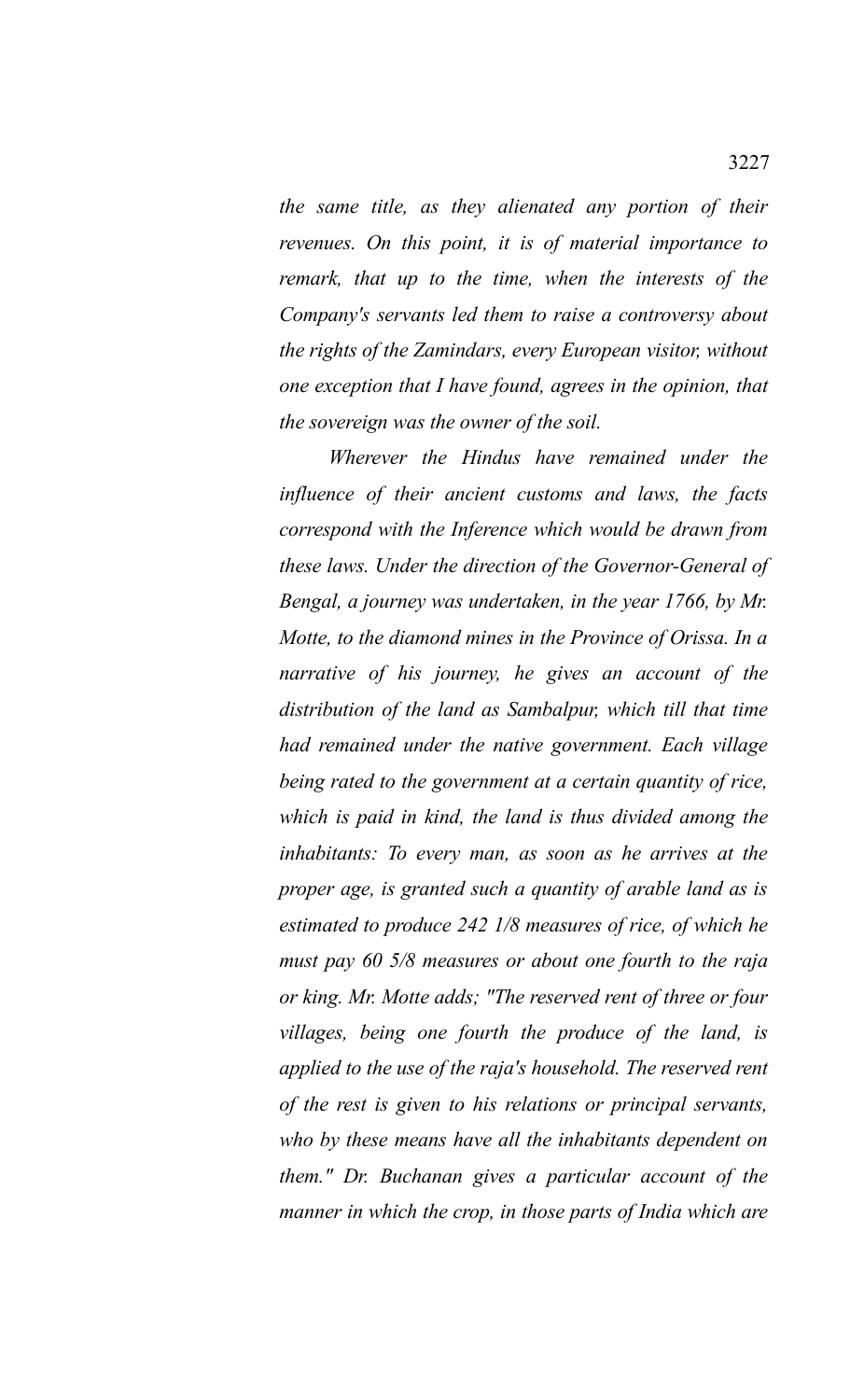*the same title, as they alienated any portion of their revenues. On this point, it is of material importance to remark, that up to the time, when the interests of the Company's servants led them to raise a controversy about the rights of the Zamindars, every European visitor, without one exception that I have found, agrees in the opinion, that the sovereign was the owner of the soil.*

*Wherever the Hindus have remained under the influence of their ancient customs and laws, the facts correspond with the Inference which would be drawn from these laws. Under the direction of the Governor-General of Bengal, a journey was undertaken, in the year 1766, by Mr. Motte, to the diamond mines in the Province of Orissa. In a narrative of his journey, he gives an account of the distribution of the land as Sambalpur, which till that time had remained under the native government. Each village being rated to the government at a certain quantity of rice, which is paid in kind, the land is thus divided among the inhabitants: To every man, as soon as he arrives at the proper age, is granted such a quantity of arable land as is estimated to produce 242 1/8 measures of rice, of which he must pay 60 5/8 measures or about one fourth to the raja or king. Mr. Motte adds; "The reserved rent of three or four villages, being one fourth the produce of the land, is applied to the use of the raja's household. The reserved rent of the rest is given to his relations or principal servants, who by these means have all the inhabitants dependent on them." Dr. Buchanan gives a particular account of the manner in which the crop, in those parts of India which are*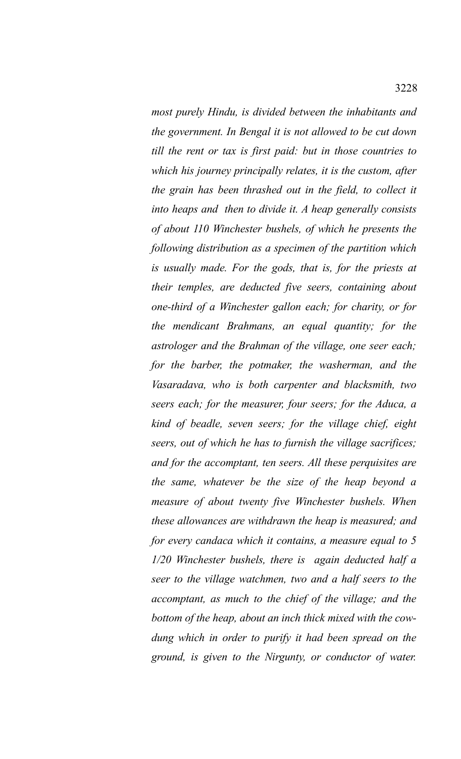*most purely Hindu, is divided between the inhabitants and the government. In Bengal it is not allowed to be cut down till the rent or tax is first paid: but in those countries to which his journey principally relates, it is the custom, after the grain has been thrashed out in the field, to collect it into heaps and then to divide it. A heap generally consists of about 110 Winchester bushels, of which he presents the following distribution as a specimen of the partition which is usually made. For the gods, that is, for the priests at their temples, are deducted five seers, containing about one-third of a Winchester gallon each; for charity, or for the mendicant Brahmans, an equal quantity; for the astrologer and the Brahman of the village, one seer each; for the barber, the potmaker, the washerman, and the Vasaradava, who is both carpenter and blacksmith, two seers each; for the measurer, four seers; for the Aduca, a kind of beadle, seven seers; for the village chief, eight seers, out of which he has to furnish the village sacrifices; and for the accomptant, ten seers. All these perquisites are the same, whatever be the size of the heap beyond a measure of about twenty five Winchester bushels. When these allowances are withdrawn the heap is measured; and for every candaca which it contains, a measure equal to 5 1/20 Winchester bushels, there is again deducted half a seer to the village watchmen, two and a half seers to the accomptant, as much to the chief of the village; and the bottom of the heap, about an inch thick mixed with the cow-dung which in order to purify it had been spread on the ground, is given to the Nirgunty, or conductor of water.*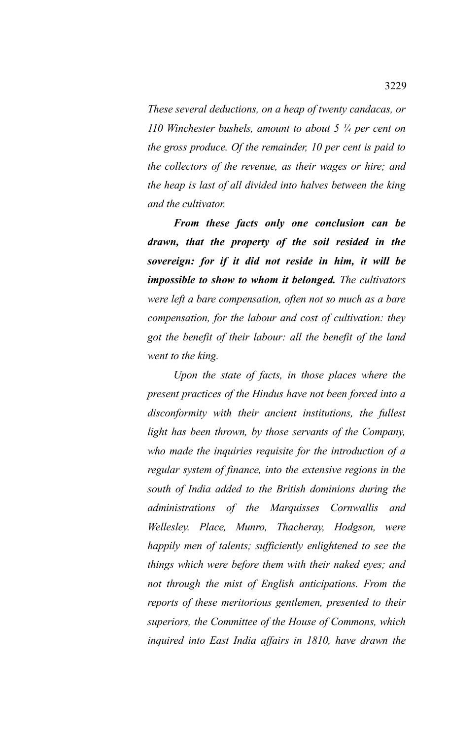*These several deductions, on a heap of twenty candacas, or 110 Winchester bushels, amount to about 5 ¼ per cent on the gross produce. Of the remainder, 10 per cent is paid to the collectors of the revenue, as their wages or hire; and the heap is last of all divided into halves between the king and the cultivator.*

***From these facts only one conclusion can be drawn, that the property of the soil resided in the sovereign: for if it did not reside in him, it will be impossible to show to whom it belonged.*** *The cultivators were left a bare compensation, often not so much as a bare compensation, for the labour and cost of cultivation: they got the benefit of their labour: all the benefit of the land went to the king.*

*Upon the state of facts, in those places where the present practices of the Hindus have not been forced into a disconformity with their ancient institutions, the fullest light has been thrown, by those servants of the Company, who made the inquiries requisite for the introduction of a regular system of finance, into the extensive regions in the south of India added to the British dominions during the administrations of the Marquisses Cornwallis and Wellesley. Place, Munro, Thacheray, Hodgson, were happily men of talents; sufficiently enlightened to see the things which were before them with their naked eyes; and not through the mist of English anticipations. From the reports of these meritorious gentlemen, presented to their superiors, the Committee of the House of Commons, which inquired into East India affairs in 1810, have drawn the*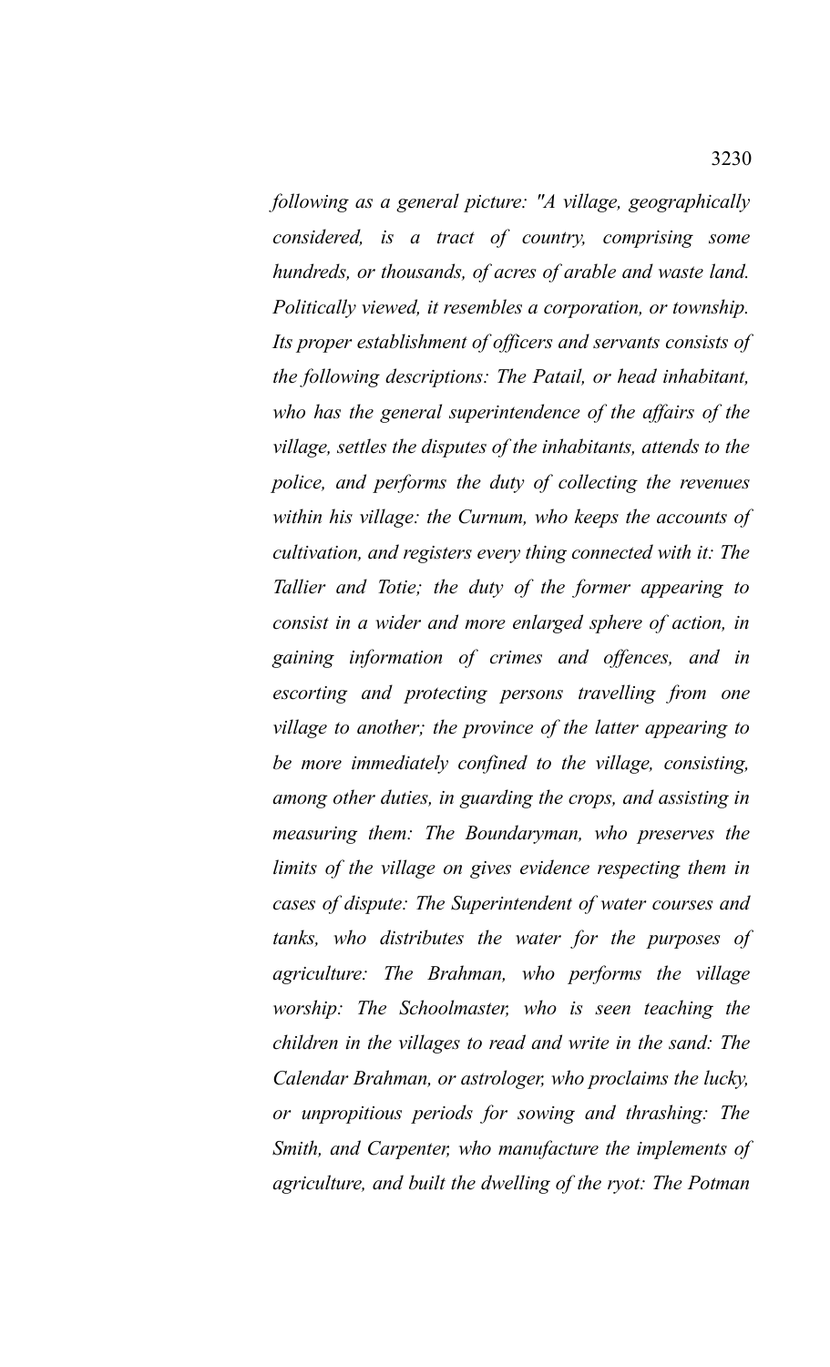*following as a general picture: "A village, geographically considered, is a tract of country, comprising some hundreds, or thousands, of acres of arable and waste land. Politically viewed, it resembles a corporation, or township. Its proper establishment of officers and servants consists of the following descriptions: The Patail, or head inhabitant, who has the general superintendence of the affairs of the village, settles the disputes of the inhabitants, attends to the police, and performs the duty of collecting the revenues within his village: the Curnum, who keeps the accounts of cultivation, and registers every thing connected with it: The Tallier and Totie; the duty of the former appearing to consist in a wider and more enlarged sphere of action, in gaining information of crimes and offences, and in escorting and protecting persons travelling from one village to another; the province of the latter appearing to be more immediately confined to the village, consisting, among other duties, in guarding the crops, and assisting in measuring them: The Boundaryman, who preserves the limits of the village on gives evidence respecting them in cases of dispute: The Superintendent of water courses and tanks, who distributes the water for the purposes of agriculture: The Brahman, who performs the village worship: The Schoolmaster, who is seen teaching the children in the villages to read and write in the sand: The Calendar Brahman, or astrologer, who proclaims the lucky, or unpropitious periods for sowing and thrashing: The Smith, and Carpenter, who manufacture the implements of agriculture, and built the dwelling of the ryot: The Potman*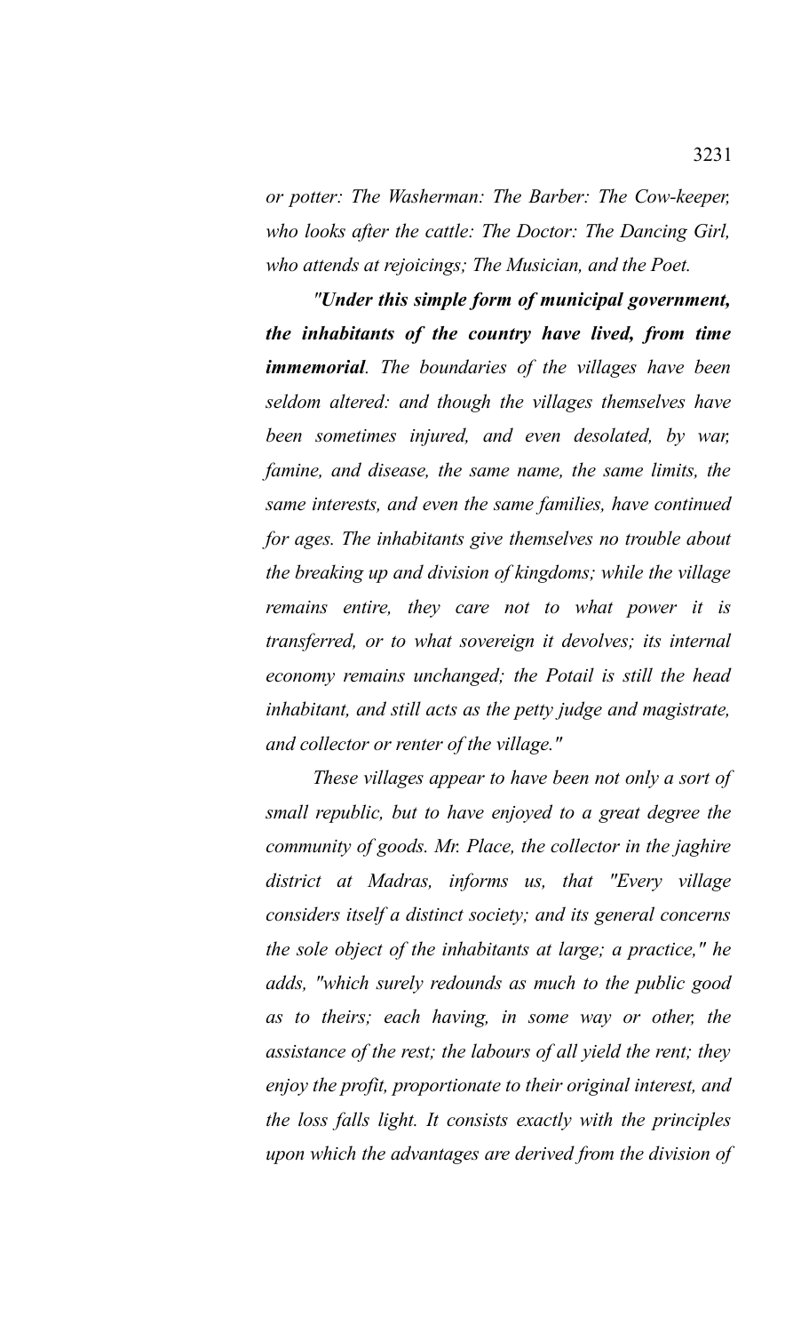*or potter: The Washerman: The Barber: The Cow-keeper, who looks after the cattle: The Doctor: The Dancing Girl, who attends at rejoicings; The Musician, and the Poet.*

***"Under this simple form of municipal government, the inhabitants of the country have lived, from time immemorial****. The boundaries of the villages have been seldom altered: and though the villages themselves have been sometimes injured, and even desolated, by war, famine, and disease, the same name, the same limits, the same interests, and even the same families, have continued for ages. The inhabitants give themselves no trouble about the breaking up and division of kingdoms; while the village remains entire, they care not to what power it is transferred, or to what sovereign it devolves; its internal economy remains unchanged; the Potail is still the head inhabitant, and still acts as the petty judge and magistrate, and collector or renter of the village."*

*These villages appear to have been not only a sort of small republic, but to have enjoyed to a great degree the community of goods. Mr. Place, the collector in the jaghire district at Madras, informs us, that "Every village considers itself a distinct society; and its general concerns the sole object of the inhabitants at large; a practice," he adds, "which surely redounds as much to the public good as to theirs; each having, in some way or other, the assistance of the rest; the labours of all yield the rent; they enjoy the profit, proportionate to their original interest, and the loss falls light. It consists exactly with the principles upon which the advantages are derived from the division of*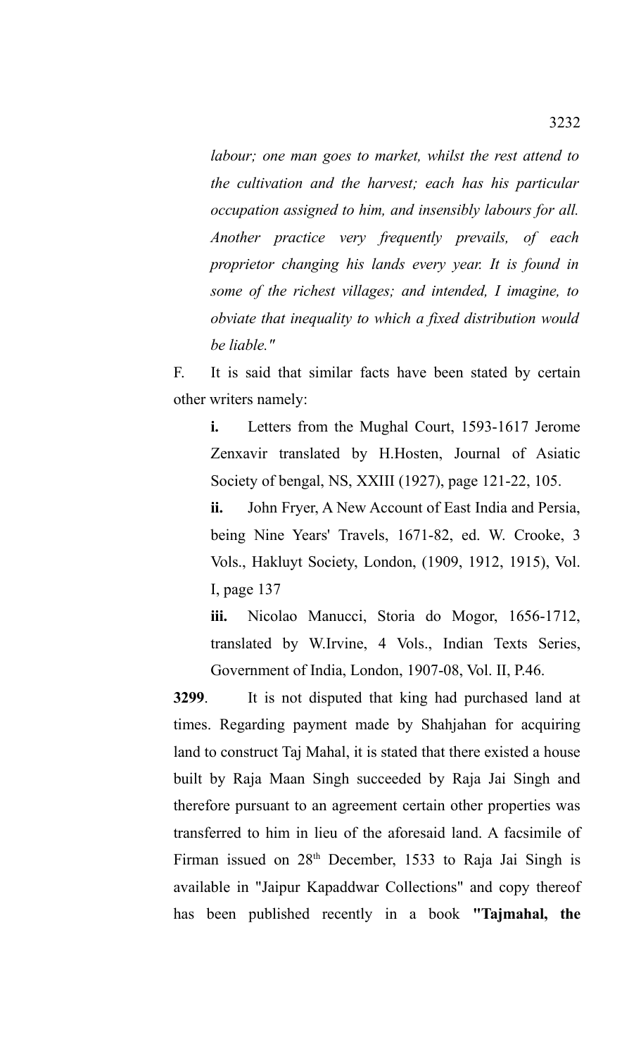*labour; one man goes to market, whilst the rest attend to the cultivation and the harvest; each has his particular occupation assigned to him, and insensibly labours for all. Another practice very frequently prevails, of each proprietor changing his lands every year. It is found in some of the richest villages; and intended, I imagine, to obviate that inequality to which a fixed distribution would be liable."*

F. It is said that similar facts have been stated by certain other writers namely:

**i.** Letters from the Mughal Court, 1593-1617 Jerome Zenxavir translated by H.Hosten, Journal of Asiatic Society of bengal, NS, XXIII (1927), page 121-22, 105.

**ii.** John Fryer, A New Account of East India and Persia, being Nine Years' Travels, 1671-82, ed. W. Crooke, 3 Vols., Hakluyt Society, London, (1909, 1912, 1915), Vol. I, page 137

**iii.** Nicolao Manucci, Storia do Mogor, 1656-1712, translated by W.Irvine, 4 Vols., Indian Texts Series, Government of India, London, 1907-08, Vol. II, P.46.

**3299**. It is not disputed that king had purchased land at times. Regarding payment made by Shahjahan for acquiring land to construct Taj Mahal, it is stated that there existed a house built by Raja Maan Singh succeeded by Raja Jai Singh and therefore pursuant to an agreement certain other properties was transferred to him in lieu of the aforesaid land. A facsimile of Firman issued on 28th December, 1533 to Raja Jai Singh is available in "Jaipur Kapaddwar Collections" and copy thereof has been published recently in a book **"Tajmahal, the**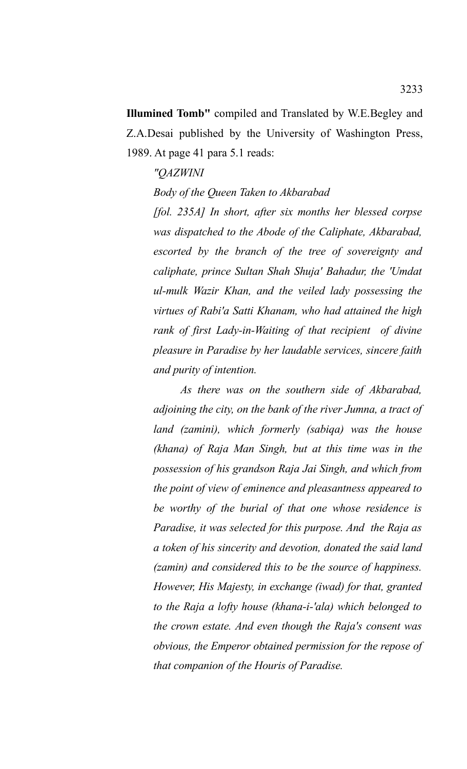**Illumined Tomb"** compiled and Translated by W.E.Begley and Z.A.Desai published by the University of Washington Press, 1989. At page 41 para 5.1 reads:

*"QAZWINI*

*Body of the Queen Taken to Akbarabad*

*[fol. 235A] In short, after six months her blessed corpse was dispatched to the Abode of the Caliphate, Akbarabad, escorted by the branch of the tree of sovereignty and caliphate, prince Sultan Shah Shuja' Bahadur, the 'Umdat ul-mulk Wazir Khan, and the veiled lady possessing the virtues of Rabi'a Satti Khanam, who had attained the high rank of first Lady-in-Waiting of that recipient of divine pleasure in Paradise by her laudable services, sincere faith and purity of intention.*

*As there was on the southern side of Akbarabad, adjoining the city, on the bank of the river Jumna, a tract of land (zamini), which formerly (sabiqa) was the house (khana) of Raja Man Singh, but at this time was in the possession of his grandson Raja Jai Singh, and which from the point of view of eminence and pleasantness appeared to be worthy of the burial of that one whose residence is Paradise, it was selected for this purpose. And the Raja as a token of his sincerity and devotion, donated the said land (zamin) and considered this to be the source of happiness. However, His Majesty, in exchange (iwad) for that, granted to the Raja a lofty house (khana-i-'ala) which belonged to the crown estate. And even though the Raja's consent was obvious, the Emperor obtained permission for the repose of that companion of the Houris of Paradise.*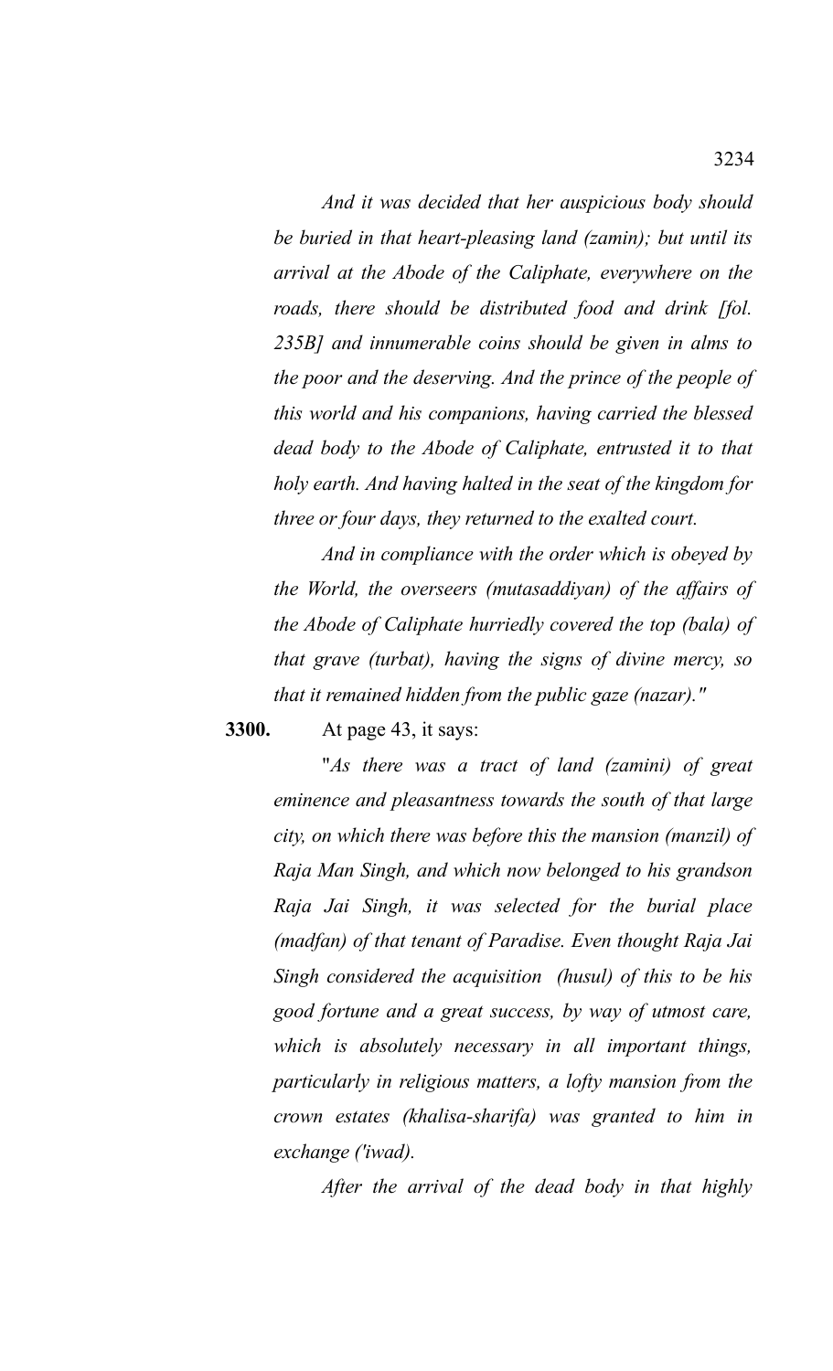*And it was decided that her auspicious body should be buried in that heart-pleasing land (zamin); but until its arrival at the Abode of the Caliphate, everywhere on the roads, there should be distributed food and drink [fol. 235B] and innumerable coins should be given in alms to the poor and the deserving. And the prince of the people of this world and his companions, having carried the blessed dead body to the Abode of Caliphate, entrusted it to that holy earth. And having halted in the seat of the kingdom for three or four days, they returned to the exalted court.*

*And in compliance with the order which is obeyed by the World, the overseers (mutasaddiyan) of the affairs of the Abode of Caliphate hurriedly covered the top (bala) of that grave (turbat), having the signs of divine mercy, so that it remained hidden from the public gaze (nazar)."*

**3300.** At page 43, it says:

"*As there was a tract of land (zamini) of great eminence and pleasantness towards the south of that large city, on which there was before this the mansion (manzil) of Raja Man Singh, and which now belonged to his grandson Raja Jai Singh, it was selected for the burial place (madfan) of that tenant of Paradise. Even thought Raja Jai Singh considered the acquisition (husul) of this to be his good fortune and a great success, by way of utmost care, which is absolutely necessary in all important things, particularly in religious matters, a lofty mansion from the crown estates (khalisa-sharifa) was granted to him in exchange ('iwad).*

*After the arrival of the dead body in that highly*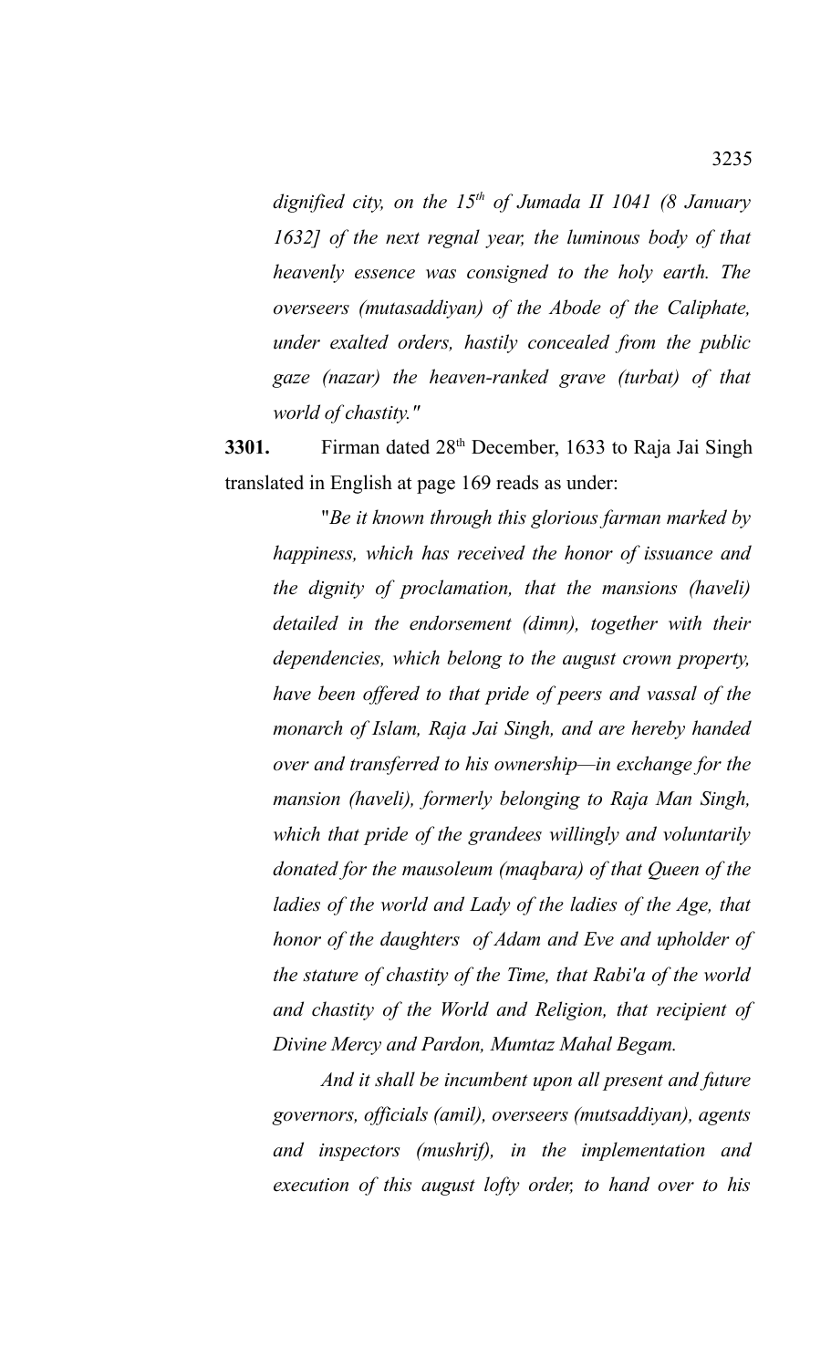*dignified city, on the 15th of Jumada II 1041 (8 January 1632] of the next regnal year, the luminous body of that heavenly essence was consigned to the holy earth. The overseers (mutasaddiyan) of the Abode of the Caliphate, under exalted orders, hastily concealed from the public gaze (nazar) the heaven-ranked grave (turbat) of that world of chastity."*

**3301.** Firman dated 28th December, 1633 to Raja Jai Singh translated in English at page 169 reads as under:

"*Be it known through this glorious farman marked by happiness, which has received the honor of issuance and the dignity of proclamation, that the mansions (haveli) detailed in the endorsement (dimn), together with their dependencies, which belong to the august crown property, have been offered to that pride of peers and vassal of the monarch of Islam, Raja Jai Singh, and are hereby handed over and transferred to his ownership—in exchange for the mansion (haveli), formerly belonging to Raja Man Singh, which that pride of the grandees willingly and voluntarily donated for the mausoleum (maqbara) of that Queen of the ladies of the world and Lady of the ladies of the Age, that honor of the daughters of Adam and Eve and upholder of the stature of chastity of the Time, that Rabi'a of the world and chastity of the World and Religion, that recipient of Divine Mercy and Pardon, Mumtaz Mahal Begam.*

*And it shall be incumbent upon all present and future governors, officials (amil), overseers (mutsaddiyan), agents and inspectors (mushrif), in the implementation and execution of this august lofty order, to hand over to his*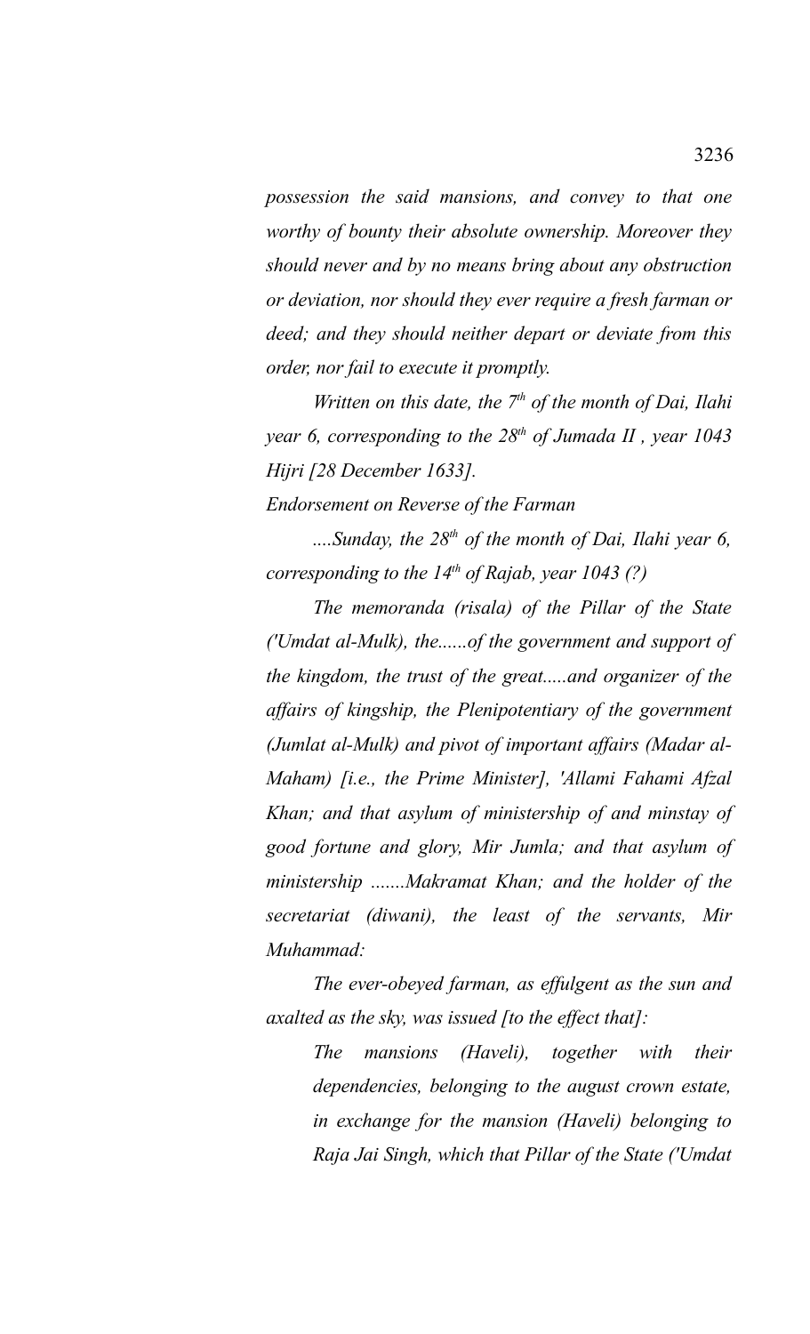*possession the said mansions, and convey to that one worthy of bounty their absolute ownership. Moreover they should never and by no means bring about any obstruction or deviation, nor should they ever require a fresh farman or deed; and they should neither depart or deviate from this order, nor fail to execute it promptly.*

*Written on this date, the 7th of the month of Dai, Ilahi year 6, corresponding to the 28th of Jumada II , year 1043 Hijri [28 December 1633].*

*Endorsement on Reverse of the Farman*

*....Sunday, the 28th of the month of Dai, Ilahi year 6, corresponding to the 14th of Rajab, year 1043 (?)*

*The memoranda (risala) of the Pillar of the State ('Umdat al-Mulk), the......of the government and support of the kingdom, the trust of the great.....and organizer of the affairs of kingship, the Plenipotentiary of the government (Jumlat al-Mulk) and pivot of important affairs (Madar al-Maham) [i.e., the Prime Minister], 'Allami Fahami Afzal Khan; and that asylum of ministership of and minstay of good fortune and glory, Mir Jumla; and that asylum of ministership .......Makramat Khan; and the holder of the secretariat (diwani), the least of the servants, Mir Muhammad:*

*The ever-obeyed farman, as effulgent as the sun and axalted as the sky, was issued [to the effect that]:*

> *The mansions (Haveli), together with their dependencies, belonging to the august crown estate, in exchange for the mansion (Haveli) belonging to Raja Jai Singh, which that Pillar of the State ('Umdat*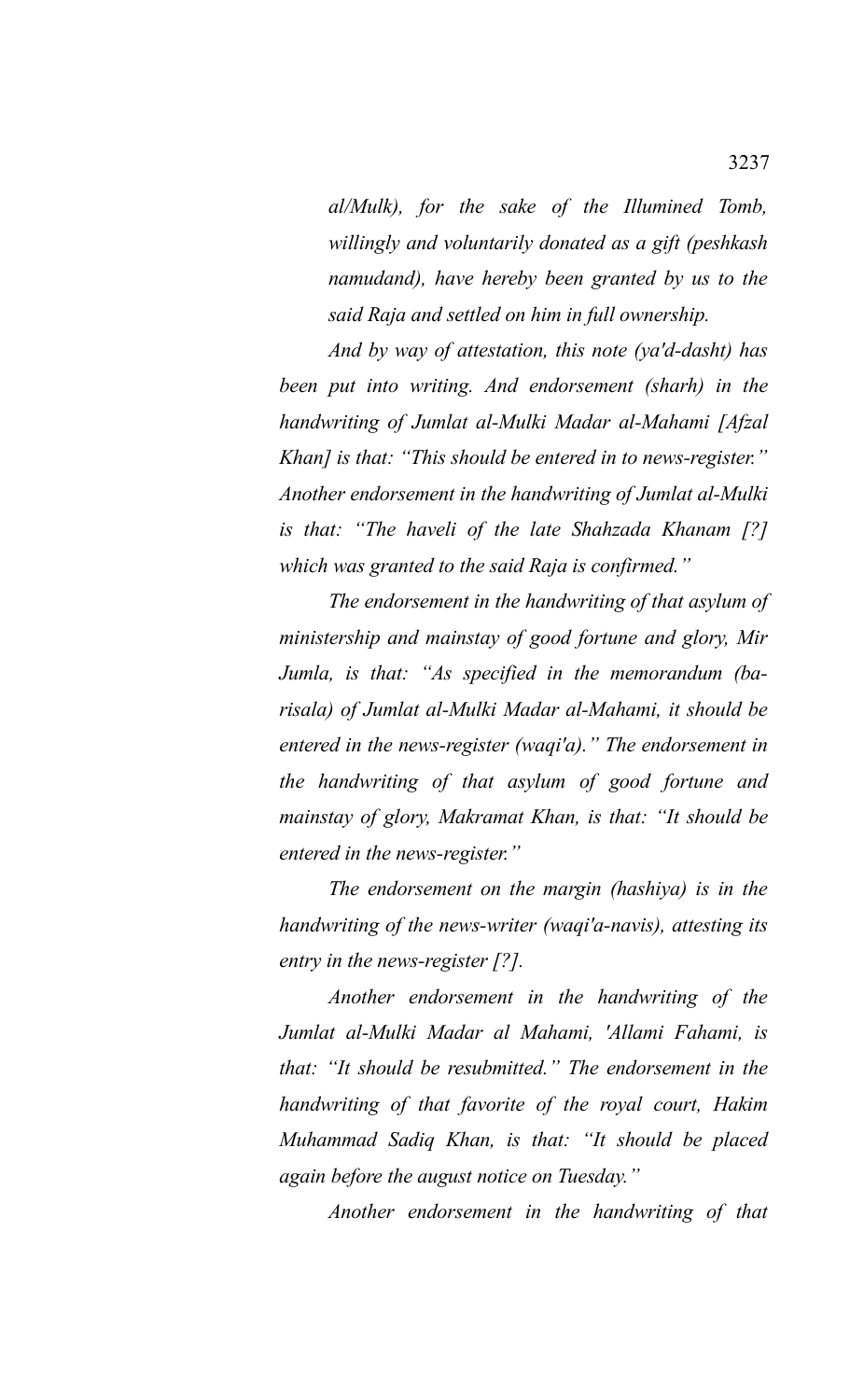*al/Mulk), for the sake of the Illumined Tomb, willingly and voluntarily donated as a gift (peshkash namudand), have hereby been granted by us to the said Raja and settled on him in full ownership.*

*And by way of attestation, this note (ya'd-dasht) has been put into writing. And endorsement (sharh) in the handwriting of Jumlat al-Mulki Madar al-Mahami [Afzal Khan] is that: "This should be entered in to news-register." Another endorsement in the handwriting of Jumlat al-Mulki is that: "The haveli of the late Shahzada Khanam [?] which was granted to the said Raja is confirmed."*

*The endorsement in the handwriting of that asylum of ministership and mainstay of good fortune and glory, Mir Jumla, is that: "As specified in the memorandum (ba-risala) of Jumlat al-Mulki Madar al-Mahami, it should be entered in the news-register (waqi'a)." The endorsement in the handwriting of that asylum of good fortune and mainstay of glory, Makramat Khan, is that: "It should be entered in the news-register."*

*The endorsement on the margin (hashiya) is in the handwriting of the news-writer (waqi'a-navis), attesting its entry in the news-register [?].*

*Another endorsement in the handwriting of the Jumlat al-Mulki Madar al Mahami, 'Allami Fahami, is that: "It should be resubmitted." The endorsement in the handwriting of that favorite of the royal court, Hakim Muhammad Sadiq Khan, is that: "It should be placed again before the august notice on Tuesday."*

*Another endorsement in the handwriting of that*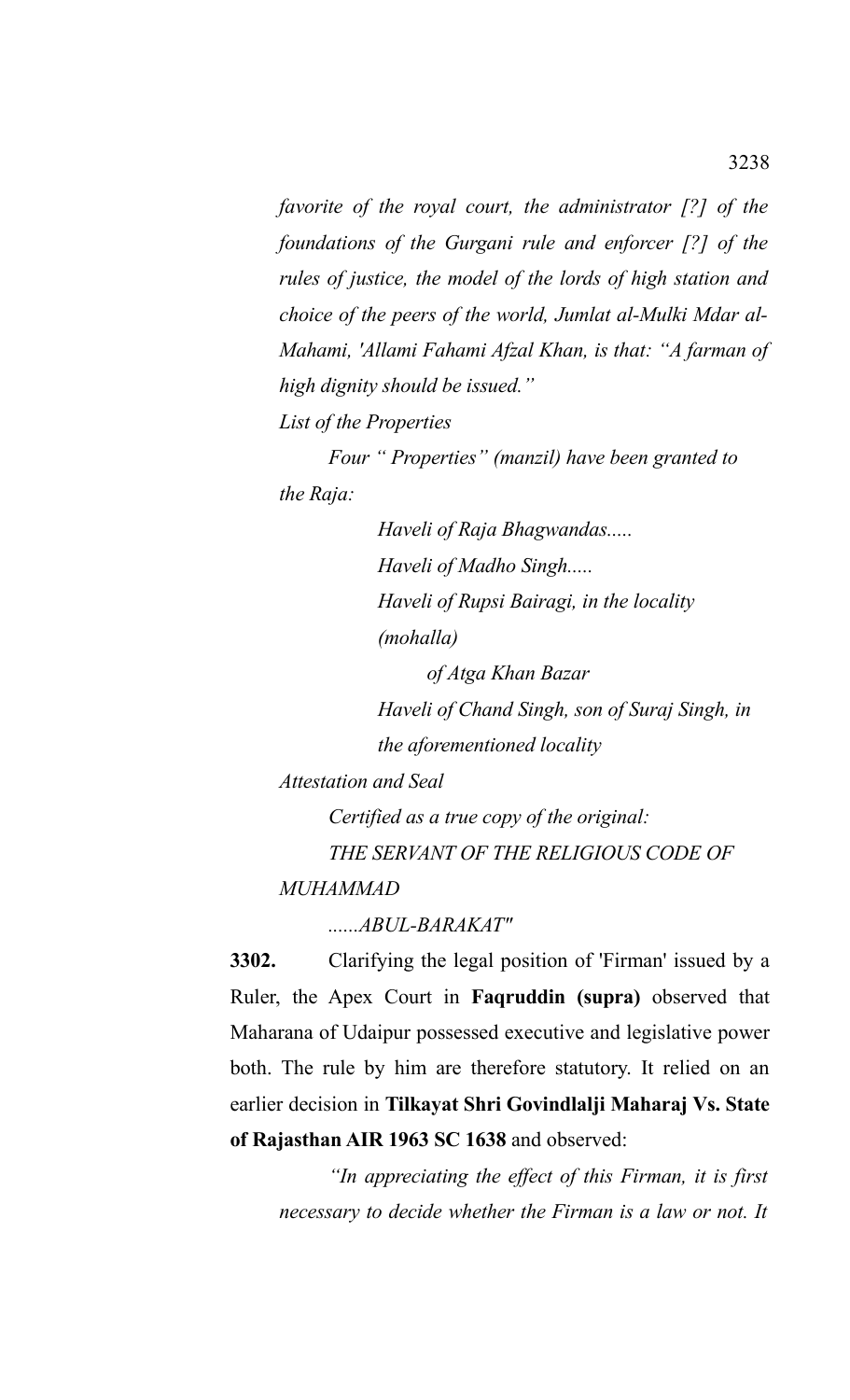*favorite of the royal court, the administrator [?] of the foundations of the Gurgani rule and enforcer [?] of the rules of justice, the model of the lords of high station and choice of the peers of the world, Jumlat al-Mulki Mdar al-Mahami, 'Allami Fahami Afzal Khan, is that: "A farman of high dignity should be issued."*

*List of the Properties*

*Four " Properties" (manzil) have been granted to the Raja:*

*Haveli of Raja Bhagwandas.....*

*Haveli of Madho Singh.....*

*Haveli of Rupsi Bairagi, in the locality (mohalla) of Atga Khan Bazar*

*Haveli of Chand Singh, son of Suraj Singh, in the aforementioned locality*

*Attestation and Seal*

*Certified as a true copy of the original:*

*THE SERVANT OF THE RELIGIOUS CODE OF MUHAMMAD*

*......ABUL-BARAKAT"*

**3302.** Clarifying the legal position of 'Firman' issued by a Ruler, the Apex Court in **Faqruddin (supra)** observed that Maharana of Udaipur possessed executive and legislative power both. The rule by him are therefore statutory. It relied on an earlier decision in **Tilkayat Shri Govindlalji Maharaj Vs. State of Rajasthan AIR 1963 SC 1638** and observed:

*"In appreciating the effect of this Firman, it is first necessary to decide whether the Firman is a law or not. It*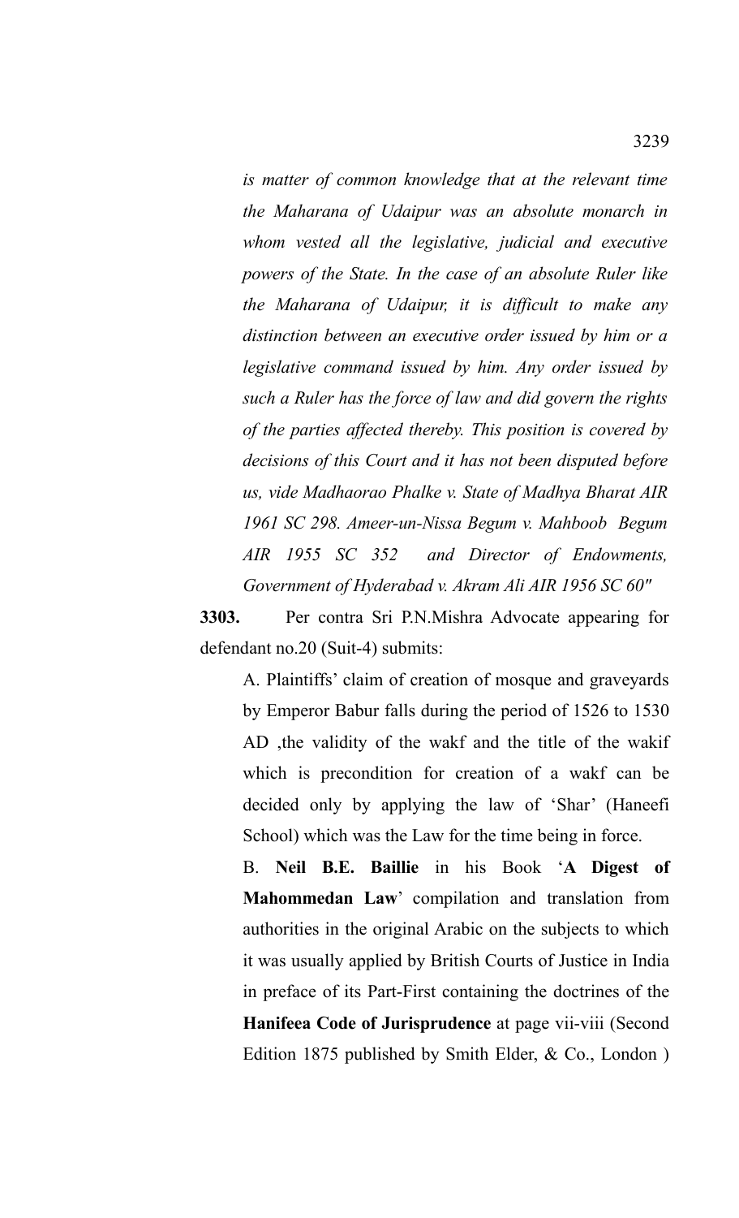*is matter of common knowledge that at the relevant time the Maharana of Udaipur was an absolute monarch in whom vested all the legislative, judicial and executive powers of the State. In the case of an absolute Ruler like the Maharana of Udaipur, it is difficult to make any distinction between an executive order issued by him or a legislative command issued by him. Any order issued by such a Ruler has the force of law and did govern the rights of the parties affected thereby. This position is covered by decisions of this Court and it has not been disputed before us, vide Madhaorao Phalke v. State of Madhya Bharat AIR 1961 SC 298. Ameer-un-Nissa Begum v. Mahboob Begum AIR 1955 SC 352 and Director of Endowments, Government of Hyderabad v. Akram Ali AIR 1956 SC 60"*

**3303.** Per contra Sri P.N.Mishra Advocate appearing for defendant no.20 (Suit-4) submits:

A. Plaintiffs' claim of creation of mosque and graveyards by Emperor Babur falls during the period of 1526 to 1530 AD ,the validity of the wakf and the title of the wakif which is precondition for creation of a wakf can be decided only by applying the law of 'Shar' (Haneefi School) which was the Law for the time being in force.

B. **Neil B.E. Baillie** in his Book '**A Digest of Mahommedan Law**' compilation and translation from authorities in the original Arabic on the subjects to which it was usually applied by British Courts of Justice in India in preface of its Part-First containing the doctrines of the **Hanifeea Code of Jurisprudence** at page vii-viii (Second Edition 1875 published by Smith Elder, & Co., London )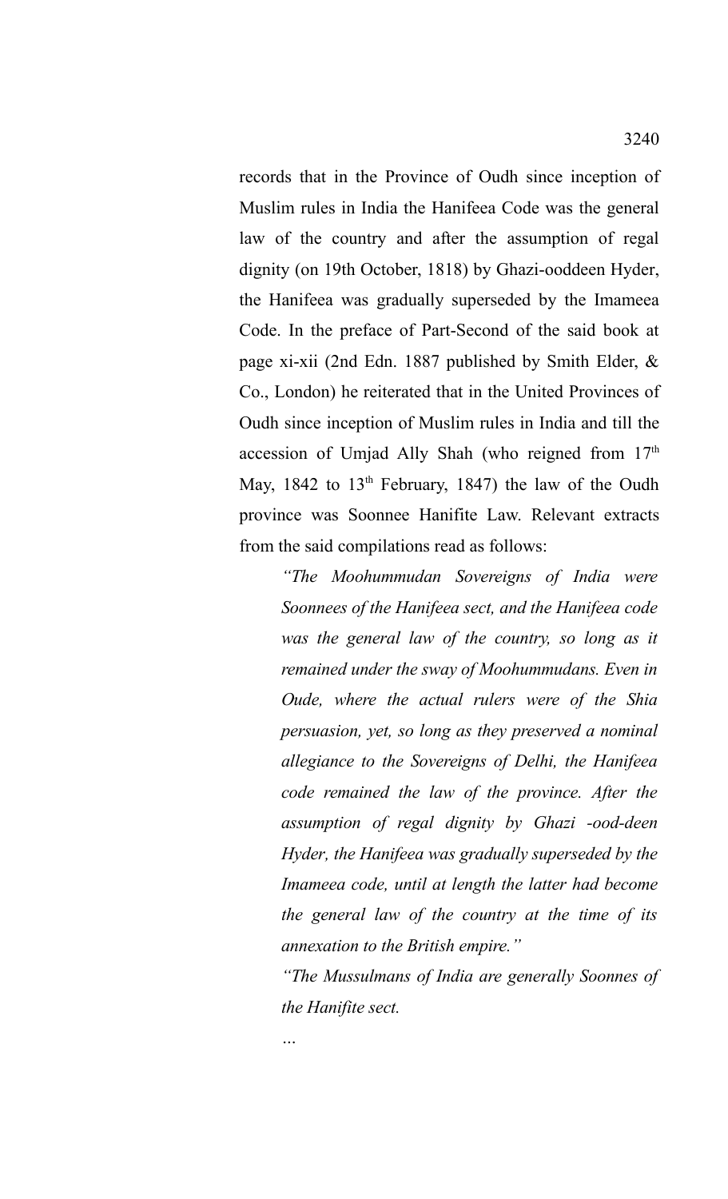records that in the Province of Oudh since inception of Muslim rules in India the Hanifeea Code was the general law of the country and after the assumption of regal dignity (on 19th October, 1818) by Ghazi-ooddeen Hyder, the Hanifeea was gradually superseded by the Imameea Code. In the preface of Part-Second of the said book at page xi-xii (2nd Edn. 1887 published by Smith Elder, & Co., London) he reiterated that in the United Provinces of Oudh since inception of Muslim rules in India and till the accession of Umjad Ally Shah (who reigned from 17th May, 1842 to 13th February, 1847) the law of the Oudh province was Soonnee Hanifite Law. Relevant extracts from the said compilations read as follows:

> *"The Moohummudan Sovereigns of India were Soonnees of the Hanifeea sect, and the Hanifeea code was the general law of the country, so long as it remained under the sway of Moohummudans. Even in Oude, where the actual rulers were of the Shia persuasion, yet, so long as they preserved a nominal allegiance to the Sovereigns of Delhi, the Hanifeea code remained the law of the province. After the assumption of regal dignity by Ghazi -ood-deen Hyder, the Hanifeea was gradually superseded by the Imameea code, until at length the latter had become the general law of the country at the time of its annexation to the British empire."*
>
> *"The Mussulmans of India are generally Soonnes of the Hanifite sect.*
>
> ...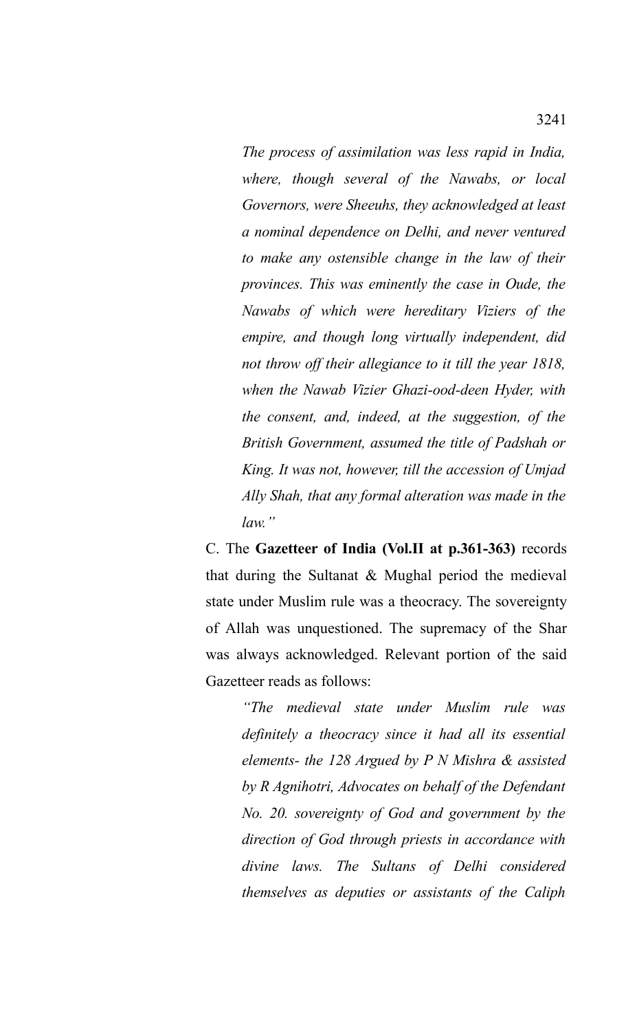*The process of assimilation was less rapid in India, where, though several of the Nawabs, or local Governors, were Sheeuhs, they acknowledged at least a nominal dependence on Delhi, and never ventured to make any ostensible change in the law of their provinces. This was eminently the case in Oude, the Nawabs of which were hereditary Viziers of the empire, and though long virtually independent, did not throw off their allegiance to it till the year 1818, when the Nawab Vizier Ghazi-ood-deen Hyder, with the consent, and, indeed, at the suggestion, of the British Government, assumed the title of Padshah or King. It was not, however, till the accession of Umjad Ally Shah, that any formal alteration was made in the law."*

C. The **Gazetteer of India (Vol.II at p.361-363)** records that during the Sultanat & Mughal period the medieval state under Muslim rule was a theocracy. The sovereignty of Allah was unquestioned. The supremacy of the Shar was always acknowledged. Relevant portion of the said Gazetteer reads as follows:

*"The medieval state under Muslim rule was definitely a theocracy since it had all its essential elements- the 128 Argued by P N Mishra & assisted by R Agnihotri, Advocates on behalf of the Defendant No. 20. sovereignty of God and government by the direction of God through priests in accordance with divine laws. The Sultans of Delhi considered themselves as deputies or assistants of the Caliph*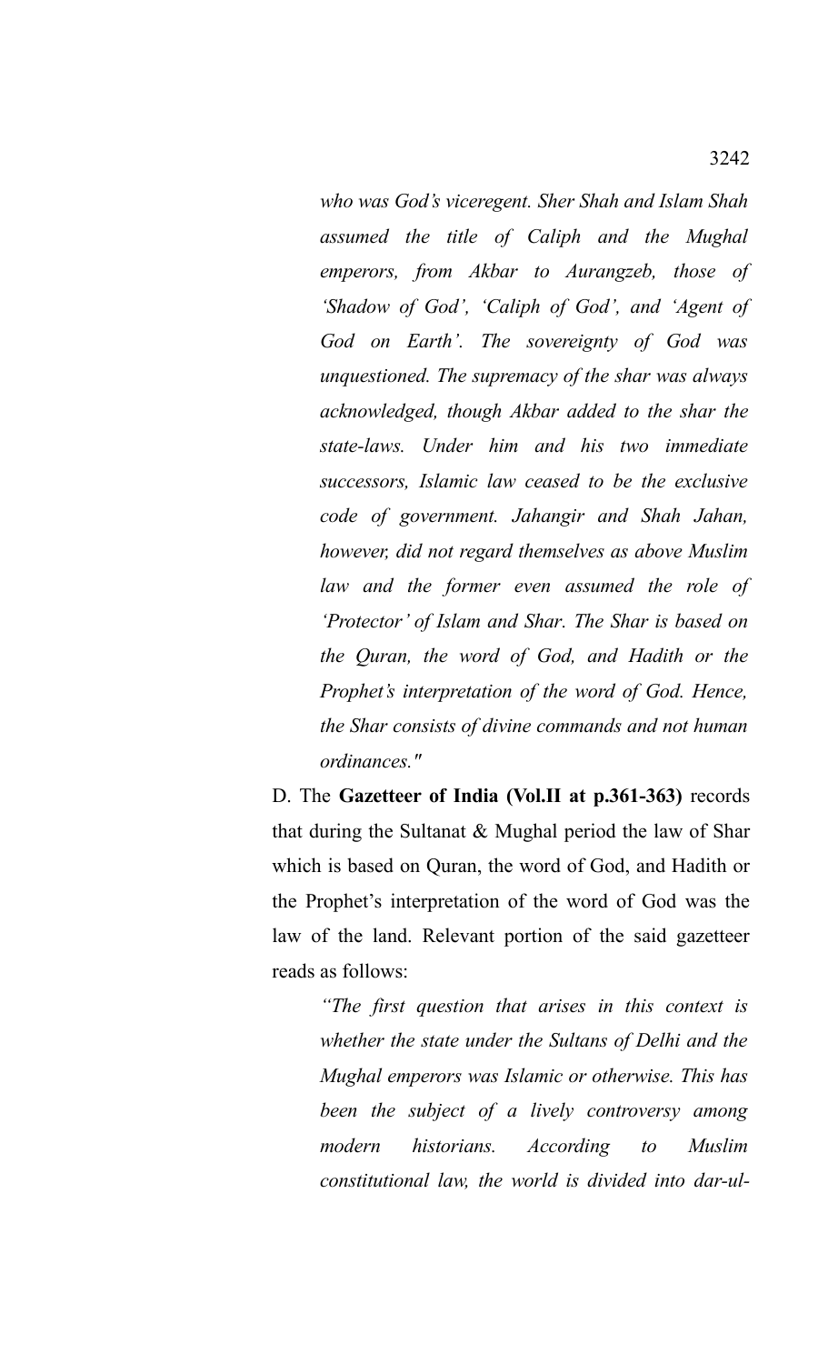*who was God's viceregent. Sher Shah and Islam Shah assumed the title of Caliph and the Mughal emperors, from Akbar to Aurangzeb, those of 'Shadow of God', 'Caliph of God', and 'Agent of God on Earth'. The sovereignty of God was unquestioned. The supremacy of the shar was always acknowledged, though Akbar added to the shar the state-laws. Under him and his two immediate successors, Islamic law ceased to be the exclusive code of government. Jahangir and Shah Jahan, however, did not regard themselves as above Muslim law and the former even assumed the role of 'Protector' of Islam and Shar. The Shar is based on the Quran, the word of God, and Hadith or the Prophet's interpretation of the word of God. Hence, the Shar consists of divine commands and not human ordinances."*

D. The **Gazetteer of India (Vol.II at p.361-363)** records that during the Sultanat & Mughal period the law of Shar which is based on Quran, the word of God, and Hadith or the Prophet's interpretation of the word of God was the law of the land. Relevant portion of the said gazetteer reads as follows:

*"The first question that arises in this context is whether the state under the Sultans of Delhi and the Mughal emperors was Islamic or otherwise. This has been the subject of a lively controversy among modern historians. According to Muslim constitutional law, the world is divided into dar-ul-*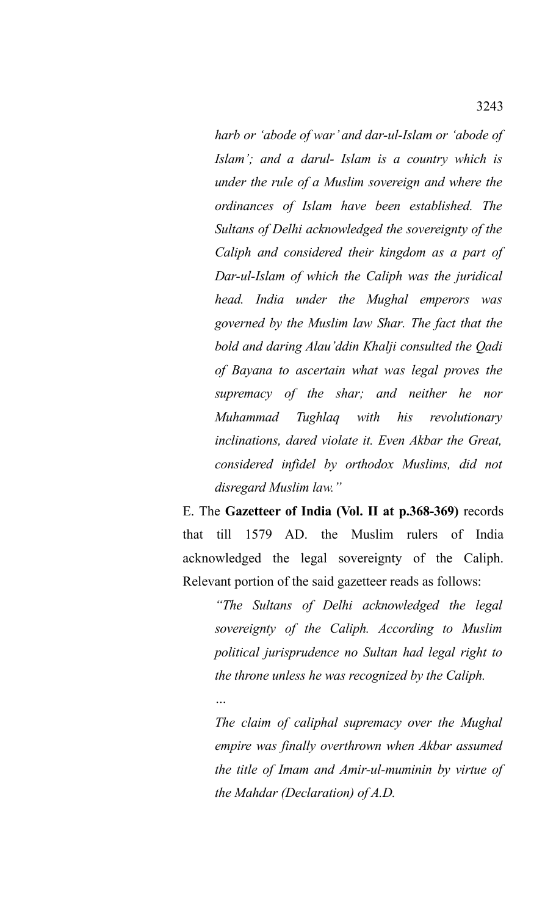*harb or 'abode of war' and dar-ul-Islam or 'abode of Islam'; and a darul- Islam is a country which is under the rule of a Muslim sovereign and where the ordinances of Islam have been established. The Sultans of Delhi acknowledged the sovereignty of the Caliph and considered their kingdom as a part of Dar-ul-Islam of which the Caliph was the juridical head. India under the Mughal emperors was governed by the Muslim law Shar. The fact that the bold and daring Alau'ddin Khalji consulted the Qadi of Bayana to ascertain what was legal proves the supremacy of the shar; and neither he nor Muhammad Tughlaq with his revolutionary inclinations, dared violate it. Even Akbar the Great, considered infidel by orthodox Muslims, did not disregard Muslim law."*

E. The **Gazetteer of India (Vol. II at p.368-369)** records that till 1579 AD. the Muslim rulers of India acknowledged the legal sovereignty of the Caliph. Relevant portion of the said gazetteer reads as follows:

> *"The Sultans of Delhi acknowledged the legal sovereignty of the Caliph. According to Muslim political jurisprudence no Sultan had legal right to the throne unless he was recognized by the Caliph.*
>
> *…*
>
> *The claim of caliphal supremacy over the Mughal empire was finally overthrown when Akbar assumed the title of Imam and Amir-ul-muminin by virtue of the Mahdar (Declaration) of A.D.*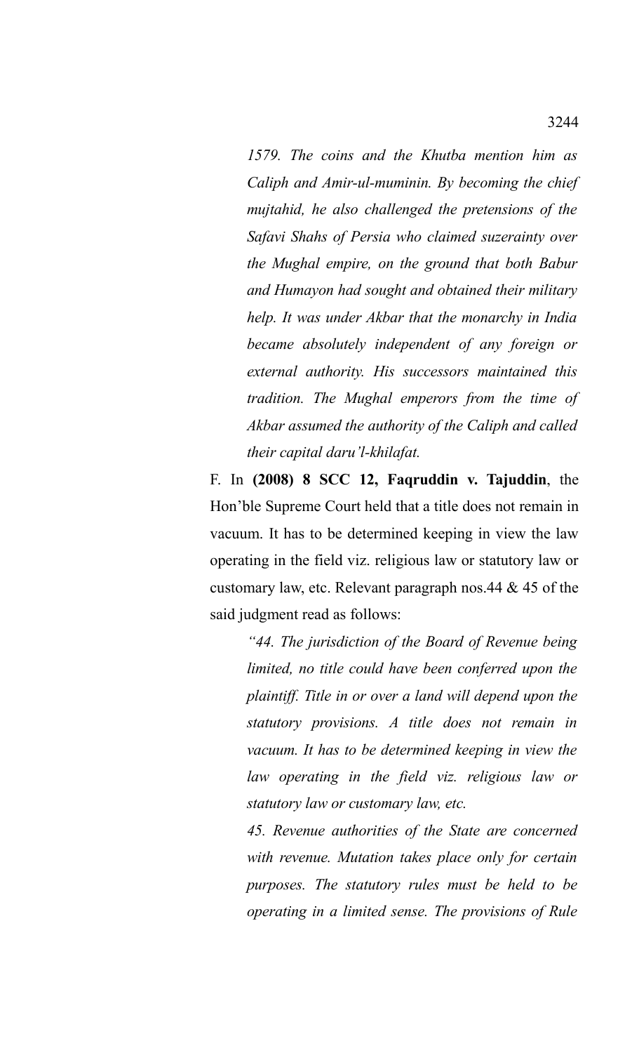*1579. The coins and the Khutba mention him as Caliph and Amir-ul-muminin. By becoming the chief mujtahid, he also challenged the pretensions of the Safavi Shahs of Persia who claimed suzerainty over the Mughal empire, on the ground that both Babur and Humayon had sought and obtained their military help. It was under Akbar that the monarchy in India became absolutely independent of any foreign or external authority. His successors maintained this tradition. The Mughal emperors from the time of Akbar assumed the authority of the Caliph and called their capital daru'l-khilafat.*

F. In **(2008) 8 SCC 12, Faqruddin v. Tajuddin**, the Hon'ble Supreme Court held that a title does not remain in vacuum. It has to be determined keeping in view the law operating in the field viz. religious law or statutory law or customary law, etc. Relevant paragraph nos.44 & 45 of the said judgment read as follows:

> *"44. The jurisdiction of the Board of Revenue being limited, no title could have been conferred upon the plaintiff. Title in or over a land will depend upon the statutory provisions. A title does not remain in vacuum. It has to be determined keeping in view the law operating in the field viz. religious law or statutory law or customary law, etc.*
>
> *45. Revenue authorities of the State are concerned with revenue. Mutation takes place only for certain purposes. The statutory rules must be held to be operating in a limited sense. The provisions of Rule*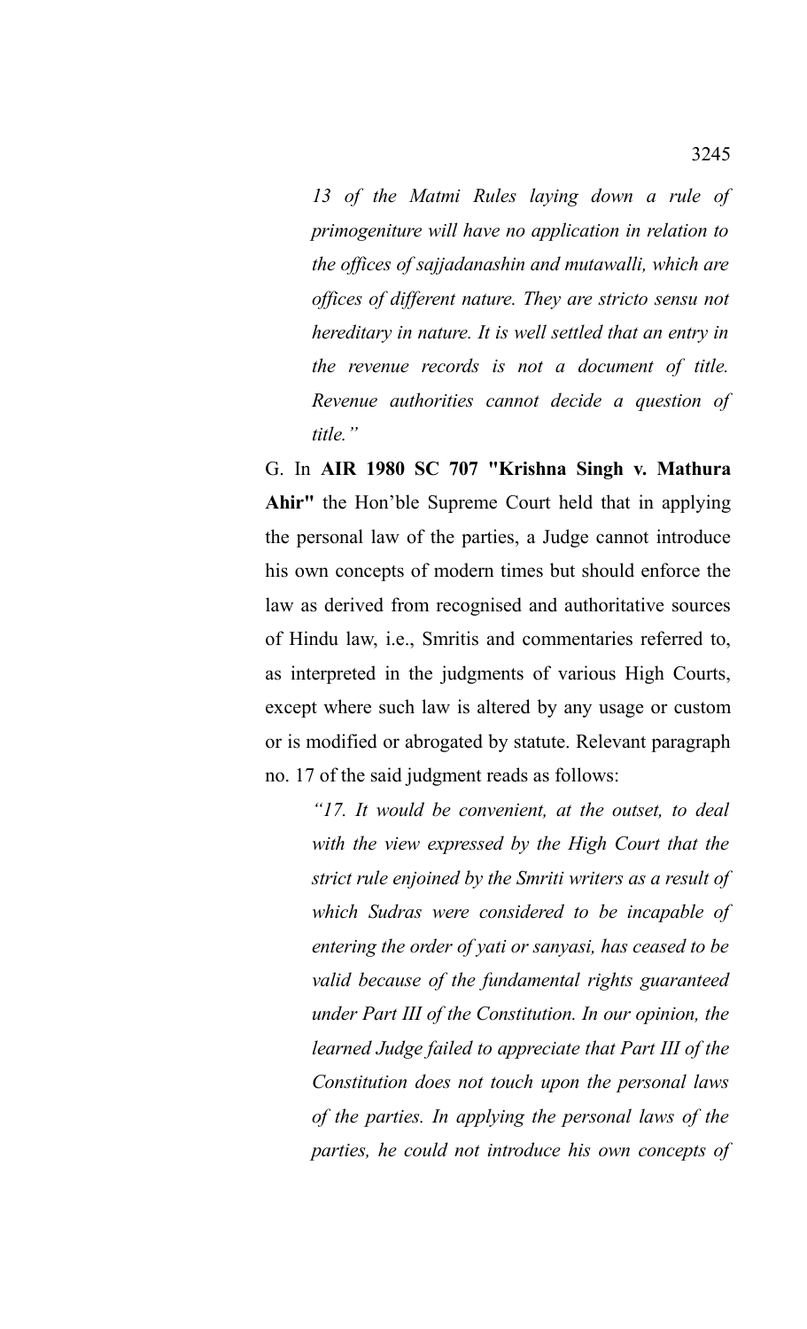*13 of the Matmi Rules laying down a rule of primogeniture will have no application in relation to the offices of sajjadanashin and mutawalli, which are offices of different nature. They are stricto sensu not hereditary in nature. It is well settled that an entry in the revenue records is not a document of title. Revenue authorities cannot decide a question of title."*

G. In **AIR 1980 SC 707 "Krishna Singh v. Mathura Ahir"** the Hon'ble Supreme Court held that in applying the personal law of the parties, a Judge cannot introduce his own concepts of modern times but should enforce the law as derived from recognised and authoritative sources of Hindu law, i.e., Smritis and commentaries referred to, as interpreted in the judgments of various High Courts, except where such law is altered by any usage or custom or is modified or abrogated by statute. Relevant paragraph no. 17 of the said judgment reads as follows:

> *"17. It would be convenient, at the outset, to deal with the view expressed by the High Court that the strict rule enjoined by the Smriti writers as a result of which Sudras were considered to be incapable of entering the order of yati or sanyasi, has ceased to be valid because of the fundamental rights guaranteed under Part III of the Constitution. In our opinion, the learned Judge failed to appreciate that Part III of the Constitution does not touch upon the personal laws of the parties. In applying the personal laws of the parties, he could not introduce his own concepts of*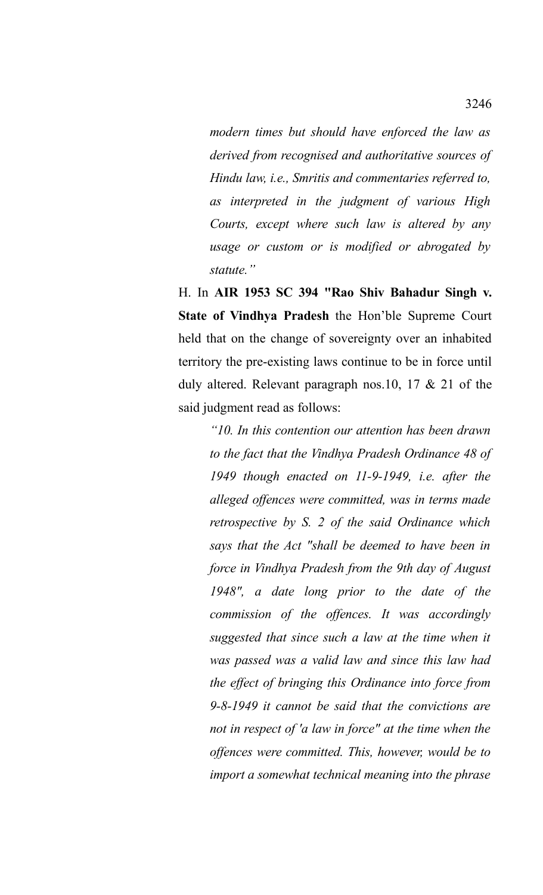*modern times but should have enforced the law as derived from recognised and authoritative sources of Hindu law, i.e., Smritis and commentaries referred to, as interpreted in the judgment of various High Courts, except where such law is altered by any usage or custom or is modified or abrogated by statute."*

H. In **AIR 1953 SC 394 "Rao Shiv Bahadur Singh v. State of Vindhya Pradesh** the Hon'ble Supreme Court held that on the change of sovereignty over an inhabited territory the pre-existing laws continue to be in force until duly altered. Relevant paragraph nos.10, 17 & 21 of the said judgment read as follows:

> *"10. In this contention our attention has been drawn to the fact that the Vindhya Pradesh Ordinance 48 of 1949 though enacted on 11-9-1949, i.e. after the alleged offences were committed, was in terms made retrospective by S. 2 of the said Ordinance which says that the Act "shall be deemed to have been in force in Vindhya Pradesh from the 9th day of August 1948", a date long prior to the date of the commission of the offences. It was accordingly suggested that since such a law at the time when it was passed was a valid law and since this law had the effect of bringing this Ordinance into force from 9-8-1949 it cannot be said that the convictions are not in respect of 'a law in force" at the time when the offences were committed. This, however, would be to import a somewhat technical meaning into the phrase*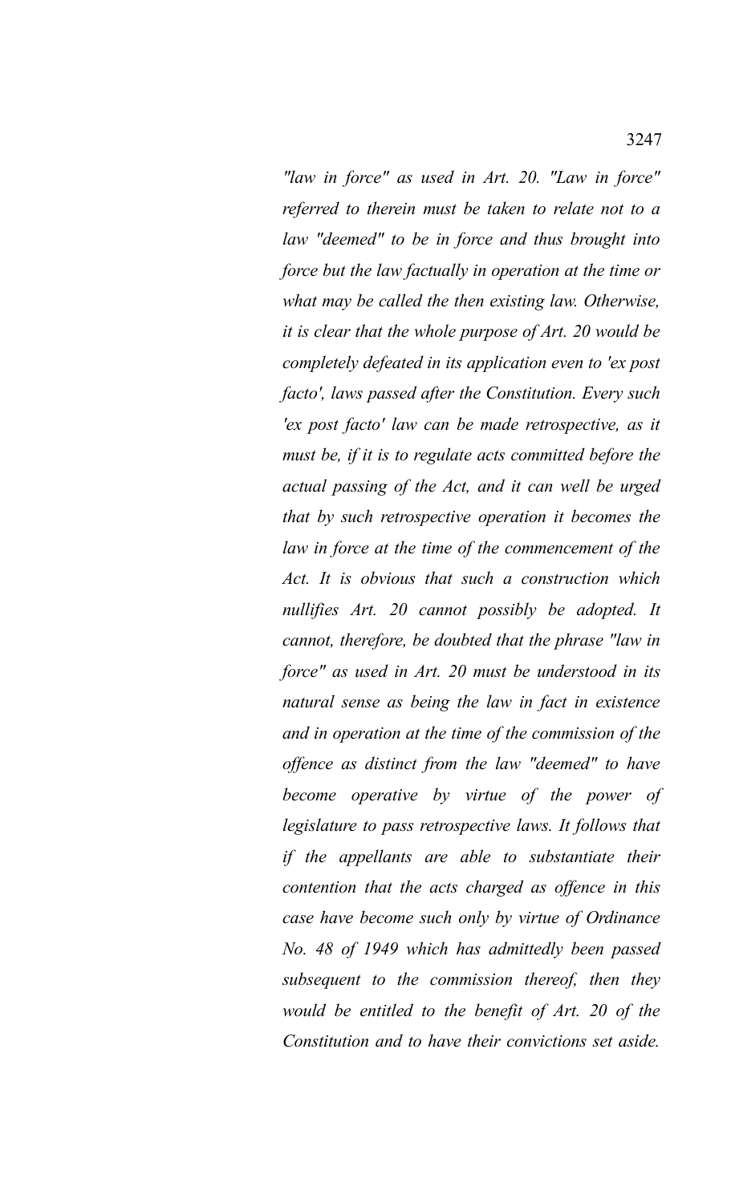*"law in force" as used in Art. 20. "Law in force" referred to therein must be taken to relate not to a law "deemed" to be in force and thus brought into force but the law factually in operation at the time or what may be called the then existing law. Otherwise, it is clear that the whole purpose of Art. 20 would be completely defeated in its application even to 'ex post facto', laws passed after the Constitution. Every such 'ex post facto' law can be made retrospective, as it must be, if it is to regulate acts committed before the actual passing of the Act, and it can well be urged that by such retrospective operation it becomes the law in force at the time of the commencement of the Act. It is obvious that such a construction which nullifies Art. 20 cannot possibly be adopted. It cannot, therefore, be doubted that the phrase "law in force" as used in Art. 20 must be understood in its natural sense as being the law in fact in existence and in operation at the time of the commission of the offence as distinct from the law "deemed" to have become operative by virtue of the power of legislature to pass retrospective laws. It follows that if the appellants are able to substantiate their contention that the acts charged as offence in this case have become such only by virtue of Ordinance No. 48 of 1949 which has admittedly been passed subsequent to the commission thereof, then they would be entitled to the benefit of Art. 20 of the Constitution and to have their convictions set aside.*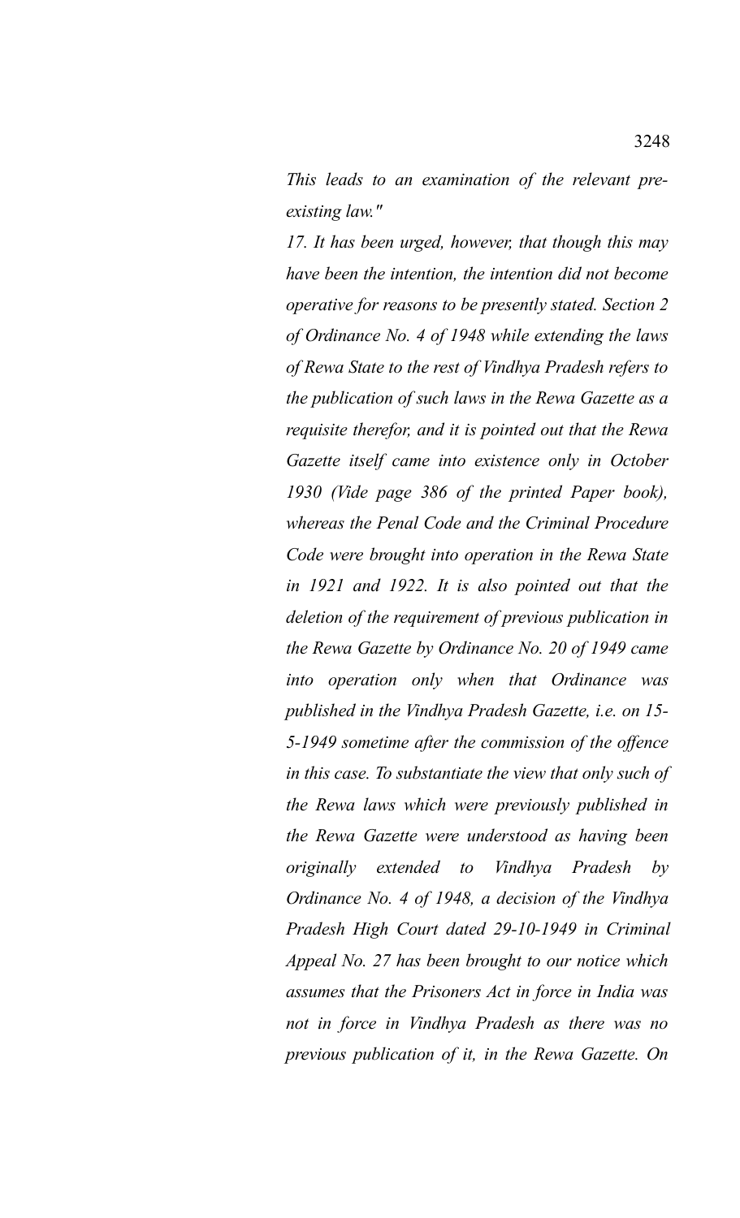*This leads to an examination of the relevant pre-existing law."*

*17. It has been urged, however, that though this may have been the intention, the intention did not become operative for reasons to be presently stated. Section 2 of Ordinance No. 4 of 1948 while extending the laws of Rewa State to the rest of Vindhya Pradesh refers to the publication of such laws in the Rewa Gazette as a requisite therefor, and it is pointed out that the Rewa Gazette itself came into existence only in October 1930 (Vide page 386 of the printed Paper book), whereas the Penal Code and the Criminal Procedure Code were brought into operation in the Rewa State in 1921 and 1922. It is also pointed out that the deletion of the requirement of previous publication in the Rewa Gazette by Ordinance No. 20 of 1949 came into operation only when that Ordinance was published in the Vindhya Pradesh Gazette, i.e. on 15-5-1949 sometime after the commission of the offence in this case. To substantiate the view that only such of the Rewa laws which were previously published in the Rewa Gazette were understood as having been originally extended to Vindhya Pradesh by Ordinance No. 4 of 1948, a decision of the Vindhya Pradesh High Court dated 29-10-1949 in Criminal Appeal No. 27 has been brought to our notice which assumes that the Prisoners Act in force in India was not in force in Vindhya Pradesh as there was no previous publication of it, in the Rewa Gazette. On*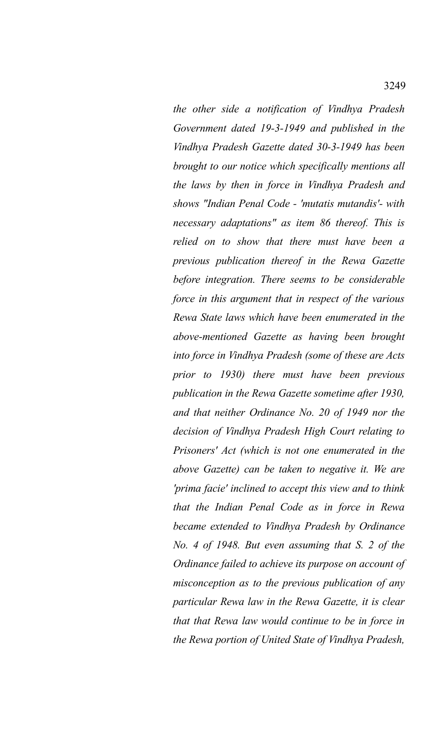*the other side a notification of Vindhya Pradesh Government dated 19-3-1949 and published in the Vindhya Pradesh Gazette dated 30-3-1949 has been brought to our notice which specifically mentions all the laws by then in force in Vindhya Pradesh and shows "Indian Penal Code - 'mutatis mutandis'- with necessary adaptations" as item 86 thereof. This is relied on to show that there must have been a previous publication thereof in the Rewa Gazette before integration. There seems to be considerable force in this argument that in respect of the various Rewa State laws which have been enumerated in the above-mentioned Gazette as having been brought into force in Vindhya Pradesh (some of these are Acts prior to 1930) there must have been previous publication in the Rewa Gazette sometime after 1930, and that neither Ordinance No. 20 of 1949 nor the decision of Vindhya Pradesh High Court relating to Prisoners' Act (which is not one enumerated in the above Gazette) can be taken to negative it. We are 'prima facie' inclined to accept this view and to think that the Indian Penal Code as in force in Rewa became extended to Vindhya Pradesh by Ordinance No. 4 of 1948. But even assuming that S. 2 of the Ordinance failed to achieve its purpose on account of misconception as to the previous publication of any particular Rewa law in the Rewa Gazette, it is clear that that Rewa law would continue to be in force in the Rewa portion of United State of Vindhya Pradesh,*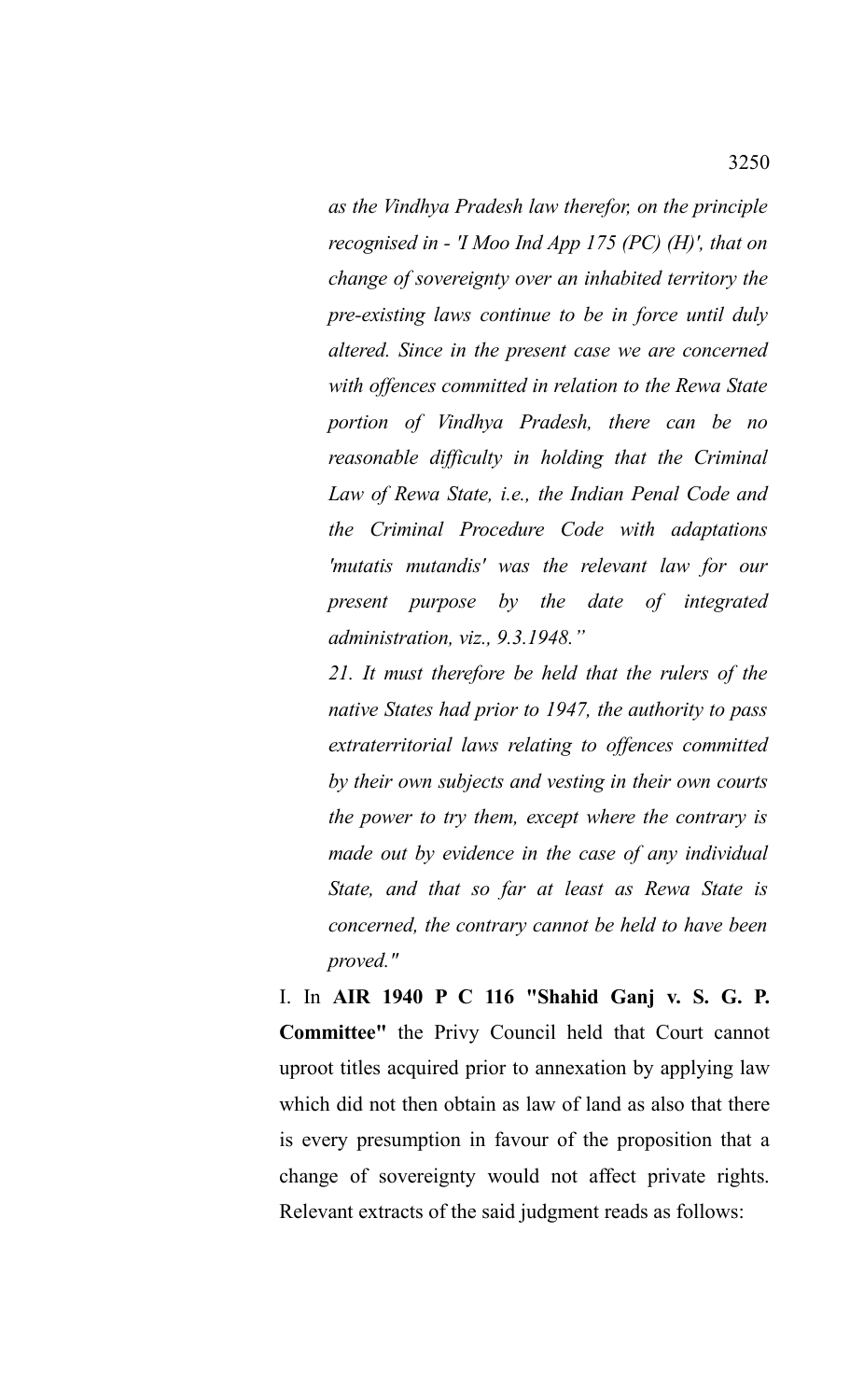*as the Vindhya Pradesh law therefor, on the principle recognised in - 'I Moo Ind App 175 (PC) (H)', that on change of sovereignty over an inhabited territory the pre-existing laws continue to be in force until duly altered. Since in the present case we are concerned with offences committed in relation to the Rewa State portion of Vindhya Pradesh, there can be no reasonable difficulty in holding that the Criminal Law of Rewa State, i.e., the Indian Penal Code and the Criminal Procedure Code with adaptations 'mutatis mutandis' was the relevant law for our present purpose by the date of integrated administration, viz., 9.3.1948."*

*21. It must therefore be held that the rulers of the native States had prior to 1947, the authority to pass extraterritorial laws relating to offences committed by their own subjects and vesting in their own courts the power to try them, except where the contrary is made out by evidence in the case of any individual State, and that so far at least as Rewa State is concerned, the contrary cannot be held to have been proved."*

I. In **AIR 1940 P C 116 "Shahid Ganj v. S. G. P. Committee"** the Privy Council held that Court cannot uproot titles acquired prior to annexation by applying law which did not then obtain as law of land as also that there is every presumption in favour of the proposition that a change of sovereignty would not affect private rights. Relevant extracts of the said judgment reads as follows: